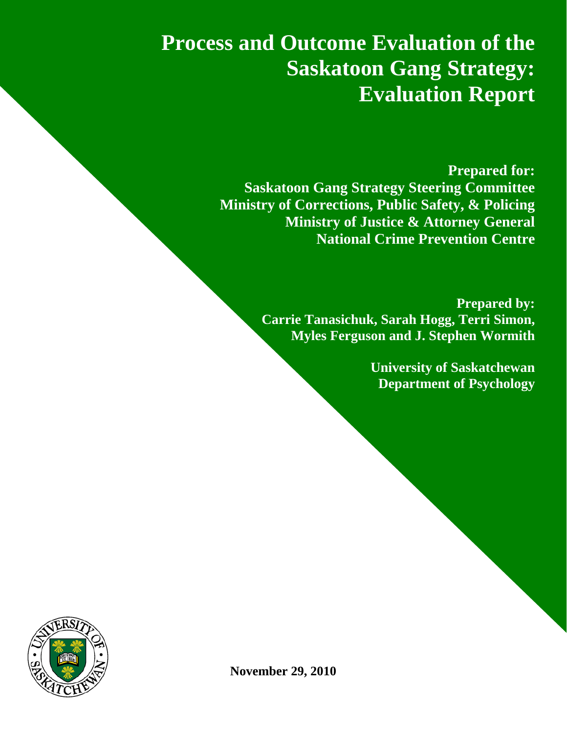# Process and Outcome Evaluation of the Saskatoon Gang Strategy: Evaluation Report

**Prepared for:**
**Saskatoon Gang Strategy Steering Committee**
**Ministry of Corrections, Public Safety, & Policing**
**Ministry of Justice & Attorney General**
**National Crime Prevention Centre**

**Prepared by:**
**Carrie Tanasichuk, Sarah Hogg, Terri Simon, Myles Ferguson and J. Stephen Wormith**

**University of Saskatchewan**
**Department of Psychology**

**November 29, 2010**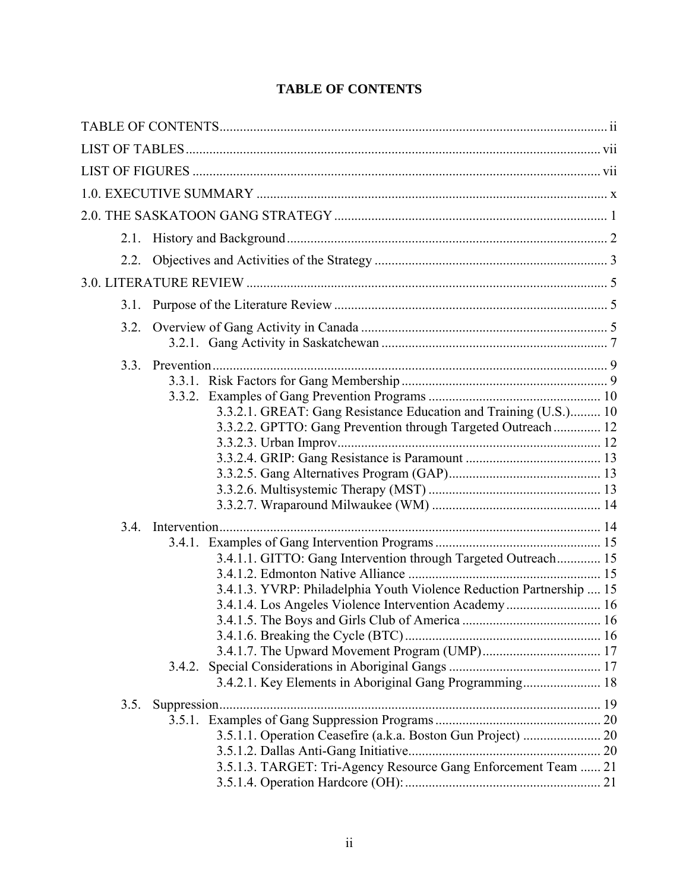# TABLE OF CONTENTS

TABLE OF CONTENTS .......... ii

LIST OF TABLES .......... vii

LIST OF FIGURES .......... vii

1.0. EXECUTIVE SUMMARY .......... x

2.0. THE SASKATOON GANG STRATEGY .......... 1

- 2.1. History and Background .......... 2
- 2.2. Objectives and Activities of the Strategy .......... 3

3.0. LITERATURE REVIEW .......... 5

- 3.1. Purpose of the Literature Review .......... 5
- 3.2. Overview of Gang Activity in Canada .......... 5
  - 3.2.1. Gang Activity in Saskatchewan .......... 7
- 3.3. Prevention .......... 9
  - 3.3.1. Risk Factors for Gang Membership .......... 9
  - 3.3.2. Examples of Gang Prevention Programs .......... 10
    - 3.3.2.1. GREAT: Gang Resistance Education and Training (U.S.) .......... 10
    - 3.3.2.2. GPTTO: Gang Prevention through Targeted Outreach .......... 12
    - 3.3.2.3. Urban Improv .......... 12
    - 3.3.2.4. GRIP: Gang Resistance is Paramount .......... 13
    - 3.3.2.5. Gang Alternatives Program (GAP) .......... 13
    - 3.3.2.6. Multisystemic Therapy (MST) .......... 13
    - 3.3.2.7. Wraparound Milwaukee (WM) .......... 14
- 3.4. Intervention .......... 14
  - 3.4.1. Examples of Gang Intervention Programs .......... 15
    - 3.4.1.1. GITTO: Gang Intervention through Targeted Outreach .......... 15
    - 3.4.1.2. Edmonton Native Alliance .......... 15
    - 3.4.1.3. YVRP: Philadelphia Youth Violence Reduction Partnership .......... 15
    - 3.4.1.4. Los Angeles Violence Intervention Academy .......... 16
    - 3.4.1.5. The Boys and Girls Club of America .......... 16
    - 3.4.1.6. Breaking the Cycle (BTC) .......... 16
    - 3.4.1.7. The Upward Movement Program (UMP) .......... 17
  - 3.4.2. Special Considerations in Aboriginal Gangs .......... 17
    - 3.4.2.1. Key Elements in Aboriginal Gang Programming .......... 18
- 3.5. Suppression .......... 19
  - 3.5.1. Examples of Gang Suppression Programs .......... 20
    - 3.5.1.1. Operation Ceasefire (a.k.a. Boston Gun Project) .......... 20
    - 3.5.1.2. Dallas Anti-Gang Initiative .......... 20
    - 3.5.1.3. TARGET: Tri-Agency Resource Gang Enforcement Team .......... 21
    - 3.5.1.4. Operation Hardcore (OH): .......... 21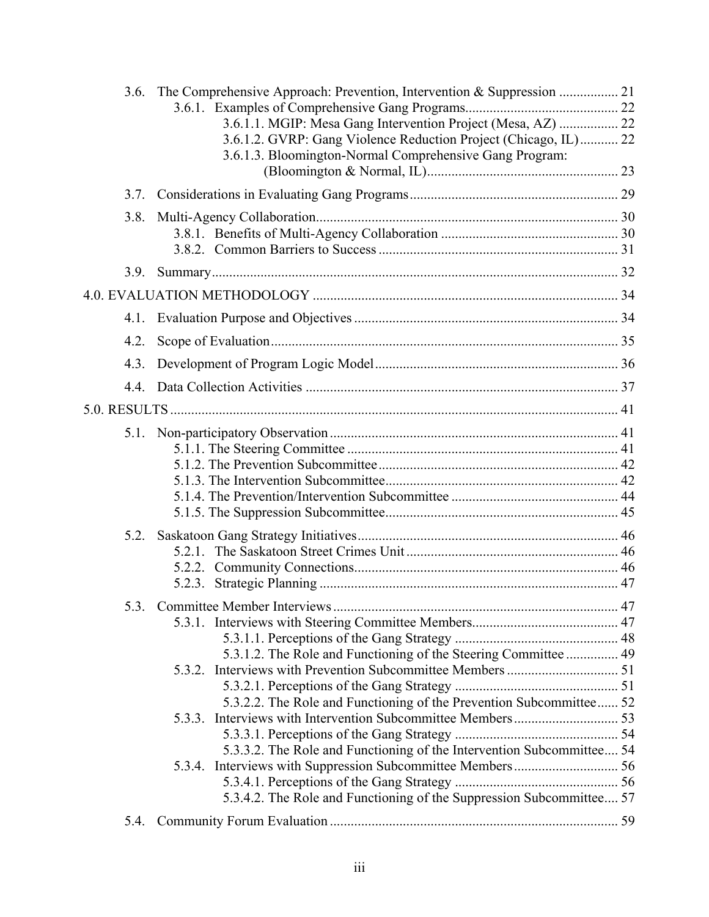- 3.6. The Comprehensive Approach: Prevention, Intervention & Suppression ................. 21
  - 3.6.1. Examples of Comprehensive Gang Programs............................................ 22
    - 3.6.1.1. MGIP: Mesa Gang Intervention Project (Mesa, AZ) ................. 22
    - 3.6.1.2. GVRP: Gang Violence Reduction Project (Chicago, IL)........... 22
    - 3.6.1.3. Bloomington-Normal Comprehensive Gang Program: (Bloomington & Normal, IL)....................................................... 23
- 3.7. Considerations in Evaluating Gang Programs........................................................... 29
- 3.8. Multi-Agency Collaboration...................................................................................... 30
  - 3.8.1. Benefits of Multi-Agency Collaboration ................................................... 30
  - 3.8.2. Common Barriers to Success .................................................................... 31
- 3.9. Summary.................................................................................................................... 32

4.0. EVALUATION METHODOLOGY ....................................................................................... 34

- 4.1. Evaluation Purpose and Objectives ........................................................................... 34
- 4.2. Scope of Evaluation................................................................................................... 35
- 4.3. Development of Program Logic Model..................................................................... 36
- 4.4. Data Collection Activities ......................................................................................... 37

5.0. RESULTS ................................................................................................................................ 41

- 5.1. Non-participatory Observation .................................................................................. 41
  - 5.1.1. The Steering Committee ............................................................................. 41
  - 5.1.2. The Prevention Subcommittee .................................................................... 42
  - 5.1.3. The Intervention Subcommittee.................................................................. 42
  - 5.1.4. The Prevention/Intervention Subcommittee ................................................ 44
  - 5.1.5. The Suppression Subcommittee.................................................................. 45
- 5.2. Saskatoon Gang Strategy Initiatives.......................................................................... 46
  - 5.2.1. The Saskatoon Street Crimes Unit ............................................................ 46
  - 5.2.2. Community Connections............................................................................ 46
  - 5.2.3. Strategic Planning ..................................................................................... 47
- 5.3. Committee Member Interviews ................................................................................. 47
  - 5.3.1. Interviews with Steering Committee Members.......................................... 47
    - 5.3.1.1. Perceptions of the Gang Strategy ............................................... 48
    - 5.3.1.2. The Role and Functioning of the Steering Committee ............... 49
  - 5.3.2. Interviews with Prevention Subcommittee Members ................................ 51
    - 5.3.2.1. Perceptions of the Gang Strategy ............................................... 51
    - 5.3.2.2. The Role and Functioning of the Prevention Subcommittee...... 52
  - 5.3.3. Interviews with Intervention Subcommittee Members.............................. 53
    - 5.3.3.1. Perceptions of the Gang Strategy ............................................... 54
    - 5.3.3.2. The Role and Functioning of the Intervention Subcommittee.... 54
  - 5.3.4. Interviews with Suppression Subcommittee Members.............................. 56
    - 5.3.4.1. Perceptions of the Gang Strategy ............................................... 56
    - 5.3.4.2. The Role and Functioning of the Suppression Subcommittee.... 57
- 5.4. Community Forum Evaluation .................................................................................. 59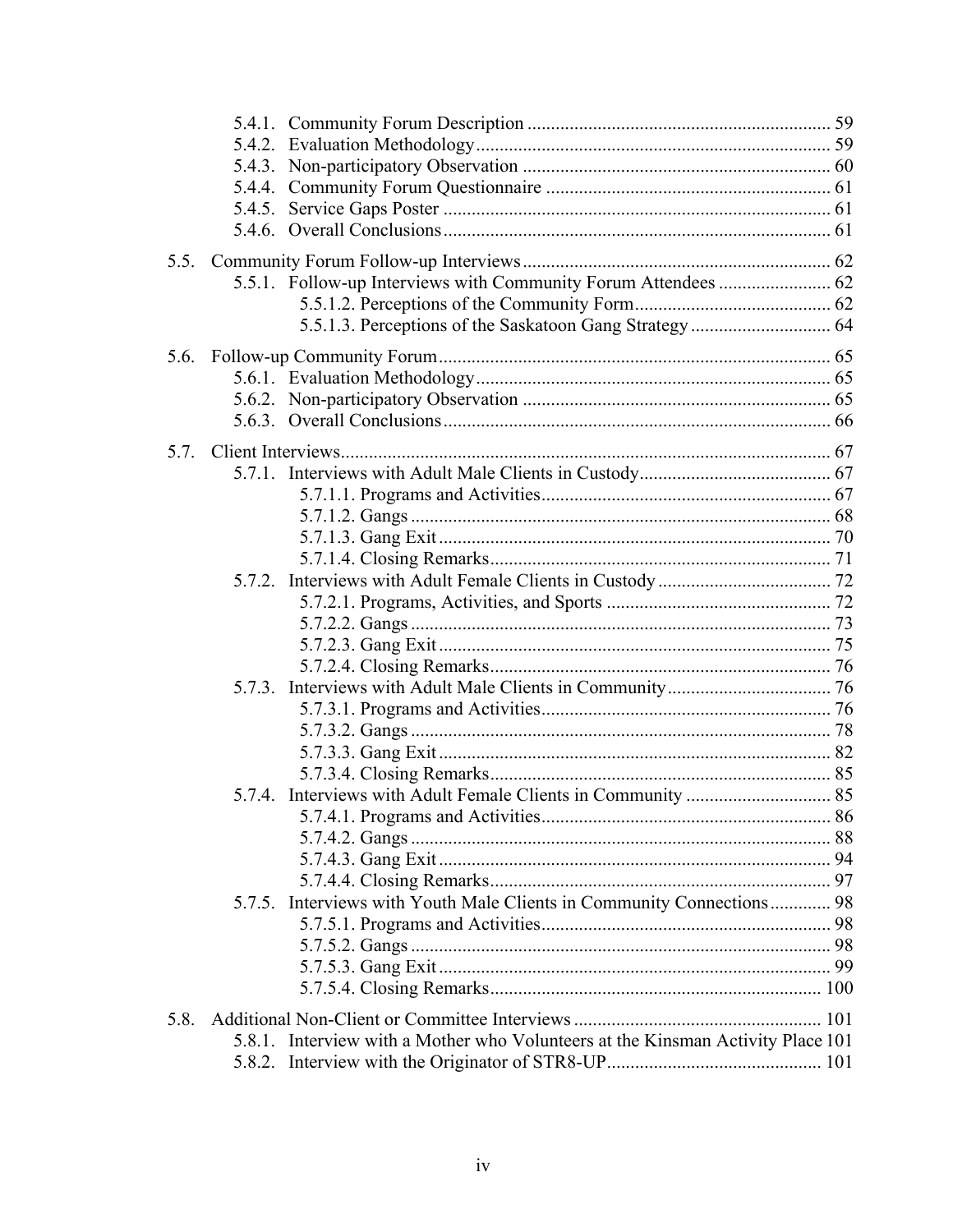- 5.4.1. Community Forum Description ........ 59
- 5.4.2. Evaluation Methodology ........ 59
- 5.4.3. Non-participatory Observation ........ 60
- 5.4.4. Community Forum Questionnaire ........ 61
- 5.4.5. Service Gaps Poster ........ 61
- 5.4.6. Overall Conclusions ........ 61

5.5. Community Forum Follow-up Interviews ........ 62
- 5.5.1. Follow-up Interviews with Community Forum Attendees ........ 62
  - 5.5.1.2. Perceptions of the Community Form ........ 62
  - 5.5.1.3. Perceptions of the Saskatoon Gang Strategy ........ 64

5.6. Follow-up Community Forum ........ 65
- 5.6.1. Evaluation Methodology ........ 65
- 5.6.2. Non-participatory Observation ........ 65
- 5.6.3. Overall Conclusions ........ 66

5.7. Client Interviews ........ 67
- 5.7.1. Interviews with Adult Male Clients in Custody ........ 67
  - 5.7.1.1. Programs and Activities ........ 67
  - 5.7.1.2. Gangs ........ 68
  - 5.7.1.3. Gang Exit ........ 70
  - 5.7.1.4. Closing Remarks ........ 71
- 5.7.2. Interviews with Adult Female Clients in Custody ........ 72
  - 5.7.2.1. Programs, Activities, and Sports ........ 72
  - 5.7.2.2. Gangs ........ 73
  - 5.7.2.3. Gang Exit ........ 75
  - 5.7.2.4. Closing Remarks ........ 76
- 5.7.3. Interviews with Adult Male Clients in Community ........ 76
  - 5.7.3.1. Programs and Activities ........ 76
  - 5.7.3.2. Gangs ........ 78
  - 5.7.3.3. Gang Exit ........ 82
  - 5.7.3.4. Closing Remarks ........ 85
- 5.7.4. Interviews with Adult Female Clients in Community ........ 85
  - 5.7.4.1. Programs and Activities ........ 86
  - 5.7.4.2. Gangs ........ 88
  - 5.7.4.3. Gang Exit ........ 94
  - 5.7.4.4. Closing Remarks ........ 97
- 5.7.5. Interviews with Youth Male Clients in Community Connections ........ 98
  - 5.7.5.1. Programs and Activities ........ 98
  - 5.7.5.2. Gangs ........ 98
  - 5.7.5.3. Gang Exit ........ 99
  - 5.7.5.4. Closing Remarks ........ 100

5.8. Additional Non-Client or Committee Interviews ........ 101
- 5.8.1. Interview with a Mother who Volunteers at the Kinsman Activity Place 101
- 5.8.2. Interview with the Originator of STR8-UP ........ 101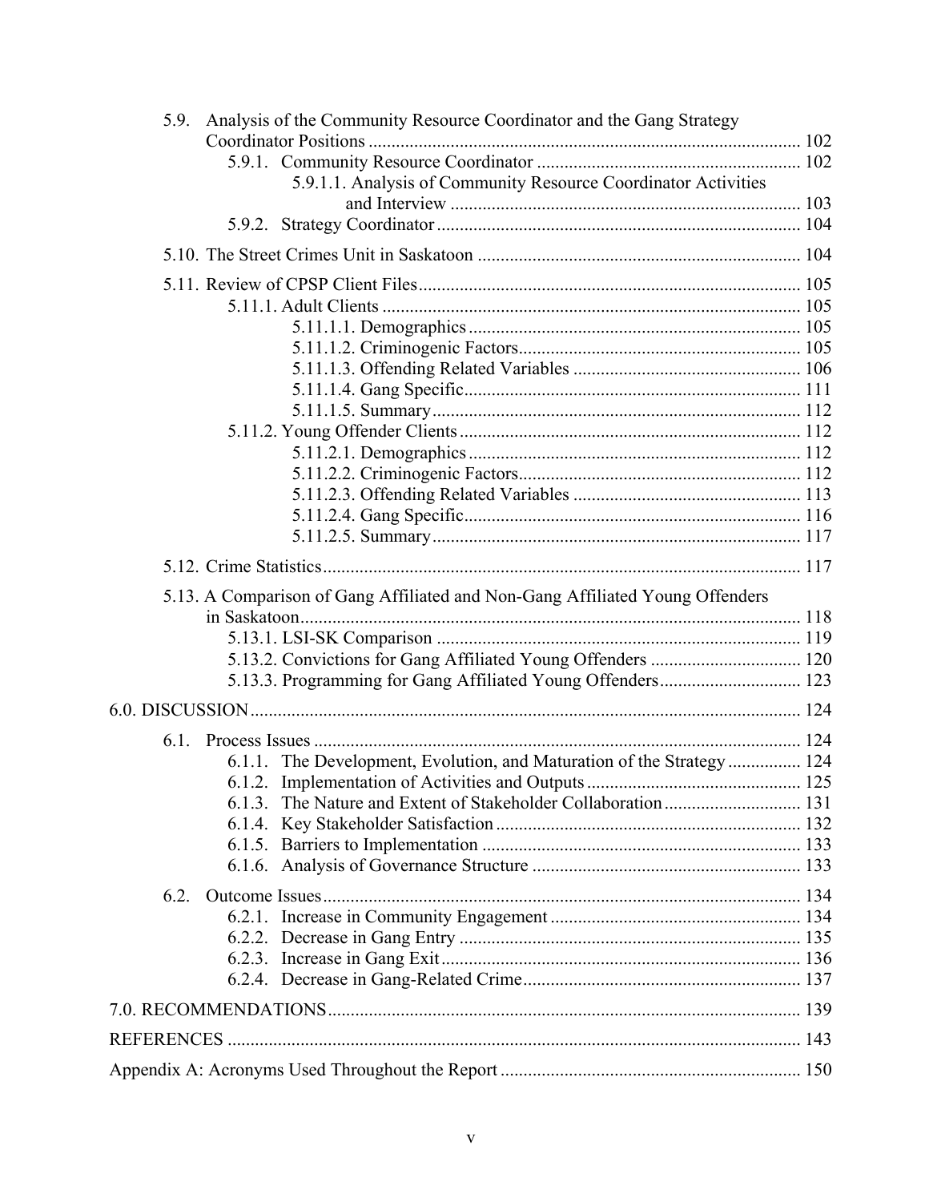5.9. Analysis of the Community Resource Coordinator and the Gang Strategy Coordinator Positions ........ 102
- 5.9.1. Community Resource Coordinator ........ 102
  - 5.9.1.1. Analysis of Community Resource Coordinator Activities and Interview ........ 103
- 5.9.2. Strategy Coordinator ........ 104

5.10. The Street Crimes Unit in Saskatoon ........ 104

5.11. Review of CPSP Client Files ........ 105
- 5.11.1. Adult Clients ........ 105
  - 5.11.1.1. Demographics ........ 105
  - 5.11.1.2. Criminogenic Factors ........ 105
  - 5.11.1.3. Offending Related Variables ........ 106
  - 5.11.1.4. Gang Specific ........ 111
  - 5.11.1.5. Summary ........ 112
- 5.11.2. Young Offender Clients ........ 112
  - 5.11.2.1. Demographics ........ 112
  - 5.11.2.2. Criminogenic Factors ........ 112
  - 5.11.2.3. Offending Related Variables ........ 113
  - 5.11.2.4. Gang Specific ........ 116
  - 5.11.2.5. Summary ........ 117

5.12. Crime Statistics ........ 117

5.13. A Comparison of Gang Affiliated and Non-Gang Affiliated Young Offenders in Saskatoon ........ 118
- 5.13.1. LSI-SK Comparison ........ 119
- 5.13.2. Convictions for Gang Affiliated Young Offenders ........ 120
- 5.13.3. Programming for Gang Affiliated Young Offenders ........ 123

6.0. DISCUSSION ........ 124

6.1. Process Issues ........ 124
- 6.1.1. The Development, Evolution, and Maturation of the Strategy ........ 124
- 6.1.2. Implementation of Activities and Outputs ........ 125
- 6.1.3. The Nature and Extent of Stakeholder Collaboration ........ 131
- 6.1.4. Key Stakeholder Satisfaction ........ 132
- 6.1.5. Barriers to Implementation ........ 133
- 6.1.6. Analysis of Governance Structure ........ 133

6.2. Outcome Issues ........ 134
- 6.2.1. Increase in Community Engagement ........ 134
- 6.2.2. Decrease in Gang Entry ........ 135
- 6.2.3. Increase in Gang Exit ........ 136
- 6.2.4. Decrease in Gang-Related Crime ........ 137

7.0. RECOMMENDATIONS ........ 139

REFERENCES ........ 143

Appendix A: Acronyms Used Throughout the Report ........ 150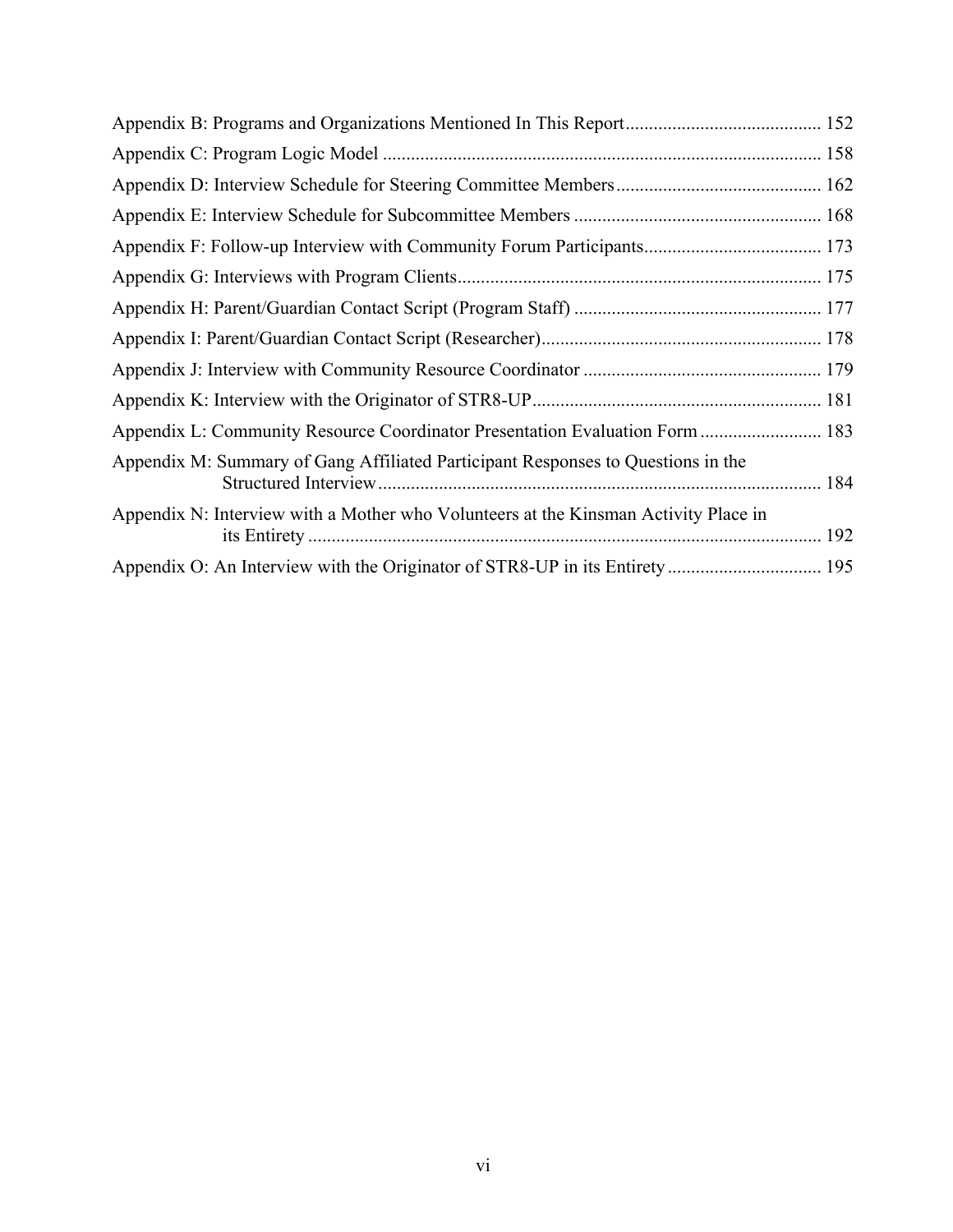Appendix B: Programs and Organizations Mentioned In This Report ........................................ 152

Appendix C: Program Logic Model ............................................................................................ 158

Appendix D: Interview Schedule for Steering Committee Members .......................................... 162

Appendix E: Interview Schedule for Subcommittee Members .................................................... 168

Appendix F: Follow-up Interview with Community Forum Participants..................................... 173

Appendix G: Interviews with Program Clients............................................................................ 175

Appendix H: Parent/Guardian Contact Script (Program Staff) .................................................... 177

Appendix I: Parent/Guardian Contact Script (Researcher)........................................................... 178

Appendix J: Interview with Community Resource Coordinator .................................................. 179

Appendix K: Interview with the Originator of STR8-UP............................................................. 181

Appendix L: Community Resource Coordinator Presentation Evaluation Form .......................... 183

Appendix M: Summary of Gang Affiliated Participant Responses to Questions in the Structured Interview............................................................................................... 184

Appendix N: Interview with a Mother who Volunteers at the Kinsman Activity Place in its Entirety .............................................................................................................. 192

Appendix O: An Interview with the Originator of STR8-UP in its Entirety ................................ 195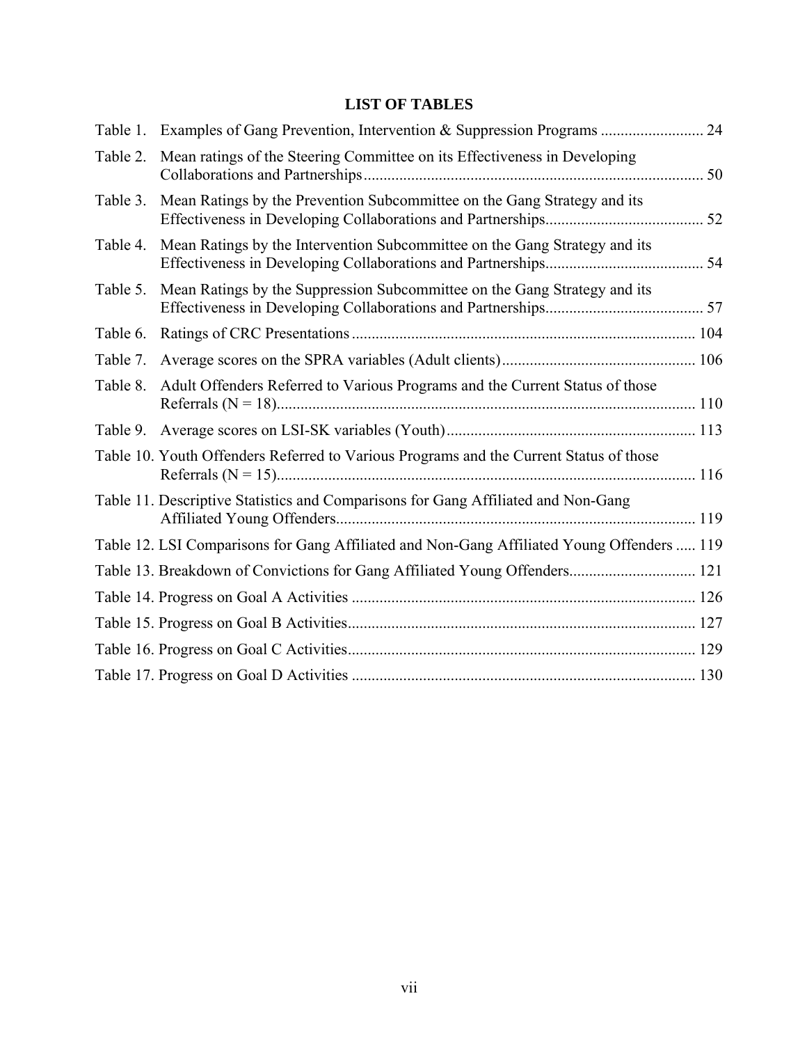## LIST OF TABLES

Table 1. Examples of Gang Prevention, Intervention & Suppression Programs .......................... 24

Table 2. Mean ratings of the Steering Committee on its Effectiveness in Developing Collaborations and Partnerships...................................................................................... 50

Table 3. Mean Ratings by the Prevention Subcommittee on the Gang Strategy and its Effectiveness in Developing Collaborations and Partnerships........................................ 52

Table 4. Mean Ratings by the Intervention Subcommittee on the Gang Strategy and its Effectiveness in Developing Collaborations and Partnerships........................................ 54

Table 5. Mean Ratings by the Suppression Subcommittee on the Gang Strategy and its Effectiveness in Developing Collaborations and Partnerships........................................ 57

Table 6. Ratings of CRC Presentations ...................................................................................... 104

Table 7. Average scores on the SPRA variables (Adult clients)................................................. 106

Table 8. Adult Offenders Referred to Various Programs and the Current Status of those Referrals (N = 18)......................................................................................................... 110

Table 9. Average scores on LSI-SK variables (Youth).............................................................. 113

Table 10. Youth Offenders Referred to Various Programs and the Current Status of those Referrals (N = 15)......................................................................................................... 116

Table 11. Descriptive Statistics and Comparisons for Gang Affiliated and Non-Gang Affiliated Young Offenders.......................................................................................... 119

Table 12. LSI Comparisons for Gang Affiliated and Non-Gang Affiliated Young Offenders ..... 119

Table 13. Breakdown of Convictions for Gang Affiliated Young Offenders................................ 121

Table 14. Progress on Goal A Activities ...................................................................................... 126

Table 15. Progress on Goal B Activities....................................................................................... 127

Table 16. Progress on Goal C Activities....................................................................................... 129

Table 17. Progress on Goal D Activities ...................................................................................... 130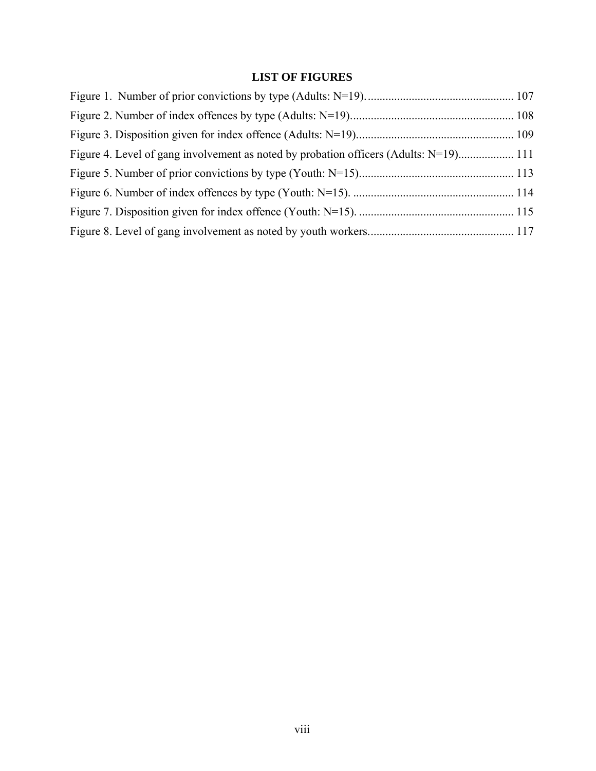## LIST OF FIGURES

Figure 1. Number of prior convictions by type (Adults: N=19). .................................................. 107

Figure 2. Number of index offences by type (Adults: N=19)........................................................ 108

Figure 3. Disposition given for index offence (Adults: N=19)...................................................... 109

Figure 4. Level of gang involvement as noted by probation officers (Adults: N=19)................... 111

Figure 5. Number of prior convictions by type (Youth: N=15)..................................................... 113

Figure 6. Number of index offences by type (Youth: N=15). ....................................................... 114

Figure 7. Disposition given for index offence (Youth: N=15). ..................................................... 115

Figure 8. Level of gang involvement as noted by youth workers.................................................. 117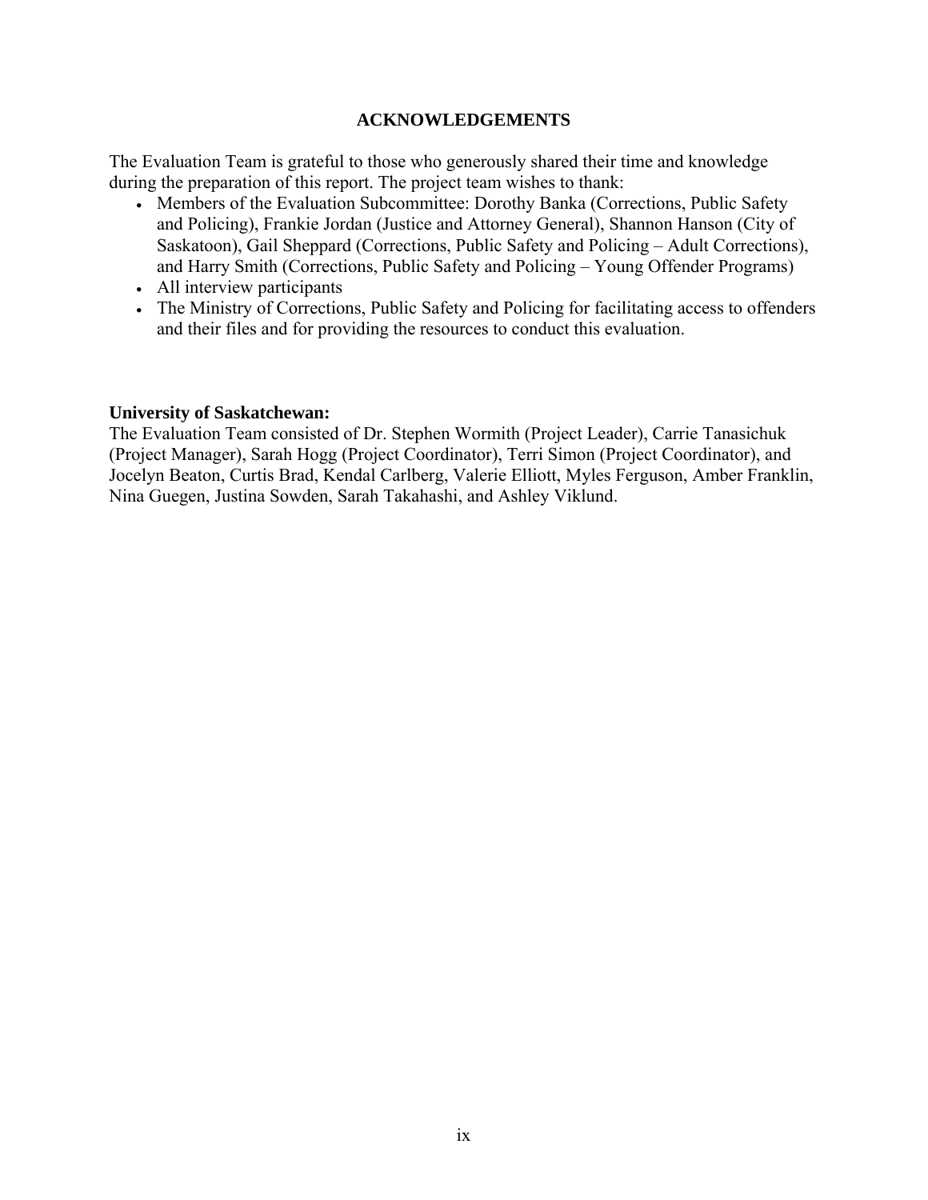# ACKNOWLEDGEMENTS

The Evaluation Team is grateful to those who generously shared their time and knowledge during the preparation of this report. The project team wishes to thank:

- Members of the Evaluation Subcommittee: Dorothy Banka (Corrections, Public Safety and Policing), Frankie Jordan (Justice and Attorney General), Shannon Hanson (City of Saskatoon), Gail Sheppard (Corrections, Public Safety and Policing – Adult Corrections), and Harry Smith (Corrections, Public Safety and Policing – Young Offender Programs)
- All interview participants
- The Ministry of Corrections, Public Safety and Policing for facilitating access to offenders and their files and for providing the resources to conduct this evaluation.

**University of Saskatchewan:**

The Evaluation Team consisted of Dr. Stephen Wormith (Project Leader), Carrie Tanasichuk (Project Manager), Sarah Hogg (Project Coordinator), Terri Simon (Project Coordinator), and Jocelyn Beaton, Curtis Brad, Kendal Carlberg, Valerie Elliott, Myles Ferguson, Amber Franklin, Nina Guegen, Justina Sowden, Sarah Takahashi, and Ashley Viklund.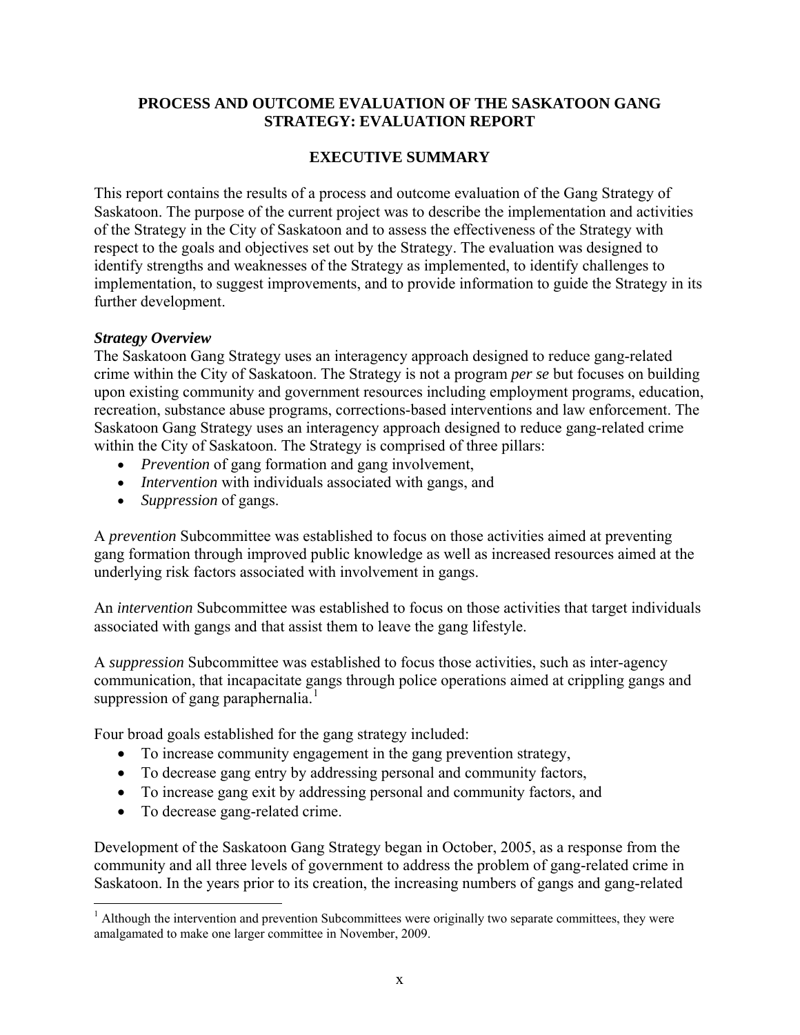# PROCESS AND OUTCOME EVALUATION OF THE SASKATOON GANG STRATEGY: EVALUATION REPORT

## EXECUTIVE SUMMARY

This report contains the results of a process and outcome evaluation of the Gang Strategy of Saskatoon. The purpose of the current project was to describe the implementation and activities of the Strategy in the City of Saskatoon and to assess the effectiveness of the Strategy with respect to the goals and objectives set out by the Strategy. The evaluation was designed to identify strengths and weaknesses of the Strategy as implemented, to identify challenges to implementation, to suggest improvements, and to provide information to guide the Strategy in its further development.

### *Strategy Overview*

The Saskatoon Gang Strategy uses an interagency approach designed to reduce gang-related crime within the City of Saskatoon. The Strategy is not a program *per se* but focuses on building upon existing community and government resources including employment programs, education, recreation, substance abuse programs, corrections-based interventions and law enforcement. The Saskatoon Gang Strategy uses an interagency approach designed to reduce gang-related crime within the City of Saskatoon. The Strategy is comprised of three pillars:

- *Prevention* of gang formation and gang involvement,
- *Intervention* with individuals associated with gangs, and
- *Suppression* of gangs.

A *prevention* Subcommittee was established to focus on those activities aimed at preventing gang formation through improved public knowledge as well as increased resources aimed at the underlying risk factors associated with involvement in gangs.

An *intervention* Subcommittee was established to focus on those activities that target individuals associated with gangs and that assist them to leave the gang lifestyle.

A *suppression* Subcommittee was established to focus those activities, such as inter-agency communication, that incapacitate gangs through police operations aimed at crippling gangs and suppression of gang paraphernalia.[1]

Four broad goals established for the gang strategy included:

- To increase community engagement in the gang prevention strategy,
- To decrease gang entry by addressing personal and community factors,
- To increase gang exit by addressing personal and community factors, and
- To decrease gang-related crime.

Development of the Saskatoon Gang Strategy began in October, 2005, as a response from the community and all three levels of government to address the problem of gang-related crime in Saskatoon. In the years prior to its creation, the increasing numbers of gangs and gang-related

[1] Although the intervention and prevention Subcommittees were originally two separate committees, they were amalgamated to make one larger committee in November, 2009.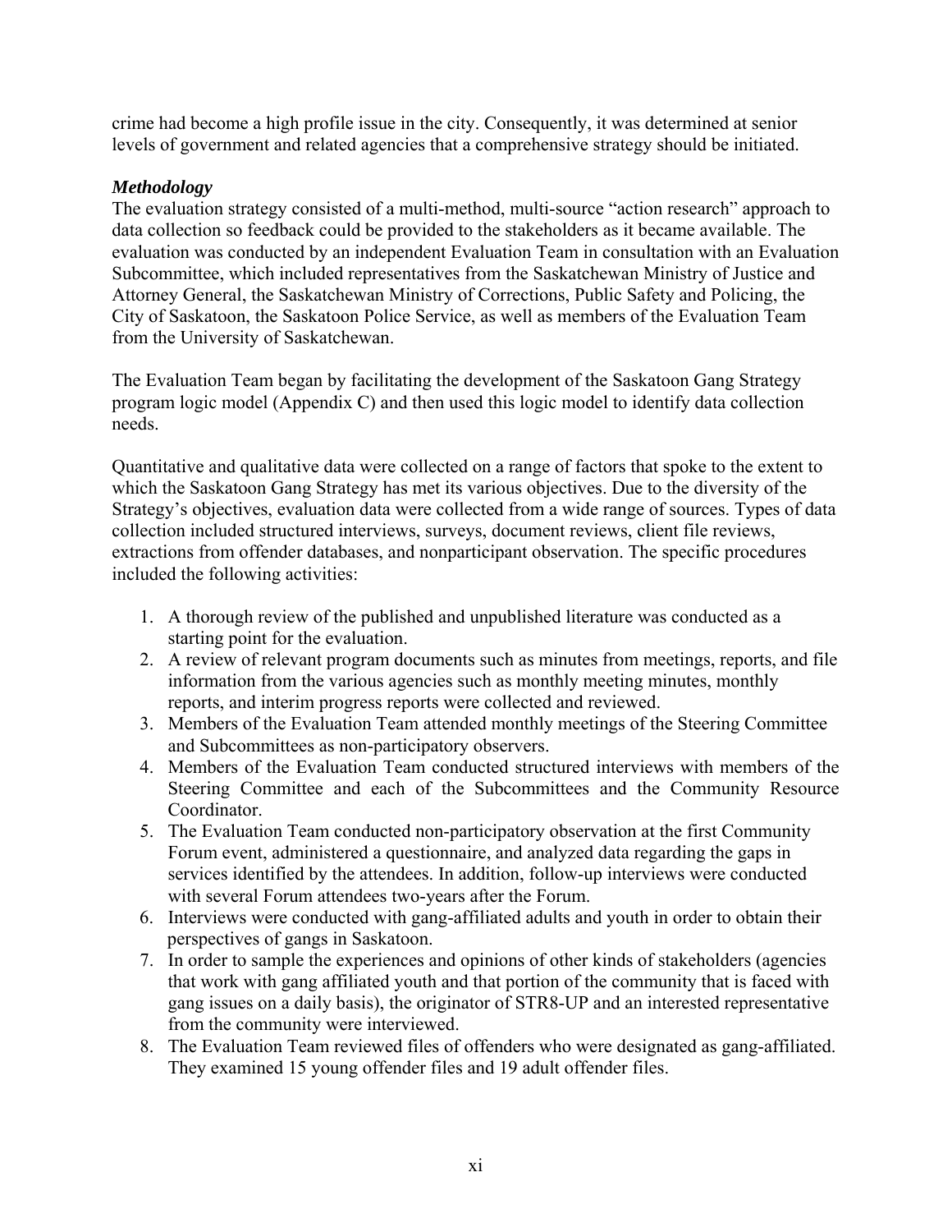crime had become a high profile issue in the city. Consequently, it was determined at senior levels of government and related agencies that a comprehensive strategy should be initiated.

***Methodology***

The evaluation strategy consisted of a multi-method, multi-source "action research" approach to data collection so feedback could be provided to the stakeholders as it became available. The evaluation was conducted by an independent Evaluation Team in consultation with an Evaluation Subcommittee, which included representatives from the Saskatchewan Ministry of Justice and Attorney General, the Saskatchewan Ministry of Corrections, Public Safety and Policing, the City of Saskatoon, the Saskatoon Police Service, as well as members of the Evaluation Team from the University of Saskatchewan.

The Evaluation Team began by facilitating the development of the Saskatoon Gang Strategy program logic model (Appendix C) and then used this logic model to identify data collection needs.

Quantitative and qualitative data were collected on a range of factors that spoke to the extent to which the Saskatoon Gang Strategy has met its various objectives. Due to the diversity of the Strategy's objectives, evaluation data were collected from a wide range of sources. Types of data collection included structured interviews, surveys, document reviews, client file reviews, extractions from offender databases, and nonparticipant observation. The specific procedures included the following activities:

1. A thorough review of the published and unpublished literature was conducted as a starting point for the evaluation.
2. A review of relevant program documents such as minutes from meetings, reports, and file information from the various agencies such as monthly meeting minutes, monthly reports, and interim progress reports were collected and reviewed.
3. Members of the Evaluation Team attended monthly meetings of the Steering Committee and Subcommittees as non-participatory observers.
4. Members of the Evaluation Team conducted structured interviews with members of the Steering Committee and each of the Subcommittees and the Community Resource Coordinator.
5. The Evaluation Team conducted non-participatory observation at the first Community Forum event, administered a questionnaire, and analyzed data regarding the gaps in services identified by the attendees. In addition, follow-up interviews were conducted with several Forum attendees two-years after the Forum.
6. Interviews were conducted with gang-affiliated adults and youth in order to obtain their perspectives of gangs in Saskatoon.
7. In order to sample the experiences and opinions of other kinds of stakeholders (agencies that work with gang affiliated youth and that portion of the community that is faced with gang issues on a daily basis), the originator of STR8-UP and an interested representative from the community were interviewed.
8. The Evaluation Team reviewed files of offenders who were designated as gang-affiliated. They examined 15 young offender files and 19 adult offender files.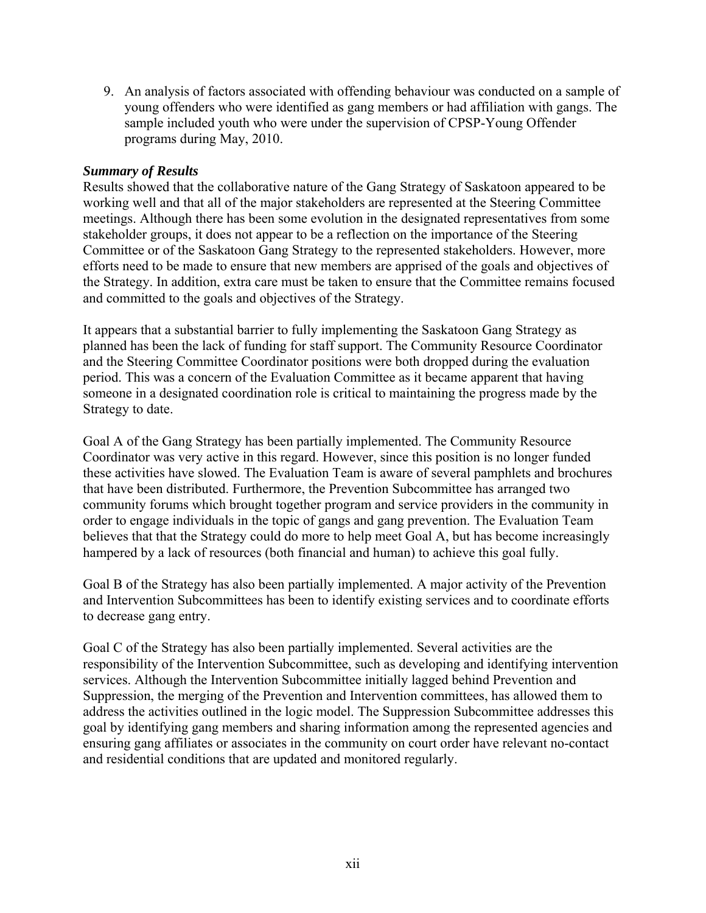9. An analysis of factors associated with offending behaviour was conducted on a sample of young offenders who were identified as gang members or had affiliation with gangs. The sample included youth who were under the supervision of CPSP-Young Offender programs during May, 2010.

***Summary of Results***

Results showed that the collaborative nature of the Gang Strategy of Saskatoon appeared to be working well and that all of the major stakeholders are represented at the Steering Committee meetings. Although there has been some evolution in the designated representatives from some stakeholder groups, it does not appear to be a reflection on the importance of the Steering Committee or of the Saskatoon Gang Strategy to the represented stakeholders. However, more efforts need to be made to ensure that new members are apprised of the goals and objectives of the Strategy. In addition, extra care must be taken to ensure that the Committee remains focused and committed to the goals and objectives of the Strategy.

It appears that a substantial barrier to fully implementing the Saskatoon Gang Strategy as planned has been the lack of funding for staff support. The Community Resource Coordinator and the Steering Committee Coordinator positions were both dropped during the evaluation period. This was a concern of the Evaluation Committee as it became apparent that having someone in a designated coordination role is critical to maintaining the progress made by the Strategy to date.

Goal A of the Gang Strategy has been partially implemented. The Community Resource Coordinator was very active in this regard. However, since this position is no longer funded these activities have slowed. The Evaluation Team is aware of several pamphlets and brochures that have been distributed. Furthermore, the Prevention Subcommittee has arranged two community forums which brought together program and service providers in the community in order to engage individuals in the topic of gangs and gang prevention. The Evaluation Team believes that that the Strategy could do more to help meet Goal A, but has become increasingly hampered by a lack of resources (both financial and human) to achieve this goal fully.

Goal B of the Strategy has also been partially implemented. A major activity of the Prevention and Intervention Subcommittees has been to identify existing services and to coordinate efforts to decrease gang entry.

Goal C of the Strategy has also been partially implemented. Several activities are the responsibility of the Intervention Subcommittee, such as developing and identifying intervention services. Although the Intervention Subcommittee initially lagged behind Prevention and Suppression, the merging of the Prevention and Intervention committees, has allowed them to address the activities outlined in the logic model. The Suppression Subcommittee addresses this goal by identifying gang members and sharing information among the represented agencies and ensuring gang affiliates or associates in the community on court order have relevant no-contact and residential conditions that are updated and monitored regularly.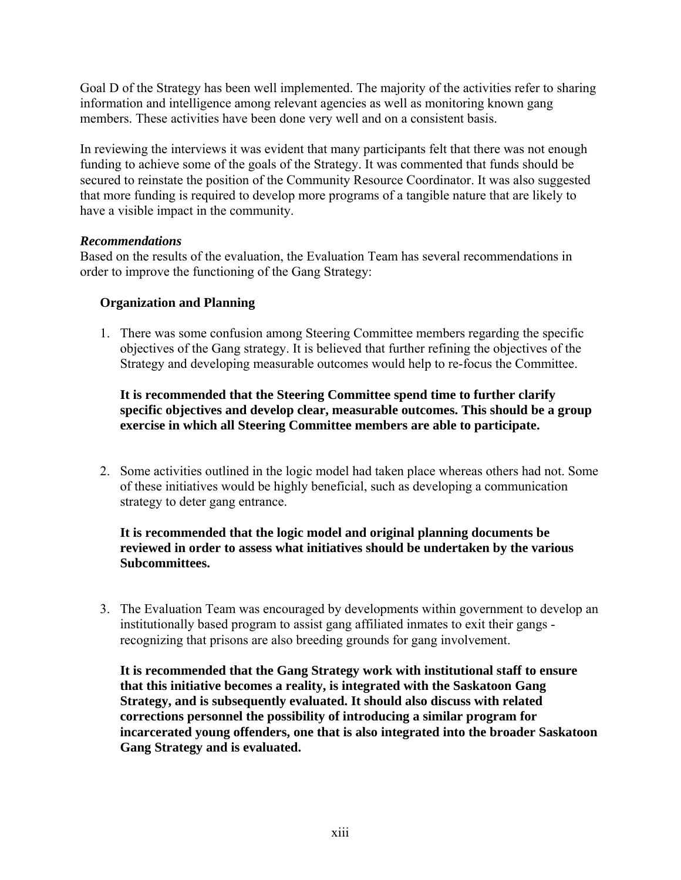Goal D of the Strategy has been well implemented. The majority of the activities refer to sharing information and intelligence among relevant agencies as well as monitoring known gang members. These activities have been done very well and on a consistent basis.

In reviewing the interviews it was evident that many participants felt that there was not enough funding to achieve some of the goals of the Strategy. It was commented that funds should be secured to reinstate the position of the Community Resource Coordinator. It was also suggested that more funding is required to develop more programs of a tangible nature that are likely to have a visible impact in the community.

***Recommendations***

Based on the results of the evaluation, the Evaluation Team has several recommendations in order to improve the functioning of the Gang Strategy:

**Organization and Planning**

1. There was some confusion among Steering Committee members regarding the specific objectives of the Gang strategy. It is believed that further refining the objectives of the Strategy and developing measurable outcomes would help to re-focus the Committee.

   **It is recommended that the Steering Committee spend time to further clarify specific objectives and develop clear, measurable outcomes. This should be a group exercise in which all Steering Committee members are able to participate.**

2. Some activities outlined in the logic model had taken place whereas others had not. Some of these initiatives would be highly beneficial, such as developing a communication strategy to deter gang entrance.

   **It is recommended that the logic model and original planning documents be reviewed in order to assess what initiatives should be undertaken by the various Subcommittees.**

3. The Evaluation Team was encouraged by developments within government to develop an institutionally based program to assist gang affiliated inmates to exit their gangs - recognizing that prisons are also breeding grounds for gang involvement.

   **It is recommended that the Gang Strategy work with institutional staff to ensure that this initiative becomes a reality, is integrated with the Saskatoon Gang Strategy, and is subsequently evaluated. It should also discuss with related corrections personnel the possibility of introducing a similar program for incarcerated young offenders, one that is also integrated into the broader Saskatoon Gang Strategy and is evaluated.**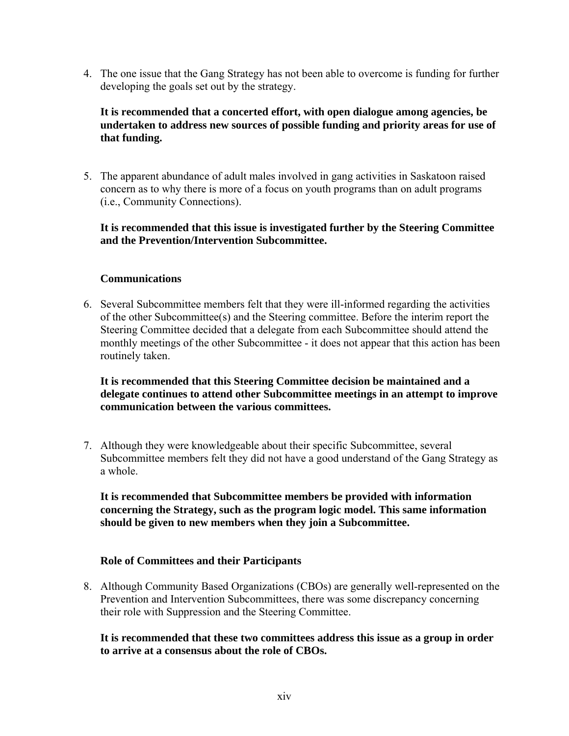4. The one issue that the Gang Strategy has not been able to overcome is funding for further developing the goals set out by the strategy.

   **It is recommended that a concerted effort, with open dialogue among agencies, be undertaken to address new sources of possible funding and priority areas for use of that funding.**

5. The apparent abundance of adult males involved in gang activities in Saskatoon raised concern as to why there is more of a focus on youth programs than on adult programs (i.e., Community Connections).

   **It is recommended that this issue is investigated further by the Steering Committee and the Prevention/Intervention Subcommittee.**

**Communications**

6. Several Subcommittee members felt that they were ill-informed regarding the activities of the other Subcommittee(s) and the Steering committee. Before the interim report the Steering Committee decided that a delegate from each Subcommittee should attend the monthly meetings of the other Subcommittee - it does not appear that this action has been routinely taken.

   **It is recommended that this Steering Committee decision be maintained and a delegate continues to attend other Subcommittee meetings in an attempt to improve communication between the various committees.**

7. Although they were knowledgeable about their specific Subcommittee, several Subcommittee members felt they did not have a good understand of the Gang Strategy as a whole.

   **It is recommended that Subcommittee members be provided with information concerning the Strategy, such as the program logic model. This same information should be given to new members when they join a Subcommittee.**

**Role of Committees and their Participants**

8. Although Community Based Organizations (CBOs) are generally well-represented on the Prevention and Intervention Subcommittees, there was some discrepancy concerning their role with Suppression and the Steering Committee.

   **It is recommended that these two committees address this issue as a group in order to arrive at a consensus about the role of CBOs.**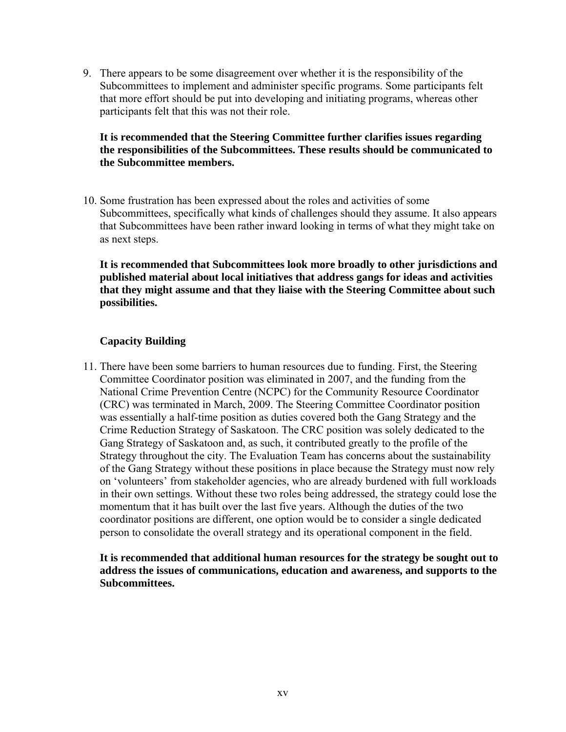9. There appears to be some disagreement over whether it is the responsibility of the Subcommittees to implement and administer specific programs. Some participants felt that more effort should be put into developing and initiating programs, whereas other participants felt that this was not their role.

   **It is recommended that the Steering Committee further clarifies issues regarding the responsibilities of the Subcommittees. These results should be communicated to the Subcommittee members.**

10. Some frustration has been expressed about the roles and activities of some Subcommittees, specifically what kinds of challenges should they assume. It also appears that Subcommittees have been rather inward looking in terms of what they might take on as next steps.

    **It is recommended that Subcommittees look more broadly to other jurisdictions and published material about local initiatives that address gangs for ideas and activities that they might assume and that they liaise with the Steering Committee about such possibilities.**

**Capacity Building**

11. There have been some barriers to human resources due to funding. First, the Steering Committee Coordinator position was eliminated in 2007, and the funding from the National Crime Prevention Centre (NCPC) for the Community Resource Coordinator (CRC) was terminated in March, 2009. The Steering Committee Coordinator position was essentially a half-time position as duties covered both the Gang Strategy and the Crime Reduction Strategy of Saskatoon. The CRC position was solely dedicated to the Gang Strategy of Saskatoon and, as such, it contributed greatly to the profile of the Strategy throughout the city. The Evaluation Team has concerns about the sustainability of the Gang Strategy without these positions in place because the Strategy must now rely on 'volunteers' from stakeholder agencies, who are already burdened with full workloads in their own settings. Without these two roles being addressed, the strategy could lose the momentum that it has built over the last five years. Although the duties of the two coordinator positions are different, one option would be to consider a single dedicated person to consolidate the overall strategy and its operational component in the field.

    **It is recommended that additional human resources for the strategy be sought out to address the issues of communications, education and awareness, and supports to the Subcommittees.**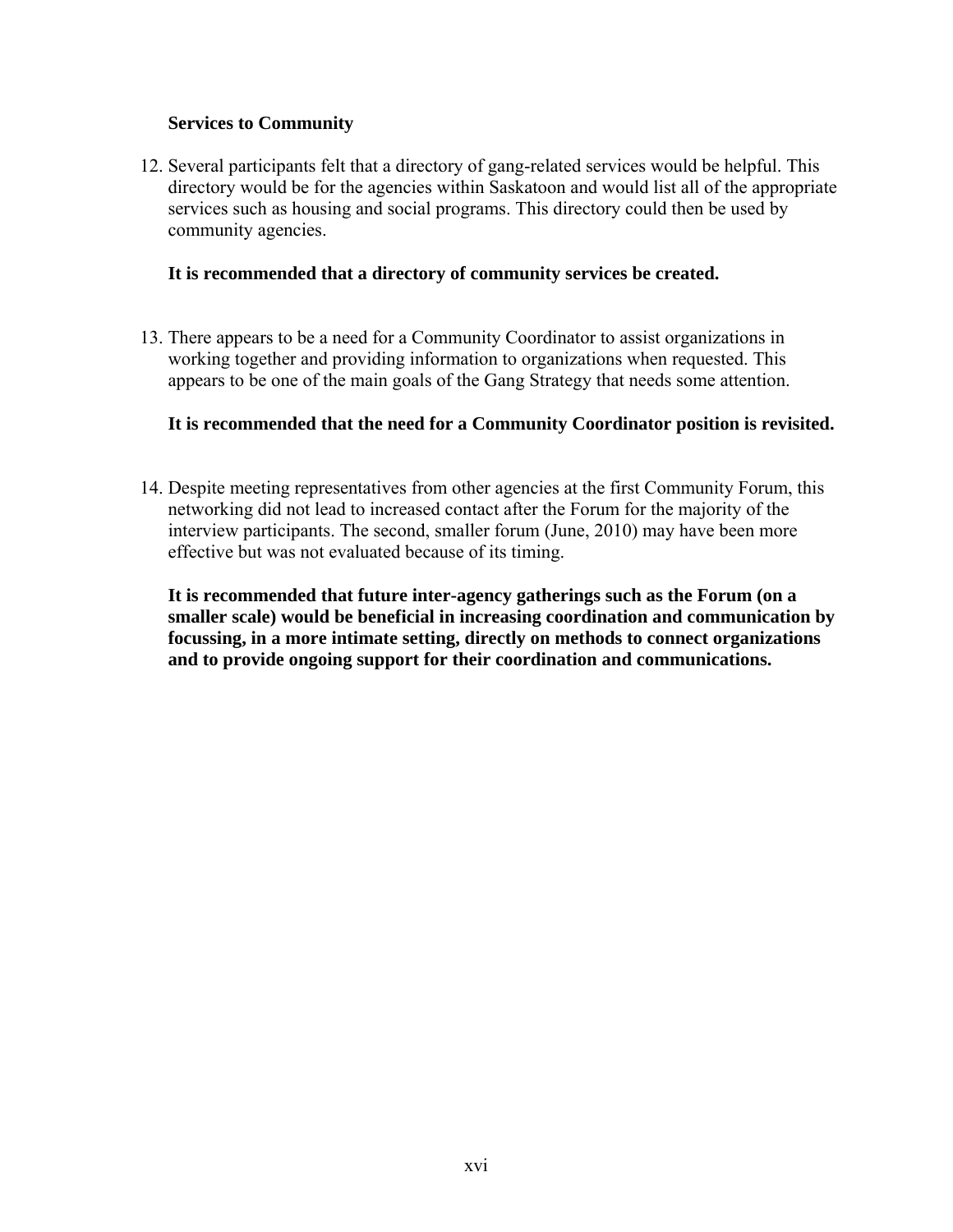**Services to Community**

12. Several participants felt that a directory of gang-related services would be helpful. This directory would be for the agencies within Saskatoon and would list all of the appropriate services such as housing and social programs. This directory could then be used by community agencies.

    **It is recommended that a directory of community services be created.**

13. There appears to be a need for a Community Coordinator to assist organizations in working together and providing information to organizations when requested. This appears to be one of the main goals of the Gang Strategy that needs some attention.

    **It is recommended that the need for a Community Coordinator position is revisited.**

14. Despite meeting representatives from other agencies at the first Community Forum, this networking did not lead to increased contact after the Forum for the majority of the interview participants. The second, smaller forum (June, 2010) may have been more effective but was not evaluated because of its timing.

    **It is recommended that future inter-agency gatherings such as the Forum (on a smaller scale) would be beneficial in increasing coordination and communication by focussing, in a more intimate setting, directly on methods to connect organizations and to provide ongoing support for their coordination and communications.**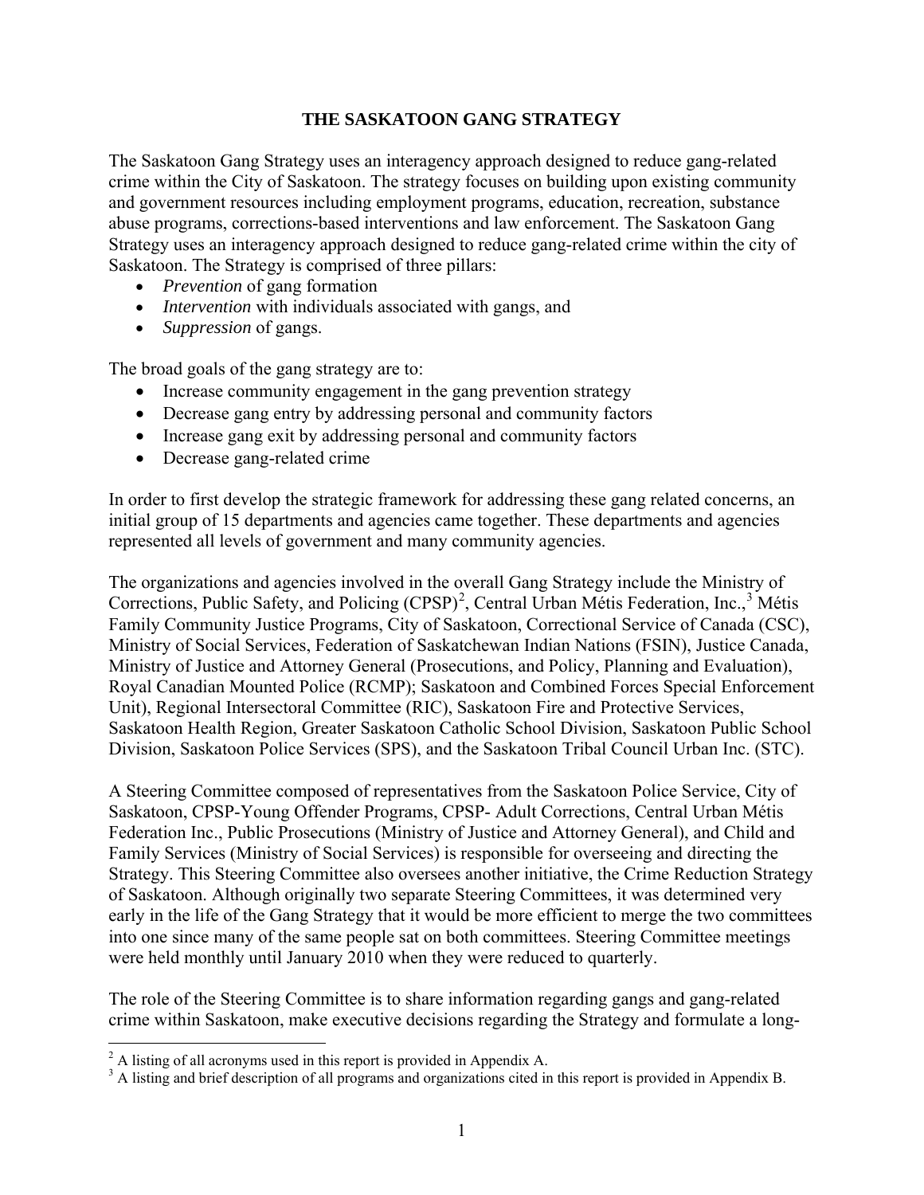# THE SASKATOON GANG STRATEGY

The Saskatoon Gang Strategy uses an interagency approach designed to reduce gang-related crime within the City of Saskatoon. The strategy focuses on building upon existing community and government resources including employment programs, education, recreation, substance abuse programs, corrections-based interventions and law enforcement. The Saskatoon Gang Strategy uses an interagency approach designed to reduce gang-related crime within the city of Saskatoon. The Strategy is comprised of three pillars:

- *Prevention* of gang formation
- *Intervention* with individuals associated with gangs, and
- *Suppression* of gangs.

The broad goals of the gang strategy are to:

- Increase community engagement in the gang prevention strategy
- Decrease gang entry by addressing personal and community factors
- Increase gang exit by addressing personal and community factors
- Decrease gang-related crime

In order to first develop the strategic framework for addressing these gang related concerns, an initial group of 15 departments and agencies came together. These departments and agencies represented all levels of government and many community agencies.

The organizations and agencies involved in the overall Gang Strategy include the Ministry of Corrections, Public Safety, and Policing (CPSP)[2], Central Urban Métis Federation, Inc.,[3] Métis Family Community Justice Programs, City of Saskatoon, Correctional Service of Canada (CSC), Ministry of Social Services, Federation of Saskatchewan Indian Nations (FSIN), Justice Canada, Ministry of Justice and Attorney General (Prosecutions, and Policy, Planning and Evaluation), Royal Canadian Mounted Police (RCMP); Saskatoon and Combined Forces Special Enforcement Unit), Regional Intersectoral Committee (RIC), Saskatoon Fire and Protective Services, Saskatoon Health Region, Greater Saskatoon Catholic School Division, Saskatoon Public School Division, Saskatoon Police Services (SPS), and the Saskatoon Tribal Council Urban Inc. (STC).

A Steering Committee composed of representatives from the Saskatoon Police Service, City of Saskatoon, CPSP-Young Offender Programs, CPSP- Adult Corrections, Central Urban Métis Federation Inc., Public Prosecutions (Ministry of Justice and Attorney General), and Child and Family Services (Ministry of Social Services) is responsible for overseeing and directing the Strategy. This Steering Committee also oversees another initiative, the Crime Reduction Strategy of Saskatoon. Although originally two separate Steering Committees, it was determined very early in the life of the Gang Strategy that it would be more efficient to merge the two committees into one since many of the same people sat on both committees. Steering Committee meetings were held monthly until January 2010 when they were reduced to quarterly.

The role of the Steering Committee is to share information regarding gangs and gang-related crime within Saskatoon, make executive decisions regarding the Strategy and formulate a long-

[2] A listing of all acronyms used in this report is provided in Appendix A.

[3] A listing and brief description of all programs and organizations cited in this report is provided in Appendix B.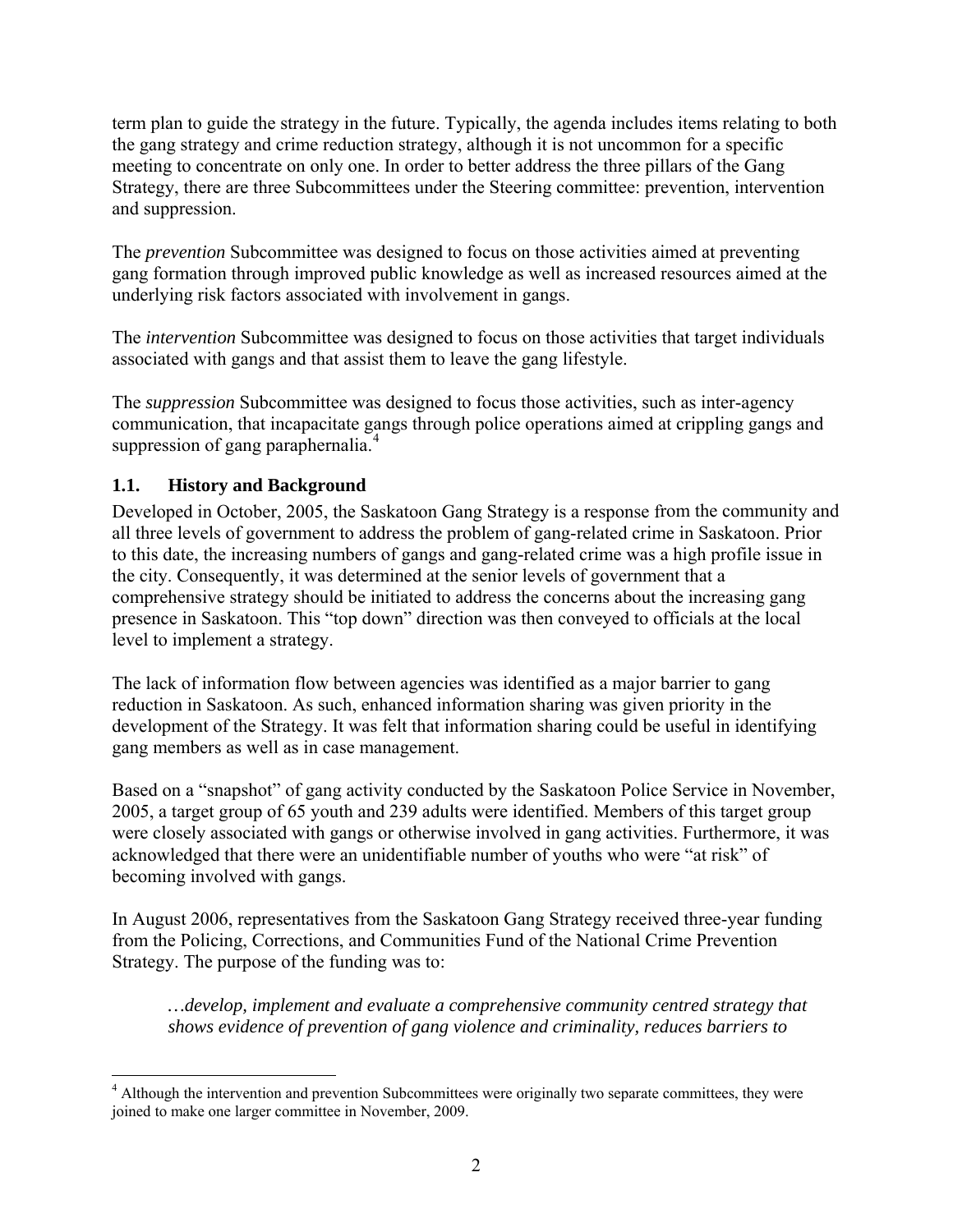term plan to guide the strategy in the future. Typically, the agenda includes items relating to both the gang strategy and crime reduction strategy, although it is not uncommon for a specific meeting to concentrate on only one. In order to better address the three pillars of the Gang Strategy, there are three Subcommittees under the Steering committee: prevention, intervention and suppression.

The *prevention* Subcommittee was designed to focus on those activities aimed at preventing gang formation through improved public knowledge as well as increased resources aimed at the underlying risk factors associated with involvement in gangs.

The *intervention* Subcommittee was designed to focus on those activities that target individuals associated with gangs and that assist them to leave the gang lifestyle.

The *suppression* Subcommittee was designed to focus those activities, such as inter-agency communication, that incapacitate gangs through police operations aimed at crippling gangs and suppression of gang paraphernalia.[4]

## 1.1. History and Background

Developed in October, 2005, the Saskatoon Gang Strategy is a response from the community and all three levels of government to address the problem of gang-related crime in Saskatoon. Prior to this date, the increasing numbers of gangs and gang-related crime was a high profile issue in the city. Consequently, it was determined at the senior levels of government that a comprehensive strategy should be initiated to address the concerns about the increasing gang presence in Saskatoon. This "top down" direction was then conveyed to officials at the local level to implement a strategy.

The lack of information flow between agencies was identified as a major barrier to gang reduction in Saskatoon. As such, enhanced information sharing was given priority in the development of the Strategy. It was felt that information sharing could be useful in identifying gang members as well as in case management.

Based on a "snapshot" of gang activity conducted by the Saskatoon Police Service in November, 2005, a target group of 65 youth and 239 adults were identified. Members of this target group were closely associated with gangs or otherwise involved in gang activities. Furthermore, it was acknowledged that there were an unidentifiable number of youths who were "at risk" of becoming involved with gangs.

In August 2006, representatives from the Saskatoon Gang Strategy received three-year funding from the Policing, Corrections, and Communities Fund of the National Crime Prevention Strategy. The purpose of the funding was to:

> *…develop, implement and evaluate a comprehensive community centred strategy that shows evidence of prevention of gang violence and criminality, reduces barriers to*

---

[4] Although the intervention and prevention Subcommittees were originally two separate committees, they were joined to make one larger committee in November, 2009.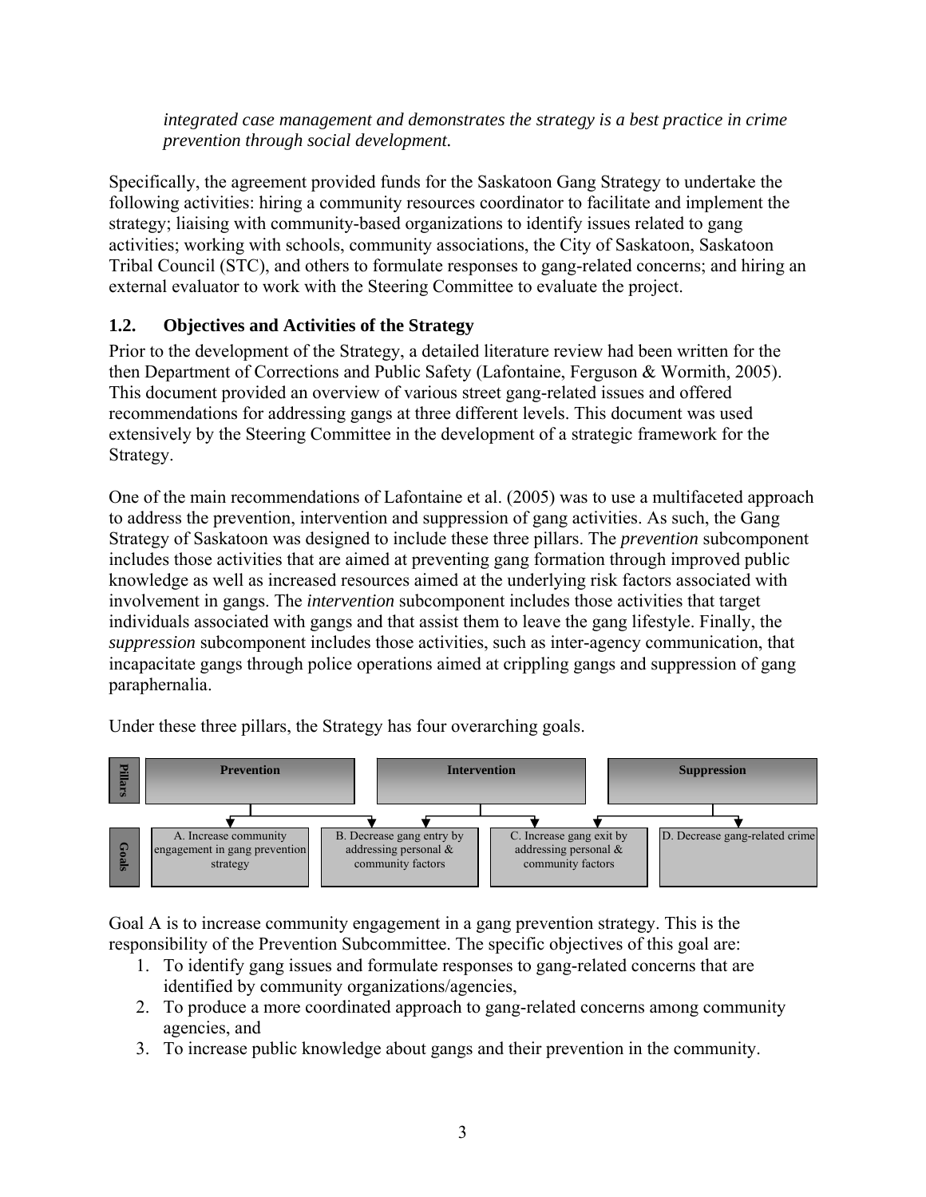*integrated case management and demonstrates the strategy is a best practice in crime prevention through social development.*

Specifically, the agreement provided funds for the Saskatoon Gang Strategy to undertake the following activities: hiring a community resources coordinator to facilitate and implement the strategy; liaising with community-based organizations to identify issues related to gang activities; working with schools, community associations, the City of Saskatoon, Saskatoon Tribal Council (STC), and others to formulate responses to gang-related concerns; and hiring an external evaluator to work with the Steering Committee to evaluate the project.

## 1.2. Objectives and Activities of the Strategy

Prior to the development of the Strategy, a detailed literature review had been written for the then Department of Corrections and Public Safety (Lafontaine, Ferguson & Wormith, 2005). This document provided an overview of various street gang-related issues and offered recommendations for addressing gangs at three different levels. This document was used extensively by the Steering Committee in the development of a strategic framework for the Strategy.

One of the main recommendations of Lafontaine et al. (2005) was to use a multifaceted approach to address the prevention, intervention and suppression of gang activities. As such, the Gang Strategy of Saskatoon was designed to include these three pillars. The *prevention* subcomponent includes those activities that are aimed at preventing gang formation through improved public knowledge as well as increased resources aimed at the underlying risk factors associated with involvement in gangs. The *intervention* subcomponent includes those activities that target individuals associated with gangs and that assist them to leave the gang lifestyle. Finally, the *suppression* subcomponent includes those activities, such as inter-agency communication, that incapacitate gangs through police operations aimed at crippling gangs and suppression of gang paraphernalia.

Under these three pillars, the Strategy has four overarching goals.

| Pillars | Prevention | | Intervention | | Suppression |
|---|---|---|---|---|---|
| Goals | A. Increase community engagement in gang prevention strategy | B. Decrease gang entry by addressing personal & community factors | | C. Increase gang exit by addressing personal & community factors | D. Decrease gang-related crime |

Goal A is to increase community engagement in a gang prevention strategy. This is the responsibility of the Prevention Subcommittee. The specific objectives of this goal are:

1. To identify gang issues and formulate responses to gang-related concerns that are identified by community organizations/agencies,
2. To produce a more coordinated approach to gang-related concerns among community agencies, and
3. To increase public knowledge about gangs and their prevention in the community.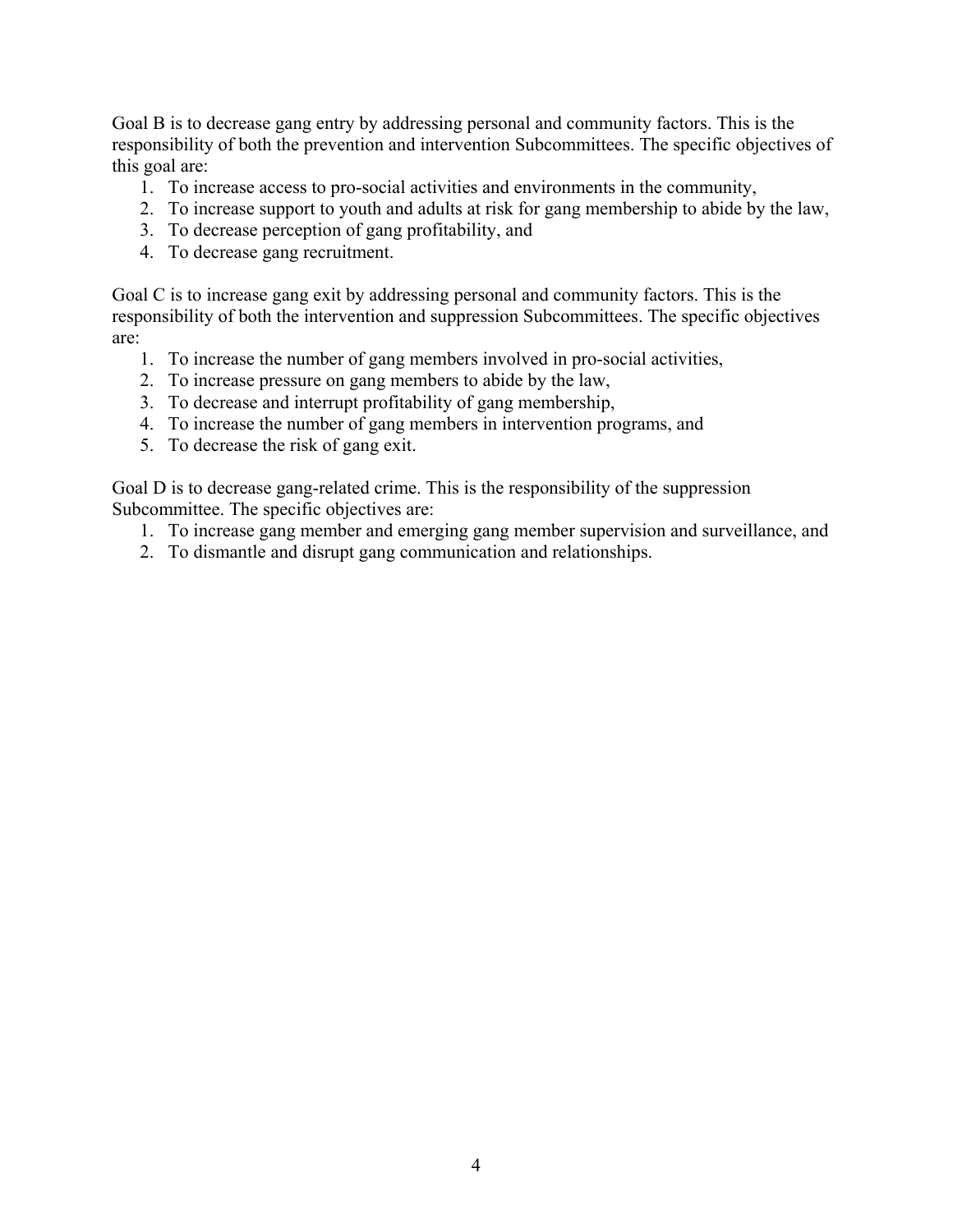Goal B is to decrease gang entry by addressing personal and community factors. This is the responsibility of both the prevention and intervention Subcommittees. The specific objectives of this goal are:

1. To increase access to pro-social activities and environments in the community,
2. To increase support to youth and adults at risk for gang membership to abide by the law,
3. To decrease perception of gang profitability, and
4. To decrease gang recruitment.

Goal C is to increase gang exit by addressing personal and community factors. This is the responsibility of both the intervention and suppression Subcommittees. The specific objectives are:

1. To increase the number of gang members involved in pro-social activities,
2. To increase pressure on gang members to abide by the law,
3. To decrease and interrupt profitability of gang membership,
4. To increase the number of gang members in intervention programs, and
5. To decrease the risk of gang exit.

Goal D is to decrease gang-related crime. This is the responsibility of the suppression Subcommittee. The specific objectives are:

1. To increase gang member and emerging gang member supervision and surveillance, and
2. To dismantle and disrupt gang communication and relationships.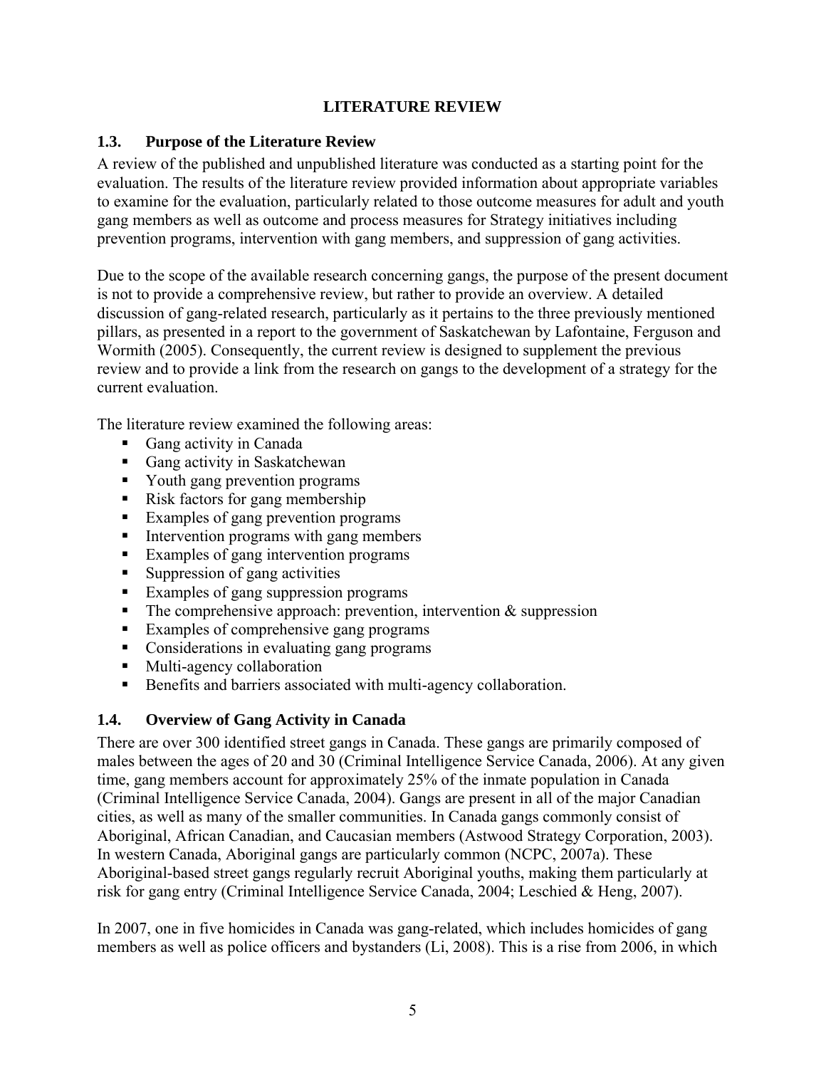# LITERATURE REVIEW

## 1.3. Purpose of the Literature Review

A review of the published and unpublished literature was conducted as a starting point for the evaluation. The results of the literature review provided information about appropriate variables to examine for the evaluation, particularly related to those outcome measures for adult and youth gang members as well as outcome and process measures for Strategy initiatives including prevention programs, intervention with gang members, and suppression of gang activities.

Due to the scope of the available research concerning gangs, the purpose of the present document is not to provide a comprehensive review, but rather to provide an overview. A detailed discussion of gang-related research, particularly as it pertains to the three previously mentioned pillars, as presented in a report to the government of Saskatchewan by Lafontaine, Ferguson and Wormith (2005). Consequently, the current review is designed to supplement the previous review and to provide a link from the research on gangs to the development of a strategy for the current evaluation.

The literature review examined the following areas:

- Gang activity in Canada
- Gang activity in Saskatchewan
- Youth gang prevention programs
- Risk factors for gang membership
- Examples of gang prevention programs
- Intervention programs with gang members
- Examples of gang intervention programs
- Suppression of gang activities
- Examples of gang suppression programs
- The comprehensive approach: prevention, intervention & suppression
- Examples of comprehensive gang programs
- Considerations in evaluating gang programs
- Multi-agency collaboration
- Benefits and barriers associated with multi-agency collaboration.

## 1.4. Overview of Gang Activity in Canada

There are over 300 identified street gangs in Canada. These gangs are primarily composed of males between the ages of 20 and 30 (Criminal Intelligence Service Canada, 2006). At any given time, gang members account for approximately 25% of the inmate population in Canada (Criminal Intelligence Service Canada, 2004). Gangs are present in all of the major Canadian cities, as well as many of the smaller communities. In Canada gangs commonly consist of Aboriginal, African Canadian, and Caucasian members (Astwood Strategy Corporation, 2003). In western Canada, Aboriginal gangs are particularly common (NCPC, 2007a). These Aboriginal-based street gangs regularly recruit Aboriginal youths, making them particularly at risk for gang entry (Criminal Intelligence Service Canada, 2004; Leschied & Heng, 2007).

In 2007, one in five homicides in Canada was gang-related, which includes homicides of gang members as well as police officers and bystanders (Li, 2008). This is a rise from 2006, in which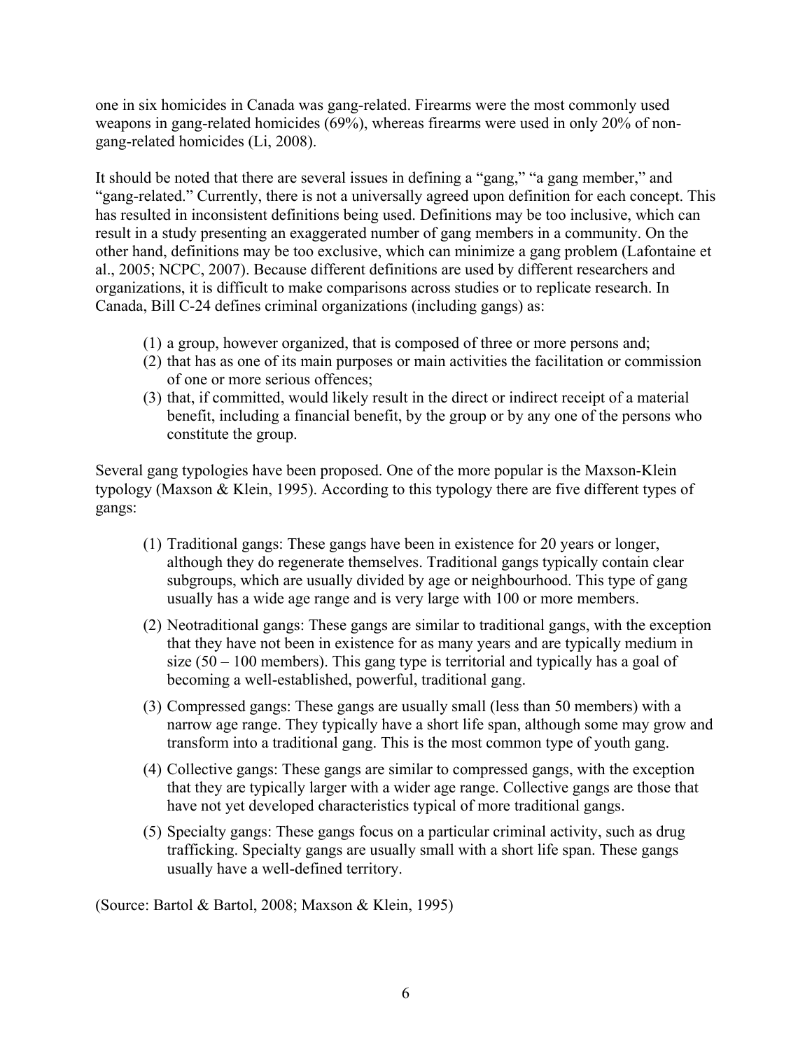one in six homicides in Canada was gang-related. Firearms were the most commonly used weapons in gang-related homicides (69%), whereas firearms were used in only 20% of non-gang-related homicides (Li, 2008).

It should be noted that there are several issues in defining a "gang," "a gang member," and "gang-related." Currently, there is not a universally agreed upon definition for each concept. This has resulted in inconsistent definitions being used. Definitions may be too inclusive, which can result in a study presenting an exaggerated number of gang members in a community. On the other hand, definitions may be too exclusive, which can minimize a gang problem (Lafontaine et al., 2005; NCPC, 2007). Because different definitions are used by different researchers and organizations, it is difficult to make comparisons across studies or to replicate research. In Canada, Bill C-24 defines criminal organizations (including gangs) as:

(1) a group, however organized, that is composed of three or more persons and;
(2) that has as one of its main purposes or main activities the facilitation or commission of one or more serious offences;
(3) that, if committed, would likely result in the direct or indirect receipt of a material benefit, including a financial benefit, by the group or by any one of the persons who constitute the group.

Several gang typologies have been proposed. One of the more popular is the Maxson-Klein typology (Maxson & Klein, 1995). According to this typology there are five different types of gangs:

(1) Traditional gangs: These gangs have been in existence for 20 years or longer, although they do regenerate themselves. Traditional gangs typically contain clear subgroups, which are usually divided by age or neighbourhood. This type of gang usually has a wide age range and is very large with 100 or more members.
(2) Neotraditional gangs: These gangs are similar to traditional gangs, with the exception that they have not been in existence for as many years and are typically medium in size (50 – 100 members). This gang type is territorial and typically has a goal of becoming a well-established, powerful, traditional gang.
(3) Compressed gangs: These gangs are usually small (less than 50 members) with a narrow age range. They typically have a short life span, although some may grow and transform into a traditional gang. This is the most common type of youth gang.
(4) Collective gangs: These gangs are similar to compressed gangs, with the exception that they are typically larger with a wider age range. Collective gangs are those that have not yet developed characteristics typical of more traditional gangs.
(5) Specialty gangs: These gangs focus on a particular criminal activity, such as drug trafficking. Specialty gangs are usually small with a short life span. These gangs usually have a well-defined territory.

(Source: Bartol & Bartol, 2008; Maxson & Klein, 1995)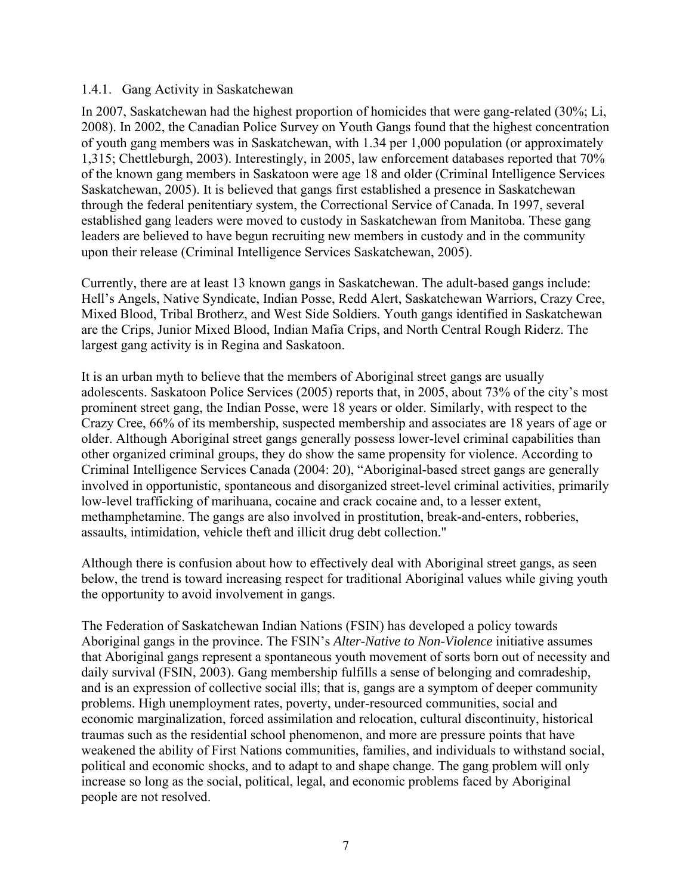### 1.4.1. Gang Activity in Saskatchewan

In 2007, Saskatchewan had the highest proportion of homicides that were gang-related (30%; Li, 2008). In 2002, the Canadian Police Survey on Youth Gangs found that the highest concentration of youth gang members was in Saskatchewan, with 1.34 per 1,000 population (or approximately 1,315; Chettleburgh, 2003). Interestingly, in 2005, law enforcement databases reported that 70% of the known gang members in Saskatoon were age 18 and older (Criminal Intelligence Services Saskatchewan, 2005). It is believed that gangs first established a presence in Saskatchewan through the federal penitentiary system, the Correctional Service of Canada. In 1997, several established gang leaders were moved to custody in Saskatchewan from Manitoba. These gang leaders are believed to have begun recruiting new members in custody and in the community upon their release (Criminal Intelligence Services Saskatchewan, 2005).

Currently, there are at least 13 known gangs in Saskatchewan. The adult-based gangs include: Hell's Angels, Native Syndicate, Indian Posse, Redd Alert, Saskatchewan Warriors, Crazy Cree, Mixed Blood, Tribal Brotherz, and West Side Soldiers. Youth gangs identified in Saskatchewan are the Crips, Junior Mixed Blood, Indian Mafia Crips, and North Central Rough Riderz. The largest gang activity is in Regina and Saskatoon.

It is an urban myth to believe that the members of Aboriginal street gangs are usually adolescents. Saskatoon Police Services (2005) reports that, in 2005, about 73% of the city's most prominent street gang, the Indian Posse, were 18 years or older. Similarly, with respect to the Crazy Cree, 66% of its membership, suspected membership and associates are 18 years of age or older. Although Aboriginal street gangs generally possess lower-level criminal capabilities than other organized criminal groups, they do show the same propensity for violence. According to Criminal Intelligence Services Canada (2004: 20), "Aboriginal-based street gangs are generally involved in opportunistic, spontaneous and disorganized street-level criminal activities, primarily low-level trafficking of marihuana, cocaine and crack cocaine and, to a lesser extent, methamphetamine. The gangs are also involved in prostitution, break-and-enters, robberies, assaults, intimidation, vehicle theft and illicit drug debt collection."

Although there is confusion about how to effectively deal with Aboriginal street gangs, as seen below, the trend is toward increasing respect for traditional Aboriginal values while giving youth the opportunity to avoid involvement in gangs.

The Federation of Saskatchewan Indian Nations (FSIN) has developed a policy towards Aboriginal gangs in the province. The FSIN's *Alter-Native to Non-Violence* initiative assumes that Aboriginal gangs represent a spontaneous youth movement of sorts born out of necessity and daily survival (FSIN, 2003). Gang membership fulfills a sense of belonging and comradeship, and is an expression of collective social ills; that is, gangs are a symptom of deeper community problems. High unemployment rates, poverty, under-resourced communities, social and economic marginalization, forced assimilation and relocation, cultural discontinuity, historical traumas such as the residential school phenomenon, and more are pressure points that have weakened the ability of First Nations communities, families, and individuals to withstand social, political and economic shocks, and to adapt to and shape change. The gang problem will only increase so long as the social, political, legal, and economic problems faced by Aboriginal people are not resolved.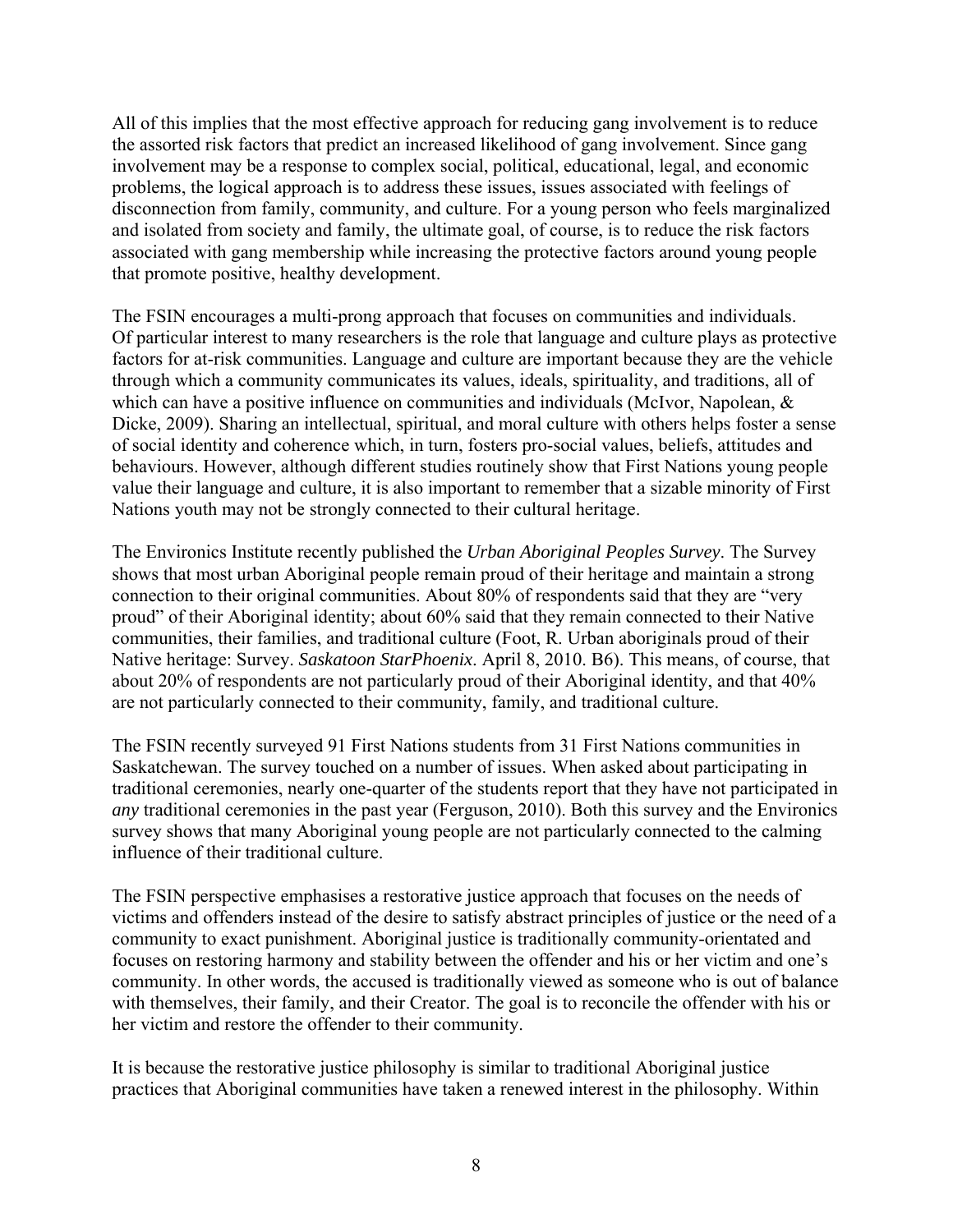All of this implies that the most effective approach for reducing gang involvement is to reduce the assorted risk factors that predict an increased likelihood of gang involvement. Since gang involvement may be a response to complex social, political, educational, legal, and economic problems, the logical approach is to address these issues, issues associated with feelings of disconnection from family, community, and culture. For a young person who feels marginalized and isolated from society and family, the ultimate goal, of course, is to reduce the risk factors associated with gang membership while increasing the protective factors around young people that promote positive, healthy development.

The FSIN encourages a multi-prong approach that focuses on communities and individuals. Of particular interest to many researchers is the role that language and culture plays as protective factors for at-risk communities. Language and culture are important because they are the vehicle through which a community communicates its values, ideals, spirituality, and traditions, all of which can have a positive influence on communities and individuals (McIvor, Napolean, & Dicke, 2009). Sharing an intellectual, spiritual, and moral culture with others helps foster a sense of social identity and coherence which, in turn, fosters pro-social values, beliefs, attitudes and behaviours. However, although different studies routinely show that First Nations young people value their language and culture, it is also important to remember that a sizable minority of First Nations youth may not be strongly connected to their cultural heritage.

The Environics Institute recently published the *Urban Aboriginal Peoples Survey*. The Survey shows that most urban Aboriginal people remain proud of their heritage and maintain a strong connection to their original communities. About 80% of respondents said that they are "very proud" of their Aboriginal identity; about 60% said that they remain connected to their Native communities, their families, and traditional culture (Foot, R. Urban aboriginals proud of their Native heritage: Survey. *Saskatoon StarPhoenix*. April 8, 2010. B6). This means, of course, that about 20% of respondents are not particularly proud of their Aboriginal identity, and that 40% are not particularly connected to their community, family, and traditional culture.

The FSIN recently surveyed 91 First Nations students from 31 First Nations communities in Saskatchewan. The survey touched on a number of issues. When asked about participating in traditional ceremonies, nearly one-quarter of the students report that they have not participated in *any* traditional ceremonies in the past year (Ferguson, 2010). Both this survey and the Environics survey shows that many Aboriginal young people are not particularly connected to the calming influence of their traditional culture.

The FSIN perspective emphasises a restorative justice approach that focuses on the needs of victims and offenders instead of the desire to satisfy abstract principles of justice or the need of a community to exact punishment. Aboriginal justice is traditionally community-orientated and focuses on restoring harmony and stability between the offender and his or her victim and one's community. In other words, the accused is traditionally viewed as someone who is out of balance with themselves, their family, and their Creator. The goal is to reconcile the offender with his or her victim and restore the offender to their community.

It is because the restorative justice philosophy is similar to traditional Aboriginal justice practices that Aboriginal communities have taken a renewed interest in the philosophy. Within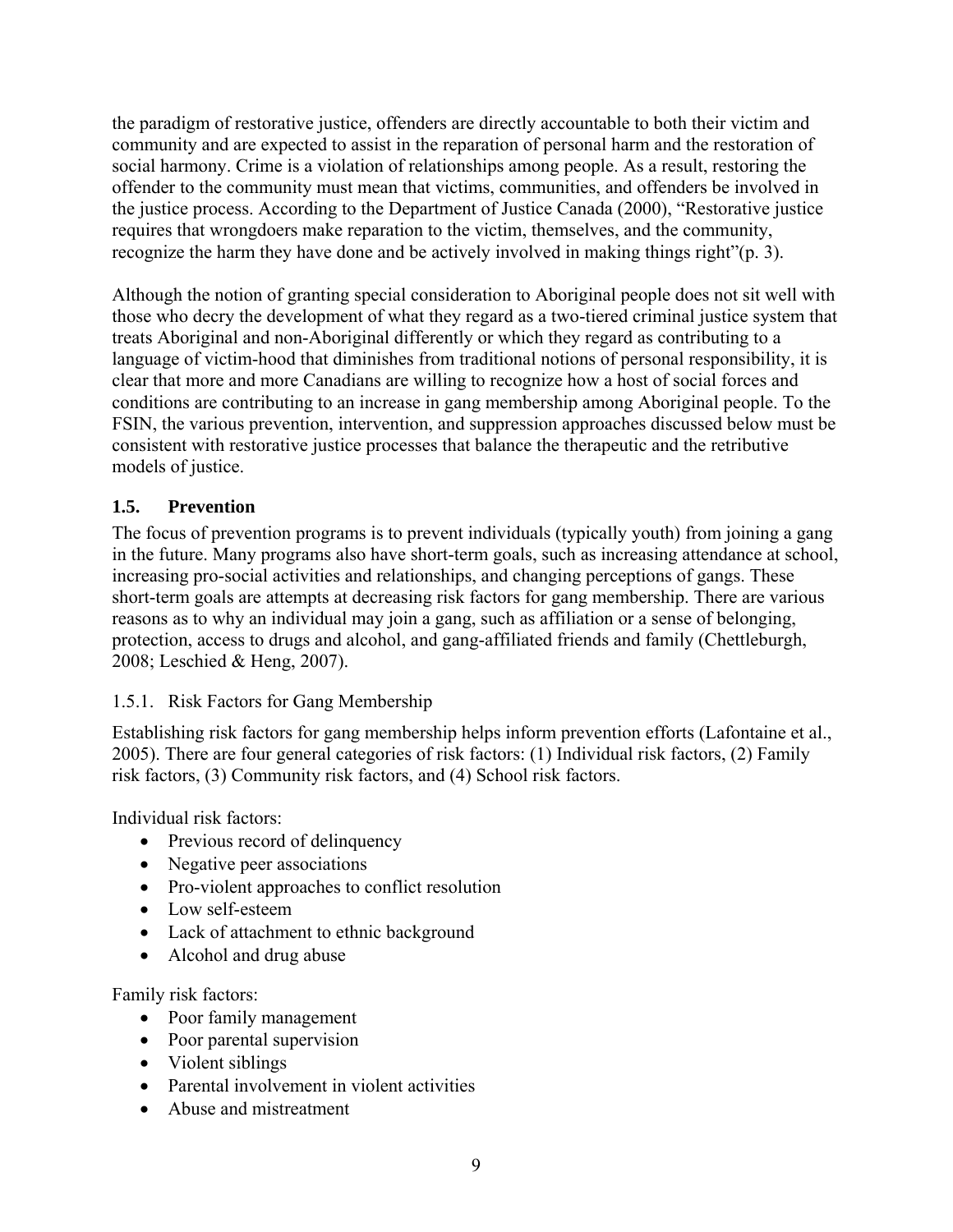the paradigm of restorative justice, offenders are directly accountable to both their victim and community and are expected to assist in the reparation of personal harm and the restoration of social harmony. Crime is a violation of relationships among people. As a result, restoring the offender to the community must mean that victims, communities, and offenders be involved in the justice process. According to the Department of Justice Canada (2000), "Restorative justice requires that wrongdoers make reparation to the victim, themselves, and the community, recognize the harm they have done and be actively involved in making things right"(p. 3).

Although the notion of granting special consideration to Aboriginal people does not sit well with those who decry the development of what they regard as a two-tiered criminal justice system that treats Aboriginal and non-Aboriginal differently or which they regard as contributing to a language of victim-hood that diminishes from traditional notions of personal responsibility, it is clear that more and more Canadians are willing to recognize how a host of social forces and conditions are contributing to an increase in gang membership among Aboriginal people. To the FSIN, the various prevention, intervention, and suppression approaches discussed below must be consistent with restorative justice processes that balance the therapeutic and the retributive models of justice.

## 1.5. Prevention

The focus of prevention programs is to prevent individuals (typically youth) from joining a gang in the future. Many programs also have short-term goals, such as increasing attendance at school, increasing pro-social activities and relationships, and changing perceptions of gangs. These short-term goals are attempts at decreasing risk factors for gang membership. There are various reasons as to why an individual may join a gang, such as affiliation or a sense of belonging, protection, access to drugs and alcohol, and gang-affiliated friends and family (Chettleburgh, 2008; Leschied & Heng, 2007).

### 1.5.1. Risk Factors for Gang Membership

Establishing risk factors for gang membership helps inform prevention efforts (Lafontaine et al., 2005). There are four general categories of risk factors: (1) Individual risk factors, (2) Family risk factors, (3) Community risk factors, and (4) School risk factors.

Individual risk factors:

- Previous record of delinquency
- Negative peer associations
- Pro-violent approaches to conflict resolution
- Low self-esteem
- Lack of attachment to ethnic background
- Alcohol and drug abuse

Family risk factors:

- Poor family management
- Poor parental supervision
- Violent siblings
- Parental involvement in violent activities
- Abuse and mistreatment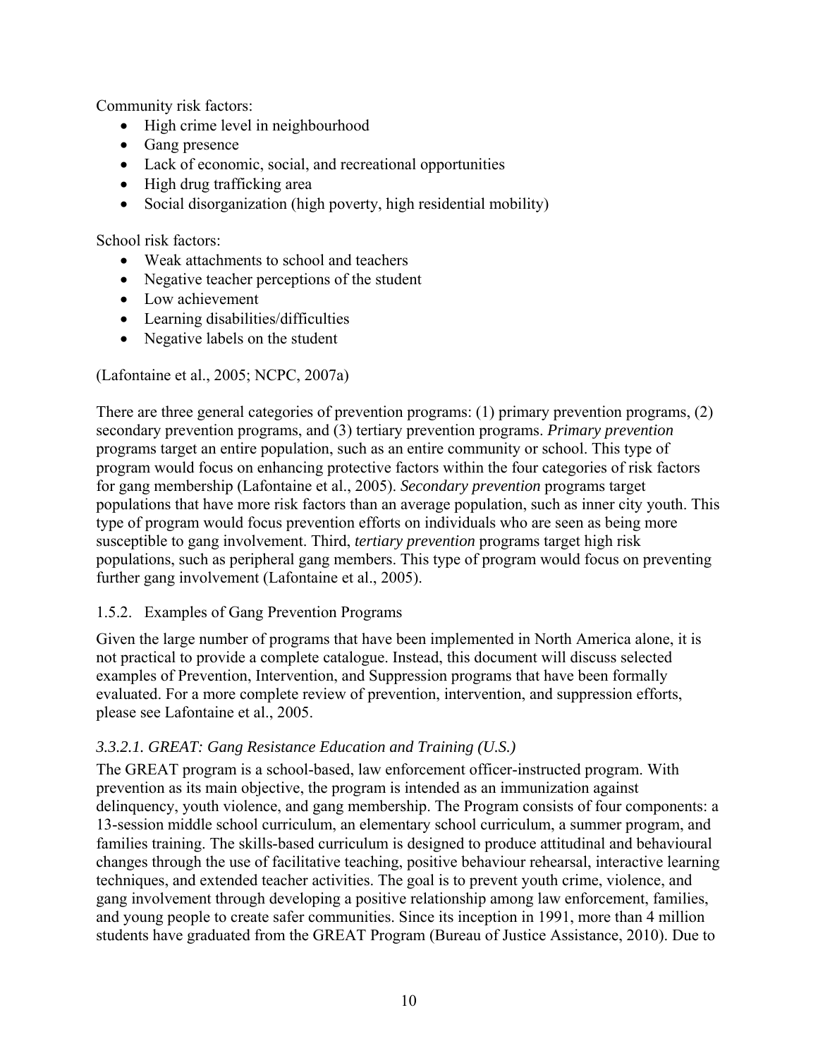Community risk factors:

- High crime level in neighbourhood
- Gang presence
- Lack of economic, social, and recreational opportunities
- High drug trafficking area
- Social disorganization (high poverty, high residential mobility)

School risk factors:

- Weak attachments to school and teachers
- Negative teacher perceptions of the student
- Low achievement
- Learning disabilities/difficulties
- Negative labels on the student

(Lafontaine et al., 2005; NCPC, 2007a)

There are three general categories of prevention programs: (1) primary prevention programs, (2) secondary prevention programs, and (3) tertiary prevention programs. *Primary prevention* programs target an entire population, such as an entire community or school. This type of program would focus on enhancing protective factors within the four categories of risk factors for gang membership (Lafontaine et al., 2005). *Secondary prevention* programs target populations that have more risk factors than an average population, such as inner city youth. This type of program would focus prevention efforts on individuals who are seen as being more susceptible to gang involvement. Third, *tertiary prevention* programs target high risk populations, such as peripheral gang members. This type of program would focus on preventing further gang involvement (Lafontaine et al., 2005).

### 1.5.2. Examples of Gang Prevention Programs

Given the large number of programs that have been implemented in North America alone, it is not practical to provide a complete catalogue. Instead, this document will discuss selected examples of Prevention, Intervention, and Suppression programs that have been formally evaluated. For a more complete review of prevention, intervention, and suppression efforts, please see Lafontaine et al., 2005.

#### *3.3.2.1. GREAT: Gang Resistance Education and Training (U.S.)*

The GREAT program is a school-based, law enforcement officer-instructed program. With prevention as its main objective, the program is intended as an immunization against delinquency, youth violence, and gang membership. The Program consists of four components: a 13-session middle school curriculum, an elementary school curriculum, a summer program, and families training. The skills-based curriculum is designed to produce attitudinal and behavioural changes through the use of facilitative teaching, positive behaviour rehearsal, interactive learning techniques, and extended teacher activities. The goal is to prevent youth crime, violence, and gang involvement through developing a positive relationship among law enforcement, families, and young people to create safer communities. Since its inception in 1991, more than 4 million students have graduated from the GREAT Program (Bureau of Justice Assistance, 2010). Due to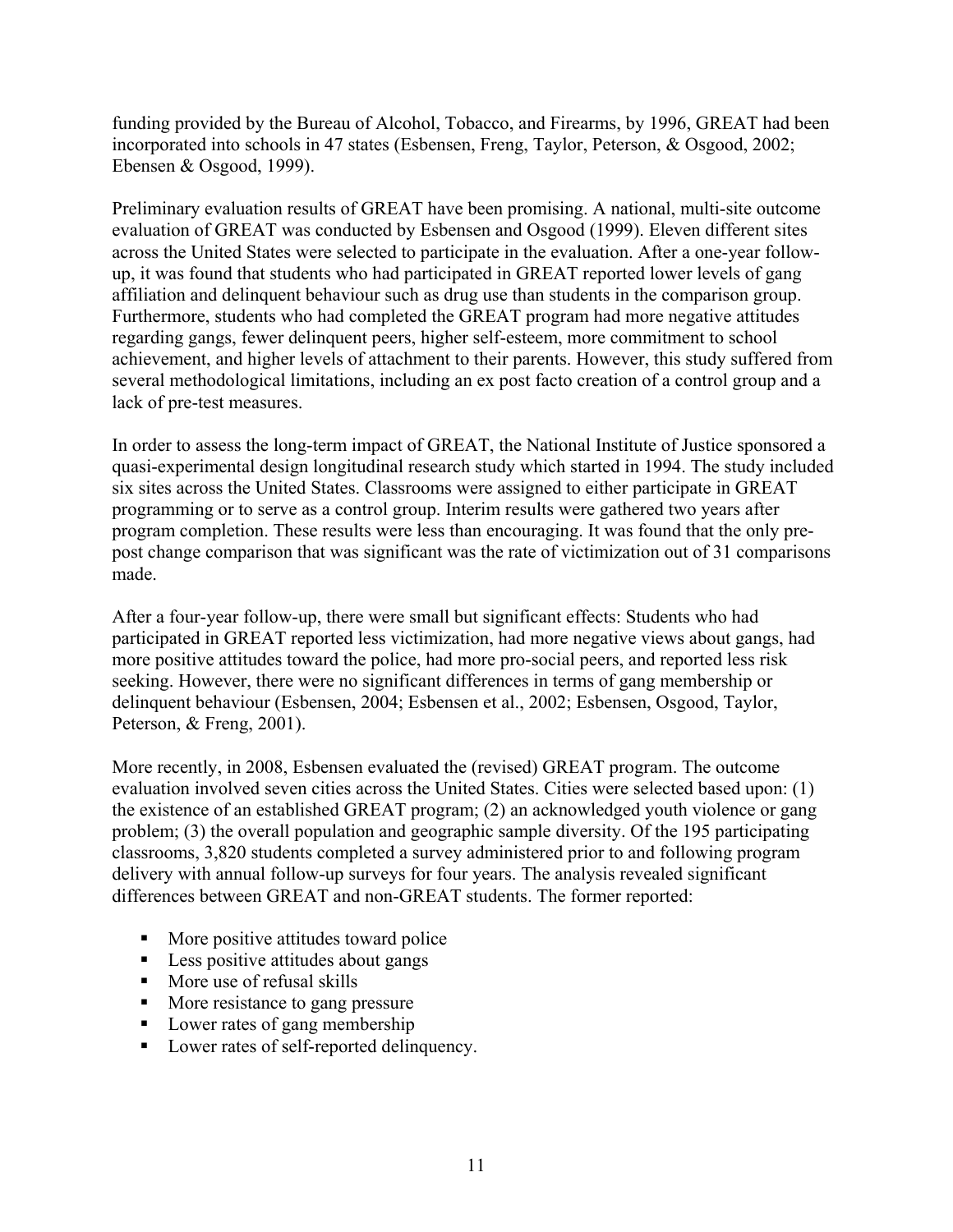funding provided by the Bureau of Alcohol, Tobacco, and Firearms, by 1996, GREAT had been incorporated into schools in 47 states (Esbensen, Freng, Taylor, Peterson, & Osgood, 2002; Ebensen & Osgood, 1999).

Preliminary evaluation results of GREAT have been promising. A national, multi-site outcome evaluation of GREAT was conducted by Esbensen and Osgood (1999). Eleven different sites across the United States were selected to participate in the evaluation. After a one-year follow-up, it was found that students who had participated in GREAT reported lower levels of gang affiliation and delinquent behaviour such as drug use than students in the comparison group. Furthermore, students who had completed the GREAT program had more negative attitudes regarding gangs, fewer delinquent peers, higher self-esteem, more commitment to school achievement, and higher levels of attachment to their parents. However, this study suffered from several methodological limitations, including an ex post facto creation of a control group and a lack of pre-test measures.

In order to assess the long-term impact of GREAT, the National Institute of Justice sponsored a quasi-experimental design longitudinal research study which started in 1994. The study included six sites across the United States. Classrooms were assigned to either participate in GREAT programming or to serve as a control group. Interim results were gathered two years after program completion. These results were less than encouraging. It was found that the only pre-post change comparison that was significant was the rate of victimization out of 31 comparisons made.

After a four-year follow-up, there were small but significant effects: Students who had participated in GREAT reported less victimization, had more negative views about gangs, had more positive attitudes toward the police, had more pro-social peers, and reported less risk seeking. However, there were no significant differences in terms of gang membership or delinquent behaviour (Esbensen, 2004; Esbensen et al., 2002; Esbensen, Osgood, Taylor, Peterson, & Freng, 2001).

More recently, in 2008, Esbensen evaluated the (revised) GREAT program. The outcome evaluation involved seven cities across the United States. Cities were selected based upon: (1) the existence of an established GREAT program; (2) an acknowledged youth violence or gang problem; (3) the overall population and geographic sample diversity. Of the 195 participating classrooms, 3,820 students completed a survey administered prior to and following program delivery with annual follow-up surveys for four years. The analysis revealed significant differences between GREAT and non-GREAT students. The former reported:

- More positive attitudes toward police
- Less positive attitudes about gangs
- More use of refusal skills
- More resistance to gang pressure
- Lower rates of gang membership
- Lower rates of self-reported delinquency.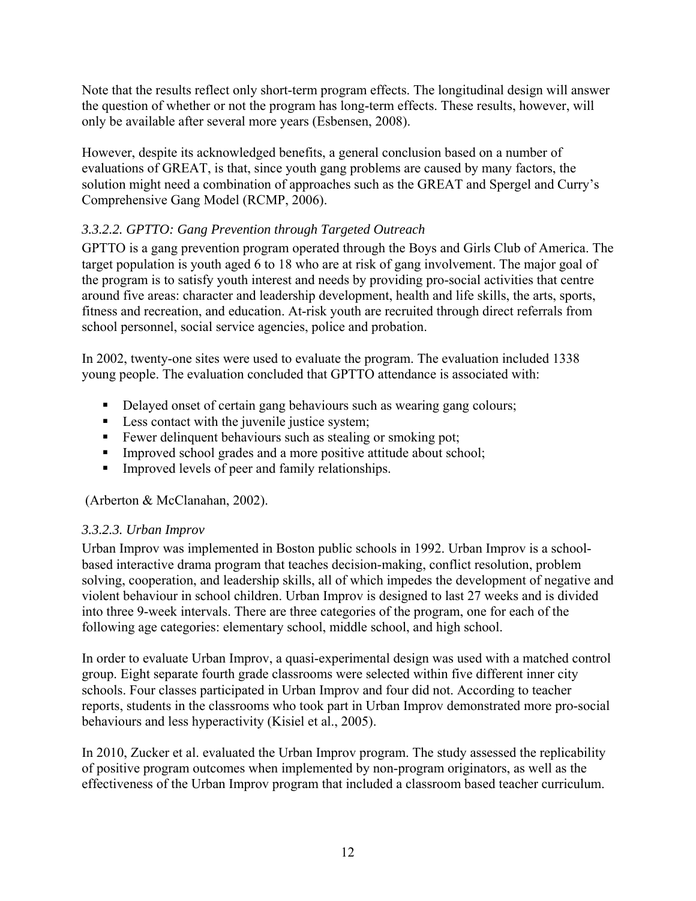Note that the results reflect only short-term program effects. The longitudinal design will answer the question of whether or not the program has long-term effects. These results, however, will only be available after several more years (Esbensen, 2008).

However, despite its acknowledged benefits, a general conclusion based on a number of evaluations of GREAT, is that, since youth gang problems are caused by many factors, the solution might need a combination of approaches such as the GREAT and Spergel and Curry's Comprehensive Gang Model (RCMP, 2006).

#### *3.3.2.2. GPTTO: Gang Prevention through Targeted Outreach*

GPTTO is a gang prevention program operated through the Boys and Girls Club of America. The target population is youth aged 6 to 18 who are at risk of gang involvement. The major goal of the program is to satisfy youth interest and needs by providing pro-social activities that centre around five areas: character and leadership development, health and life skills, the arts, sports, fitness and recreation, and education. At-risk youth are recruited through direct referrals from school personnel, social service agencies, police and probation.

In 2002, twenty-one sites were used to evaluate the program. The evaluation included 1338 young people. The evaluation concluded that GPTTO attendance is associated with:

- Delayed onset of certain gang behaviours such as wearing gang colours;
- Less contact with the juvenile justice system;
- Fewer delinquent behaviours such as stealing or smoking pot;
- Improved school grades and a more positive attitude about school;
- Improved levels of peer and family relationships.

(Arberton & McClanahan, 2002).

#### *3.3.2.3. Urban Improv*

Urban Improv was implemented in Boston public schools in 1992. Urban Improv is a school-based interactive drama program that teaches decision-making, conflict resolution, problem solving, cooperation, and leadership skills, all of which impedes the development of negative and violent behaviour in school children. Urban Improv is designed to last 27 weeks and is divided into three 9-week intervals. There are three categories of the program, one for each of the following age categories: elementary school, middle school, and high school.

In order to evaluate Urban Improv, a quasi-experimental design was used with a matched control group. Eight separate fourth grade classrooms were selected within five different inner city schools. Four classes participated in Urban Improv and four did not. According to teacher reports, students in the classrooms who took part in Urban Improv demonstrated more pro-social behaviours and less hyperactivity (Kisiel et al., 2005).

In 2010, Zucker et al. evaluated the Urban Improv program. The study assessed the replicability of positive program outcomes when implemented by non-program originators, as well as the effectiveness of the Urban Improv program that included a classroom based teacher curriculum.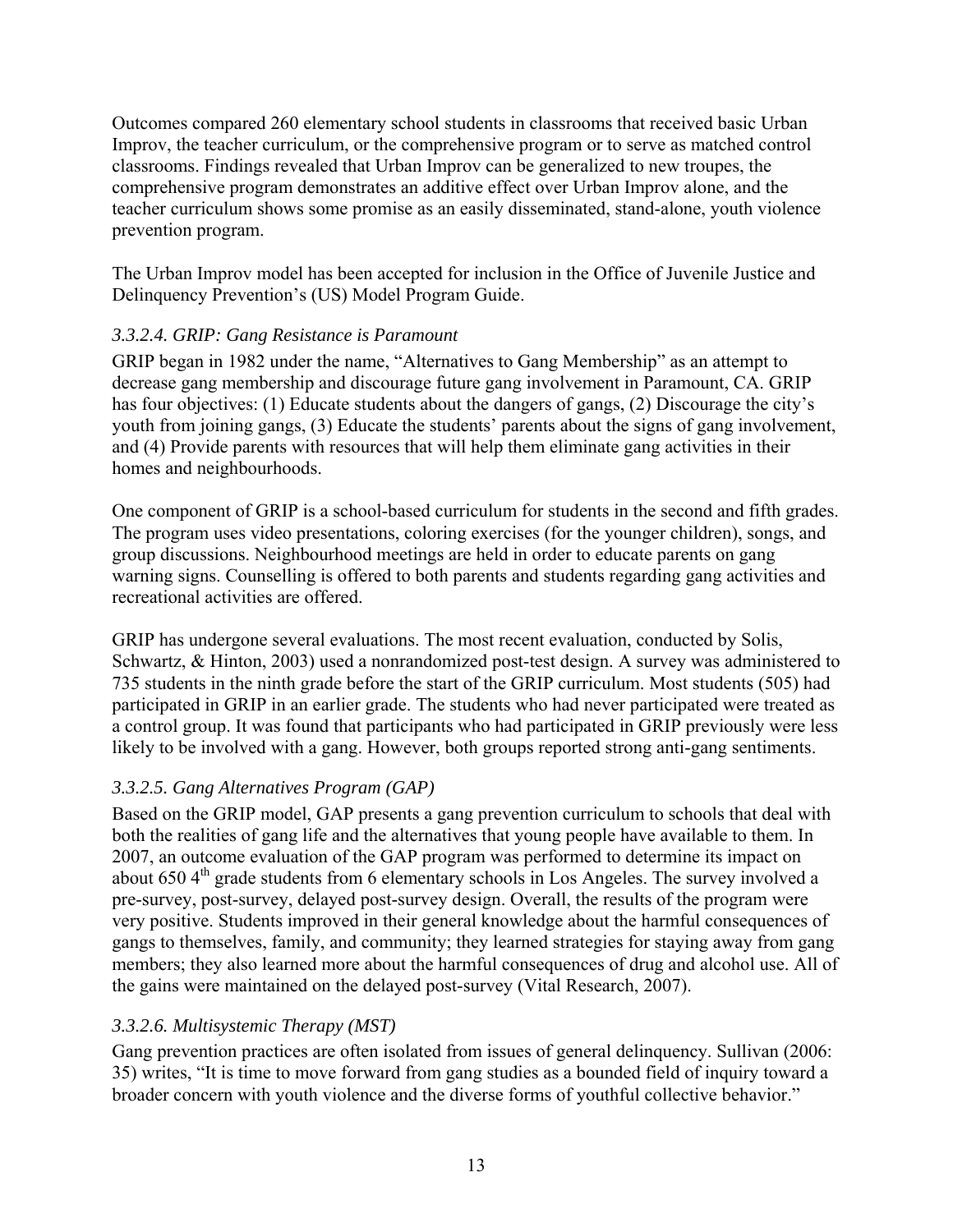Outcomes compared 260 elementary school students in classrooms that received basic Urban Improv, the teacher curriculum, or the comprehensive program or to serve as matched control classrooms. Findings revealed that Urban Improv can be generalized to new troupes, the comprehensive program demonstrates an additive effect over Urban Improv alone, and the teacher curriculum shows some promise as an easily disseminated, stand-alone, youth violence prevention program.

The Urban Improv model has been accepted for inclusion in the Office of Juvenile Justice and Delinquency Prevention's (US) Model Program Guide.

#### *3.3.2.4. GRIP: Gang Resistance is Paramount*

GRIP began in 1982 under the name, "Alternatives to Gang Membership" as an attempt to decrease gang membership and discourage future gang involvement in Paramount, CA. GRIP has four objectives: (1) Educate students about the dangers of gangs, (2) Discourage the city's youth from joining gangs, (3) Educate the students' parents about the signs of gang involvement, and (4) Provide parents with resources that will help them eliminate gang activities in their homes and neighbourhoods.

One component of GRIP is a school-based curriculum for students in the second and fifth grades. The program uses video presentations, coloring exercises (for the younger children), songs, and group discussions. Neighbourhood meetings are held in order to educate parents on gang warning signs. Counselling is offered to both parents and students regarding gang activities and recreational activities are offered.

GRIP has undergone several evaluations. The most recent evaluation, conducted by Solis, Schwartz, & Hinton, 2003) used a nonrandomized post-test design. A survey was administered to 735 students in the ninth grade before the start of the GRIP curriculum. Most students (505) had participated in GRIP in an earlier grade. The students who had never participated were treated as a control group. It was found that participants who had participated in GRIP previously were less likely to be involved with a gang. However, both groups reported strong anti-gang sentiments.

#### *3.3.2.5. Gang Alternatives Program (GAP)*

Based on the GRIP model, GAP presents a gang prevention curriculum to schools that deal with both the realities of gang life and the alternatives that young people have available to them. In 2007, an outcome evaluation of the GAP program was performed to determine its impact on about 650 4th grade students from 6 elementary schools in Los Angeles. The survey involved a pre-survey, post-survey, delayed post-survey design. Overall, the results of the program were very positive. Students improved in their general knowledge about the harmful consequences of gangs to themselves, family, and community; they learned strategies for staying away from gang members; they also learned more about the harmful consequences of drug and alcohol use. All of the gains were maintained on the delayed post-survey (Vital Research, 2007).

#### *3.3.2.6. Multisystemic Therapy (MST)*

Gang prevention practices are often isolated from issues of general delinquency. Sullivan (2006: 35) writes, "It is time to move forward from gang studies as a bounded field of inquiry toward a broader concern with youth violence and the diverse forms of youthful collective behavior."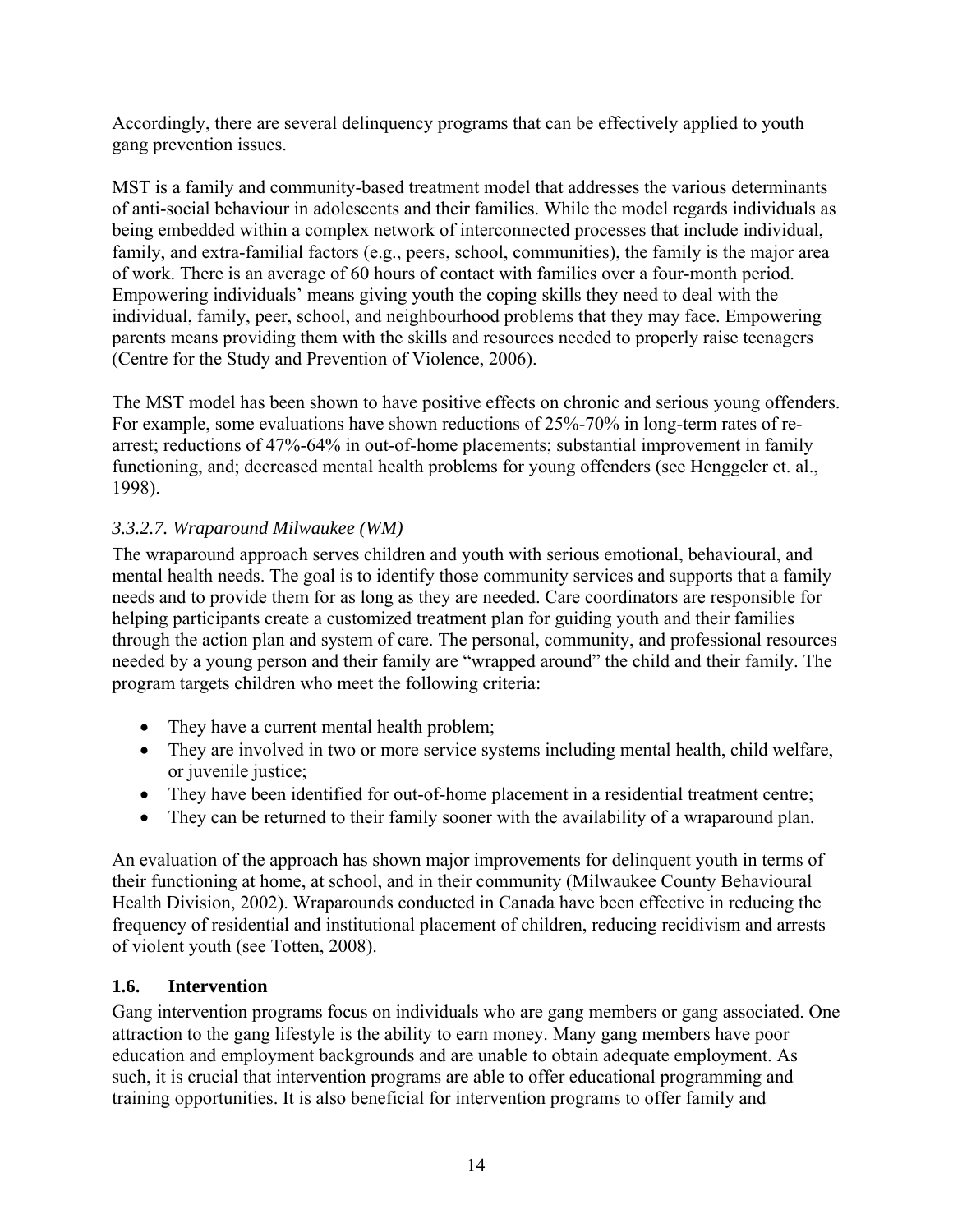Accordingly, there are several delinquency programs that can be effectively applied to youth gang prevention issues.

MST is a family and community-based treatment model that addresses the various determinants of anti-social behaviour in adolescents and their families. While the model regards individuals as being embedded within a complex network of interconnected processes that include individual, family, and extra-familial factors (e.g., peers, school, communities), the family is the major area of work. There is an average of 60 hours of contact with families over a four-month period. Empowering individuals' means giving youth the coping skills they need to deal with the individual, family, peer, school, and neighbourhood problems that they may face. Empowering parents means providing them with the skills and resources needed to properly raise teenagers (Centre for the Study and Prevention of Violence, 2006).

The MST model has been shown to have positive effects on chronic and serious young offenders. For example, some evaluations have shown reductions of 25%-70% in long-term rates of re-arrest; reductions of 47%-64% in out-of-home placements; substantial improvement in family functioning, and; decreased mental health problems for young offenders (see Henggeler et. al., 1998).

*3.3.2.7. Wraparound Milwaukee (WM)*

The wraparound approach serves children and youth with serious emotional, behavioural, and mental health needs. The goal is to identify those community services and supports that a family needs and to provide them for as long as they are needed. Care coordinators are responsible for helping participants create a customized treatment plan for guiding youth and their families through the action plan and system of care. The personal, community, and professional resources needed by a young person and their family are "wrapped around" the child and their family. The program targets children who meet the following criteria:

- They have a current mental health problem;
- They are involved in two or more service systems including mental health, child welfare, or juvenile justice;
- They have been identified for out-of-home placement in a residential treatment centre;
- They can be returned to their family sooner with the availability of a wraparound plan.

An evaluation of the approach has shown major improvements for delinquent youth in terms of their functioning at home, at school, and in their community (Milwaukee County Behavioural Health Division, 2002). Wraparounds conducted in Canada have been effective in reducing the frequency of residential and institutional placement of children, reducing recidivism and arrests of violent youth (see Totten, 2008).

## 1.6. Intervention

Gang intervention programs focus on individuals who are gang members or gang associated. One attraction to the gang lifestyle is the ability to earn money. Many gang members have poor education and employment backgrounds and are unable to obtain adequate employment. As such, it is crucial that intervention programs are able to offer educational programming and training opportunities. It is also beneficial for intervention programs to offer family and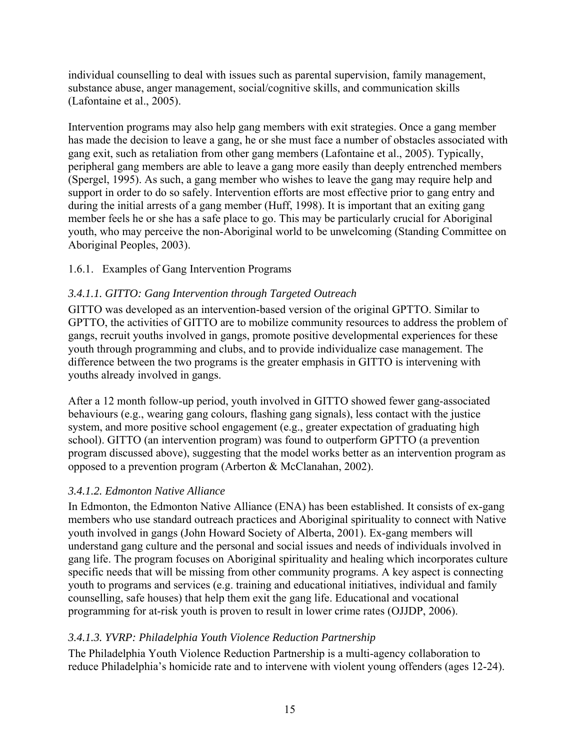individual counselling to deal with issues such as parental supervision, family management, substance abuse, anger management, social/cognitive skills, and communication skills (Lafontaine et al., 2005).

Intervention programs may also help gang members with exit strategies. Once a gang member has made the decision to leave a gang, he or she must face a number of obstacles associated with gang exit, such as retaliation from other gang members (Lafontaine et al., 2005). Typically, peripheral gang members are able to leave a gang more easily than deeply entrenched members (Spergel, 1995). As such, a gang member who wishes to leave the gang may require help and support in order to do so safely. Intervention efforts are most effective prior to gang entry and during the initial arrests of a gang member (Huff, 1998). It is important that an exiting gang member feels he or she has a safe place to go. This may be particularly crucial for Aboriginal youth, who may perceive the non-Aboriginal world to be unwelcoming (Standing Committee on Aboriginal Peoples, 2003).

### 1.6.1. Examples of Gang Intervention Programs

#### *3.4.1.1. GITTO: Gang Intervention through Targeted Outreach*

GITTO was developed as an intervention-based version of the original GPTTO. Similar to GPTTO, the activities of GITTO are to mobilize community resources to address the problem of gangs, recruit youths involved in gangs, promote positive developmental experiences for these youth through programming and clubs, and to provide individualize case management. The difference between the two programs is the greater emphasis in GITTO is intervening with youths already involved in gangs.

After a 12 month follow-up period, youth involved in GITTO showed fewer gang-associated behaviours (e.g., wearing gang colours, flashing gang signals), less contact with the justice system, and more positive school engagement (e.g., greater expectation of graduating high school). GITTO (an intervention program) was found to outperform GPTTO (a prevention program discussed above), suggesting that the model works better as an intervention program as opposed to a prevention program (Arberton & McClanahan, 2002).

#### *3.4.1.2. Edmonton Native Alliance*

In Edmonton, the Edmonton Native Alliance (ENA) has been established. It consists of ex-gang members who use standard outreach practices and Aboriginal spirituality to connect with Native youth involved in gangs (John Howard Society of Alberta, 2001). Ex-gang members will understand gang culture and the personal and social issues and needs of individuals involved in gang life. The program focuses on Aboriginal spirituality and healing which incorporates culture specific needs that will be missing from other community programs. A key aspect is connecting youth to programs and services (e.g. training and educational initiatives, individual and family counselling, safe houses) that help them exit the gang life. Educational and vocational programming for at-risk youth is proven to result in lower crime rates (OJJDP, 2006).

#### *3.4.1.3. YVRP: Philadelphia Youth Violence Reduction Partnership*

The Philadelphia Youth Violence Reduction Partnership is a multi-agency collaboration to reduce Philadelphia's homicide rate and to intervene with violent young offenders (ages 12-24).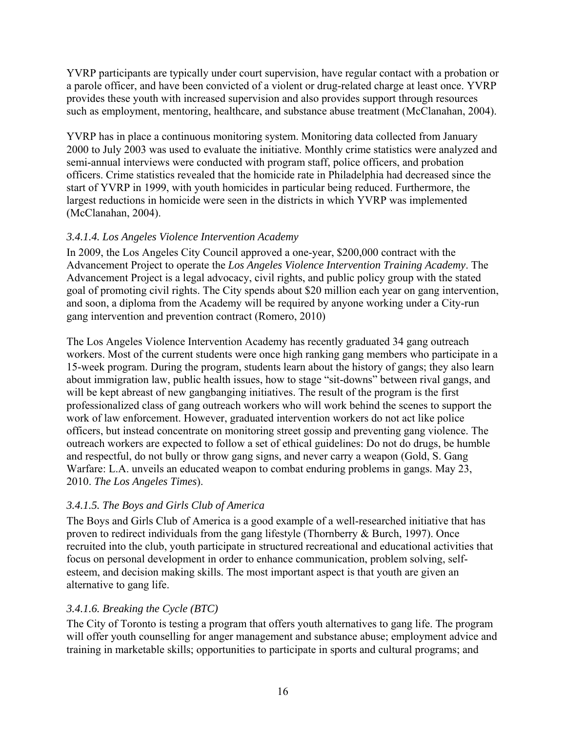YVRP participants are typically under court supervision, have regular contact with a probation or a parole officer, and have been convicted of a violent or drug-related charge at least once. YVRP provides these youth with increased supervision and also provides support through resources such as employment, mentoring, healthcare, and substance abuse treatment (McClanahan, 2004).

YVRP has in place a continuous monitoring system. Monitoring data collected from January 2000 to July 2003 was used to evaluate the initiative. Monthly crime statistics were analyzed and semi-annual interviews were conducted with program staff, police officers, and probation officers. Crime statistics revealed that the homicide rate in Philadelphia had decreased since the start of YVRP in 1999, with youth homicides in particular being reduced. Furthermore, the largest reductions in homicide were seen in the districts in which YVRP was implemented (McClanahan, 2004).

#### *3.4.1.4. Los Angeles Violence Intervention Academy*

In 2009, the Los Angeles City Council approved a one-year, $200,000 contract with the Advancement Project to operate the *Los Angeles Violence Intervention Training Academy*. The Advancement Project is a legal advocacy, civil rights, and public policy group with the stated goal of promoting civil rights. The City spends about $20 million each year on gang intervention, and soon, a diploma from the Academy will be required by anyone working under a City-run gang intervention and prevention contract (Romero, 2010)

The Los Angeles Violence Intervention Academy has recently graduated 34 gang outreach workers. Most of the current students were once high ranking gang members who participate in a 15-week program. During the program, students learn about the history of gangs; they also learn about immigration law, public health issues, how to stage "sit-downs" between rival gangs, and will be kept abreast of new gangbanging initiatives. The result of the program is the first professionalized class of gang outreach workers who will work behind the scenes to support the work of law enforcement. However, graduated intervention workers do not act like police officers, but instead concentrate on monitoring street gossip and preventing gang violence. The outreach workers are expected to follow a set of ethical guidelines: Do not do drugs, be humble and respectful, do not bully or throw gang signs, and never carry a weapon (Gold, S. Gang Warfare: L.A. unveils an educated weapon to combat enduring problems in gangs. May 23, 2010. *The Los Angeles Times*).

#### *3.4.1.5. The Boys and Girls Club of America*

The Boys and Girls Club of America is a good example of a well-researched initiative that has proven to redirect individuals from the gang lifestyle (Thornberry & Burch, 1997). Once recruited into the club, youth participate in structured recreational and educational activities that focus on personal development in order to enhance communication, problem solving, self-esteem, and decision making skills. The most important aspect is that youth are given an alternative to gang life.

#### *3.4.1.6. Breaking the Cycle (BTC)*

The City of Toronto is testing a program that offers youth alternatives to gang life. The program will offer youth counselling for anger management and substance abuse; employment advice and training in marketable skills; opportunities to participate in sports and cultural programs; and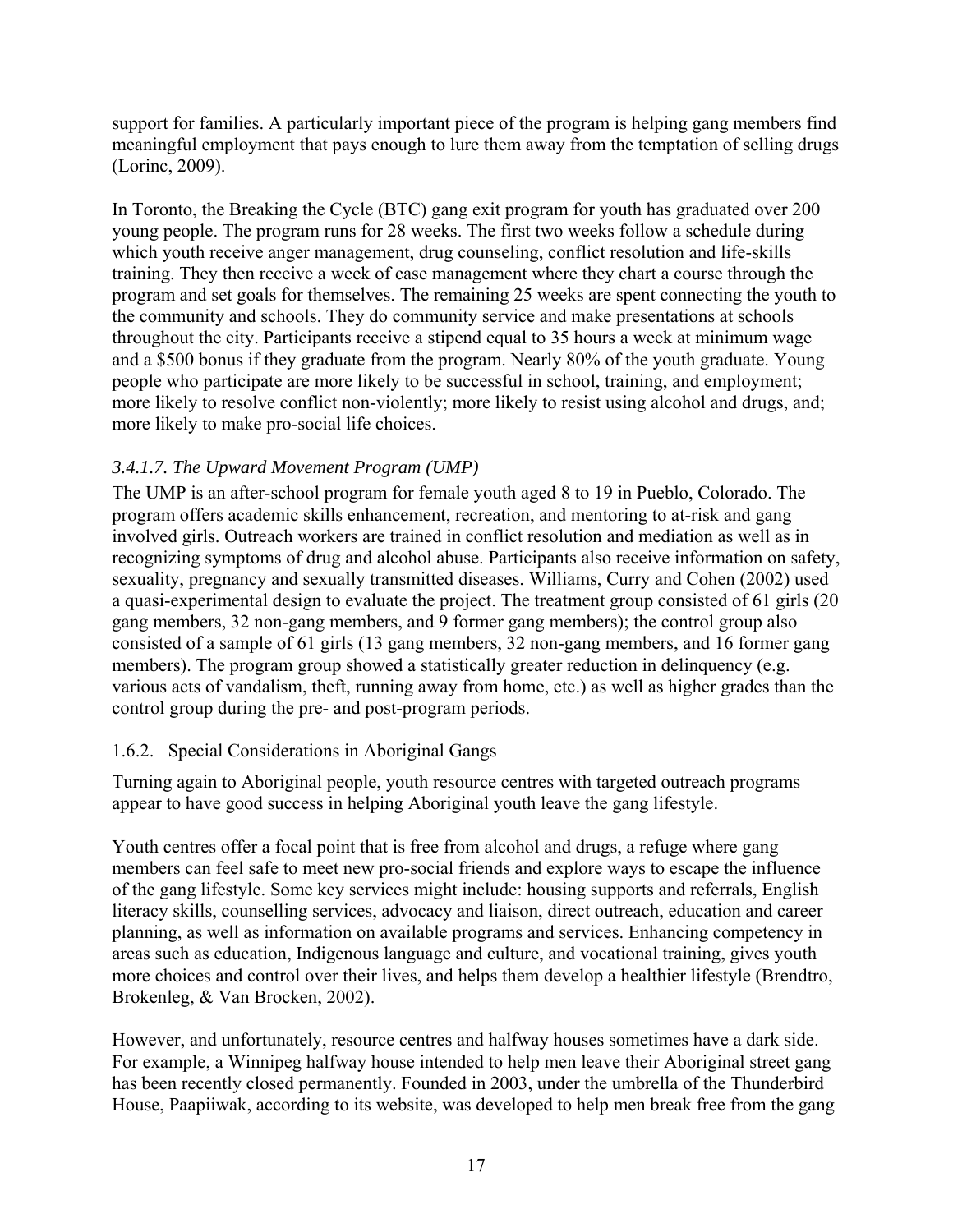support for families. A particularly important piece of the program is helping gang members find meaningful employment that pays enough to lure them away from the temptation of selling drugs (Lorinc, 2009).

In Toronto, the Breaking the Cycle (BTC) gang exit program for youth has graduated over 200 young people. The program runs for 28 weeks. The first two weeks follow a schedule during which youth receive anger management, drug counseling, conflict resolution and life-skills training. They then receive a week of case management where they chart a course through the program and set goals for themselves. The remaining 25 weeks are spent connecting the youth to the community and schools. They do community service and make presentations at schools throughout the city. Participants receive a stipend equal to 35 hours a week at minimum wage and a $500 bonus if they graduate from the program. Nearly 80% of the youth graduate. Young people who participate are more likely to be successful in school, training, and employment; more likely to resolve conflict non-violently; more likely to resist using alcohol and drugs, and; more likely to make pro-social life choices.

#### *3.4.1.7. The Upward Movement Program (UMP)*

The UMP is an after-school program for female youth aged 8 to 19 in Pueblo, Colorado. The program offers academic skills enhancement, recreation, and mentoring to at-risk and gang involved girls. Outreach workers are trained in conflict resolution and mediation as well as in recognizing symptoms of drug and alcohol abuse. Participants also receive information on safety, sexuality, pregnancy and sexually transmitted diseases. Williams, Curry and Cohen (2002) used a quasi-experimental design to evaluate the project. The treatment group consisted of 61 girls (20 gang members, 32 non-gang members, and 9 former gang members); the control group also consisted of a sample of 61 girls (13 gang members, 32 non-gang members, and 16 former gang members). The program group showed a statistically greater reduction in delinquency (e.g. various acts of vandalism, theft, running away from home, etc.) as well as higher grades than the control group during the pre- and post-program periods.

### 1.6.2. Special Considerations in Aboriginal Gangs

Turning again to Aboriginal people, youth resource centres with targeted outreach programs appear to have good success in helping Aboriginal youth leave the gang lifestyle.

Youth centres offer a focal point that is free from alcohol and drugs, a refuge where gang members can feel safe to meet new pro-social friends and explore ways to escape the influence of the gang lifestyle. Some key services might include: housing supports and referrals, English literacy skills, counselling services, advocacy and liaison, direct outreach, education and career planning, as well as information on available programs and services. Enhancing competency in areas such as education, Indigenous language and culture, and vocational training, gives youth more choices and control over their lives, and helps them develop a healthier lifestyle (Brendtro, Brokenleg, & Van Brocken, 2002).

However, and unfortunately, resource centres and halfway houses sometimes have a dark side. For example, a Winnipeg halfway house intended to help men leave their Aboriginal street gang has been recently closed permanently. Founded in 2003, under the umbrella of the Thunderbird House, Paapiiwak, according to its website, was developed to help men break free from the gang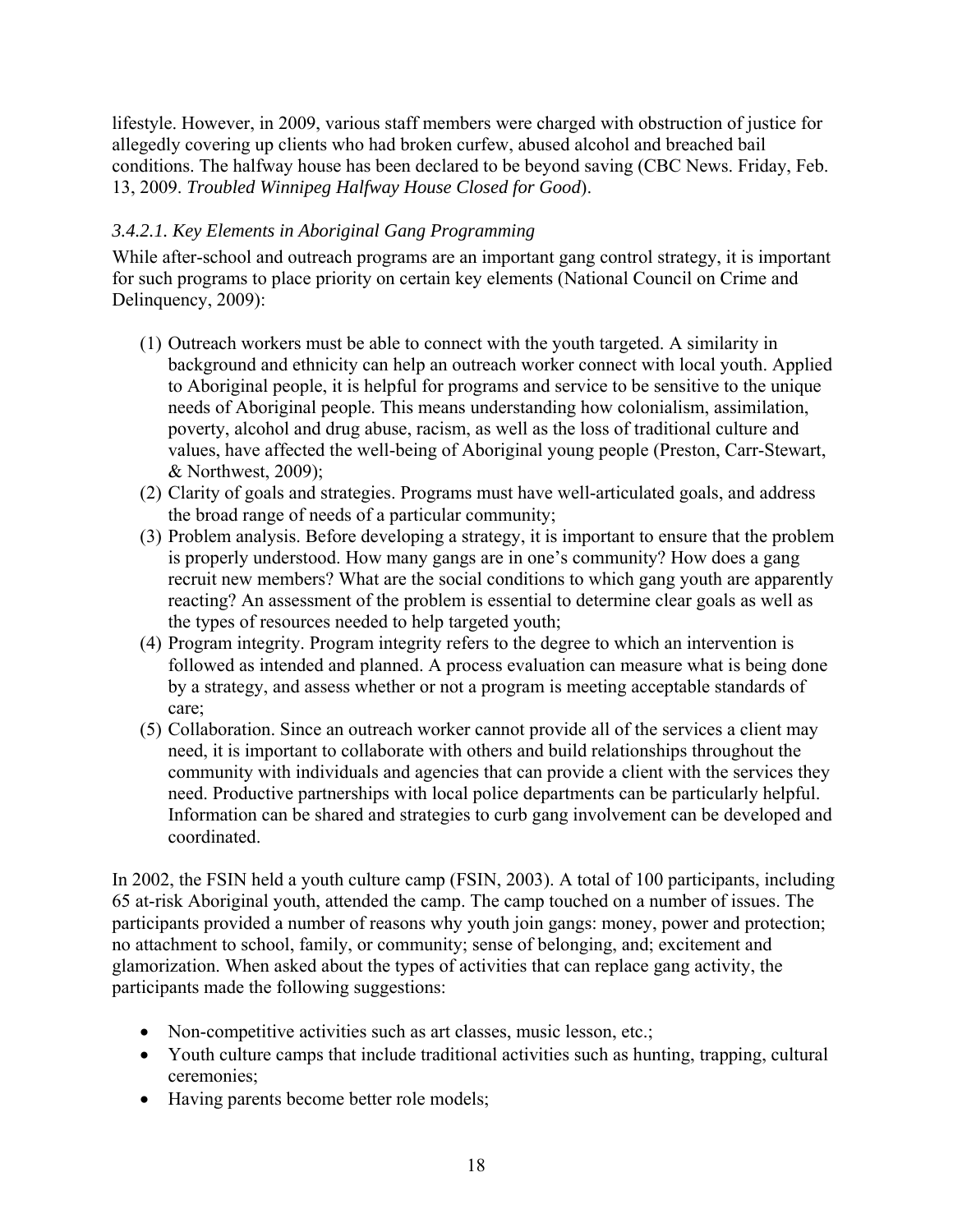lifestyle. However, in 2009, various staff members were charged with obstruction of justice for allegedly covering up clients who had broken curfew, abused alcohol and breached bail conditions. The halfway house has been declared to be beyond saving (CBC News. Friday, Feb. 13, 2009. *Troubled Winnipeg Halfway House Closed for Good*).

#### *3.4.2.1. Key Elements in Aboriginal Gang Programming*

While after-school and outreach programs are an important gang control strategy, it is important for such programs to place priority on certain key elements (National Council on Crime and Delinquency, 2009):

(1) Outreach workers must be able to connect with the youth targeted. A similarity in background and ethnicity can help an outreach worker connect with local youth. Applied to Aboriginal people, it is helpful for programs and service to be sensitive to the unique needs of Aboriginal people. This means understanding how colonialism, assimilation, poverty, alcohol and drug abuse, racism, as well as the loss of traditional culture and values, have affected the well-being of Aboriginal young people (Preston, Carr-Stewart, & Northwest, 2009);

(2) Clarity of goals and strategies. Programs must have well-articulated goals, and address the broad range of needs of a particular community;

(3) Problem analysis. Before developing a strategy, it is important to ensure that the problem is properly understood. How many gangs are in one's community? How does a gang recruit new members? What are the social conditions to which gang youth are apparently reacting? An assessment of the problem is essential to determine clear goals as well as the types of resources needed to help targeted youth;

(4) Program integrity. Program integrity refers to the degree to which an intervention is followed as intended and planned. A process evaluation can measure what is being done by a strategy, and assess whether or not a program is meeting acceptable standards of care;

(5) Collaboration. Since an outreach worker cannot provide all of the services a client may need, it is important to collaborate with others and build relationships throughout the community with individuals and agencies that can provide a client with the services they need. Productive partnerships with local police departments can be particularly helpful. Information can be shared and strategies to curb gang involvement can be developed and coordinated.

In 2002, the FSIN held a youth culture camp (FSIN, 2003). A total of 100 participants, including 65 at-risk Aboriginal youth, attended the camp. The camp touched on a number of issues. The participants provided a number of reasons why youth join gangs: money, power and protection; no attachment to school, family, or community; sense of belonging, and; excitement and glamorization. When asked about the types of activities that can replace gang activity, the participants made the following suggestions:

- Non-competitive activities such as art classes, music lesson, etc.;
- Youth culture camps that include traditional activities such as hunting, trapping, cultural ceremonies;
- Having parents become better role models;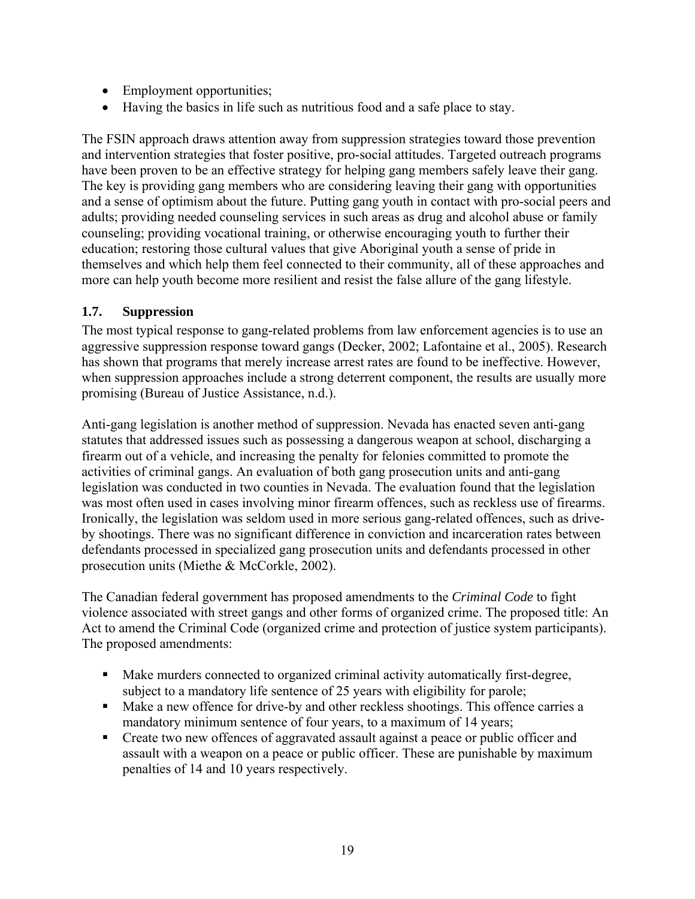- Employment opportunities;
- Having the basics in life such as nutritious food and a safe place to stay.

The FSIN approach draws attention away from suppression strategies toward those prevention and intervention strategies that foster positive, pro-social attitudes. Targeted outreach programs have been proven to be an effective strategy for helping gang members safely leave their gang. The key is providing gang members who are considering leaving their gang with opportunities and a sense of optimism about the future. Putting gang youth in contact with pro-social peers and adults; providing needed counseling services in such areas as drug and alcohol abuse or family counseling; providing vocational training, or otherwise encouraging youth to further their education; restoring those cultural values that give Aboriginal youth a sense of pride in themselves and which help them feel connected to their community, all of these approaches and more can help youth become more resilient and resist the false allure of the gang lifestyle.

### 1.7. Suppression

The most typical response to gang-related problems from law enforcement agencies is to use an aggressive suppression response toward gangs (Decker, 2002; Lafontaine et al., 2005). Research has shown that programs that merely increase arrest rates are found to be ineffective. However, when suppression approaches include a strong deterrent component, the results are usually more promising (Bureau of Justice Assistance, n.d.).

Anti-gang legislation is another method of suppression. Nevada has enacted seven anti-gang statutes that addressed issues such as possessing a dangerous weapon at school, discharging a firearm out of a vehicle, and increasing the penalty for felonies committed to promote the activities of criminal gangs. An evaluation of both gang prosecution units and anti-gang legislation was conducted in two counties in Nevada. The evaluation found that the legislation was most often used in cases involving minor firearm offences, such as reckless use of firearms. Ironically, the legislation was seldom used in more serious gang-related offences, such as drive-by shootings. There was no significant difference in conviction and incarceration rates between defendants processed in specialized gang prosecution units and defendants processed in other prosecution units (Miethe & McCorkle, 2002).

The Canadian federal government has proposed amendments to the *Criminal Code* to fight violence associated with street gangs and other forms of organized crime. The proposed title: An Act to amend the Criminal Code (organized crime and protection of justice system participants). The proposed amendments:

- Make murders connected to organized criminal activity automatically first-degree, subject to a mandatory life sentence of 25 years with eligibility for parole;
- Make a new offence for drive-by and other reckless shootings. This offence carries a mandatory minimum sentence of four years, to a maximum of 14 years;
- Create two new offences of aggravated assault against a peace or public officer and assault with a weapon on a peace or public officer. These are punishable by maximum penalties of 14 and 10 years respectively.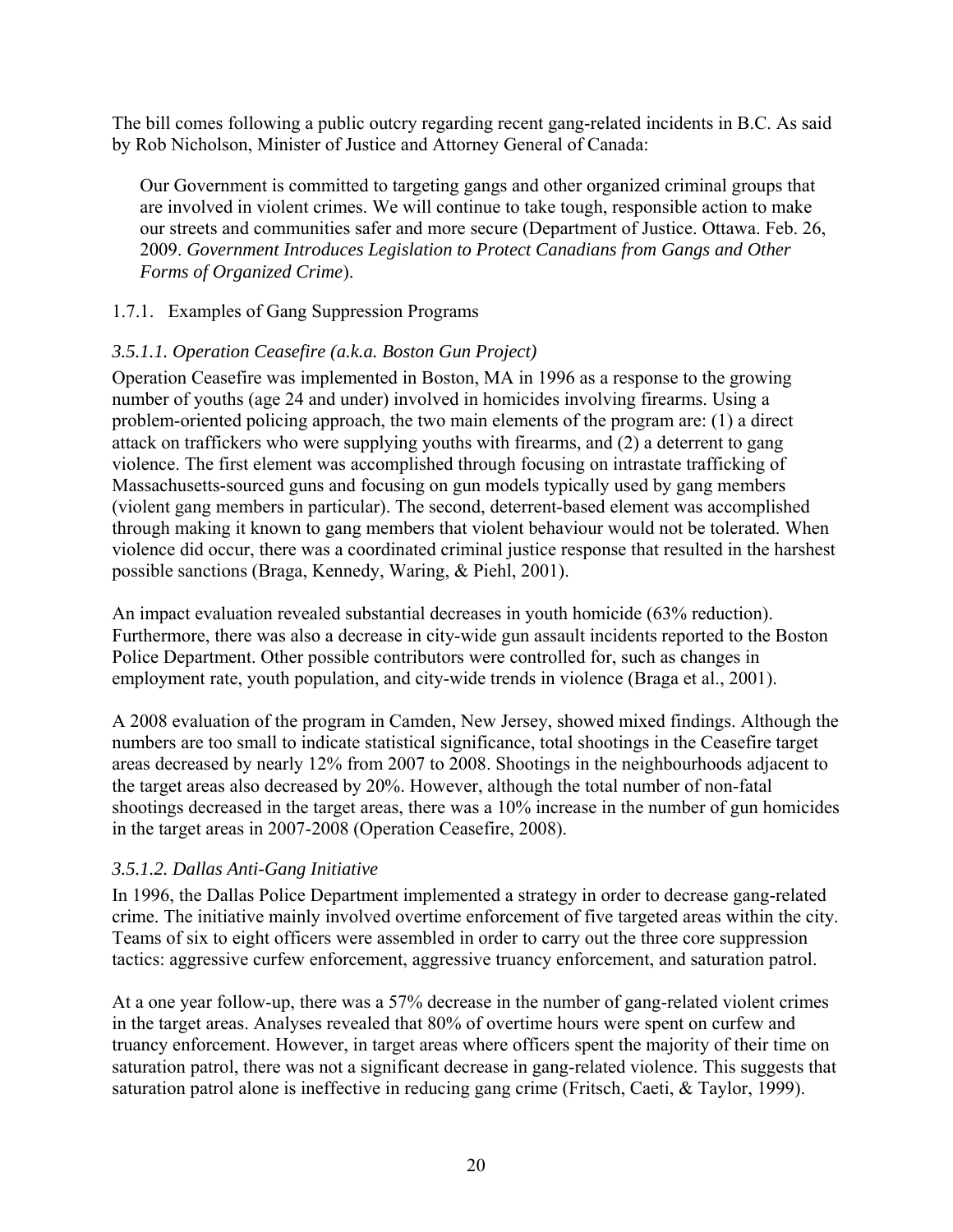The bill comes following a public outcry regarding recent gang-related incidents in B.C. As said by Rob Nicholson, Minister of Justice and Attorney General of Canada:

> Our Government is committed to targeting gangs and other organized criminal groups that are involved in violent crimes. We will continue to take tough, responsible action to make our streets and communities safer and more secure (Department of Justice. Ottawa. Feb. 26, 2009. *Government Introduces Legislation to Protect Canadians from Gangs and Other Forms of Organized Crime*).

### 1.7.1. Examples of Gang Suppression Programs

#### *3.5.1.1. Operation Ceasefire (a.k.a. Boston Gun Project)*

Operation Ceasefire was implemented in Boston, MA in 1996 as a response to the growing number of youths (age 24 and under) involved in homicides involving firearms. Using a problem-oriented policing approach, the two main elements of the program are: (1) a direct attack on traffickers who were supplying youths with firearms, and (2) a deterrent to gang violence. The first element was accomplished through focusing on intrastate trafficking of Massachusetts-sourced guns and focusing on gun models typically used by gang members (violent gang members in particular). The second, deterrent-based element was accomplished through making it known to gang members that violent behaviour would not be tolerated. When violence did occur, there was a coordinated criminal justice response that resulted in the harshest possible sanctions (Braga, Kennedy, Waring, & Piehl, 2001).

An impact evaluation revealed substantial decreases in youth homicide (63% reduction). Furthermore, there was also a decrease in city-wide gun assault incidents reported to the Boston Police Department. Other possible contributors were controlled for, such as changes in employment rate, youth population, and city-wide trends in violence (Braga et al., 2001).

A 2008 evaluation of the program in Camden, New Jersey, showed mixed findings. Although the numbers are too small to indicate statistical significance, total shootings in the Ceasefire target areas decreased by nearly 12% from 2007 to 2008. Shootings in the neighbourhoods adjacent to the target areas also decreased by 20%. However, although the total number of non-fatal shootings decreased in the target areas, there was a 10% increase in the number of gun homicides in the target areas in 2007-2008 (Operation Ceasefire, 2008).

#### *3.5.1.2. Dallas Anti-Gang Initiative*

In 1996, the Dallas Police Department implemented a strategy in order to decrease gang-related crime. The initiative mainly involved overtime enforcement of five targeted areas within the city. Teams of six to eight officers were assembled in order to carry out the three core suppression tactics: aggressive curfew enforcement, aggressive truancy enforcement, and saturation patrol.

At a one year follow-up, there was a 57% decrease in the number of gang-related violent crimes in the target areas. Analyses revealed that 80% of overtime hours were spent on curfew and truancy enforcement. However, in target areas where officers spent the majority of their time on saturation patrol, there was not a significant decrease in gang-related violence. This suggests that saturation patrol alone is ineffective in reducing gang crime (Fritsch, Caeti, & Taylor, 1999).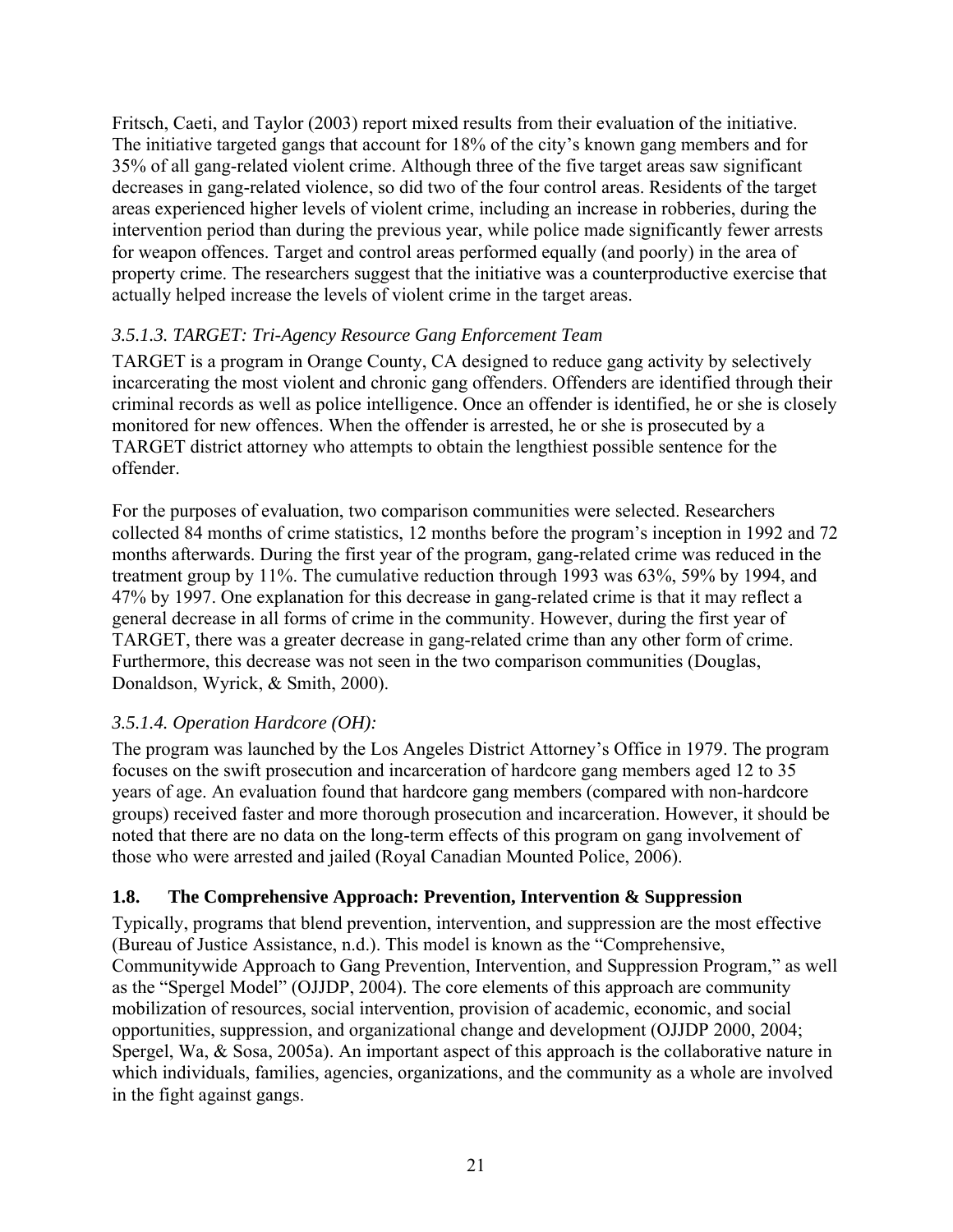Fritsch, Caeti, and Taylor (2003) report mixed results from their evaluation of the initiative. The initiative targeted gangs that account for 18% of the city's known gang members and for 35% of all gang-related violent crime. Although three of the five target areas saw significant decreases in gang-related violence, so did two of the four control areas. Residents of the target areas experienced higher levels of violent crime, including an increase in robberies, during the intervention period than during the previous year, while police made significantly fewer arrests for weapon offences. Target and control areas performed equally (and poorly) in the area of property crime. The researchers suggest that the initiative was a counterproductive exercise that actually helped increase the levels of violent crime in the target areas.

#### *3.5.1.3. TARGET: Tri-Agency Resource Gang Enforcement Team*

TARGET is a program in Orange County, CA designed to reduce gang activity by selectively incarcerating the most violent and chronic gang offenders. Offenders are identified through their criminal records as well as police intelligence. Once an offender is identified, he or she is closely monitored for new offences. When the offender is arrested, he or she is prosecuted by a TARGET district attorney who attempts to obtain the lengthiest possible sentence for the offender.

For the purposes of evaluation, two comparison communities were selected. Researchers collected 84 months of crime statistics, 12 months before the program's inception in 1992 and 72 months afterwards. During the first year of the program, gang-related crime was reduced in the treatment group by 11%. The cumulative reduction through 1993 was 63%, 59% by 1994, and 47% by 1997. One explanation for this decrease in gang-related crime is that it may reflect a general decrease in all forms of crime in the community. However, during the first year of TARGET, there was a greater decrease in gang-related crime than any other form of crime. Furthermore, this decrease was not seen in the two comparison communities (Douglas, Donaldson, Wyrick, & Smith, 2000).

#### *3.5.1.4. Operation Hardcore (OH):*

The program was launched by the Los Angeles District Attorney's Office in 1979. The program focuses on the swift prosecution and incarceration of hardcore gang members aged 12 to 35 years of age. An evaluation found that hardcore gang members (compared with non-hardcore groups) received faster and more thorough prosecution and incarceration. However, it should be noted that there are no data on the long-term effects of this program on gang involvement of those who were arrested and jailed (Royal Canadian Mounted Police, 2006).

## 1.8. The Comprehensive Approach: Prevention, Intervention & Suppression

Typically, programs that blend prevention, intervention, and suppression are the most effective (Bureau of Justice Assistance, n.d.). This model is known as the "Comprehensive, Communitywide Approach to Gang Prevention, Intervention, and Suppression Program," as well as the "Spergel Model" (OJJDP, 2004). The core elements of this approach are community mobilization of resources, social intervention, provision of academic, economic, and social opportunities, suppression, and organizational change and development (OJJDP 2000, 2004; Spergel, Wa, & Sosa, 2005a). An important aspect of this approach is the collaborative nature in which individuals, families, agencies, organizations, and the community as a whole are involved in the fight against gangs.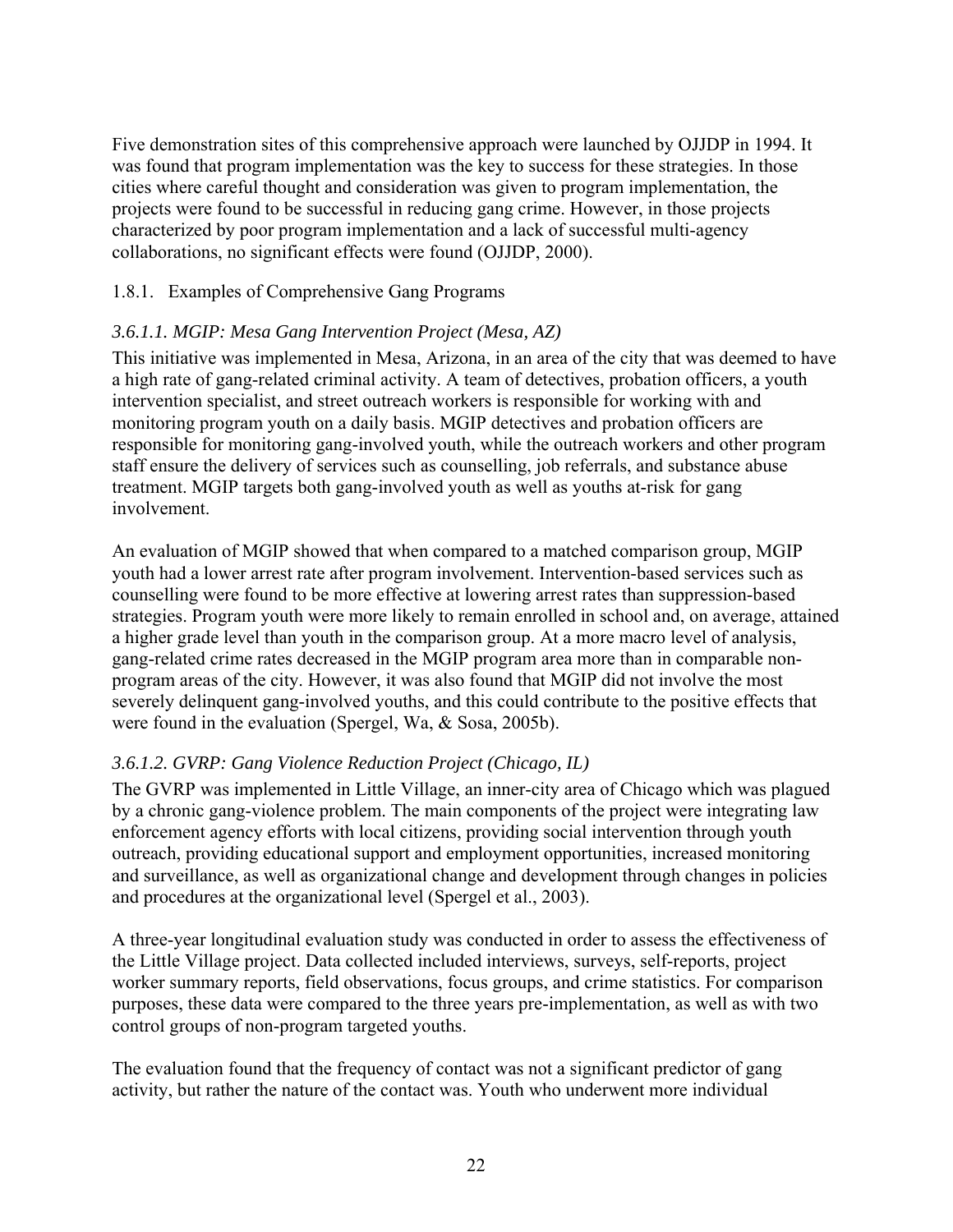Five demonstration sites of this comprehensive approach were launched by OJJDP in 1994. It was found that program implementation was the key to success for these strategies. In those cities where careful thought and consideration was given to program implementation, the projects were found to be successful in reducing gang crime. However, in those projects characterized by poor program implementation and a lack of successful multi-agency collaborations, no significant effects were found (OJJDP, 2000).

### 1.8.1. Examples of Comprehensive Gang Programs

#### *3.6.1.1. MGIP: Mesa Gang Intervention Project (Mesa, AZ)*

This initiative was implemented in Mesa, Arizona, in an area of the city that was deemed to have a high rate of gang-related criminal activity. A team of detectives, probation officers, a youth intervention specialist, and street outreach workers is responsible for working with and monitoring program youth on a daily basis. MGIP detectives and probation officers are responsible for monitoring gang-involved youth, while the outreach workers and other program staff ensure the delivery of services such as counselling, job referrals, and substance abuse treatment. MGIP targets both gang-involved youth as well as youths at-risk for gang involvement.

An evaluation of MGIP showed that when compared to a matched comparison group, MGIP youth had a lower arrest rate after program involvement. Intervention-based services such as counselling were found to be more effective at lowering arrest rates than suppression-based strategies. Program youth were more likely to remain enrolled in school and, on average, attained a higher grade level than youth in the comparison group. At a more macro level of analysis, gang-related crime rates decreased in the MGIP program area more than in comparable non-program areas of the city. However, it was also found that MGIP did not involve the most severely delinquent gang-involved youths, and this could contribute to the positive effects that were found in the evaluation (Spergel, Wa, & Sosa, 2005b).

#### *3.6.1.2. GVRP: Gang Violence Reduction Project (Chicago, IL)*

The GVRP was implemented in Little Village, an inner-city area of Chicago which was plagued by a chronic gang-violence problem. The main components of the project were integrating law enforcement agency efforts with local citizens, providing social intervention through youth outreach, providing educational support and employment opportunities, increased monitoring and surveillance, as well as organizational change and development through changes in policies and procedures at the organizational level (Spergel et al., 2003).

A three-year longitudinal evaluation study was conducted in order to assess the effectiveness of the Little Village project. Data collected included interviews, surveys, self-reports, project worker summary reports, field observations, focus groups, and crime statistics. For comparison purposes, these data were compared to the three years pre-implementation, as well as with two control groups of non-program targeted youths.

The evaluation found that the frequency of contact was not a significant predictor of gang activity, but rather the nature of the contact was. Youth who underwent more individual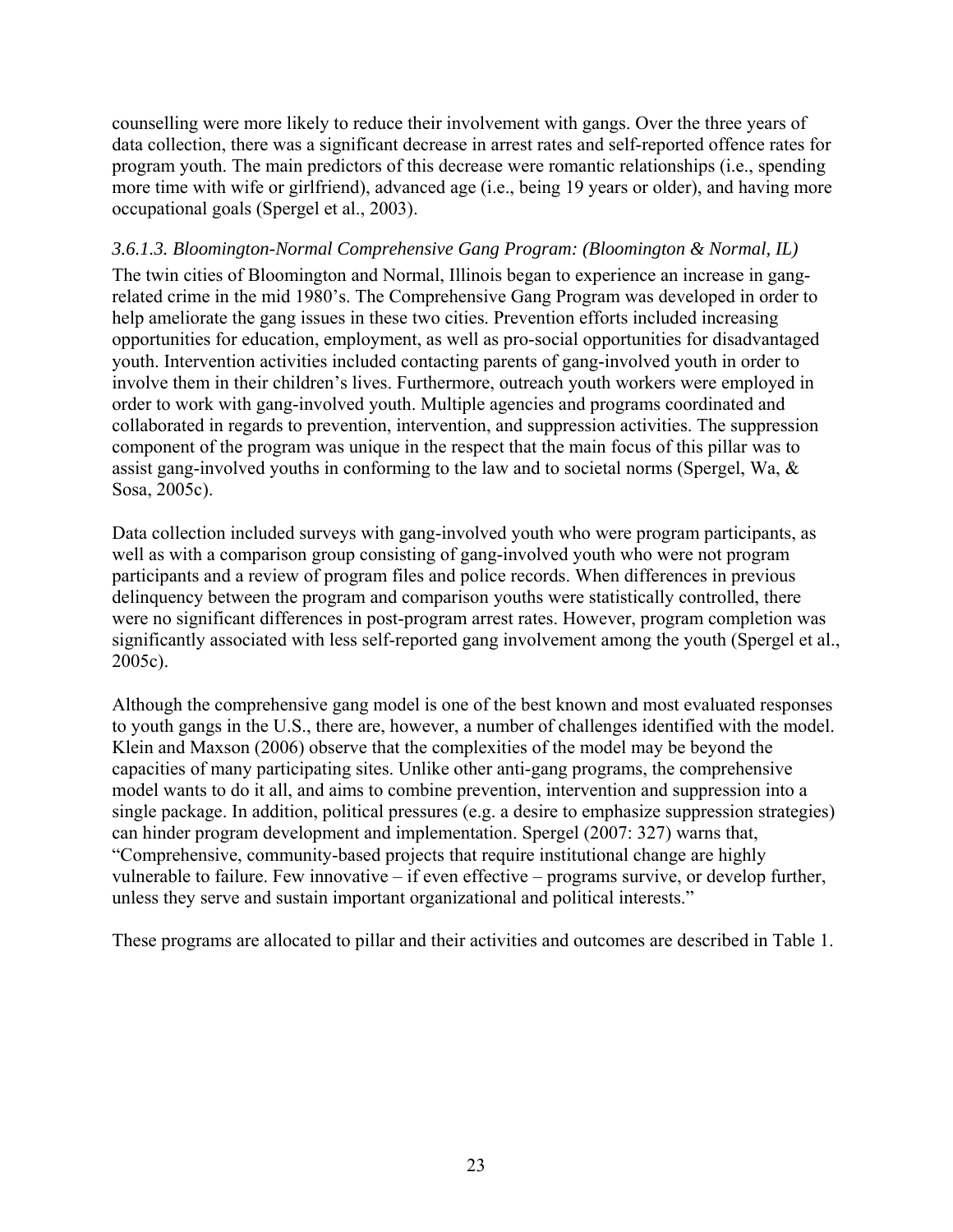counselling were more likely to reduce their involvement with gangs. Over the three years of data collection, there was a significant decrease in arrest rates and self-reported offence rates for program youth. The main predictors of this decrease were romantic relationships (i.e., spending more time with wife or girlfriend), advanced age (i.e., being 19 years or older), and having more occupational goals (Spergel et al., 2003).

#### *3.6.1.3. Bloomington-Normal Comprehensive Gang Program: (Bloomington & Normal, IL)*

The twin cities of Bloomington and Normal, Illinois began to experience an increase in gang-related crime in the mid 1980's. The Comprehensive Gang Program was developed in order to help ameliorate the gang issues in these two cities. Prevention efforts included increasing opportunities for education, employment, as well as pro-social opportunities for disadvantaged youth. Intervention activities included contacting parents of gang-involved youth in order to involve them in their children's lives. Furthermore, outreach youth workers were employed in order to work with gang-involved youth. Multiple agencies and programs coordinated and collaborated in regards to prevention, intervention, and suppression activities. The suppression component of the program was unique in the respect that the main focus of this pillar was to assist gang-involved youths in conforming to the law and to societal norms (Spergel, Wa, & Sosa, 2005c).

Data collection included surveys with gang-involved youth who were program participants, as well as with a comparison group consisting of gang-involved youth who were not program participants and a review of program files and police records. When differences in previous delinquency between the program and comparison youths were statistically controlled, there were no significant differences in post-program arrest rates. However, program completion was significantly associated with less self-reported gang involvement among the youth (Spergel et al., 2005c).

Although the comprehensive gang model is one of the best known and most evaluated responses to youth gangs in the U.S., there are, however, a number of challenges identified with the model. Klein and Maxson (2006) observe that the complexities of the model may be beyond the capacities of many participating sites. Unlike other anti-gang programs, the comprehensive model wants to do it all, and aims to combine prevention, intervention and suppression into a single package. In addition, political pressures (e.g. a desire to emphasize suppression strategies) can hinder program development and implementation. Spergel (2007: 327) warns that, "Comprehensive, community-based projects that require institutional change are highly vulnerable to failure. Few innovative – if even effective – programs survive, or develop further, unless they serve and sustain important organizational and political interests."

These programs are allocated to pillar and their activities and outcomes are described in Table 1.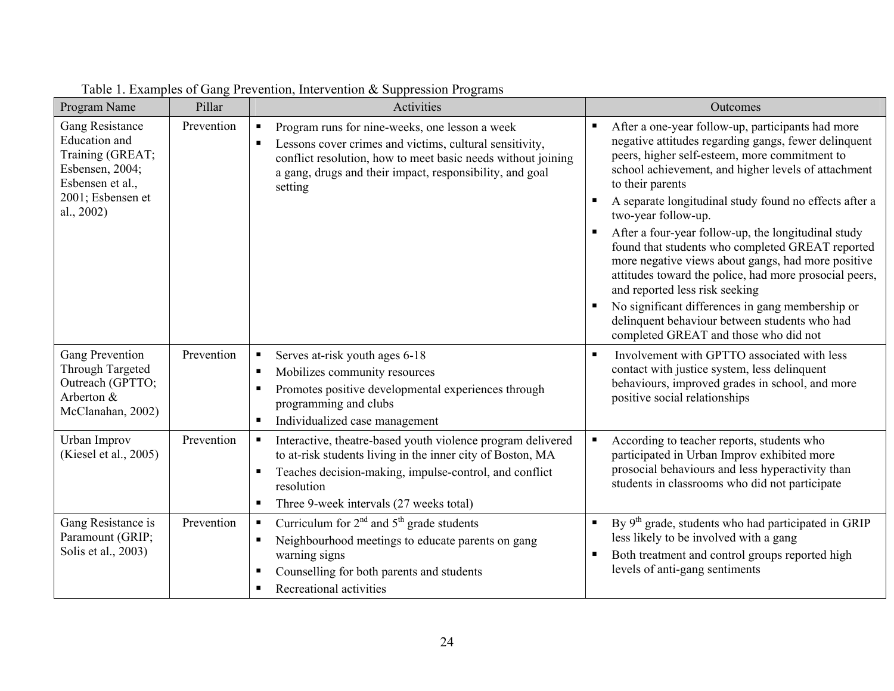Table 1. Examples of Gang Prevention, Intervention & Suppression Programs

| Program Name | Pillar | Activities | Outcomes |
| --- | --- | --- | --- |
| Gang Resistance Education and Training (GREAT; Esbensen, 2004; Esbensen et al., 2001; Esbensen et al., 2002) | Prevention | ▪ Program runs for nine-weeks, one lesson a week<br>▪ Lessons cover crimes and victims, cultural sensitivity, conflict resolution, how to meet basic needs without joining a gang, drugs and their impact, responsibility, and goal setting | ▪ After a one-year follow-up, participants had more negative attitudes regarding gangs, fewer delinquent peers, higher self-esteem, more commitment to school achievement, and higher levels of attachment to their parents<br>▪ A separate longitudinal study found no effects after a two-year follow-up.<br>▪ After a four-year follow-up, the longitudinal study found that students who completed GREAT reported more negative views about gangs, had more positive attitudes toward the police, had more prosocial peers, and reported less risk seeking<br>▪ No significant differences in gang membership or delinquent behaviour between students who had completed GREAT and those who did not |
| Gang Prevention Through Targeted Outreach (GPTTO; Arberton & McClanahan, 2002) | Prevention | ▪ Serves at-risk youth ages 6-18<br>▪ Mobilizes community resources<br>▪ Promotes positive developmental experiences through programming and clubs<br>▪ Individualized case management | ▪ Involvement with GPTTO associated with less contact with justice system, less delinquent behaviours, improved grades in school, and more positive social relationships |
| Urban Improv (Kiesel et al., 2005) | Prevention | ▪ Interactive, theatre-based youth violence program delivered to at-risk students living in the inner city of Boston, MA<br>▪ Teaches decision-making, impulse-control, and conflict resolution<br>▪ Three 9-week intervals (27 weeks total) | ▪ According to teacher reports, students who participated in Urban Improv exhibited more prosocial behaviours and less hyperactivity than students in classrooms who did not participate |
| Gang Resistance is Paramount (GRIP; Solis et al., 2003) | Prevention | ▪ Curriculum for 2nd and 5th grade students<br>▪ Neighbourhood meetings to educate parents on gang warning signs<br>▪ Counselling for both parents and students<br>▪ Recreational activities | ▪ By 9th grade, students who had participated in GRIP less likely to be involved with a gang<br>▪ Both treatment and control groups reported high levels of anti-gang sentiments |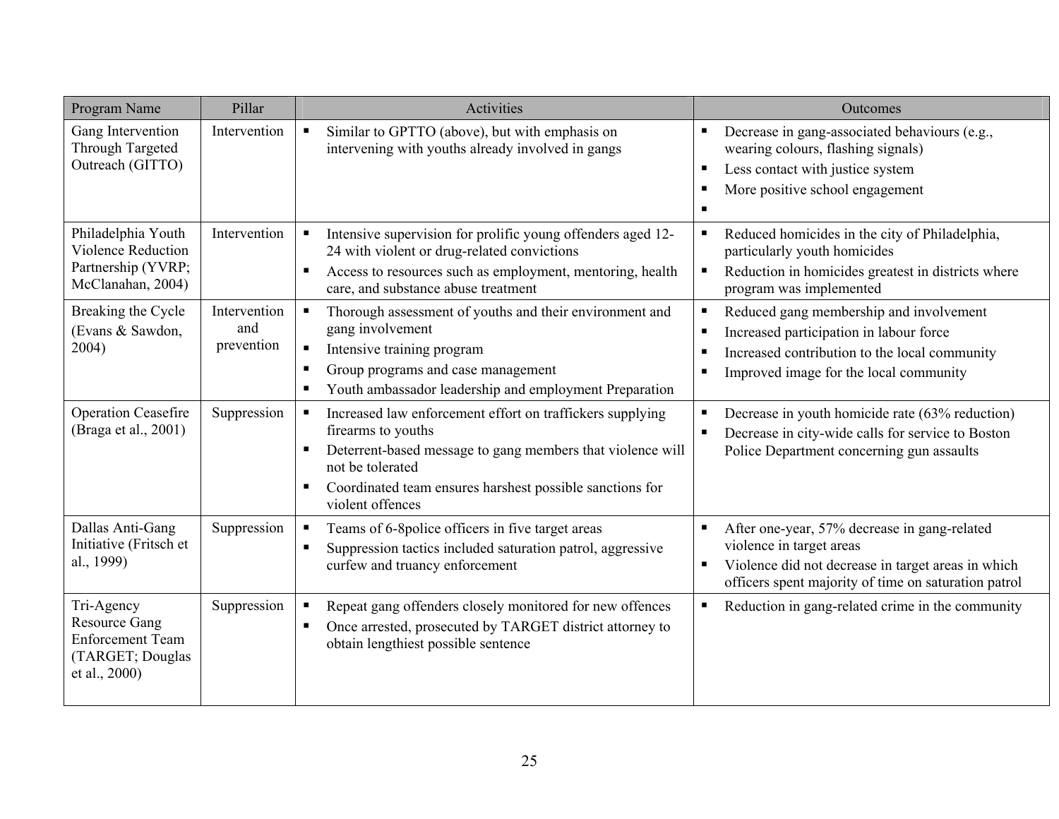| Program Name | Pillar | Activities | Outcomes |
|---|---|---|---|
| Gang Intervention Through Targeted Outreach (GITTO) | Intervention | ▪ Similar to GPTTO (above), but with emphasis on intervening with youths already involved in gangs | ▪ Decrease in gang-associated behaviours (e.g., wearing colours, flashing signals)<br>▪ Less contact with justice system<br>▪ More positive school engagement<br>▪ |
| Philadelphia Youth Violence Reduction Partnership (YVRP; McClanahan, 2004) | Intervention | ▪ Intensive supervision for prolific young offenders aged 12-24 with violent or drug-related convictions<br>▪ Access to resources such as employment, mentoring, health care, and substance abuse treatment | ▪ Reduced homicides in the city of Philadelphia, particularly youth homicides<br>▪ Reduction in homicides greatest in districts where program was implemented |
| Breaking the Cycle (Evans & Sawdon, 2004) | Intervention and prevention | ▪ Thorough assessment of youths and their environment and gang involvement<br>▪ Intensive training program<br>▪ Group programs and case management<br>▪ Youth ambassador leadership and employment Preparation | ▪ Reduced gang membership and involvement<br>▪ Increased participation in labour force<br>▪ Increased contribution to the local community<br>▪ Improved image for the local community |
| Operation Ceasefire (Braga et al., 2001) | Suppression | ▪ Increased law enforcement effort on traffickers supplying firearms to youths<br>▪ Deterrent-based message to gang members that violence will not be tolerated<br>▪ Coordinated team ensures harshest possible sanctions for violent offences | ▪ Decrease in youth homicide rate (63% reduction)<br>▪ Decrease in city-wide calls for service to Boston Police Department concerning gun assaults |
| Dallas Anti-Gang Initiative (Fritsch et al., 1999) | Suppression | ▪ Teams of 6-8police officers in five target areas<br>▪ Suppression tactics included saturation patrol, aggressive curfew and truancy enforcement | ▪ After one-year, 57% decrease in gang-related violence in target areas<br>▪ Violence did not decrease in target areas in which officers spent majority of time on saturation patrol |
| Tri-Agency Resource Gang Enforcement Team (TARGET; Douglas et al., 2000) | Suppression | ▪ Repeat gang offenders closely monitored for new offences<br>▪ Once arrested, prosecuted by TARGET district attorney to obtain lengthiest possible sentence | ▪ Reduction in gang-related crime in the community |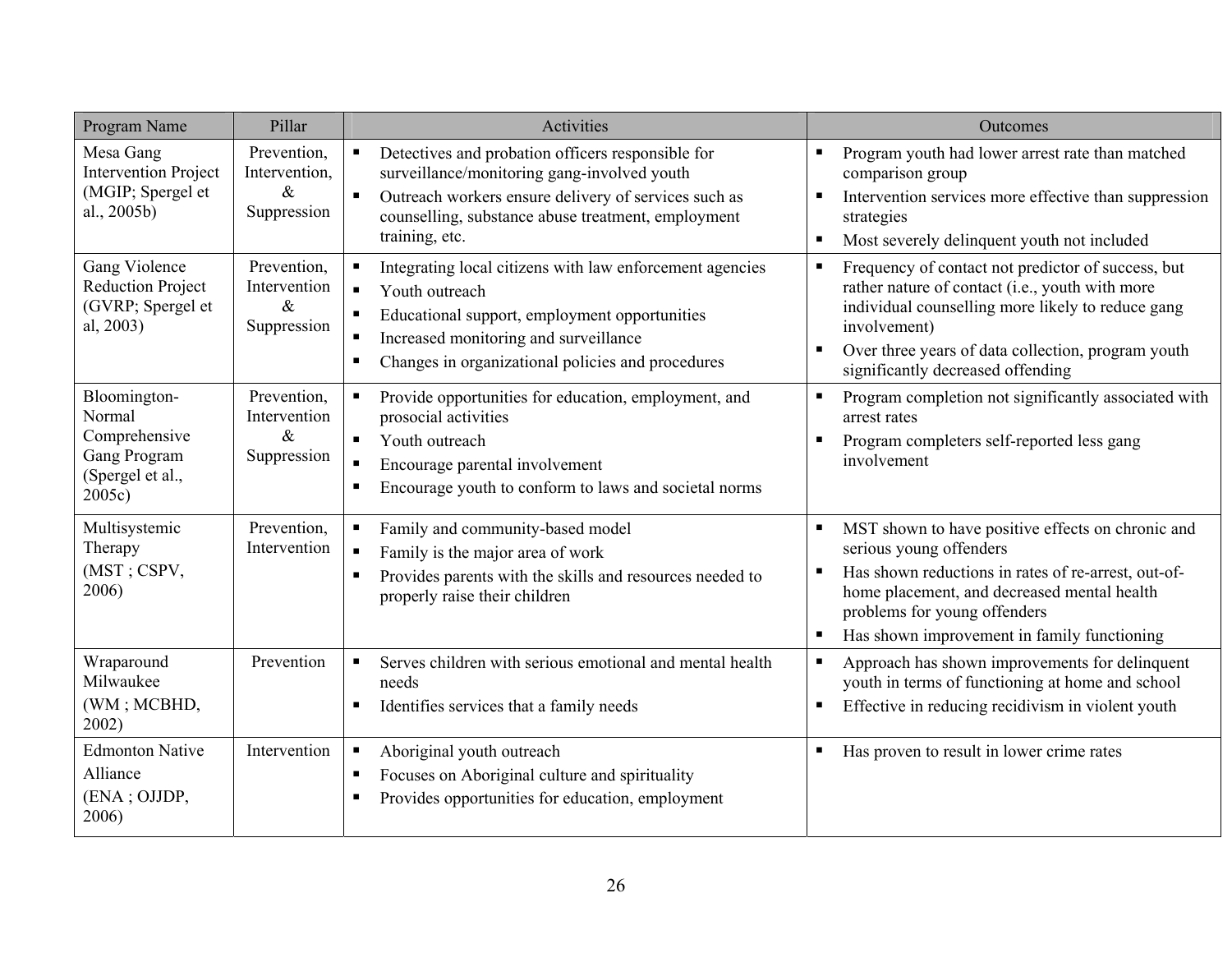| Program Name | Pillar | Activities | Outcomes |
|---|---|---|---|
| Mesa Gang Intervention Project (MGIP; Spergel et al., 2005b) | Prevention, Intervention, & Suppression | ▪ Detectives and probation officers responsible for surveillance/monitoring gang-involved youth<br>▪ Outreach workers ensure delivery of services such as counselling, substance abuse treatment, employment training, etc. | ▪ Program youth had lower arrest rate than matched comparison group<br>▪ Intervention services more effective than suppression strategies<br>▪ Most severely delinquent youth not included |
| Gang Violence Reduction Project (GVRP; Spergel et al, 2003) | Prevention, Intervention & Suppression | ▪ Integrating local citizens with law enforcement agencies<br>▪ Youth outreach<br>▪ Educational support, employment opportunities<br>▪ Increased monitoring and surveillance<br>▪ Changes in organizational policies and procedures | ▪ Frequency of contact not predictor of success, but rather nature of contact (i.e., youth with more individual counselling more likely to reduce gang involvement)<br>▪ Over three years of data collection, program youth significantly decreased offending |
| Bloomington-Normal Comprehensive Gang Program (Spergel et al., 2005c) | Prevention, Intervention & Suppression | ▪ Provide opportunities for education, employment, and prosocial activities<br>▪ Youth outreach<br>▪ Encourage parental involvement<br>▪ Encourage youth to conform to laws and societal norms | ▪ Program completion not significantly associated with arrest rates<br>▪ Program completers self-reported less gang involvement |
| Multisystemic Therapy (MST ; CSPV, 2006) | Prevention, Intervention | ▪ Family and community-based model<br>▪ Family is the major area of work<br>▪ Provides parents with the skills and resources needed to properly raise their children | ▪ MST shown to have positive effects on chronic and serious young offenders<br>▪ Has shown reductions in rates of re-arrest, out-of-home placement, and decreased mental health problems for young offenders<br>▪ Has shown improvement in family functioning |
| Wraparound Milwaukee (WM ; MCBHD, 2002) | Prevention | ▪ Serves children with serious emotional and mental health needs<br>▪ Identifies services that a family needs | ▪ Approach has shown improvements for delinquent youth in terms of functioning at home and school<br>▪ Effective in reducing recidivism in violent youth |
| Edmonton Native Alliance (ENA ; OJJDP, 2006) | Intervention | ▪ Aboriginal youth outreach<br>▪ Focuses on Aboriginal culture and spirituality<br>▪ Provides opportunities for education, employment | ▪ Has proven to result in lower crime rates |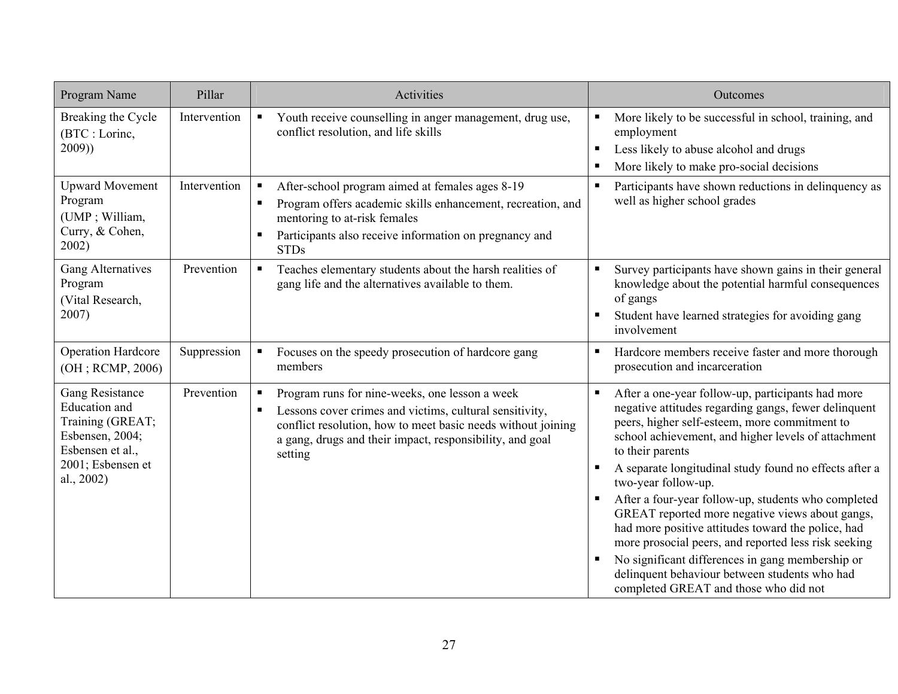| Program Name | Pillar | Activities | Outcomes |
|---|---|---|---|
| Breaking the Cycle (BTC : Lorinc, 2009)) | Intervention | ▪ Youth receive counselling in anger management, drug use, conflict resolution, and life skills | ▪ More likely to be successful in school, training, and employment<br>▪ Less likely to abuse alcohol and drugs<br>▪ More likely to make pro-social decisions |
| Upward Movement Program (UMP ; William, Curry, & Cohen, 2002) | Intervention | ▪ After-school program aimed at females ages 8-19<br>▪ Program offers academic skills enhancement, recreation, and mentoring to at-risk females<br>▪ Participants also receive information on pregnancy and STDs | ▪ Participants have shown reductions in delinquency as well as higher school grades |
| Gang Alternatives Program (Vital Research, 2007) | Prevention | ▪ Teaches elementary students about the harsh realities of gang life and the alternatives available to them. | ▪ Survey participants have shown gains in their general knowledge about the potential harmful consequences of gangs<br>▪ Student have learned strategies for avoiding gang involvement |
| Operation Hardcore (OH ; RCMP, 2006) | Suppression | ▪ Focuses on the speedy prosecution of hardcore gang members | ▪ Hardcore members receive faster and more thorough prosecution and incarceration |
| Gang Resistance Education and Training (GREAT; Esbensen, 2004; Esbensen et al., 2001; Esbensen et al., 2002) | Prevention | ▪ Program runs for nine-weeks, one lesson a week<br>▪ Lessons cover crimes and victims, cultural sensitivity, conflict resolution, how to meet basic needs without joining a gang, drugs and their impact, responsibility, and goal setting | ▪ After a one-year follow-up, participants had more negative attitudes regarding gangs, fewer delinquent peers, higher self-esteem, more commitment to school achievement, and higher levels of attachment to their parents<br>▪ A separate longitudinal study found no effects after a two-year follow-up.<br>▪ After a four-year follow-up, students who completed GREAT reported more negative views about gangs, had more positive attitudes toward the police, had more prosocial peers, and reported less risk seeking<br>▪ No significant differences in gang membership or delinquent behaviour between students who had completed GREAT and those who did not |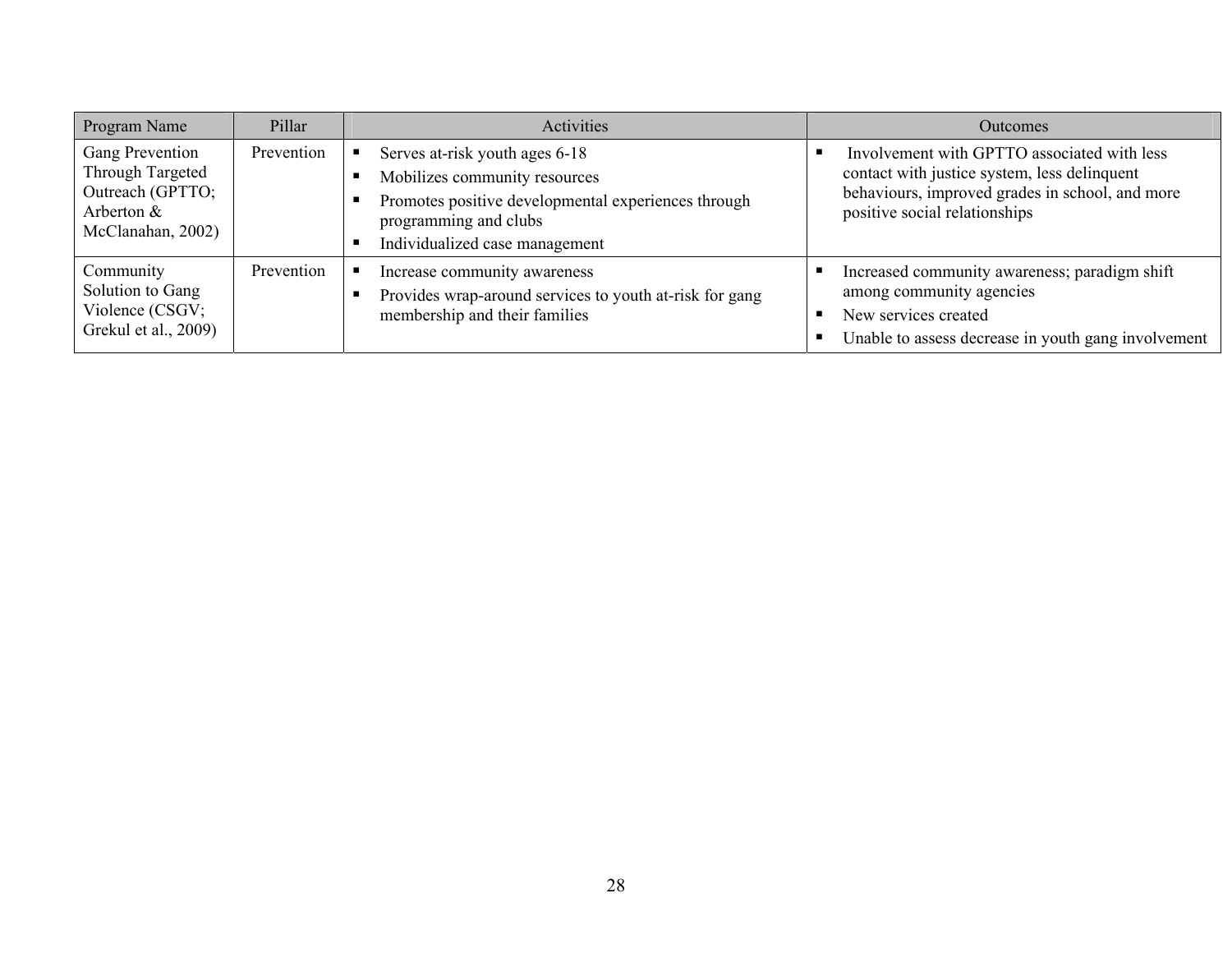| Program Name | Pillar | Activities | Outcomes |
|---|---|---|---|
| Gang Prevention Through Targeted Outreach (GPTTO; Arberton & McClanahan, 2002) | Prevention | ▪ Serves at-risk youth ages 6-18<br>▪ Mobilizes community resources<br>▪ Promotes positive developmental experiences through programming and clubs<br>▪ Individualized case management | ▪ Involvement with GPTTO associated with less contact with justice system, less delinquent behaviours, improved grades in school, and more positive social relationships |
| Community Solution to Gang Violence (CSGV; Grekul et al., 2009) | Prevention | ▪ Increase community awareness<br>▪ Provides wrap-around services to youth at-risk for gang membership and their families | ▪ Increased community awareness; paradigm shift among community agencies<br>▪ New services created<br>▪ Unable to assess decrease in youth gang involvement |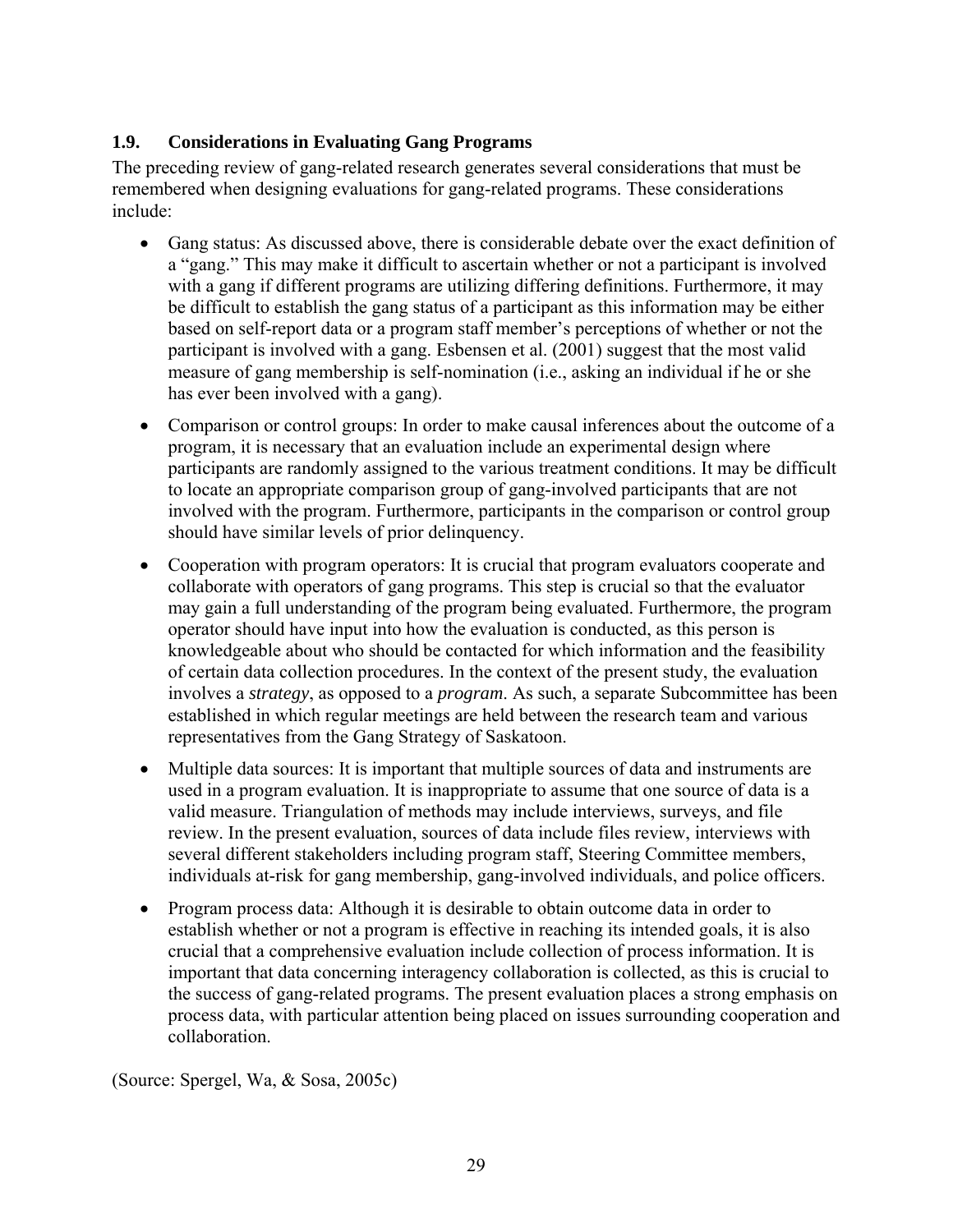### 1.9. Considerations in Evaluating Gang Programs

The preceding review of gang-related research generates several considerations that must be remembered when designing evaluations for gang-related programs. These considerations include:

- Gang status: As discussed above, there is considerable debate over the exact definition of a "gang." This may make it difficult to ascertain whether or not a participant is involved with a gang if different programs are utilizing differing definitions. Furthermore, it may be difficult to establish the gang status of a participant as this information may be either based on self-report data or a program staff member's perceptions of whether or not the participant is involved with a gang. Esbensen et al. (2001) suggest that the most valid measure of gang membership is self-nomination (i.e., asking an individual if he or she has ever been involved with a gang).

- Comparison or control groups: In order to make causal inferences about the outcome of a program, it is necessary that an evaluation include an experimental design where participants are randomly assigned to the various treatment conditions. It may be difficult to locate an appropriate comparison group of gang-involved participants that are not involved with the program. Furthermore, participants in the comparison or control group should have similar levels of prior delinquency.

- Cooperation with program operators: It is crucial that program evaluators cooperate and collaborate with operators of gang programs. This step is crucial so that the evaluator may gain a full understanding of the program being evaluated. Furthermore, the program operator should have input into how the evaluation is conducted, as this person is knowledgeable about who should be contacted for which information and the feasibility of certain data collection procedures. In the context of the present study, the evaluation involves a *strategy*, as opposed to a *program*. As such, a separate Subcommittee has been established in which regular meetings are held between the research team and various representatives from the Gang Strategy of Saskatoon.

- Multiple data sources: It is important that multiple sources of data and instruments are used in a program evaluation. It is inappropriate to assume that one source of data is a valid measure. Triangulation of methods may include interviews, surveys, and file review. In the present evaluation, sources of data include files review, interviews with several different stakeholders including program staff, Steering Committee members, individuals at-risk for gang membership, gang-involved individuals, and police officers.

- Program process data: Although it is desirable to obtain outcome data in order to establish whether or not a program is effective in reaching its intended goals, it is also crucial that a comprehensive evaluation include collection of process information. It is important that data concerning interagency collaboration is collected, as this is crucial to the success of gang-related programs. The present evaluation places a strong emphasis on process data, with particular attention being placed on issues surrounding cooperation and collaboration.

(Source: Spergel, Wa, & Sosa, 2005c)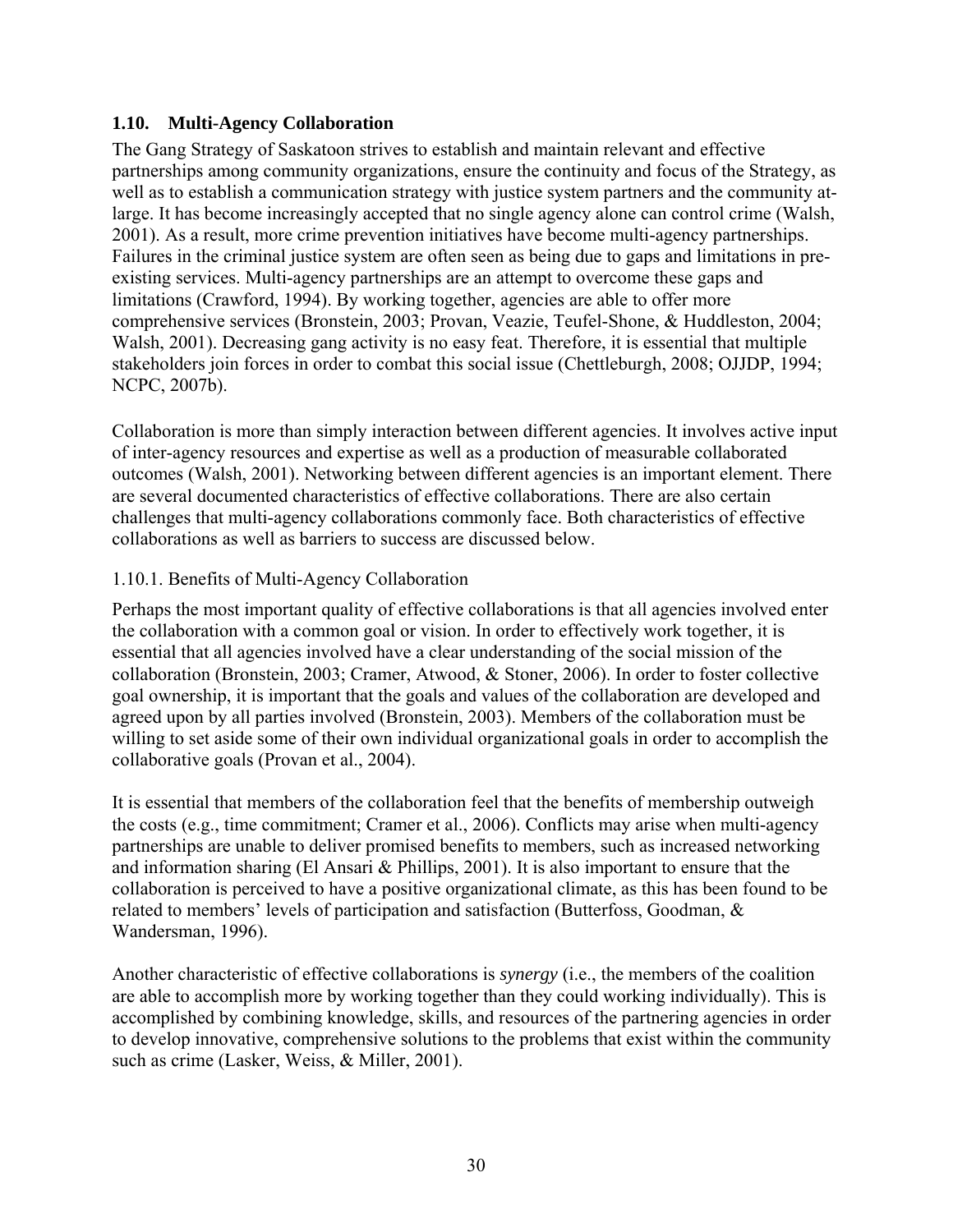## 1.10. Multi-Agency Collaboration

The Gang Strategy of Saskatoon strives to establish and maintain relevant and effective partnerships among community organizations, ensure the continuity and focus of the Strategy, as well as to establish a communication strategy with justice system partners and the community at-large. It has become increasingly accepted that no single agency alone can control crime (Walsh, 2001). As a result, more crime prevention initiatives have become multi-agency partnerships. Failures in the criminal justice system are often seen as being due to gaps and limitations in pre-existing services. Multi-agency partnerships are an attempt to overcome these gaps and limitations (Crawford, 1994). By working together, agencies are able to offer more comprehensive services (Bronstein, 2003; Provan, Veazie, Teufel-Shone, & Huddleston, 2004; Walsh, 2001). Decreasing gang activity is no easy feat. Therefore, it is essential that multiple stakeholders join forces in order to combat this social issue (Chettleburgh, 2008; OJJDP, 1994; NCPC, 2007b).

Collaboration is more than simply interaction between different agencies. It involves active input of inter-agency resources and expertise as well as a production of measurable collaborated outcomes (Walsh, 2001). Networking between different agencies is an important element. There are several documented characteristics of effective collaborations. There are also certain challenges that multi-agency collaborations commonly face. Both characteristics of effective collaborations as well as barriers to success are discussed below.

### 1.10.1. Benefits of Multi-Agency Collaboration

Perhaps the most important quality of effective collaborations is that all agencies involved enter the collaboration with a common goal or vision. In order to effectively work together, it is essential that all agencies involved have a clear understanding of the social mission of the collaboration (Bronstein, 2003; Cramer, Atwood, & Stoner, 2006). In order to foster collective goal ownership, it is important that the goals and values of the collaboration are developed and agreed upon by all parties involved (Bronstein, 2003). Members of the collaboration must be willing to set aside some of their own individual organizational goals in order to accomplish the collaborative goals (Provan et al., 2004).

It is essential that members of the collaboration feel that the benefits of membership outweigh the costs (e.g., time commitment; Cramer et al., 2006). Conflicts may arise when multi-agency partnerships are unable to deliver promised benefits to members, such as increased networking and information sharing (El Ansari & Phillips, 2001). It is also important to ensure that the collaboration is perceived to have a positive organizational climate, as this has been found to be related to members' levels of participation and satisfaction (Butterfoss, Goodman, & Wandersman, 1996).

Another characteristic of effective collaborations is *synergy* (i.e., the members of the coalition are able to accomplish more by working together than they could working individually). This is accomplished by combining knowledge, skills, and resources of the partnering agencies in order to develop innovative, comprehensive solutions to the problems that exist within the community such as crime (Lasker, Weiss, & Miller, 2001).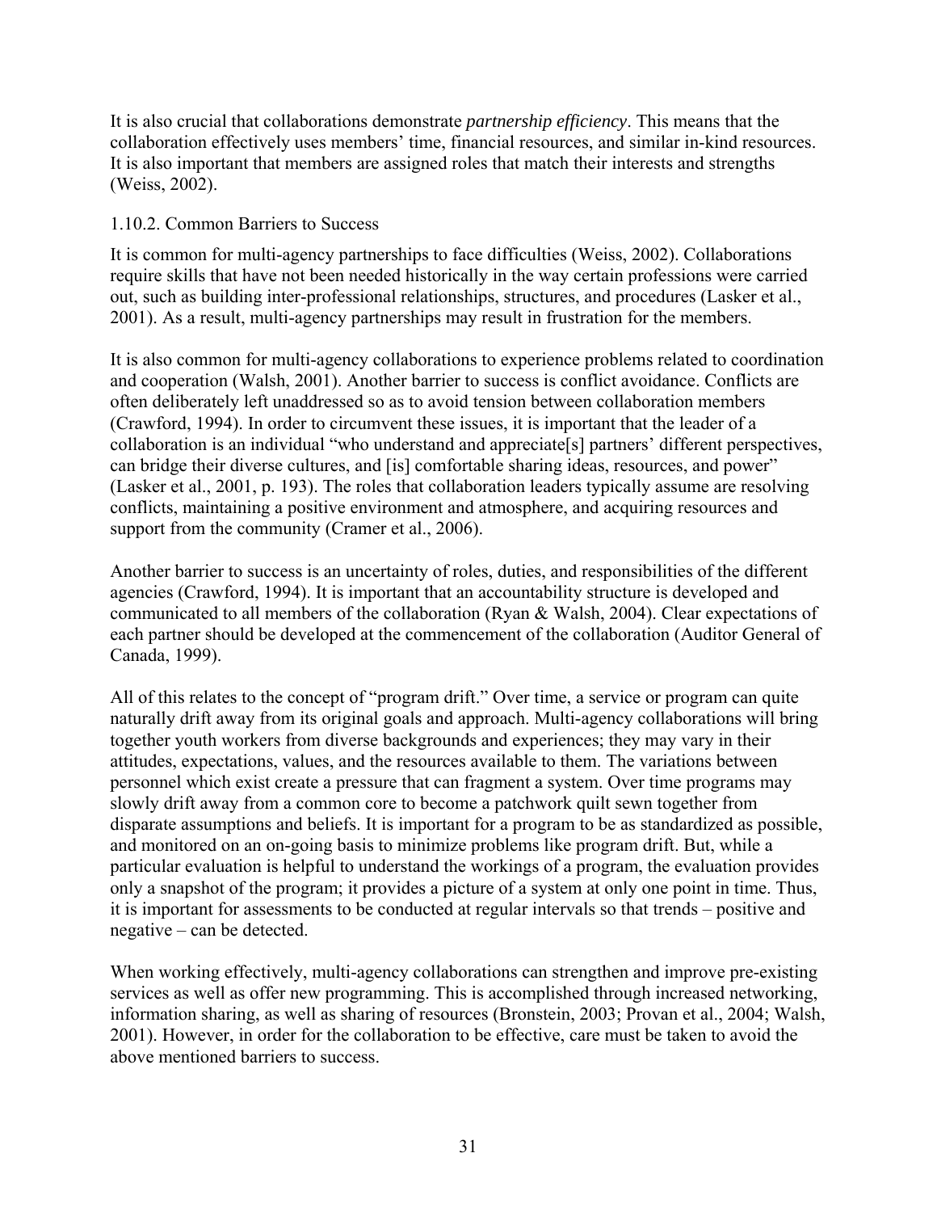It is also crucial that collaborations demonstrate *partnership efficiency*. This means that the collaboration effectively uses members' time, financial resources, and similar in-kind resources. It is also important that members are assigned roles that match their interests and strengths (Weiss, 2002).

### 1.10.2. Common Barriers to Success

It is common for multi-agency partnerships to face difficulties (Weiss, 2002). Collaborations require skills that have not been needed historically in the way certain professions were carried out, such as building inter-professional relationships, structures, and procedures (Lasker et al., 2001). As a result, multi-agency partnerships may result in frustration for the members.

It is also common for multi-agency collaborations to experience problems related to coordination and cooperation (Walsh, 2001). Another barrier to success is conflict avoidance. Conflicts are often deliberately left unaddressed so as to avoid tension between collaboration members (Crawford, 1994). In order to circumvent these issues, it is important that the leader of a collaboration is an individual "who understand and appreciate[s] partners' different perspectives, can bridge their diverse cultures, and [is] comfortable sharing ideas, resources, and power" (Lasker et al., 2001, p. 193). The roles that collaboration leaders typically assume are resolving conflicts, maintaining a positive environment and atmosphere, and acquiring resources and support from the community (Cramer et al., 2006).

Another barrier to success is an uncertainty of roles, duties, and responsibilities of the different agencies (Crawford, 1994). It is important that an accountability structure is developed and communicated to all members of the collaboration (Ryan & Walsh, 2004). Clear expectations of each partner should be developed at the commencement of the collaboration (Auditor General of Canada, 1999).

All of this relates to the concept of "program drift." Over time, a service or program can quite naturally drift away from its original goals and approach. Multi-agency collaborations will bring together youth workers from diverse backgrounds and experiences; they may vary in their attitudes, expectations, values, and the resources available to them. The variations between personnel which exist create a pressure that can fragment a system. Over time programs may slowly drift away from a common core to become a patchwork quilt sewn together from disparate assumptions and beliefs. It is important for a program to be as standardized as possible, and monitored on an on-going basis to minimize problems like program drift. But, while a particular evaluation is helpful to understand the workings of a program, the evaluation provides only a snapshot of the program; it provides a picture of a system at only one point in time. Thus, it is important for assessments to be conducted at regular intervals so that trends – positive and negative – can be detected.

When working effectively, multi-agency collaborations can strengthen and improve pre-existing services as well as offer new programming. This is accomplished through increased networking, information sharing, as well as sharing of resources (Bronstein, 2003; Provan et al., 2004; Walsh, 2001). However, in order for the collaboration to be effective, care must be taken to avoid the above mentioned barriers to success.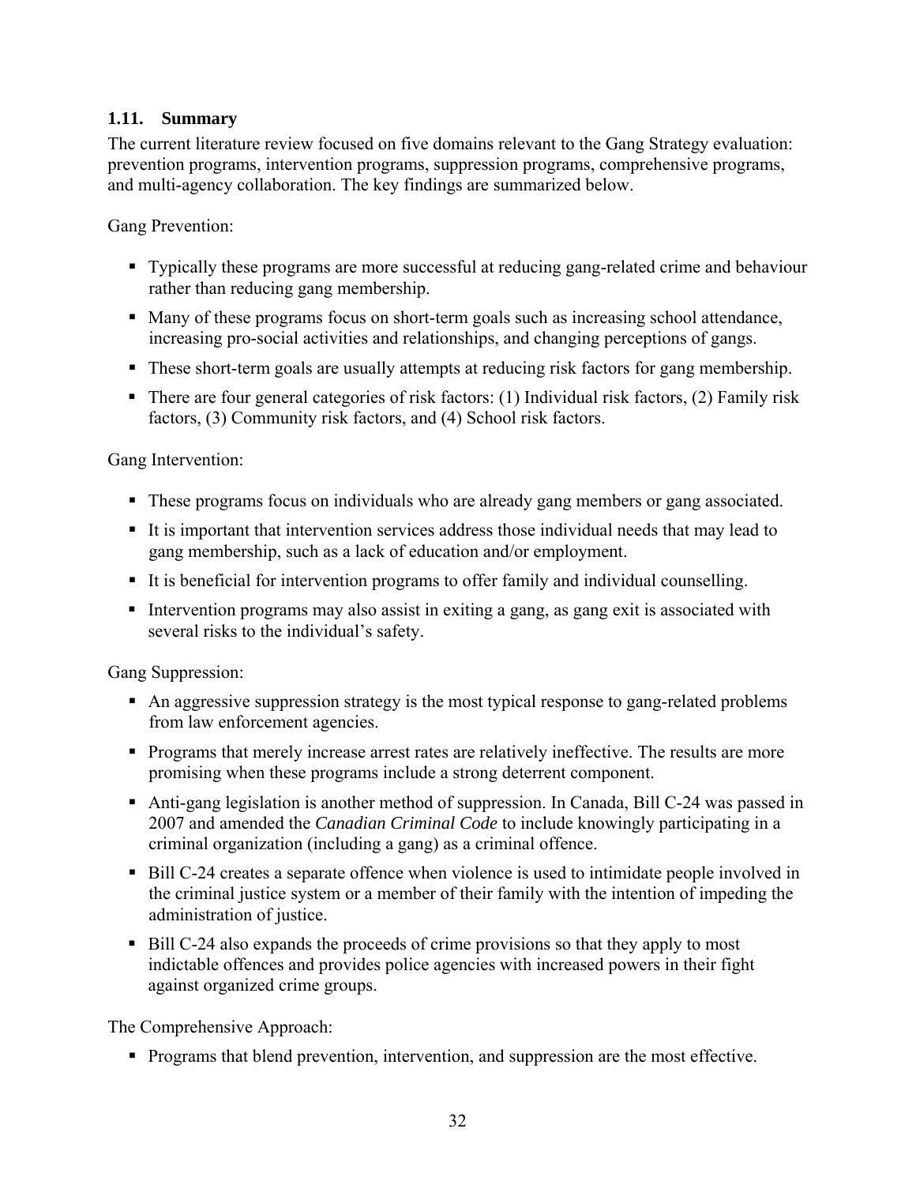### 1.11. Summary

The current literature review focused on five domains relevant to the Gang Strategy evaluation: prevention programs, intervention programs, suppression programs, comprehensive programs, and multi-agency collaboration. The key findings are summarized below.

Gang Prevention:

- Typically these programs are more successful at reducing gang-related crime and behaviour rather than reducing gang membership.
- Many of these programs focus on short-term goals such as increasing school attendance, increasing pro-social activities and relationships, and changing perceptions of gangs.
- These short-term goals are usually attempts at reducing risk factors for gang membership.
- There are four general categories of risk factors: (1) Individual risk factors, (2) Family risk factors, (3) Community risk factors, and (4) School risk factors.

Gang Intervention:

- These programs focus on individuals who are already gang members or gang associated.
- It is important that intervention services address those individual needs that may lead to gang membership, such as a lack of education and/or employment.
- It is beneficial for intervention programs to offer family and individual counselling.
- Intervention programs may also assist in exiting a gang, as gang exit is associated with several risks to the individual's safety.

Gang Suppression:

- An aggressive suppression strategy is the most typical response to gang-related problems from law enforcement agencies.
- Programs that merely increase arrest rates are relatively ineffective. The results are more promising when these programs include a strong deterrent component.
- Anti-gang legislation is another method of suppression. In Canada, Bill C-24 was passed in 2007 and amended the *Canadian Criminal Code* to include knowingly participating in a criminal organization (including a gang) as a criminal offence.
- Bill C-24 creates a separate offence when violence is used to intimidate people involved in the criminal justice system or a member of their family with the intention of impeding the administration of justice.
- Bill C-24 also expands the proceeds of crime provisions so that they apply to most indictable offences and provides police agencies with increased powers in their fight against organized crime groups.

The Comprehensive Approach:

- Programs that blend prevention, intervention, and suppression are the most effective.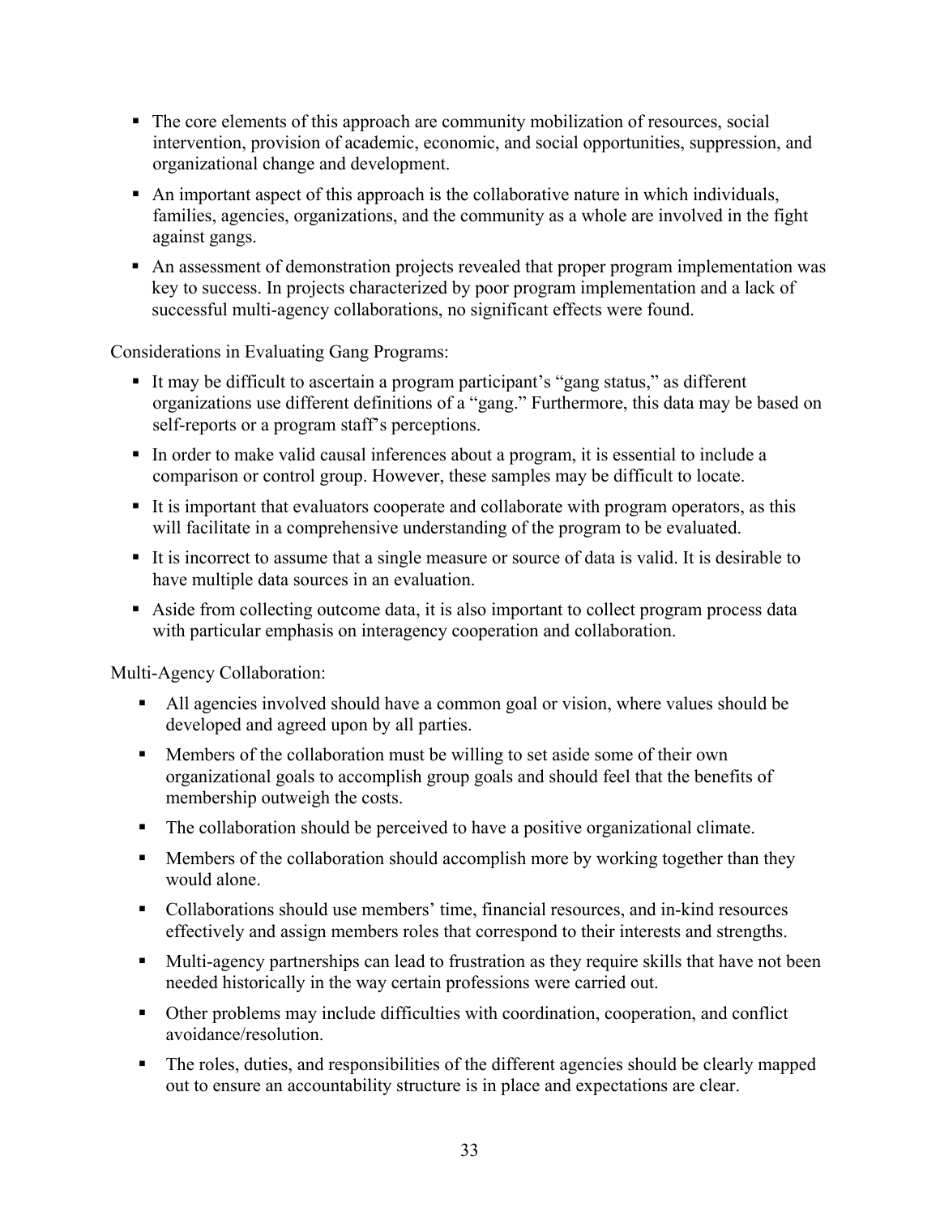- The core elements of this approach are community mobilization of resources, social intervention, provision of academic, economic, and social opportunities, suppression, and organizational change and development.
- An important aspect of this approach is the collaborative nature in which individuals, families, agencies, organizations, and the community as a whole are involved in the fight against gangs.
- An assessment of demonstration projects revealed that proper program implementation was key to success. In projects characterized by poor program implementation and a lack of successful multi-agency collaborations, no significant effects were found.

Considerations in Evaluating Gang Programs:

- It may be difficult to ascertain a program participant's "gang status," as different organizations use different definitions of a "gang." Furthermore, this data may be based on self-reports or a program staff's perceptions.
- In order to make valid causal inferences about a program, it is essential to include a comparison or control group. However, these samples may be difficult to locate.
- It is important that evaluators cooperate and collaborate with program operators, as this will facilitate in a comprehensive understanding of the program to be evaluated.
- It is incorrect to assume that a single measure or source of data is valid. It is desirable to have multiple data sources in an evaluation.
- Aside from collecting outcome data, it is also important to collect program process data with particular emphasis on interagency cooperation and collaboration.

Multi-Agency Collaboration:

- All agencies involved should have a common goal or vision, where values should be developed and agreed upon by all parties.
- Members of the collaboration must be willing to set aside some of their own organizational goals to accomplish group goals and should feel that the benefits of membership outweigh the costs.
- The collaboration should be perceived to have a positive organizational climate.
- Members of the collaboration should accomplish more by working together than they would alone.
- Collaborations should use members' time, financial resources, and in-kind resources effectively and assign members roles that correspond to their interests and strengths.
- Multi-agency partnerships can lead to frustration as they require skills that have not been needed historically in the way certain professions were carried out.
- Other problems may include difficulties with coordination, cooperation, and conflict avoidance/resolution.
- The roles, duties, and responsibilities of the different agencies should be clearly mapped out to ensure an accountability structure is in place and expectations are clear.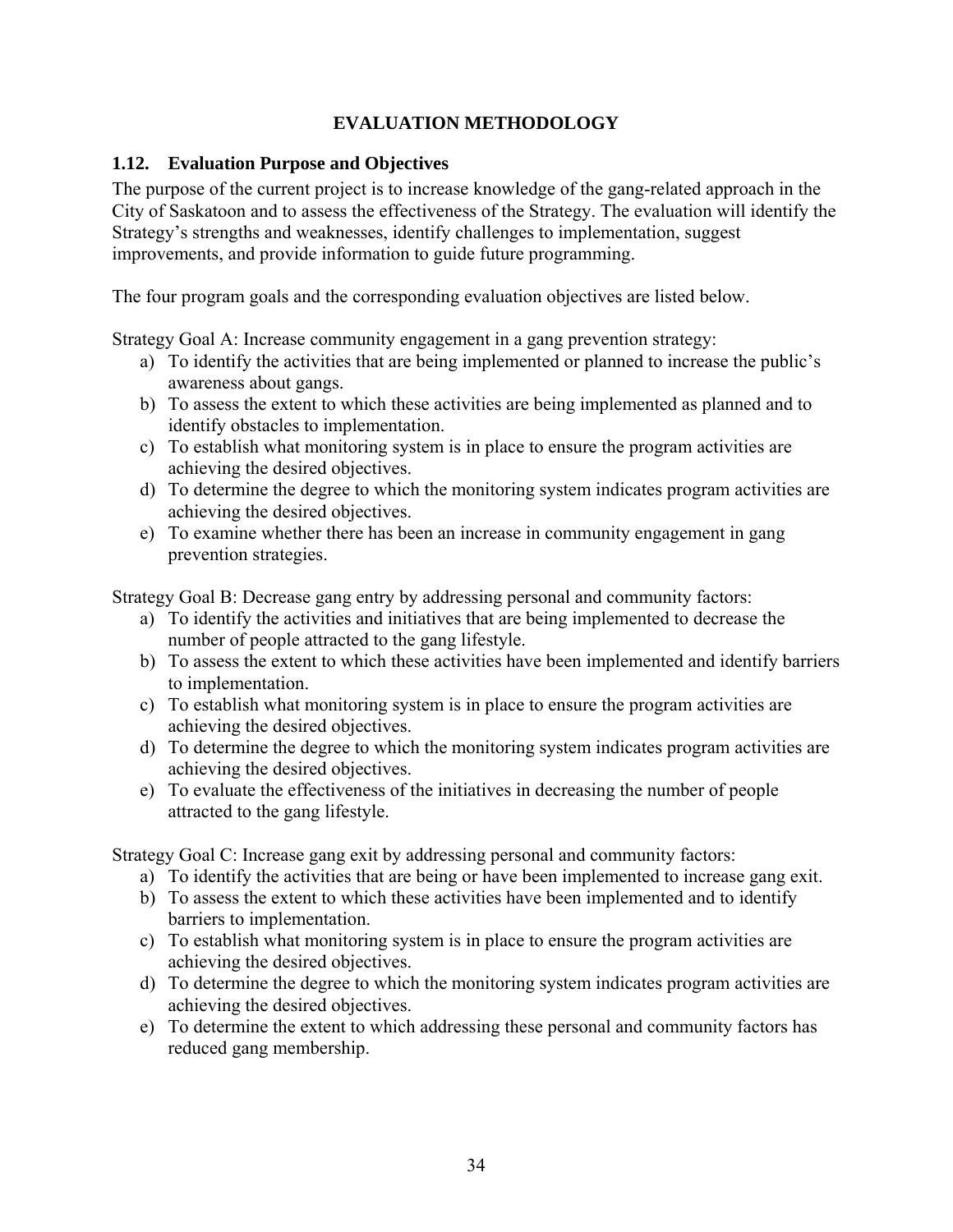# EVALUATION METHODOLOGY

## 1.12. Evaluation Purpose and Objectives

The purpose of the current project is to increase knowledge of the gang-related approach in the City of Saskatoon and to assess the effectiveness of the Strategy. The evaluation will identify the Strategy's strengths and weaknesses, identify challenges to implementation, suggest improvements, and provide information to guide future programming.

The four program goals and the corresponding evaluation objectives are listed below.

Strategy Goal A: Increase community engagement in a gang prevention strategy:

a) To identify the activities that are being implemented or planned to increase the public's awareness about gangs.
b) To assess the extent to which these activities are being implemented as planned and to identify obstacles to implementation.
c) To establish what monitoring system is in place to ensure the program activities are achieving the desired objectives.
d) To determine the degree to which the monitoring system indicates program activities are achieving the desired objectives.
e) To examine whether there has been an increase in community engagement in gang prevention strategies.

Strategy Goal B: Decrease gang entry by addressing personal and community factors:

a) To identify the activities and initiatives that are being implemented to decrease the number of people attracted to the gang lifestyle.
b) To assess the extent to which these activities have been implemented and identify barriers to implementation.
c) To establish what monitoring system is in place to ensure the program activities are achieving the desired objectives.
d) To determine the degree to which the monitoring system indicates program activities are achieving the desired objectives.
e) To evaluate the effectiveness of the initiatives in decreasing the number of people attracted to the gang lifestyle.

Strategy Goal C: Increase gang exit by addressing personal and community factors:

a) To identify the activities that are being or have been implemented to increase gang exit.
b) To assess the extent to which these activities have been implemented and to identify barriers to implementation.
c) To establish what monitoring system is in place to ensure the program activities are achieving the desired objectives.
d) To determine the degree to which the monitoring system indicates program activities are achieving the desired objectives.
e) To determine the extent to which addressing these personal and community factors has reduced gang membership.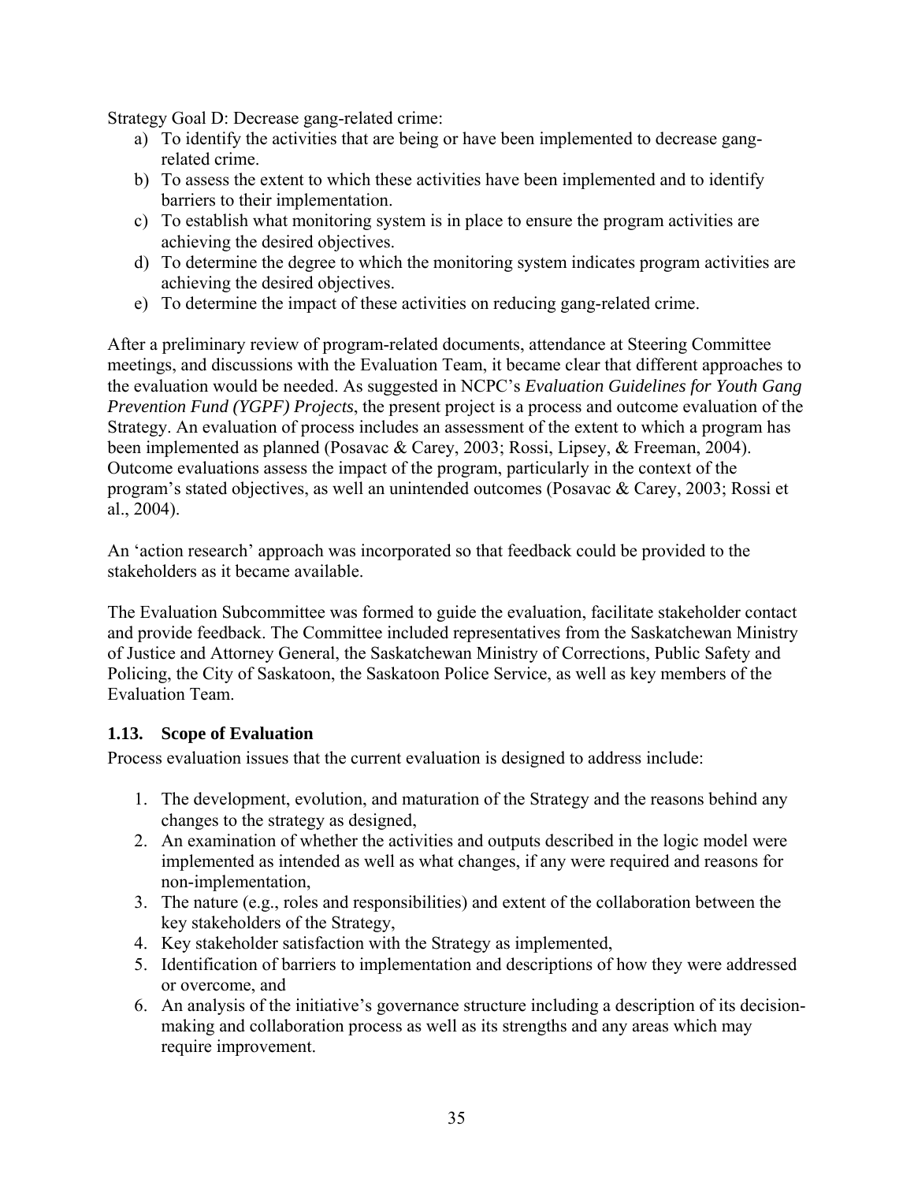Strategy Goal D: Decrease gang-related crime:

a) To identify the activities that are being or have been implemented to decrease gang-related crime.
b) To assess the extent to which these activities have been implemented and to identify barriers to their implementation.
c) To establish what monitoring system is in place to ensure the program activities are achieving the desired objectives.
d) To determine the degree to which the monitoring system indicates program activities are achieving the desired objectives.
e) To determine the impact of these activities on reducing gang-related crime.

After a preliminary review of program-related documents, attendance at Steering Committee meetings, and discussions with the Evaluation Team, it became clear that different approaches to the evaluation would be needed. As suggested in NCPC's *Evaluation Guidelines for Youth Gang Prevention Fund (YGPF) Projects*, the present project is a process and outcome evaluation of the Strategy. An evaluation of process includes an assessment of the extent to which a program has been implemented as planned (Posavac & Carey, 2003; Rossi, Lipsey, & Freeman, 2004). Outcome evaluations assess the impact of the program, particularly in the context of the program's stated objectives, as well an unintended outcomes (Posavac & Carey, 2003; Rossi et al., 2004).

An 'action research' approach was incorporated so that feedback could be provided to the stakeholders as it became available.

The Evaluation Subcommittee was formed to guide the evaluation, facilitate stakeholder contact and provide feedback. The Committee included representatives from the Saskatchewan Ministry of Justice and Attorney General, the Saskatchewan Ministry of Corrections, Public Safety and Policing, the City of Saskatoon, the Saskatoon Police Service, as well as key members of the Evaluation Team.

### 1.13. Scope of Evaluation

Process evaluation issues that the current evaluation is designed to address include:

1. The development, evolution, and maturation of the Strategy and the reasons behind any changes to the strategy as designed,
2. An examination of whether the activities and outputs described in the logic model were implemented as intended as well as what changes, if any were required and reasons for non-implementation,
3. The nature (e.g., roles and responsibilities) and extent of the collaboration between the key stakeholders of the Strategy,
4. Key stakeholder satisfaction with the Strategy as implemented,
5. Identification of barriers to implementation and descriptions of how they were addressed or overcome, and
6. An analysis of the initiative's governance structure including a description of its decision-making and collaboration process as well as its strengths and any areas which may require improvement.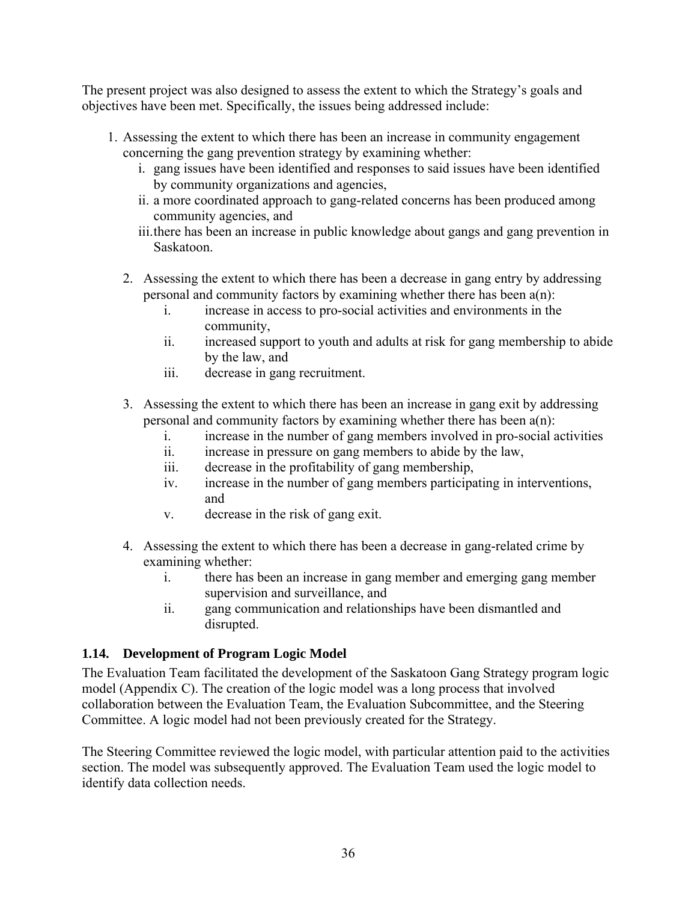The present project was also designed to assess the extent to which the Strategy's goals and objectives have been met. Specifically, the issues being addressed include:

1. Assessing the extent to which there has been an increase in community engagement concerning the gang prevention strategy by examining whether:
   i. gang issues have been identified and responses to said issues have been identified by community organizations and agencies,
   ii. a more coordinated approach to gang-related concerns has been produced among community agencies, and
   iii. there has been an increase in public knowledge about gangs and gang prevention in Saskatoon.

2. Assessing the extent to which there has been a decrease in gang entry by addressing personal and community factors by examining whether there has been a(n):
   i. increase in access to pro-social activities and environments in the community,
   ii. increased support to youth and adults at risk for gang membership to abide by the law, and
   iii. decrease in gang recruitment.

3. Assessing the extent to which there has been an increase in gang exit by addressing personal and community factors by examining whether there has been a(n):
   i. increase in the number of gang members involved in pro-social activities
   ii. increase in pressure on gang members to abide by the law,
   iii. decrease in the profitability of gang membership,
   iv. increase in the number of gang members participating in interventions, and
   v. decrease in the risk of gang exit.

4. Assessing the extent to which there has been a decrease in gang-related crime by examining whether:
   i. there has been an increase in gang member and emerging gang member supervision and surveillance, and
   ii. gang communication and relationships have been dismantled and disrupted.

### 1.14. Development of Program Logic Model

The Evaluation Team facilitated the development of the Saskatoon Gang Strategy program logic model (Appendix C). The creation of the logic model was a long process that involved collaboration between the Evaluation Team, the Evaluation Subcommittee, and the Steering Committee. A logic model had not been previously created for the Strategy.

The Steering Committee reviewed the logic model, with particular attention paid to the activities section. The model was subsequently approved. The Evaluation Team used the logic model to identify data collection needs.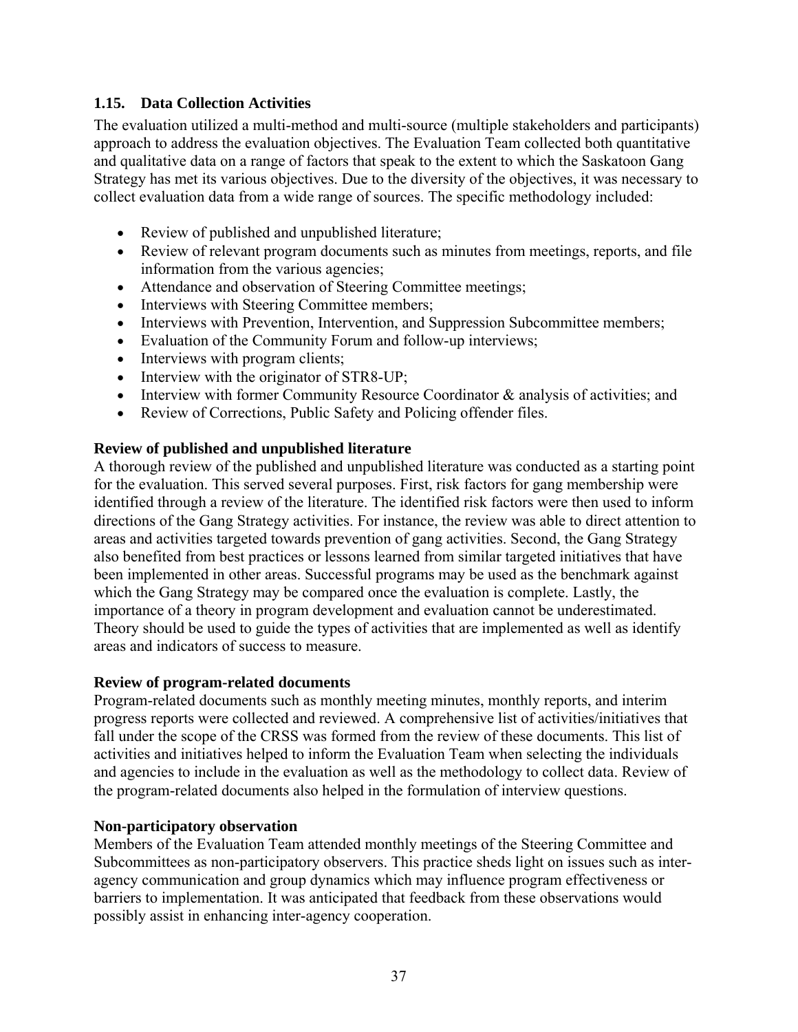## 1.15. Data Collection Activities

The evaluation utilized a multi-method and multi-source (multiple stakeholders and participants) approach to address the evaluation objectives. The Evaluation Team collected both quantitative and qualitative data on a range of factors that speak to the extent to which the Saskatoon Gang Strategy has met its various objectives. Due to the diversity of the objectives, it was necessary to collect evaluation data from a wide range of sources. The specific methodology included:

- Review of published and unpublished literature;
- Review of relevant program documents such as minutes from meetings, reports, and file information from the various agencies;
- Attendance and observation of Steering Committee meetings;
- Interviews with Steering Committee members;
- Interviews with Prevention, Intervention, and Suppression Subcommittee members;
- Evaluation of the Community Forum and follow-up interviews;
- Interviews with program clients;
- Interview with the originator of STR8-UP;
- Interview with former Community Resource Coordinator & analysis of activities; and
- Review of Corrections, Public Safety and Policing offender files.

**Review of published and unpublished literature**

A thorough review of the published and unpublished literature was conducted as a starting point for the evaluation. This served several purposes. First, risk factors for gang membership were identified through a review of the literature. The identified risk factors were then used to inform directions of the Gang Strategy activities. For instance, the review was able to direct attention to areas and activities targeted towards prevention of gang activities. Second, the Gang Strategy also benefited from best practices or lessons learned from similar targeted initiatives that have been implemented in other areas. Successful programs may be used as the benchmark against which the Gang Strategy may be compared once the evaluation is complete. Lastly, the importance of a theory in program development and evaluation cannot be underestimated. Theory should be used to guide the types of activities that are implemented as well as identify areas and indicators of success to measure.

**Review of program-related documents**

Program-related documents such as monthly meeting minutes, monthly reports, and interim progress reports were collected and reviewed. A comprehensive list of activities/initiatives that fall under the scope of the CRSS was formed from the review of these documents. This list of activities and initiatives helped to inform the Evaluation Team when selecting the individuals and agencies to include in the evaluation as well as the methodology to collect data. Review of the program-related documents also helped in the formulation of interview questions.

**Non-participatory observation**

Members of the Evaluation Team attended monthly meetings of the Steering Committee and Subcommittees as non-participatory observers. This practice sheds light on issues such as inter-agency communication and group dynamics which may influence program effectiveness or barriers to implementation. It was anticipated that feedback from these observations would possibly assist in enhancing inter-agency cooperation.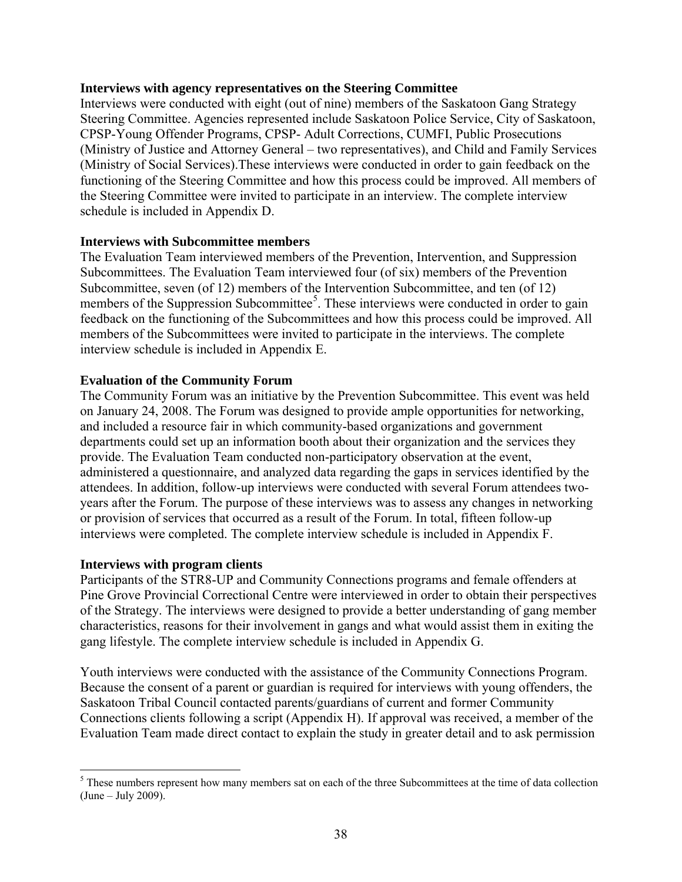**Interviews with agency representatives on the Steering Committee**

Interviews were conducted with eight (out of nine) members of the Saskatoon Gang Strategy Steering Committee. Agencies represented include Saskatoon Police Service, City of Saskatoon, CPSP-Young Offender Programs, CPSP- Adult Corrections, CUMFI, Public Prosecutions (Ministry of Justice and Attorney General – two representatives), and Child and Family Services (Ministry of Social Services).These interviews were conducted in order to gain feedback on the functioning of the Steering Committee and how this process could be improved. All members of the Steering Committee were invited to participate in an interview. The complete interview schedule is included in Appendix D.

**Interviews with Subcommittee members**

The Evaluation Team interviewed members of the Prevention, Intervention, and Suppression Subcommittees. The Evaluation Team interviewed four (of six) members of the Prevention Subcommittee, seven (of 12) members of the Intervention Subcommittee, and ten (of 12) members of the Suppression Subcommittee[5]. These interviews were conducted in order to gain feedback on the functioning of the Subcommittees and how this process could be improved. All members of the Subcommittees were invited to participate in the interviews. The complete interview schedule is included in Appendix E.

**Evaluation of the Community Forum**

The Community Forum was an initiative by the Prevention Subcommittee. This event was held on January 24, 2008. The Forum was designed to provide ample opportunities for networking, and included a resource fair in which community-based organizations and government departments could set up an information booth about their organization and the services they provide. The Evaluation Team conducted non-participatory observation at the event, administered a questionnaire, and analyzed data regarding the gaps in services identified by the attendees. In addition, follow-up interviews were conducted with several Forum attendees two-years after the Forum. The purpose of these interviews was to assess any changes in networking or provision of services that occurred as a result of the Forum. In total, fifteen follow-up interviews were completed. The complete interview schedule is included in Appendix F.

**Interviews with program clients**

Participants of the STR8-UP and Community Connections programs and female offenders at Pine Grove Provincial Correctional Centre were interviewed in order to obtain their perspectives of the Strategy. The interviews were designed to provide a better understanding of gang member characteristics, reasons for their involvement in gangs and what would assist them in exiting the gang lifestyle. The complete interview schedule is included in Appendix G.

Youth interviews were conducted with the assistance of the Community Connections Program. Because the consent of a parent or guardian is required for interviews with young offenders, the Saskatoon Tribal Council contacted parents/guardians of current and former Community Connections clients following a script (Appendix H). If approval was received, a member of the Evaluation Team made direct contact to explain the study in greater detail and to ask permission

---

[5] These numbers represent how many members sat on each of the three Subcommittees at the time of data collection (June – July 2009).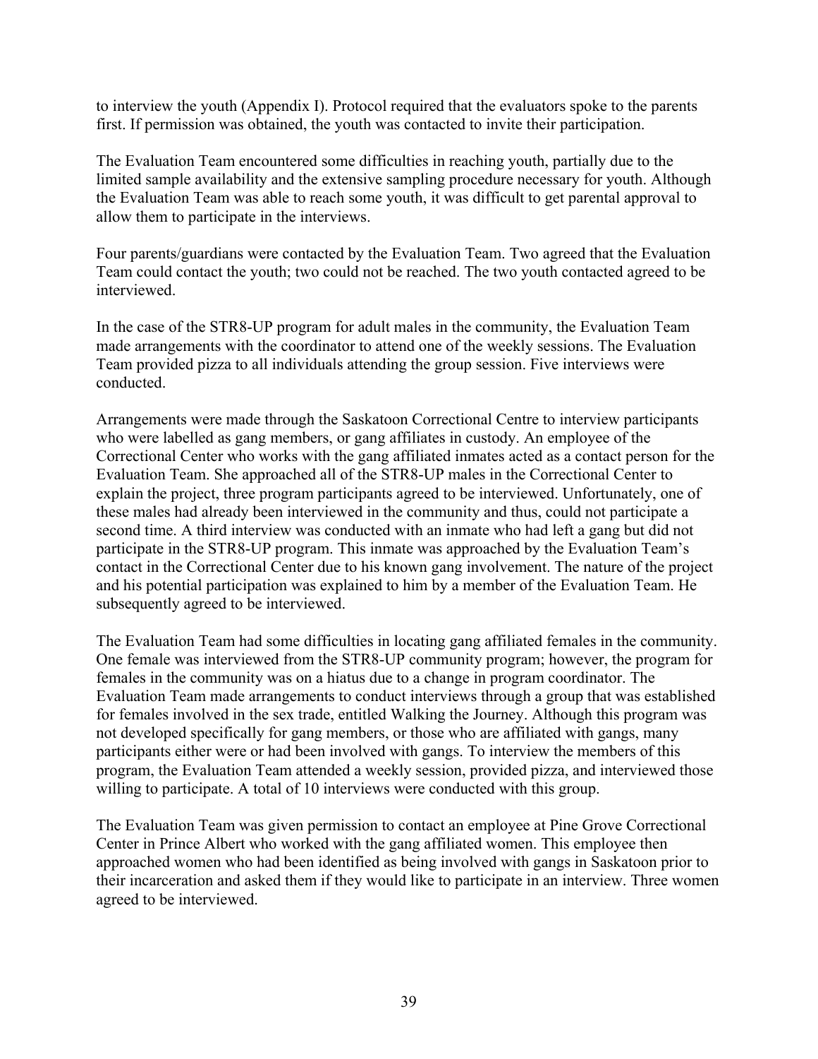to interview the youth (Appendix I). Protocol required that the evaluators spoke to the parents first. If permission was obtained, the youth was contacted to invite their participation.

The Evaluation Team encountered some difficulties in reaching youth, partially due to the limited sample availability and the extensive sampling procedure necessary for youth. Although the Evaluation Team was able to reach some youth, it was difficult to get parental approval to allow them to participate in the interviews.

Four parents/guardians were contacted by the Evaluation Team. Two agreed that the Evaluation Team could contact the youth; two could not be reached. The two youth contacted agreed to be interviewed.

In the case of the STR8-UP program for adult males in the community, the Evaluation Team made arrangements with the coordinator to attend one of the weekly sessions. The Evaluation Team provided pizza to all individuals attending the group session. Five interviews were conducted.

Arrangements were made through the Saskatoon Correctional Centre to interview participants who were labelled as gang members, or gang affiliates in custody. An employee of the Correctional Center who works with the gang affiliated inmates acted as a contact person for the Evaluation Team. She approached all of the STR8-UP males in the Correctional Center to explain the project, three program participants agreed to be interviewed. Unfortunately, one of these males had already been interviewed in the community and thus, could not participate a second time. A third interview was conducted with an inmate who had left a gang but did not participate in the STR8-UP program. This inmate was approached by the Evaluation Team's contact in the Correctional Center due to his known gang involvement. The nature of the project and his potential participation was explained to him by a member of the Evaluation Team. He subsequently agreed to be interviewed.

The Evaluation Team had some difficulties in locating gang affiliated females in the community. One female was interviewed from the STR8-UP community program; however, the program for females in the community was on a hiatus due to a change in program coordinator. The Evaluation Team made arrangements to conduct interviews through a group that was established for females involved in the sex trade, entitled Walking the Journey. Although this program was not developed specifically for gang members, or those who are affiliated with gangs, many participants either were or had been involved with gangs. To interview the members of this program, the Evaluation Team attended a weekly session, provided pizza, and interviewed those willing to participate. A total of 10 interviews were conducted with this group.

The Evaluation Team was given permission to contact an employee at Pine Grove Correctional Center in Prince Albert who worked with the gang affiliated women. This employee then approached women who had been identified as being involved with gangs in Saskatoon prior to their incarceration and asked them if they would like to participate in an interview. Three women agreed to be interviewed.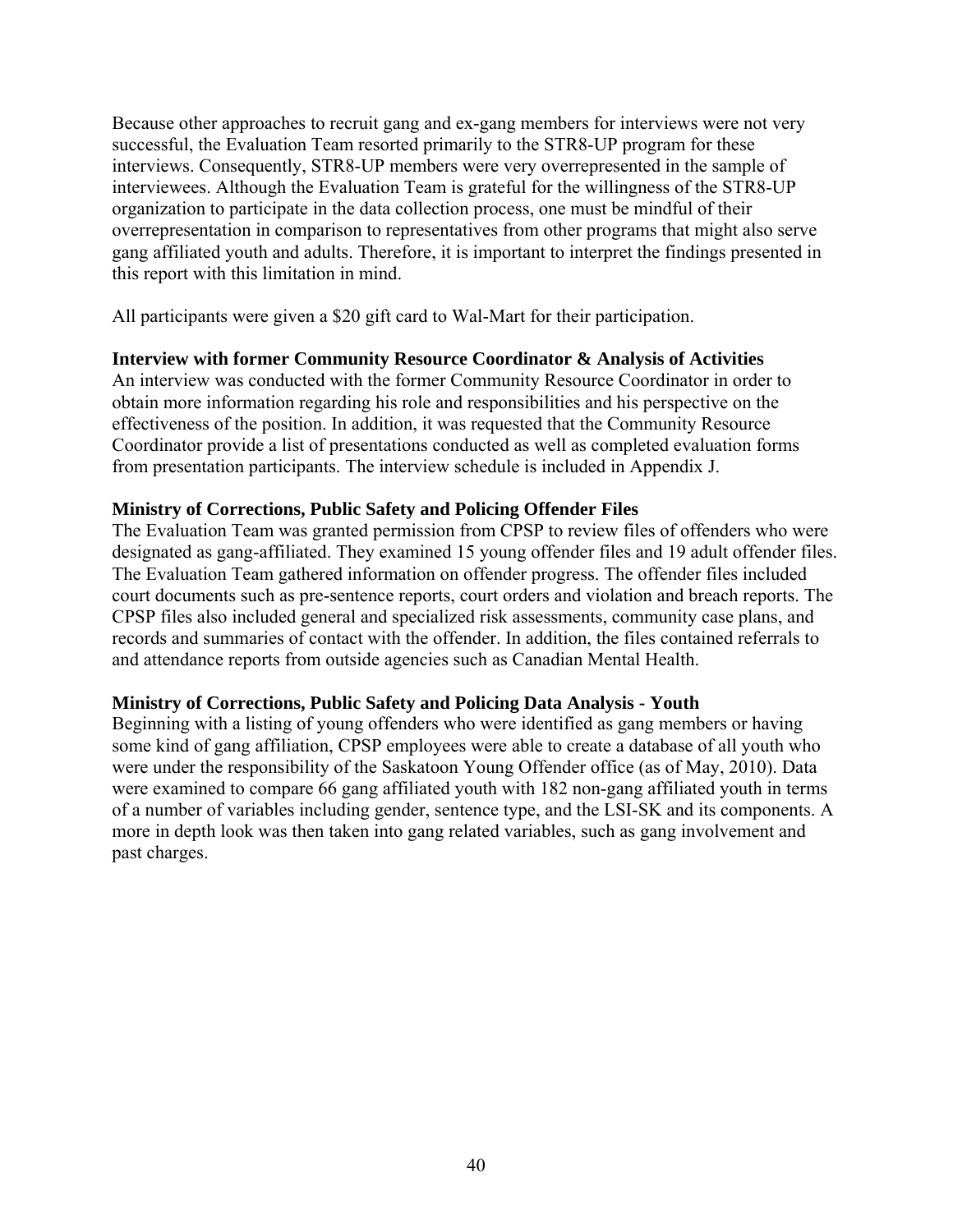Because other approaches to recruit gang and ex-gang members for interviews were not very successful, the Evaluation Team resorted primarily to the STR8-UP program for these interviews. Consequently, STR8-UP members were very overrepresented in the sample of interviewees. Although the Evaluation Team is grateful for the willingness of the STR8-UP organization to participate in the data collection process, one must be mindful of their overrepresentation in comparison to representatives from other programs that might also serve gang affiliated youth and adults. Therefore, it is important to interpret the findings presented in this report with this limitation in mind.

All participants were given a $20 gift card to Wal-Mart for their participation.

**Interview with former Community Resource Coordinator & Analysis of Activities**

An interview was conducted with the former Community Resource Coordinator in order to obtain more information regarding his role and responsibilities and his perspective on the effectiveness of the position. In addition, it was requested that the Community Resource Coordinator provide a list of presentations conducted as well as completed evaluation forms from presentation participants. The interview schedule is included in Appendix J.

**Ministry of Corrections, Public Safety and Policing Offender Files**

The Evaluation Team was granted permission from CPSP to review files of offenders who were designated as gang-affiliated. They examined 15 young offender files and 19 adult offender files. The Evaluation Team gathered information on offender progress. The offender files included court documents such as pre-sentence reports, court orders and violation and breach reports. The CPSP files also included general and specialized risk assessments, community case plans, and records and summaries of contact with the offender. In addition, the files contained referrals to and attendance reports from outside agencies such as Canadian Mental Health.

**Ministry of Corrections, Public Safety and Policing Data Analysis - Youth**

Beginning with a listing of young offenders who were identified as gang members or having some kind of gang affiliation, CPSP employees were able to create a database of all youth who were under the responsibility of the Saskatoon Young Offender office (as of May, 2010). Data were examined to compare 66 gang affiliated youth with 182 non-gang affiliated youth in terms of a number of variables including gender, sentence type, and the LSI-SK and its components. A more in depth look was then taken into gang related variables, such as gang involvement and past charges.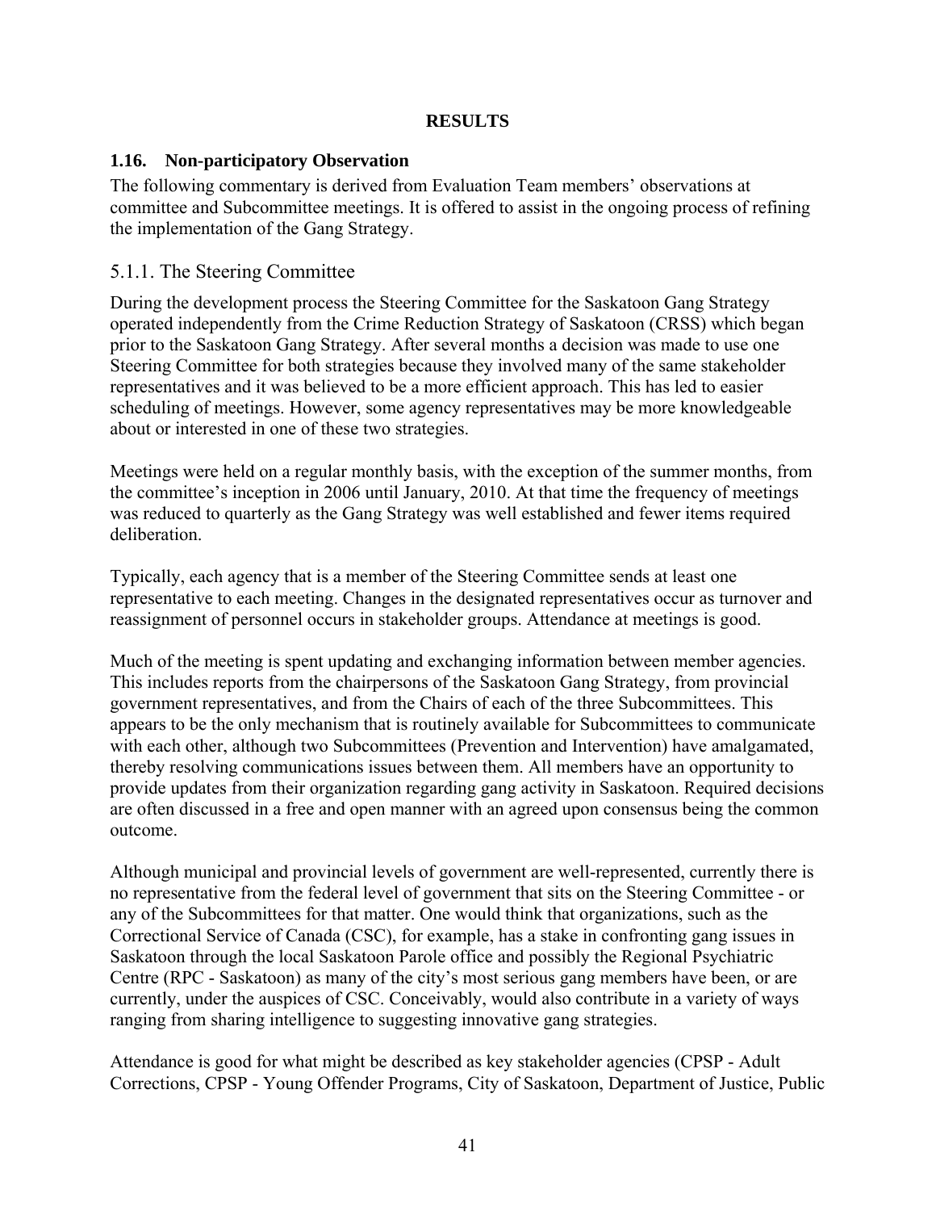## RESULTS

### 1.16. Non-participatory Observation

The following commentary is derived from Evaluation Team members' observations at committee and Subcommittee meetings. It is offered to assist in the ongoing process of refining the implementation of the Gang Strategy.

### 5.1.1. The Steering Committee

During the development process the Steering Committee for the Saskatoon Gang Strategy operated independently from the Crime Reduction Strategy of Saskatoon (CRSS) which began prior to the Saskatoon Gang Strategy. After several months a decision was made to use one Steering Committee for both strategies because they involved many of the same stakeholder representatives and it was believed to be a more efficient approach. This has led to easier scheduling of meetings. However, some agency representatives may be more knowledgeable about or interested in one of these two strategies.

Meetings were held on a regular monthly basis, with the exception of the summer months, from the committee's inception in 2006 until January, 2010. At that time the frequency of meetings was reduced to quarterly as the Gang Strategy was well established and fewer items required deliberation.

Typically, each agency that is a member of the Steering Committee sends at least one representative to each meeting. Changes in the designated representatives occur as turnover and reassignment of personnel occurs in stakeholder groups. Attendance at meetings is good.

Much of the meeting is spent updating and exchanging information between member agencies. This includes reports from the chairpersons of the Saskatoon Gang Strategy, from provincial government representatives, and from the Chairs of each of the three Subcommittees. This appears to be the only mechanism that is routinely available for Subcommittees to communicate with each other, although two Subcommittees (Prevention and Intervention) have amalgamated, thereby resolving communications issues between them. All members have an opportunity to provide updates from their organization regarding gang activity in Saskatoon. Required decisions are often discussed in a free and open manner with an agreed upon consensus being the common outcome.

Although municipal and provincial levels of government are well-represented, currently there is no representative from the federal level of government that sits on the Steering Committee - or any of the Subcommittees for that matter. One would think that organizations, such as the Correctional Service of Canada (CSC), for example, has a stake in confronting gang issues in Saskatoon through the local Saskatoon Parole office and possibly the Regional Psychiatric Centre (RPC - Saskatoon) as many of the city's most serious gang members have been, or are currently, under the auspices of CSC. Conceivably, would also contribute in a variety of ways ranging from sharing intelligence to suggesting innovative gang strategies.

Attendance is good for what might be described as key stakeholder agencies (CPSP - Adult Corrections, CPSP - Young Offender Programs, City of Saskatoon, Department of Justice, Public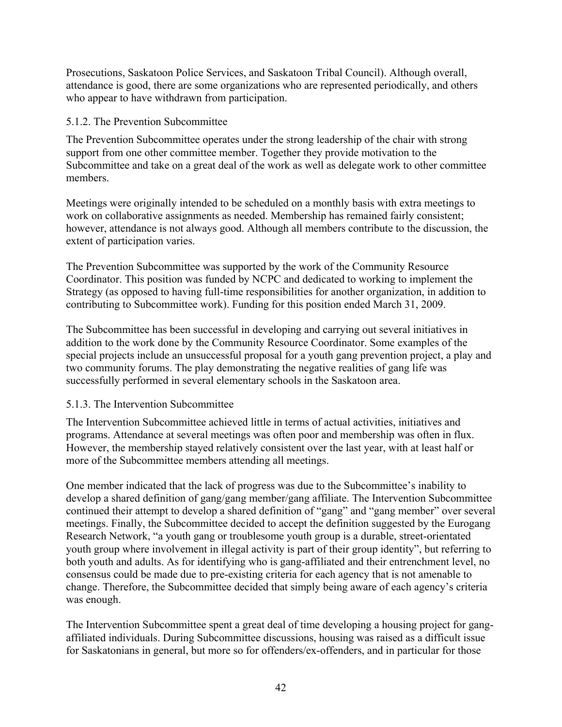Prosecutions, Saskatoon Police Services, and Saskatoon Tribal Council). Although overall, attendance is good, there are some organizations who are represented periodically, and others who appear to have withdrawn from participation.

### 5.1.2. The Prevention Subcommittee

The Prevention Subcommittee operates under the strong leadership of the chair with strong support from one other committee member. Together they provide motivation to the Subcommittee and take on a great deal of the work as well as delegate work to other committee members.

Meetings were originally intended to be scheduled on a monthly basis with extra meetings to work on collaborative assignments as needed. Membership has remained fairly consistent; however, attendance is not always good. Although all members contribute to the discussion, the extent of participation varies.

The Prevention Subcommittee was supported by the work of the Community Resource Coordinator. This position was funded by NCPC and dedicated to working to implement the Strategy (as opposed to having full-time responsibilities for another organization, in addition to contributing to Subcommittee work). Funding for this position ended March 31, 2009.

The Subcommittee has been successful in developing and carrying out several initiatives in addition to the work done by the Community Resource Coordinator. Some examples of the special projects include an unsuccessful proposal for a youth gang prevention project, a play and two community forums. The play demonstrating the negative realities of gang life was successfully performed in several elementary schools in the Saskatoon area.

### 5.1.3. The Intervention Subcommittee

The Intervention Subcommittee achieved little in terms of actual activities, initiatives and programs. Attendance at several meetings was often poor and membership was often in flux. However, the membership stayed relatively consistent over the last year, with at least half or more of the Subcommittee members attending all meetings.

One member indicated that the lack of progress was due to the Subcommittee's inability to develop a shared definition of gang/gang member/gang affiliate. The Intervention Subcommittee continued their attempt to develop a shared definition of "gang" and "gang member" over several meetings. Finally, the Subcommittee decided to accept the definition suggested by the Eurogang Research Network, "a youth gang or troublesome youth group is a durable, street-orientated youth group where involvement in illegal activity is part of their group identity", but referring to both youth and adults. As for identifying who is gang-affiliated and their entrenchment level, no consensus could be made due to pre-existing criteria for each agency that is not amenable to change. Therefore, the Subcommittee decided that simply being aware of each agency's criteria was enough.

The Intervention Subcommittee spent a great deal of time developing a housing project for gang-affiliated individuals. During Subcommittee discussions, housing was raised as a difficult issue for Saskatonians in general, but more so for offenders/ex-offenders, and in particular for those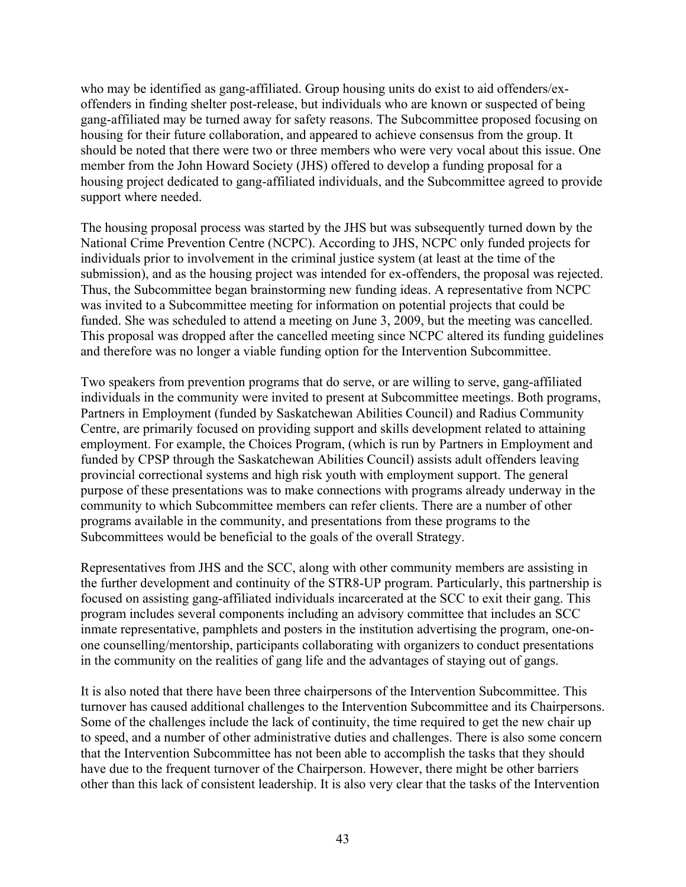who may be identified as gang-affiliated. Group housing units do exist to aid offenders/ex-offenders in finding shelter post-release, but individuals who are known or suspected of being gang-affiliated may be turned away for safety reasons. The Subcommittee proposed focusing on housing for their future collaboration, and appeared to achieve consensus from the group. It should be noted that there were two or three members who were very vocal about this issue. One member from the John Howard Society (JHS) offered to develop a funding proposal for a housing project dedicated to gang-affiliated individuals, and the Subcommittee agreed to provide support where needed.

The housing proposal process was started by the JHS but was subsequently turned down by the National Crime Prevention Centre (NCPC). According to JHS, NCPC only funded projects for individuals prior to involvement in the criminal justice system (at least at the time of the submission), and as the housing project was intended for ex-offenders, the proposal was rejected. Thus, the Subcommittee began brainstorming new funding ideas. A representative from NCPC was invited to a Subcommittee meeting for information on potential projects that could be funded. She was scheduled to attend a meeting on June 3, 2009, but the meeting was cancelled. This proposal was dropped after the cancelled meeting since NCPC altered its funding guidelines and therefore was no longer a viable funding option for the Intervention Subcommittee.

Two speakers from prevention programs that do serve, or are willing to serve, gang-affiliated individuals in the community were invited to present at Subcommittee meetings. Both programs, Partners in Employment (funded by Saskatchewan Abilities Council) and Radius Community Centre, are primarily focused on providing support and skills development related to attaining employment. For example, the Choices Program, (which is run by Partners in Employment and funded by CPSP through the Saskatchewan Abilities Council) assists adult offenders leaving provincial correctional systems and high risk youth with employment support. The general purpose of these presentations was to make connections with programs already underway in the community to which Subcommittee members can refer clients. There are a number of other programs available in the community, and presentations from these programs to the Subcommittees would be beneficial to the goals of the overall Strategy.

Representatives from JHS and the SCC, along with other community members are assisting in the further development and continuity of the STR8-UP program. Particularly, this partnership is focused on assisting gang-affiliated individuals incarcerated at the SCC to exit their gang. This program includes several components including an advisory committee that includes an SCC inmate representative, pamphlets and posters in the institution advertising the program, one-on-one counselling/mentorship, participants collaborating with organizers to conduct presentations in the community on the realities of gang life and the advantages of staying out of gangs.

It is also noted that there have been three chairpersons of the Intervention Subcommittee. This turnover has caused additional challenges to the Intervention Subcommittee and its Chairpersons. Some of the challenges include the lack of continuity, the time required to get the new chair up to speed, and a number of other administrative duties and challenges. There is also some concern that the Intervention Subcommittee has not been able to accomplish the tasks that they should have due to the frequent turnover of the Chairperson. However, there might be other barriers other than this lack of consistent leadership. It is also very clear that the tasks of the Intervention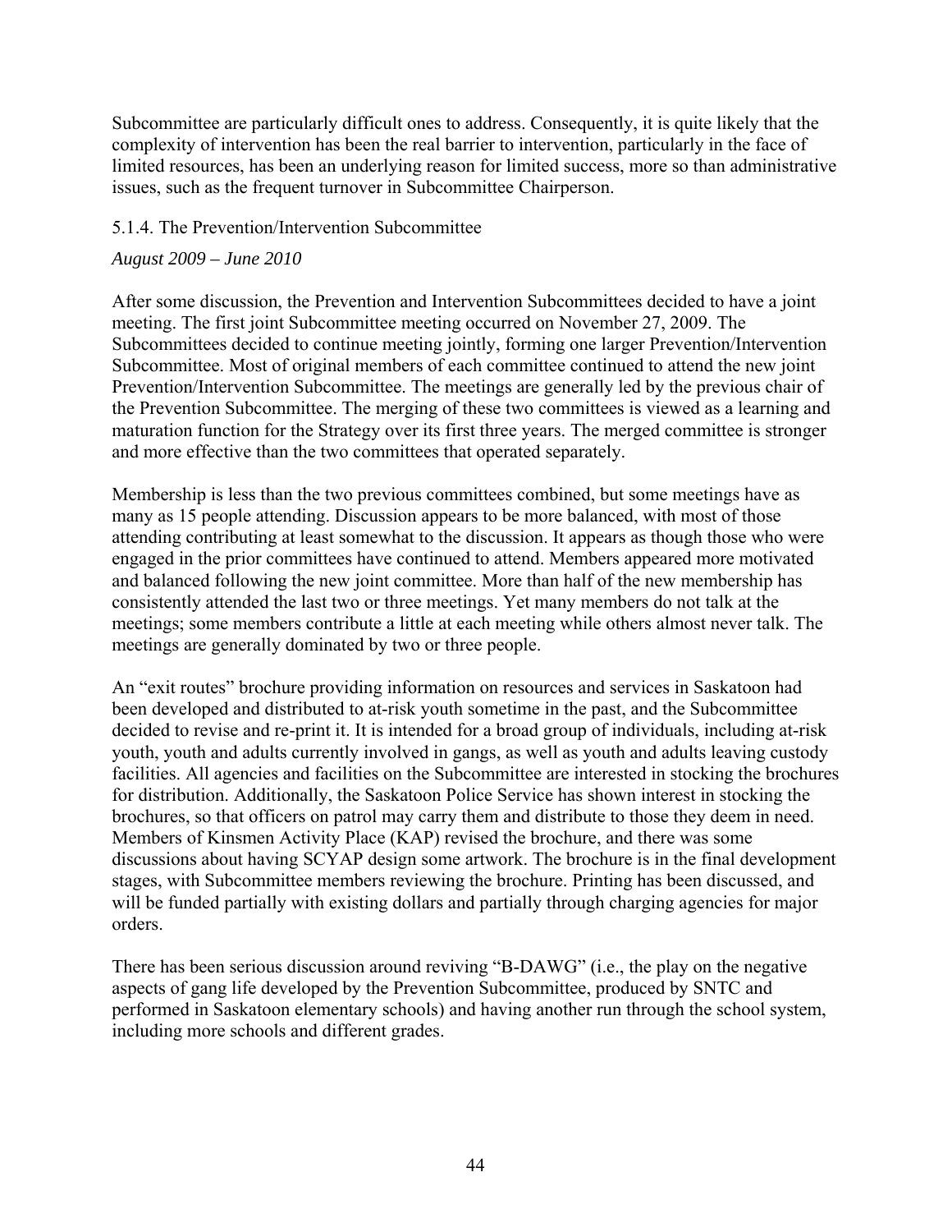Subcommittee are particularly difficult ones to address. Consequently, it is quite likely that the complexity of intervention has been the real barrier to intervention, particularly in the face of limited resources, has been an underlying reason for limited success, more so than administrative issues, such as the frequent turnover in Subcommittee Chairperson.

### 5.1.4. The Prevention/Intervention Subcommittee

*August 2009 – June 2010*

After some discussion, the Prevention and Intervention Subcommittees decided to have a joint meeting. The first joint Subcommittee meeting occurred on November 27, 2009. The Subcommittees decided to continue meeting jointly, forming one larger Prevention/Intervention Subcommittee. Most of original members of each committee continued to attend the new joint Prevention/Intervention Subcommittee. The meetings are generally led by the previous chair of the Prevention Subcommittee. The merging of these two committees is viewed as a learning and maturation function for the Strategy over its first three years. The merged committee is stronger and more effective than the two committees that operated separately.

Membership is less than the two previous committees combined, but some meetings have as many as 15 people attending. Discussion appears to be more balanced, with most of those attending contributing at least somewhat to the discussion. It appears as though those who were engaged in the prior committees have continued to attend. Members appeared more motivated and balanced following the new joint committee. More than half of the new membership has consistently attended the last two or three meetings. Yet many members do not talk at the meetings; some members contribute a little at each meeting while others almost never talk. The meetings are generally dominated by two or three people.

An "exit routes" brochure providing information on resources and services in Saskatoon had been developed and distributed to at-risk youth sometime in the past, and the Subcommittee decided to revise and re-print it. It is intended for a broad group of individuals, including at-risk youth, youth and adults currently involved in gangs, as well as youth and adults leaving custody facilities. All agencies and facilities on the Subcommittee are interested in stocking the brochures for distribution. Additionally, the Saskatoon Police Service has shown interest in stocking the brochures, so that officers on patrol may carry them and distribute to those they deem in need. Members of Kinsmen Activity Place (KAP) revised the brochure, and there was some discussions about having SCYAP design some artwork. The brochure is in the final development stages, with Subcommittee members reviewing the brochure. Printing has been discussed, and will be funded partially with existing dollars and partially through charging agencies for major orders.

There has been serious discussion around reviving "B-DAWG" (i.e., the play on the negative aspects of gang life developed by the Prevention Subcommittee, produced by SNTC and performed in Saskatoon elementary schools) and having another run through the school system, including more schools and different grades.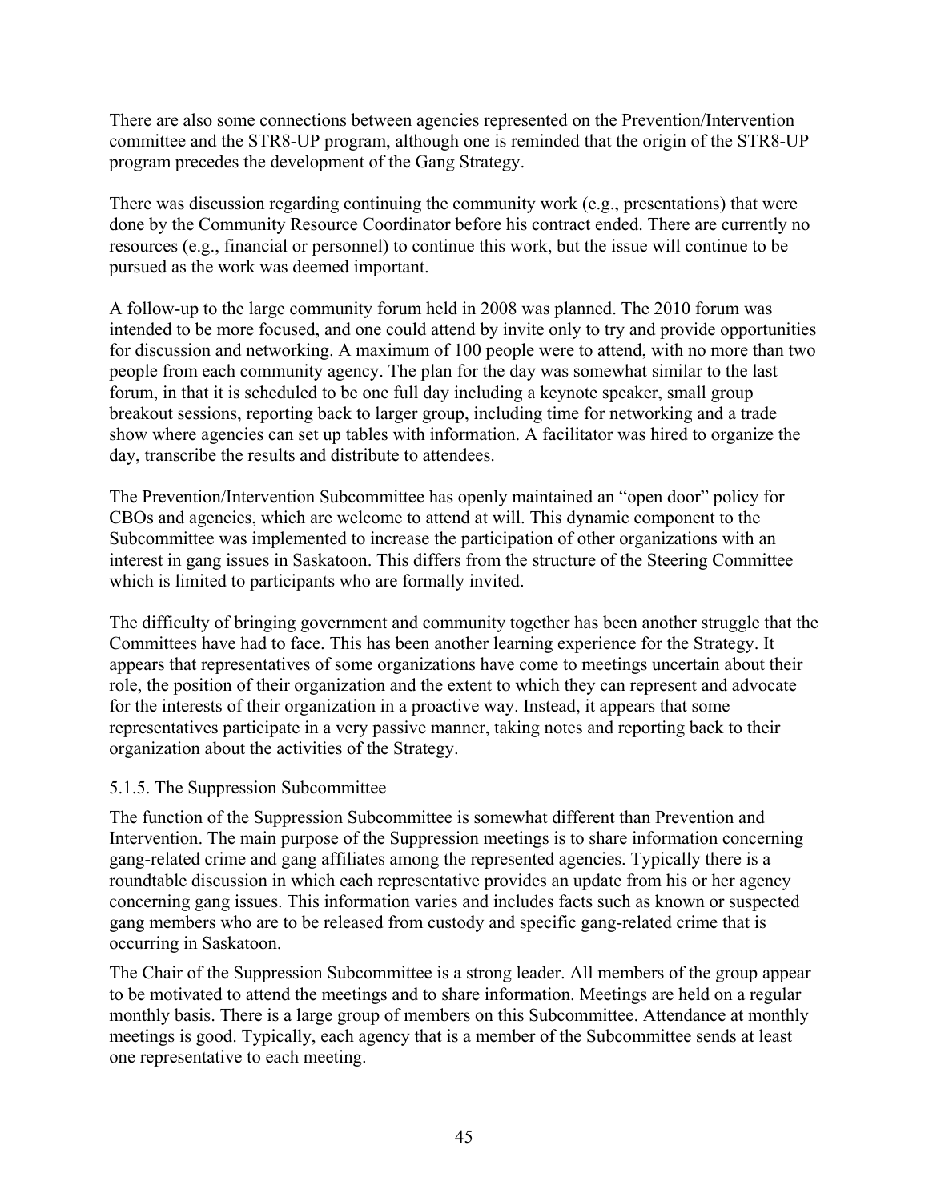There are also some connections between agencies represented on the Prevention/Intervention committee and the STR8-UP program, although one is reminded that the origin of the STR8-UP program precedes the development of the Gang Strategy.

There was discussion regarding continuing the community work (e.g., presentations) that were done by the Community Resource Coordinator before his contract ended. There are currently no resources (e.g., financial or personnel) to continue this work, but the issue will continue to be pursued as the work was deemed important.

A follow-up to the large community forum held in 2008 was planned. The 2010 forum was intended to be more focused, and one could attend by invite only to try and provide opportunities for discussion and networking. A maximum of 100 people were to attend, with no more than two people from each community agency. The plan for the day was somewhat similar to the last forum, in that it is scheduled to be one full day including a keynote speaker, small group breakout sessions, reporting back to larger group, including time for networking and a trade show where agencies can set up tables with information. A facilitator was hired to organize the day, transcribe the results and distribute to attendees.

The Prevention/Intervention Subcommittee has openly maintained an "open door" policy for CBOs and agencies, which are welcome to attend at will. This dynamic component to the Subcommittee was implemented to increase the participation of other organizations with an interest in gang issues in Saskatoon. This differs from the structure of the Steering Committee which is limited to participants who are formally invited.

The difficulty of bringing government and community together has been another struggle that the Committees have had to face. This has been another learning experience for the Strategy. It appears that representatives of some organizations have come to meetings uncertain about their role, the position of their organization and the extent to which they can represent and advocate for the interests of their organization in a proactive way. Instead, it appears that some representatives participate in a very passive manner, taking notes and reporting back to their organization about the activities of the Strategy.

#### 5.1.5. The Suppression Subcommittee

The function of the Suppression Subcommittee is somewhat different than Prevention and Intervention. The main purpose of the Suppression meetings is to share information concerning gang-related crime and gang affiliates among the represented agencies. Typically there is a roundtable discussion in which each representative provides an update from his or her agency concerning gang issues. This information varies and includes facts such as known or suspected gang members who are to be released from custody and specific gang-related crime that is occurring in Saskatoon.

The Chair of the Suppression Subcommittee is a strong leader. All members of the group appear to be motivated to attend the meetings and to share information. Meetings are held on a regular monthly basis. There is a large group of members on this Subcommittee. Attendance at monthly meetings is good. Typically, each agency that is a member of the Subcommittee sends at least one representative to each meeting.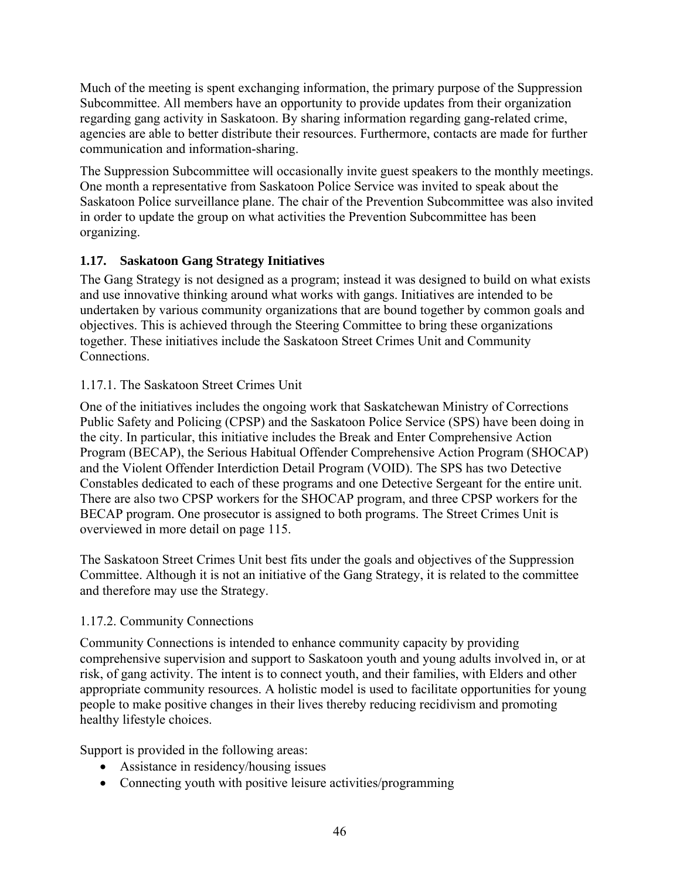Much of the meeting is spent exchanging information, the primary purpose of the Suppression Subcommittee. All members have an opportunity to provide updates from their organization regarding gang activity in Saskatoon. By sharing information regarding gang-related crime, agencies are able to better distribute their resources. Furthermore, contacts are made for further communication and information-sharing.

The Suppression Subcommittee will occasionally invite guest speakers to the monthly meetings. One month a representative from Saskatoon Police Service was invited to speak about the Saskatoon Police surveillance plane. The chair of the Prevention Subcommittee was also invited in order to update the group on what activities the Prevention Subcommittee has been organizing.

### 1.17. Saskatoon Gang Strategy Initiatives

The Gang Strategy is not designed as a program; instead it was designed to build on what exists and use innovative thinking around what works with gangs. Initiatives are intended to be undertaken by various community organizations that are bound together by common goals and objectives. This is achieved through the Steering Committee to bring these organizations together. These initiatives include the Saskatoon Street Crimes Unit and Community Connections.

#### 1.17.1. The Saskatoon Street Crimes Unit

One of the initiatives includes the ongoing work that Saskatchewan Ministry of Corrections Public Safety and Policing (CPSP) and the Saskatoon Police Service (SPS) have been doing in the city. In particular, this initiative includes the Break and Enter Comprehensive Action Program (BECAP), the Serious Habitual Offender Comprehensive Action Program (SHOCAP) and the Violent Offender Interdiction Detail Program (VOID). The SPS has two Detective Constables dedicated to each of these programs and one Detective Sergeant for the entire unit. There are also two CPSP workers for the SHOCAP program, and three CPSP workers for the BECAP program. One prosecutor is assigned to both programs. The Street Crimes Unit is overviewed in more detail on page 115.

The Saskatoon Street Crimes Unit best fits under the goals and objectives of the Suppression Committee. Although it is not an initiative of the Gang Strategy, it is related to the committee and therefore may use the Strategy.

#### 1.17.2. Community Connections

Community Connections is intended to enhance community capacity by providing comprehensive supervision and support to Saskatoon youth and young adults involved in, or at risk, of gang activity. The intent is to connect youth, and their families, with Elders and other appropriate community resources. A holistic model is used to facilitate opportunities for young people to make positive changes in their lives thereby reducing recidivism and promoting healthy lifestyle choices.

Support is provided in the following areas:

- Assistance in residency/housing issues
- Connecting youth with positive leisure activities/programming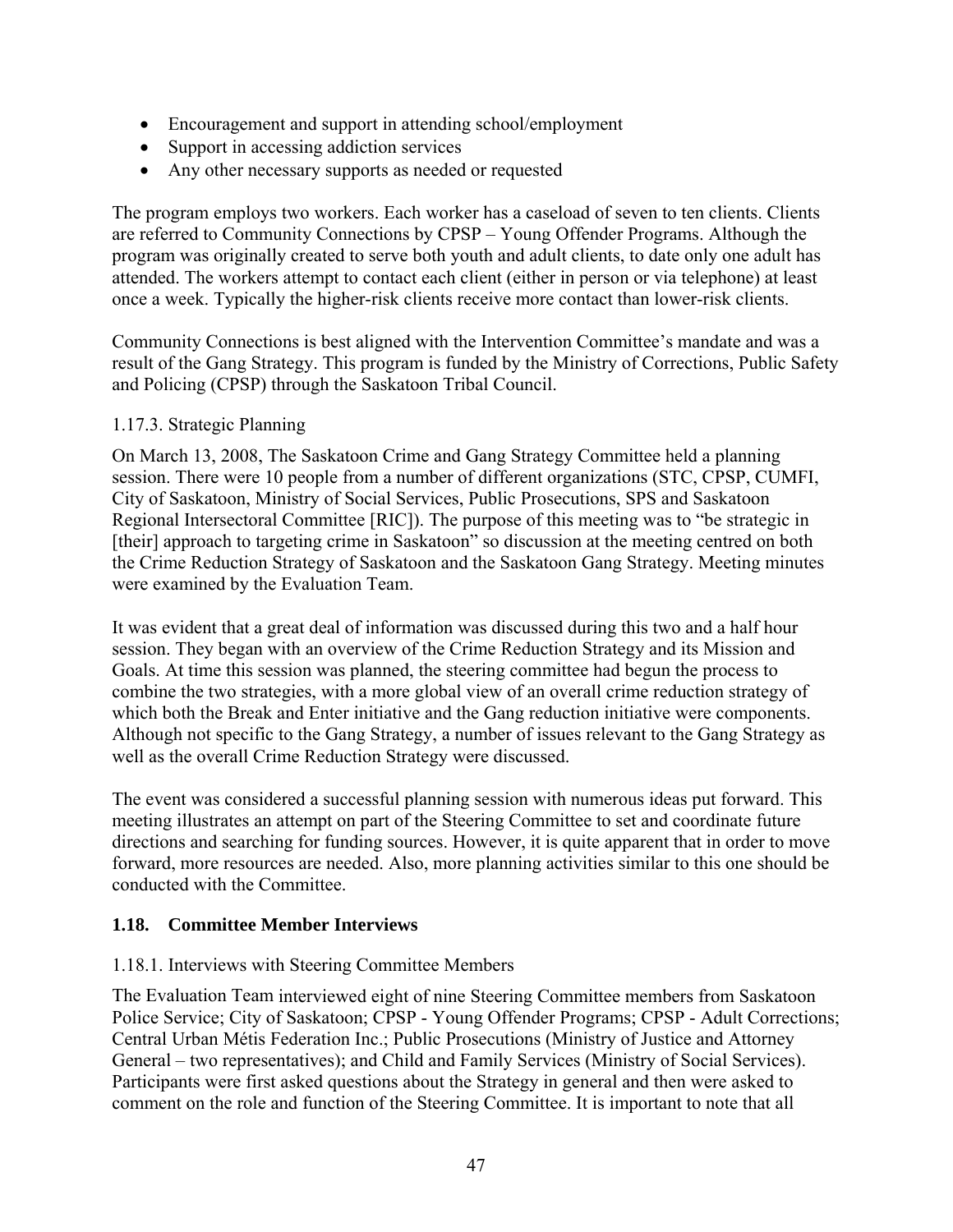- Encouragement and support in attending school/employment
- Support in accessing addiction services
- Any other necessary supports as needed or requested

The program employs two workers. Each worker has a caseload of seven to ten clients. Clients are referred to Community Connections by CPSP – Young Offender Programs. Although the program was originally created to serve both youth and adult clients, to date only one adult has attended. The workers attempt to contact each client (either in person or via telephone) at least once a week. Typically the higher-risk clients receive more contact than lower-risk clients.

Community Connections is best aligned with the Intervention Committee's mandate and was a result of the Gang Strategy. This program is funded by the Ministry of Corrections, Public Safety and Policing (CPSP) through the Saskatoon Tribal Council.

#### 1.17.3. Strategic Planning

On March 13, 2008, The Saskatoon Crime and Gang Strategy Committee held a planning session. There were 10 people from a number of different organizations (STC, CPSP, CUMFI, City of Saskatoon, Ministry of Social Services, Public Prosecutions, SPS and Saskatoon Regional Intersectoral Committee [RIC]). The purpose of this meeting was to "be strategic in [their] approach to targeting crime in Saskatoon" so discussion at the meeting centred on both the Crime Reduction Strategy of Saskatoon and the Saskatoon Gang Strategy. Meeting minutes were examined by the Evaluation Team.

It was evident that a great deal of information was discussed during this two and a half hour session. They began with an overview of the Crime Reduction Strategy and its Mission and Goals. At time this session was planned, the steering committee had begun the process to combine the two strategies, with a more global view of an overall crime reduction strategy of which both the Break and Enter initiative and the Gang reduction initiative were components. Although not specific to the Gang Strategy, a number of issues relevant to the Gang Strategy as well as the overall Crime Reduction Strategy were discussed.

The event was considered a successful planning session with numerous ideas put forward. This meeting illustrates an attempt on part of the Steering Committee to set and coordinate future directions and searching for funding sources. However, it is quite apparent that in order to move forward, more resources are needed. Also, more planning activities similar to this one should be conducted with the Committee.

### 1.18. Committee Member Interviews

#### 1.18.1. Interviews with Steering Committee Members

The Evaluation Team interviewed eight of nine Steering Committee members from Saskatoon Police Service; City of Saskatoon; CPSP - Young Offender Programs; CPSP - Adult Corrections; Central Urban Métis Federation Inc.; Public Prosecutions (Ministry of Justice and Attorney General – two representatives); and Child and Family Services (Ministry of Social Services). Participants were first asked questions about the Strategy in general and then were asked to comment on the role and function of the Steering Committee. It is important to note that all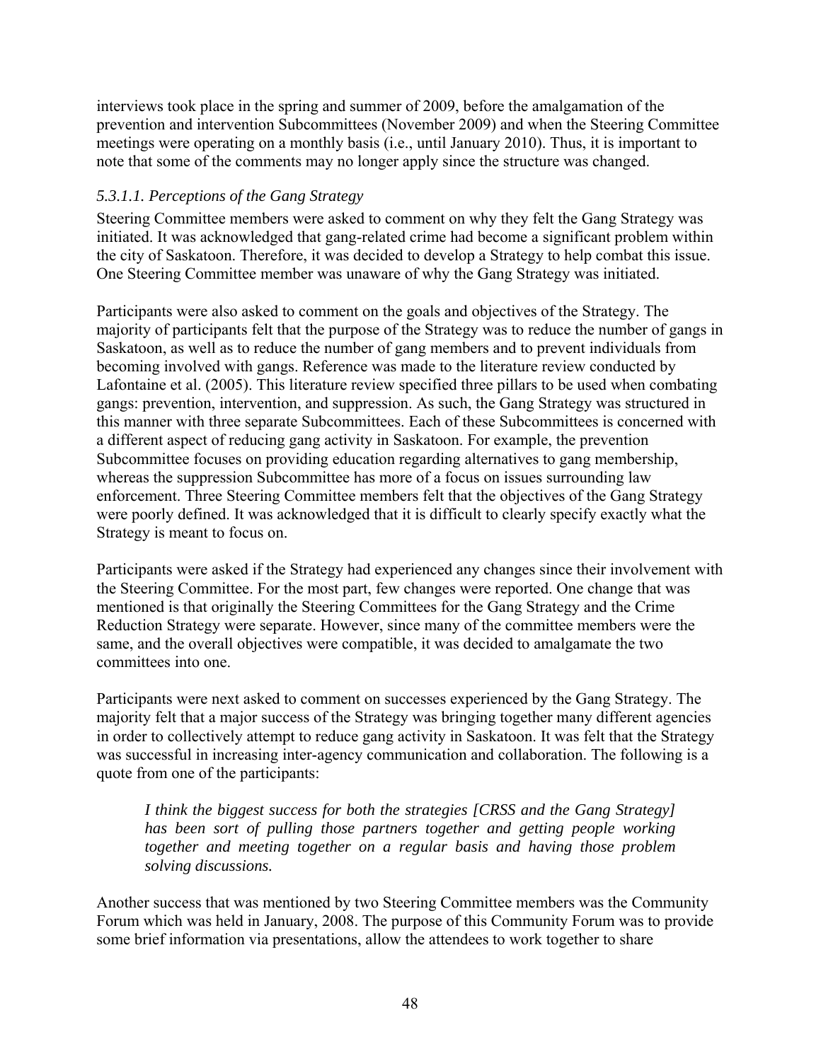interviews took place in the spring and summer of 2009, before the amalgamation of the prevention and intervention Subcommittees (November 2009) and when the Steering Committee meetings were operating on a monthly basis (i.e., until January 2010). Thus, it is important to note that some of the comments may no longer apply since the structure was changed.

#### *5.3.1.1. Perceptions of the Gang Strategy*

Steering Committee members were asked to comment on why they felt the Gang Strategy was initiated. It was acknowledged that gang-related crime had become a significant problem within the city of Saskatoon. Therefore, it was decided to develop a Strategy to help combat this issue. One Steering Committee member was unaware of why the Gang Strategy was initiated.

Participants were also asked to comment on the goals and objectives of the Strategy. The majority of participants felt that the purpose of the Strategy was to reduce the number of gangs in Saskatoon, as well as to reduce the number of gang members and to prevent individuals from becoming involved with gangs. Reference was made to the literature review conducted by Lafontaine et al. (2005). This literature review specified three pillars to be used when combating gangs: prevention, intervention, and suppression. As such, the Gang Strategy was structured in this manner with three separate Subcommittees. Each of these Subcommittees is concerned with a different aspect of reducing gang activity in Saskatoon. For example, the prevention Subcommittee focuses on providing education regarding alternatives to gang membership, whereas the suppression Subcommittee has more of a focus on issues surrounding law enforcement. Three Steering Committee members felt that the objectives of the Gang Strategy were poorly defined. It was acknowledged that it is difficult to clearly specify exactly what the Strategy is meant to focus on.

Participants were asked if the Strategy had experienced any changes since their involvement with the Steering Committee. For the most part, few changes were reported. One change that was mentioned is that originally the Steering Committees for the Gang Strategy and the Crime Reduction Strategy were separate. However, since many of the committee members were the same, and the overall objectives were compatible, it was decided to amalgamate the two committees into one.

Participants were next asked to comment on successes experienced by the Gang Strategy. The majority felt that a major success of the Strategy was bringing together many different agencies in order to collectively attempt to reduce gang activity in Saskatoon. It was felt that the Strategy was successful in increasing inter-agency communication and collaboration. The following is a quote from one of the participants:

> *I think the biggest success for both the strategies [CRSS and the Gang Strategy] has been sort of pulling those partners together and getting people working together and meeting together on a regular basis and having those problem solving discussions.*

Another success that was mentioned by two Steering Committee members was the Community Forum which was held in January, 2008. The purpose of this Community Forum was to provide some brief information via presentations, allow the attendees to work together to share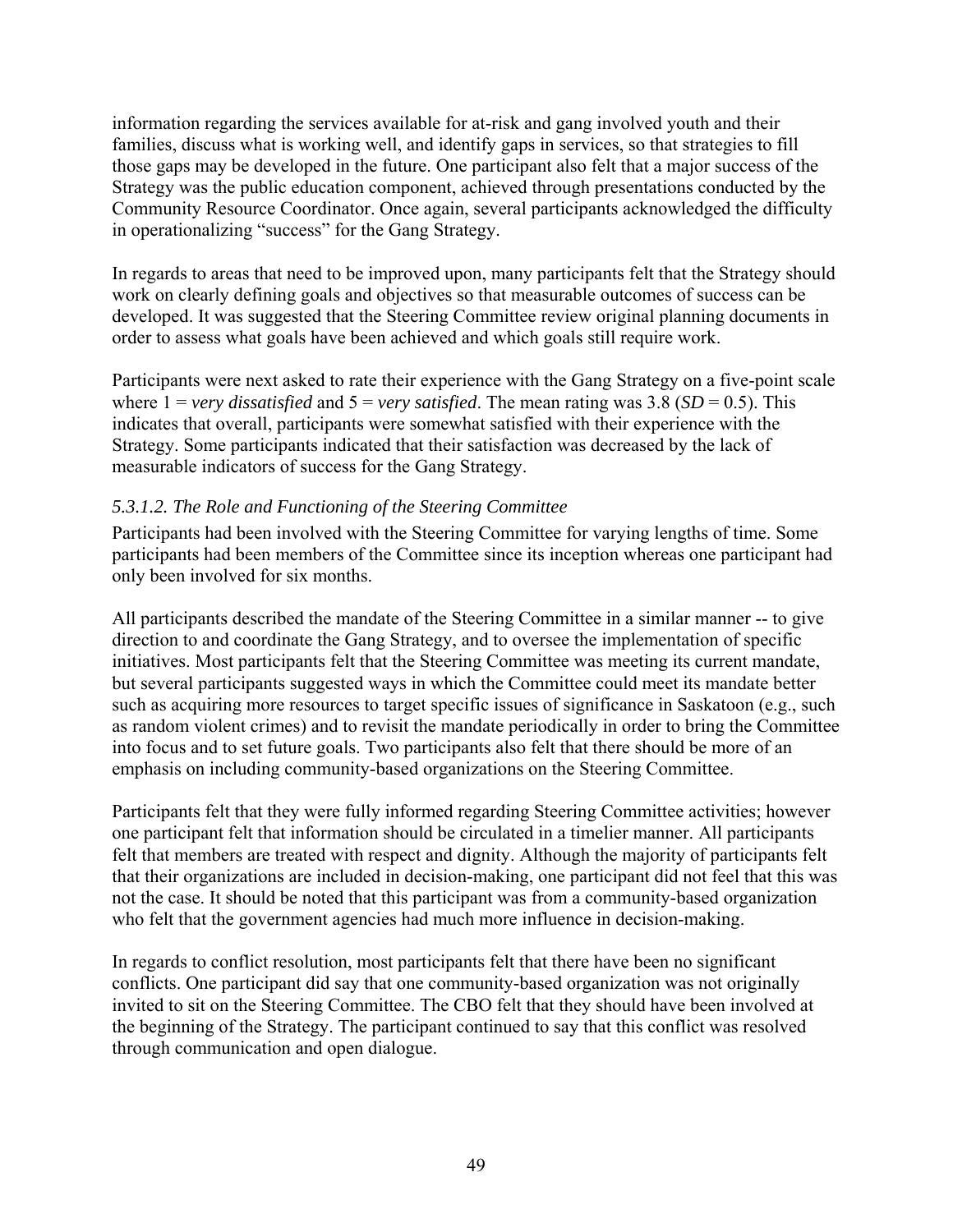information regarding the services available for at-risk and gang involved youth and their families, discuss what is working well, and identify gaps in services, so that strategies to fill those gaps may be developed in the future. One participant also felt that a major success of the Strategy was the public education component, achieved through presentations conducted by the Community Resource Coordinator. Once again, several participants acknowledged the difficulty in operationalizing "success" for the Gang Strategy.

In regards to areas that need to be improved upon, many participants felt that the Strategy should work on clearly defining goals and objectives so that measurable outcomes of success can be developed. It was suggested that the Steering Committee review original planning documents in order to assess what goals have been achieved and which goals still require work.

Participants were next asked to rate their experience with the Gang Strategy on a five-point scale where 1 = *very dissatisfied* and 5 = *very satisfied*. The mean rating was 3.8 ($SD$ = 0.5). This indicates that overall, participants were somewhat satisfied with their experience with the Strategy. Some participants indicated that their satisfaction was decreased by the lack of measurable indicators of success for the Gang Strategy.

#### *5.3.1.2. The Role and Functioning of the Steering Committee*

Participants had been involved with the Steering Committee for varying lengths of time. Some participants had been members of the Committee since its inception whereas one participant had only been involved for six months.

All participants described the mandate of the Steering Committee in a similar manner -- to give direction to and coordinate the Gang Strategy, and to oversee the implementation of specific initiatives. Most participants felt that the Steering Committee was meeting its current mandate, but several participants suggested ways in which the Committee could meet its mandate better such as acquiring more resources to target specific issues of significance in Saskatoon (e.g., such as random violent crimes) and to revisit the mandate periodically in order to bring the Committee into focus and to set future goals. Two participants also felt that there should be more of an emphasis on including community-based organizations on the Steering Committee.

Participants felt that they were fully informed regarding Steering Committee activities; however one participant felt that information should be circulated in a timelier manner. All participants felt that members are treated with respect and dignity. Although the majority of participants felt that their organizations are included in decision-making, one participant did not feel that this was not the case. It should be noted that this participant was from a community-based organization who felt that the government agencies had much more influence in decision-making.

In regards to conflict resolution, most participants felt that there have been no significant conflicts. One participant did say that one community-based organization was not originally invited to sit on the Steering Committee. The CBO felt that they should have been involved at the beginning of the Strategy. The participant continued to say that this conflict was resolved through communication and open dialogue.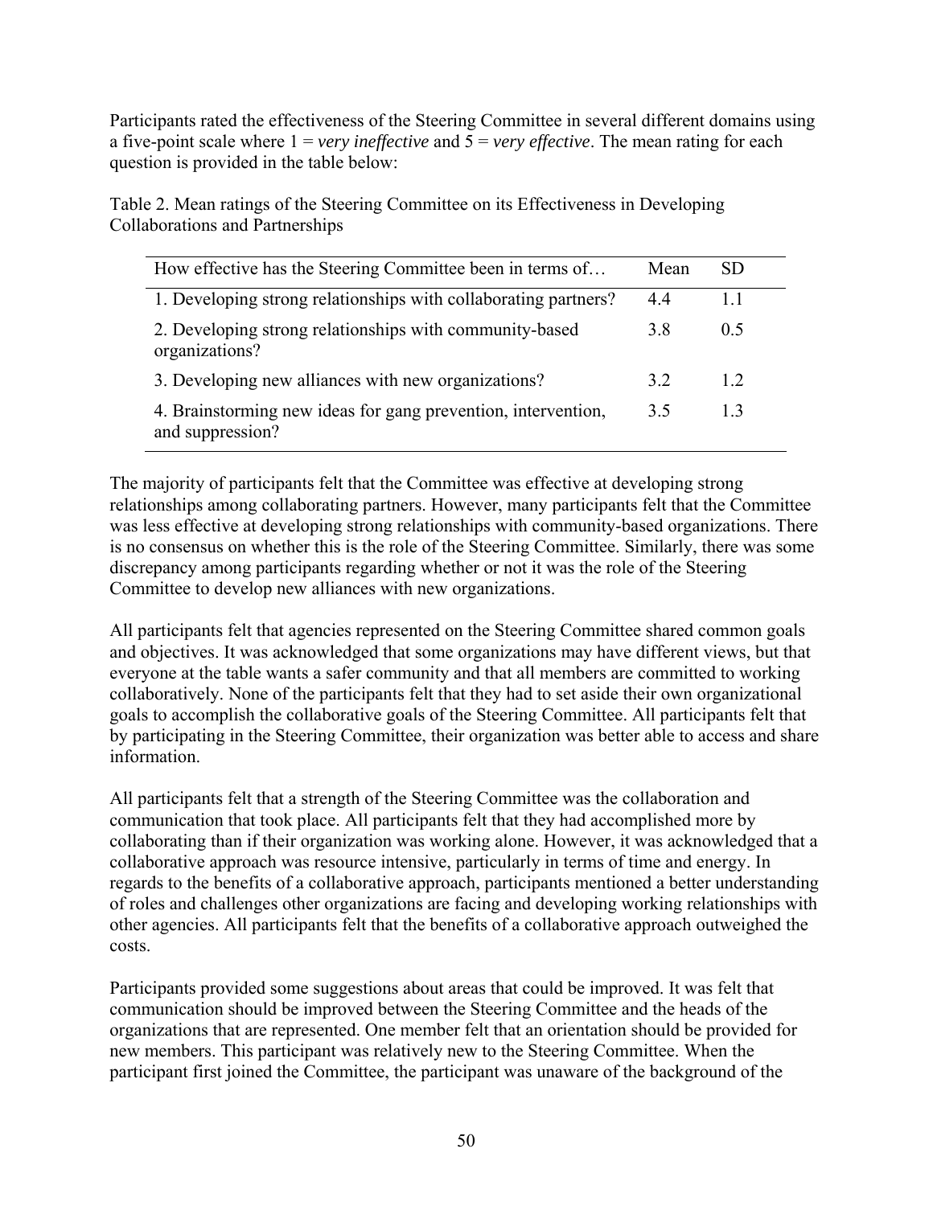Participants rated the effectiveness of the Steering Committee in several different domains using a five-point scale where 1 = *very ineffective* and 5 = *very effective*. The mean rating for each question is provided in the table below:

Table 2. Mean ratings of the Steering Committee on its Effectiveness in Developing Collaborations and Partnerships

| How effective has the Steering Committee been in terms of… | Mean | SD |
|---|---|---|
| 1. Developing strong relationships with collaborating partners? | 4.4 | 1.1 |
| 2. Developing strong relationships with community-based organizations? | 3.8 | 0.5 |
| 3. Developing new alliances with new organizations? | 3.2 | 1.2 |
| 4. Brainstorming new ideas for gang prevention, intervention, and suppression? | 3.5 | 1.3 |

The majority of participants felt that the Committee was effective at developing strong relationships among collaborating partners. However, many participants felt that the Committee was less effective at developing strong relationships with community-based organizations. There is no consensus on whether this is the role of the Steering Committee. Similarly, there was some discrepancy among participants regarding whether or not it was the role of the Steering Committee to develop new alliances with new organizations.

All participants felt that agencies represented on the Steering Committee shared common goals and objectives. It was acknowledged that some organizations may have different views, but that everyone at the table wants a safer community and that all members are committed to working collaboratively. None of the participants felt that they had to set aside their own organizational goals to accomplish the collaborative goals of the Steering Committee. All participants felt that by participating in the Steering Committee, their organization was better able to access and share information.

All participants felt that a strength of the Steering Committee was the collaboration and communication that took place. All participants felt that they had accomplished more by collaborating than if their organization was working alone. However, it was acknowledged that a collaborative approach was resource intensive, particularly in terms of time and energy. In regards to the benefits of a collaborative approach, participants mentioned a better understanding of roles and challenges other organizations are facing and developing working relationships with other agencies. All participants felt that the benefits of a collaborative approach outweighed the costs.

Participants provided some suggestions about areas that could be improved. It was felt that communication should be improved between the Steering Committee and the heads of the organizations that are represented. One member felt that an orientation should be provided for new members. This participant was relatively new to the Steering Committee. When the participant first joined the Committee, the participant was unaware of the background of the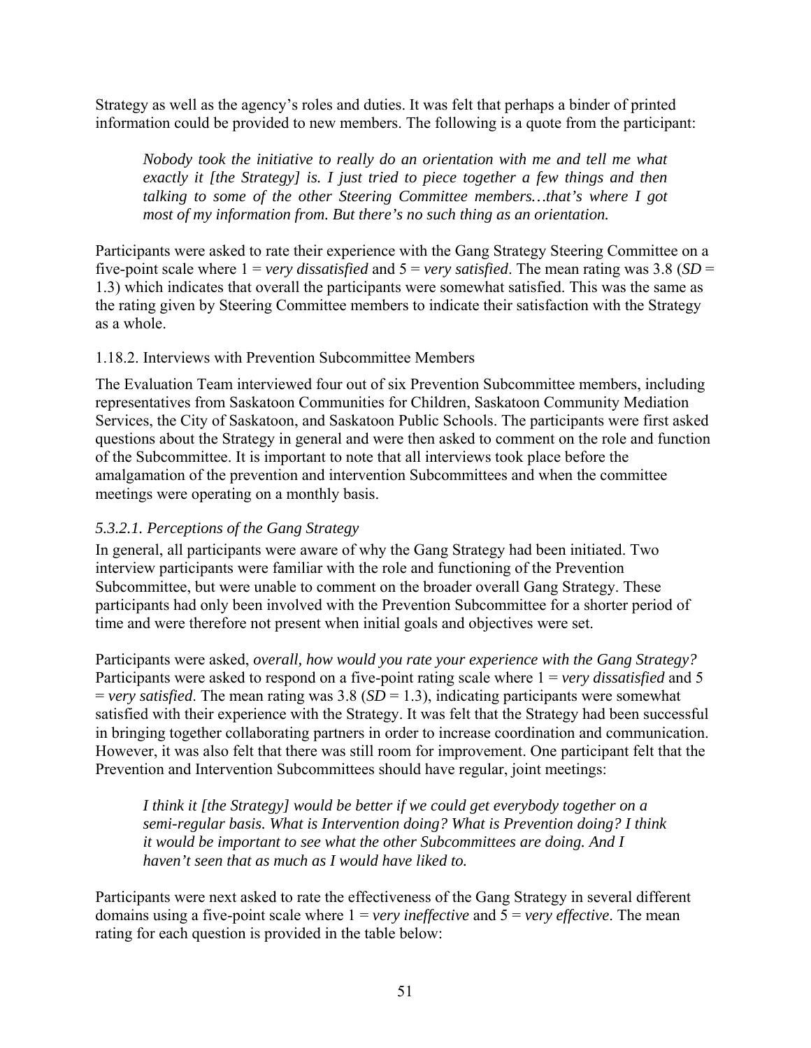Strategy as well as the agency's roles and duties. It was felt that perhaps a binder of printed information could be provided to new members. The following is a quote from the participant:

> *Nobody took the initiative to really do an orientation with me and tell me what exactly it [the Strategy] is. I just tried to piece together a few things and then talking to some of the other Steering Committee members…that's where I got most of my information from. But there's no such thing as an orientation.*

Participants were asked to rate their experience with the Gang Strategy Steering Committee on a five-point scale where 1 = *very dissatisfied* and 5 = *very satisfied*. The mean rating was 3.8 ($SD$ = 1.3) which indicates that overall the participants were somewhat satisfied. This was the same as the rating given by Steering Committee members to indicate their satisfaction with the Strategy as a whole.

1.18.2. Interviews with Prevention Subcommittee Members

The Evaluation Team interviewed four out of six Prevention Subcommittee members, including representatives from Saskatoon Communities for Children, Saskatoon Community Mediation Services, the City of Saskatoon, and Saskatoon Public Schools. The participants were first asked questions about the Strategy in general and were then asked to comment on the role and function of the Subcommittee. It is important to note that all interviews took place before the amalgamation of the prevention and intervention Subcommittees and when the committee meetings were operating on a monthly basis.

*5.3.2.1. Perceptions of the Gang Strategy*

In general, all participants were aware of why the Gang Strategy had been initiated. Two interview participants were familiar with the role and functioning of the Prevention Subcommittee, but were unable to comment on the broader overall Gang Strategy. These participants had only been involved with the Prevention Subcommittee for a shorter period of time and were therefore not present when initial goals and objectives were set.

Participants were asked, *overall, how would you rate your experience with the Gang Strategy?* Participants were asked to respond on a five-point rating scale where 1 = *very dissatisfied* and 5 = *very satisfied*. The mean rating was 3.8 ($SD$ = 1.3), indicating participants were somewhat satisfied with their experience with the Strategy. It was felt that the Strategy had been successful in bringing together collaborating partners in order to increase coordination and communication. However, it was also felt that there was still room for improvement. One participant felt that the Prevention and Intervention Subcommittees should have regular, joint meetings:

> *I think it [the Strategy] would be better if we could get everybody together on a semi-regular basis. What is Intervention doing? What is Prevention doing? I think it would be important to see what the other Subcommittees are doing. And I haven't seen that as much as I would have liked to.*

Participants were next asked to rate the effectiveness of the Gang Strategy in several different domains using a five-point scale where 1 = *very ineffective* and 5 = *very effective*. The mean rating for each question is provided in the table below: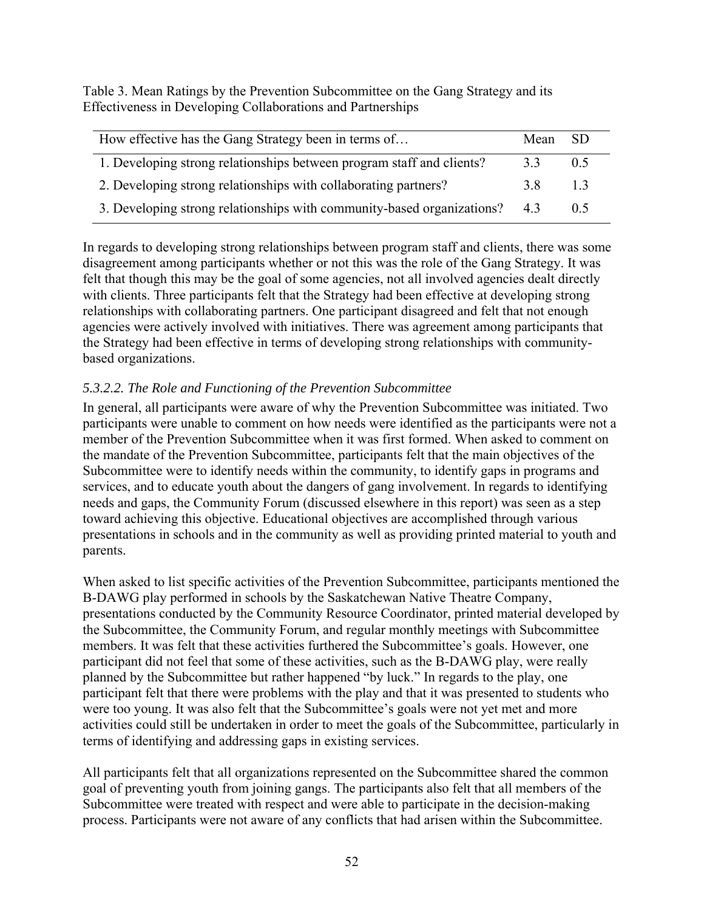Table 3. Mean Ratings by the Prevention Subcommittee on the Gang Strategy and its Effectiveness in Developing Collaborations and Partnerships

| How effective has the Gang Strategy been in terms of… | Mean | SD |
|---|---|---|
| 1. Developing strong relationships between program staff and clients? | 3.3 | 0.5 |
| 2. Developing strong relationships with collaborating partners? | 3.8 | 1.3 |
| 3. Developing strong relationships with community-based organizations? | 4.3 | 0.5 |

In regards to developing strong relationships between program staff and clients, there was some disagreement among participants whether or not this was the role of the Gang Strategy. It was felt that though this may be the goal of some agencies, not all involved agencies dealt directly with clients. Three participants felt that the Strategy had been effective at developing strong relationships with collaborating partners. One participant disagreed and felt that not enough agencies were actively involved with initiatives. There was agreement among participants that the Strategy had been effective in terms of developing strong relationships with community-based organizations.

*5.3.2.2. The Role and Functioning of the Prevention Subcommittee*

In general, all participants were aware of why the Prevention Subcommittee was initiated. Two participants were unable to comment on how needs were identified as the participants were not a member of the Prevention Subcommittee when it was first formed. When asked to comment on the mandate of the Prevention Subcommittee, participants felt that the main objectives of the Subcommittee were to identify needs within the community, to identify gaps in programs and services, and to educate youth about the dangers of gang involvement. In regards to identifying needs and gaps, the Community Forum (discussed elsewhere in this report) was seen as a step toward achieving this objective. Educational objectives are accomplished through various presentations in schools and in the community as well as providing printed material to youth and parents.

When asked to list specific activities of the Prevention Subcommittee, participants mentioned the B-DAWG play performed in schools by the Saskatchewan Native Theatre Company, presentations conducted by the Community Resource Coordinator, printed material developed by the Subcommittee, the Community Forum, and regular monthly meetings with Subcommittee members. It was felt that these activities furthered the Subcommittee's goals. However, one participant did not feel that some of these activities, such as the B-DAWG play, were really planned by the Subcommittee but rather happened "by luck." In regards to the play, one participant felt that there were problems with the play and that it was presented to students who were too young. It was also felt that the Subcommittee's goals were not yet met and more activities could still be undertaken in order to meet the goals of the Subcommittee, particularly in terms of identifying and addressing gaps in existing services.

All participants felt that all organizations represented on the Subcommittee shared the common goal of preventing youth from joining gangs. The participants also felt that all members of the Subcommittee were treated with respect and were able to participate in the decision-making process. Participants were not aware of any conflicts that had arisen within the Subcommittee.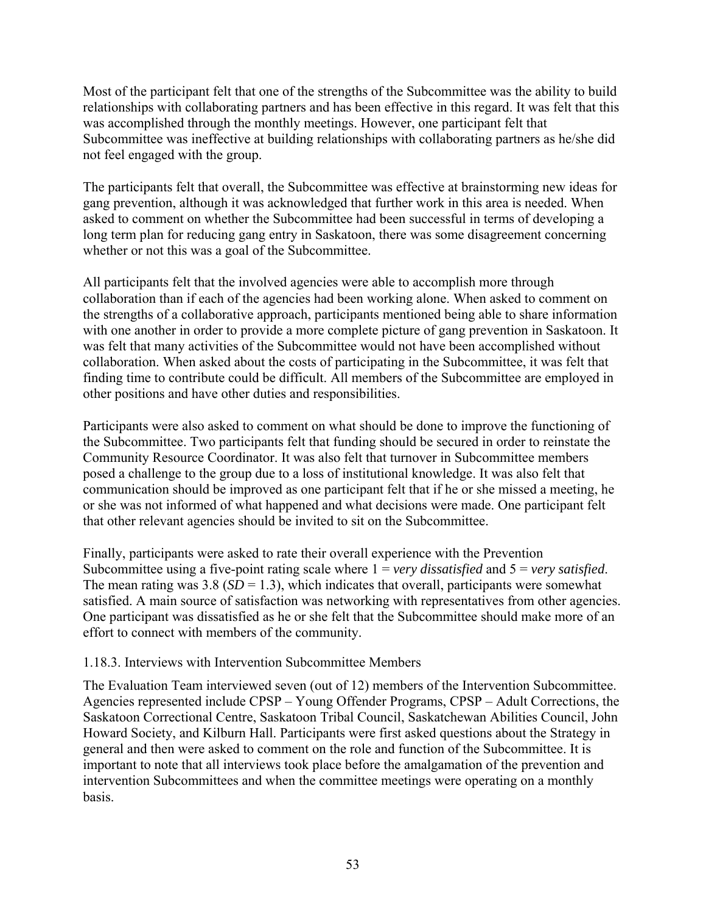Most of the participant felt that one of the strengths of the Subcommittee was the ability to build relationships with collaborating partners and has been effective in this regard. It was felt that this was accomplished through the monthly meetings. However, one participant felt that Subcommittee was ineffective at building relationships with collaborating partners as he/she did not feel engaged with the group.

The participants felt that overall, the Subcommittee was effective at brainstorming new ideas for gang prevention, although it was acknowledged that further work in this area is needed. When asked to comment on whether the Subcommittee had been successful in terms of developing a long term plan for reducing gang entry in Saskatoon, there was some disagreement concerning whether or not this was a goal of the Subcommittee.

All participants felt that the involved agencies were able to accomplish more through collaboration than if each of the agencies had been working alone. When asked to comment on the strengths of a collaborative approach, participants mentioned being able to share information with one another in order to provide a more complete picture of gang prevention in Saskatoon. It was felt that many activities of the Subcommittee would not have been accomplished without collaboration. When asked about the costs of participating in the Subcommittee, it was felt that finding time to contribute could be difficult. All members of the Subcommittee are employed in other positions and have other duties and responsibilities.

Participants were also asked to comment on what should be done to improve the functioning of the Subcommittee. Two participants felt that funding should be secured in order to reinstate the Community Resource Coordinator. It was also felt that turnover in Subcommittee members posed a challenge to the group due to a loss of institutional knowledge. It was also felt that communication should be improved as one participant felt that if he or she missed a meeting, he or she was not informed of what happened and what decisions were made. One participant felt that other relevant agencies should be invited to sit on the Subcommittee.

Finally, participants were asked to rate their overall experience with the Prevention Subcommittee using a five-point rating scale where 1 = *very dissatisfied* and 5 = *very satisfied*. The mean rating was 3.8 (*SD* = 1.3), which indicates that overall, participants were somewhat satisfied. A main source of satisfaction was networking with representatives from other agencies. One participant was dissatisfied as he or she felt that the Subcommittee should make more of an effort to connect with members of the community.

### 1.18.3. Interviews with Intervention Subcommittee Members

The Evaluation Team interviewed seven (out of 12) members of the Intervention Subcommittee. Agencies represented include CPSP – Young Offender Programs, CPSP – Adult Corrections, the Saskatoon Correctional Centre, Saskatoon Tribal Council, Saskatchewan Abilities Council, John Howard Society, and Kilburn Hall. Participants were first asked questions about the Strategy in general and then were asked to comment on the role and function of the Subcommittee. It is important to note that all interviews took place before the amalgamation of the prevention and intervention Subcommittees and when the committee meetings were operating on a monthly basis.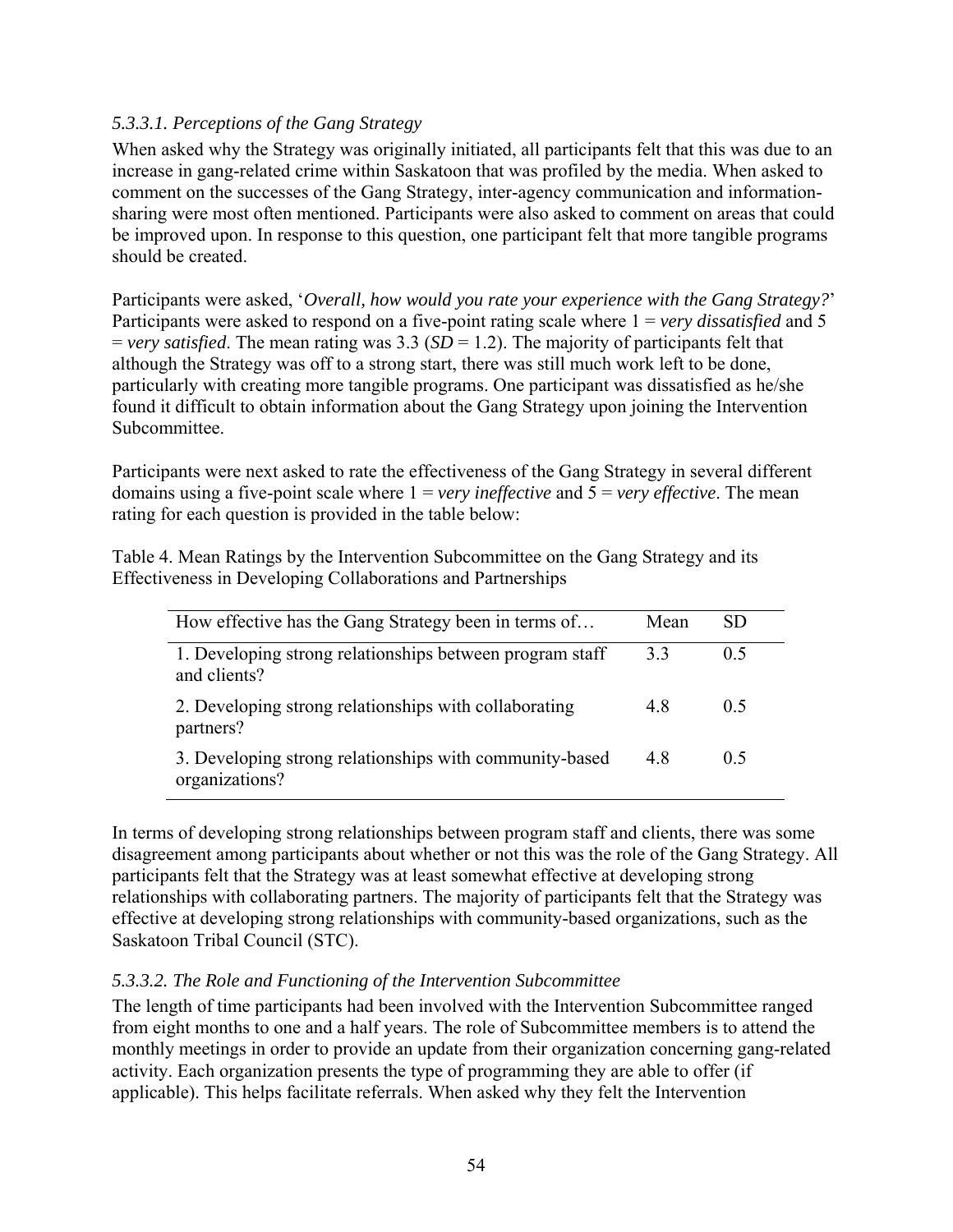#### *5.3.3.1. Perceptions of the Gang Strategy*

When asked why the Strategy was originally initiated, all participants felt that this was due to an increase in gang-related crime within Saskatoon that was profiled by the media. When asked to comment on the successes of the Gang Strategy, inter-agency communication and information-sharing were most often mentioned. Participants were also asked to comment on areas that could be improved upon. In response to this question, one participant felt that more tangible programs should be created.

Participants were asked, '*Overall, how would you rate your experience with the Gang Strategy?*' Participants were asked to respond on a five-point rating scale where 1 = *very dissatisfied* and 5 = *very satisfied*. The mean rating was 3.3 (*SD* = 1.2). The majority of participants felt that although the Strategy was off to a strong start, there was still much work left to be done, particularly with creating more tangible programs. One participant was dissatisfied as he/she found it difficult to obtain information about the Gang Strategy upon joining the Intervention Subcommittee.

Participants were next asked to rate the effectiveness of the Gang Strategy in several different domains using a five-point scale where 1 = *very ineffective* and 5 = *very effective*. The mean rating for each question is provided in the table below:

Table 4. Mean Ratings by the Intervention Subcommittee on the Gang Strategy and its Effectiveness in Developing Collaborations and Partnerships

| How effective has the Gang Strategy been in terms of… | Mean | SD |
|---|---|---|
| 1. Developing strong relationships between program staff and clients? | 3.3 | 0.5 |
| 2. Developing strong relationships with collaborating partners? | 4.8 | 0.5 |
| 3. Developing strong relationships with community-based organizations? | 4.8 | 0.5 |

In terms of developing strong relationships between program staff and clients, there was some disagreement among participants about whether or not this was the role of the Gang Strategy. All participants felt that the Strategy was at least somewhat effective at developing strong relationships with collaborating partners. The majority of participants felt that the Strategy was effective at developing strong relationships with community-based organizations, such as the Saskatoon Tribal Council (STC).

#### *5.3.3.2. The Role and Functioning of the Intervention Subcommittee*

The length of time participants had been involved with the Intervention Subcommittee ranged from eight months to one and a half years. The role of Subcommittee members is to attend the monthly meetings in order to provide an update from their organization concerning gang-related activity. Each organization presents the type of programming they are able to offer (if applicable). This helps facilitate referrals. When asked why they felt the Intervention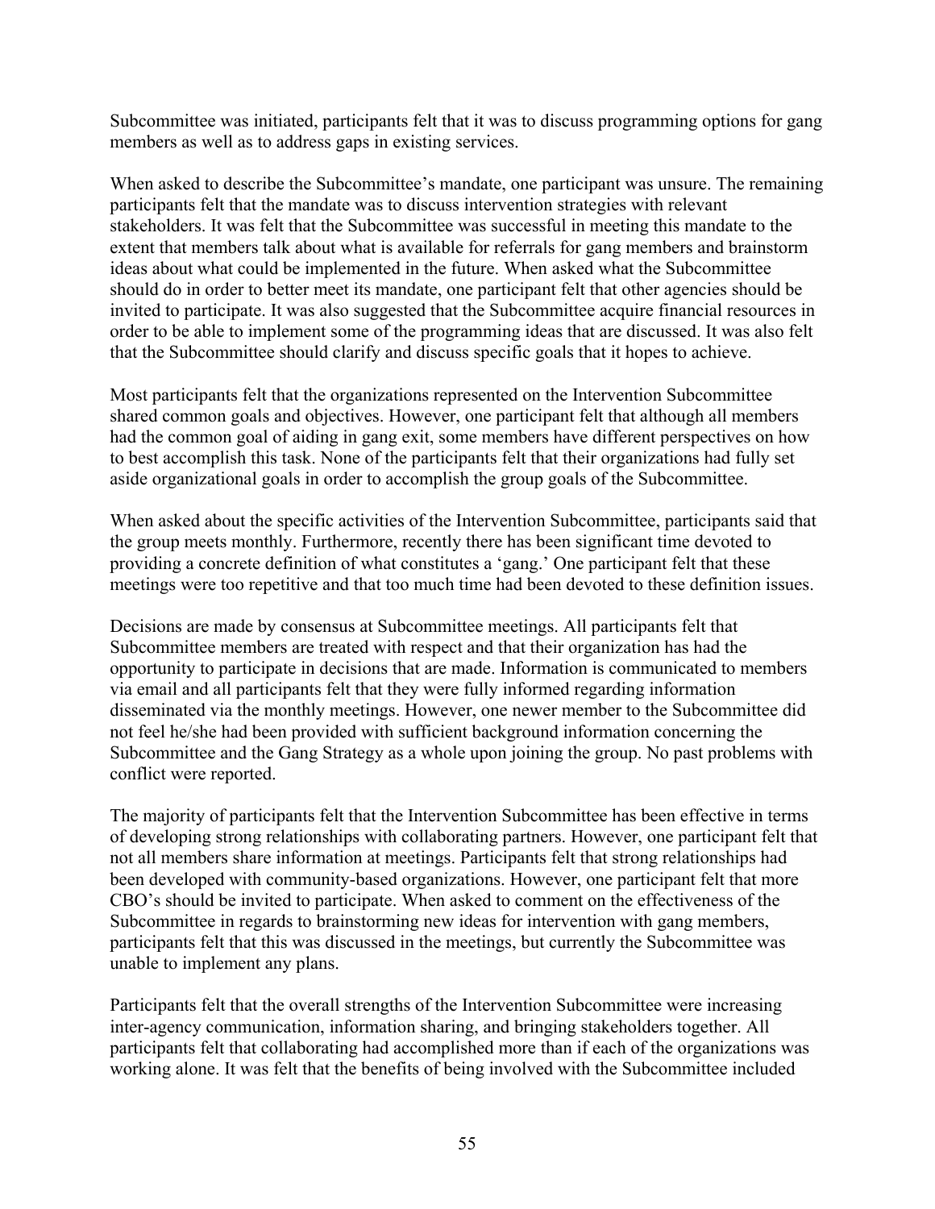Subcommittee was initiated, participants felt that it was to discuss programming options for gang members as well as to address gaps in existing services.

When asked to describe the Subcommittee's mandate, one participant was unsure. The remaining participants felt that the mandate was to discuss intervention strategies with relevant stakeholders. It was felt that the Subcommittee was successful in meeting this mandate to the extent that members talk about what is available for referrals for gang members and brainstorm ideas about what could be implemented in the future. When asked what the Subcommittee should do in order to better meet its mandate, one participant felt that other agencies should be invited to participate. It was also suggested that the Subcommittee acquire financial resources in order to be able to implement some of the programming ideas that are discussed. It was also felt that the Subcommittee should clarify and discuss specific goals that it hopes to achieve.

Most participants felt that the organizations represented on the Intervention Subcommittee shared common goals and objectives. However, one participant felt that although all members had the common goal of aiding in gang exit, some members have different perspectives on how to best accomplish this task. None of the participants felt that their organizations had fully set aside organizational goals in order to accomplish the group goals of the Subcommittee.

When asked about the specific activities of the Intervention Subcommittee, participants said that the group meets monthly. Furthermore, recently there has been significant time devoted to providing a concrete definition of what constitutes a 'gang.' One participant felt that these meetings were too repetitive and that too much time had been devoted to these definition issues.

Decisions are made by consensus at Subcommittee meetings. All participants felt that Subcommittee members are treated with respect and that their organization has had the opportunity to participate in decisions that are made. Information is communicated to members via email and all participants felt that they were fully informed regarding information disseminated via the monthly meetings. However, one newer member to the Subcommittee did not feel he/she had been provided with sufficient background information concerning the Subcommittee and the Gang Strategy as a whole upon joining the group. No past problems with conflict were reported.

The majority of participants felt that the Intervention Subcommittee has been effective in terms of developing strong relationships with collaborating partners. However, one participant felt that not all members share information at meetings. Participants felt that strong relationships had been developed with community-based organizations. However, one participant felt that more CBO's should be invited to participate. When asked to comment on the effectiveness of the Subcommittee in regards to brainstorming new ideas for intervention with gang members, participants felt that this was discussed in the meetings, but currently the Subcommittee was unable to implement any plans.

Participants felt that the overall strengths of the Intervention Subcommittee were increasing inter-agency communication, information sharing, and bringing stakeholders together. All participants felt that collaborating had accomplished more than if each of the organizations was working alone. It was felt that the benefits of being involved with the Subcommittee included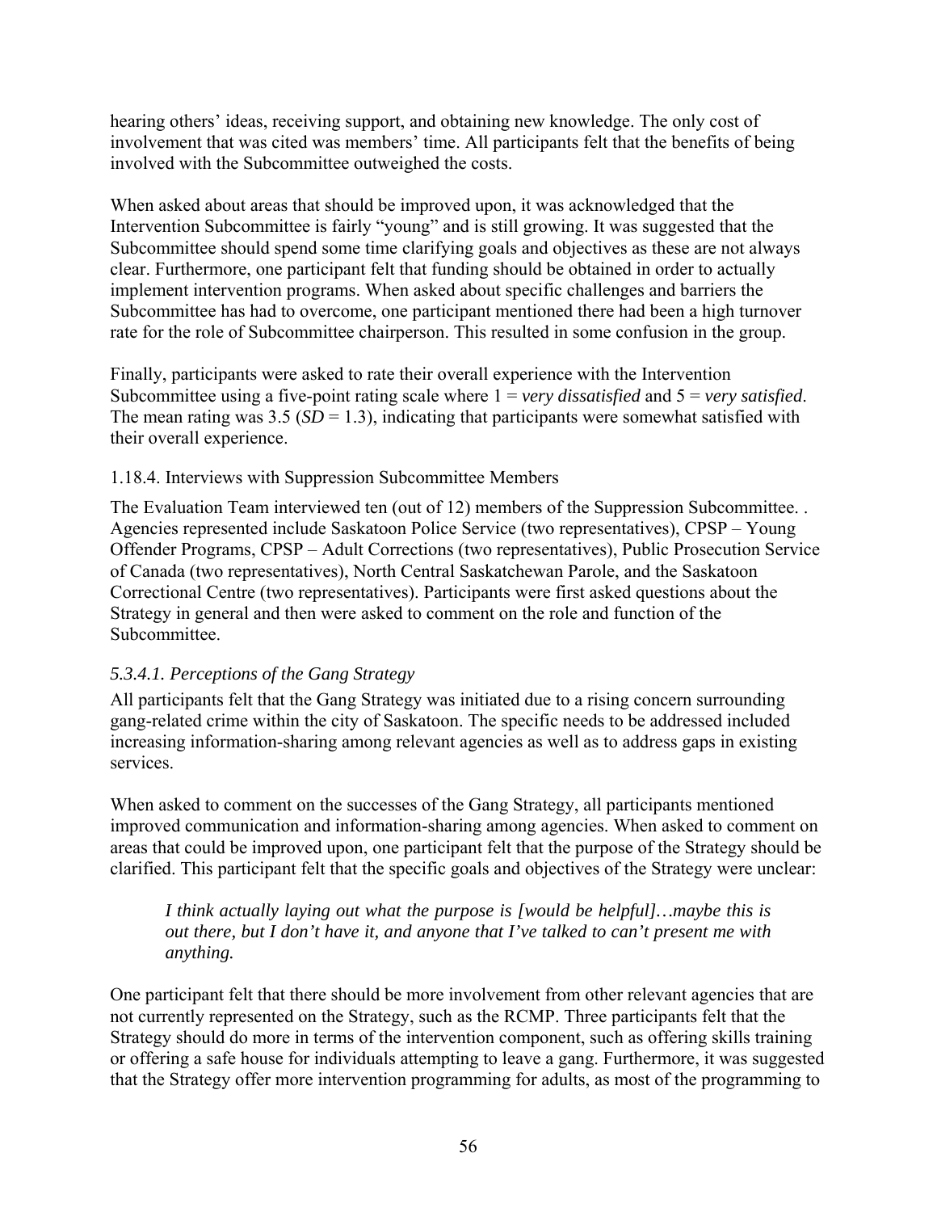hearing others' ideas, receiving support, and obtaining new knowledge. The only cost of involvement that was cited was members' time. All participants felt that the benefits of being involved with the Subcommittee outweighed the costs.

When asked about areas that should be improved upon, it was acknowledged that the Intervention Subcommittee is fairly "young" and is still growing. It was suggested that the Subcommittee should spend some time clarifying goals and objectives as these are not always clear. Furthermore, one participant felt that funding should be obtained in order to actually implement intervention programs. When asked about specific challenges and barriers the Subcommittee has had to overcome, one participant mentioned there had been a high turnover rate for the role of Subcommittee chairperson. This resulted in some confusion in the group.

Finally, participants were asked to rate their overall experience with the Intervention Subcommittee using a five-point rating scale where 1 = *very dissatisfied* and 5 = *very satisfied*. The mean rating was 3.5 (*SD* = 1.3), indicating that participants were somewhat satisfied with their overall experience.

### 1.18.4. Interviews with Suppression Subcommittee Members

The Evaluation Team interviewed ten (out of 12) members of the Suppression Subcommittee. . Agencies represented include Saskatoon Police Service (two representatives), CPSP – Young Offender Programs, CPSP – Adult Corrections (two representatives), Public Prosecution Service of Canada (two representatives), North Central Saskatchewan Parole, and the Saskatoon Correctional Centre (two representatives). Participants were first asked questions about the Strategy in general and then were asked to comment on the role and function of the Subcommittee.

#### *5.3.4.1. Perceptions of the Gang Strategy*

All participants felt that the Gang Strategy was initiated due to a rising concern surrounding gang-related crime within the city of Saskatoon. The specific needs to be addressed included increasing information-sharing among relevant agencies as well as to address gaps in existing services.

When asked to comment on the successes of the Gang Strategy, all participants mentioned improved communication and information-sharing among agencies. When asked to comment on areas that could be improved upon, one participant felt that the purpose of the Strategy should be clarified. This participant felt that the specific goals and objectives of the Strategy were unclear:

> *I think actually laying out what the purpose is [would be helpful]…maybe this is out there, but I don't have it, and anyone that I've talked to can't present me with anything.*

One participant felt that there should be more involvement from other relevant agencies that are not currently represented on the Strategy, such as the RCMP. Three participants felt that the Strategy should do more in terms of the intervention component, such as offering skills training or offering a safe house for individuals attempting to leave a gang. Furthermore, it was suggested that the Strategy offer more intervention programming for adults, as most of the programming to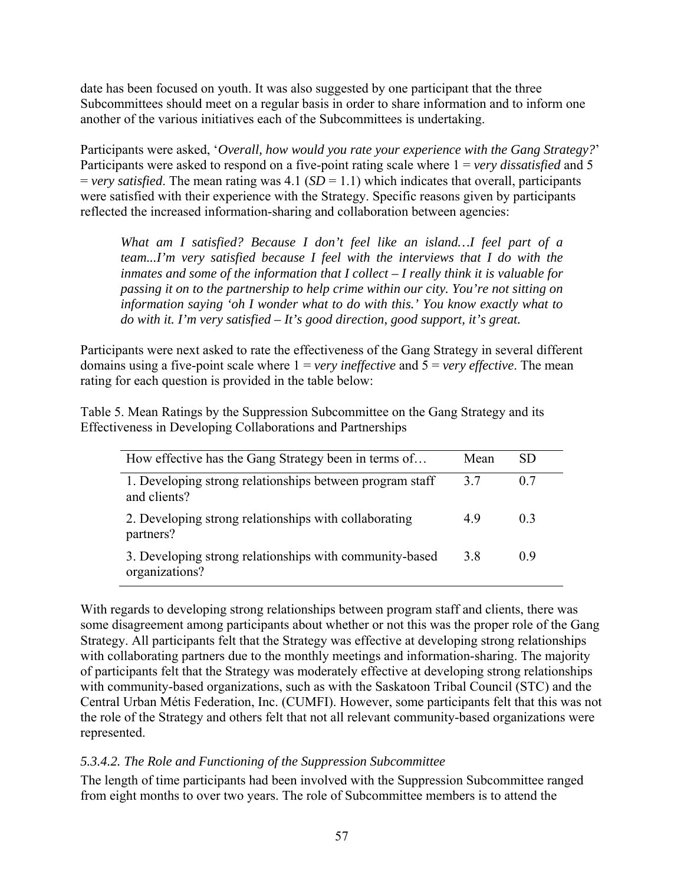date has been focused on youth. It was also suggested by one participant that the three Subcommittees should meet on a regular basis in order to share information and to inform one another of the various initiatives each of the Subcommittees is undertaking.

Participants were asked, '*Overall, how would you rate your experience with the Gang Strategy?*' Participants were asked to respond on a five-point rating scale where 1 = *very dissatisfied* and 5 = *very satisfied*. The mean rating was 4.1 (*SD* = 1.1) which indicates that overall, participants were satisfied with their experience with the Strategy. Specific reasons given by participants reflected the increased information-sharing and collaboration between agencies:

> *What am I satisfied? Because I don't feel like an island…I feel part of a team...I'm very satisfied because I feel with the interviews that I do with the inmates and some of the information that I collect – I really think it is valuable for passing it on to the partnership to help crime within our city. You're not sitting on information saying 'oh I wonder what to do with this.' You know exactly what to do with it. I'm very satisfied – It's good direction, good support, it's great.*

Participants were next asked to rate the effectiveness of the Gang Strategy in several different domains using a five-point scale where 1 = *very ineffective* and 5 = *very effective*. The mean rating for each question is provided in the table below:

Table 5. Mean Ratings by the Suppression Subcommittee on the Gang Strategy and its Effectiveness in Developing Collaborations and Partnerships

| How effective has the Gang Strategy been in terms of… | Mean | SD |
|---|---|---|
| 1. Developing strong relationships between program staff and clients? | 3.7 | 0.7 |
| 2. Developing strong relationships with collaborating partners? | 4.9 | 0.3 |
| 3. Developing strong relationships with community-based organizations? | 3.8 | 0.9 |

With regards to developing strong relationships between program staff and clients, there was some disagreement among participants about whether or not this was the proper role of the Gang Strategy. All participants felt that the Strategy was effective at developing strong relationships with collaborating partners due to the monthly meetings and information-sharing. The majority of participants felt that the Strategy was moderately effective at developing strong relationships with community-based organizations, such as with the Saskatoon Tribal Council (STC) and the Central Urban Métis Federation, Inc. (CUMFI). However, some participants felt that this was not the role of the Strategy and others felt that not all relevant community-based organizations were represented.

#### *5.3.4.2. The Role and Functioning of the Suppression Subcommittee*

The length of time participants had been involved with the Suppression Subcommittee ranged from eight months to over two years. The role of Subcommittee members is to attend the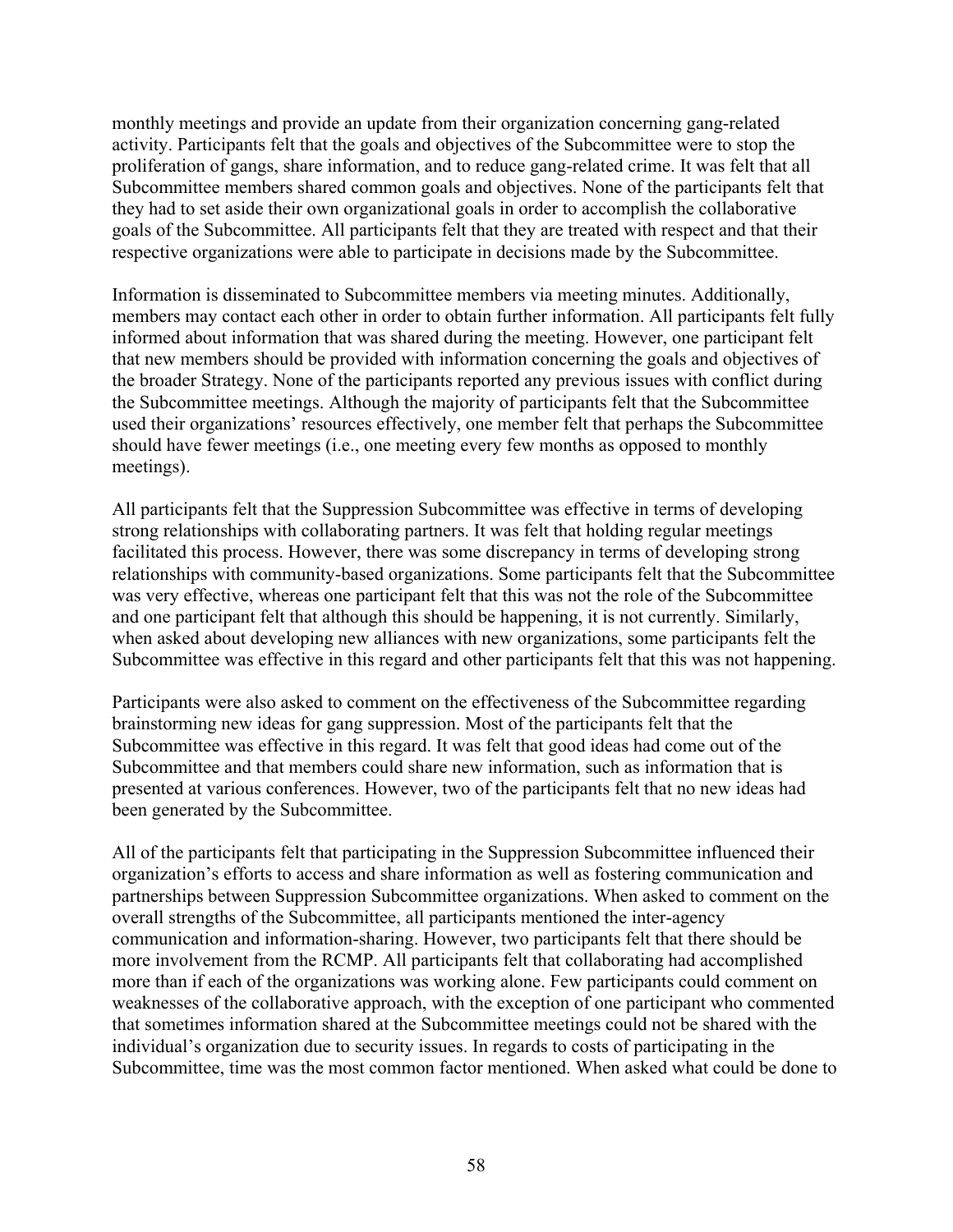monthly meetings and provide an update from their organization concerning gang-related activity. Participants felt that the goals and objectives of the Subcommittee were to stop the proliferation of gangs, share information, and to reduce gang-related crime. It was felt that all Subcommittee members shared common goals and objectives. None of the participants felt that they had to set aside their own organizational goals in order to accomplish the collaborative goals of the Subcommittee. All participants felt that they are treated with respect and that their respective organizations were able to participate in decisions made by the Subcommittee.

Information is disseminated to Subcommittee members via meeting minutes. Additionally, members may contact each other in order to obtain further information. All participants felt fully informed about information that was shared during the meeting. However, one participant felt that new members should be provided with information concerning the goals and objectives of the broader Strategy. None of the participants reported any previous issues with conflict during the Subcommittee meetings. Although the majority of participants felt that the Subcommittee used their organizations' resources effectively, one member felt that perhaps the Subcommittee should have fewer meetings (i.e., one meeting every few months as opposed to monthly meetings).

All participants felt that the Suppression Subcommittee was effective in terms of developing strong relationships with collaborating partners. It was felt that holding regular meetings facilitated this process. However, there was some discrepancy in terms of developing strong relationships with community-based organizations. Some participants felt that the Subcommittee was very effective, whereas one participant felt that this was not the role of the Subcommittee and one participant felt that although this should be happening, it is not currently. Similarly, when asked about developing new alliances with new organizations, some participants felt the Subcommittee was effective in this regard and other participants felt that this was not happening.

Participants were also asked to comment on the effectiveness of the Subcommittee regarding brainstorming new ideas for gang suppression. Most of the participants felt that the Subcommittee was effective in this regard. It was felt that good ideas had come out of the Subcommittee and that members could share new information, such as information that is presented at various conferences. However, two of the participants felt that no new ideas had been generated by the Subcommittee.

All of the participants felt that participating in the Suppression Subcommittee influenced their organization's efforts to access and share information as well as fostering communication and partnerships between Suppression Subcommittee organizations. When asked to comment on the overall strengths of the Subcommittee, all participants mentioned the inter-agency communication and information-sharing. However, two participants felt that there should be more involvement from the RCMP. All participants felt that collaborating had accomplished more than if each of the organizations was working alone. Few participants could comment on weaknesses of the collaborative approach, with the exception of one participant who commented that sometimes information shared at the Subcommittee meetings could not be shared with the individual's organization due to security issues. In regards to costs of participating in the Subcommittee, time was the most common factor mentioned. When asked what could be done to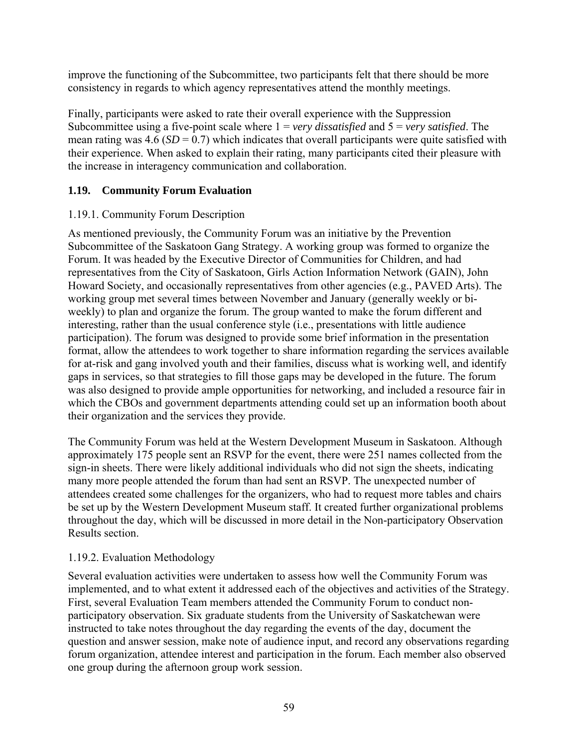improve the functioning of the Subcommittee, two participants felt that there should be more consistency in regards to which agency representatives attend the monthly meetings.

Finally, participants were asked to rate their overall experience with the Suppression Subcommittee using a five-point scale where 1 = *very dissatisfied* and 5 = *very satisfied*. The mean rating was 4.6 ($SD = 0.7$) which indicates that overall participants were quite satisfied with their experience. When asked to explain their rating, many participants cited their pleasure with the increase in interagency communication and collaboration.

## 1.19. Community Forum Evaluation

### 1.19.1. Community Forum Description

As mentioned previously, the Community Forum was an initiative by the Prevention Subcommittee of the Saskatoon Gang Strategy. A working group was formed to organize the Forum. It was headed by the Executive Director of Communities for Children, and had representatives from the City of Saskatoon, Girls Action Information Network (GAIN), John Howard Society, and occasionally representatives from other agencies (e.g., PAVED Arts). The working group met several times between November and January (generally weekly or bi-weekly) to plan and organize the forum. The group wanted to make the forum different and interesting, rather than the usual conference style (i.e., presentations with little audience participation). The forum was designed to provide some brief information in the presentation format, allow the attendees to work together to share information regarding the services available for at-risk and gang involved youth and their families, discuss what is working well, and identify gaps in services, so that strategies to fill those gaps may be developed in the future. The forum was also designed to provide ample opportunities for networking, and included a resource fair in which the CBOs and government departments attending could set up an information booth about their organization and the services they provide.

The Community Forum was held at the Western Development Museum in Saskatoon. Although approximately 175 people sent an RSVP for the event, there were 251 names collected from the sign-in sheets. There were likely additional individuals who did not sign the sheets, indicating many more people attended the forum than had sent an RSVP. The unexpected number of attendees created some challenges for the organizers, who had to request more tables and chairs be set up by the Western Development Museum staff. It created further organizational problems throughout the day, which will be discussed in more detail in the Non-participatory Observation Results section.

### 1.19.2. Evaluation Methodology

Several evaluation activities were undertaken to assess how well the Community Forum was implemented, and to what extent it addressed each of the objectives and activities of the Strategy. First, several Evaluation Team members attended the Community Forum to conduct non-participatory observation. Six graduate students from the University of Saskatchewan were instructed to take notes throughout the day regarding the events of the day, document the question and answer session, make note of audience input, and record any observations regarding forum organization, attendee interest and participation in the forum. Each member also observed one group during the afternoon group work session.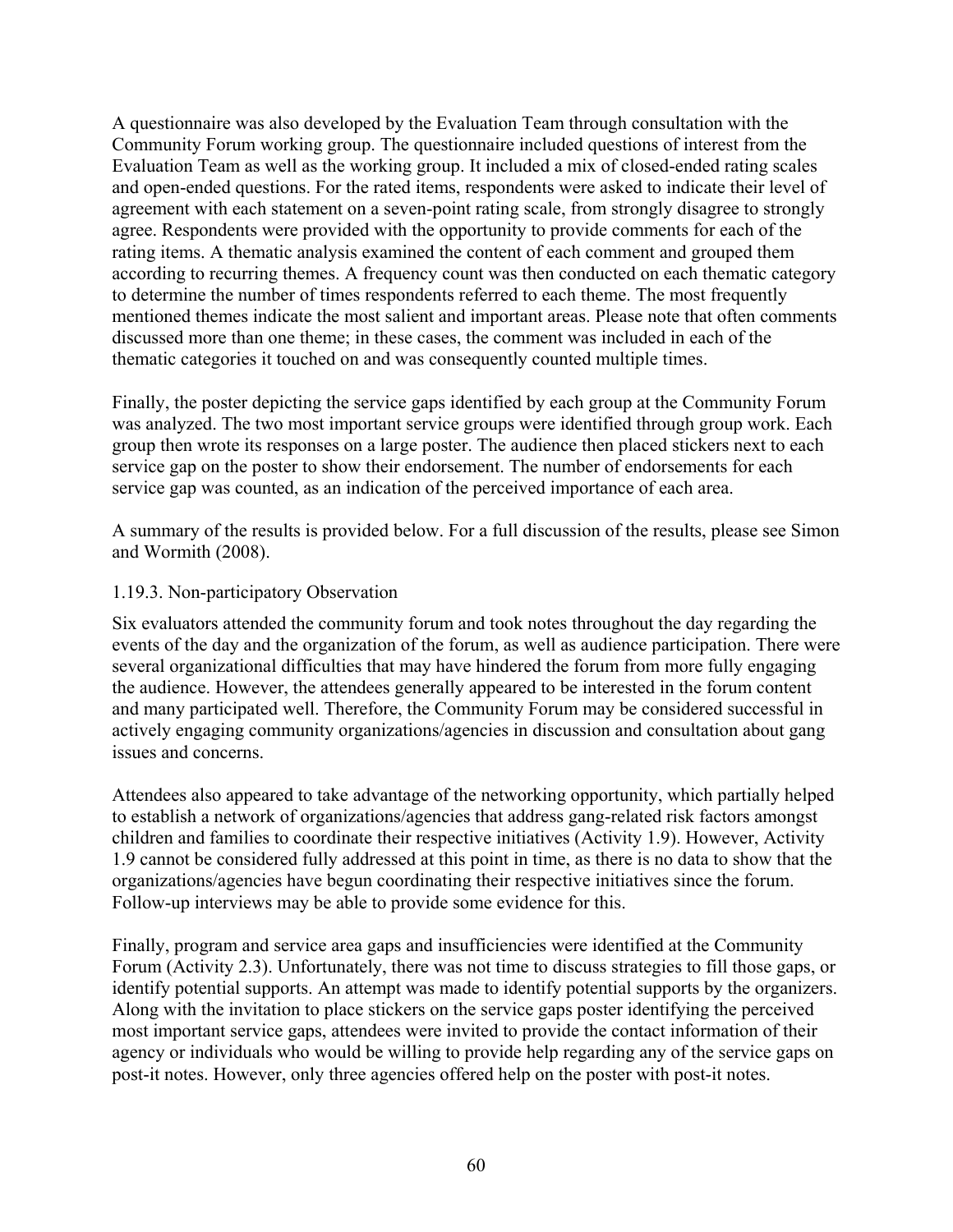A questionnaire was also developed by the Evaluation Team through consultation with the Community Forum working group. The questionnaire included questions of interest from the Evaluation Team as well as the working group. It included a mix of closed-ended rating scales and open-ended questions. For the rated items, respondents were asked to indicate their level of agreement with each statement on a seven-point rating scale, from strongly disagree to strongly agree. Respondents were provided with the opportunity to provide comments for each of the rating items. A thematic analysis examined the content of each comment and grouped them according to recurring themes. A frequency count was then conducted on each thematic category to determine the number of times respondents referred to each theme. The most frequently mentioned themes indicate the most salient and important areas. Please note that often comments discussed more than one theme; in these cases, the comment was included in each of the thematic categories it touched on and was consequently counted multiple times.

Finally, the poster depicting the service gaps identified by each group at the Community Forum was analyzed. The two most important service groups were identified through group work. Each group then wrote its responses on a large poster. The audience then placed stickers next to each service gap on the poster to show their endorsement. The number of endorsements for each service gap was counted, as an indication of the perceived importance of each area.

A summary of the results is provided below. For a full discussion of the results, please see Simon and Wormith (2008).

### 1.19.3. Non-participatory Observation

Six evaluators attended the community forum and took notes throughout the day regarding the events of the day and the organization of the forum, as well as audience participation. There were several organizational difficulties that may have hindered the forum from more fully engaging the audience. However, the attendees generally appeared to be interested in the forum content and many participated well. Therefore, the Community Forum may be considered successful in actively engaging community organizations/agencies in discussion and consultation about gang issues and concerns.

Attendees also appeared to take advantage of the networking opportunity, which partially helped to establish a network of organizations/agencies that address gang-related risk factors amongst children and families to coordinate their respective initiatives (Activity 1.9). However, Activity 1.9 cannot be considered fully addressed at this point in time, as there is no data to show that the organizations/agencies have begun coordinating their respective initiatives since the forum. Follow-up interviews may be able to provide some evidence for this.

Finally, program and service area gaps and insufficiencies were identified at the Community Forum (Activity 2.3). Unfortunately, there was not time to discuss strategies to fill those gaps, or identify potential supports. An attempt was made to identify potential supports by the organizers. Along with the invitation to place stickers on the service gaps poster identifying the perceived most important service gaps, attendees were invited to provide the contact information of their agency or individuals who would be willing to provide help regarding any of the service gaps on post-it notes. However, only three agencies offered help on the poster with post-it notes.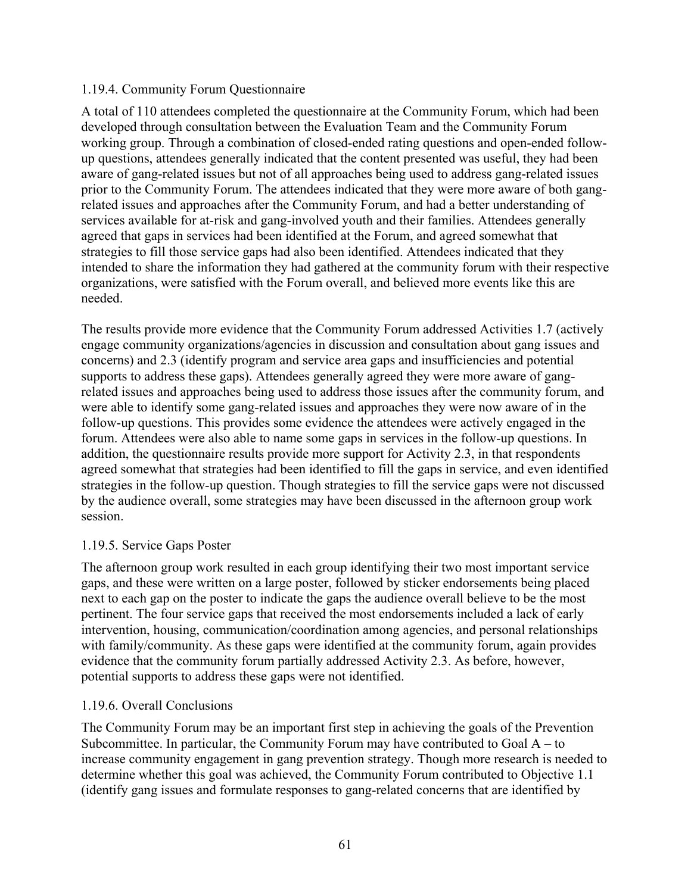### 1.19.4. Community Forum Questionnaire

A total of 110 attendees completed the questionnaire at the Community Forum, which had been developed through consultation between the Evaluation Team and the Community Forum working group. Through a combination of closed-ended rating questions and open-ended follow-up questions, attendees generally indicated that the content presented was useful, they had been aware of gang-related issues but not of all approaches being used to address gang-related issues prior to the Community Forum. The attendees indicated that they were more aware of both gang-related issues and approaches after the Community Forum, and had a better understanding of services available for at-risk and gang-involved youth and their families. Attendees generally agreed that gaps in services had been identified at the Forum, and agreed somewhat that strategies to fill those service gaps had also been identified. Attendees indicated that they intended to share the information they had gathered at the community forum with their respective organizations, were satisfied with the Forum overall, and believed more events like this are needed.

The results provide more evidence that the Community Forum addressed Activities 1.7 (actively engage community organizations/agencies in discussion and consultation about gang issues and concerns) and 2.3 (identify program and service area gaps and insufficiencies and potential supports to address these gaps). Attendees generally agreed they were more aware of gang-related issues and approaches being used to address those issues after the community forum, and were able to identify some gang-related issues and approaches they were now aware of in the follow-up questions. This provides some evidence the attendees were actively engaged in the forum. Attendees were also able to name some gaps in services in the follow-up questions. In addition, the questionnaire results provide more support for Activity 2.3, in that respondents agreed somewhat that strategies had been identified to fill the gaps in service, and even identified strategies in the follow-up question. Though strategies to fill the service gaps were not discussed by the audience overall, some strategies may have been discussed in the afternoon group work session.

### 1.19.5. Service Gaps Poster

The afternoon group work resulted in each group identifying their two most important service gaps, and these were written on a large poster, followed by sticker endorsements being placed next to each gap on the poster to indicate the gaps the audience overall believe to be the most pertinent. The four service gaps that received the most endorsements included a lack of early intervention, housing, communication/coordination among agencies, and personal relationships with family/community. As these gaps were identified at the community forum, again provides evidence that the community forum partially addressed Activity 2.3. As before, however, potential supports to address these gaps were not identified.

### 1.19.6. Overall Conclusions

The Community Forum may be an important first step in achieving the goals of the Prevention Subcommittee. In particular, the Community Forum may have contributed to Goal A – to increase community engagement in gang prevention strategy. Though more research is needed to determine whether this goal was achieved, the Community Forum contributed to Objective 1.1 (identify gang issues and formulate responses to gang-related concerns that are identified by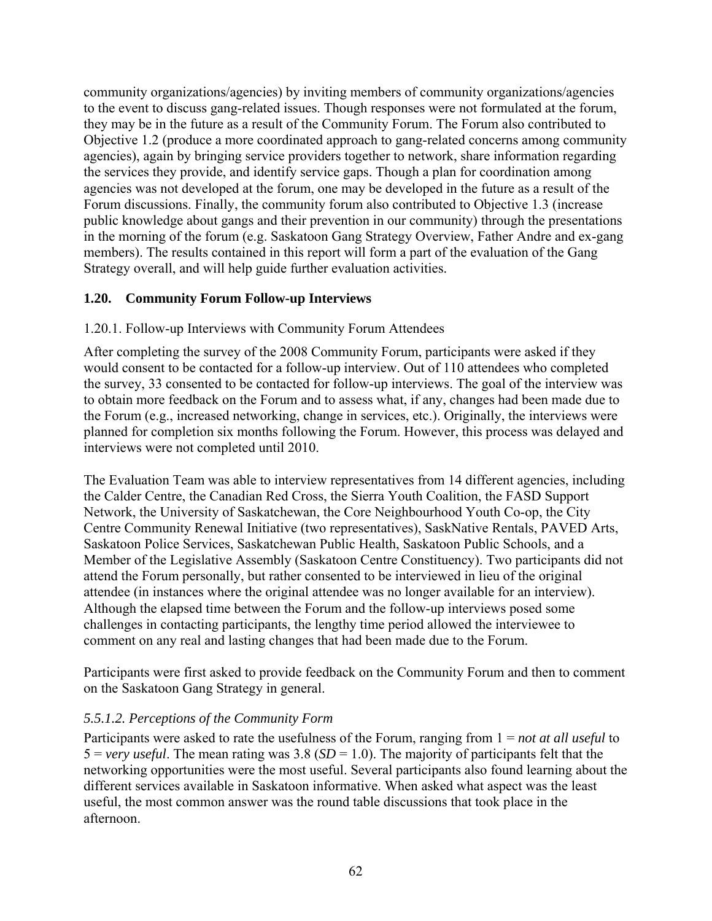community organizations/agencies) by inviting members of community organizations/agencies to the event to discuss gang-related issues. Though responses were not formulated at the forum, they may be in the future as a result of the Community Forum. The Forum also contributed to Objective 1.2 (produce a more coordinated approach to gang-related concerns among community agencies), again by bringing service providers together to network, share information regarding the services they provide, and identify service gaps. Though a plan for coordination among agencies was not developed at the forum, one may be developed in the future as a result of the Forum discussions. Finally, the community forum also contributed to Objective 1.3 (increase public knowledge about gangs and their prevention in our community) through the presentations in the morning of the forum (e.g. Saskatoon Gang Strategy Overview, Father Andre and ex-gang members). The results contained in this report will form a part of the evaluation of the Gang Strategy overall, and will help guide further evaluation activities.

### 1.20. Community Forum Follow-up Interviews

#### 1.20.1. Follow-up Interviews with Community Forum Attendees

After completing the survey of the 2008 Community Forum, participants were asked if they would consent to be contacted for a follow-up interview. Out of 110 attendees who completed the survey, 33 consented to be contacted for follow-up interviews. The goal of the interview was to obtain more feedback on the Forum and to assess what, if any, changes had been made due to the Forum (e.g., increased networking, change in services, etc.). Originally, the interviews were planned for completion six months following the Forum. However, this process was delayed and interviews were not completed until 2010.

The Evaluation Team was able to interview representatives from 14 different agencies, including the Calder Centre, the Canadian Red Cross, the Sierra Youth Coalition, the FASD Support Network, the University of Saskatchewan, the Core Neighbourhood Youth Co-op, the City Centre Community Renewal Initiative (two representatives), SaskNative Rentals, PAVED Arts, Saskatoon Police Services, Saskatchewan Public Health, Saskatoon Public Schools, and a Member of the Legislative Assembly (Saskatoon Centre Constituency). Two participants did not attend the Forum personally, but rather consented to be interviewed in lieu of the original attendee (in instances where the original attendee was no longer available for an interview). Although the elapsed time between the Forum and the follow-up interviews posed some challenges in contacting participants, the lengthy time period allowed the interviewee to comment on any real and lasting changes that had been made due to the Forum.

Participants were first asked to provide feedback on the Community Forum and then to comment on the Saskatoon Gang Strategy in general.

#### *5.5.1.2. Perceptions of the Community Form*

Participants were asked to rate the usefulness of the Forum, ranging from 1 = *not at all useful* to 5 = *very useful*. The mean rating was 3.8 (*SD* = 1.0). The majority of participants felt that the networking opportunities were the most useful. Several participants also found learning about the different services available in Saskatoon informative. When asked what aspect was the least useful, the most common answer was the round table discussions that took place in the afternoon.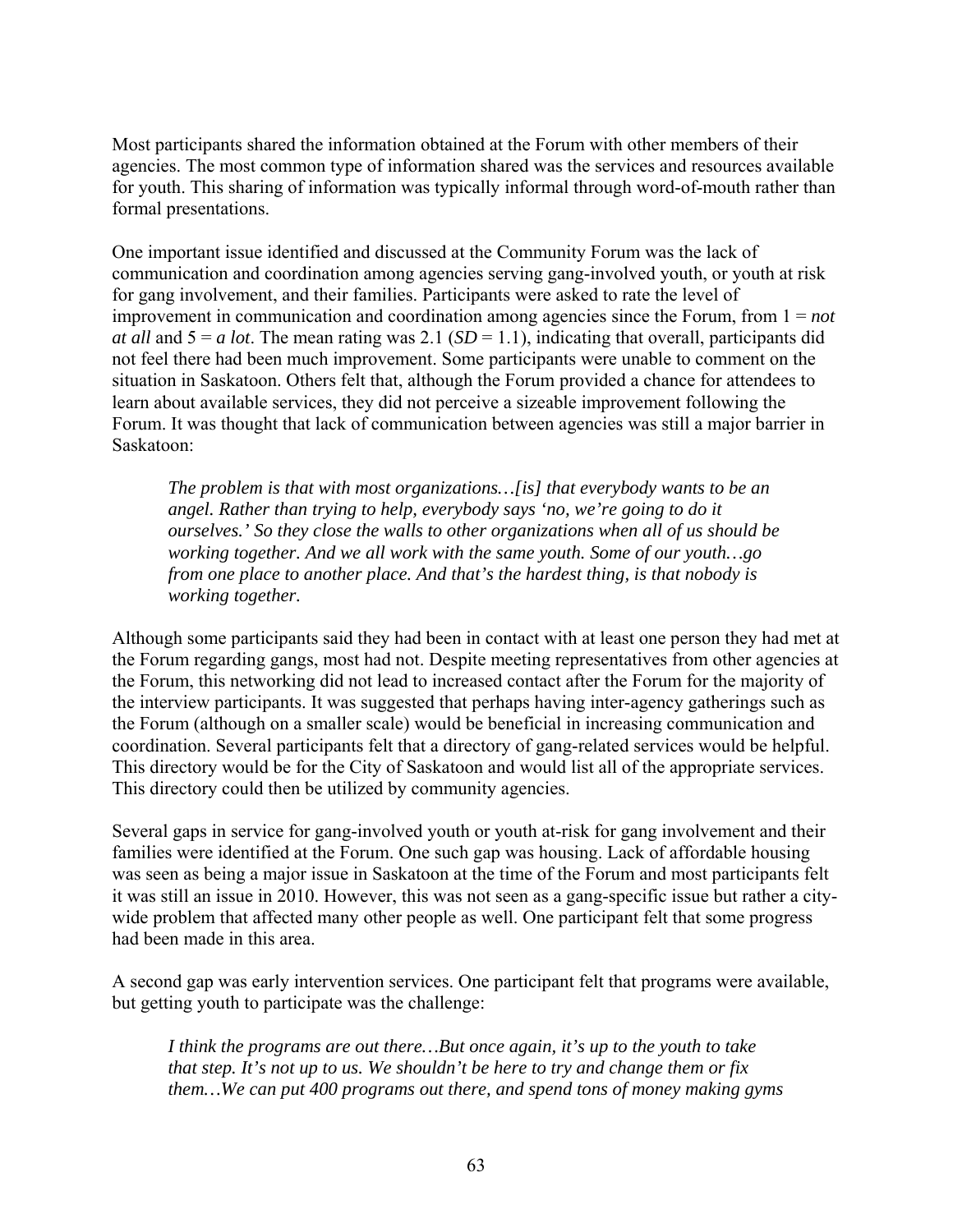Most participants shared the information obtained at the Forum with other members of their agencies. The most common type of information shared was the services and resources available for youth. This sharing of information was typically informal through word-of-mouth rather than formal presentations.

One important issue identified and discussed at the Community Forum was the lack of communication and coordination among agencies serving gang-involved youth, or youth at risk for gang involvement, and their families. Participants were asked to rate the level of improvement in communication and coordination among agencies since the Forum, from 1 = *not at all* and 5 = *a lot*. The mean rating was 2.1 ($SD$ = 1.1), indicating that overall, participants did not feel there had been much improvement. Some participants were unable to comment on the situation in Saskatoon. Others felt that, although the Forum provided a chance for attendees to learn about available services, they did not perceive a sizeable improvement following the Forum. It was thought that lack of communication between agencies was still a major barrier in Saskatoon:

> *The problem is that with most organizations…[is] that everybody wants to be an angel. Rather than trying to help, everybody says 'no, we're going to do it ourselves.' So they close the walls to other organizations when all of us should be working together. And we all work with the same youth. Some of our youth…go from one place to another place. And that's the hardest thing, is that nobody is working together.*

Although some participants said they had been in contact with at least one person they had met at the Forum regarding gangs, most had not. Despite meeting representatives from other agencies at the Forum, this networking did not lead to increased contact after the Forum for the majority of the interview participants. It was suggested that perhaps having inter-agency gatherings such as the Forum (although on a smaller scale) would be beneficial in increasing communication and coordination. Several participants felt that a directory of gang-related services would be helpful. This directory would be for the City of Saskatoon and would list all of the appropriate services. This directory could then be utilized by community agencies.

Several gaps in service for gang-involved youth or youth at-risk for gang involvement and their families were identified at the Forum. One such gap was housing. Lack of affordable housing was seen as being a major issue in Saskatoon at the time of the Forum and most participants felt it was still an issue in 2010. However, this was not seen as a gang-specific issue but rather a city-wide problem that affected many other people as well. One participant felt that some progress had been made in this area.

A second gap was early intervention services. One participant felt that programs were available, but getting youth to participate was the challenge:

> *I think the programs are out there…But once again, it's up to the youth to take that step. It's not up to us. We shouldn't be here to try and change them or fix them…We can put 400 programs out there, and spend tons of money making gyms*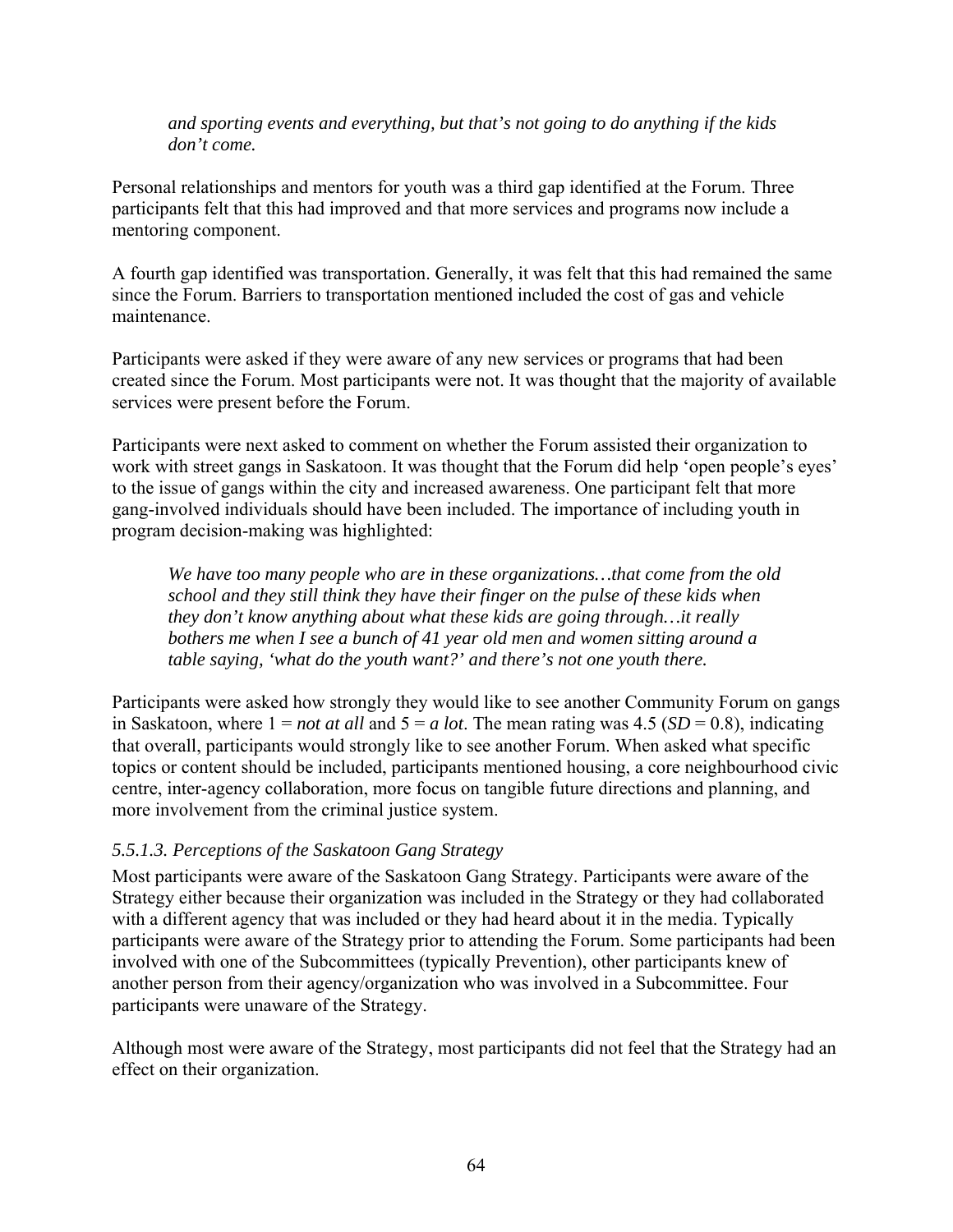> *and sporting events and everything, but that's not going to do anything if the kids don't come.*

Personal relationships and mentors for youth was a third gap identified at the Forum. Three participants felt that this had improved and that more services and programs now include a mentoring component.

A fourth gap identified was transportation. Generally, it was felt that this had remained the same since the Forum. Barriers to transportation mentioned included the cost of gas and vehicle maintenance.

Participants were asked if they were aware of any new services or programs that had been created since the Forum. Most participants were not. It was thought that the majority of available services were present before the Forum.

Participants were next asked to comment on whether the Forum assisted their organization to work with street gangs in Saskatoon. It was thought that the Forum did help 'open people's eyes' to the issue of gangs within the city and increased awareness. One participant felt that more gang-involved individuals should have been included. The importance of including youth in program decision-making was highlighted:

> *We have too many people who are in these organizations…that come from the old school and they still think they have their finger on the pulse of these kids when they don't know anything about what these kids are going through…it really bothers me when I see a bunch of 41 year old men and women sitting around a table saying, 'what do the youth want?' and there's not one youth there.*

Participants were asked how strongly they would like to see another Community Forum on gangs in Saskatoon, where 1 = *not at all* and 5 = *a lot*. The mean rating was 4.5 ($SD$ = 0.8), indicating that overall, participants would strongly like to see another Forum. When asked what specific topics or content should be included, participants mentioned housing, a core neighbourhood civic centre, inter-agency collaboration, more focus on tangible future directions and planning, and more involvement from the criminal justice system.

### *5.5.1.3. Perceptions of the Saskatoon Gang Strategy*

Most participants were aware of the Saskatoon Gang Strategy. Participants were aware of the Strategy either because their organization was included in the Strategy or they had collaborated with a different agency that was included or they had heard about it in the media. Typically participants were aware of the Strategy prior to attending the Forum. Some participants had been involved with one of the Subcommittees (typically Prevention), other participants knew of another person from their agency/organization who was involved in a Subcommittee. Four participants were unaware of the Strategy.

Although most were aware of the Strategy, most participants did not feel that the Strategy had an effect on their organization.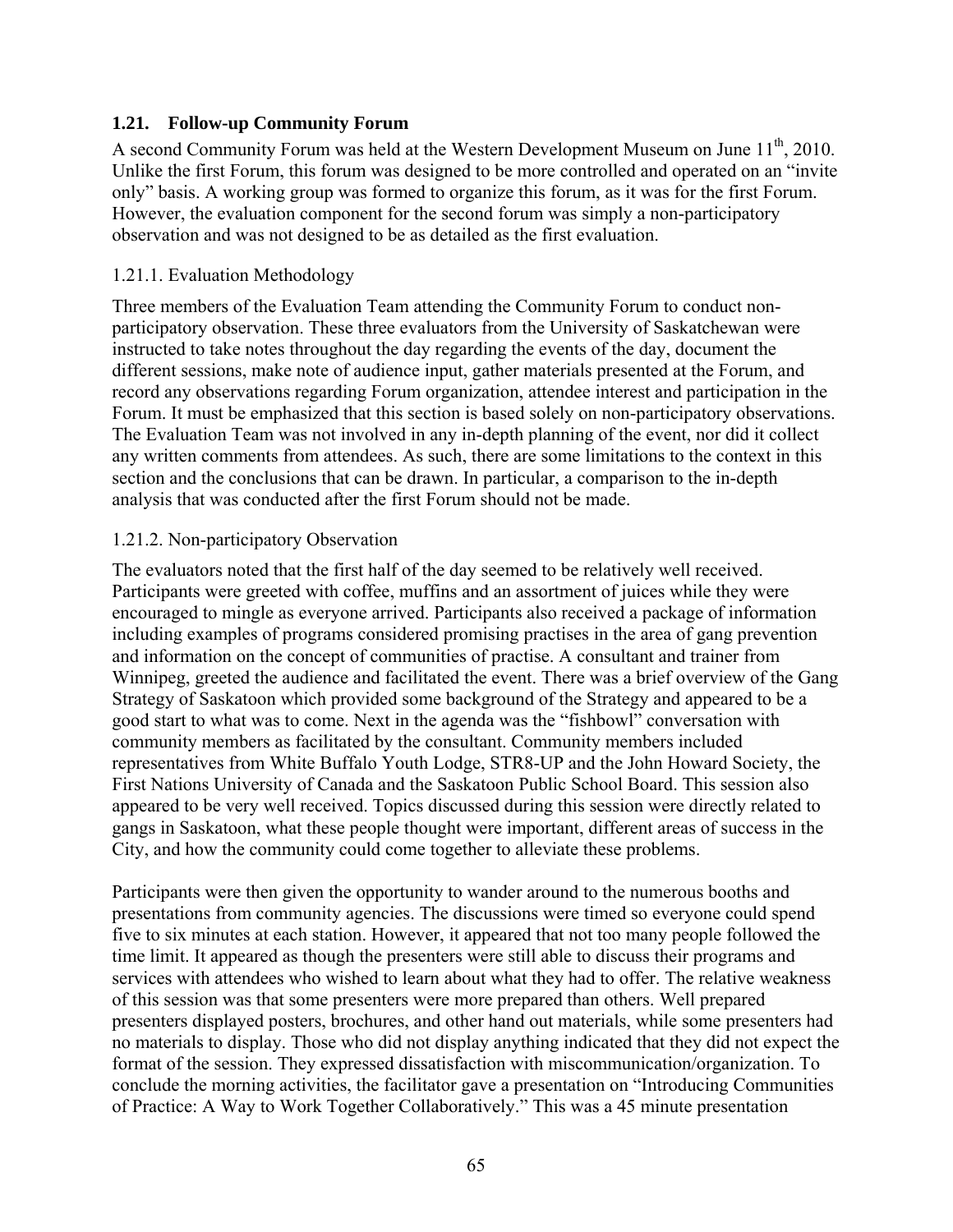## 1.21. Follow-up Community Forum

A second Community Forum was held at the Western Development Museum on June 11th, 2010. Unlike the first Forum, this forum was designed to be more controlled and operated on an "invite only" basis. A working group was formed to organize this forum, as it was for the first Forum. However, the evaluation component for the second forum was simply a non-participatory observation and was not designed to be as detailed as the first evaluation.

### 1.21.1. Evaluation Methodology

Three members of the Evaluation Team attending the Community Forum to conduct non-participatory observation. These three evaluators from the University of Saskatchewan were instructed to take notes throughout the day regarding the events of the day, document the different sessions, make note of audience input, gather materials presented at the Forum, and record any observations regarding Forum organization, attendee interest and participation in the Forum. It must be emphasized that this section is based solely on non-participatory observations. The Evaluation Team was not involved in any in-depth planning of the event, nor did it collect any written comments from attendees. As such, there are some limitations to the context in this section and the conclusions that can be drawn. In particular, a comparison to the in-depth analysis that was conducted after the first Forum should not be made.

### 1.21.2. Non-participatory Observation

The evaluators noted that the first half of the day seemed to be relatively well received. Participants were greeted with coffee, muffins and an assortment of juices while they were encouraged to mingle as everyone arrived. Participants also received a package of information including examples of programs considered promising practises in the area of gang prevention and information on the concept of communities of practise. A consultant and trainer from Winnipeg, greeted the audience and facilitated the event. There was a brief overview of the Gang Strategy of Saskatoon which provided some background of the Strategy and appeared to be a good start to what was to come. Next in the agenda was the "fishbowl" conversation with community members as facilitated by the consultant. Community members included representatives from White Buffalo Youth Lodge, STR8-UP and the John Howard Society, the First Nations University of Canada and the Saskatoon Public School Board. This session also appeared to be very well received. Topics discussed during this session were directly related to gangs in Saskatoon, what these people thought were important, different areas of success in the City, and how the community could come together to alleviate these problems.

Participants were then given the opportunity to wander around to the numerous booths and presentations from community agencies. The discussions were timed so everyone could spend five to six minutes at each station. However, it appeared that not too many people followed the time limit. It appeared as though the presenters were still able to discuss their programs and services with attendees who wished to learn about what they had to offer. The relative weakness of this session was that some presenters were more prepared than others. Well prepared presenters displayed posters, brochures, and other hand out materials, while some presenters had no materials to display. Those who did not display anything indicated that they did not expect the format of the session. They expressed dissatisfaction with miscommunication/organization. To conclude the morning activities, the facilitator gave a presentation on "Introducing Communities of Practice: A Way to Work Together Collaboratively." This was a 45 minute presentation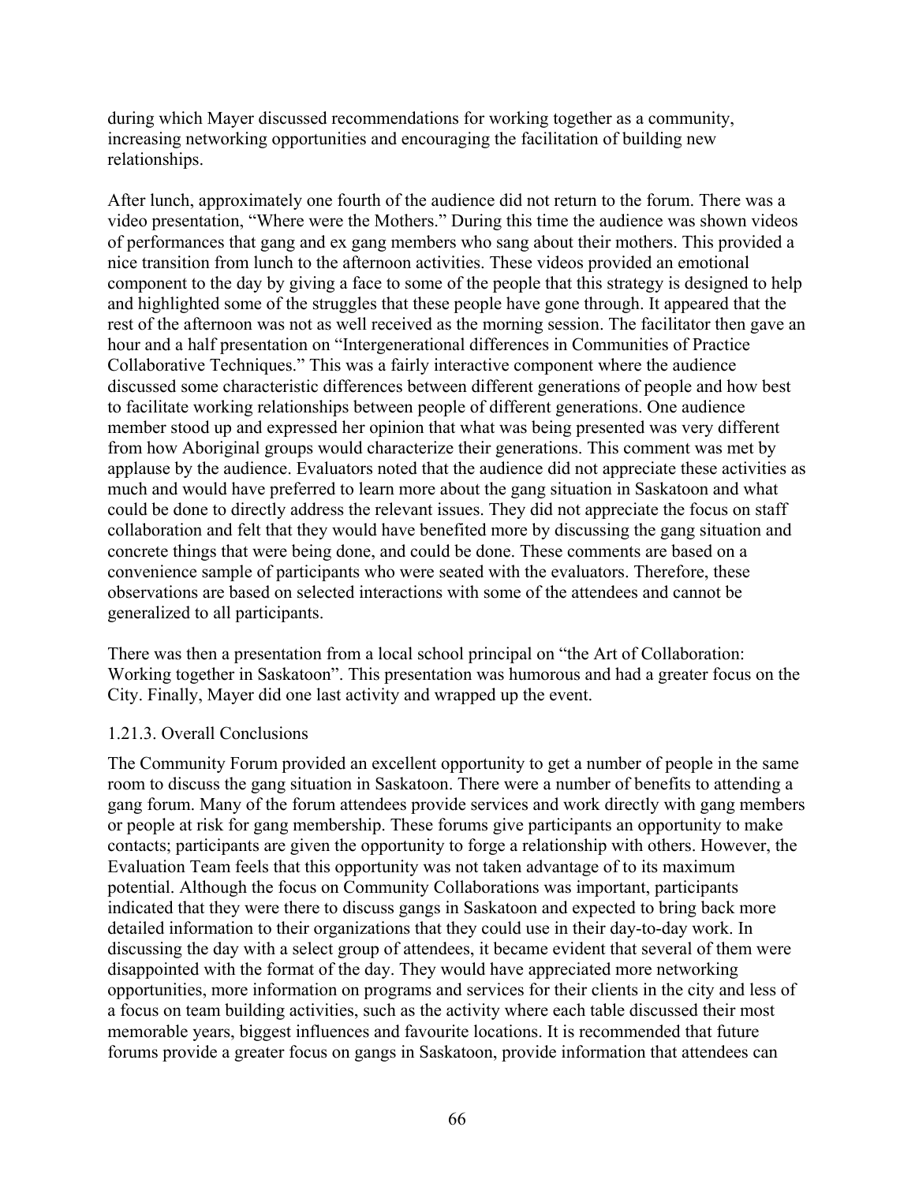during which Mayer discussed recommendations for working together as a community, increasing networking opportunities and encouraging the facilitation of building new relationships.

After lunch, approximately one fourth of the audience did not return to the forum. There was a video presentation, "Where were the Mothers." During this time the audience was shown videos of performances that gang and ex gang members who sang about their mothers. This provided a nice transition from lunch to the afternoon activities. These videos provided an emotional component to the day by giving a face to some of the people that this strategy is designed to help and highlighted some of the struggles that these people have gone through. It appeared that the rest of the afternoon was not as well received as the morning session. The facilitator then gave an hour and a half presentation on "Intergenerational differences in Communities of Practice Collaborative Techniques." This was a fairly interactive component where the audience discussed some characteristic differences between different generations of people and how best to facilitate working relationships between people of different generations. One audience member stood up and expressed her opinion that what was being presented was very different from how Aboriginal groups would characterize their generations. This comment was met by applause by the audience. Evaluators noted that the audience did not appreciate these activities as much and would have preferred to learn more about the gang situation in Saskatoon and what could be done to directly address the relevant issues. They did not appreciate the focus on staff collaboration and felt that they would have benefited more by discussing the gang situation and concrete things that were being done, and could be done. These comments are based on a convenience sample of participants who were seated with the evaluators. Therefore, these observations are based on selected interactions with some of the attendees and cannot be generalized to all participants.

There was then a presentation from a local school principal on "the Art of Collaboration: Working together in Saskatoon". This presentation was humorous and had a greater focus on the City. Finally, Mayer did one last activity and wrapped up the event.

### 1.21.3. Overall Conclusions

The Community Forum provided an excellent opportunity to get a number of people in the same room to discuss the gang situation in Saskatoon. There were a number of benefits to attending a gang forum. Many of the forum attendees provide services and work directly with gang members or people at risk for gang membership. These forums give participants an opportunity to make contacts; participants are given the opportunity to forge a relationship with others. However, the Evaluation Team feels that this opportunity was not taken advantage of to its maximum potential. Although the focus on Community Collaborations was important, participants indicated that they were there to discuss gangs in Saskatoon and expected to bring back more detailed information to their organizations that they could use in their day-to-day work. In discussing the day with a select group of attendees, it became evident that several of them were disappointed with the format of the day. They would have appreciated more networking opportunities, more information on programs and services for their clients in the city and less of a focus on team building activities, such as the activity where each table discussed their most memorable years, biggest influences and favourite locations. It is recommended that future forums provide a greater focus on gangs in Saskatoon, provide information that attendees can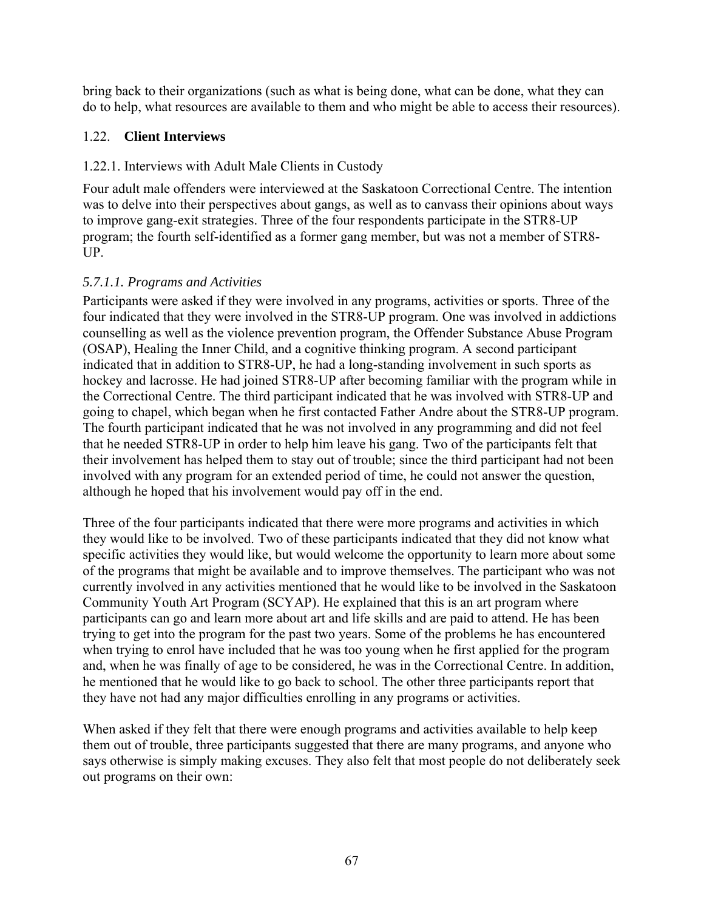bring back to their organizations (such as what is being done, what can be done, what they can do to help, what resources are available to them and who might be able to access their resources).

## 1.22. **Client Interviews**

### 1.22.1. Interviews with Adult Male Clients in Custody

Four adult male offenders were interviewed at the Saskatoon Correctional Centre. The intention was to delve into their perspectives about gangs, as well as to canvass their opinions about ways to improve gang-exit strategies. Three of the four respondents participate in the STR8-UP program; the fourth self-identified as a former gang member, but was not a member of STR8-UP.

#### *5.7.1.1. Programs and Activities*

Participants were asked if they were involved in any programs, activities or sports. Three of the four indicated that they were involved in the STR8-UP program. One was involved in addictions counselling as well as the violence prevention program, the Offender Substance Abuse Program (OSAP), Healing the Inner Child, and a cognitive thinking program. A second participant indicated that in addition to STR8-UP, he had a long-standing involvement in such sports as hockey and lacrosse. He had joined STR8-UP after becoming familiar with the program while in the Correctional Centre. The third participant indicated that he was involved with STR8-UP and going to chapel, which began when he first contacted Father Andre about the STR8-UP program. The fourth participant indicated that he was not involved in any programming and did not feel that he needed STR8-UP in order to help him leave his gang. Two of the participants felt that their involvement has helped them to stay out of trouble; since the third participant had not been involved with any program for an extended period of time, he could not answer the question, although he hoped that his involvement would pay off in the end.

Three of the four participants indicated that there were more programs and activities in which they would like to be involved. Two of these participants indicated that they did not know what specific activities they would like, but would welcome the opportunity to learn more about some of the programs that might be available and to improve themselves. The participant who was not currently involved in any activities mentioned that he would like to be involved in the Saskatoon Community Youth Art Program (SCYAP). He explained that this is an art program where participants can go and learn more about art and life skills and are paid to attend. He has been trying to get into the program for the past two years. Some of the problems he has encountered when trying to enrol have included that he was too young when he first applied for the program and, when he was finally of age to be considered, he was in the Correctional Centre. In addition, he mentioned that he would like to go back to school. The other three participants report that they have not had any major difficulties enrolling in any programs or activities.

When asked if they felt that there were enough programs and activities available to help keep them out of trouble, three participants suggested that there are many programs, and anyone who says otherwise is simply making excuses. They also felt that most people do not deliberately seek out programs on their own: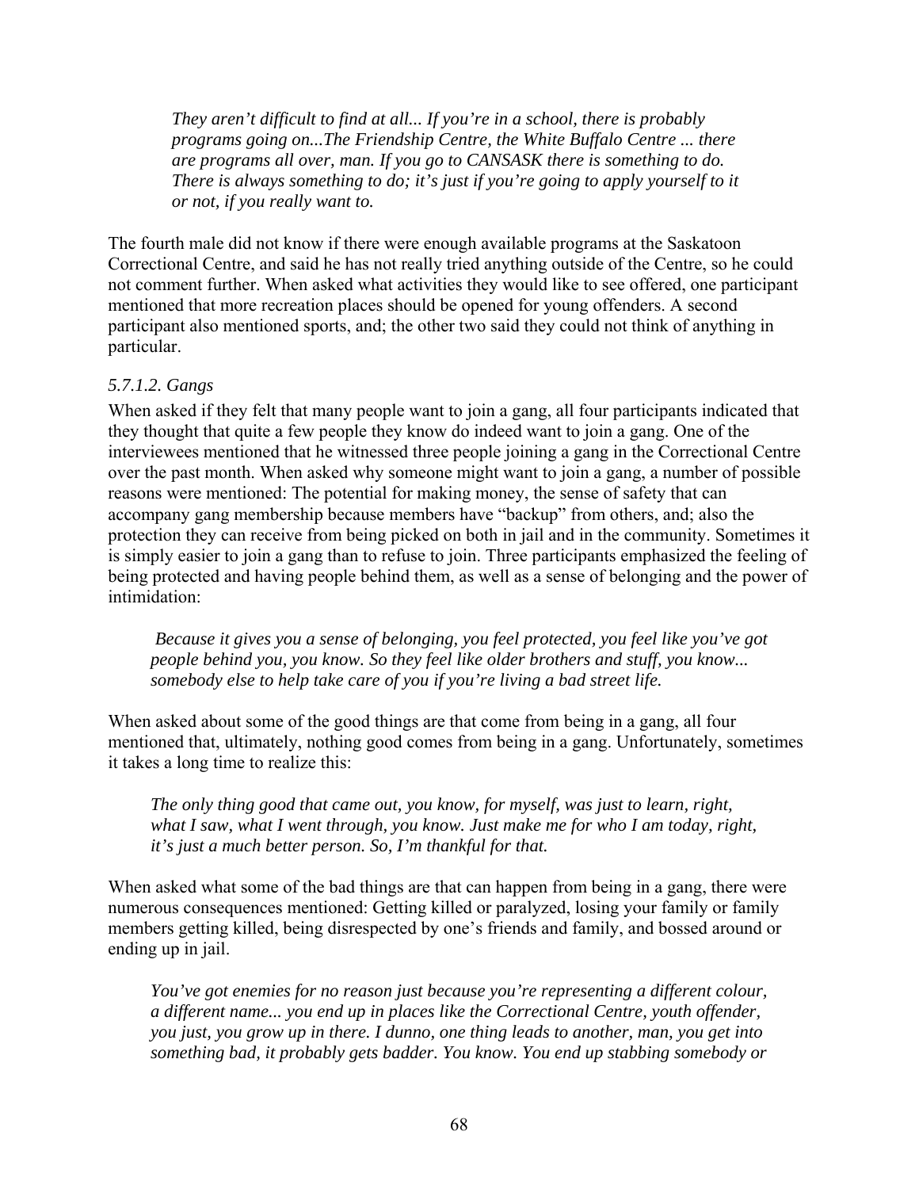> *They aren't difficult to find at all... If you're in a school, there is probably programs going on...The Friendship Centre, the White Buffalo Centre ... there are programs all over, man. If you go to CANSASK there is something to do. There is always something to do; it's just if you're going to apply yourself to it or not, if you really want to.*

The fourth male did not know if there were enough available programs at the Saskatoon Correctional Centre, and said he has not really tried anything outside of the Centre, so he could not comment further. When asked what activities they would like to see offered, one participant mentioned that more recreation places should be opened for young offenders. A second participant also mentioned sports, and; the other two said they could not think of anything in particular.

#### *5.7.1.2. Gangs*

When asked if they felt that many people want to join a gang, all four participants indicated that they thought that quite a few people they know do indeed want to join a gang. One of the interviewees mentioned that he witnessed three people joining a gang in the Correctional Centre over the past month. When asked why someone might want to join a gang, a number of possible reasons were mentioned: The potential for making money, the sense of safety that can accompany gang membership because members have "backup" from others, and; also the protection they can receive from being picked on both in jail and in the community. Sometimes it is simply easier to join a gang than to refuse to join. Three participants emphasized the feeling of being protected and having people behind them, as well as a sense of belonging and the power of intimidation:

> *Because it gives you a sense of belonging, you feel protected, you feel like you've got people behind you, you know. So they feel like older brothers and stuff, you know... somebody else to help take care of you if you're living a bad street life.*

When asked about some of the good things are that come from being in a gang, all four mentioned that, ultimately, nothing good comes from being in a gang. Unfortunately, sometimes it takes a long time to realize this:

> *The only thing good that came out, you know, for myself, was just to learn, right, what I saw, what I went through, you know. Just make me for who I am today, right, it's just a much better person. So, I'm thankful for that.*

When asked what some of the bad things are that can happen from being in a gang, there were numerous consequences mentioned: Getting killed or paralyzed, losing your family or family members getting killed, being disrespected by one's friends and family, and bossed around or ending up in jail.

> *You've got enemies for no reason just because you're representing a different colour, a different name... you end up in places like the Correctional Centre, youth offender, you just, you grow up in there. I dunno, one thing leads to another, man, you get into something bad, it probably gets badder. You know. You end up stabbing somebody or*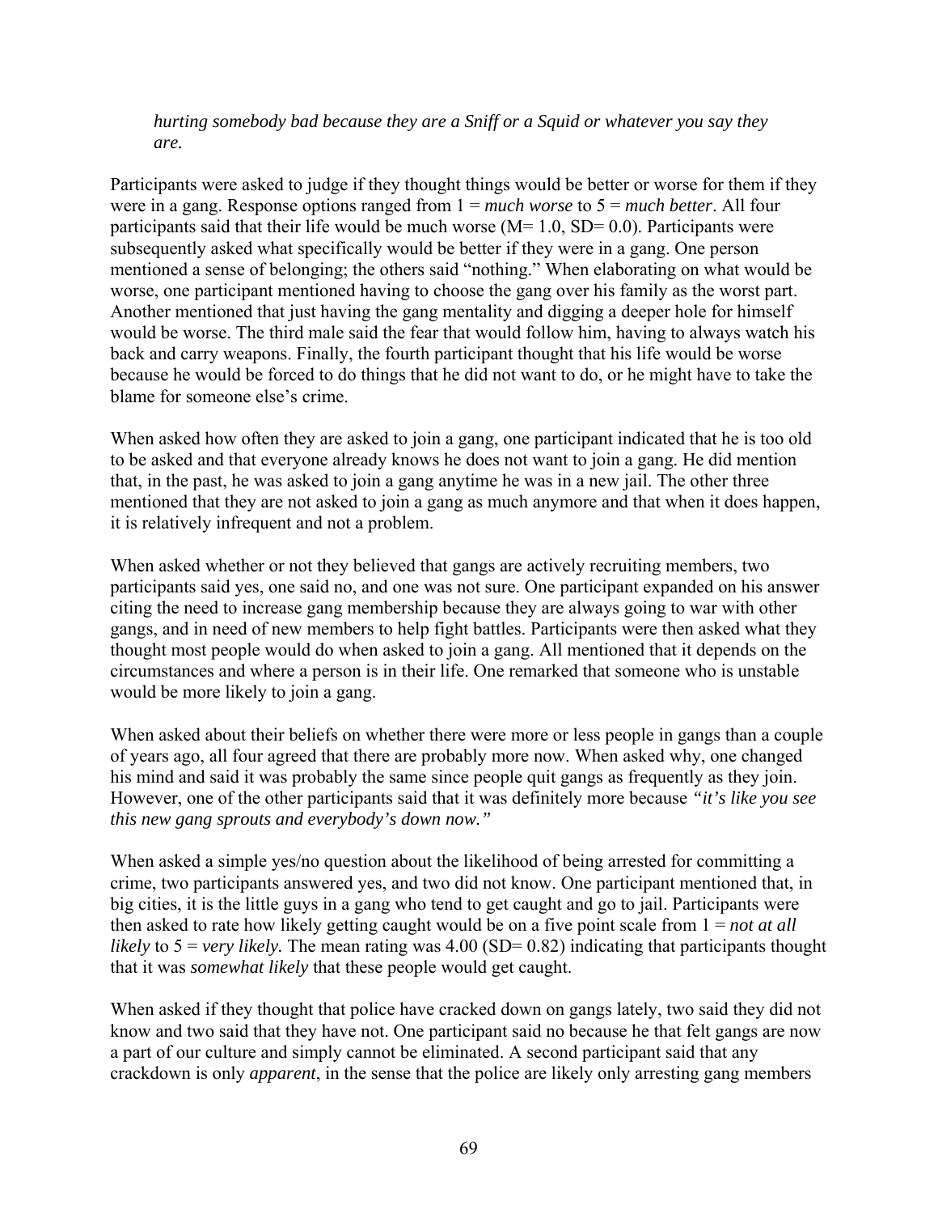*hurting somebody bad because they are a Sniff or a Squid or whatever you say they are.*

Participants were asked to judge if they thought things would be better or worse for them if they were in a gang. Response options ranged from 1 = *much worse* to 5 = *much better*. All four participants said that their life would be much worse (M= 1.0, SD= 0.0). Participants were subsequently asked what specifically would be better if they were in a gang. One person mentioned a sense of belonging; the others said "nothing." When elaborating on what would be worse, one participant mentioned having to choose the gang over his family as the worst part. Another mentioned that just having the gang mentality and digging a deeper hole for himself would be worse. The third male said the fear that would follow him, having to always watch his back and carry weapons. Finally, the fourth participant thought that his life would be worse because he would be forced to do things that he did not want to do, or he might have to take the blame for someone else's crime.

When asked how often they are asked to join a gang, one participant indicated that he is too old to be asked and that everyone already knows he does not want to join a gang. He did mention that, in the past, he was asked to join a gang anytime he was in a new jail. The other three mentioned that they are not asked to join a gang as much anymore and that when it does happen, it is relatively infrequent and not a problem.

When asked whether or not they believed that gangs are actively recruiting members, two participants said yes, one said no, and one was not sure. One participant expanded on his answer citing the need to increase gang membership because they are always going to war with other gangs, and in need of new members to help fight battles. Participants were then asked what they thought most people would do when asked to join a gang. All mentioned that it depends on the circumstances and where a person is in their life. One remarked that someone who is unstable would be more likely to join a gang.

When asked about their beliefs on whether there were more or less people in gangs than a couple of years ago, all four agreed that there are probably more now. When asked why, one changed his mind and said it was probably the same since people quit gangs as frequently as they join. However, one of the other participants said that it was definitely more because *"it's like you see this new gang sprouts and everybody's down now."*

When asked a simple yes/no question about the likelihood of being arrested for committing a crime, two participants answered yes, and two did not know. One participant mentioned that, in big cities, it is the little guys in a gang who tend to get caught and go to jail. Participants were then asked to rate how likely getting caught would be on a five point scale from 1 = *not at all likely* to 5 = *very likely*. The mean rating was 4.00 (SD= 0.82) indicating that participants thought that it was *somewhat likely* that these people would get caught.

When asked if they thought that police have cracked down on gangs lately, two said they did not know and two said that they have not. One participant said no because he that felt gangs are now a part of our culture and simply cannot be eliminated. A second participant said that any crackdown is only *apparent*, in the sense that the police are likely only arresting gang members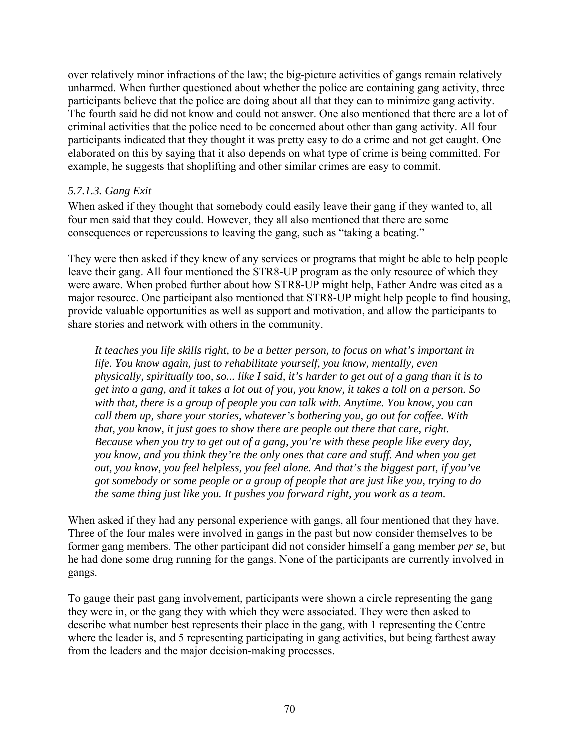over relatively minor infractions of the law; the big-picture activities of gangs remain relatively unharmed. When further questioned about whether the police are containing gang activity, three participants believe that the police are doing about all that they can to minimize gang activity. The fourth said he did not know and could not answer. One also mentioned that there are a lot of criminal activities that the police need to be concerned about other than gang activity. All four participants indicated that they thought it was pretty easy to do a crime and not get caught. One elaborated on this by saying that it also depends on what type of crime is being committed. For example, he suggests that shoplifting and other similar crimes are easy to commit.

#### *5.7.1.3. Gang Exit*

When asked if they thought that somebody could easily leave their gang if they wanted to, all four men said that they could. However, they all also mentioned that there are some consequences or repercussions to leaving the gang, such as "taking a beating."

They were then asked if they knew of any services or programs that might be able to help people leave their gang. All four mentioned the STR8-UP program as the only resource of which they were aware. When probed further about how STR8-UP might help, Father Andre was cited as a major resource. One participant also mentioned that STR8-UP might help people to find housing, provide valuable opportunities as well as support and motivation, and allow the participants to share stories and network with others in the community.

> *It teaches you life skills right, to be a better person, to focus on what's important in life. You know again, just to rehabilitate yourself, you know, mentally, even physically, spiritually too, so... like I said, it's harder to get out of a gang than it is to get into a gang, and it takes a lot out of you, you know, it takes a toll on a person. So with that, there is a group of people you can talk with. Anytime. You know, you can call them up, share your stories, whatever's bothering you, go out for coffee. With that, you know, it just goes to show there are people out there that care, right. Because when you try to get out of a gang, you're with these people like every day, you know, and you think they're the only ones that care and stuff. And when you get out, you know, you feel helpless, you feel alone. And that's the biggest part, if you've got somebody or some people or a group of people that are just like you, trying to do the same thing just like you. It pushes you forward right, you work as a team.*

When asked if they had any personal experience with gangs, all four mentioned that they have. Three of the four males were involved in gangs in the past but now consider themselves to be former gang members. The other participant did not consider himself a gang member *per se*, but he had done some drug running for the gangs. None of the participants are currently involved in gangs.

To gauge their past gang involvement, participants were shown a circle representing the gang they were in, or the gang they with which they were associated. They were then asked to describe what number best represents their place in the gang, with 1 representing the Centre where the leader is, and 5 representing participating in gang activities, but being farthest away from the leaders and the major decision-making processes.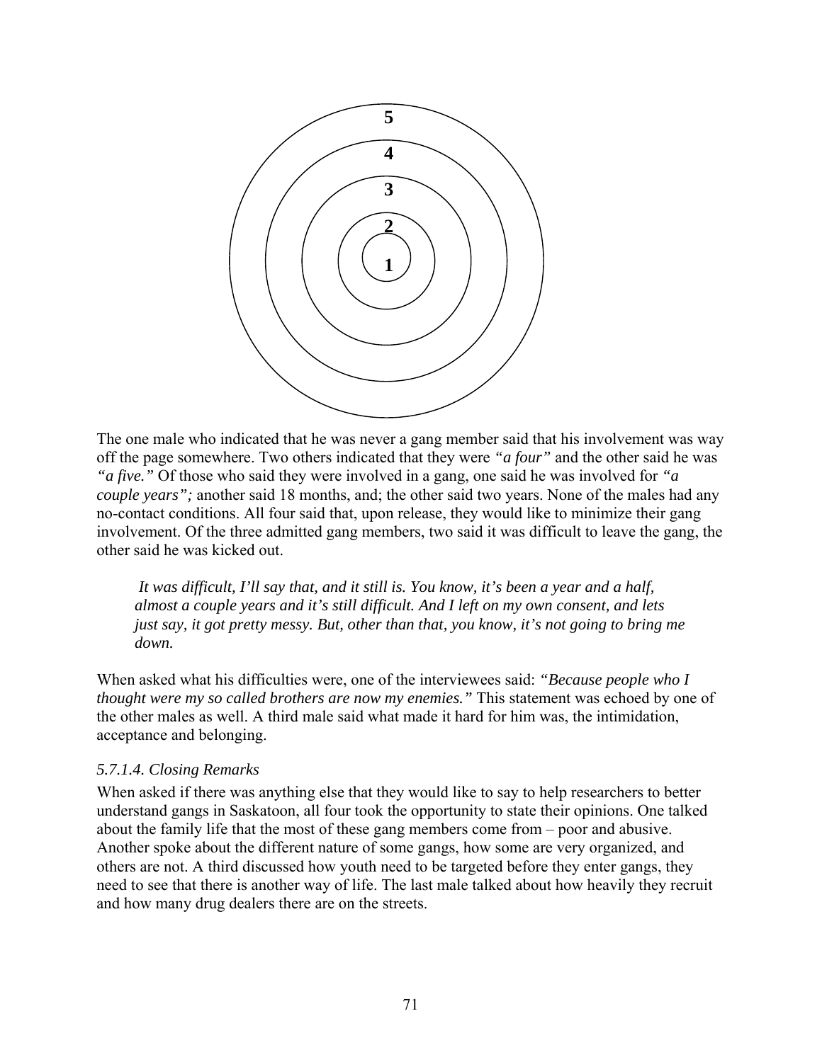5

4

3

2

1

The one male who indicated that he was never a gang member said that his involvement was way off the page somewhere. Two others indicated that they were *"a four"* and the other said he was *"a five."* Of those who said they were involved in a gang, one said he was involved for *"a couple years";* another said 18 months, and; the other said two years. None of the males had any no-contact conditions. All four said that, upon release, they would like to minimize their gang involvement. Of the three admitted gang members, two said it was difficult to leave the gang, the other said he was kicked out.

> *It was difficult, I'll say that, and it still is. You know, it's been a year and a half, almost a couple years and it's still difficult. And I left on my own consent, and lets just say, it got pretty messy. But, other than that, you know, it's not going to bring me down.*

When asked what his difficulties were, one of the interviewees said: *"Because people who I thought were my so called brothers are now my enemies."* This statement was echoed by one of the other males as well. A third male said what made it hard for him was, the intimidation, acceptance and belonging.

### *5.7.1.4. Closing Remarks*

When asked if there was anything else that they would like to say to help researchers to better understand gangs in Saskatoon, all four took the opportunity to state their opinions. One talked about the family life that the most of these gang members come from – poor and abusive. Another spoke about the different nature of some gangs, how some are very organized, and others are not. A third discussed how youth need to be targeted before they enter gangs, they need to see that there is another way of life. The last male talked about how heavily they recruit and how many drug dealers there are on the streets.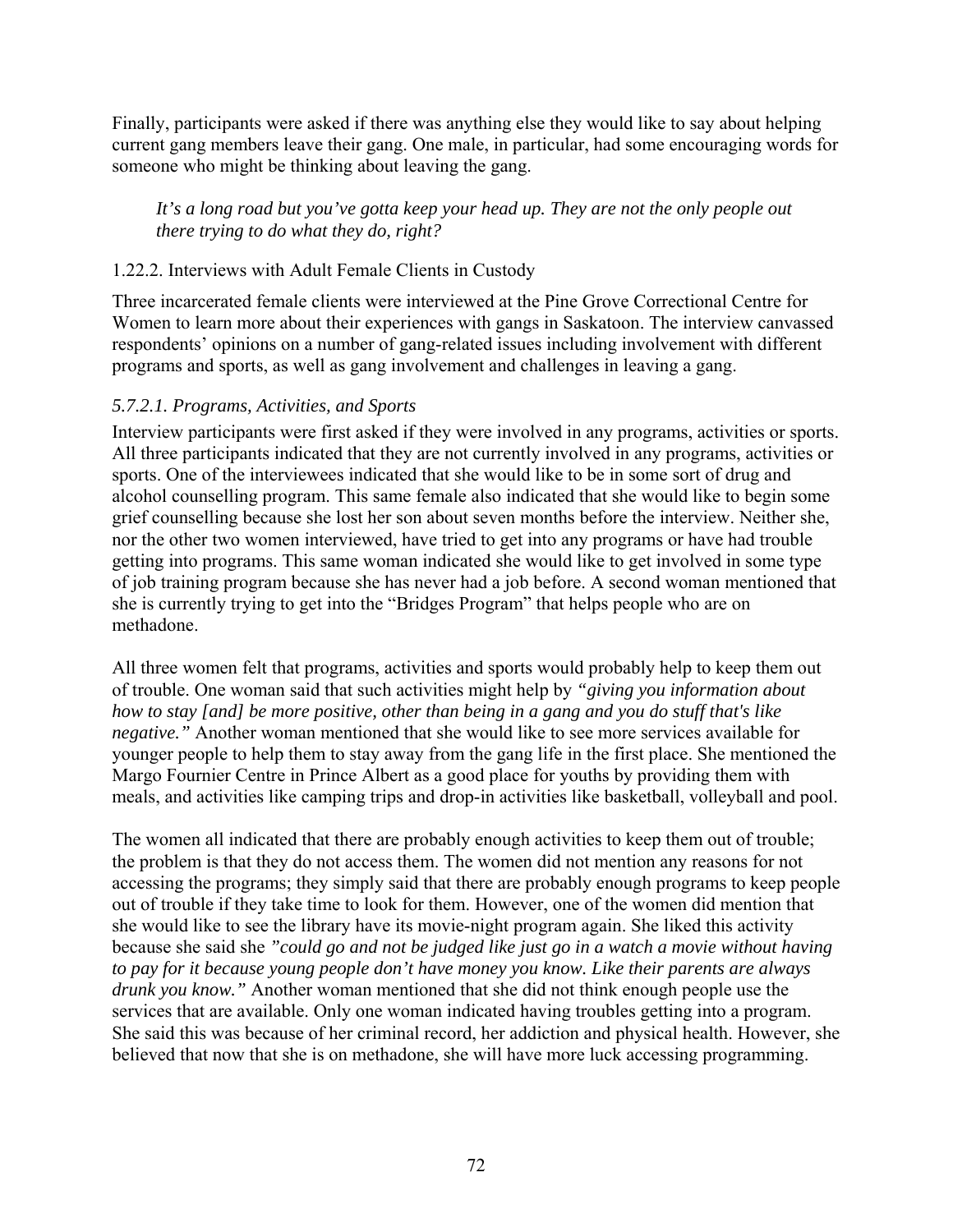Finally, participants were asked if there was anything else they would like to say about helping current gang members leave their gang. One male, in particular, had some encouraging words for someone who might be thinking about leaving the gang.

> *It's a long road but you've gotta keep your head up. They are not the only people out there trying to do what they do, right?*

### 1.22.2. Interviews with Adult Female Clients in Custody

Three incarcerated female clients were interviewed at the Pine Grove Correctional Centre for Women to learn more about their experiences with gangs in Saskatoon. The interview canvassed respondents' opinions on a number of gang-related issues including involvement with different programs and sports, as well as gang involvement and challenges in leaving a gang.

#### *5.7.2.1. Programs, Activities, and Sports*

Interview participants were first asked if they were involved in any programs, activities or sports. All three participants indicated that they are not currently involved in any programs, activities or sports. One of the interviewees indicated that she would like to be in some sort of drug and alcohol counselling program. This same female also indicated that she would like to begin some grief counselling because she lost her son about seven months before the interview. Neither she, nor the other two women interviewed, have tried to get into any programs or have had trouble getting into programs. This same woman indicated she would like to get involved in some type of job training program because she has never had a job before. A second woman mentioned that she is currently trying to get into the "Bridges Program" that helps people who are on methadone.

All three women felt that programs, activities and sports would probably help to keep them out of trouble. One woman said that such activities might help by *"giving you information about how to stay [and] be more positive, other than being in a gang and you do stuff that's like negative."* Another woman mentioned that she would like to see more services available for younger people to help them to stay away from the gang life in the first place. She mentioned the Margo Fournier Centre in Prince Albert as a good place for youths by providing them with meals, and activities like camping trips and drop-in activities like basketball, volleyball and pool.

The women all indicated that there are probably enough activities to keep them out of trouble; the problem is that they do not access them. The women did not mention any reasons for not accessing the programs; they simply said that there are probably enough programs to keep people out of trouble if they take time to look for them. However, one of the women did mention that she would like to see the library have its movie-night program again. She liked this activity because she said she *"could go and not be judged like just go in a watch a movie without having to pay for it because young people don't have money you know. Like their parents are always drunk you know."* Another woman mentioned that she did not think enough people use the services that are available. Only one woman indicated having troubles getting into a program. She said this was because of her criminal record, her addiction and physical health. However, she believed that now that she is on methadone, she will have more luck accessing programming.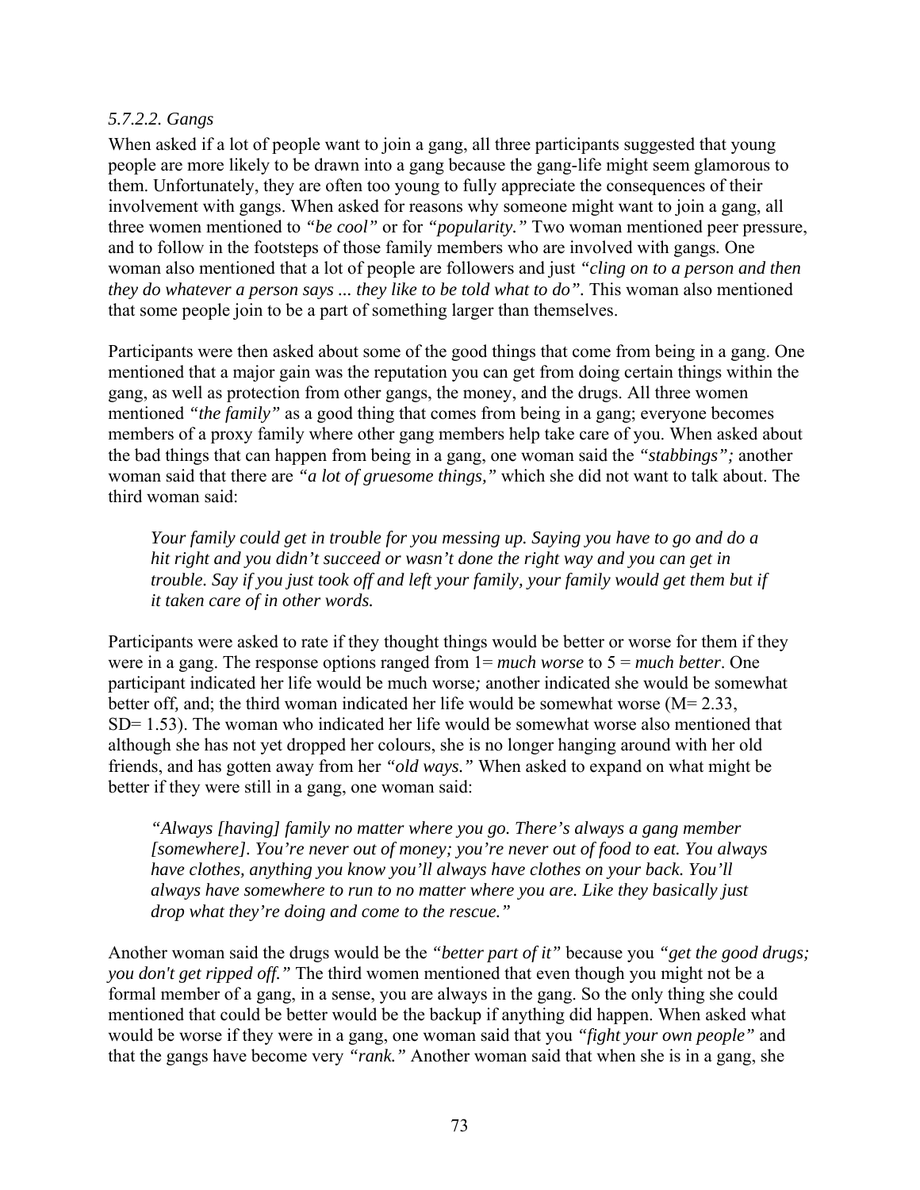*5.7.2.2. Gangs*

When asked if a lot of people want to join a gang, all three participants suggested that young people are more likely to be drawn into a gang because the gang-life might seem glamorous to them. Unfortunately, they are often too young to fully appreciate the consequences of their involvement with gangs. When asked for reasons why someone might want to join a gang, all three women mentioned to *"be cool"* or for *"popularity."* Two woman mentioned peer pressure, and to follow in the footsteps of those family members who are involved with gangs. One woman also mentioned that a lot of people are followers and just *"cling on to a person and then they do whatever a person says ... they like to be told what to do".* This woman also mentioned that some people join to be a part of something larger than themselves.

Participants were then asked about some of the good things that come from being in a gang. One mentioned that a major gain was the reputation you can get from doing certain things within the gang, as well as protection from other gangs, the money, and the drugs. All three women mentioned *"the family"* as a good thing that comes from being in a gang; everyone becomes members of a proxy family where other gang members help take care of you. When asked about the bad things that can happen from being in a gang, one woman said the *"stabbings";* another woman said that there are *"a lot of gruesome things,"* which she did not want to talk about. The third woman said:

> *Your family could get in trouble for you messing up. Saying you have to go and do a hit right and you didn't succeed or wasn't done the right way and you can get in trouble. Say if you just took off and left your family, your family would get them but if it taken care of in other words.*

Participants were asked to rate if they thought things would be better or worse for them if they were in a gang. The response options ranged from 1= *much worse* to 5 = *much better*. One participant indicated her life would be much worse*;* another indicated she would be somewhat better off, and; the third woman indicated her life would be somewhat worse (M= 2.33, SD= 1.53). The woman who indicated her life would be somewhat worse also mentioned that although she has not yet dropped her colours, she is no longer hanging around with her old friends, and has gotten away from her *"old ways."* When asked to expand on what might be better if they were still in a gang, one woman said:

> *"Always [having] family no matter where you go. There's always a gang member [somewhere]. You're never out of money; you're never out of food to eat. You always have clothes, anything you know you'll always have clothes on your back. You'll always have somewhere to run to no matter where you are. Like they basically just drop what they're doing and come to the rescue."*

Another woman said the drugs would be the *"better part of it"* because you *"get the good drugs; you don't get ripped off."* The third women mentioned that even though you might not be a formal member of a gang, in a sense, you are always in the gang. So the only thing she could mentioned that could be better would be the backup if anything did happen. When asked what would be worse if they were in a gang, one woman said that you *"fight your own people"* and that the gangs have become very *"rank."* Another woman said that when she is in a gang, she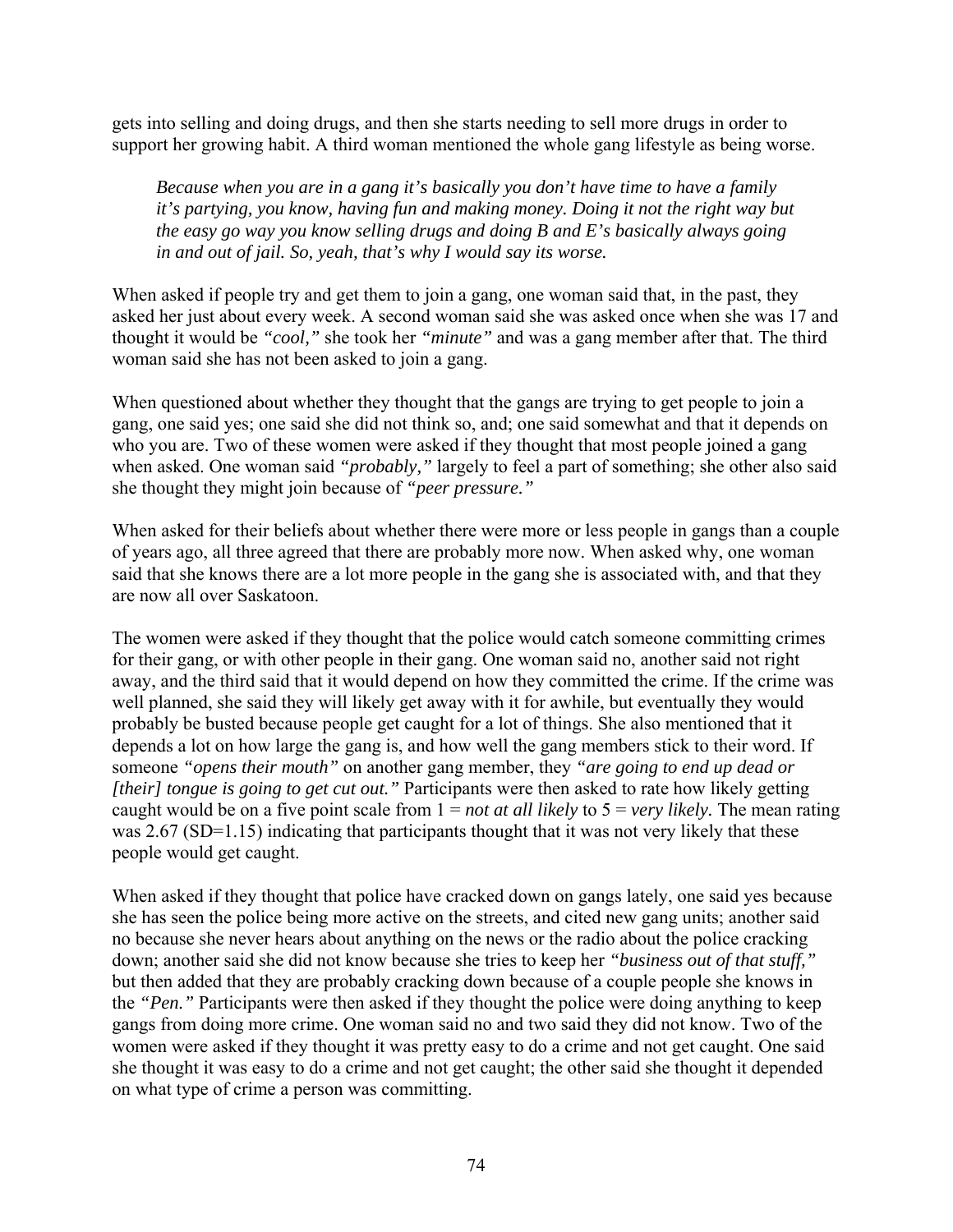gets into selling and doing drugs, and then she starts needing to sell more drugs in order to support her growing habit. A third woman mentioned the whole gang lifestyle as being worse.

> *Because when you are in a gang it's basically you don't have time to have a family it's partying, you know, having fun and making money. Doing it not the right way but the easy go way you know selling drugs and doing B and E's basically always going in and out of jail. So, yeah, that's why I would say its worse.*

When asked if people try and get them to join a gang, one woman said that, in the past, they asked her just about every week. A second woman said she was asked once when she was 17 and thought it would be *"cool,"* she took her *"minute"* and was a gang member after that. The third woman said she has not been asked to join a gang.

When questioned about whether they thought that the gangs are trying to get people to join a gang, one said yes; one said she did not think so, and; one said somewhat and that it depends on who you are. Two of these women were asked if they thought that most people joined a gang when asked. One woman said *"probably,"* largely to feel a part of something; she other also said she thought they might join because of *"peer pressure."*

When asked for their beliefs about whether there were more or less people in gangs than a couple of years ago, all three agreed that there are probably more now. When asked why, one woman said that she knows there are a lot more people in the gang she is associated with, and that they are now all over Saskatoon.

The women were asked if they thought that the police would catch someone committing crimes for their gang, or with other people in their gang. One woman said no, another said not right away, and the third said that it would depend on how they committed the crime. If the crime was well planned, she said they will likely get away with it for awhile, but eventually they would probably be busted because people get caught for a lot of things. She also mentioned that it depends a lot on how large the gang is, and how well the gang members stick to their word. If someone *"opens their mouth"* on another gang member, they *"are going to end up dead or [their] tongue is going to get cut out."* Participants were then asked to rate how likely getting caught would be on a five point scale from 1 = *not at all likely* to 5 = *very likely.* The mean rating was 2.67 (SD=1.15) indicating that participants thought that it was not very likely that these people would get caught.

When asked if they thought that police have cracked down on gangs lately, one said yes because she has seen the police being more active on the streets, and cited new gang units; another said no because she never hears about anything on the news or the radio about the police cracking down; another said she did not know because she tries to keep her *"business out of that stuff,"* but then added that they are probably cracking down because of a couple people she knows in the *"Pen."* Participants were then asked if they thought the police were doing anything to keep gangs from doing more crime. One woman said no and two said they did not know. Two of the women were asked if they thought it was pretty easy to do a crime and not get caught. One said she thought it was easy to do a crime and not get caught; the other said she thought it depended on what type of crime a person was committing.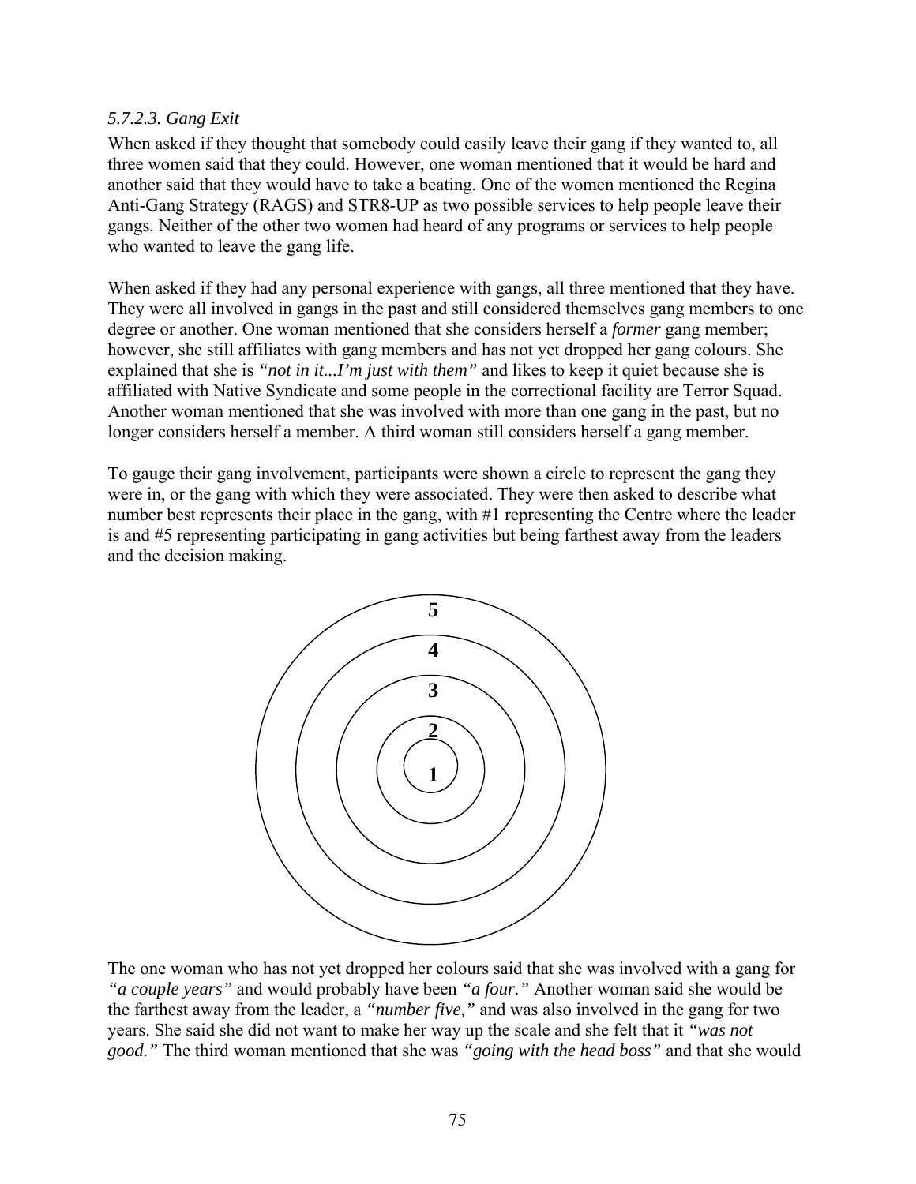*5.7.2.3. Gang Exit*

When asked if they thought that somebody could easily leave their gang if they wanted to, all three women said that they could. However, one woman mentioned that it would be hard and another said that they would have to take a beating. One of the women mentioned the Regina Anti-Gang Strategy (RAGS) and STR8-UP as two possible services to help people leave their gangs. Neither of the other two women had heard of any programs or services to help people who wanted to leave the gang life.

When asked if they had any personal experience with gangs, all three mentioned that they have. They were all involved in gangs in the past and still considered themselves gang members to one degree or another. One woman mentioned that she considers herself a *former* gang member; however, she still affiliates with gang members and has not yet dropped her gang colours. She explained that she is *"not in it...I'm just with them"* and likes to keep it quiet because she is affiliated with Native Syndicate and some people in the correctional facility are Terror Squad. Another woman mentioned that she was involved with more than one gang in the past, but no longer considers herself a member. A third woman still considers herself a gang member.

To gauge their gang involvement, participants were shown a circle to represent the gang they were in, or the gang with which they were associated. They were then asked to describe what number best represents their place in the gang, with #1 representing the Centre where the leader is and #5 representing participating in gang activities but being farthest away from the leaders and the decision making.

**5**

**4**

**3**

**2**

**1**

The one woman who has not yet dropped her colours said that she was involved with a gang for *"a couple years"* and would probably have been *"a four."* Another woman said she would be the farthest away from the leader, a *"number five,"* and was also involved in the gang for two years. She said she did not want to make her way up the scale and she felt that it *"was not good."* The third woman mentioned that she was *"going with the head boss"* and that she would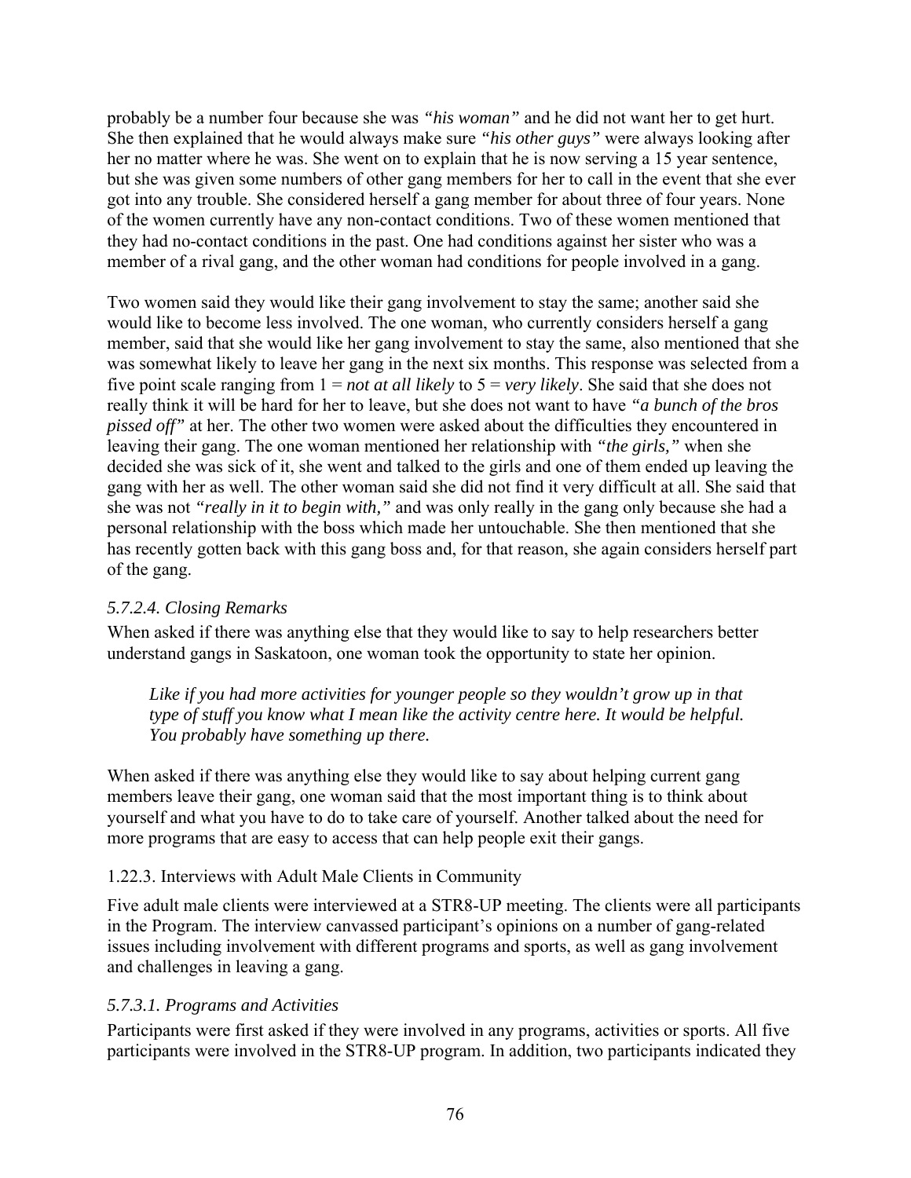probably be a number four because she was *"his woman"* and he did not want her to get hurt. She then explained that he would always make sure *"his other guys"* were always looking after her no matter where he was. She went on to explain that he is now serving a 15 year sentence, but she was given some numbers of other gang members for her to call in the event that she ever got into any trouble. She considered herself a gang member for about three of four years. None of the women currently have any non-contact conditions. Two of these women mentioned that they had no-contact conditions in the past. One had conditions against her sister who was a member of a rival gang, and the other woman had conditions for people involved in a gang.

Two women said they would like their gang involvement to stay the same; another said she would like to become less involved. The one woman, who currently considers herself a gang member, said that she would like her gang involvement to stay the same, also mentioned that she was somewhat likely to leave her gang in the next six months. This response was selected from a five point scale ranging from 1 = *not at all likely* to 5 = *very likely*. She said that she does not really think it will be hard for her to leave, but she does not want to have *"a bunch of the bros pissed off"* at her. The other two women were asked about the difficulties they encountered in leaving their gang. The one woman mentioned her relationship with *"the girls,"* when she decided she was sick of it, she went and talked to the girls and one of them ended up leaving the gang with her as well. The other woman said she did not find it very difficult at all. She said that she was not *"really in it to begin with,"* and was only really in the gang only because she had a personal relationship with the boss which made her untouchable. She then mentioned that she has recently gotten back with this gang boss and, for that reason, she again considers herself part of the gang.

#### *5.7.2.4. Closing Remarks*

When asked if there was anything else that they would like to say to help researchers better understand gangs in Saskatoon, one woman took the opportunity to state her opinion.

> *Like if you had more activities for younger people so they wouldn't grow up in that type of stuff you know what I mean like the activity centre here. It would be helpful. You probably have something up there.*

When asked if there was anything else they would like to say about helping current gang members leave their gang, one woman said that the most important thing is to think about yourself and what you have to do to take care of yourself. Another talked about the need for more programs that are easy to access that can help people exit their gangs.

### 1.22.3. Interviews with Adult Male Clients in Community

Five adult male clients were interviewed at a STR8-UP meeting. The clients were all participants in the Program. The interview canvassed participant's opinions on a number of gang-related issues including involvement with different programs and sports, as well as gang involvement and challenges in leaving a gang.

#### *5.7.3.1. Programs and Activities*

Participants were first asked if they were involved in any programs, activities or sports. All five participants were involved in the STR8-UP program. In addition, two participants indicated they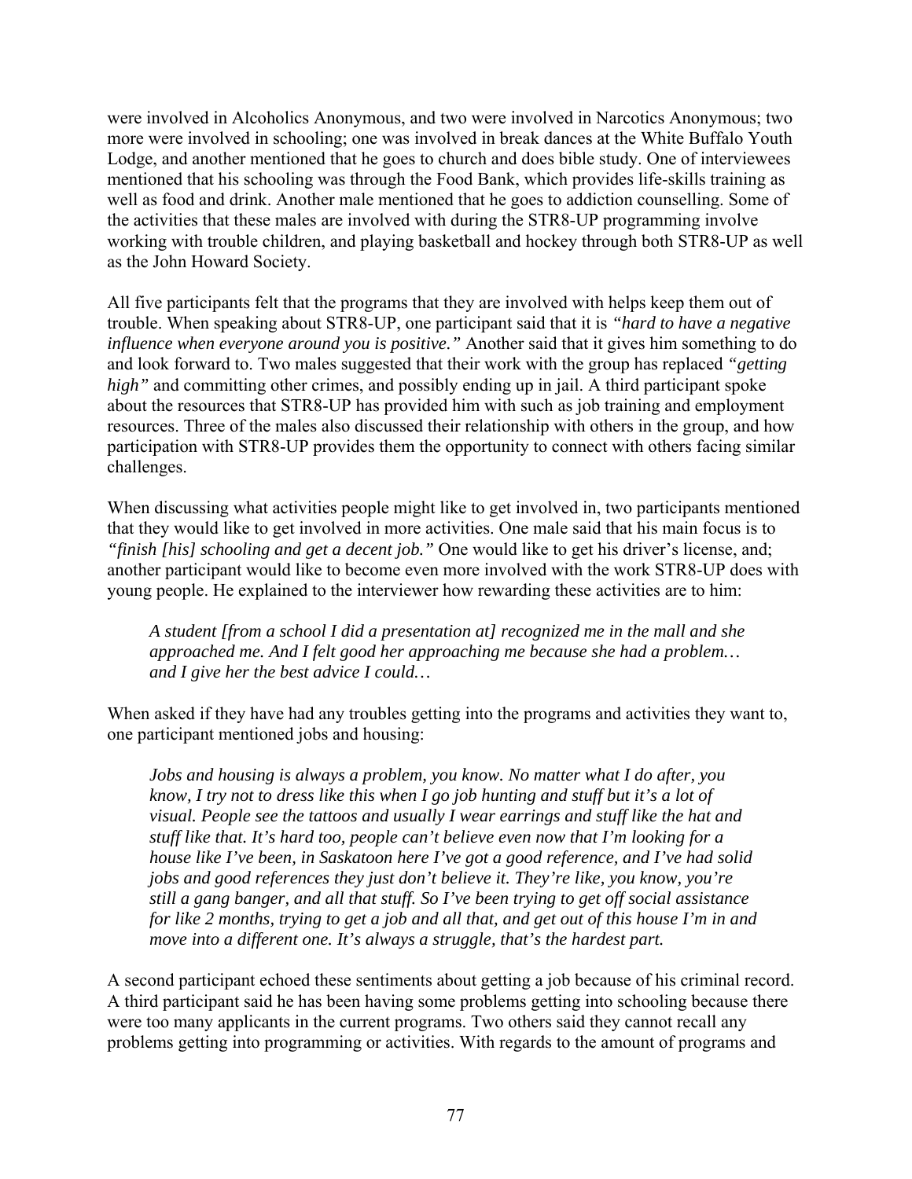were involved in Alcoholics Anonymous, and two were involved in Narcotics Anonymous; two more were involved in schooling; one was involved in break dances at the White Buffalo Youth Lodge, and another mentioned that he goes to church and does bible study. One of interviewees mentioned that his schooling was through the Food Bank, which provides life-skills training as well as food and drink. Another male mentioned that he goes to addiction counselling. Some of the activities that these males are involved with during the STR8-UP programming involve working with trouble children, and playing basketball and hockey through both STR8-UP as well as the John Howard Society.

All five participants felt that the programs that they are involved with helps keep them out of trouble. When speaking about STR8-UP, one participant said that it is *"hard to have a negative influence when everyone around you is positive."* Another said that it gives him something to do and look forward to. Two males suggested that their work with the group has replaced *"getting high"* and committing other crimes, and possibly ending up in jail. A third participant spoke about the resources that STR8-UP has provided him with such as job training and employment resources. Three of the males also discussed their relationship with others in the group, and how participation with STR8-UP provides them the opportunity to connect with others facing similar challenges.

When discussing what activities people might like to get involved in, two participants mentioned that they would like to get involved in more activities. One male said that his main focus is to *"finish [his] schooling and get a decent job."* One would like to get his driver's license, and; another participant would like to become even more involved with the work STR8-UP does with young people. He explained to the interviewer how rewarding these activities are to him:

> *A student [from a school I did a presentation at] recognized me in the mall and she approached me. And I felt good her approaching me because she had a problem… and I give her the best advice I could…*

When asked if they have had any troubles getting into the programs and activities they want to, one participant mentioned jobs and housing:

> *Jobs and housing is always a problem, you know. No matter what I do after, you know, I try not to dress like this when I go job hunting and stuff but it's a lot of visual. People see the tattoos and usually I wear earrings and stuff like the hat and stuff like that. It's hard too, people can't believe even now that I'm looking for a house like I've been, in Saskatoon here I've got a good reference, and I've had solid jobs and good references they just don't believe it. They're like, you know, you're still a gang banger, and all that stuff. So I've been trying to get off social assistance for like 2 months, trying to get a job and all that, and get out of this house I'm in and move into a different one. It's always a struggle, that's the hardest part.*

A second participant echoed these sentiments about getting a job because of his criminal record. A third participant said he has been having some problems getting into schooling because there were too many applicants in the current programs. Two others said they cannot recall any problems getting into programming or activities. With regards to the amount of programs and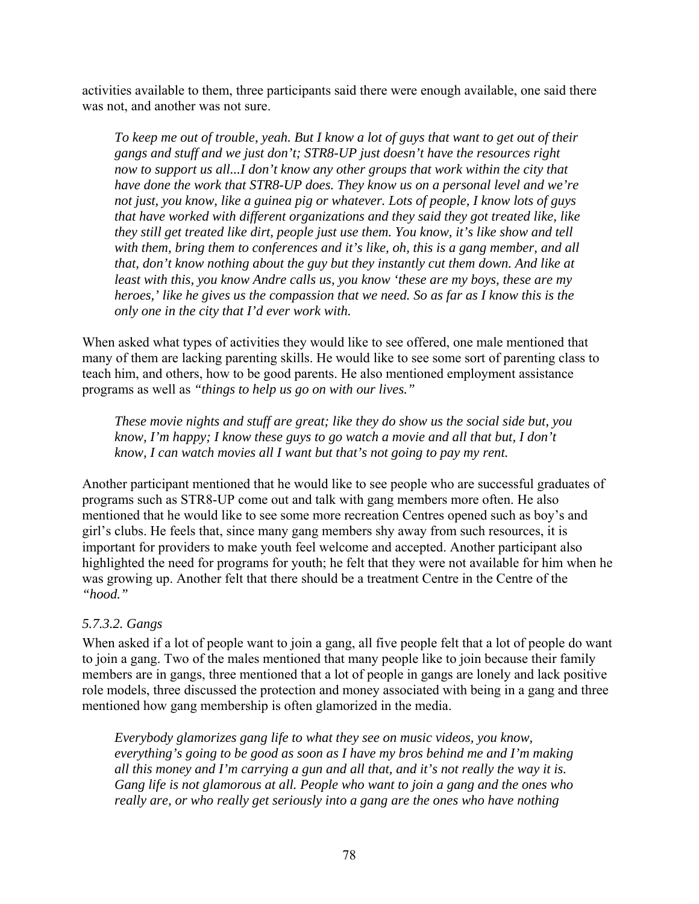activities available to them, three participants said there were enough available, one said there was not, and another was not sure.

> *To keep me out of trouble, yeah. But I know a lot of guys that want to get out of their gangs and stuff and we just don't; STR8-UP just doesn't have the resources right now to support us all...I don't know any other groups that work within the city that have done the work that STR8-UP does. They know us on a personal level and we're not just, you know, like a guinea pig or whatever. Lots of people, I know lots of guys that have worked with different organizations and they said they got treated like, like they still get treated like dirt, people just use them. You know, it's like show and tell with them, bring them to conferences and it's like, oh, this is a gang member, and all that, don't know nothing about the guy but they instantly cut them down. And like at least with this, you know Andre calls us, you know 'these are my boys, these are my heroes,' like he gives us the compassion that we need. So as far as I know this is the only one in the city that I'd ever work with.*

When asked what types of activities they would like to see offered, one male mentioned that many of them are lacking parenting skills. He would like to see some sort of parenting class to teach him, and others, how to be good parents. He also mentioned employment assistance programs as well as *"things to help us go on with our lives."*

> *These movie nights and stuff are great; like they do show us the social side but, you know, I'm happy; I know these guys to go watch a movie and all that but, I don't know, I can watch movies all I want but that's not going to pay my rent.*

Another participant mentioned that he would like to see people who are successful graduates of programs such as STR8-UP come out and talk with gang members more often. He also mentioned that he would like to see some more recreation Centres opened such as boy's and girl's clubs. He feels that, since many gang members shy away from such resources, it is important for providers to make youth feel welcome and accepted. Another participant also highlighted the need for programs for youth; he felt that they were not available for him when he was growing up. Another felt that there should be a treatment Centre in the Centre of the *"hood."*

#### *5.7.3.2. Gangs*

When asked if a lot of people want to join a gang, all five people felt that a lot of people do want to join a gang. Two of the males mentioned that many people like to join because their family members are in gangs, three mentioned that a lot of people in gangs are lonely and lack positive role models, three discussed the protection and money associated with being in a gang and three mentioned how gang membership is often glamorized in the media.

> *Everybody glamorizes gang life to what they see on music videos, you know, everything's going to be good as soon as I have my bros behind me and I'm making all this money and I'm carrying a gun and all that, and it's not really the way it is. Gang life is not glamorous at all. People who want to join a gang and the ones who really are, or who really get seriously into a gang are the ones who have nothing*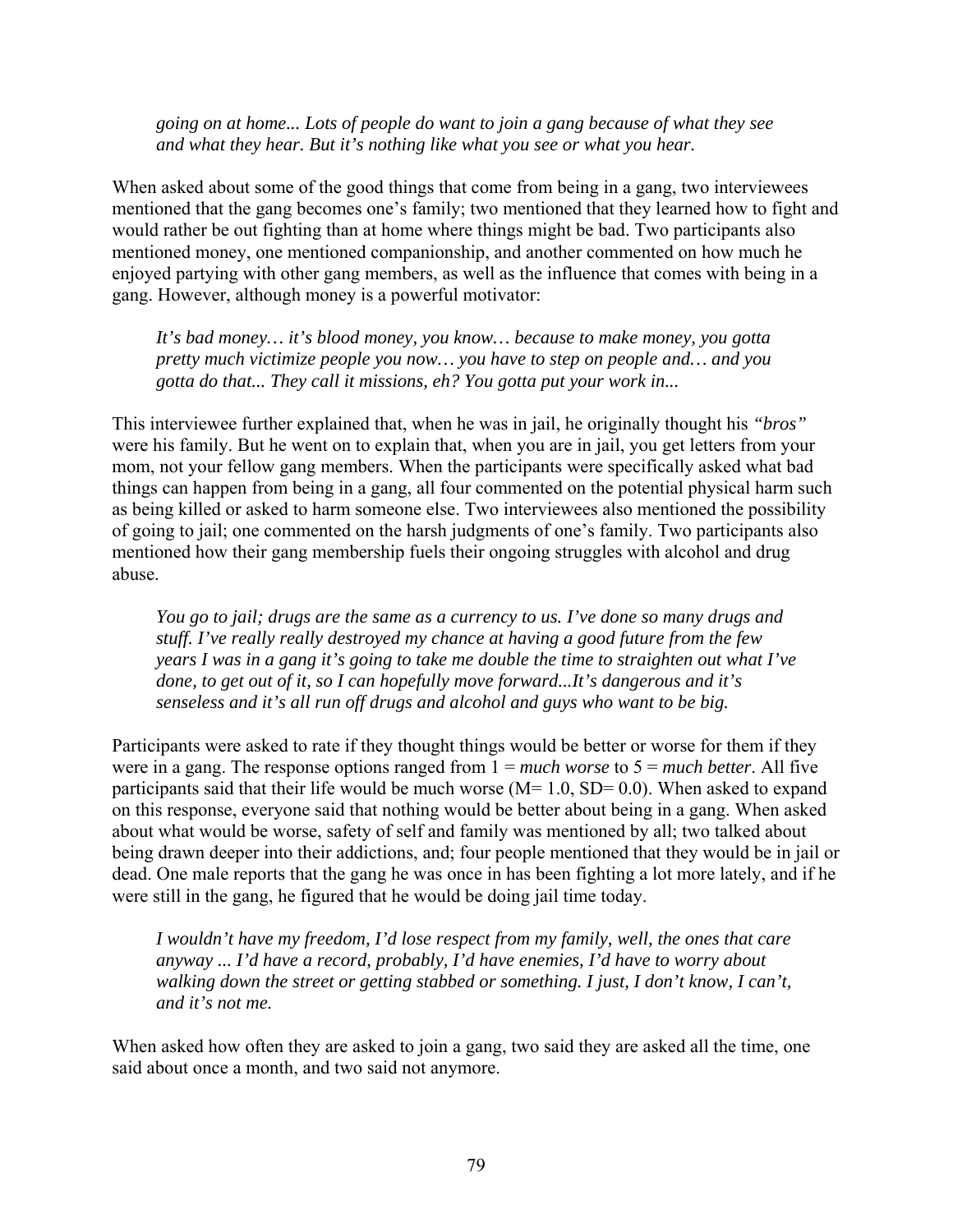*going on at home... Lots of people do want to join a gang because of what they see and what they hear. But it's nothing like what you see or what you hear.*

When asked about some of the good things that come from being in a gang, two interviewees mentioned that the gang becomes one's family; two mentioned that they learned how to fight and would rather be out fighting than at home where things might be bad. Two participants also mentioned money, one mentioned companionship, and another commented on how much he enjoyed partying with other gang members, as well as the influence that comes with being in a gang. However, although money is a powerful motivator:

*It's bad money… it's blood money, you know… because to make money, you gotta pretty much victimize people you now… you have to step on people and… and you gotta do that... They call it missions, eh? You gotta put your work in...*

This interviewee further explained that, when he was in jail, he originally thought his *"bros"* were his family. But he went on to explain that, when you are in jail, you get letters from your mom, not your fellow gang members. When the participants were specifically asked what bad things can happen from being in a gang, all four commented on the potential physical harm such as being killed or asked to harm someone else. Two interviewees also mentioned the possibility of going to jail; one commented on the harsh judgments of one's family. Two participants also mentioned how their gang membership fuels their ongoing struggles with alcohol and drug abuse.

*You go to jail; drugs are the same as a currency to us. I've done so many drugs and stuff. I've really really destroyed my chance at having a good future from the few years I was in a gang it's going to take me double the time to straighten out what I've done, to get out of it, so I can hopefully move forward...It's dangerous and it's senseless and it's all run off drugs and alcohol and guys who want to be big.*

Participants were asked to rate if they thought things would be better or worse for them if they were in a gang. The response options ranged from 1 = *much worse* to 5 = *much better*. All five participants said that their life would be much worse ($M= 1.0$, $SD= 0.0$). When asked to expand on this response, everyone said that nothing would be better about being in a gang. When asked about what would be worse, safety of self and family was mentioned by all; two talked about being drawn deeper into their addictions, and; four people mentioned that they would be in jail or dead. One male reports that the gang he was once in has been fighting a lot more lately, and if he were still in the gang, he figured that he would be doing jail time today.

*I wouldn't have my freedom, I'd lose respect from my family, well, the ones that care anyway ... I'd have a record, probably, I'd have enemies, I'd have to worry about walking down the street or getting stabbed or something. I just, I don't know, I can't, and it's not me.*

When asked how often they are asked to join a gang, two said they are asked all the time, one said about once a month, and two said not anymore.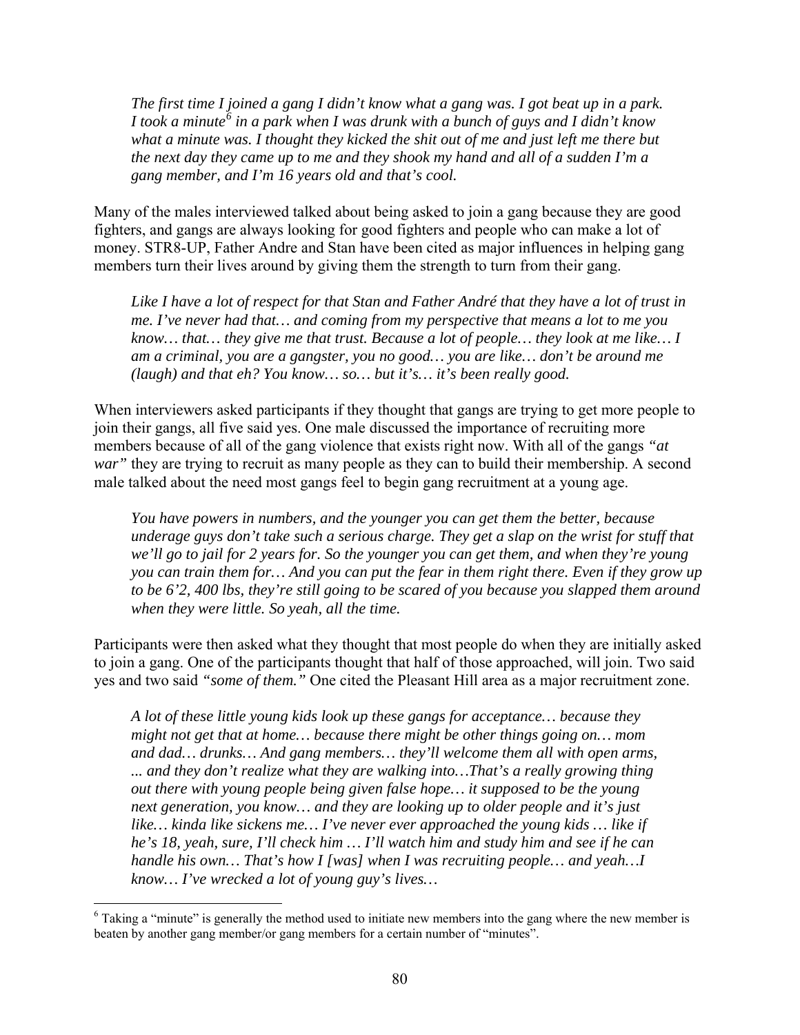> *The first time I joined a gang I didn't know what a gang was. I got beat up in a park. I took a minute[6] in a park when I was drunk with a bunch of guys and I didn't know what a minute was. I thought they kicked the shit out of me and just left me there but the next day they came up to me and they shook my hand and all of a sudden I'm a gang member, and I'm 16 years old and that's cool.*

Many of the males interviewed talked about being asked to join a gang because they are good fighters, and gangs are always looking for good fighters and people who can make a lot of money. STR8-UP, Father Andre and Stan have been cited as major influences in helping gang members turn their lives around by giving them the strength to turn from their gang.

> *Like I have a lot of respect for that Stan and Father André that they have a lot of trust in me. I've never had that… and coming from my perspective that means a lot to me you know… that… they give me that trust. Because a lot of people… they look at me like… I am a criminal, you are a gangster, you no good… you are like… don't be around me (laugh) and that eh? You know… so… but it's… it's been really good.*

When interviewers asked participants if they thought that gangs are trying to get more people to join their gangs, all five said yes. One male discussed the importance of recruiting more members because of all of the gang violence that exists right now. With all of the gangs *"at war"* they are trying to recruit as many people as they can to build their membership. A second male talked about the need most gangs feel to begin gang recruitment at a young age.

> *You have powers in numbers, and the younger you can get them the better, because underage guys don't take such a serious charge. They get a slap on the wrist for stuff that we'll go to jail for 2 years for. So the younger you can get them, and when they're young you can train them for… And you can put the fear in them right there. Even if they grow up to be 6'2, 400 lbs, they're still going to be scared of you because you slapped them around when they were little. So yeah, all the time.*

Participants were then asked what they thought that most people do when they are initially asked to join a gang. One of the participants thought that half of those approached, will join. Two said yes and two said *"some of them."* One cited the Pleasant Hill area as a major recruitment zone.

> *A lot of these little young kids look up these gangs for acceptance… because they might not get that at home… because there might be other things going on… mom and dad… drunks… And gang members… they'll welcome them all with open arms, ... and they don't realize what they are walking into…That's a really growing thing out there with young people being given false hope… it supposed to be the young next generation, you know… and they are looking up to older people and it's just like… kinda like sickens me… I've never ever approached the young kids … like if he's 18, yeah, sure, I'll check him … I'll watch him and study him and see if he can handle his own… That's how I [was] when I was recruiting people… and yeah…I know… I've wrecked a lot of young guy's lives…*

[6] Taking a "minute" is generally the method used to initiate new members into the gang where the new member is beaten by another gang member/or gang members for a certain number of "minutes".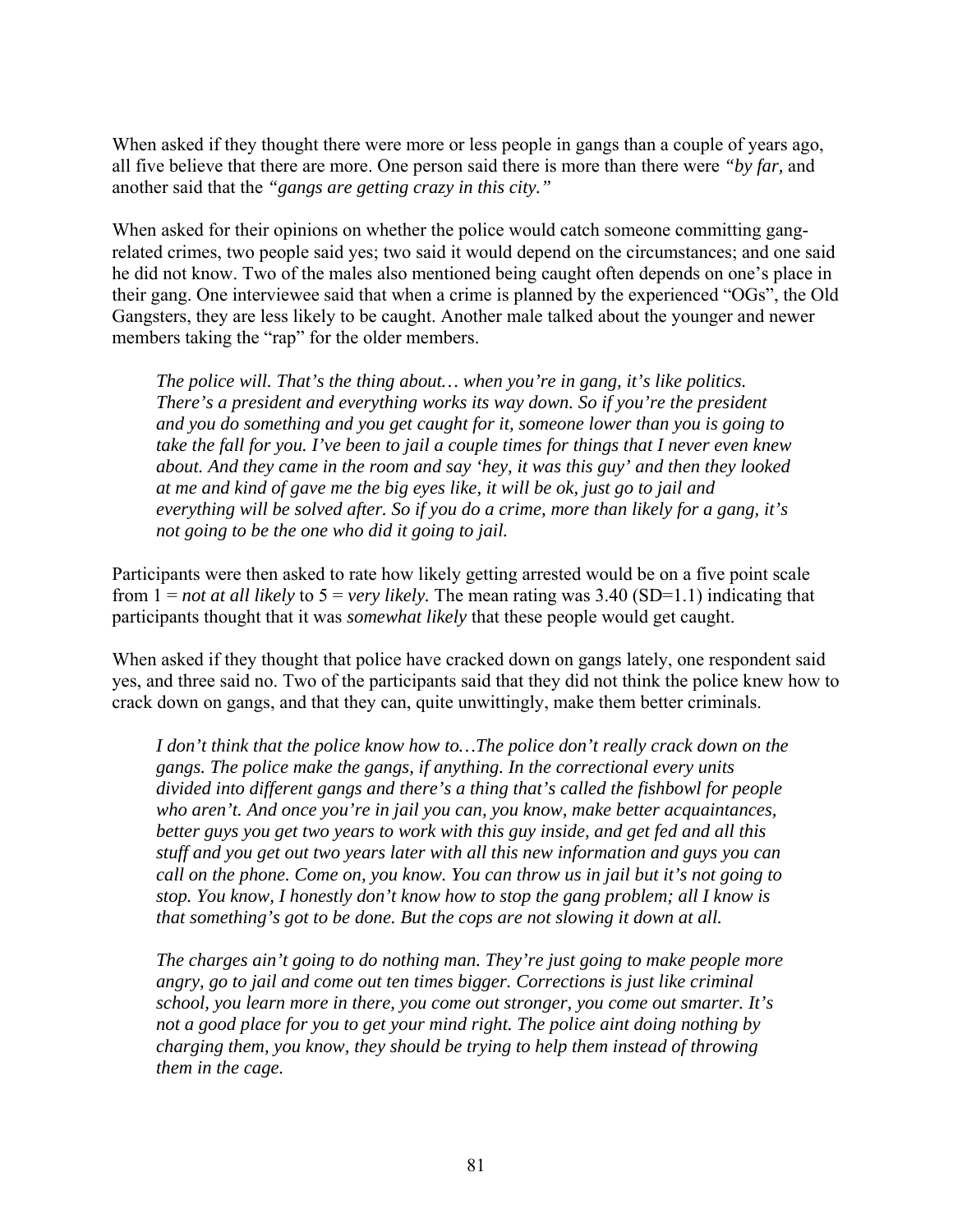When asked if they thought there were more or less people in gangs than a couple of years ago, all five believe that there are more. One person said there is more than there were *"by far,* and another said that the *"gangs are getting crazy in this city."*

When asked for their opinions on whether the police would catch someone committing gang-related crimes, two people said yes; two said it would depend on the circumstances; and one said he did not know. Two of the males also mentioned being caught often depends on one's place in their gang. One interviewee said that when a crime is planned by the experienced "OGs", the Old Gangsters, they are less likely to be caught. Another male talked about the younger and newer members taking the "rap" for the older members.

> *The police will. That's the thing about… when you're in gang, it's like politics. There's a president and everything works its way down. So if you're the president and you do something and you get caught for it, someone lower than you is going to take the fall for you. I've been to jail a couple times for things that I never even knew about. And they came in the room and say 'hey, it was this guy' and then they looked at me and kind of gave me the big eyes like, it will be ok, just go to jail and everything will be solved after. So if you do a crime, more than likely for a gang, it's not going to be the one who did it going to jail.*

Participants were then asked to rate how likely getting arrested would be on a five point scale from 1 = *not at all likely* to 5 = *very likely.* The mean rating was 3.40 (SD=1.1) indicating that participants thought that it was *somewhat likely* that these people would get caught.

When asked if they thought that police have cracked down on gangs lately, one respondent said yes, and three said no. Two of the participants said that they did not think the police knew how to crack down on gangs, and that they can, quite unwittingly, make them better criminals.

> *I don't think that the police know how to…The police don't really crack down on the gangs. The police make the gangs, if anything. In the correctional every units divided into different gangs and there's a thing that's called the fishbowl for people who aren't. And once you're in jail you can, you know, make better acquaintances, better guys you get two years to work with this guy inside, and get fed and all this stuff and you get out two years later with all this new information and guys you can call on the phone. Come on, you know. You can throw us in jail but it's not going to stop. You know, I honestly don't know how to stop the gang problem; all I know is that something's got to be done. But the cops are not slowing it down at all.*

> *The charges ain't going to do nothing man. They're just going to make people more angry, go to jail and come out ten times bigger. Corrections is just like criminal school, you learn more in there, you come out stronger, you come out smarter. It's not a good place for you to get your mind right. The police aint doing nothing by charging them, you know, they should be trying to help them instead of throwing them in the cage.*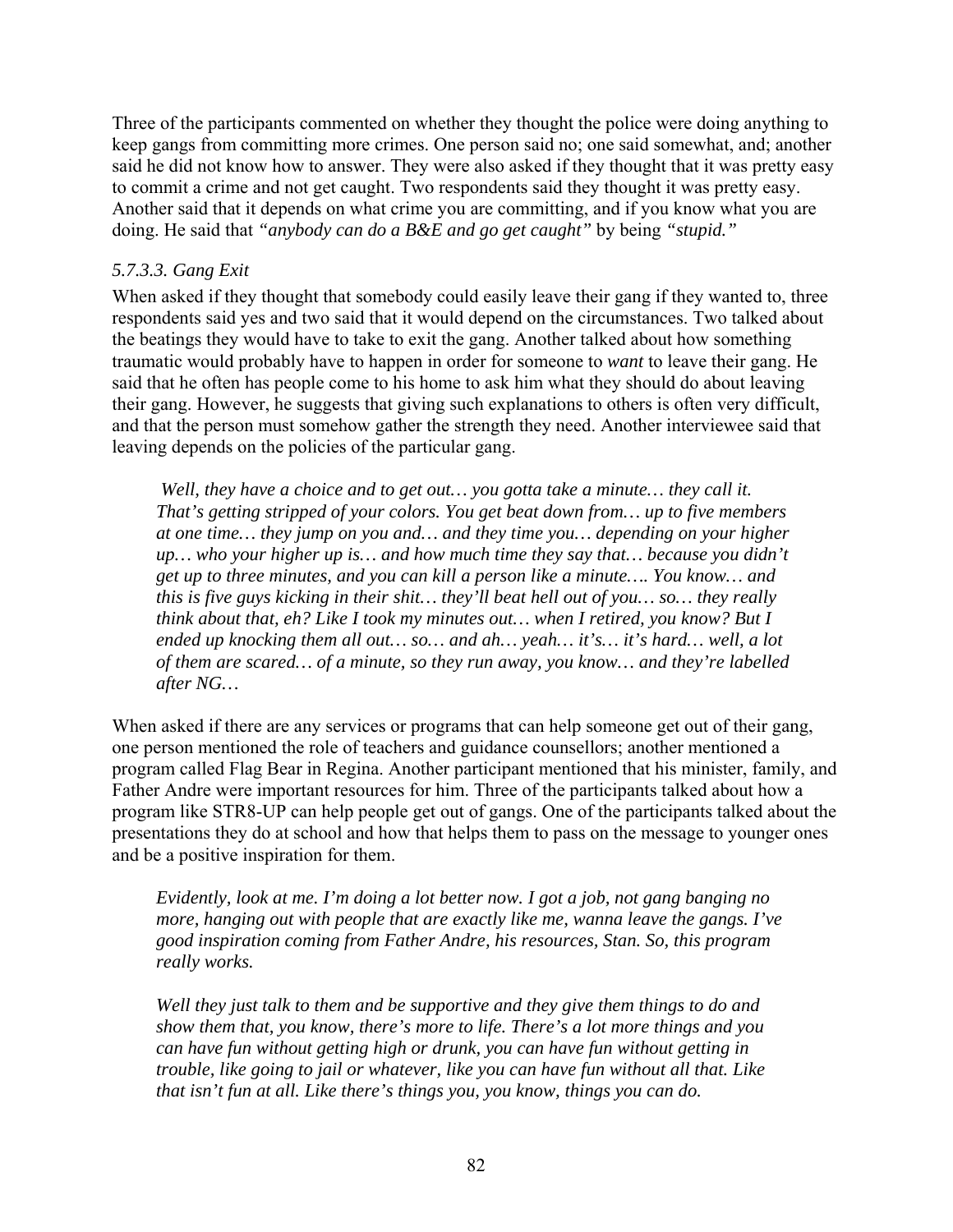Three of the participants commented on whether they thought the police were doing anything to keep gangs from committing more crimes. One person said no; one said somewhat, and; another said he did not know how to answer. They were also asked if they thought that it was pretty easy to commit a crime and not get caught. Two respondents said they thought it was pretty easy. Another said that it depends on what crime you are committing, and if you know what you are doing. He said that *"anybody can do a B&E and go get caught"* by being *"stupid."*

### *5.7.3.3. Gang Exit*

When asked if they thought that somebody could easily leave their gang if they wanted to, three respondents said yes and two said that it would depend on the circumstances. Two talked about the beatings they would have to take to exit the gang. Another talked about how something traumatic would probably have to happen in order for someone to *want* to leave their gang. He said that he often has people come to his home to ask him what they should do about leaving their gang. However, he suggests that giving such explanations to others is often very difficult, and that the person must somehow gather the strength they need. Another interviewee said that leaving depends on the policies of the particular gang.

> *Well, they have a choice and to get out… you gotta take a minute… they call it. That's getting stripped of your colors. You get beat down from… up to five members at one time… they jump on you and… and they time you… depending on your higher up… who your higher up is… and how much time they say that… because you didn't get up to three minutes, and you can kill a person like a minute…. You know… and this is five guys kicking in their shit… they'll beat hell out of you… so… they really think about that, eh? Like I took my minutes out… when I retired, you know? But I ended up knocking them all out… so… and ah… yeah… it's… it's hard… well, a lot of them are scared… of a minute, so they run away, you know… and they're labelled after NG…*

When asked if there are any services or programs that can help someone get out of their gang, one person mentioned the role of teachers and guidance counsellors; another mentioned a program called Flag Bear in Regina. Another participant mentioned that his minister, family, and Father Andre were important resources for him. Three of the participants talked about how a program like STR8-UP can help people get out of gangs. One of the participants talked about the presentations they do at school and how that helps them to pass on the message to younger ones and be a positive inspiration for them.

> *Evidently, look at me. I'm doing a lot better now. I got a job, not gang banging no more, hanging out with people that are exactly like me, wanna leave the gangs. I've good inspiration coming from Father Andre, his resources, Stan. So, this program really works.*

> *Well they just talk to them and be supportive and they give them things to do and show them that, you know, there's more to life. There's a lot more things and you can have fun without getting high or drunk, you can have fun without getting in trouble, like going to jail or whatever, like you can have fun without all that. Like that isn't fun at all. Like there's things you, you know, things you can do.*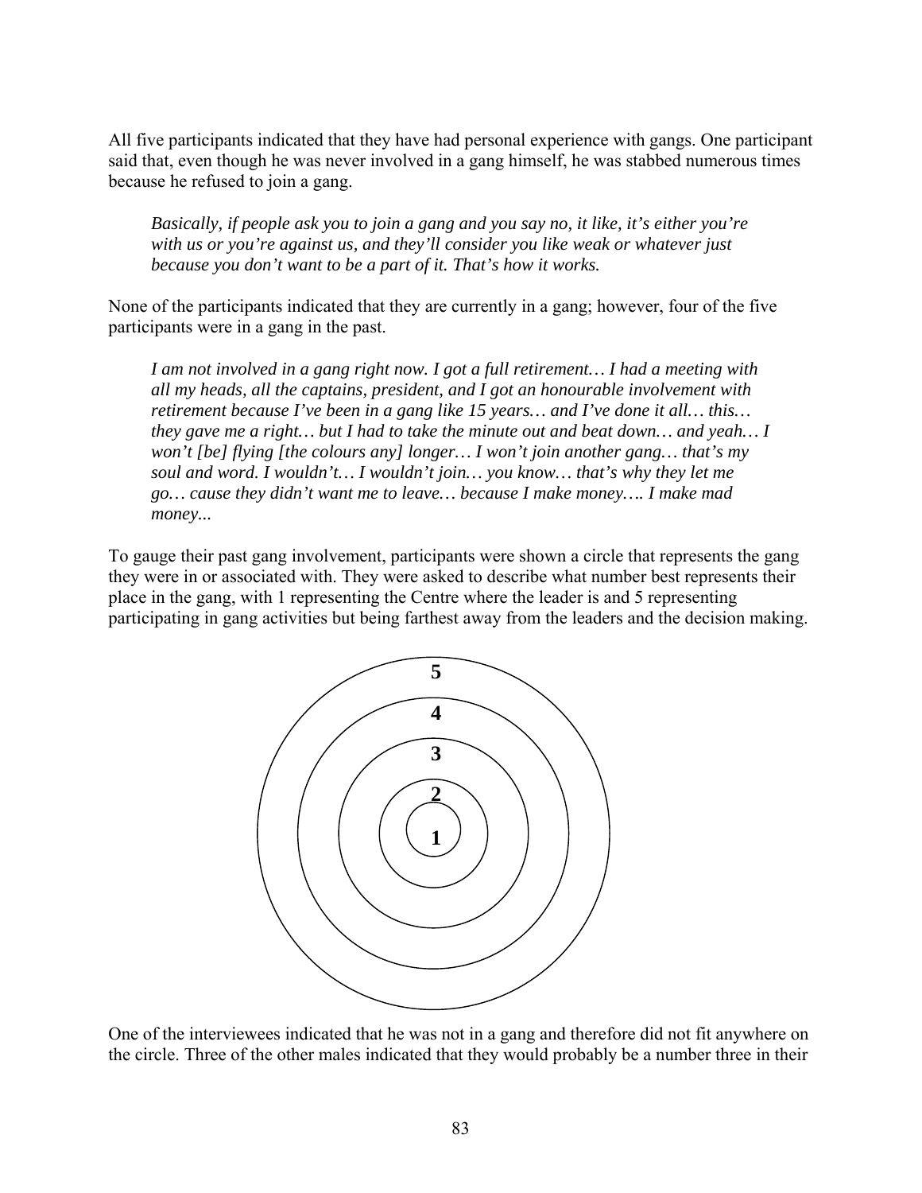All five participants indicated that they have had personal experience with gangs. One participant said that, even though he was never involved in a gang himself, he was stabbed numerous times because he refused to join a gang.

> *Basically, if people ask you to join a gang and you say no, it like, it's either you're with us or you're against us, and they'll consider you like weak or whatever just because you don't want to be a part of it. That's how it works.*

None of the participants indicated that they are currently in a gang; however, four of the five participants were in a gang in the past.

> *I am not involved in a gang right now. I got a full retirement… I had a meeting with all my heads, all the captains, president, and I got an honourable involvement with retirement because I've been in a gang like 15 years… and I've done it all… this… they gave me a right… but I had to take the minute out and beat down… and yeah… I won't [be] flying [the colours any] longer… I won't join another gang… that's my soul and word. I wouldn't… I wouldn't join… you know… that's why they let me go… cause they didn't want me to leave… because I make money…. I make mad money...*

To gauge their past gang involvement, participants were shown a circle that represents the gang they were in or associated with. They were asked to describe what number best represents their place in the gang, with 1 representing the Centre where the leader is and 5 representing participating in gang activities but being farthest away from the leaders and the decision making.

5
4
3
2
1

One of the interviewees indicated that he was not in a gang and therefore did not fit anywhere on the circle. Three of the other males indicated that they would probably be a number three in their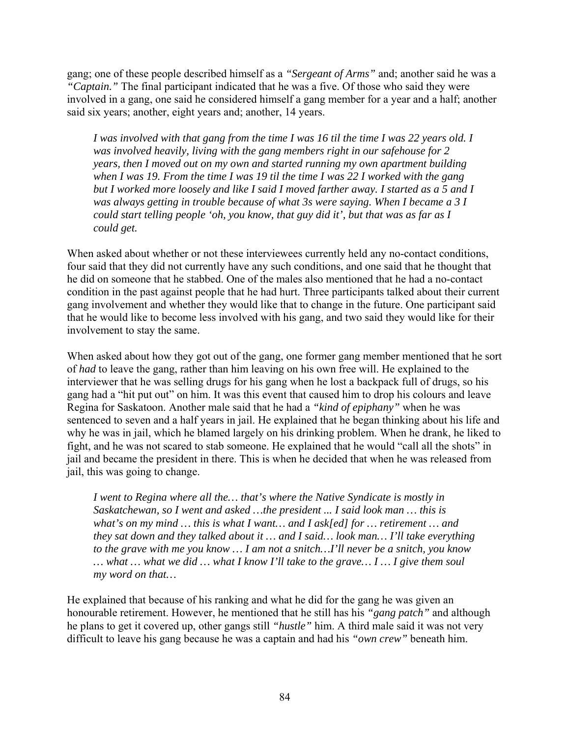gang; one of these people described himself as a *"Sergeant of Arms"* and; another said he was a *"Captain."* The final participant indicated that he was a five. Of those who said they were involved in a gang, one said he considered himself a gang member for a year and a half; another said six years; another, eight years and; another, 14 years.

> *I was involved with that gang from the time I was 16 til the time I was 22 years old. I was involved heavily, living with the gang members right in our safehouse for 2 years, then I moved out on my own and started running my own apartment building when I was 19. From the time I was 19 til the time I was 22 I worked with the gang but I worked more loosely and like I said I moved farther away. I started as a 5 and I was always getting in trouble because of what 3s were saying. When I became a 3 I could start telling people 'oh, you know, that guy did it', but that was as far as I could get.*

When asked about whether or not these interviewees currently held any no-contact conditions, four said that they did not currently have any such conditions, and one said that he thought that he did on someone that he stabbed. One of the males also mentioned that he had a no-contact condition in the past against people that he had hurt. Three participants talked about their current gang involvement and whether they would like that to change in the future. One participant said that he would like to become less involved with his gang, and two said they would like for their involvement to stay the same.

When asked about how they got out of the gang, one former gang member mentioned that he sort of *had* to leave the gang, rather than him leaving on his own free will. He explained to the interviewer that he was selling drugs for his gang when he lost a backpack full of drugs, so his gang had a "hit put out" on him. It was this event that caused him to drop his colours and leave Regina for Saskatoon. Another male said that he had a *"kind of epiphany"* when he was sentenced to seven and a half years in jail. He explained that he began thinking about his life and why he was in jail, which he blamed largely on his drinking problem. When he drank, he liked to fight, and he was not scared to stab someone. He explained that he would "call all the shots" in jail and became the president in there. This is when he decided that when he was released from jail, this was going to change.

> *I went to Regina where all the… that's where the Native Syndicate is mostly in Saskatchewan, so I went and asked …the president ... I said look man … this is what's on my mind … this is what I want… and I ask[ed] for … retirement … and they sat down and they talked about it … and I said… look man… I'll take everything to the grave with me you know … I am not a snitch…I'll never be a snitch, you know … what … what we did … what I know I'll take to the grave… I … I give them soul my word on that…*

He explained that because of his ranking and what he did for the gang he was given an honourable retirement. However, he mentioned that he still has his *"gang patch"* and although he plans to get it covered up, other gangs still *"hustle"* him. A third male said it was not very difficult to leave his gang because he was a captain and had his *"own crew"* beneath him.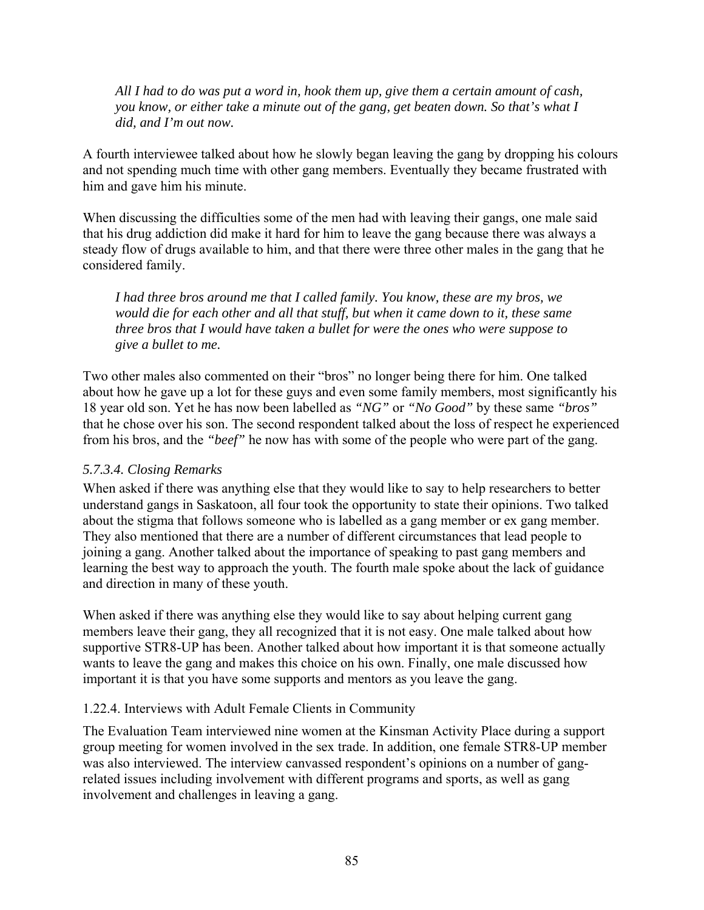> *All I had to do was put a word in, hook them up, give them a certain amount of cash, you know, or either take a minute out of the gang, get beaten down. So that's what I did, and I'm out now.*

A fourth interviewee talked about how he slowly began leaving the gang by dropping his colours and not spending much time with other gang members. Eventually they became frustrated with him and gave him his minute.

When discussing the difficulties some of the men had with leaving their gangs, one male said that his drug addiction did make it hard for him to leave the gang because there was always a steady flow of drugs available to him, and that there were three other males in the gang that he considered family.

> *I had three bros around me that I called family. You know, these are my bros, we would die for each other and all that stuff, but when it came down to it, these same three bros that I would have taken a bullet for were the ones who were suppose to give a bullet to me.*

Two other males also commented on their "bros" no longer being there for him. One talked about how he gave up a lot for these guys and even some family members, most significantly his 18 year old son. Yet he has now been labelled as *"NG"* or *"No Good"* by these same *"bros"* that he chose over his son. The second respondent talked about the loss of respect he experienced from his bros, and the *"beef"* he now has with some of the people who were part of the gang.

#### *5.7.3.4. Closing Remarks*

When asked if there was anything else that they would like to say to help researchers to better understand gangs in Saskatoon, all four took the opportunity to state their opinions. Two talked about the stigma that follows someone who is labelled as a gang member or ex gang member. They also mentioned that there are a number of different circumstances that lead people to joining a gang. Another talked about the importance of speaking to past gang members and learning the best way to approach the youth. The fourth male spoke about the lack of guidance and direction in many of these youth.

When asked if there was anything else they would like to say about helping current gang members leave their gang, they all recognized that it is not easy. One male talked about how supportive STR8-UP has been. Another talked about how important it is that someone actually wants to leave the gang and makes this choice on his own. Finally, one male discussed how important it is that you have some supports and mentors as you leave the gang.

### 1.22.4. Interviews with Adult Female Clients in Community

The Evaluation Team interviewed nine women at the Kinsman Activity Place during a support group meeting for women involved in the sex trade. In addition, one female STR8-UP member was also interviewed. The interview canvassed respondent's opinions on a number of gang-related issues including involvement with different programs and sports, as well as gang involvement and challenges in leaving a gang.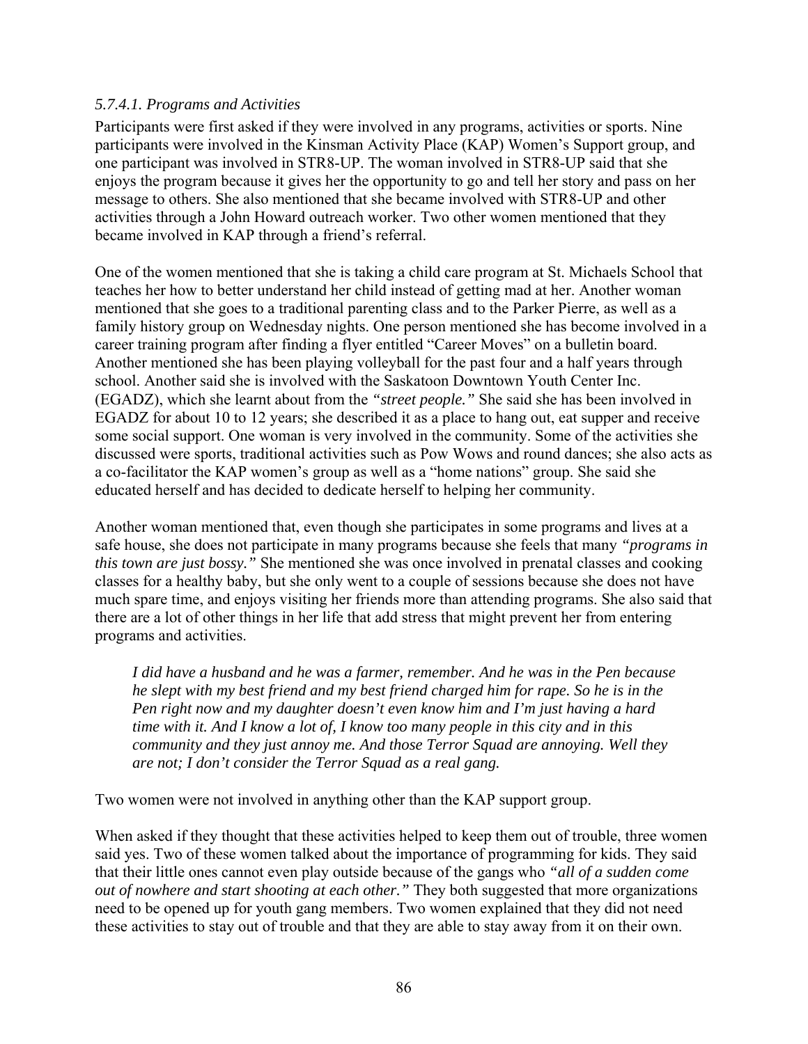#### *5.7.4.1. Programs and Activities*

Participants were first asked if they were involved in any programs, activities or sports. Nine participants were involved in the Kinsman Activity Place (KAP) Women's Support group, and one participant was involved in STR8-UP. The woman involved in STR8-UP said that she enjoys the program because it gives her the opportunity to go and tell her story and pass on her message to others. She also mentioned that she became involved with STR8-UP and other activities through a John Howard outreach worker. Two other women mentioned that they became involved in KAP through a friend's referral.

One of the women mentioned that she is taking a child care program at St. Michaels School that teaches her how to better understand her child instead of getting mad at her. Another woman mentioned that she goes to a traditional parenting class and to the Parker Pierre, as well as a family history group on Wednesday nights. One person mentioned she has become involved in a career training program after finding a flyer entitled "Career Moves" on a bulletin board. Another mentioned she has been playing volleyball for the past four and a half years through school. Another said she is involved with the Saskatoon Downtown Youth Center Inc. (EGADZ), which she learnt about from the *"street people."* She said she has been involved in EGADZ for about 10 to 12 years; she described it as a place to hang out, eat supper and receive some social support. One woman is very involved in the community. Some of the activities she discussed were sports, traditional activities such as Pow Wows and round dances; she also acts as a co-facilitator the KAP women's group as well as a "home nations" group. She said she educated herself and has decided to dedicate herself to helping her community.

Another woman mentioned that, even though she participates in some programs and lives at a safe house, she does not participate in many programs because she feels that many *"programs in this town are just bossy."* She mentioned she was once involved in prenatal classes and cooking classes for a healthy baby, but she only went to a couple of sessions because she does not have much spare time, and enjoys visiting her friends more than attending programs. She also said that there are a lot of other things in her life that add stress that might prevent her from entering programs and activities.

> *I did have a husband and he was a farmer, remember. And he was in the Pen because he slept with my best friend and my best friend charged him for rape. So he is in the Pen right now and my daughter doesn't even know him and I'm just having a hard time with it. And I know a lot of, I know too many people in this city and in this community and they just annoy me. And those Terror Squad are annoying. Well they are not; I don't consider the Terror Squad as a real gang.*

Two women were not involved in anything other than the KAP support group.

When asked if they thought that these activities helped to keep them out of trouble, three women said yes. Two of these women talked about the importance of programming for kids. They said that their little ones cannot even play outside because of the gangs who *"all of a sudden come out of nowhere and start shooting at each other."* They both suggested that more organizations need to be opened up for youth gang members. Two women explained that they did not need these activities to stay out of trouble and that they are able to stay away from it on their own.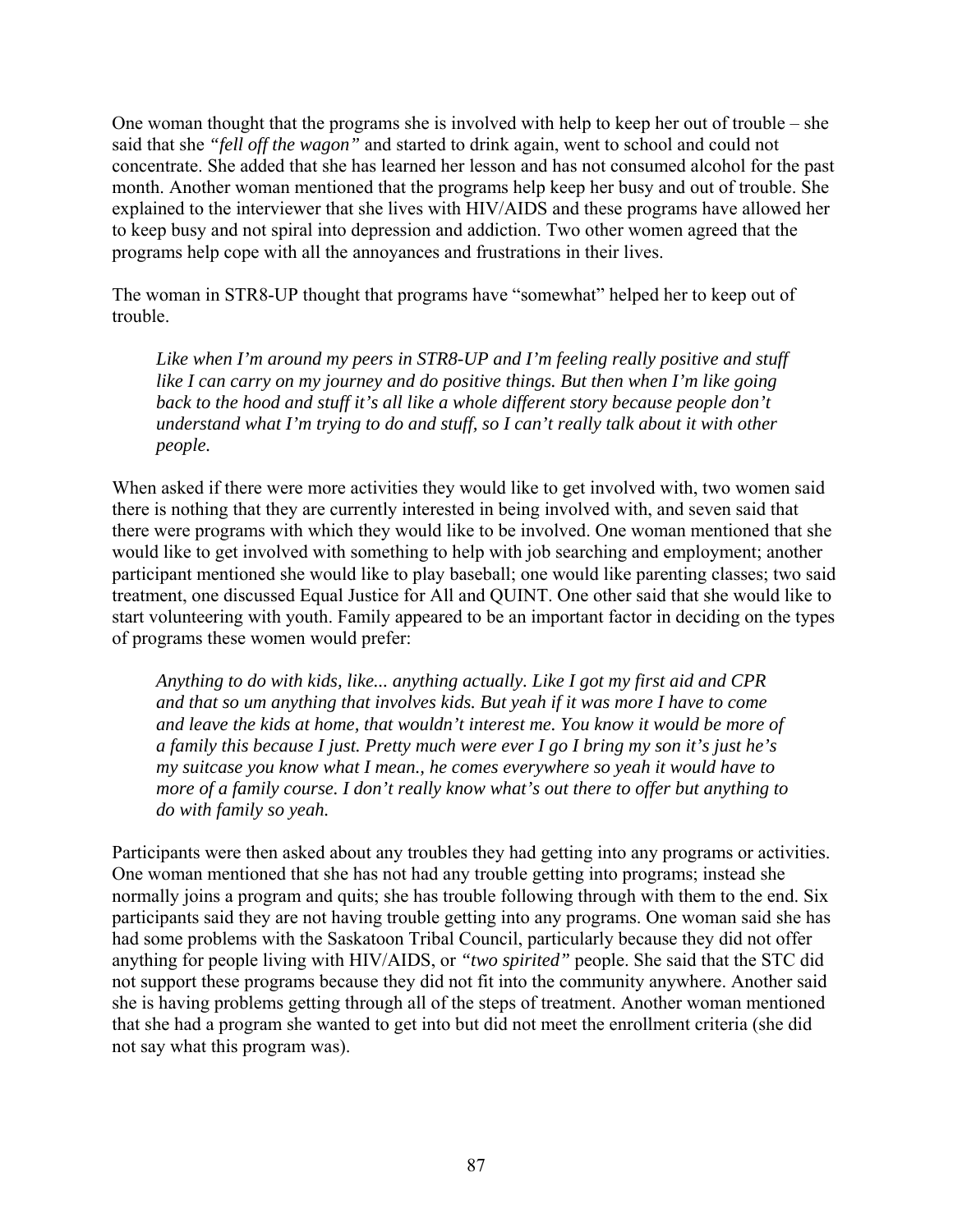One woman thought that the programs she is involved with help to keep her out of trouble – she said that she *"fell off the wagon"* and started to drink again, went to school and could not concentrate. She added that she has learned her lesson and has not consumed alcohol for the past month. Another woman mentioned that the programs help keep her busy and out of trouble. She explained to the interviewer that she lives with HIV/AIDS and these programs have allowed her to keep busy and not spiral into depression and addiction. Two other women agreed that the programs help cope with all the annoyances and frustrations in their lives.

The woman in STR8-UP thought that programs have "somewhat" helped her to keep out of trouble.

> *Like when I'm around my peers in STR8-UP and I'm feeling really positive and stuff like I can carry on my journey and do positive things. But then when I'm like going back to the hood and stuff it's all like a whole different story because people don't understand what I'm trying to do and stuff, so I can't really talk about it with other people.*

When asked if there were more activities they would like to get involved with, two women said there is nothing that they are currently interested in being involved with, and seven said that there were programs with which they would like to be involved. One woman mentioned that she would like to get involved with something to help with job searching and employment; another participant mentioned she would like to play baseball; one would like parenting classes; two said treatment, one discussed Equal Justice for All and QUINT. One other said that she would like to start volunteering with youth. Family appeared to be an important factor in deciding on the types of programs these women would prefer:

> *Anything to do with kids, like... anything actually. Like I got my first aid and CPR and that so um anything that involves kids. But yeah if it was more I have to come and leave the kids at home, that wouldn't interest me. You know it would be more of a family this because I just. Pretty much were ever I go I bring my son it's just he's my suitcase you know what I mean., he comes everywhere so yeah it would have to more of a family course. I don't really know what's out there to offer but anything to do with family so yeah.*

Participants were then asked about any troubles they had getting into any programs or activities. One woman mentioned that she has not had any trouble getting into programs; instead she normally joins a program and quits; she has trouble following through with them to the end. Six participants said they are not having trouble getting into any programs. One woman said she has had some problems with the Saskatoon Tribal Council, particularly because they did not offer anything for people living with HIV/AIDS, or *"two spirited"* people. She said that the STC did not support these programs because they did not fit into the community anywhere. Another said she is having problems getting through all of the steps of treatment. Another woman mentioned that she had a program she wanted to get into but did not meet the enrollment criteria (she did not say what this program was).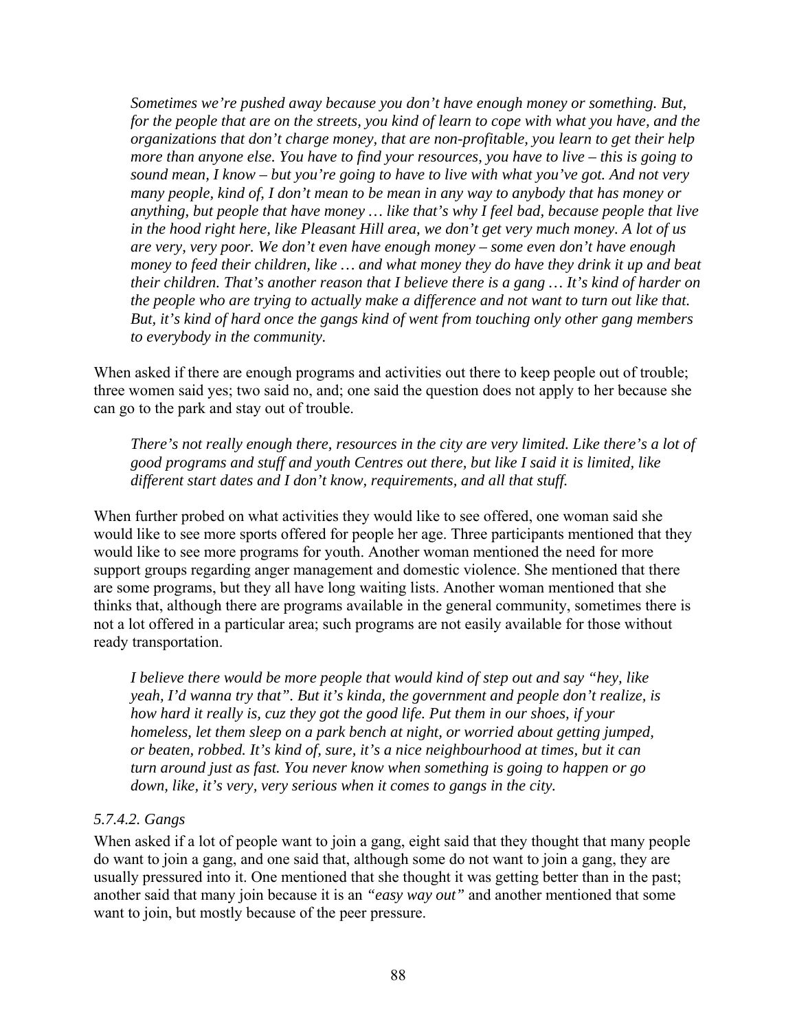*Sometimes we're pushed away because you don't have enough money or something. But, for the people that are on the streets, you kind of learn to cope with what you have, and the organizations that don't charge money, that are non-profitable, you learn to get their help more than anyone else. You have to find your resources, you have to live – this is going to sound mean, I know – but you're going to have to live with what you've got. And not very many people, kind of, I don't mean to be mean in any way to anybody that has money or anything, but people that have money … like that's why I feel bad, because people that live in the hood right here, like Pleasant Hill area, we don't get very much money. A lot of us are very, very poor. We don't even have enough money – some even don't have enough money to feed their children, like … and what money they do have they drink it up and beat their children. That's another reason that I believe there is a gang … It's kind of harder on the people who are trying to actually make a difference and not want to turn out like that. But, it's kind of hard once the gangs kind of went from touching only other gang members to everybody in the community.*

When asked if there are enough programs and activities out there to keep people out of trouble; three women said yes; two said no, and; one said the question does not apply to her because she can go to the park and stay out of trouble.

*There's not really enough there, resources in the city are very limited. Like there's a lot of good programs and stuff and youth Centres out there, but like I said it is limited, like different start dates and I don't know, requirements, and all that stuff.*

When further probed on what activities they would like to see offered, one woman said she would like to see more sports offered for people her age. Three participants mentioned that they would like to see more programs for youth. Another woman mentioned the need for more support groups regarding anger management and domestic violence. She mentioned that there are some programs, but they all have long waiting lists. Another woman mentioned that she thinks that, although there are programs available in the general community, sometimes there is not a lot offered in a particular area; such programs are not easily available for those without ready transportation.

*I believe there would be more people that would kind of step out and say "hey, like yeah, I'd wanna try that". But it's kinda, the government and people don't realize, is how hard it really is, cuz they got the good life. Put them in our shoes, if your homeless, let them sleep on a park bench at night, or worried about getting jumped, or beaten, robbed. It's kind of, sure, it's a nice neighbourhood at times, but it can turn around just as fast. You never know when something is going to happen or go down, like, it's very, very serious when it comes to gangs in the city.*

#### *5.7.4.2. Gangs*

When asked if a lot of people want to join a gang, eight said that they thought that many people do want to join a gang, and one said that, although some do not want to join a gang, they are usually pressured into it. One mentioned that she thought it was getting better than in the past; another said that many join because it is an *"easy way out"* and another mentioned that some want to join, but mostly because of the peer pressure.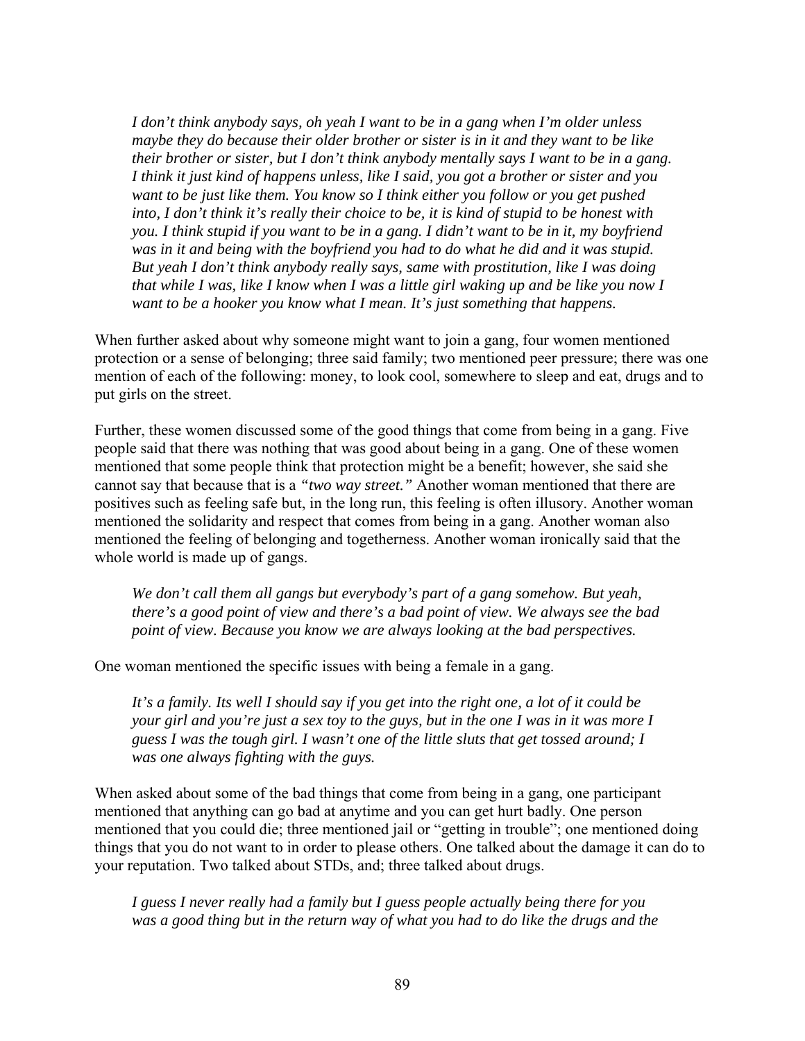> *I don't think anybody says, oh yeah I want to be in a gang when I'm older unless maybe they do because their older brother or sister is in it and they want to be like their brother or sister, but I don't think anybody mentally says I want to be in a gang. I think it just kind of happens unless, like I said, you got a brother or sister and you want to be just like them. You know so I think either you follow or you get pushed into, I don't think it's really their choice to be, it is kind of stupid to be honest with you. I think stupid if you want to be in a gang. I didn't want to be in it, my boyfriend was in it and being with the boyfriend you had to do what he did and it was stupid. But yeah I don't think anybody really says, same with prostitution, like I was doing that while I was, like I know when I was a little girl waking up and be like you now I want to be a hooker you know what I mean. It's just something that happens.*

When further asked about why someone might want to join a gang, four women mentioned protection or a sense of belonging; three said family; two mentioned peer pressure; there was one mention of each of the following: money, to look cool, somewhere to sleep and eat, drugs and to put girls on the street.

Further, these women discussed some of the good things that come from being in a gang. Five people said that there was nothing that was good about being in a gang. One of these women mentioned that some people think that protection might be a benefit; however, she said she cannot say that because that is a *"two way street."* Another woman mentioned that there are positives such as feeling safe but, in the long run, this feeling is often illusory. Another woman mentioned the solidarity and respect that comes from being in a gang. Another woman also mentioned the feeling of belonging and togetherness. Another woman ironically said that the whole world is made up of gangs.

> *We don't call them all gangs but everybody's part of a gang somehow. But yeah, there's a good point of view and there's a bad point of view. We always see the bad point of view. Because you know we are always looking at the bad perspectives.*

One woman mentioned the specific issues with being a female in a gang.

> *It's a family. Its well I should say if you get into the right one, a lot of it could be your girl and you're just a sex toy to the guys, but in the one I was in it was more I guess I was the tough girl. I wasn't one of the little sluts that get tossed around; I was one always fighting with the guys.*

When asked about some of the bad things that come from being in a gang, one participant mentioned that anything can go bad at anytime and you can get hurt badly. One person mentioned that you could die; three mentioned jail or "getting in trouble"; one mentioned doing things that you do not want to in order to please others. One talked about the damage it can do to your reputation. Two talked about STDs, and; three talked about drugs.

> *I guess I never really had a family but I guess people actually being there for you was a good thing but in the return way of what you had to do like the drugs and the*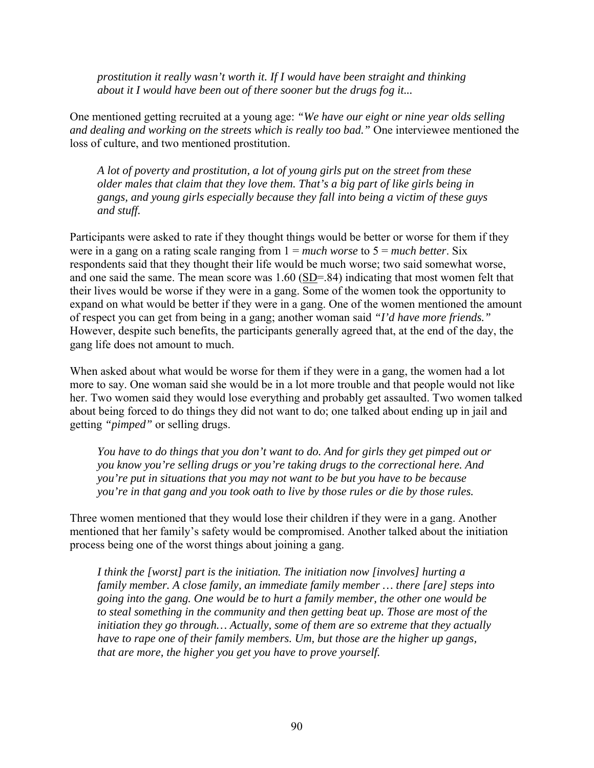> *prostitution it really wasn't worth it. If I would have been straight and thinking about it I would have been out of there sooner but the drugs fog it...*

One mentioned getting recruited at a young age: *"We have our eight or nine year olds selling and dealing and working on the streets which is really too bad."* One interviewee mentioned the loss of culture, and two mentioned prostitution.

> *A lot of poverty and prostitution, a lot of young girls put on the street from these older males that claim that they love them. That's a big part of like girls being in gangs, and young girls especially because they fall into being a victim of these guys and stuff.*

Participants were asked to rate if they thought things would be better or worse for them if they were in a gang on a rating scale ranging from 1 = *much worse* to 5 = *much better*. Six respondents said that they thought their life would be much worse; two said somewhat worse, and one said the same. The mean score was 1.60 (SD=.84) indicating that most women felt that their lives would be worse if they were in a gang. Some of the women took the opportunity to expand on what would be better if they were in a gang. One of the women mentioned the amount of respect you can get from being in a gang; another woman said *"I'd have more friends."* However, despite such benefits, the participants generally agreed that, at the end of the day, the gang life does not amount to much.

When asked about what would be worse for them if they were in a gang, the women had a lot more to say. One woman said she would be in a lot more trouble and that people would not like her. Two women said they would lose everything and probably get assaulted. Two women talked about being forced to do things they did not want to do; one talked about ending up in jail and getting *"pimped"* or selling drugs.

> *You have to do things that you don't want to do. And for girls they get pimped out or you know you're selling drugs or you're taking drugs to the correctional here. And you're put in situations that you may not want to be but you have to be because you're in that gang and you took oath to live by those rules or die by those rules.*

Three women mentioned that they would lose their children if they were in a gang. Another mentioned that her family's safety would be compromised. Another talked about the initiation process being one of the worst things about joining a gang.

> *I think the [worst] part is the initiation. The initiation now [involves] hurting a family member. A close family, an immediate family member … there [are] steps into going into the gang. One would be to hurt a family member, the other one would be to steal something in the community and then getting beat up. Those are most of the initiation they go through… Actually, some of them are so extreme that they actually have to rape one of their family members. Um, but those are the higher up gangs, that are more, the higher you get you have to prove yourself.*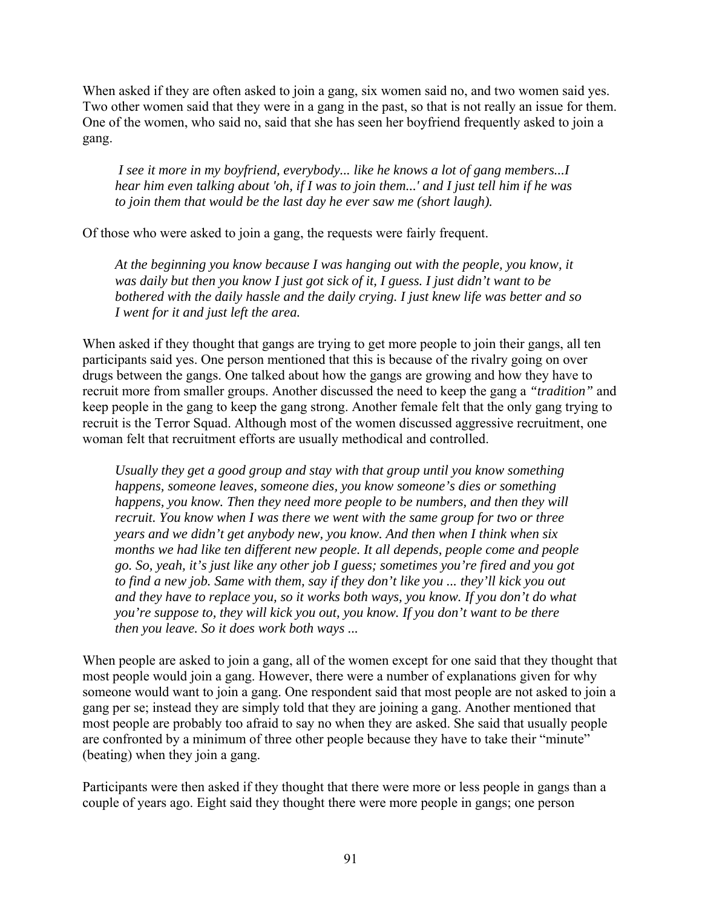When asked if they are often asked to join a gang, six women said no, and two women said yes. Two other women said that they were in a gang in the past, so that is not really an issue for them. One of the women, who said no, said that she has seen her boyfriend frequently asked to join a gang.

> *I see it more in my boyfriend, everybody... like he knows a lot of gang members...I hear him even talking about 'oh, if I was to join them...' and I just tell him if he was to join them that would be the last day he ever saw me (short laugh).*

Of those who were asked to join a gang, the requests were fairly frequent.

> *At the beginning you know because I was hanging out with the people, you know, it was daily but then you know I just got sick of it, I guess. I just didn't want to be bothered with the daily hassle and the daily crying. I just knew life was better and so I went for it and just left the area.*

When asked if they thought that gangs are trying to get more people to join their gangs, all ten participants said yes. One person mentioned that this is because of the rivalry going on over drugs between the gangs. One talked about how the gangs are growing and how they have to recruit more from smaller groups. Another discussed the need to keep the gang a *"tradition"* and keep people in the gang to keep the gang strong. Another female felt that the only gang trying to recruit is the Terror Squad. Although most of the women discussed aggressive recruitment, one woman felt that recruitment efforts are usually methodical and controlled.

> *Usually they get a good group and stay with that group until you know something happens, someone leaves, someone dies, you know someone's dies or something happens, you know. Then they need more people to be numbers, and then they will recruit. You know when I was there we went with the same group for two or three years and we didn't get anybody new, you know. And then when I think when six months we had like ten different new people. It all depends, people come and people go. So, yeah, it's just like any other job I guess; sometimes you're fired and you got to find a new job. Same with them, say if they don't like you ... they'll kick you out and they have to replace you, so it works both ways, you know. If you don't do what you're suppose to, they will kick you out, you know. If you don't want to be there then you leave. So it does work both ways ...*

When people are asked to join a gang, all of the women except for one said that they thought that most people would join a gang. However, there were a number of explanations given for why someone would want to join a gang. One respondent said that most people are not asked to join a gang per se; instead they are simply told that they are joining a gang. Another mentioned that most people are probably too afraid to say no when they are asked. She said that usually people are confronted by a minimum of three other people because they have to take their "minute" (beating) when they join a gang.

Participants were then asked if they thought that there were more or less people in gangs than a couple of years ago. Eight said they thought there were more people in gangs; one person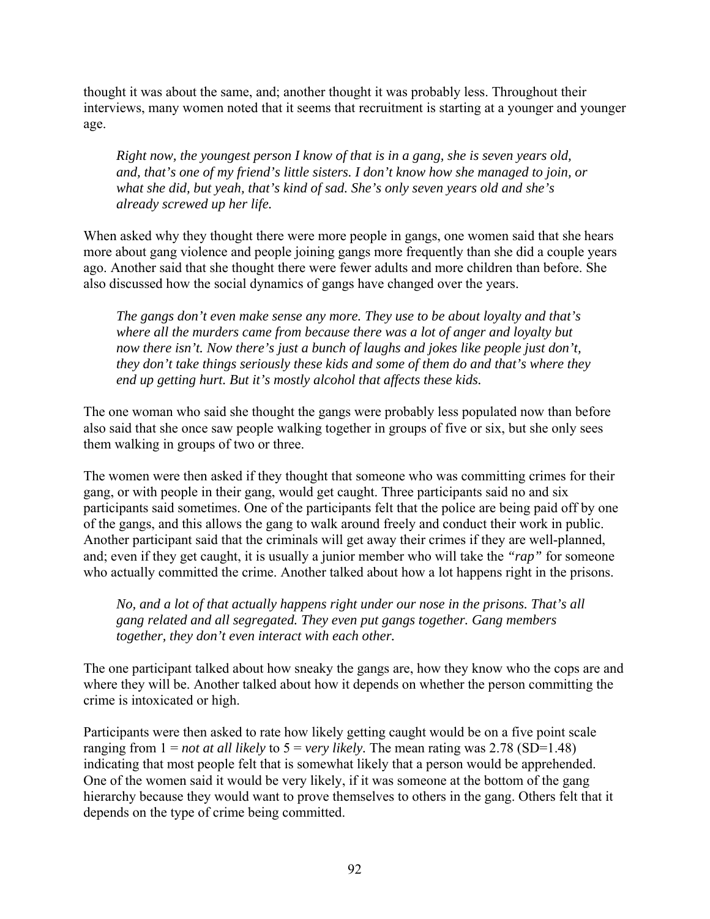thought it was about the same, and; another thought it was probably less. Throughout their interviews, many women noted that it seems that recruitment is starting at a younger and younger age.

> *Right now, the youngest person I know of that is in a gang, she is seven years old, and, that's one of my friend's little sisters. I don't know how she managed to join, or what she did, but yeah, that's kind of sad. She's only seven years old and she's already screwed up her life.*

When asked why they thought there were more people in gangs, one women said that she hears more about gang violence and people joining gangs more frequently than she did a couple years ago. Another said that she thought there were fewer adults and more children than before. She also discussed how the social dynamics of gangs have changed over the years.

> *The gangs don't even make sense any more. They use to be about loyalty and that's where all the murders came from because there was a lot of anger and loyalty but now there isn't. Now there's just a bunch of laughs and jokes like people just don't, they don't take things seriously these kids and some of them do and that's where they end up getting hurt. But it's mostly alcohol that affects these kids.*

The one woman who said she thought the gangs were probably less populated now than before also said that she once saw people walking together in groups of five or six, but she only sees them walking in groups of two or three.

The women were then asked if they thought that someone who was committing crimes for their gang, or with people in their gang, would get caught. Three participants said no and six participants said sometimes. One of the participants felt that the police are being paid off by one of the gangs, and this allows the gang to walk around freely and conduct their work in public. Another participant said that the criminals will get away their crimes if they are well-planned, and; even if they get caught, it is usually a junior member who will take the *"rap"* for someone who actually committed the crime. Another talked about how a lot happens right in the prisons.

> *No, and a lot of that actually happens right under our nose in the prisons. That's all gang related and all segregated. They even put gangs together. Gang members together, they don't even interact with each other.*

The one participant talked about how sneaky the gangs are, how they know who the cops are and where they will be. Another talked about how it depends on whether the person committing the crime is intoxicated or high.

Participants were then asked to rate how likely getting caught would be on a five point scale ranging from 1 = *not at all likely* to 5 = *very likely*. The mean rating was 2.78 (SD=1.48) indicating that most people felt that is somewhat likely that a person would be apprehended. One of the women said it would be very likely, if it was someone at the bottom of the gang hierarchy because they would want to prove themselves to others in the gang. Others felt that it depends on the type of crime being committed.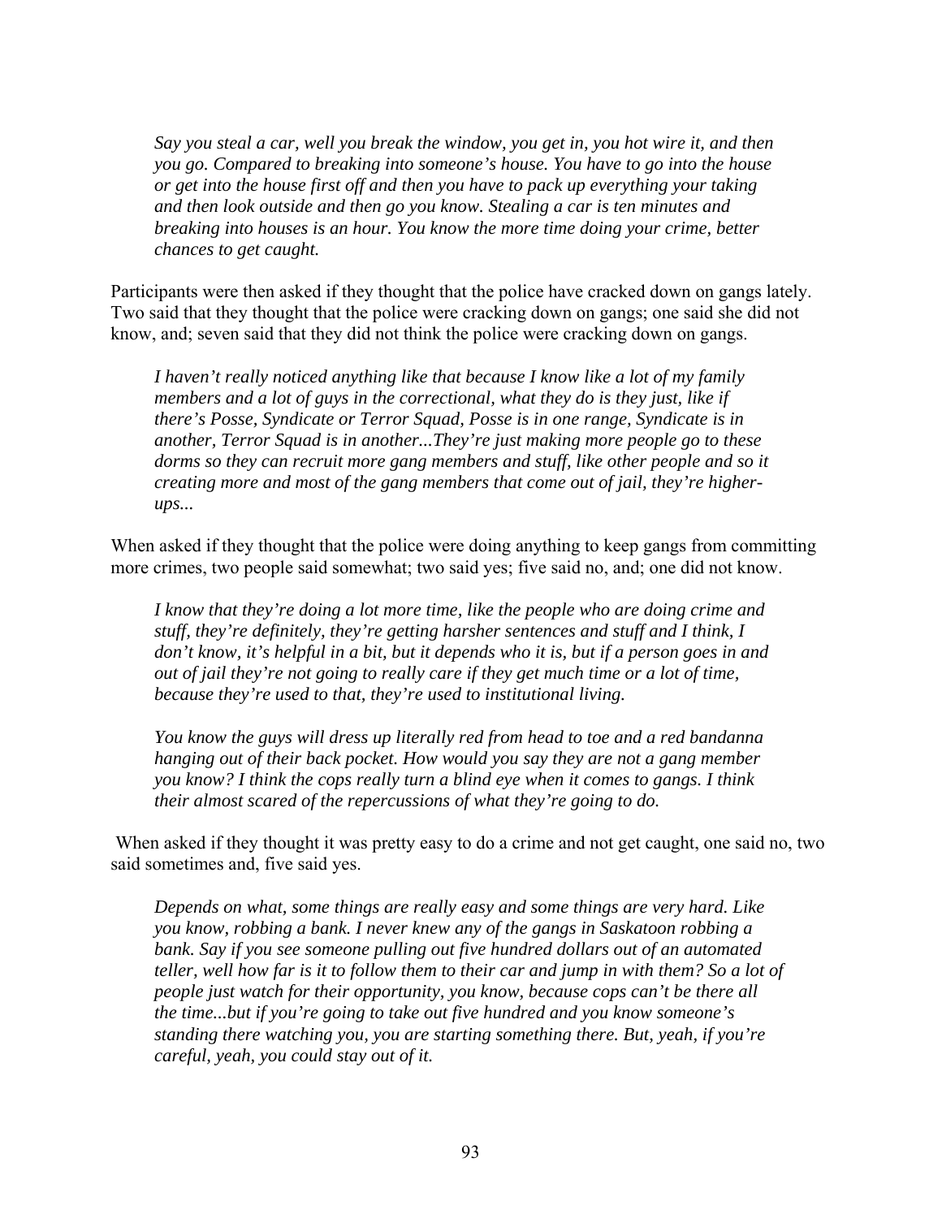*Say you steal a car, well you break the window, you get in, you hot wire it, and then you go. Compared to breaking into someone's house. You have to go into the house or get into the house first off and then you have to pack up everything your taking and then look outside and then go you know. Stealing a car is ten minutes and breaking into houses is an hour. You know the more time doing your crime, better chances to get caught.*

Participants were then asked if they thought that the police have cracked down on gangs lately. Two said that they thought that the police were cracking down on gangs; one said she did not know, and; seven said that they did not think the police were cracking down on gangs.

*I haven't really noticed anything like that because I know like a lot of my family members and a lot of guys in the correctional, what they do is they just, like if there's Posse, Syndicate or Terror Squad, Posse is in one range, Syndicate is in another, Terror Squad is in another...They're just making more people go to these dorms so they can recruit more gang members and stuff, like other people and so it creating more and most of the gang members that come out of jail, they're higher-ups...*

When asked if they thought that the police were doing anything to keep gangs from committing more crimes, two people said somewhat; two said yes; five said no, and; one did not know.

*I know that they're doing a lot more time, like the people who are doing crime and stuff, they're definitely, they're getting harsher sentences and stuff and I think, I don't know, it's helpful in a bit, but it depends who it is, but if a person goes in and out of jail they're not going to really care if they get much time or a lot of time, because they're used to that, they're used to institutional living.*

*You know the guys will dress up literally red from head to toe and a red bandanna hanging out of their back pocket. How would you say they are not a gang member you know? I think the cops really turn a blind eye when it comes to gangs. I think their almost scared of the repercussions of what they're going to do.*

When asked if they thought it was pretty easy to do a crime and not get caught, one said no, two said sometimes and, five said yes.

*Depends on what, some things are really easy and some things are very hard. Like you know, robbing a bank. I never knew any of the gangs in Saskatoon robbing a bank. Say if you see someone pulling out five hundred dollars out of an automated teller, well how far is it to follow them to their car and jump in with them? So a lot of people just watch for their opportunity, you know, because cops can't be there all the time...but if you're going to take out five hundred and you know someone's standing there watching you, you are starting something there. But, yeah, if you're careful, yeah, you could stay out of it.*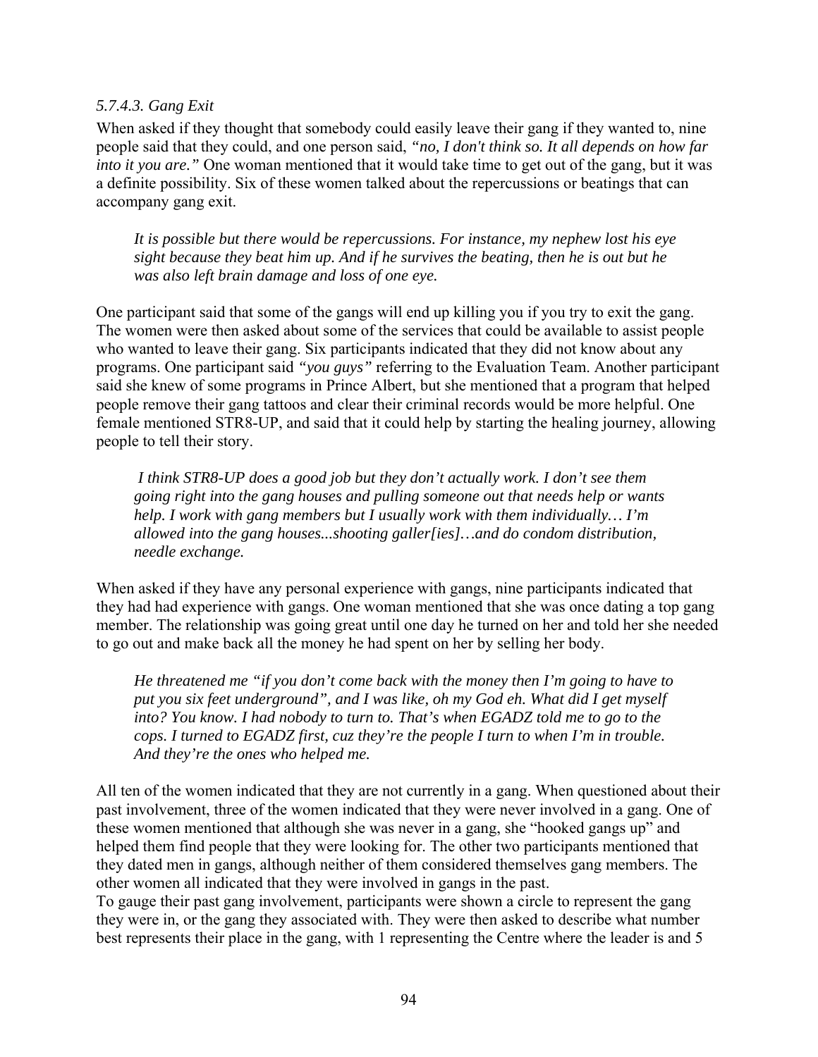*5.7.4.3. Gang Exit*

When asked if they thought that somebody could easily leave their gang if they wanted to, nine people said that they could, and one person said, *"no, I don't think so. It all depends on how far into it you are."* One woman mentioned that it would take time to get out of the gang, but it was a definite possibility. Six of these women talked about the repercussions or beatings that can accompany gang exit.

> *It is possible but there would be repercussions. For instance, my nephew lost his eye sight because they beat him up. And if he survives the beating, then he is out but he was also left brain damage and loss of one eye.*

One participant said that some of the gangs will end up killing you if you try to exit the gang. The women were then asked about some of the services that could be available to assist people who wanted to leave their gang. Six participants indicated that they did not know about any programs. One participant said *"you guys"* referring to the Evaluation Team. Another participant said she knew of some programs in Prince Albert, but she mentioned that a program that helped people remove their gang tattoos and clear their criminal records would be more helpful. One female mentioned STR8-UP, and said that it could help by starting the healing journey, allowing people to tell their story.

> *I think STR8-UP does a good job but they don't actually work. I don't see them going right into the gang houses and pulling someone out that needs help or wants help. I work with gang members but I usually work with them individually… I'm allowed into the gang houses...shooting galler[ies]…and do condom distribution, needle exchange.*

When asked if they have any personal experience with gangs, nine participants indicated that they had had experience with gangs. One woman mentioned that she was once dating a top gang member. The relationship was going great until one day he turned on her and told her she needed to go out and make back all the money he had spent on her by selling her body.

> *He threatened me "if you don't come back with the money then I'm going to have to put you six feet underground", and I was like, oh my God eh. What did I get myself into? You know. I had nobody to turn to. That's when EGADZ told me to go to the cops. I turned to EGADZ first, cuz they're the people I turn to when I'm in trouble. And they're the ones who helped me.*

All ten of the women indicated that they are not currently in a gang. When questioned about their past involvement, three of the women indicated that they were never involved in a gang. One of these women mentioned that although she was never in a gang, she "hooked gangs up" and helped them find people that they were looking for. The other two participants mentioned that they dated men in gangs, although neither of them considered themselves gang members. The other women all indicated that they were involved in gangs in the past.

To gauge their past gang involvement, participants were shown a circle to represent the gang they were in, or the gang they associated with. They were then asked to describe what number best represents their place in the gang, with 1 representing the Centre where the leader is and 5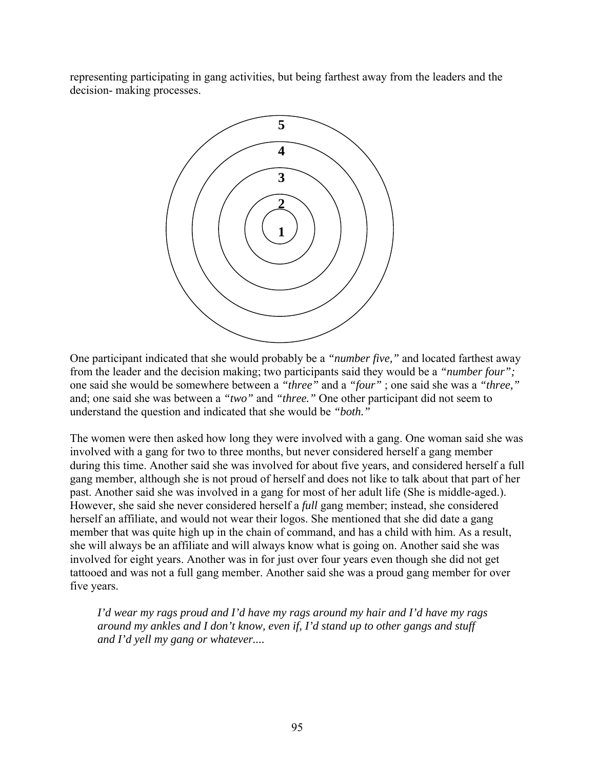representing participating in gang activities, but being farthest away from the leaders and the decision- making processes.

5

4

3

2

1

One participant indicated that she would probably be a *"number five,"* and located farthest away from the leader and the decision making; two participants said they would be a *"number four";* one said she would be somewhere between a *"three"* and a *"four"* ; one said she was a *"three,"* and; one said she was between a *"two"* and *"three."* One other participant did not seem to understand the question and indicated that she would be *"both."*

The women were then asked how long they were involved with a gang. One woman said she was involved with a gang for two to three months, but never considered herself a gang member during this time. Another said she was involved for about five years, and considered herself a full gang member, although she is not proud of herself and does not like to talk about that part of her past. Another said she was involved in a gang for most of her adult life (She is middle-aged.). However, she said she never considered herself a *full* gang member; instead, she considered herself an affiliate, and would not wear their logos. She mentioned that she did date a gang member that was quite high up in the chain of command, and has a child with him. As a result, she will always be an affiliate and will always know what is going on. Another said she was involved for eight years. Another was in for just over four years even though she did not get tattooed and was not a full gang member. Another said she was a proud gang member for over five years.

> *I'd wear my rags proud and I'd have my rags around my hair and I'd have my rags around my ankles and I don't know, even if, I'd stand up to other gangs and stuff and I'd yell my gang or whatever....*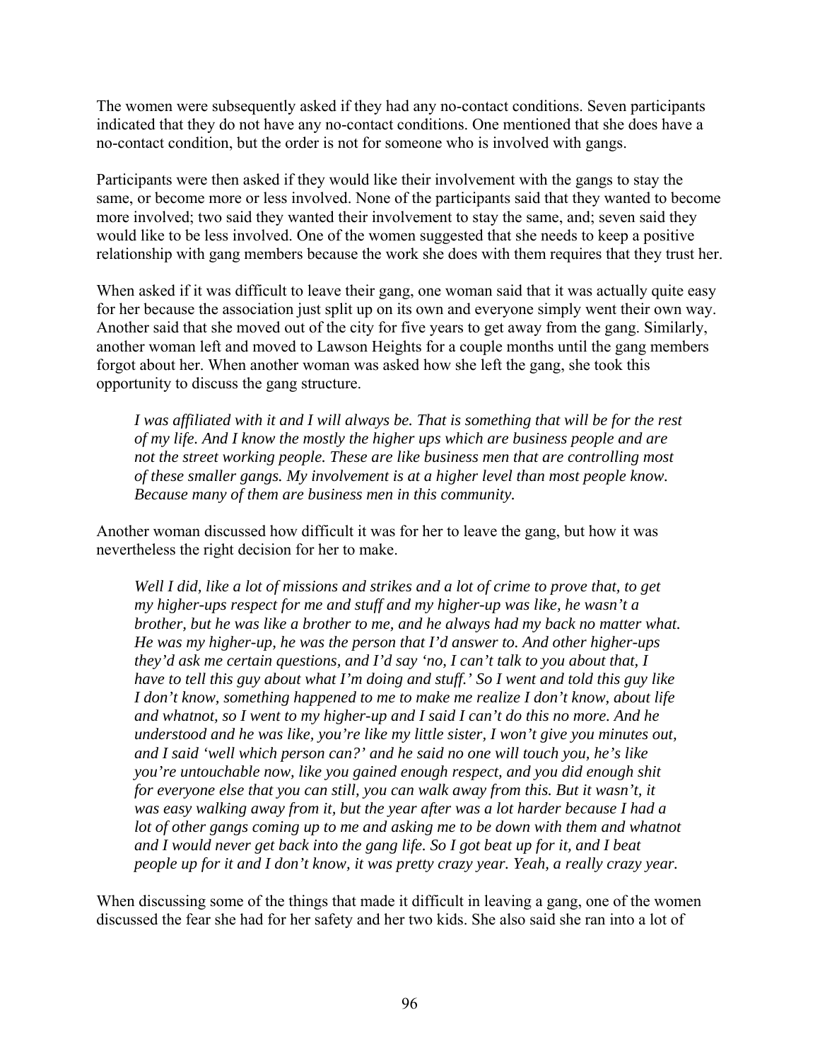The women were subsequently asked if they had any no-contact conditions. Seven participants indicated that they do not have any no-contact conditions. One mentioned that she does have a no-contact condition, but the order is not for someone who is involved with gangs.

Participants were then asked if they would like their involvement with the gangs to stay the same, or become more or less involved. None of the participants said that they wanted to become more involved; two said they wanted their involvement to stay the same, and; seven said they would like to be less involved. One of the women suggested that she needs to keep a positive relationship with gang members because the work she does with them requires that they trust her.

When asked if it was difficult to leave their gang, one woman said that it was actually quite easy for her because the association just split up on its own and everyone simply went their own way. Another said that she moved out of the city for five years to get away from the gang. Similarly, another woman left and moved to Lawson Heights for a couple months until the gang members forgot about her. When another woman was asked how she left the gang, she took this opportunity to discuss the gang structure.

> *I was affiliated with it and I will always be. That is something that will be for the rest of my life. And I know the mostly the higher ups which are business people and are not the street working people. These are like business men that are controlling most of these smaller gangs. My involvement is at a higher level than most people know. Because many of them are business men in this community.*

Another woman discussed how difficult it was for her to leave the gang, but how it was nevertheless the right decision for her to make.

> *Well I did, like a lot of missions and strikes and a lot of crime to prove that, to get my higher-ups respect for me and stuff and my higher-up was like, he wasn't a brother, but he was like a brother to me, and he always had my back no matter what. He was my higher-up, he was the person that I'd answer to. And other higher-ups they'd ask me certain questions, and I'd say 'no, I can't talk to you about that, I have to tell this guy about what I'm doing and stuff.' So I went and told this guy like I don't know, something happened to me to make me realize I don't know, about life and whatnot, so I went to my higher-up and I said I can't do this no more. And he understood and he was like, you're like my little sister, I won't give you minutes out, and I said 'well which person can?' and he said no one will touch you, he's like you're untouchable now, like you gained enough respect, and you did enough shit for everyone else that you can still, you can walk away from this. But it wasn't, it was easy walking away from it, but the year after was a lot harder because I had a lot of other gangs coming up to me and asking me to be down with them and whatnot and I would never get back into the gang life. So I got beat up for it, and I beat people up for it and I don't know, it was pretty crazy year. Yeah, a really crazy year.*

When discussing some of the things that made it difficult in leaving a gang, one of the women discussed the fear she had for her safety and her two kids. She also said she ran into a lot of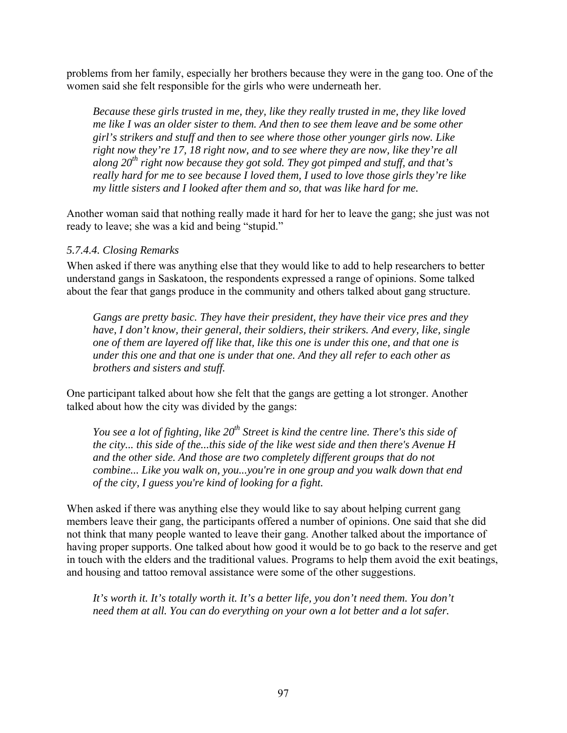problems from her family, especially her brothers because they were in the gang too. One of the women said she felt responsible for the girls who were underneath her.

> *Because these girls trusted in me, they, like they really trusted in me, they like loved me like I was an older sister to them. And then to see them leave and be some other girl's strikers and stuff and then to see where those other younger girls now. Like right now they're 17, 18 right now, and to see where they are now, like they're all along 20th right now because they got sold. They got pimped and stuff, and that's really hard for me to see because I loved them, I used to love those girls they're like my little sisters and I looked after them and so, that was like hard for me.*

Another woman said that nothing really made it hard for her to leave the gang; she just was not ready to leave; she was a kid and being "stupid."

#### *5.7.4.4. Closing Remarks*

When asked if there was anything else that they would like to add to help researchers to better understand gangs in Saskatoon, the respondents expressed a range of opinions. Some talked about the fear that gangs produce in the community and others talked about gang structure.

> *Gangs are pretty basic. They have their president, they have their vice pres and they have, I don't know, their general, their soldiers, their strikers. And every, like, single one of them are layered off like that, like this one is under this one, and that one is under this one and that one is under that one. And they all refer to each other as brothers and sisters and stuff.*

One participant talked about how she felt that the gangs are getting a lot stronger. Another talked about how the city was divided by the gangs:

> *You see a lot of fighting, like 20th Street is kind the centre line. There's this side of the city... this side of the...this side of the like west side and then there's Avenue H and the other side. And those are two completely different groups that do not combine... Like you walk on, you...you're in one group and you walk down that end of the city, I guess you're kind of looking for a fight.*

When asked if there was anything else they would like to say about helping current gang members leave their gang, the participants offered a number of opinions. One said that she did not think that many people wanted to leave their gang. Another talked about the importance of having proper supports. One talked about how good it would be to go back to the reserve and get in touch with the elders and the traditional values. Programs to help them avoid the exit beatings, and housing and tattoo removal assistance were some of the other suggestions.

> *It's worth it. It's totally worth it. It's a better life, you don't need them. You don't need them at all. You can do everything on your own a lot better and a lot safer.*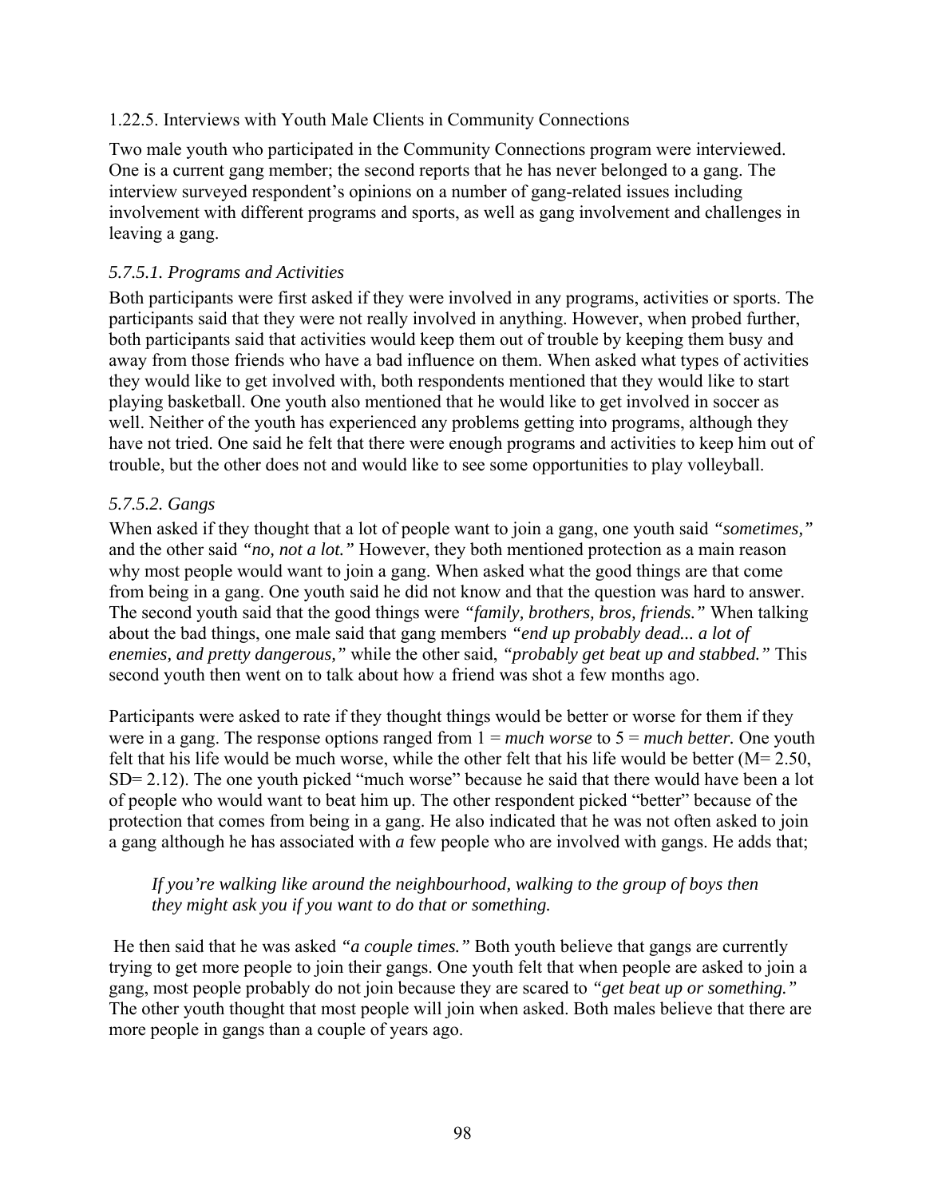### 1.22.5. Interviews with Youth Male Clients in Community Connections

Two male youth who participated in the Community Connections program were interviewed. One is a current gang member; the second reports that he has never belonged to a gang. The interview surveyed respondent's opinions on a number of gang-related issues including involvement with different programs and sports, as well as gang involvement and challenges in leaving a gang.

#### *5.7.5.1. Programs and Activities*

Both participants were first asked if they were involved in any programs, activities or sports. The participants said that they were not really involved in anything. However, when probed further, both participants said that activities would keep them out of trouble by keeping them busy and away from those friends who have a bad influence on them. When asked what types of activities they would like to get involved with, both respondents mentioned that they would like to start playing basketball. One youth also mentioned that he would like to get involved in soccer as well. Neither of the youth has experienced any problems getting into programs, although they have not tried. One said he felt that there were enough programs and activities to keep him out of trouble, but the other does not and would like to see some opportunities to play volleyball.

#### *5.7.5.2. Gangs*

When asked if they thought that a lot of people want to join a gang, one youth said *"sometimes,"* and the other said *"no, not a lot."* However, they both mentioned protection as a main reason why most people would want to join a gang. When asked what the good things are that come from being in a gang. One youth said he did not know and that the question was hard to answer. The second youth said that the good things were *"family, brothers, bros, friends."* When talking about the bad things, one male said that gang members *"end up probably dead... a lot of enemies, and pretty dangerous,"* while the other said, *"probably get beat up and stabbed."* This second youth then went on to talk about how a friend was shot a few months ago.

Participants were asked to rate if they thought things would be better or worse for them if they were in a gang. The response options ranged from 1 = *much worse* to 5 = *much better.* One youth felt that his life would be much worse, while the other felt that his life would be better ($M= 2.50$, $SD= 2.12$). The one youth picked "much worse" because he said that there would have been a lot of people who would want to beat him up. The other respondent picked "better" because of the protection that comes from being in a gang. He also indicated that he was not often asked to join a gang although he has associated with *a* few people who are involved with gangs. He adds that;

> *If you're walking like around the neighbourhood, walking to the group of boys then they might ask you if you want to do that or something.*

He then said that he was asked *"a couple times."* Both youth believe that gangs are currently trying to get more people to join their gangs. One youth felt that when people are asked to join a gang, most people probably do not join because they are scared to *"get beat up or something."* The other youth thought that most people will join when asked. Both males believe that there are more people in gangs than a couple of years ago.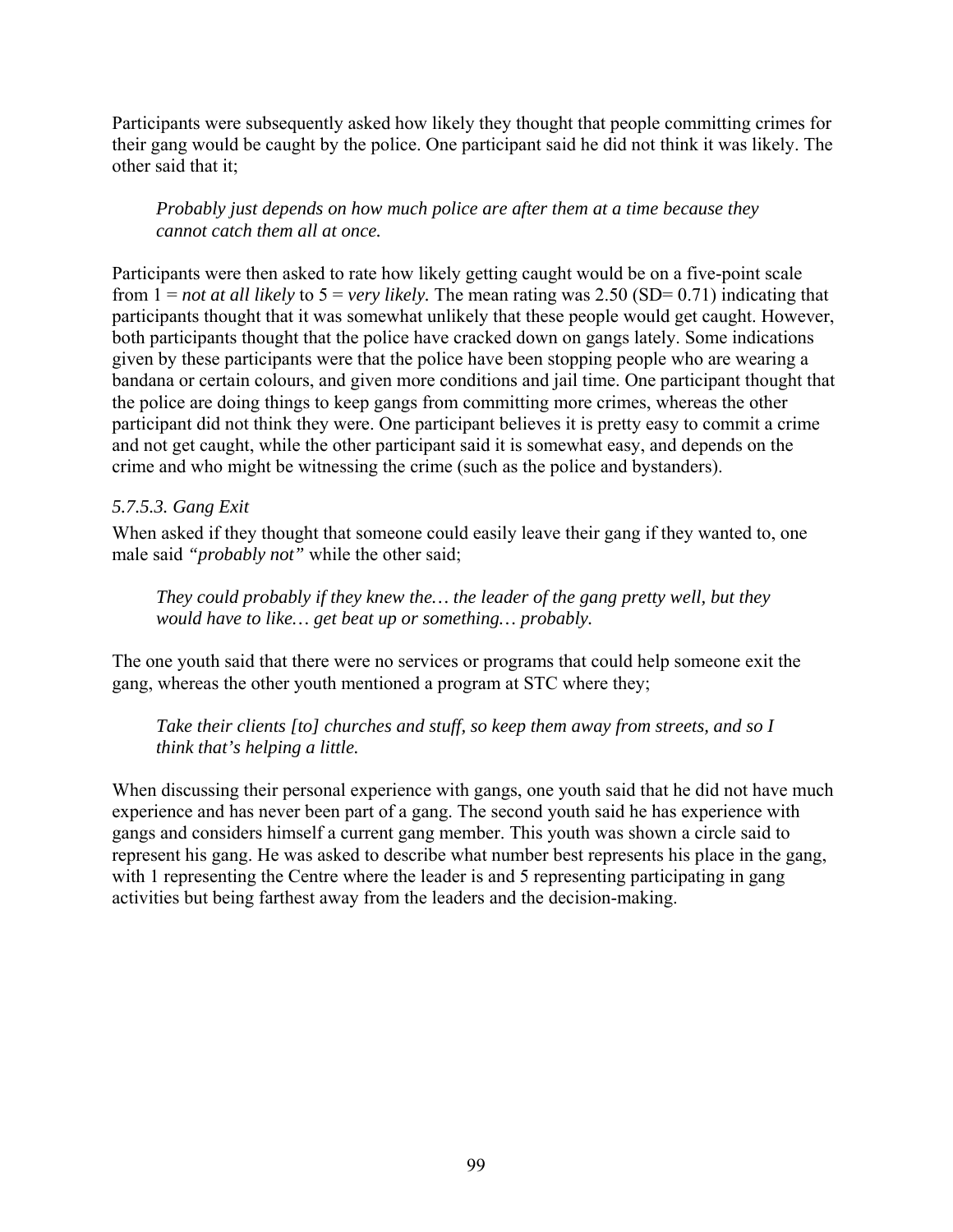Participants were subsequently asked how likely they thought that people committing crimes for their gang would be caught by the police. One participant said he did not think it was likely. The other said that it;

> *Probably just depends on how much police are after them at a time because they cannot catch them all at once.*

Participants were then asked to rate how likely getting caught would be on a five-point scale from 1 = *not at all likely* to 5 = *very likely.* The mean rating was 2.50 (SD= 0.71) indicating that participants thought that it was somewhat unlikely that these people would get caught. However, both participants thought that the police have cracked down on gangs lately. Some indications given by these participants were that the police have been stopping people who are wearing a bandana or certain colours, and given more conditions and jail time. One participant thought that the police are doing things to keep gangs from committing more crimes, whereas the other participant did not think they were. One participant believes it is pretty easy to commit a crime and not get caught, while the other participant said it is somewhat easy, and depends on the crime and who might be witnessing the crime (such as the police and bystanders).

#### *5.7.5.3. Gang Exit*

When asked if they thought that someone could easily leave their gang if they wanted to, one male said *"probably not"* while the other said;

> *They could probably if they knew the… the leader of the gang pretty well, but they would have to like… get beat up or something… probably.*

The one youth said that there were no services or programs that could help someone exit the gang, whereas the other youth mentioned a program at STC where they;

> *Take their clients [to] churches and stuff, so keep them away from streets, and so I think that's helping a little.*

When discussing their personal experience with gangs, one youth said that he did not have much experience and has never been part of a gang. The second youth said he has experience with gangs and considers himself a current gang member. This youth was shown a circle said to represent his gang. He was asked to describe what number best represents his place in the gang, with 1 representing the Centre where the leader is and 5 representing participating in gang activities but being farthest away from the leaders and the decision-making.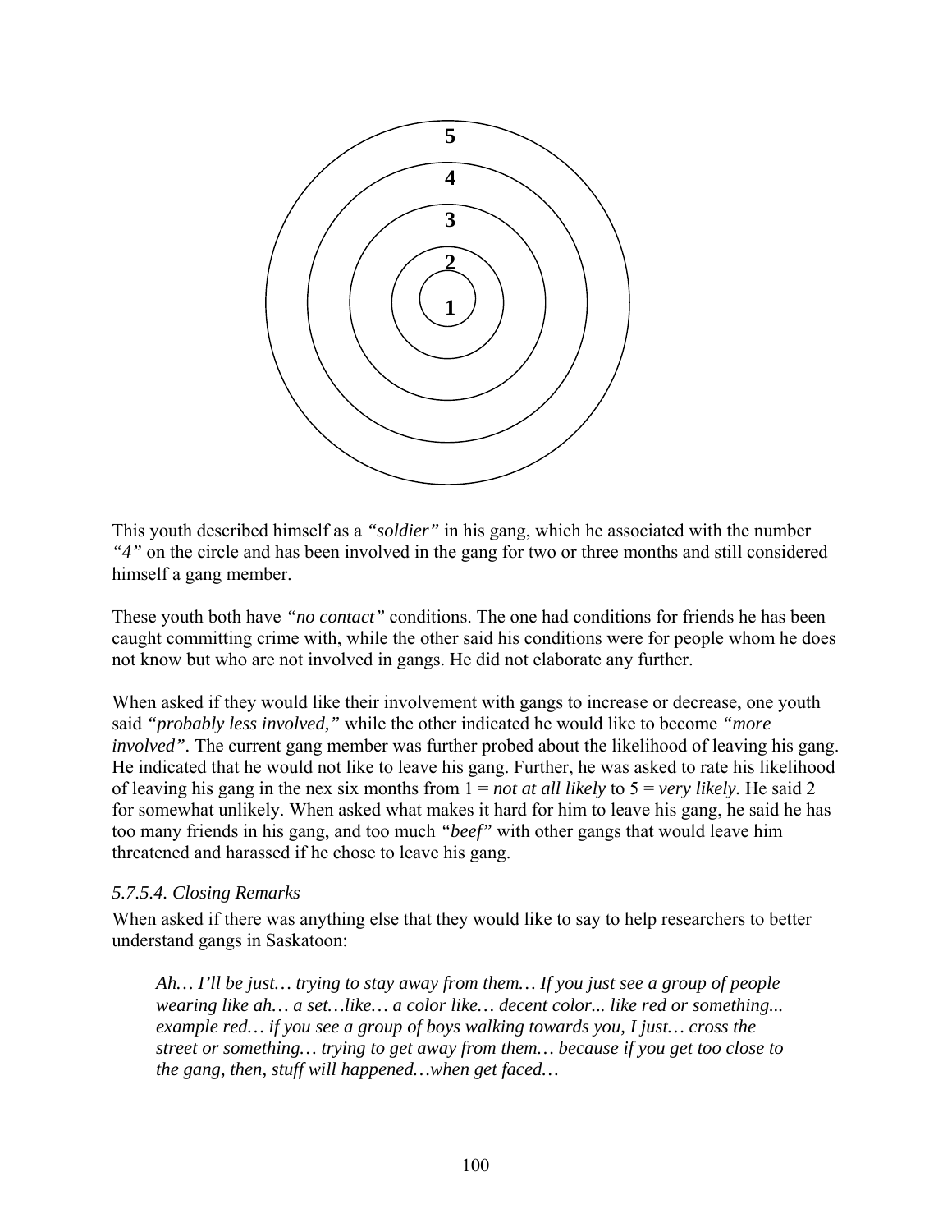5

4

3

2

1

This youth described himself as a *"soldier"* in his gang, which he associated with the number *"4"* on the circle and has been involved in the gang for two or three months and still considered himself a gang member.

These youth both have *"no contact"* conditions. The one had conditions for friends he has been caught committing crime with, while the other said his conditions were for people whom he does not know but who are not involved in gangs. He did not elaborate any further.

When asked if they would like their involvement with gangs to increase or decrease, one youth said *"probably less involved,"* while the other indicated he would like to become *"more involved".* The current gang member was further probed about the likelihood of leaving his gang. He indicated that he would not like to leave his gang. Further, he was asked to rate his likelihood of leaving his gang in the nex six months from 1 = *not at all likely* to 5 = *very likely*. He said 2 for somewhat unlikely. When asked what makes it hard for him to leave his gang, he said he has too many friends in his gang, and too much *"beef"* with other gangs that would leave him threatened and harassed if he chose to leave his gang.

### *5.7.5.4. Closing Remarks*

When asked if there was anything else that they would like to say to help researchers to better understand gangs in Saskatoon:

> *Ah… I'll be just… trying to stay away from them… If you just see a group of people wearing like ah… a set…like… a color like… decent color... like red or something... example red… if you see a group of boys walking towards you, I just… cross the street or something… trying to get away from them… because if you get too close to the gang, then, stuff will happened…when get faced…*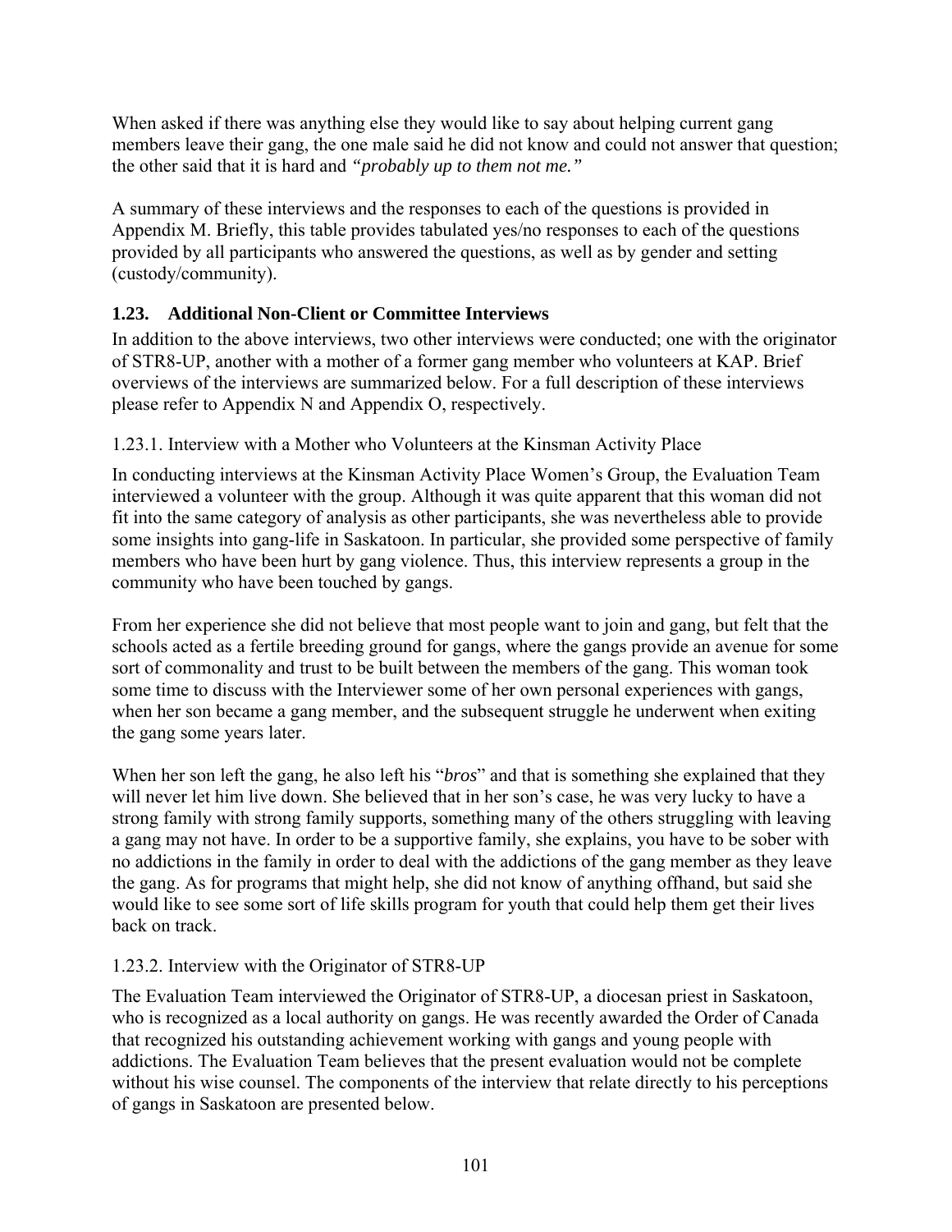When asked if there was anything else they would like to say about helping current gang members leave their gang, the one male said he did not know and could not answer that question; the other said that it is hard and *"probably up to them not me."*

A summary of these interviews and the responses to each of the questions is provided in Appendix M. Briefly, this table provides tabulated yes/no responses to each of the questions provided by all participants who answered the questions, as well as by gender and setting (custody/community).

## 1.23. Additional Non-Client or Committee Interviews

In addition to the above interviews, two other interviews were conducted; one with the originator of STR8-UP, another with a mother of a former gang member who volunteers at KAP. Brief overviews of the interviews are summarized below. For a full description of these interviews please refer to Appendix N and Appendix O, respectively.

### 1.23.1. Interview with a Mother who Volunteers at the Kinsman Activity Place

In conducting interviews at the Kinsman Activity Place Women's Group, the Evaluation Team interviewed a volunteer with the group. Although it was quite apparent that this woman did not fit into the same category of analysis as other participants, she was nevertheless able to provide some insights into gang-life in Saskatoon. In particular, she provided some perspective of family members who have been hurt by gang violence. Thus, this interview represents a group in the community who have been touched by gangs.

From her experience she did not believe that most people want to join and gang, but felt that the schools acted as a fertile breeding ground for gangs, where the gangs provide an avenue for some sort of commonality and trust to be built between the members of the gang. This woman took some time to discuss with the Interviewer some of her own personal experiences with gangs, when her son became a gang member, and the subsequent struggle he underwent when exiting the gang some years later.

When her son left the gang, he also left his "*bros*" and that is something she explained that they will never let him live down. She believed that in her son's case, he was very lucky to have a strong family with strong family supports, something many of the others struggling with leaving a gang may not have. In order to be a supportive family, she explains, you have to be sober with no addictions in the family in order to deal with the addictions of the gang member as they leave the gang. As for programs that might help, she did not know of anything offhand, but said she would like to see some sort of life skills program for youth that could help them get their lives back on track.

### 1.23.2. Interview with the Originator of STR8-UP

The Evaluation Team interviewed the Originator of STR8-UP, a diocesan priest in Saskatoon, who is recognized as a local authority on gangs. He was recently awarded the Order of Canada that recognized his outstanding achievement working with gangs and young people with addictions. The Evaluation Team believes that the present evaluation would not be complete without his wise counsel. The components of the interview that relate directly to his perceptions of gangs in Saskatoon are presented below.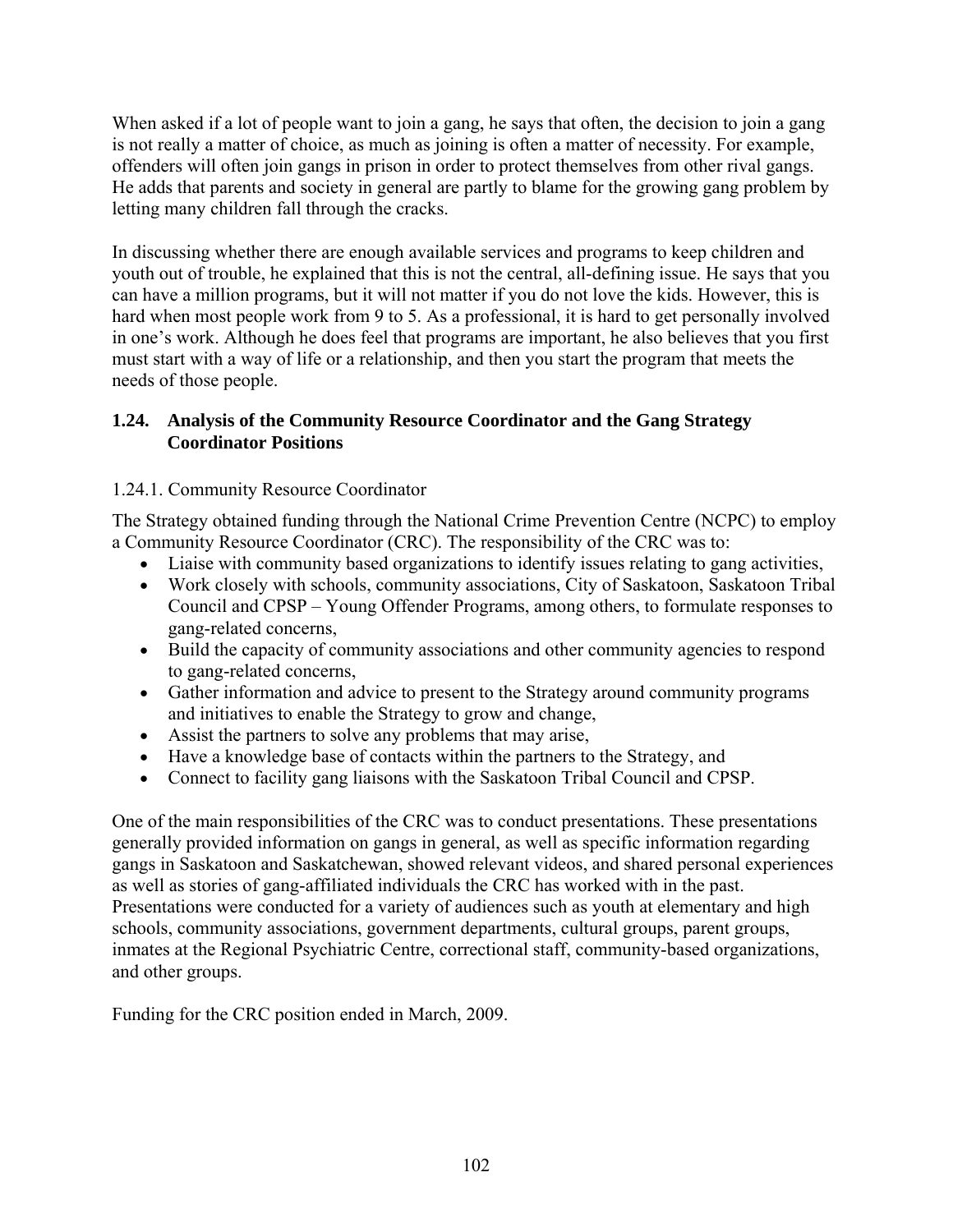When asked if a lot of people want to join a gang, he says that often, the decision to join a gang is not really a matter of choice, as much as joining is often a matter of necessity. For example, offenders will often join gangs in prison in order to protect themselves from other rival gangs. He adds that parents and society in general are partly to blame for the growing gang problem by letting many children fall through the cracks.

In discussing whether there are enough available services and programs to keep children and youth out of trouble, he explained that this is not the central, all-defining issue. He says that you can have a million programs, but it will not matter if you do not love the kids. However, this is hard when most people work from 9 to 5. As a professional, it is hard to get personally involved in one's work. Although he does feel that programs are important, he also believes that you first must start with a way of life or a relationship, and then you start the program that meets the needs of those people.

## 1.24. Analysis of the Community Resource Coordinator and the Gang Strategy Coordinator Positions

### 1.24.1. Community Resource Coordinator

The Strategy obtained funding through the National Crime Prevention Centre (NCPC) to employ a Community Resource Coordinator (CRC). The responsibility of the CRC was to:

- Liaise with community based organizations to identify issues relating to gang activities,
- Work closely with schools, community associations, City of Saskatoon, Saskatoon Tribal Council and CPSP – Young Offender Programs, among others, to formulate responses to gang-related concerns,
- Build the capacity of community associations and other community agencies to respond to gang-related concerns,
- Gather information and advice to present to the Strategy around community programs and initiatives to enable the Strategy to grow and change,
- Assist the partners to solve any problems that may arise,
- Have a knowledge base of contacts within the partners to the Strategy, and
- Connect to facility gang liaisons with the Saskatoon Tribal Council and CPSP.

One of the main responsibilities of the CRC was to conduct presentations. These presentations generally provided information on gangs in general, as well as specific information regarding gangs in Saskatoon and Saskatchewan, showed relevant videos, and shared personal experiences as well as stories of gang-affiliated individuals the CRC has worked with in the past. Presentations were conducted for a variety of audiences such as youth at elementary and high schools, community associations, government departments, cultural groups, parent groups, inmates at the Regional Psychiatric Centre, correctional staff, community-based organizations, and other groups.

Funding for the CRC position ended in March, 2009.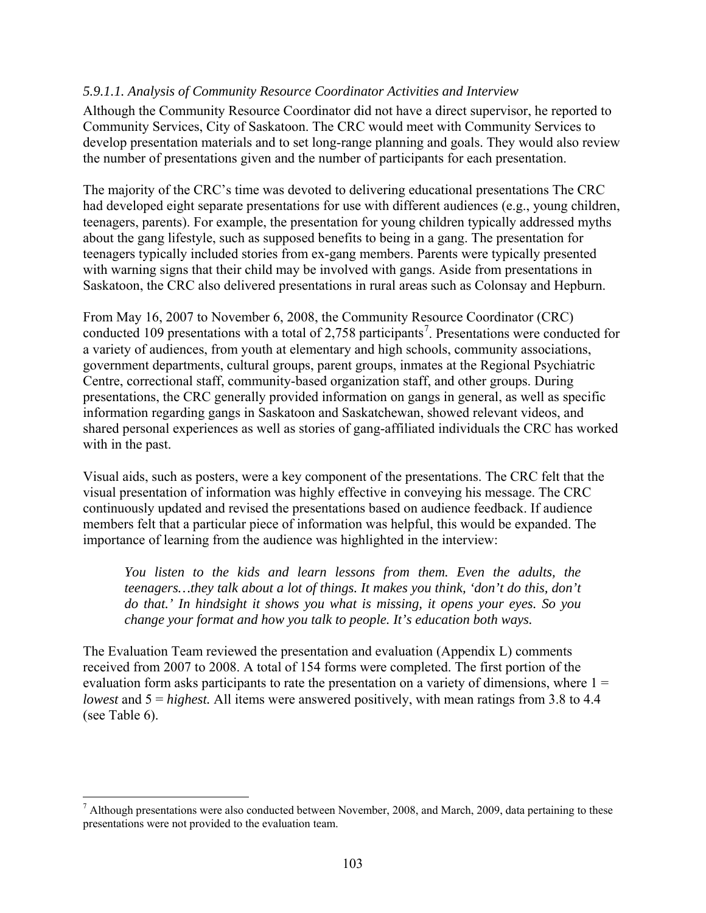*5.9.1.1. Analysis of Community Resource Coordinator Activities and Interview*

Although the Community Resource Coordinator did not have a direct supervisor, he reported to Community Services, City of Saskatoon. The CRC would meet with Community Services to develop presentation materials and to set long-range planning and goals. They would also review the number of presentations given and the number of participants for each presentation.

The majority of the CRC's time was devoted to delivering educational presentations The CRC had developed eight separate presentations for use with different audiences (e.g., young children, teenagers, parents). For example, the presentation for young children typically addressed myths about the gang lifestyle, such as supposed benefits to being in a gang. The presentation for teenagers typically included stories from ex-gang members. Parents were typically presented with warning signs that their child may be involved with gangs. Aside from presentations in Saskatoon, the CRC also delivered presentations in rural areas such as Colonsay and Hepburn.

From May 16, 2007 to November 6, 2008, the Community Resource Coordinator (CRC) conducted 109 presentations with a total of 2,758 participants[7]. Presentations were conducted for a variety of audiences, from youth at elementary and high schools, community associations, government departments, cultural groups, parent groups, inmates at the Regional Psychiatric Centre, correctional staff, community-based organization staff, and other groups. During presentations, the CRC generally provided information on gangs in general, as well as specific information regarding gangs in Saskatoon and Saskatchewan, showed relevant videos, and shared personal experiences as well as stories of gang-affiliated individuals the CRC has worked with in the past.

Visual aids, such as posters, were a key component of the presentations. The CRC felt that the visual presentation of information was highly effective in conveying his message. The CRC continuously updated and revised the presentations based on audience feedback. If audience members felt that a particular piece of information was helpful, this would be expanded. The importance of learning from the audience was highlighted in the interview:

> *You listen to the kids and learn lessons from them. Even the adults, the teenagers…they talk about a lot of things. It makes you think, 'don't do this, don't do that.' In hindsight it shows you what is missing, it opens your eyes. So you change your format and how you talk to people. It's education both ways.*

The Evaluation Team reviewed the presentation and evaluation (Appendix L) comments received from 2007 to 2008. A total of 154 forms were completed. The first portion of the evaluation form asks participants to rate the presentation on a variety of dimensions, where 1 = *lowest* and 5 = *highest.* All items were answered positively, with mean ratings from 3.8 to 4.4 (see Table 6).

---

[7] Although presentations were also conducted between November, 2008, and March, 2009, data pertaining to these presentations were not provided to the evaluation team.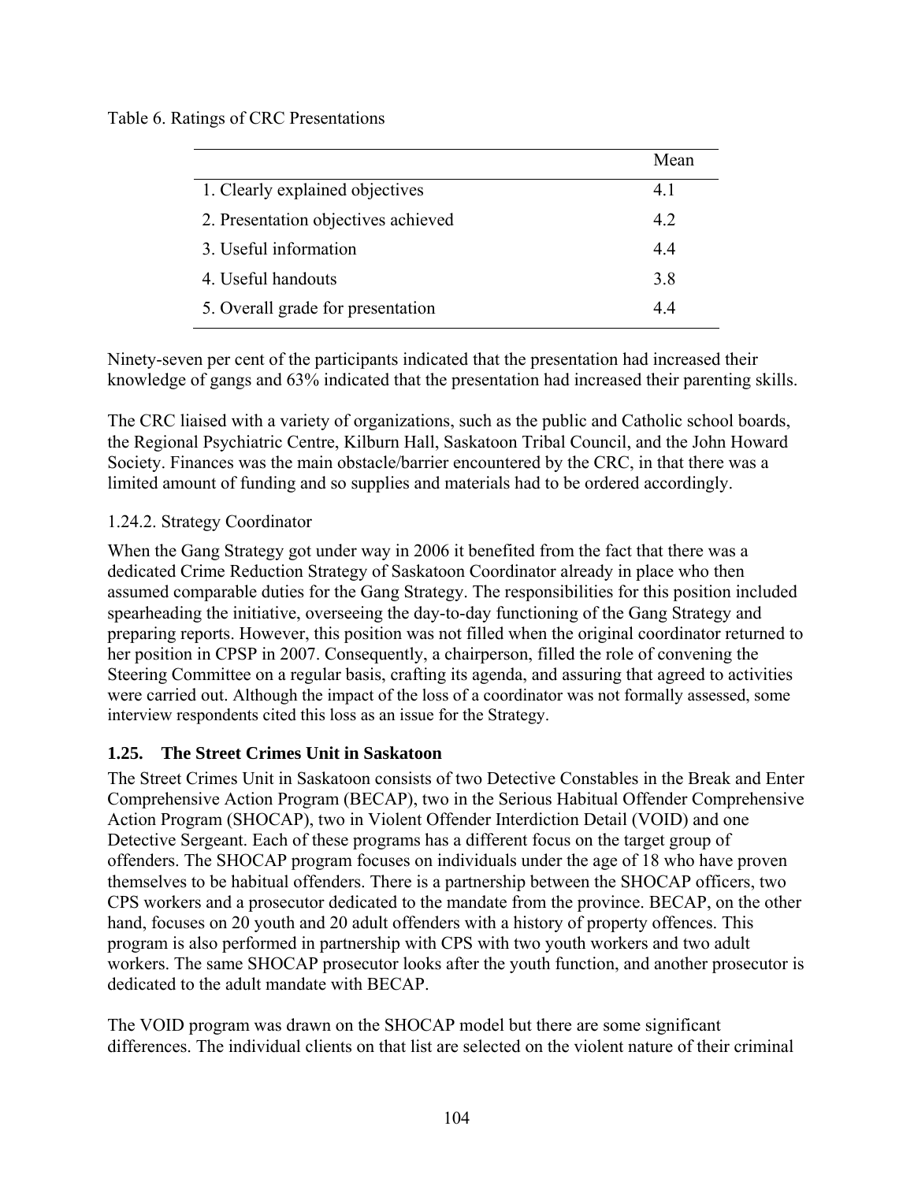Table 6. Ratings of CRC Presentations

| | Mean |
|---|---|
| 1. Clearly explained objectives | 4.1 |
| 2. Presentation objectives achieved | 4.2 |
| 3. Useful information | 4.4 |
| 4. Useful handouts | 3.8 |
| 5. Overall grade for presentation | 4.4 |

Ninety-seven per cent of the participants indicated that the presentation had increased their knowledge of gangs and 63% indicated that the presentation had increased their parenting skills.

The CRC liaised with a variety of organizations, such as the public and Catholic school boards, the Regional Psychiatric Centre, Kilburn Hall, Saskatoon Tribal Council, and the John Howard Society. Finances was the main obstacle/barrier encountered by the CRC, in that there was a limited amount of funding and so supplies and materials had to be ordered accordingly.

### 1.24.2. Strategy Coordinator

When the Gang Strategy got under way in 2006 it benefited from the fact that there was a dedicated Crime Reduction Strategy of Saskatoon Coordinator already in place who then assumed comparable duties for the Gang Strategy. The responsibilities for this position included spearheading the initiative, overseeing the day-to-day functioning of the Gang Strategy and preparing reports. However, this position was not filled when the original coordinator returned to her position in CPSP in 2007. Consequently, a chairperson, filled the role of convening the Steering Committee on a regular basis, crafting its agenda, and assuring that agreed to activities were carried out. Although the impact of the loss of a coordinator was not formally assessed, some interview respondents cited this loss as an issue for the Strategy.

## 1.25. The Street Crimes Unit in Saskatoon

The Street Crimes Unit in Saskatoon consists of two Detective Constables in the Break and Enter Comprehensive Action Program (BECAP), two in the Serious Habitual Offender Comprehensive Action Program (SHOCAP), two in Violent Offender Interdiction Detail (VOID) and one Detective Sergeant. Each of these programs has a different focus on the target group of offenders. The SHOCAP program focuses on individuals under the age of 18 who have proven themselves to be habitual offenders. There is a partnership between the SHOCAP officers, two CPS workers and a prosecutor dedicated to the mandate from the province. BECAP, on the other hand, focuses on 20 youth and 20 adult offenders with a history of property offences. This program is also performed in partnership with CPS with two youth workers and two adult workers. The same SHOCAP prosecutor looks after the youth function, and another prosecutor is dedicated to the adult mandate with BECAP.

The VOID program was drawn on the SHOCAP model but there are some significant differences. The individual clients on that list are selected on the violent nature of their criminal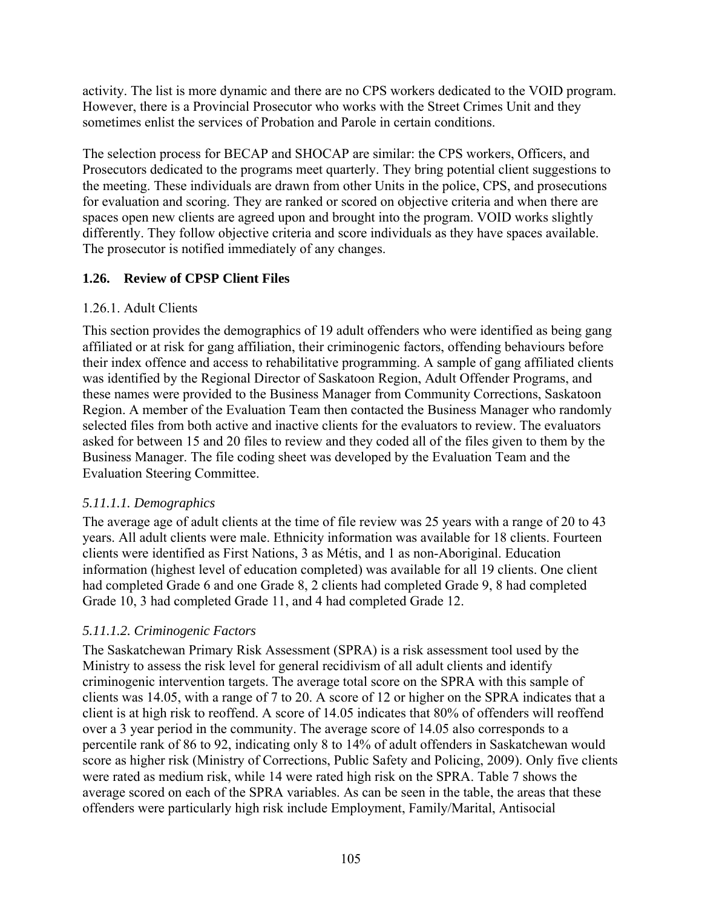activity. The list is more dynamic and there are no CPS workers dedicated to the VOID program. However, there is a Provincial Prosecutor who works with the Street Crimes Unit and they sometimes enlist the services of Probation and Parole in certain conditions.

The selection process for BECAP and SHOCAP are similar: the CPS workers, Officers, and Prosecutors dedicated to the programs meet quarterly. They bring potential client suggestions to the meeting. These individuals are drawn from other Units in the police, CPS, and prosecutions for evaluation and scoring. They are ranked or scored on objective criteria and when there are spaces open new clients are agreed upon and brought into the program. VOID works slightly differently. They follow objective criteria and score individuals as they have spaces available. The prosecutor is notified immediately of any changes.

### 1.26. Review of CPSP Client Files

#### 1.26.1. Adult Clients

This section provides the demographics of 19 adult offenders who were identified as being gang affiliated or at risk for gang affiliation, their criminogenic factors, offending behaviours before their index offence and access to rehabilitative programming. A sample of gang affiliated clients was identified by the Regional Director of Saskatoon Region, Adult Offender Programs, and these names were provided to the Business Manager from Community Corrections, Saskatoon Region. A member of the Evaluation Team then contacted the Business Manager who randomly selected files from both active and inactive clients for the evaluators to review. The evaluators asked for between 15 and 20 files to review and they coded all of the files given to them by the Business Manager. The file coding sheet was developed by the Evaluation Team and the Evaluation Steering Committee.

##### *5.11.1.1. Demographics*

The average age of adult clients at the time of file review was 25 years with a range of 20 to 43 years. All adult clients were male. Ethnicity information was available for 18 clients. Fourteen clients were identified as First Nations, 3 as Métis, and 1 as non-Aboriginal. Education information (highest level of education completed) was available for all 19 clients. One client had completed Grade 6 and one Grade 8, 2 clients had completed Grade 9, 8 had completed Grade 10, 3 had completed Grade 11, and 4 had completed Grade 12.

##### *5.11.1.2. Criminogenic Factors*

The Saskatchewan Primary Risk Assessment (SPRA) is a risk assessment tool used by the Ministry to assess the risk level for general recidivism of all adult clients and identify criminogenic intervention targets. The average total score on the SPRA with this sample of clients was 14.05, with a range of 7 to 20. A score of 12 or higher on the SPRA indicates that a client is at high risk to reoffend. A score of 14.05 indicates that 80% of offenders will reoffend over a 3 year period in the community. The average score of 14.05 also corresponds to a percentile rank of 86 to 92, indicating only 8 to 14% of adult offenders in Saskatchewan would score as higher risk (Ministry of Corrections, Public Safety and Policing, 2009). Only five clients were rated as medium risk, while 14 were rated high risk on the SPRA. Table 7 shows the average scored on each of the SPRA variables. As can be seen in the table, the areas that these offenders were particularly high risk include Employment, Family/Marital, Antisocial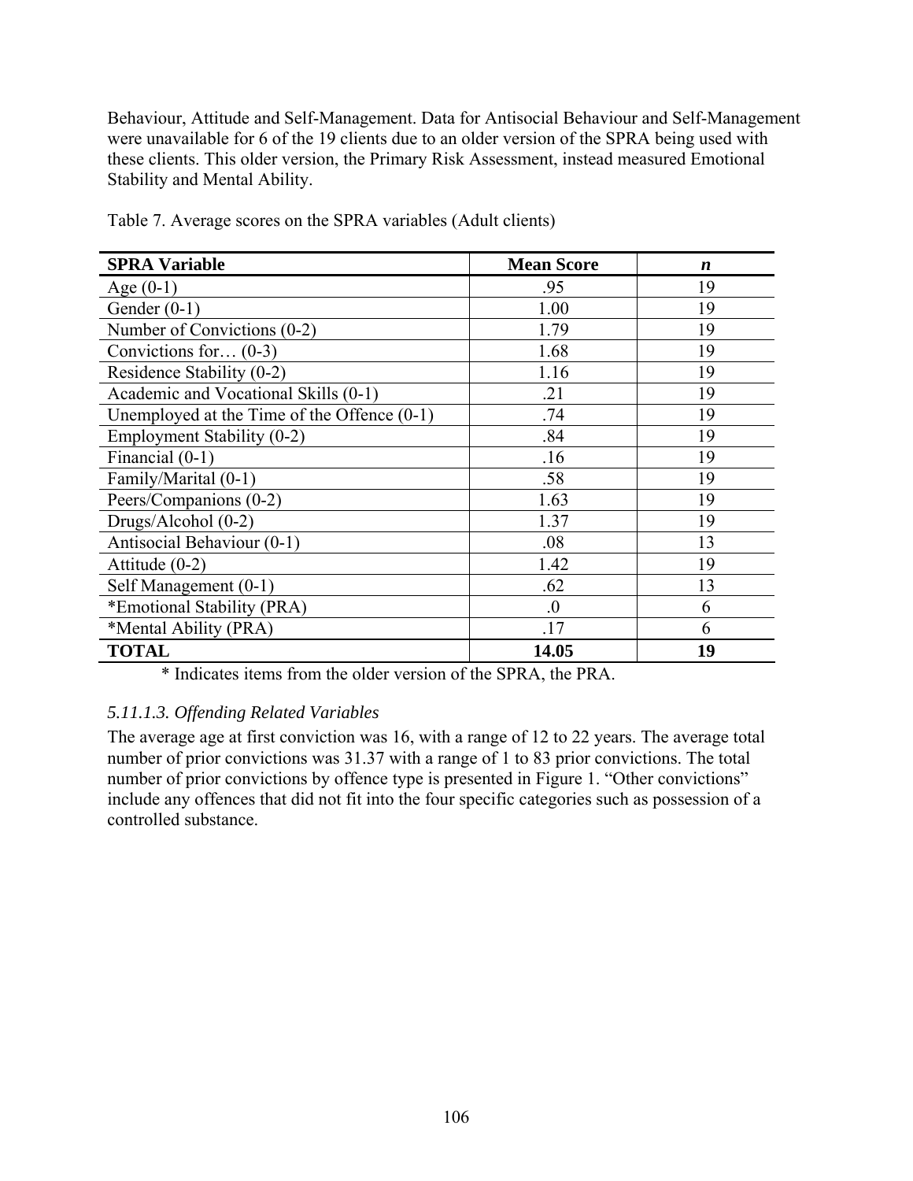Behaviour, Attitude and Self-Management. Data for Antisocial Behaviour and Self-Management were unavailable for 6 of the 19 clients due to an older version of the SPRA being used with these clients. This older version, the Primary Risk Assessment, instead measured Emotional Stability and Mental Ability.

Table 7. Average scores on the SPRA variables (Adult clients)

| **SPRA Variable** | **Mean Score** | ***n*** |
|---|---|---|
| Age (0-1) | .95 | 19 |
| Gender (0-1) | 1.00 | 19 |
| Number of Convictions (0-2) | 1.79 | 19 |
| Convictions for… (0-3) | 1.68 | 19 |
| Residence Stability (0-2) | 1.16 | 19 |
| Academic and Vocational Skills (0-1) | .21 | 19 |
| Unemployed at the Time of the Offence (0-1) | .74 | 19 |
| Employment Stability (0-2) | .84 | 19 |
| Financial (0-1) | .16 | 19 |
| Family/Marital (0-1) | .58 | 19 |
| Peers/Companions (0-2) | 1.63 | 19 |
| Drugs/Alcohol (0-2) | 1.37 | 19 |
| Antisocial Behaviour (0-1) | .08 | 13 |
| Attitude (0-2) | 1.42 | 19 |
| Self Management (0-1) | .62 | 13 |
| *Emotional Stability (PRA) | .0 | 6 |
| *Mental Ability (PRA) | .17 | 6 |
| **TOTAL** | **14.05** | **19** |

\* Indicates items from the older version of the SPRA, the PRA.

### *5.11.1.3. Offending Related Variables*

The average age at first conviction was 16, with a range of 12 to 22 years. The average total number of prior convictions was 31.37 with a range of 1 to 83 prior convictions. The total number of prior convictions by offence type is presented in Figure 1. "Other convictions" include any offences that did not fit into the four specific categories such as possession of a controlled substance.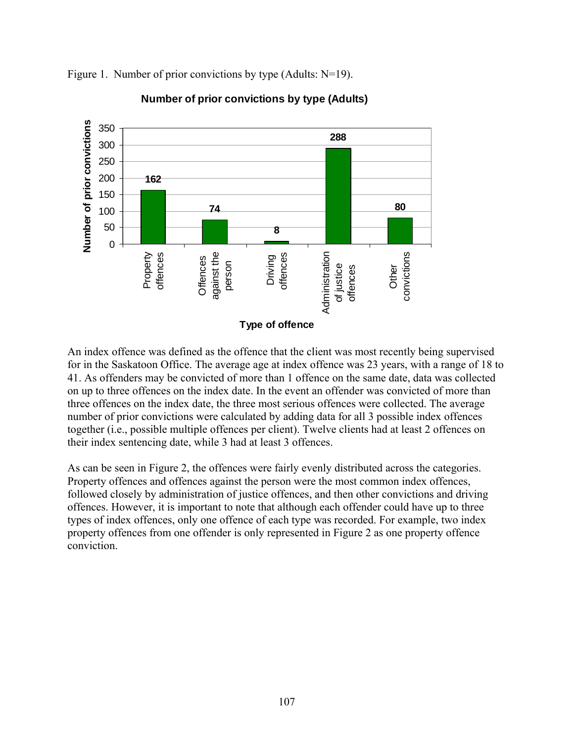Figure 1. Number of prior convictions by type (Adults: N=19).

| Type of offence | Number of prior convictions |
| --- | --- |
| Property offences | 162 |
| Offences against the person | 74 |
| Driving offences | 8 |
| Administration of justice offences | 288 |
| Other convictions | 80 |

An index offence was defined as the offence that the client was most recently being supervised for in the Saskatoon Office. The average age at index offence was 23 years, with a range of 18 to 41. As offenders may be convicted of more than 1 offence on the same date, data was collected on up to three offences on the index date. In the event an offender was convicted of more than three offences on the index date, the three most serious offences were collected. The average number of prior convictions were calculated by adding data for all 3 possible index offences together (i.e., possible multiple offences per client). Twelve clients had at least 2 offences on their index sentencing date, while 3 had at least 3 offences.

As can be seen in Figure 2, the offences were fairly evenly distributed across the categories. Property offences and offences against the person were the most common index offences, followed closely by administration of justice offences, and then other convictions and driving offences. However, it is important to note that although each offender could have up to three types of index offences, only one offence of each type was recorded. For example, two index property offences from one offender is only represented in Figure 2 as one property offence conviction.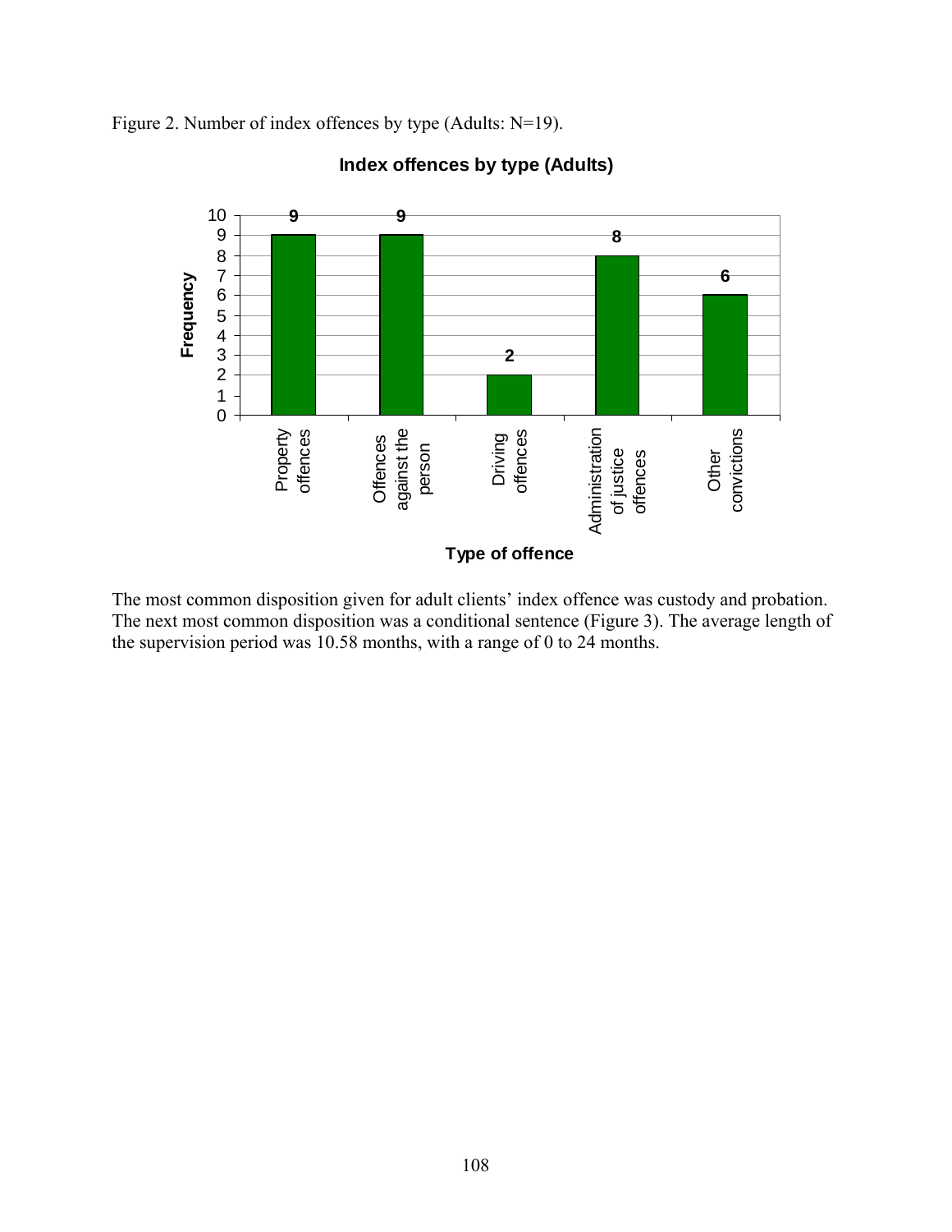Figure 2. Number of index offences by type (Adults: N=19).

**Index offences by type (Adults)**

| Type of offence | Frequency |
|---|---|
| Property offences | 9 |
| Offences against the person | 9 |
| Driving offences | 2 |
| Administration of justice offences | 8 |
| Other convictions | 6 |

The most common disposition given for adult clients' index offence was custody and probation. The next most common disposition was a conditional sentence (Figure 3). The average length of the supervision period was 10.58 months, with a range of 0 to 24 months.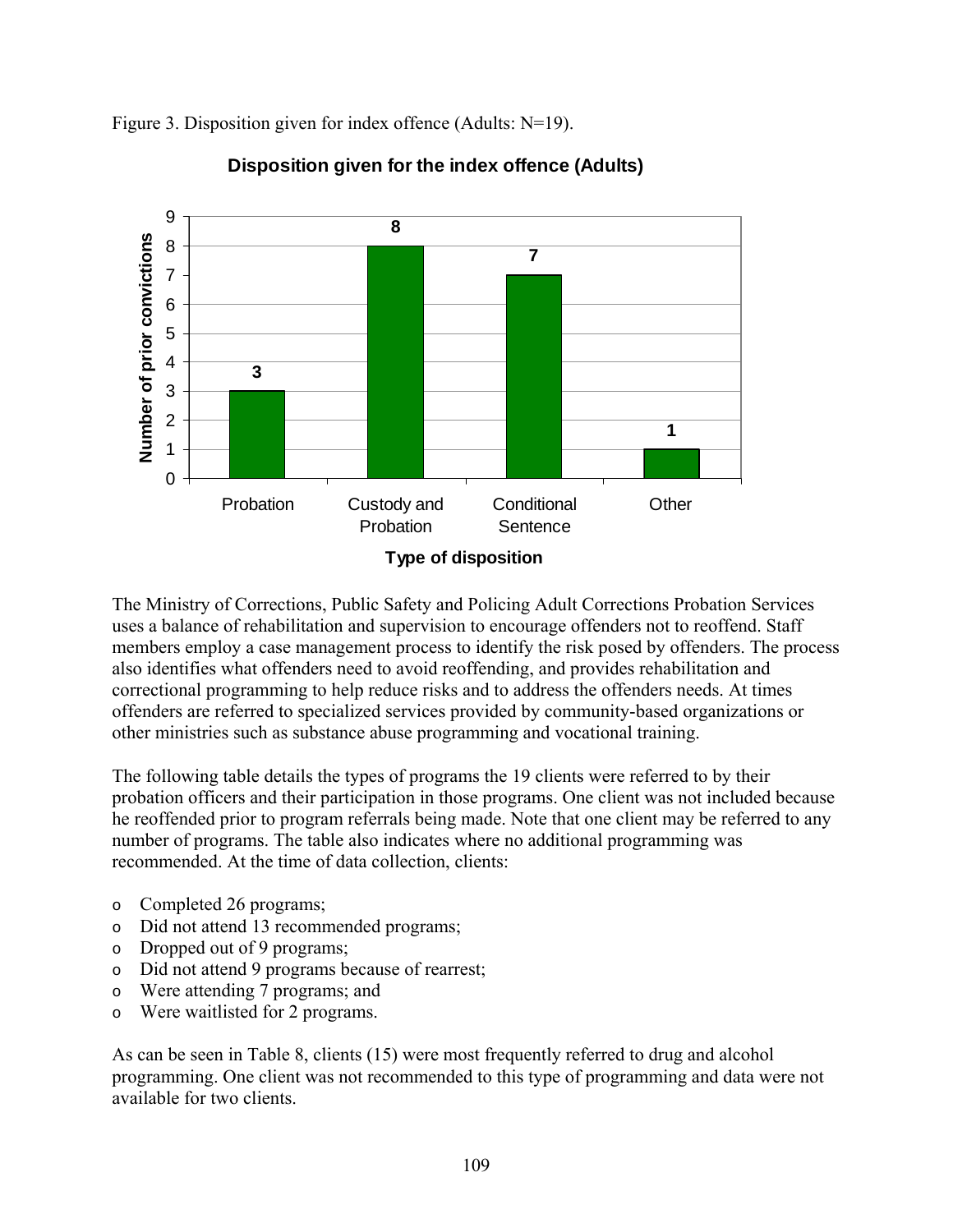Figure 3. Disposition given for index offence (Adults: N=19).

**Disposition given for the index offence (Adults)**

| Type of disposition | Number of prior convictions |
|---|---|
| Probation | 3 |
| Custody and Probation | 8 |
| Conditional Sentence | 7 |
| Other | 1 |

The Ministry of Corrections, Public Safety and Policing Adult Corrections Probation Services uses a balance of rehabilitation and supervision to encourage offenders not to reoffend. Staff members employ a case management process to identify the risk posed by offenders. The process also identifies what offenders need to avoid reoffending, and provides rehabilitation and correctional programming to help reduce risks and to address the offenders needs. At times offenders are referred to specialized services provided by community-based organizations or other ministries such as substance abuse programming and vocational training.

The following table details the types of programs the 19 clients were referred to by their probation officers and their participation in those programs. One client was not included because he reoffended prior to program referrals being made. Note that one client may be referred to any number of programs. The table also indicates where no additional programming was recommended. At the time of data collection, clients:

- Completed 26 programs;
- Did not attend 13 recommended programs;
- Dropped out of 9 programs;
- Did not attend 9 programs because of rearrest;
- Were attending 7 programs; and
- Were waitlisted for 2 programs.

As can be seen in Table 8, clients (15) were most frequently referred to drug and alcohol programming. One client was not recommended to this type of programming and data were not available for two clients.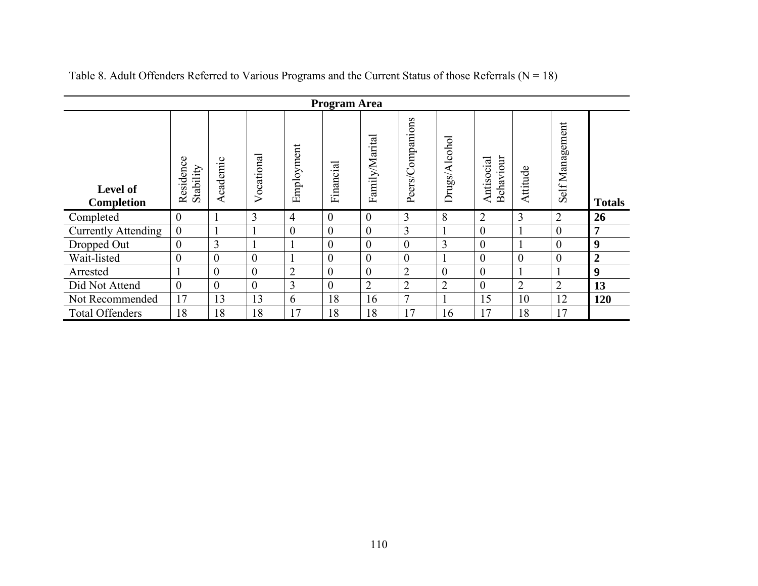Table 8. Adult Offenders Referred to Various Programs and the Current Status of those Referrals (N = 18)

| | **Program Area** | | | | | | | | | | | |
|---|---|---|---|---|---|---|---|---|---|---|---|---|
| **Level of Completion** | Residence Stability | Academic | Vocational | Employment | Financial | Family/Marital | Peers/Companions | Drugs/Alcohol | Antisocial Behaviour | Attitude | Self Management | **Totals** |
| Completed | 0 | 1 | 3 | 4 | 0 | 0 | 3 | 8 | 2 | 3 | 2 | **26** |
| Currently Attending | 0 | 1 | 1 | 0 | 0 | 0 | 3 | 1 | 0 | 1 | 0 | **7** |
| Dropped Out | 0 | 3 | 1 | 1 | 0 | 0 | 0 | 3 | 0 | 1 | 0 | **9** |
| Wait-listed | 0 | 0 | 0 | 1 | 0 | 0 | 0 | 1 | 0 | 0 | 0 | **2** |
| Arrested | 1 | 0 | 0 | 2 | 0 | 0 | 2 | 0 | 0 | 1 | 1 | **9** |
| Did Not Attend | 0 | 0 | 0 | 3 | 0 | 2 | 2 | 2 | 0 | 2 | 2 | **13** |
| Not Recommended | 17 | 13 | 13 | 6 | 18 | 16 | 7 | 1 | 15 | 10 | 12 | **120** |
| Total Offenders | 18 | 18 | 18 | 17 | 18 | 18 | 17 | 16 | 17 | 18 | 17 | |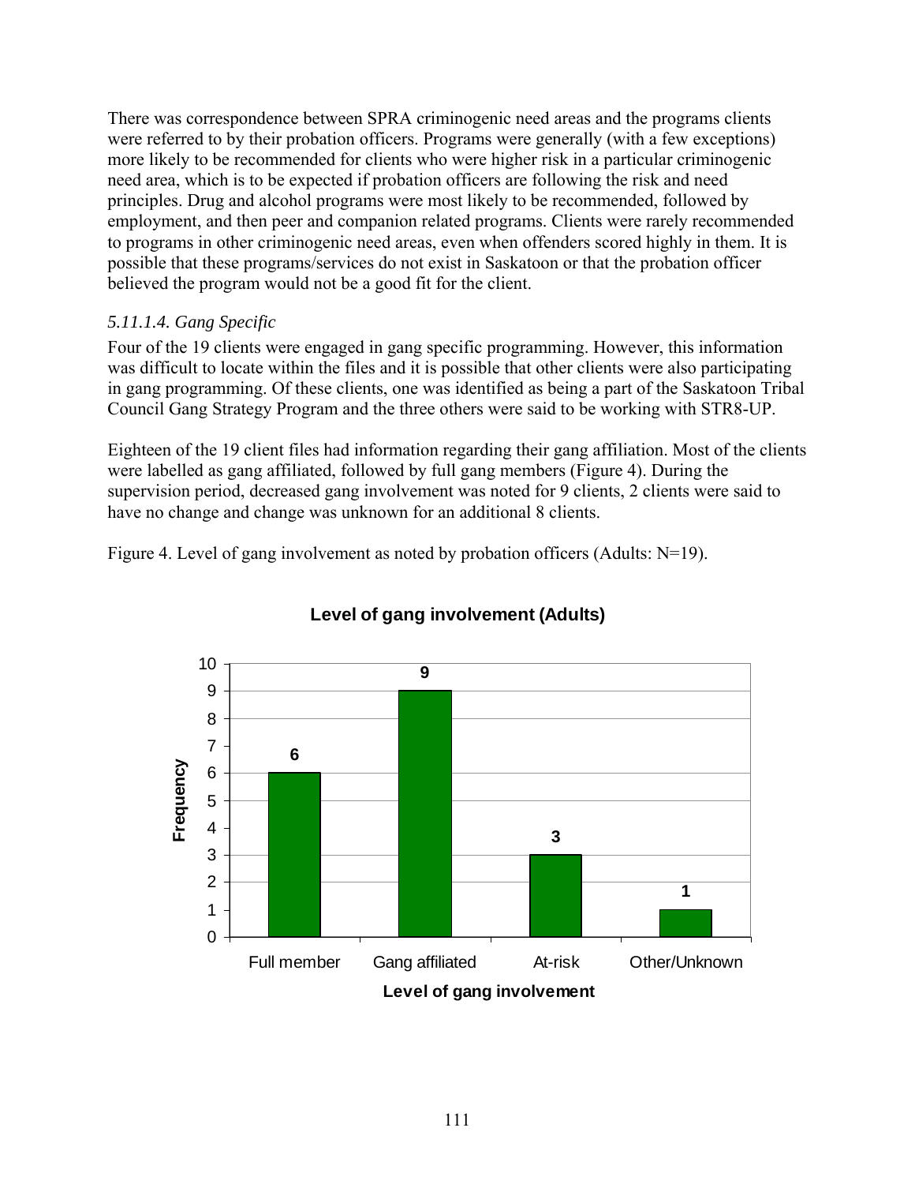There was correspondence between SPRA criminogenic need areas and the programs clients were referred to by their probation officers. Programs were generally (with a few exceptions) more likely to be recommended for clients who were higher risk in a particular criminogenic need area, which is to be expected if probation officers are following the risk and need principles. Drug and alcohol programs were most likely to be recommended, followed by employment, and then peer and companion related programs. Clients were rarely recommended to programs in other criminogenic need areas, even when offenders scored highly in them. It is possible that these programs/services do not exist in Saskatoon or that the probation officer believed the program would not be a good fit for the client.

#### *5.11.1.4. Gang Specific*

Four of the 19 clients were engaged in gang specific programming. However, this information was difficult to locate within the files and it is possible that other clients were also participating in gang programming. Of these clients, one was identified as being a part of the Saskatoon Tribal Council Gang Strategy Program and the three others were said to be working with STR8-UP.

Eighteen of the 19 client files had information regarding their gang affiliation. Most of the clients were labelled as gang affiliated, followed by full gang members (Figure 4). During the supervision period, decreased gang involvement was noted for 9 clients, 2 clients were said to have no change and change was unknown for an additional 8 clients.

Figure 4. Level of gang involvement as noted by probation officers (Adults: N=19).

**Level of gang involvement (Adults)**

| Level of gang involvement | Frequency |
|---|---|
| Full member | 6 |
| Gang affiliated | 9 |
| At-risk | 3 |
| Other/Unknown | 1 |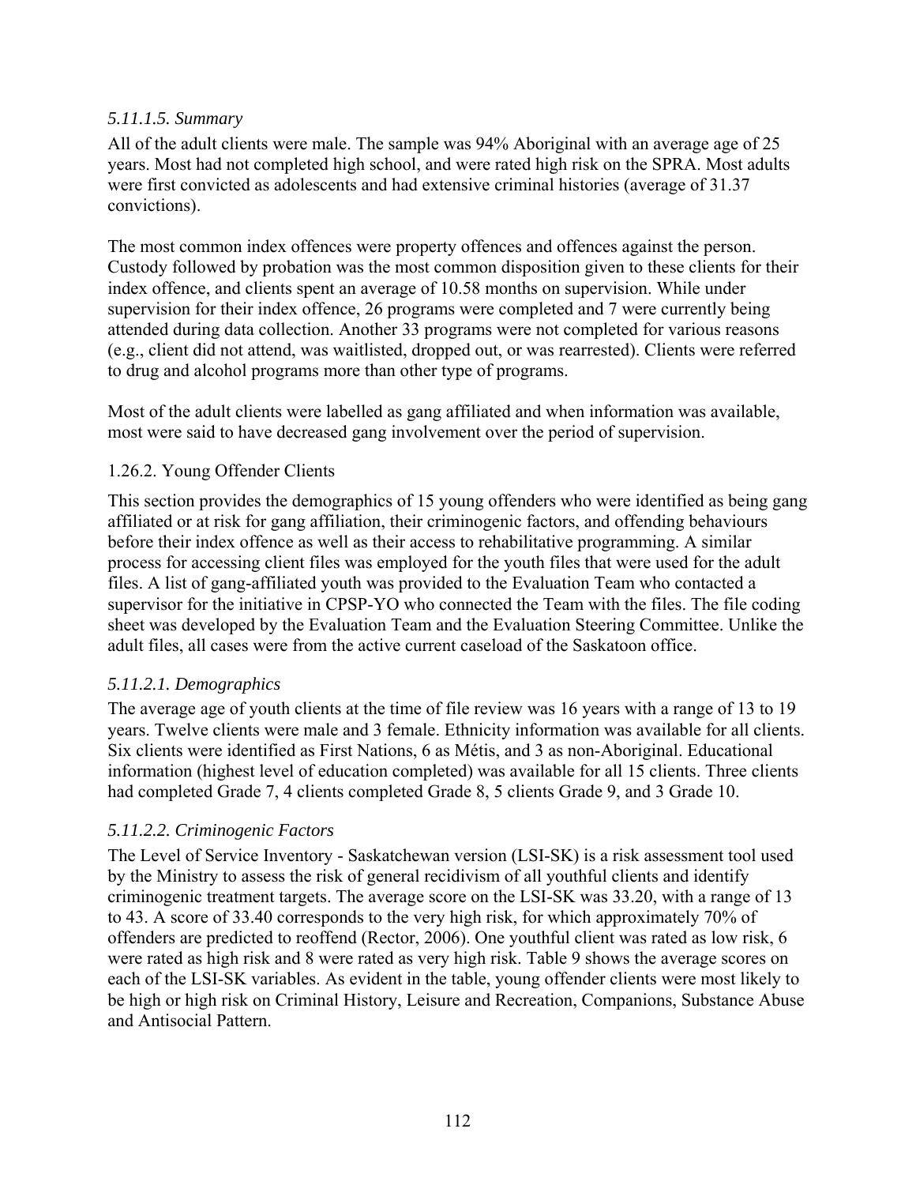#### *5.11.1.5. Summary*

All of the adult clients were male. The sample was 94% Aboriginal with an average age of 25 years. Most had not completed high school, and were rated high risk on the SPRA. Most adults were first convicted as adolescents and had extensive criminal histories (average of 31.37 convictions).

The most common index offences were property offences and offences against the person. Custody followed by probation was the most common disposition given to these clients for their index offence, and clients spent an average of 10.58 months on supervision. While under supervision for their index offence, 26 programs were completed and 7 were currently being attended during data collection. Another 33 programs were not completed for various reasons (e.g., client did not attend, was waitlisted, dropped out, or was rearrested). Clients were referred to drug and alcohol programs more than other type of programs.

Most of the adult clients were labelled as gang affiliated and when information was available, most were said to have decreased gang involvement over the period of supervision.

### 1.26.2. Young Offender Clients

This section provides the demographics of 15 young offenders who were identified as being gang affiliated or at risk for gang affiliation, their criminogenic factors, and offending behaviours before their index offence as well as their access to rehabilitative programming. A similar process for accessing client files was employed for the youth files that were used for the adult files. A list of gang-affiliated youth was provided to the Evaluation Team who contacted a supervisor for the initiative in CPSP-YO who connected the Team with the files. The file coding sheet was developed by the Evaluation Team and the Evaluation Steering Committee. Unlike the adult files, all cases were from the active current caseload of the Saskatoon office.

#### *5.11.2.1. Demographics*

The average age of youth clients at the time of file review was 16 years with a range of 13 to 19 years. Twelve clients were male and 3 female. Ethnicity information was available for all clients. Six clients were identified as First Nations, 6 as Métis, and 3 as non-Aboriginal. Educational information (highest level of education completed) was available for all 15 clients. Three clients had completed Grade 7, 4 clients completed Grade 8, 5 clients Grade 9, and 3 Grade 10.

#### *5.11.2.2. Criminogenic Factors*

The Level of Service Inventory - Saskatchewan version (LSI-SK) is a risk assessment tool used by the Ministry to assess the risk of general recidivism of all youthful clients and identify criminogenic treatment targets. The average score on the LSI-SK was 33.20, with a range of 13 to 43. A score of 33.40 corresponds to the very high risk, for which approximately 70% of offenders are predicted to reoffend (Rector, 2006). One youthful client was rated as low risk, 6 were rated as high risk and 8 were rated as very high risk. Table 9 shows the average scores on each of the LSI-SK variables. As evident in the table, young offender clients were most likely to be high or high risk on Criminal History, Leisure and Recreation, Companions, Substance Abuse and Antisocial Pattern.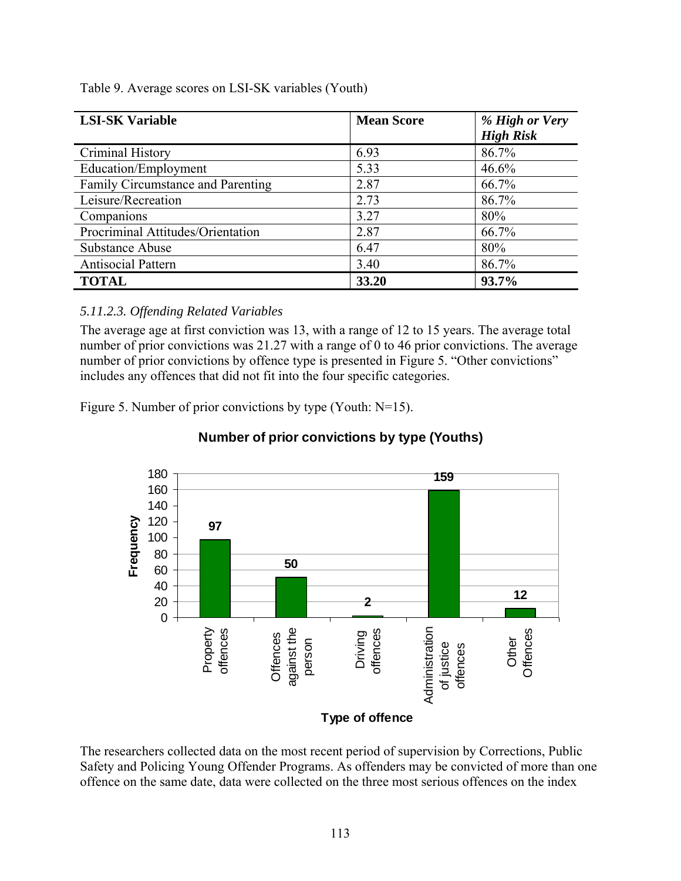Table 9. Average scores on LSI-SK variables (Youth)

| **LSI-SK Variable** | **Mean Score** | ***% High or Very High Risk*** |
|---|---|---|
| Criminal History | 6.93 | 86.7% |
| Education/Employment | 5.33 | 46.6% |
| Family Circumstance and Parenting | 2.87 | 66.7% |
| Leisure/Recreation | 2.73 | 86.7% |
| Companions | 3.27 | 80% |
| Procriminal Attitudes/Orientation | 2.87 | 66.7% |
| Substance Abuse | 6.47 | 80% |
| Antisocial Pattern | 3.40 | 86.7% |
| **TOTAL** | **33.20** | **93.7%** |

### *5.11.2.3. Offending Related Variables*

The average age at first conviction was 13, with a range of 12 to 15 years. The average total number of prior convictions was 21.27 with a range of 0 to 46 prior convictions. The average number of prior convictions by offence type is presented in Figure 5. "Other convictions" includes any offences that did not fit into the four specific categories.

Figure 5. Number of prior convictions by type (Youth: N=15).

**Number of prior convictions by type (Youths)**

| Type of offence | Frequency |
|---|---|
| Property offences | 97 |
| Offences against the person | 50 |
| Driving offences | 2 |
| Administration of justice offences | 159 |
| Other Offences | 12 |

The researchers collected data on the most recent period of supervision by Corrections, Public Safety and Policing Young Offender Programs. As offenders may be convicted of more than one offence on the same date, data were collected on the three most serious offences on the index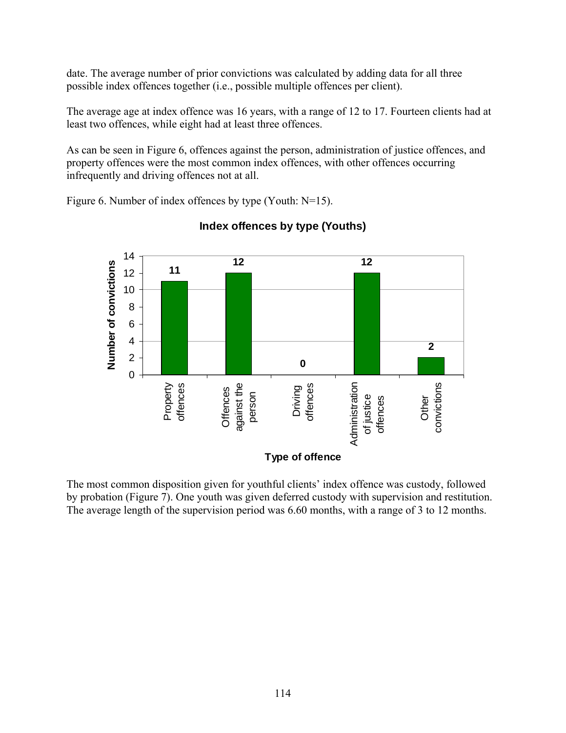date. The average number of prior convictions was calculated by adding data for all three possible index offences together (i.e., possible multiple offences per client).

The average age at index offence was 16 years, with a range of 12 to 17. Fourteen clients had at least two offences, while eight had at least three offences.

As can be seen in Figure 6, offences against the person, administration of justice offences, and property offences were the most common index offences, with other offences occurring infrequently and driving offences not at all.

Figure 6. Number of index offences by type (Youth: N=15).

**Index offences by type (Youths)**

| Type of offence | Number of convictions |
|---|---|
| Property offences | 11 |
| Offences against the person | 12 |
| Driving offences | 0 |
| Administration of justice offences | 12 |
| Other convictions | 2 |

The most common disposition given for youthful clients' index offence was custody, followed by probation (Figure 7). One youth was given deferred custody with supervision and restitution. The average length of the supervision period was 6.60 months, with a range of 3 to 12 months.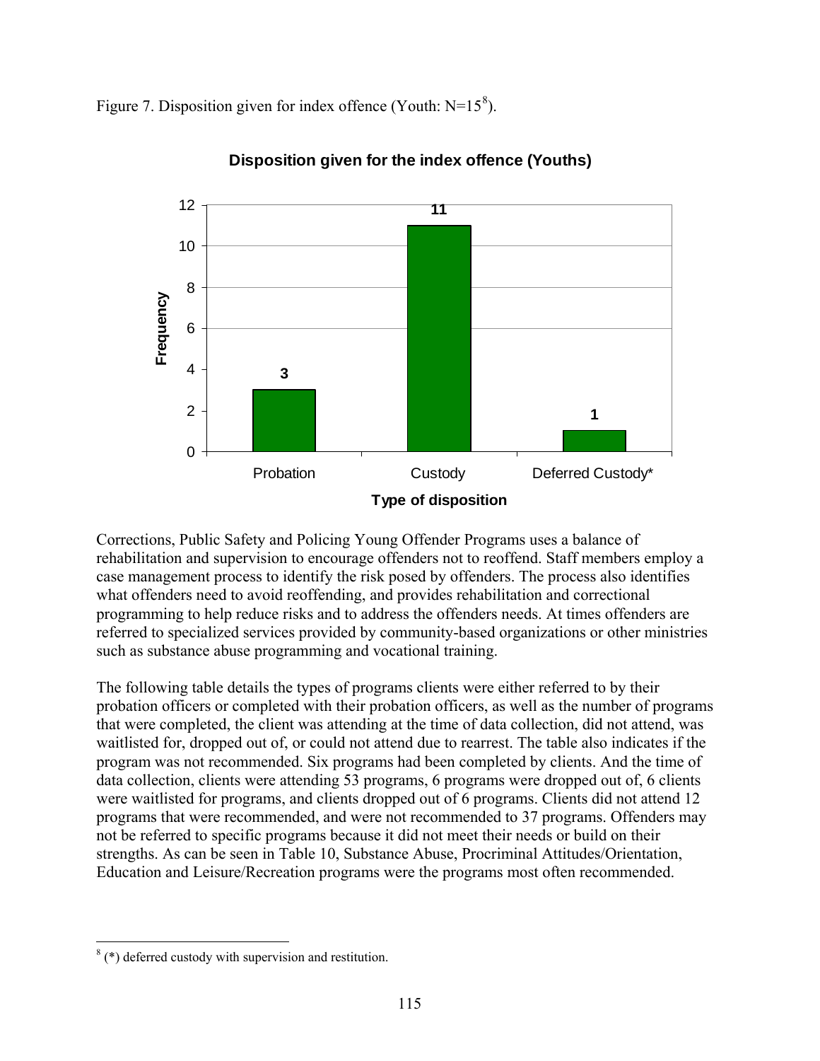Figure 7. Disposition given for index offence (Youth: N=15[8]).

**Disposition given for the index offence (Youths)**

| Type of disposition | Frequency |
|---|---|
| Probation | 3 |
| Custody | 11 |
| Deferred Custody* | 1 |

Corrections, Public Safety and Policing Young Offender Programs uses a balance of rehabilitation and supervision to encourage offenders not to reoffend. Staff members employ a case management process to identify the risk posed by offenders. The process also identifies what offenders need to avoid reoffending, and provides rehabilitation and correctional programming to help reduce risks and to address the offenders needs. At times offenders are referred to specialized services provided by community-based organizations or other ministries such as substance abuse programming and vocational training.

The following table details the types of programs clients were either referred to by their probation officers or completed with their probation officers, as well as the number of programs that were completed, the client was attending at the time of data collection, did not attend, was waitlisted for, dropped out of, or could not attend due to rearrest. The table also indicates if the program was not recommended. Six programs had been completed by clients. And the time of data collection, clients were attending 53 programs, 6 programs were dropped out of, 6 clients were waitlisted for programs, and clients dropped out of 6 programs. Clients did not attend 12 programs that were recommended, and were not recommended to 37 programs. Offenders may not be referred to specific programs because it did not meet their needs or build on their strengths. As can be seen in Table 10, Substance Abuse, Procriminal Attitudes/Orientation, Education and Leisure/Recreation programs were the programs most often recommended.

[8] (*) deferred custody with supervision and restitution.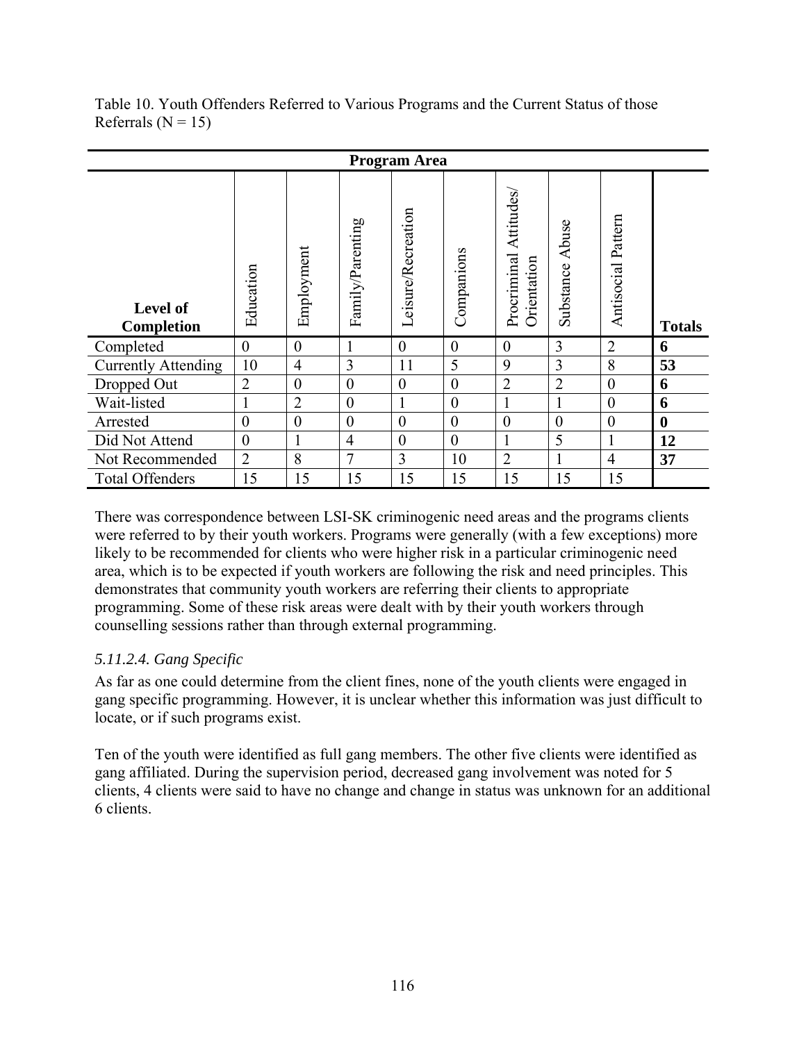Table 10. Youth Offenders Referred to Various Programs and the Current Status of those Referrals (N = 15)

| | Program Area | | | | | | | | |
|---|---|---|---|---|---|---|---|---|---|
| **Level of Completion** | Education | Employment | Family/Parenting | Leisure/Recreation | Companions | Procriminal Attitudes/ Orientation | Substance Abuse | Antisocial Pattern | **Totals** |
| Completed | 0 | 0 | 1 | 0 | 0 | 0 | 3 | 2 | **6** |
| Currently Attending | 10 | 4 | 3 | 11 | 5 | 9 | 3 | 8 | **53** |
| Dropped Out | 2 | 0 | 0 | 0 | 0 | 2 | 2 | 0 | **6** |
| Wait-listed | 1 | 2 | 0 | 1 | 0 | 1 | 1 | 0 | **6** |
| Arrested | 0 | 0 | 0 | 0 | 0 | 0 | 0 | 0 | **0** |
| Did Not Attend | 0 | 1 | 4 | 0 | 0 | 1 | 5 | 1 | **12** |
| Not Recommended | 2 | 8 | 7 | 3 | 10 | 2 | 1 | 4 | **37** |
| Total Offenders | 15 | 15 | 15 | 15 | 15 | 15 | 15 | 15 | |

There was correspondence between LSI-SK criminogenic need areas and the programs clients were referred to by their youth workers. Programs were generally (with a few exceptions) more likely to be recommended for clients who were higher risk in a particular criminogenic need area, which is to be expected if youth workers are following the risk and need principles. This demonstrates that community youth workers are referring their clients to appropriate programming. Some of these risk areas were dealt with by their youth workers through counselling sessions rather than through external programming.

#### *5.11.2.4. Gang Specific*

As far as one could determine from the client fines, none of the youth clients were engaged in gang specific programming. However, it is unclear whether this information was just difficult to locate, or if such programs exist.

Ten of the youth were identified as full gang members. The other five clients were identified as gang affiliated. During the supervision period, decreased gang involvement was noted for 5 clients, 4 clients were said to have no change and change in status was unknown for an additional 6 clients.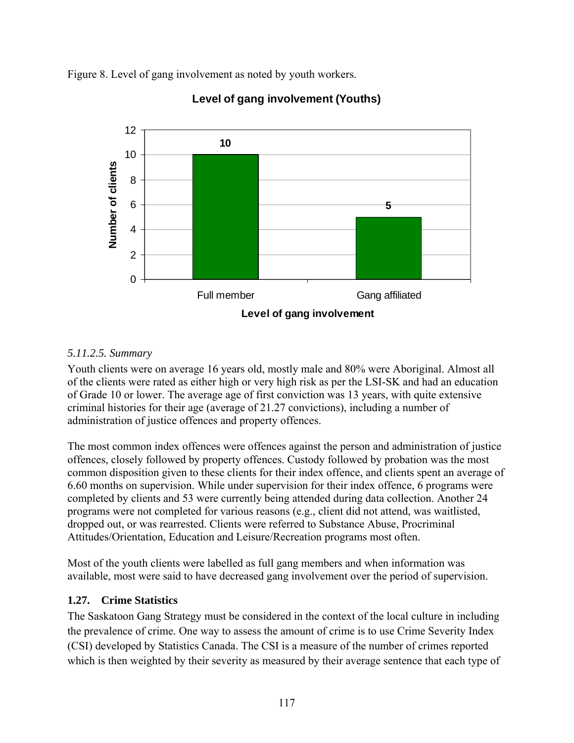Figure 8. Level of gang involvement as noted by youth workers.

**Level of gang involvement (Youths)**

| Level of gang involvement | Number of clients |
|---|---|
| Full member | 10 |
| Gang affiliated | 5 |

#### *5.11.2.5. Summary*

Youth clients were on average 16 years old, mostly male and 80% were Aboriginal. Almost all of the clients were rated as either high or very high risk as per the LSI-SK and had an education of Grade 10 or lower. The average age of first conviction was 13 years, with quite extensive criminal histories for their age (average of 21.27 convictions), including a number of administration of justice offences and property offences.

The most common index offences were offences against the person and administration of justice offences, closely followed by property offences. Custody followed by probation was the most common disposition given to these clients for their index offence, and clients spent an average of 6.60 months on supervision. While under supervision for their index offence, 6 programs were completed by clients and 53 were currently being attended during data collection. Another 24 programs were not completed for various reasons (e.g., client did not attend, was waitlisted, dropped out, or was rearrested. Clients were referred to Substance Abuse, Procriminal Attitudes/Orientation, Education and Leisure/Recreation programs most often.

Most of the youth clients were labelled as full gang members and when information was available, most were said to have decreased gang involvement over the period of supervision.

## 1.27. Crime Statistics

The Saskatoon Gang Strategy must be considered in the context of the local culture in including the prevalence of crime. One way to assess the amount of crime is to use Crime Severity Index (CSI) developed by Statistics Canada. The CSI is a measure of the number of crimes reported which is then weighted by their severity as measured by their average sentence that each type of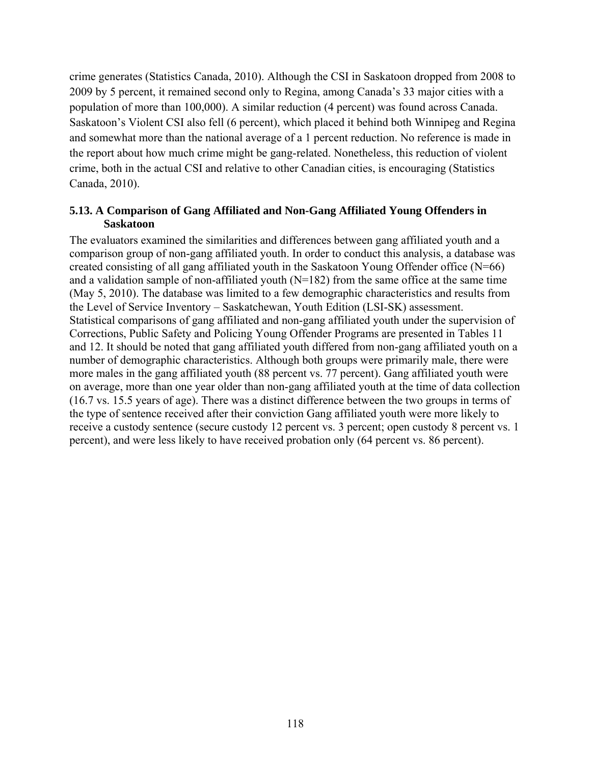crime generates (Statistics Canada, 2010). Although the CSI in Saskatoon dropped from 2008 to 2009 by 5 percent, it remained second only to Regina, among Canada's 33 major cities with a population of more than 100,000). A similar reduction (4 percent) was found across Canada. Saskatoon's Violent CSI also fell (6 percent), which placed it behind both Winnipeg and Regina and somewhat more than the national average of a 1 percent reduction. No reference is made in the report about how much crime might be gang-related. Nonetheless, this reduction of violent crime, both in the actual CSI and relative to other Canadian cities, is encouraging (Statistics Canada, 2010).

### 5.13. A Comparison of Gang Affiliated and Non-Gang Affiliated Young Offenders in Saskatoon

The evaluators examined the similarities and differences between gang affiliated youth and a comparison group of non-gang affiliated youth. In order to conduct this analysis, a database was created consisting of all gang affiliated youth in the Saskatoon Young Offender office (N=66) and a validation sample of non-affiliated youth (N=182) from the same office at the same time (May 5, 2010). The database was limited to a few demographic characteristics and results from the Level of Service Inventory – Saskatchewan, Youth Edition (LSI-SK) assessment. Statistical comparisons of gang affiliated and non-gang affiliated youth under the supervision of Corrections, Public Safety and Policing Young Offender Programs are presented in Tables 11 and 12. It should be noted that gang affiliated youth differed from non-gang affiliated youth on a number of demographic characteristics. Although both groups were primarily male, there were more males in the gang affiliated youth (88 percent vs. 77 percent). Gang affiliated youth were on average, more than one year older than non-gang affiliated youth at the time of data collection (16.7 vs. 15.5 years of age). There was a distinct difference between the two groups in terms of the type of sentence received after their conviction Gang affiliated youth were more likely to receive a custody sentence (secure custody 12 percent vs. 3 percent; open custody 8 percent vs. 1 percent), and were less likely to have received probation only (64 percent vs. 86 percent).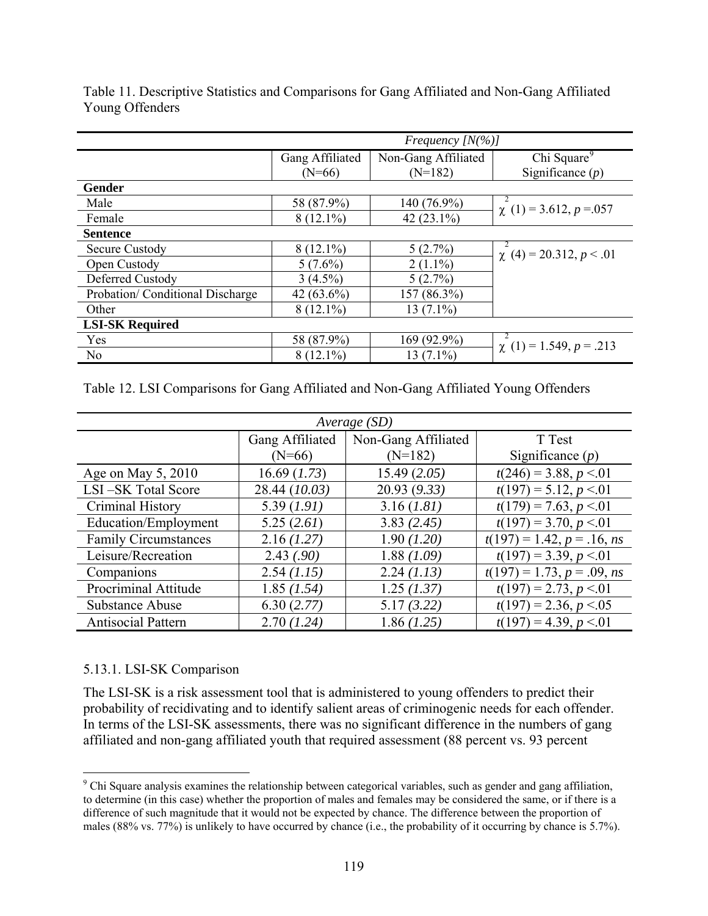Table 11. Descriptive Statistics and Comparisons for Gang Affiliated and Non-Gang Affiliated Young Offenders

| | *Frequency [N(%)]* | | |
|---|---|---|---|
| | Gang Affiliated (N=66) | Non-Gang Affiliated (N=182) | Chi Square[9] Significance (*p*) |
| **Gender** | | | |
| Male | 58 (87.9%) | 140 (76.9%) | $\chi^2(1) = 3.612$, $p = .057$ |
| Female | 8 (12.1%) | 42 (23.1%) | |
| **Sentence** | | | |
| Secure Custody | 8 (12.1%) | 5 (2.7%) | $\chi^2(4) = 20.312$, $p < .01$ |
| Open Custody | 5 (7.6%) | 2 (1.1%) | |
| Deferred Custody | 3 (4.5%) | 5 (2.7%) | |
| Probation/ Conditional Discharge | 42 (63.6%) | 157 (86.3%) | |
| Other | 8 (12.1%) | 13 (7.1%) | |
| **LSI-SK Required** | | | |
| Yes | 58 (87.9%) | 169 (92.9%) | $\chi^2(1) = 1.549$, $p = .213$ |
| No | 8 (12.1%) | 13 (7.1%) | |

Table 12. LSI Comparisons for Gang Affiliated and Non-Gang Affiliated Young Offenders

| | *Average (SD)* | | |
|---|---|---|---|
| | Gang Affiliated (N=66) | Non-Gang Affiliated (N=182) | T Test Significance (*p*) |
| Age on May 5, 2010 | 16.69 (*1.73*) | 15.49 (*2.05)* | $t(246) = 3.88$, $p < .01$ |
| LSI –SK Total Score | 28.44 (*10.03)* | 20.93 (*9.33)* | $t(197) = 5.12$, $p < .01$ |
| Criminal History | 5.39 (*1.91)* | 3.16 (*1.81)* | $t(179) = 7.63$, $p < .01$ |
| Education/Employment | 5.25 (*2.61*) | 3.83 *(2.45)* | $t(197) = 3.70$, $p < .01$ |
| Family Circumstances | 2.16 *(1.27)* | 1.90 *(1.20)* | $t(197) = 1.42$, $p = .16$, *ns* |
| Leisure/Recreation | 2.43 *(.90)* | 1.88 *(1.09)* | $t(197) = 3.39$, $p < .01$ |
| Companions | 2.54 *(1.15)* | 2.24 *(1.13)* | $t(197) = 1.73$, $p = .09$, *ns* |
| Procriminal Attitude | 1.85 *(1.54)* | 1.25 *(1.37)* | $t(197) = 2.73$, $p < .01$ |
| Substance Abuse | 6.30 (*2.77)* | 5.17 *(3.22)* | $t(197) = 2.36$, $p < .05$ |
| Antisocial Pattern | 2.70 *(1.24)* | 1.86 *(1.25)* | $t(197) = 4.39$, $p < .01$ |

5.13.1. LSI-SK Comparison

The LSI-SK is a risk assessment tool that is administered to young offenders to predict their probability of recidivating and to identify salient areas of criminogenic needs for each offender. In terms of the LSI-SK assessments, there was no significant difference in the numbers of gang affiliated and non-gang affiliated youth that required assessment (88 percent vs. 93 percent

[9] Chi Square analysis examines the relationship between categorical variables, such as gender and gang affiliation, to determine (in this case) whether the proportion of males and females may be considered the same, or if there is a difference of such magnitude that it would not be expected by chance. The difference between the proportion of males (88% vs. 77%) is unlikely to have occurred by chance (i.e., the probability of it occurring by chance is 5.7%).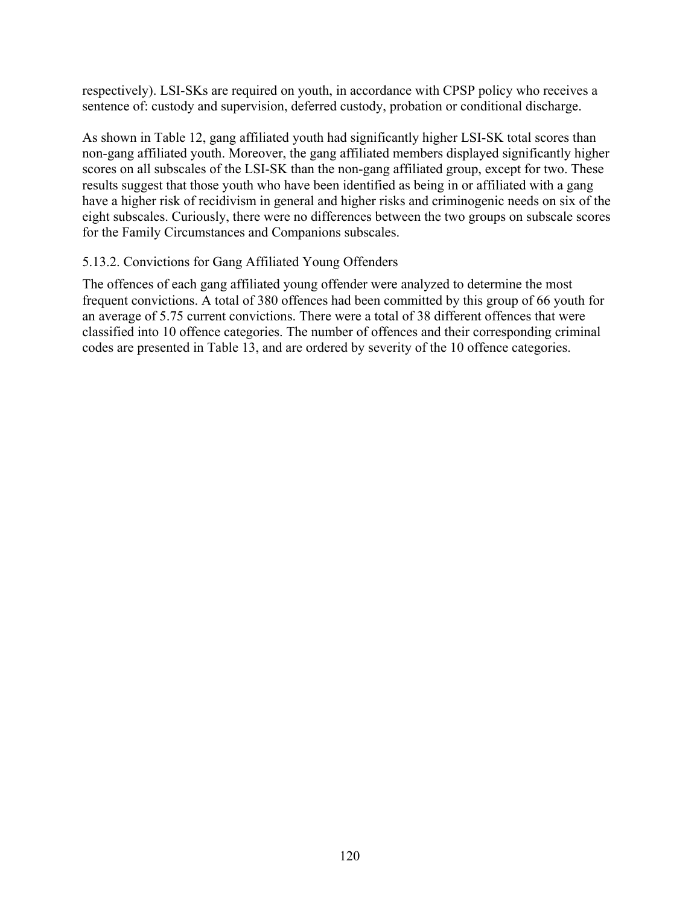respectively). LSI-SKs are required on youth, in accordance with CPSP policy who receives a sentence of: custody and supervision, deferred custody, probation or conditional discharge.

As shown in Table 12, gang affiliated youth had significantly higher LSI-SK total scores than non-gang affiliated youth. Moreover, the gang affiliated members displayed significantly higher scores on all subscales of the LSI-SK than the non-gang affiliated group, except for two. These results suggest that those youth who have been identified as being in or affiliated with a gang have a higher risk of recidivism in general and higher risks and criminogenic needs on six of the eight subscales. Curiously, there were no differences between the two groups on subscale scores for the Family Circumstances and Companions subscales.

### 5.13.2. Convictions for Gang Affiliated Young Offenders

The offences of each gang affiliated young offender were analyzed to determine the most frequent convictions. A total of 380 offences had been committed by this group of 66 youth for an average of 5.75 current convictions. There were a total of 38 different offences that were classified into 10 offence categories. The number of offences and their corresponding criminal codes are presented in Table 13, and are ordered by severity of the 10 offence categories.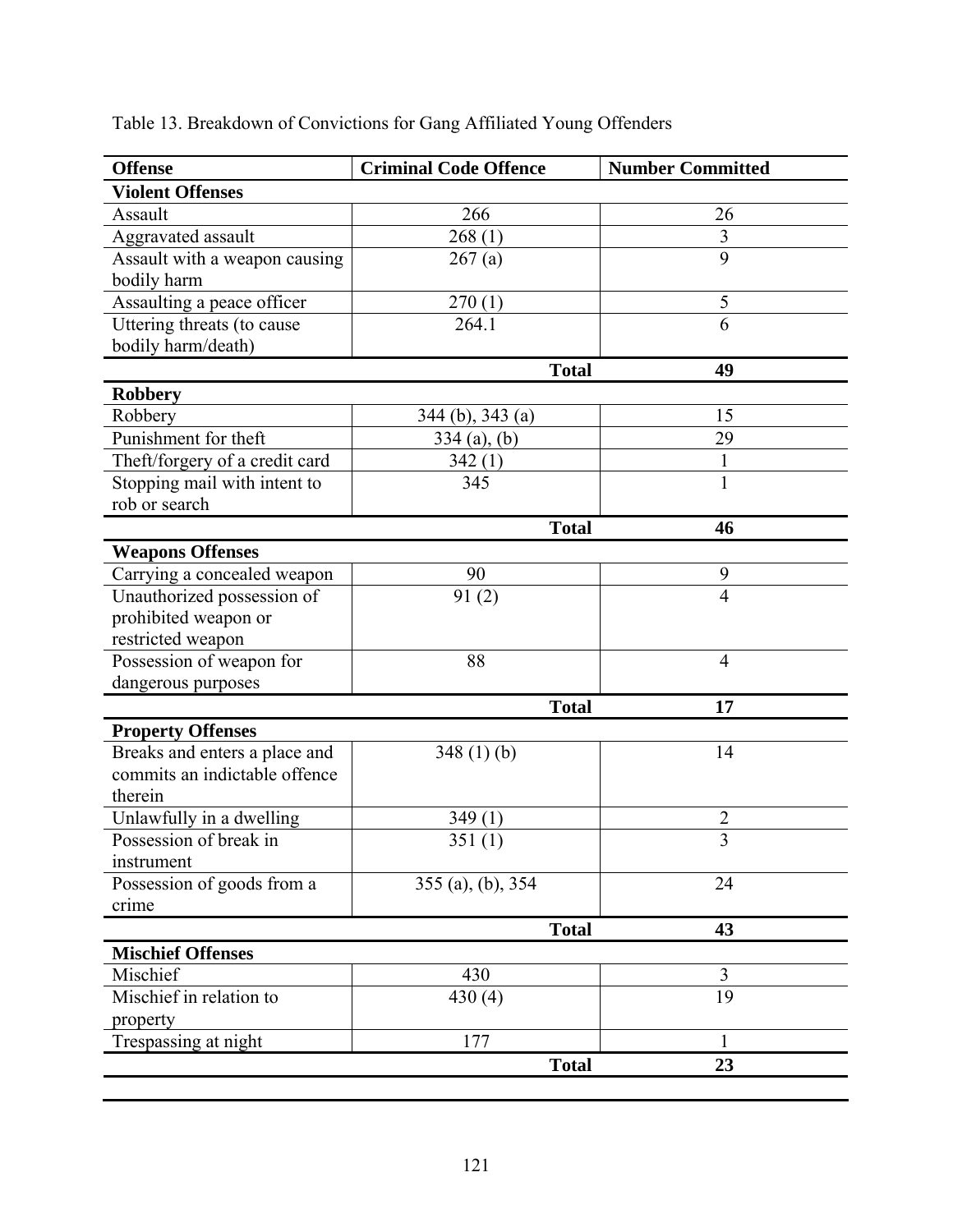Table 13. Breakdown of Convictions for Gang Affiliated Young Offenders

| Offense | Criminal Code Offence | Number Committed |
|---|---|---|
| **Violent Offenses** | | |
| Assault | 266 | 26 |
| Aggravated assault | 268 (1) | 3 |
| Assault with a weapon causing bodily harm | 267 (a) | 9 |
| Assaulting a peace officer | 270 (1) | 5 |
| Uttering threats (to cause bodily harm/death) | 264.1 | 6 |
| | **Total** | **49** |
| **Robbery** | | |
| Robbery | 344 (b), 343 (a) | 15 |
| Punishment for theft | 334 (a), (b) | 29 |
| Theft/forgery of a credit card | 342 (1) | 1 |
| Stopping mail with intent to rob or search | 345 | 1 |
| | **Total** | **46** |
| **Weapons Offenses** | | |
| Carrying a concealed weapon | 90 | 9 |
| Unauthorized possession of prohibited weapon or restricted weapon | 91 (2) | 4 |
| Possession of weapon for dangerous purposes | 88 | 4 |
| | **Total** | **17** |
| **Property Offenses** | | |
| Breaks and enters a place and commits an indictable offence therein | 348 (1) (b) | 14 |
| Unlawfully in a dwelling | 349 (1) | 2 |
| Possession of break in instrument | 351 (1) | 3 |
| Possession of goods from a crime | 355 (a), (b), 354 | 24 |
| | **Total** | **43** |
| **Mischief Offenses** | | |
| Mischief | 430 | 3 |
| Mischief in relation to property | 430 (4) | 19 |
| Trespassing at night | 177 | 1 |
| | **Total** | **23** |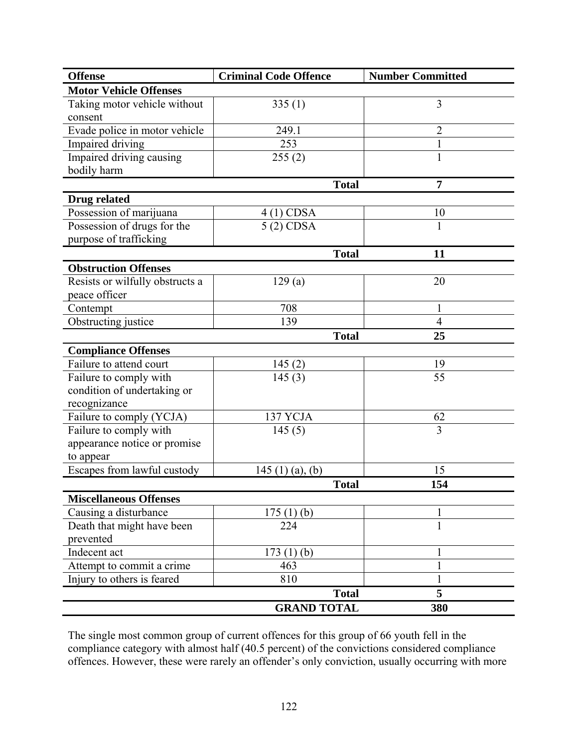| Offense | Criminal Code Offence | Number Committed |
|---|---|---|
| **Motor Vehicle Offenses** | | |
| Taking motor vehicle without consent | 335 (1) | 3 |
| Evade police in motor vehicle | 249.1 | 2 |
| Impaired driving | 253 | 1 |
| Impaired driving causing bodily harm | 255 (2) | 1 |
| | **Total** | **7** |
| **Drug related** | | |
| Possession of marijuana | 4 (1) CDSA | 10 |
| Possession of drugs for the purpose of trafficking | 5 (2) CDSA | 1 |
| | **Total** | **11** |
| **Obstruction Offenses** | | |
| Resists or wilfully obstructs a peace officer | 129 (a) | 20 |
| Contempt | 708 | 1 |
| Obstructing justice | 139 | 4 |
| | **Total** | **25** |
| **Compliance Offenses** | | |
| Failure to attend court | 145 (2) | 19 |
| Failure to comply with condition of undertaking or recognizance | 145 (3) | 55 |
| Failure to comply (YCJA) | 137 YCJA | 62 |
| Failure to comply with appearance notice or promise to appear | 145 (5) | 3 |
| Escapes from lawful custody | 145 (1) (a), (b) | 15 |
| | **Total** | **154** |
| **Miscellaneous Offenses** | | |
| Causing a disturbance | 175 (1) (b) | 1 |
| Death that might have been prevented | 224 | 1 |
| Indecent act | 173 (1) (b) | 1 |
| Attempt to commit a crime | 463 | 1 |
| Injury to others is feared | 810 | 1 |
| | **Total** | **5** |
| | **GRAND TOTAL** | **380** |

The single most common group of current offences for this group of 66 youth fell in the compliance category with almost half (40.5 percent) of the convictions considered compliance offences. However, these were rarely an offender's only conviction, usually occurring with more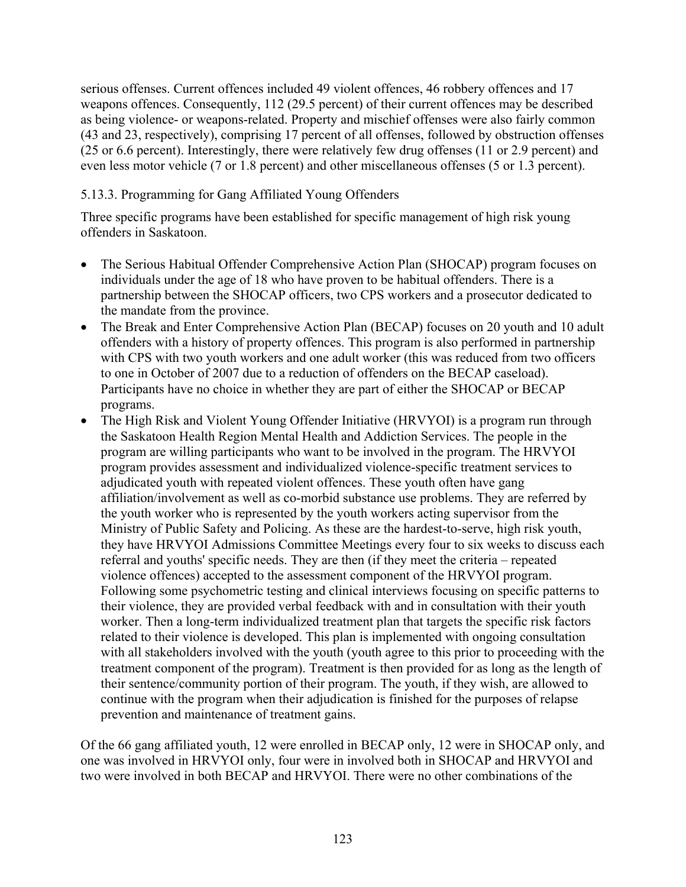serious offenses. Current offences included 49 violent offences, 46 robbery offences and 17 weapons offences. Consequently, 112 (29.5 percent) of their current offences may be described as being violence- or weapons-related. Property and mischief offenses were also fairly common (43 and 23, respectively), comprising 17 percent of all offenses, followed by obstruction offenses (25 or 6.6 percent). Interestingly, there were relatively few drug offenses (11 or 2.9 percent) and even less motor vehicle (7 or 1.8 percent) and other miscellaneous offenses (5 or 1.3 percent).

### 5.13.3. Programming for Gang Affiliated Young Offenders

Three specific programs have been established for specific management of high risk young offenders in Saskatoon.

- The Serious Habitual Offender Comprehensive Action Plan (SHOCAP) program focuses on individuals under the age of 18 who have proven to be habitual offenders. There is a partnership between the SHOCAP officers, two CPS workers and a prosecutor dedicated to the mandate from the province.
- The Break and Enter Comprehensive Action Plan (BECAP) focuses on 20 youth and 10 adult offenders with a history of property offences. This program is also performed in partnership with CPS with two youth workers and one adult worker (this was reduced from two officers to one in October of 2007 due to a reduction of offenders on the BECAP caseload). Participants have no choice in whether they are part of either the SHOCAP or BECAP programs.
- The High Risk and Violent Young Offender Initiative (HRVYOI) is a program run through the Saskatoon Health Region Mental Health and Addiction Services. The people in the program are willing participants who want to be involved in the program. The HRVYOI program provides assessment and individualized violence-specific treatment services to adjudicated youth with repeated violent offences. These youth often have gang affiliation/involvement as well as co-morbid substance use problems. They are referred by the youth worker who is represented by the youth workers acting supervisor from the Ministry of Public Safety and Policing. As these are the hardest-to-serve, high risk youth, they have HRVYOI Admissions Committee Meetings every four to six weeks to discuss each referral and youths' specific needs. They are then (if they meet the criteria – repeated violence offences) accepted to the assessment component of the HRVYOI program. Following some psychometric testing and clinical interviews focusing on specific patterns to their violence, they are provided verbal feedback with and in consultation with their youth worker. Then a long-term individualized treatment plan that targets the specific risk factors related to their violence is developed. This plan is implemented with ongoing consultation with all stakeholders involved with the youth (youth agree to this prior to proceeding with the treatment component of the program). Treatment is then provided for as long as the length of their sentence/community portion of their program. The youth, if they wish, are allowed to continue with the program when their adjudication is finished for the purposes of relapse prevention and maintenance of treatment gains.

Of the 66 gang affiliated youth, 12 were enrolled in BECAP only, 12 were in SHOCAP only, and one was involved in HRVYOI only, four were in involved both in SHOCAP and HRVYOI and two were involved in both BECAP and HRVYOI. There were no other combinations of the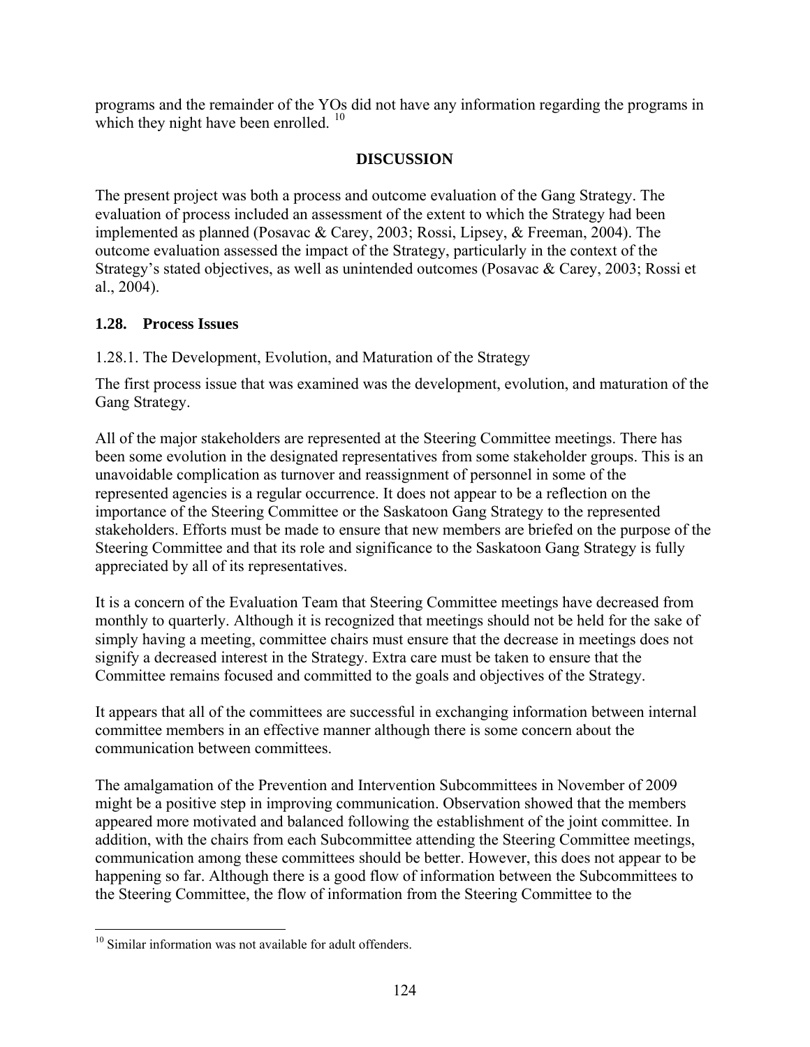programs and the remainder of the YOs did not have any information regarding the programs in which they night have been enrolled. [10]

## DISCUSSION

The present project was both a process and outcome evaluation of the Gang Strategy. The evaluation of process included an assessment of the extent to which the Strategy had been implemented as planned (Posavac & Carey, 2003; Rossi, Lipsey, & Freeman, 2004). The outcome evaluation assessed the impact of the Strategy, particularly in the context of the Strategy's stated objectives, as well as unintended outcomes (Posavac & Carey, 2003; Rossi et al., 2004).

### 1.28. Process Issues

1.28.1. The Development, Evolution, and Maturation of the Strategy

The first process issue that was examined was the development, evolution, and maturation of the Gang Strategy.

All of the major stakeholders are represented at the Steering Committee meetings. There has been some evolution in the designated representatives from some stakeholder groups. This is an unavoidable complication as turnover and reassignment of personnel in some of the represented agencies is a regular occurrence. It does not appear to be a reflection on the importance of the Steering Committee or the Saskatoon Gang Strategy to the represented stakeholders. Efforts must be made to ensure that new members are briefed on the purpose of the Steering Committee and that its role and significance to the Saskatoon Gang Strategy is fully appreciated by all of its representatives.

It is a concern of the Evaluation Team that Steering Committee meetings have decreased from monthly to quarterly. Although it is recognized that meetings should not be held for the sake of simply having a meeting, committee chairs must ensure that the decrease in meetings does not signify a decreased interest in the Strategy. Extra care must be taken to ensure that the Committee remains focused and committed to the goals and objectives of the Strategy.

It appears that all of the committees are successful in exchanging information between internal committee members in an effective manner although there is some concern about the communication between committees.

The amalgamation of the Prevention and Intervention Subcommittees in November of 2009 might be a positive step in improving communication. Observation showed that the members appeared more motivated and balanced following the establishment of the joint committee. In addition, with the chairs from each Subcommittee attending the Steering Committee meetings, communication among these committees should be better. However, this does not appear to be happening so far. Although there is a good flow of information between the Subcommittees to the Steering Committee, the flow of information from the Steering Committee to the

[10] Similar information was not available for adult offenders.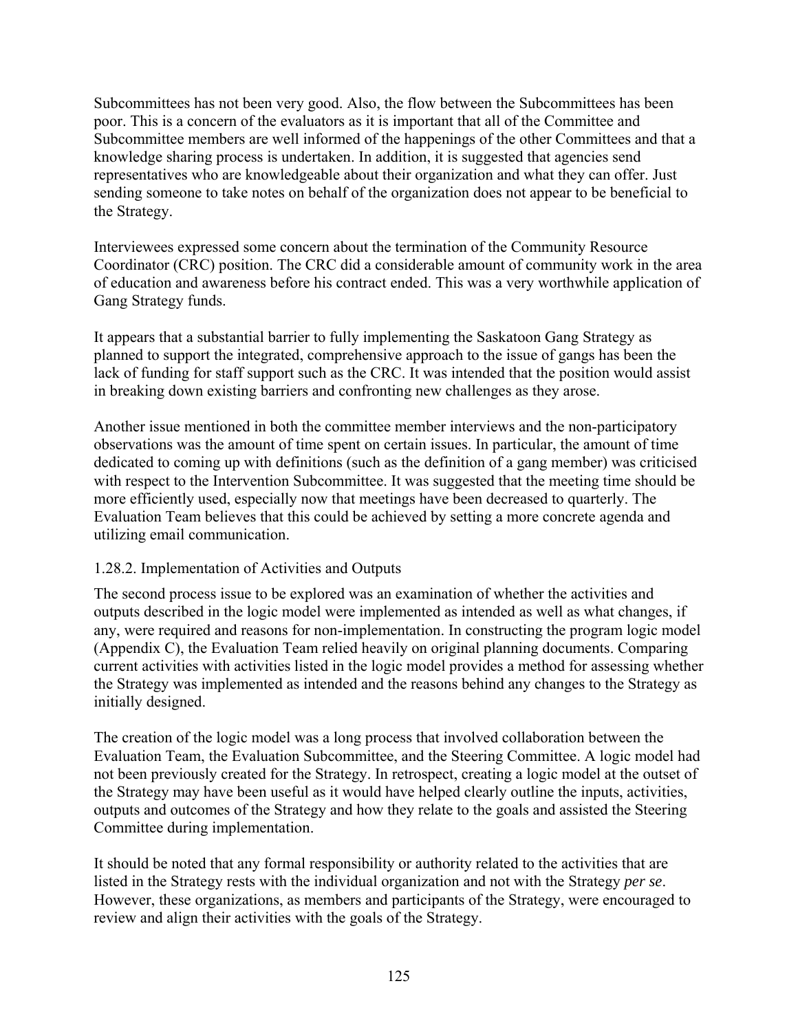Subcommittees has not been very good. Also, the flow between the Subcommittees has been poor. This is a concern of the evaluators as it is important that all of the Committee and Subcommittee members are well informed of the happenings of the other Committees and that a knowledge sharing process is undertaken. In addition, it is suggested that agencies send representatives who are knowledgeable about their organization and what they can offer. Just sending someone to take notes on behalf of the organization does not appear to be beneficial to the Strategy.

Interviewees expressed some concern about the termination of the Community Resource Coordinator (CRC) position. The CRC did a considerable amount of community work in the area of education and awareness before his contract ended. This was a very worthwhile application of Gang Strategy funds.

It appears that a substantial barrier to fully implementing the Saskatoon Gang Strategy as planned to support the integrated, comprehensive approach to the issue of gangs has been the lack of funding for staff support such as the CRC. It was intended that the position would assist in breaking down existing barriers and confronting new challenges as they arose.

Another issue mentioned in both the committee member interviews and the non-participatory observations was the amount of time spent on certain issues. In particular, the amount of time dedicated to coming up with definitions (such as the definition of a gang member) was criticised with respect to the Intervention Subcommittee. It was suggested that the meeting time should be more efficiently used, especially now that meetings have been decreased to quarterly. The Evaluation Team believes that this could be achieved by setting a more concrete agenda and utilizing email communication.

### 1.28.2. Implementation of Activities and Outputs

The second process issue to be explored was an examination of whether the activities and outputs described in the logic model were implemented as intended as well as what changes, if any, were required and reasons for non-implementation. In constructing the program logic model (Appendix C), the Evaluation Team relied heavily on original planning documents. Comparing current activities with activities listed in the logic model provides a method for assessing whether the Strategy was implemented as intended and the reasons behind any changes to the Strategy as initially designed.

The creation of the logic model was a long process that involved collaboration between the Evaluation Team, the Evaluation Subcommittee, and the Steering Committee. A logic model had not been previously created for the Strategy. In retrospect, creating a logic model at the outset of the Strategy may have been useful as it would have helped clearly outline the inputs, activities, outputs and outcomes of the Strategy and how they relate to the goals and assisted the Steering Committee during implementation.

It should be noted that any formal responsibility or authority related to the activities that are listed in the Strategy rests with the individual organization and not with the Strategy *per se*. However, these organizations, as members and participants of the Strategy, were encouraged to review and align their activities with the goals of the Strategy.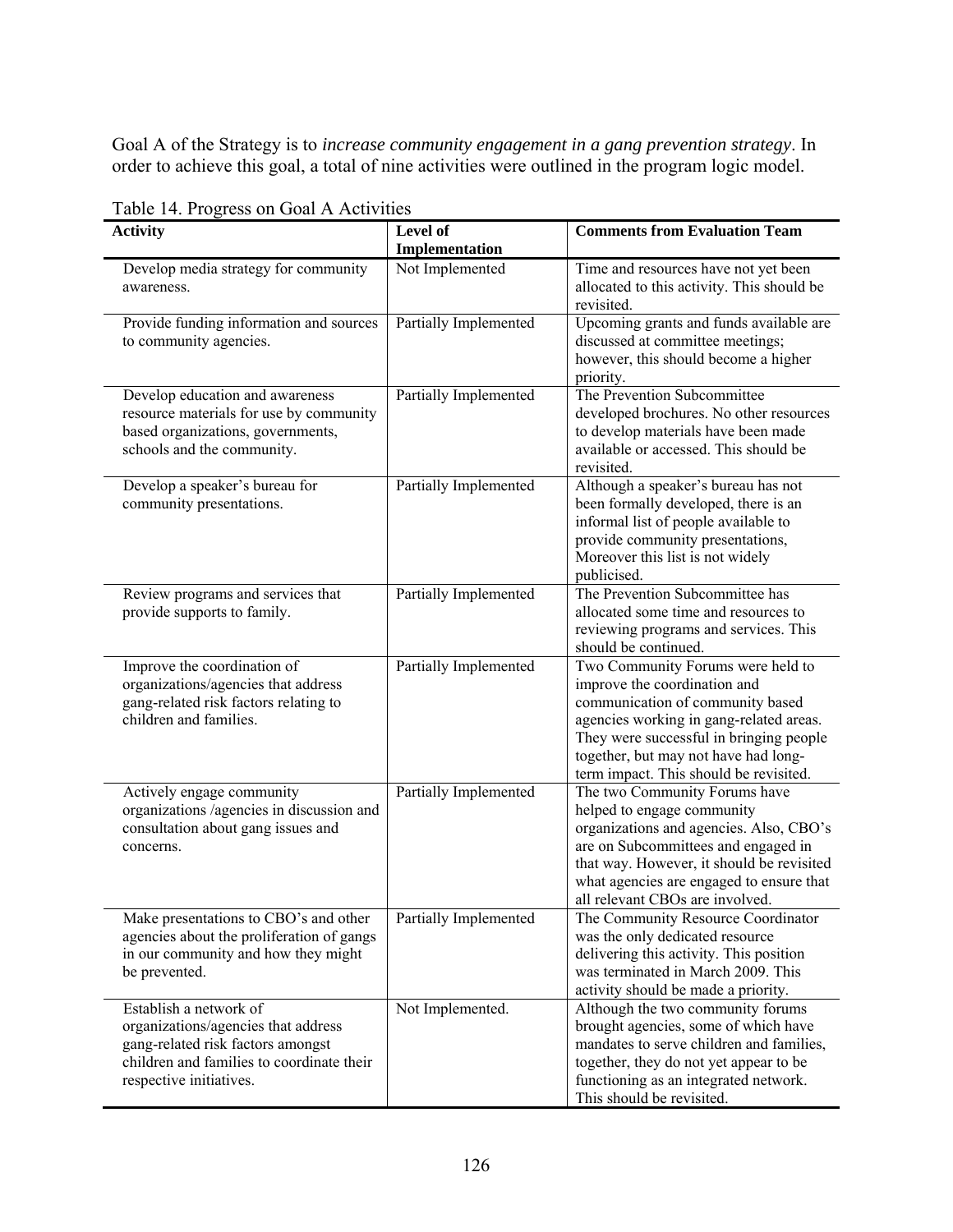Goal A of the Strategy is to *increase community engagement in a gang prevention strategy*. In order to achieve this goal, a total of nine activities were outlined in the program logic model.

Table 14. Progress on Goal A Activities

| Activity | Level of Implementation | Comments from Evaluation Team |
|---|---|---|
| Develop media strategy for community awareness. | Not Implemented | Time and resources have not yet been allocated to this activity. This should be revisited. |
| Provide funding information and sources to community agencies. | Partially Implemented | Upcoming grants and funds available are discussed at committee meetings; however, this should become a higher priority. |
| Develop education and awareness resource materials for use by community based organizations, governments, schools and the community. | Partially Implemented | The Prevention Subcommittee developed brochures. No other resources to develop materials have been made available or accessed. This should be revisited. |
| Develop a speaker's bureau for community presentations. | Partially Implemented | Although a speaker's bureau has not been formally developed, there is an informal list of people available to provide community presentations, Moreover this list is not widely publicised. |
| Review programs and services that provide supports to family. | Partially Implemented | The Prevention Subcommittee has allocated some time and resources to reviewing programs and services. This should be continued. |
| Improve the coordination of organizations/agencies that address gang-related risk factors relating to children and families. | Partially Implemented | Two Community Forums were held to improve the coordination and communication of community based agencies working in gang-related areas. They were successful in bringing people together, but may not have had long-term impact. This should be revisited. |
| Actively engage community organizations /agencies in discussion and consultation about gang issues and concerns. | Partially Implemented | The two Community Forums have helped to engage community organizations and agencies. Also, CBO's are on Subcommittees and engaged in that way. However, it should be revisited what agencies are engaged to ensure that all relevant CBOs are involved. |
| Make presentations to CBO's and other agencies about the proliferation of gangs in our community and how they might be prevented. | Partially Implemented | The Community Resource Coordinator was the only dedicated resource delivering this activity. This position was terminated in March 2009. This activity should be made a priority. |
| Establish a network of organizations/agencies that address gang-related risk factors amongst children and families to coordinate their respective initiatives. | Not Implemented. | Although the two community forums brought agencies, some of which have mandates to serve children and families, together, they do not yet appear to be functioning as an integrated network. This should be revisited. |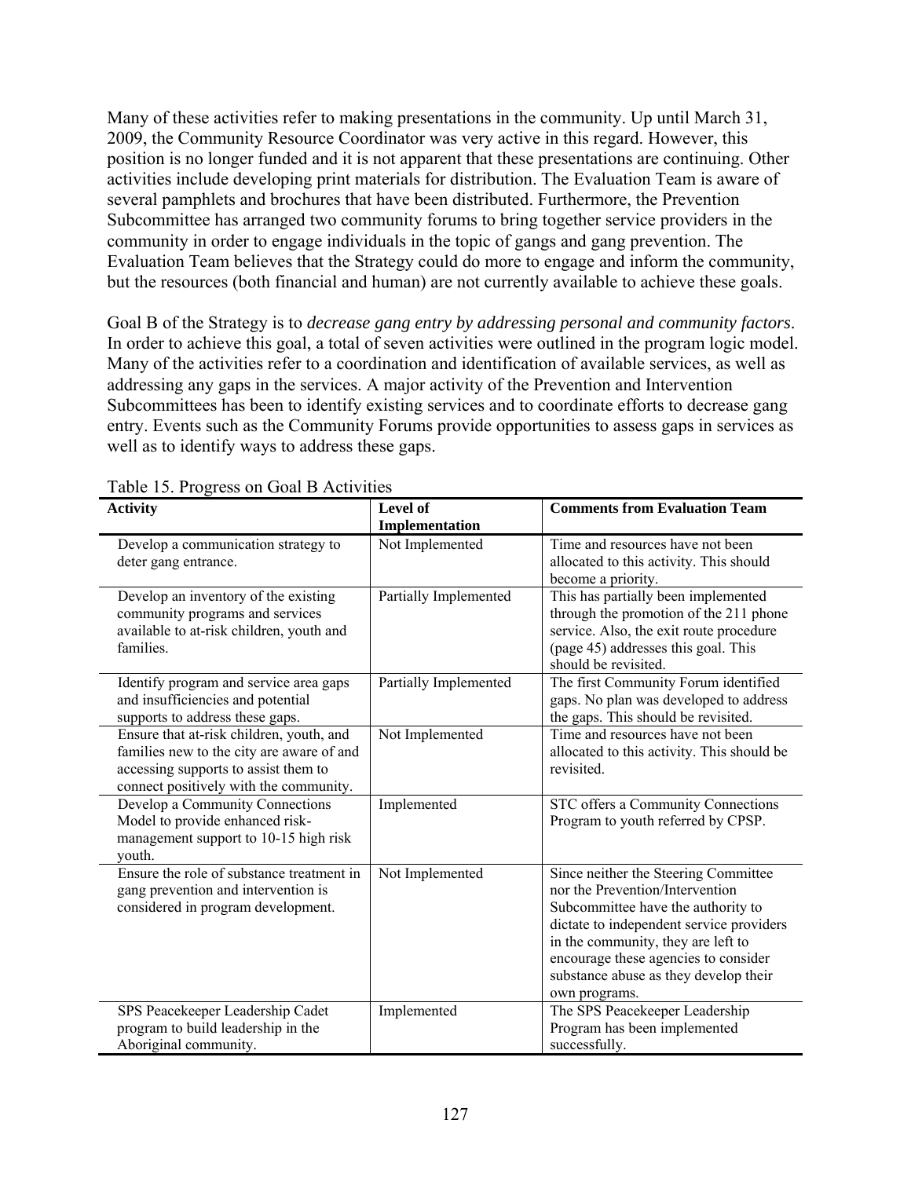Many of these activities refer to making presentations in the community. Up until March 31, 2009, the Community Resource Coordinator was very active in this regard. However, this position is no longer funded and it is not apparent that these presentations are continuing. Other activities include developing print materials for distribution. The Evaluation Team is aware of several pamphlets and brochures that have been distributed. Furthermore, the Prevention Subcommittee has arranged two community forums to bring together service providers in the community in order to engage individuals in the topic of gangs and gang prevention. The Evaluation Team believes that the Strategy could do more to engage and inform the community, but the resources (both financial and human) are not currently available to achieve these goals.

Goal B of the Strategy is to *decrease gang entry by addressing personal and community factors*. In order to achieve this goal, a total of seven activities were outlined in the program logic model. Many of the activities refer to a coordination and identification of available services, as well as addressing any gaps in the services. A major activity of the Prevention and Intervention Subcommittees has been to identify existing services and to coordinate efforts to decrease gang entry. Events such as the Community Forums provide opportunities to assess gaps in services as well as to identify ways to address these gaps.

Table 15. Progress on Goal B Activities

| Activity | Level of Implementation | Comments from Evaluation Team |
|---|---|---|
| Develop a communication strategy to deter gang entrance. | Not Implemented | Time and resources have not been allocated to this activity. This should become a priority. |
| Develop an inventory of the existing community programs and services available to at-risk children, youth and families. | Partially Implemented | This has partially been implemented through the promotion of the 211 phone service. Also, the exit route procedure (page 45) addresses this goal. This should be revisited. |
| Identify program and service area gaps and insufficiencies and potential supports to address these gaps. | Partially Implemented | The first Community Forum identified gaps. No plan was developed to address the gaps. This should be revisited. |
| Ensure that at-risk children, youth, and families new to the city are aware of and accessing supports to assist them to connect positively with the community. | Not Implemented | Time and resources have not been allocated to this activity. This should be revisited. |
| Develop a Community Connections Model to provide enhanced risk-management support to 10-15 high risk youth. | Implemented | STC offers a Community Connections Program to youth referred by CPSP. |
| Ensure the role of substance treatment in gang prevention and intervention is considered in program development. | Not Implemented | Since neither the Steering Committee nor the Prevention/Intervention Subcommittee have the authority to dictate to independent service providers in the community, they are left to encourage these agencies to consider substance abuse as they develop their own programs. |
| SPS Peacekeeper Leadership Cadet program to build leadership in the Aboriginal community. | Implemented | The SPS Peacekeeper Leadership Program has been implemented successfully. |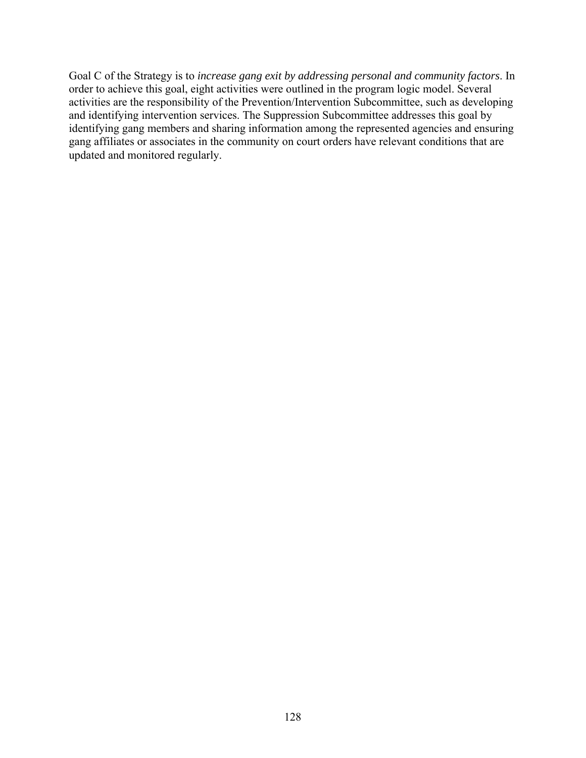Goal C of the Strategy is to *increase gang exit by addressing personal and community factors*. In order to achieve this goal, eight activities were outlined in the program logic model. Several activities are the responsibility of the Prevention/Intervention Subcommittee, such as developing and identifying intervention services. The Suppression Subcommittee addresses this goal by identifying gang members and sharing information among the represented agencies and ensuring gang affiliates or associates in the community on court orders have relevant conditions that are updated and monitored regularly.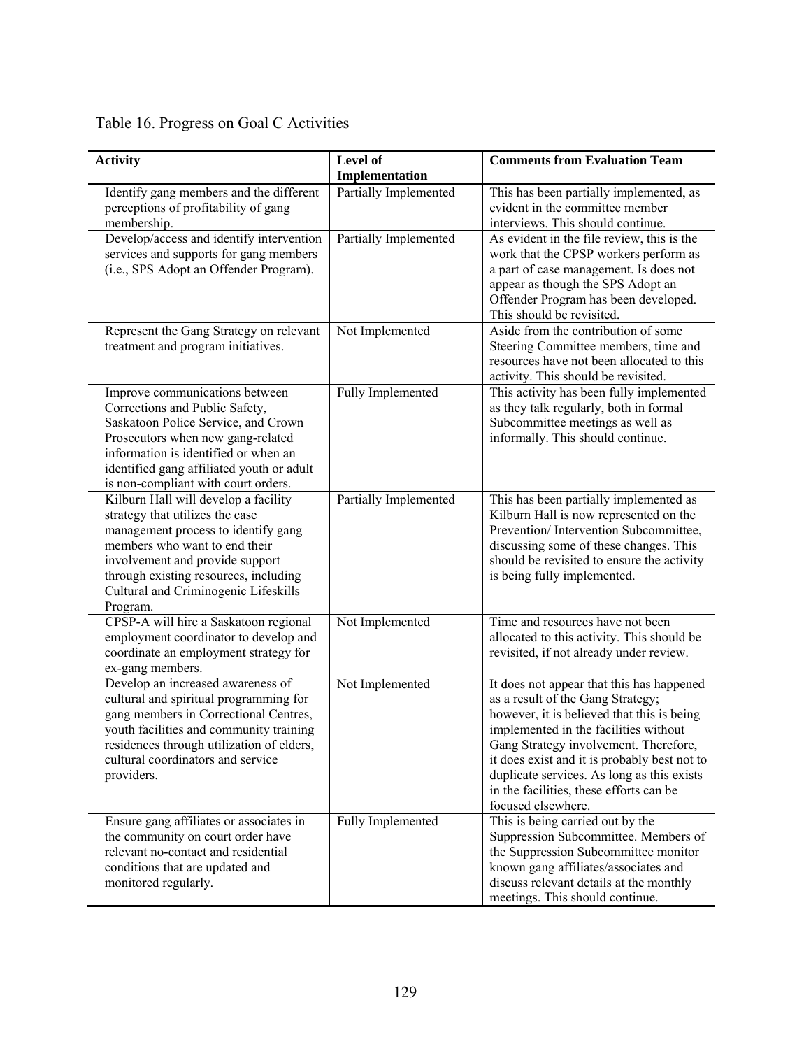Table 16. Progress on Goal C Activities

| Activity | Level of Implementation | Comments from Evaluation Team |
|---|---|---|
| Identify gang members and the different perceptions of profitability of gang membership. | Partially Implemented | This has been partially implemented, as evident in the committee member interviews. This should continue. |
| Develop/access and identify intervention services and supports for gang members (i.e., SPS Adopt an Offender Program). | Partially Implemented | As evident in the file review, this is the work that the CPSP workers perform as a part of case management. Is does not appear as though the SPS Adopt an Offender Program has been developed. This should be revisited. |
| Represent the Gang Strategy on relevant treatment and program initiatives. | Not Implemented | Aside from the contribution of some Steering Committee members, time and resources have not been allocated to this activity. This should be revisited. |
| Improve communications between Corrections and Public Safety, Saskatoon Police Service, and Crown Prosecutors when new gang-related information is identified or when an identified gang affiliated youth or adult is non-compliant with court orders. | Fully Implemented | This activity has been fully implemented as they talk regularly, both in formal Subcommittee meetings as well as informally. This should continue. |
| Kilburn Hall will develop a facility strategy that utilizes the case management process to identify gang members who want to end their involvement and provide support through existing resources, including Cultural and Criminogenic Lifeskills Program. | Partially Implemented | This has been partially implemented as Kilburn Hall is now represented on the Prevention/ Intervention Subcommittee, discussing some of these changes. This should be revisited to ensure the activity is being fully implemented. |
| CPSP-A will hire a Saskatoon regional employment coordinator to develop and coordinate an employment strategy for ex-gang members. | Not Implemented | Time and resources have not been allocated to this activity. This should be revisited, if not already under review. |
| Develop an increased awareness of cultural and spiritual programming for gang members in Correctional Centres, youth facilities and community training residences through utilization of elders, cultural coordinators and service providers. | Not Implemented | It does not appear that this has happened as a result of the Gang Strategy; however, it is believed that this is being implemented in the facilities without Gang Strategy involvement. Therefore, it does exist and it is probably best not to duplicate services. As long as this exists in the facilities, these efforts can be focused elsewhere. |
| Ensure gang affiliates or associates in the community on court order have relevant no-contact and residential conditions that are updated and monitored regularly. | Fully Implemented | This is being carried out by the Suppression Subcommittee. Members of the Suppression Subcommittee monitor known gang affiliates/associates and discuss relevant details at the monthly meetings. This should continue. |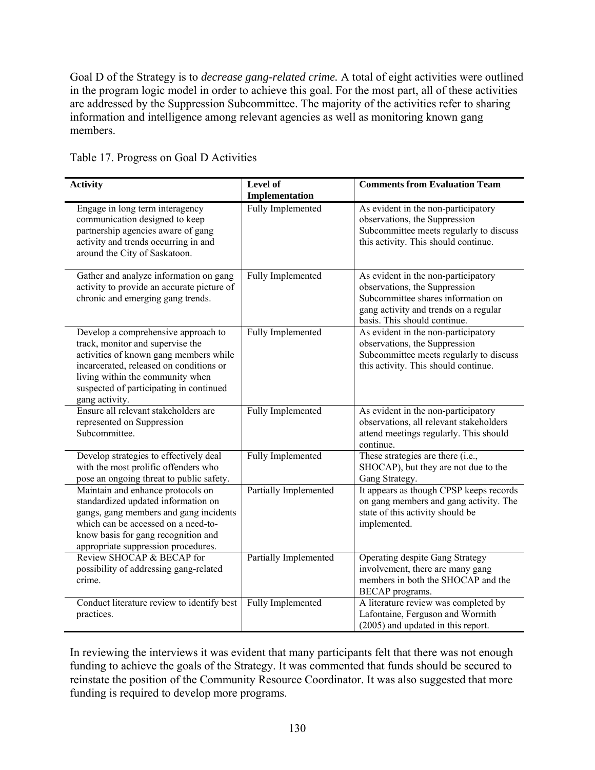Goal D of the Strategy is to *decrease gang-related crime.* A total of eight activities were outlined in the program logic model in order to achieve this goal. For the most part, all of these activities are addressed by the Suppression Subcommittee. The majority of the activities refer to sharing information and intelligence among relevant agencies as well as monitoring known gang members.

Table 17. Progress on Goal D Activities

| Activity | Level of Implementation | Comments from Evaluation Team |
|---|---|---|
| Engage in long term interagency communication designed to keep partnership agencies aware of gang activity and trends occurring in and around the City of Saskatoon. | Fully Implemented | As evident in the non-participatory observations, the Suppression Subcommittee meets regularly to discuss this activity. This should continue. |
| Gather and analyze information on gang activity to provide an accurate picture of chronic and emerging gang trends. | Fully Implemented | As evident in the non-participatory observations, the Suppression Subcommittee shares information on gang activity and trends on a regular basis. This should continue. |
| Develop a comprehensive approach to track, monitor and supervise the activities of known gang members while incarcerated, released on conditions or living within the community when suspected of participating in continued gang activity. | Fully Implemented | As evident in the non-participatory observations, the Suppression Subcommittee meets regularly to discuss this activity. This should continue. |
| Ensure all relevant stakeholders are represented on Suppression Subcommittee. | Fully Implemented | As evident in the non-participatory observations, all relevant stakeholders attend meetings regularly. This should continue. |
| Develop strategies to effectively deal with the most prolific offenders who pose an ongoing threat to public safety. | Fully Implemented | These strategies are there (i.e., SHOCAP), but they are not due to the Gang Strategy. |
| Maintain and enhance protocols on standardized updated information on gangs, gang members and gang incidents which can be accessed on a need-to-know basis for gang recognition and appropriate suppression procedures. | Partially Implemented | It appears as though CPSP keeps records on gang members and gang activity. The state of this activity should be implemented. |
| Review SHOCAP & BECAP for possibility of addressing gang-related crime. | Partially Implemented | Operating despite Gang Strategy involvement, there are many gang members in both the SHOCAP and the BECAP programs. |
| Conduct literature review to identify best practices. | Fully Implemented | A literature review was completed by Lafontaine, Ferguson and Wormith (2005) and updated in this report. |

In reviewing the interviews it was evident that many participants felt that there was not enough funding to achieve the goals of the Strategy. It was commented that funds should be secured to reinstate the position of the Community Resource Coordinator. It was also suggested that more funding is required to develop more programs.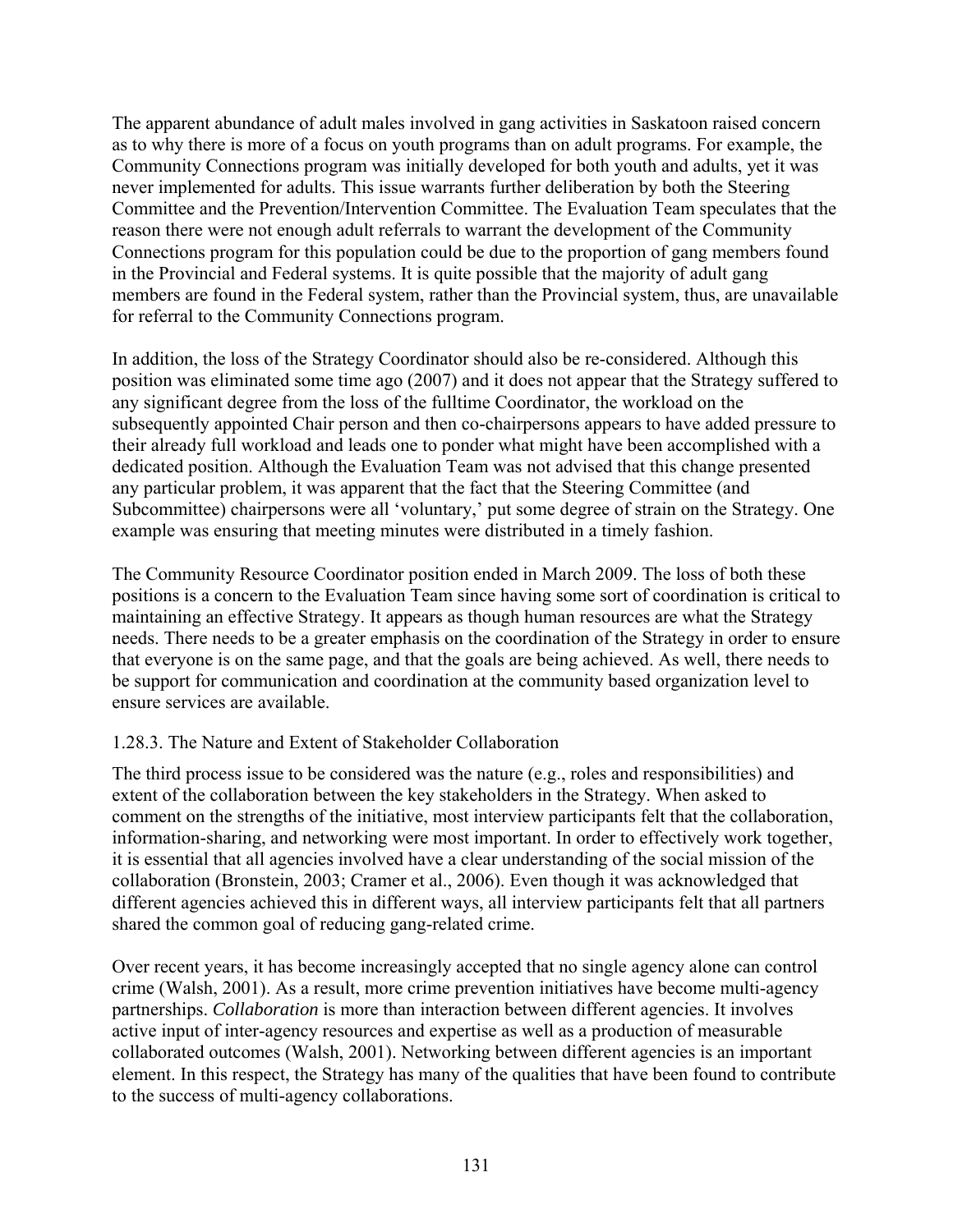The apparent abundance of adult males involved in gang activities in Saskatoon raised concern as to why there is more of a focus on youth programs than on adult programs. For example, the Community Connections program was initially developed for both youth and adults, yet it was never implemented for adults. This issue warrants further deliberation by both the Steering Committee and the Prevention/Intervention Committee. The Evaluation Team speculates that the reason there were not enough adult referrals to warrant the development of the Community Connections program for this population could be due to the proportion of gang members found in the Provincial and Federal systems. It is quite possible that the majority of adult gang members are found in the Federal system, rather than the Provincial system, thus, are unavailable for referral to the Community Connections program.

In addition, the loss of the Strategy Coordinator should also be re-considered. Although this position was eliminated some time ago (2007) and it does not appear that the Strategy suffered to any significant degree from the loss of the fulltime Coordinator, the workload on the subsequently appointed Chair person and then co-chairpersons appears to have added pressure to their already full workload and leads one to ponder what might have been accomplished with a dedicated position. Although the Evaluation Team was not advised that this change presented any particular problem, it was apparent that the fact that the Steering Committee (and Subcommittee) chairpersons were all 'voluntary,' put some degree of strain on the Strategy. One example was ensuring that meeting minutes were distributed in a timely fashion.

The Community Resource Coordinator position ended in March 2009. The loss of both these positions is a concern to the Evaluation Team since having some sort of coordination is critical to maintaining an effective Strategy. It appears as though human resources are what the Strategy needs. There needs to be a greater emphasis on the coordination of the Strategy in order to ensure that everyone is on the same page, and that the goals are being achieved. As well, there needs to be support for communication and coordination at the community based organization level to ensure services are available.

### 1.28.3. The Nature and Extent of Stakeholder Collaboration

The third process issue to be considered was the nature (e.g., roles and responsibilities) and extent of the collaboration between the key stakeholders in the Strategy. When asked to comment on the strengths of the initiative, most interview participants felt that the collaboration, information-sharing, and networking were most important. In order to effectively work together, it is essential that all agencies involved have a clear understanding of the social mission of the collaboration (Bronstein, 2003; Cramer et al., 2006). Even though it was acknowledged that different agencies achieved this in different ways, all interview participants felt that all partners shared the common goal of reducing gang-related crime.

Over recent years, it has become increasingly accepted that no single agency alone can control crime (Walsh, 2001). As a result, more crime prevention initiatives have become multi-agency partnerships. *Collaboration* is more than interaction between different agencies. It involves active input of inter-agency resources and expertise as well as a production of measurable collaborated outcomes (Walsh, 2001). Networking between different agencies is an important element. In this respect, the Strategy has many of the qualities that have been found to contribute to the success of multi-agency collaborations.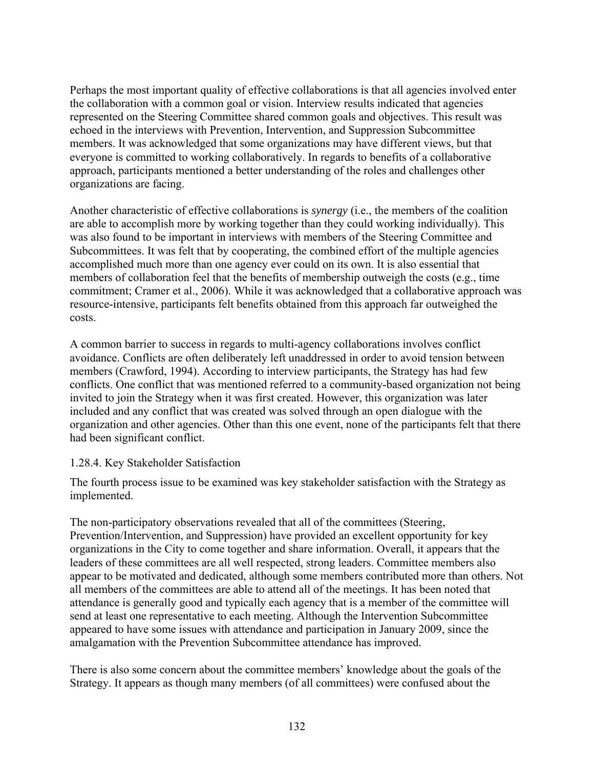Perhaps the most important quality of effective collaborations is that all agencies involved enter the collaboration with a common goal or vision. Interview results indicated that agencies represented on the Steering Committee shared common goals and objectives. This result was echoed in the interviews with Prevention, Intervention, and Suppression Subcommittee members. It was acknowledged that some organizations may have different views, but that everyone is committed to working collaboratively. In regards to benefits of a collaborative approach, participants mentioned a better understanding of the roles and challenges other organizations are facing.

Another characteristic of effective collaborations is *synergy* (i.e., the members of the coalition are able to accomplish more by working together than they could working individually). This was also found to be important in interviews with members of the Steering Committee and Subcommittees. It was felt that by cooperating, the combined effort of the multiple agencies accomplished much more than one agency ever could on its own. It is also essential that members of collaboration feel that the benefits of membership outweigh the costs (e.g., time commitment; Cramer et al., 2006). While it was acknowledged that a collaborative approach was resource-intensive, participants felt benefits obtained from this approach far outweighed the costs.

A common barrier to success in regards to multi-agency collaborations involves conflict avoidance. Conflicts are often deliberately left unaddressed in order to avoid tension between members (Crawford, 1994). According to interview participants, the Strategy has had few conflicts. One conflict that was mentioned referred to a community-based organization not being invited to join the Strategy when it was first created. However, this organization was later included and any conflict that was created was solved through an open dialogue with the organization and other agencies. Other than this one event, none of the participants felt that there had been significant conflict.

### 1.28.4. Key Stakeholder Satisfaction

The fourth process issue to be examined was key stakeholder satisfaction with the Strategy as implemented.

The non-participatory observations revealed that all of the committees (Steering, Prevention/Intervention, and Suppression) have provided an excellent opportunity for key organizations in the City to come together and share information. Overall, it appears that the leaders of these committees are all well respected, strong leaders. Committee members also appear to be motivated and dedicated, although some members contributed more than others. Not all members of the committees are able to attend all of the meetings. It has been noted that attendance is generally good and typically each agency that is a member of the committee will send at least one representative to each meeting. Although the Intervention Subcommittee appeared to have some issues with attendance and participation in January 2009, since the amalgamation with the Prevention Subcommittee attendance has improved.

There is also some concern about the committee members' knowledge about the goals of the Strategy. It appears as though many members (of all committees) were confused about the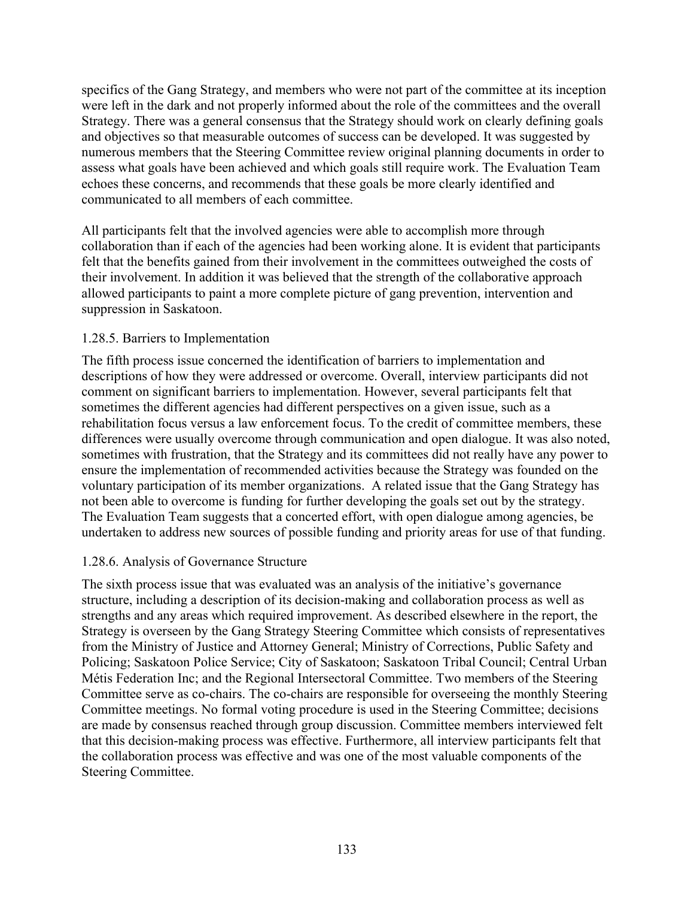specifics of the Gang Strategy, and members who were not part of the committee at its inception were left in the dark and not properly informed about the role of the committees and the overall Strategy. There was a general consensus that the Strategy should work on clearly defining goals and objectives so that measurable outcomes of success can be developed. It was suggested by numerous members that the Steering Committee review original planning documents in order to assess what goals have been achieved and which goals still require work. The Evaluation Team echoes these concerns, and recommends that these goals be more clearly identified and communicated to all members of each committee.

All participants felt that the involved agencies were able to accomplish more through collaboration than if each of the agencies had been working alone. It is evident that participants felt that the benefits gained from their involvement in the committees outweighed the costs of their involvement. In addition it was believed that the strength of the collaborative approach allowed participants to paint a more complete picture of gang prevention, intervention and suppression in Saskatoon.

### 1.28.5. Barriers to Implementation

The fifth process issue concerned the identification of barriers to implementation and descriptions of how they were addressed or overcome. Overall, interview participants did not comment on significant barriers to implementation. However, several participants felt that sometimes the different agencies had different perspectives on a given issue, such as a rehabilitation focus versus a law enforcement focus. To the credit of committee members, these differences were usually overcome through communication and open dialogue. It was also noted, sometimes with frustration, that the Strategy and its committees did not really have any power to ensure the implementation of recommended activities because the Strategy was founded on the voluntary participation of its member organizations. A related issue that the Gang Strategy has not been able to overcome is funding for further developing the goals set out by the strategy. The Evaluation Team suggests that a concerted effort, with open dialogue among agencies, be undertaken to address new sources of possible funding and priority areas for use of that funding.

### 1.28.6. Analysis of Governance Structure

The sixth process issue that was evaluated was an analysis of the initiative's governance structure, including a description of its decision-making and collaboration process as well as strengths and any areas which required improvement. As described elsewhere in the report, the Strategy is overseen by the Gang Strategy Steering Committee which consists of representatives from the Ministry of Justice and Attorney General; Ministry of Corrections, Public Safety and Policing; Saskatoon Police Service; City of Saskatoon; Saskatoon Tribal Council; Central Urban Métis Federation Inc; and the Regional Intersectoral Committee. Two members of the Steering Committee serve as co-chairs. The co-chairs are responsible for overseeing the monthly Steering Committee meetings. No formal voting procedure is used in the Steering Committee; decisions are made by consensus reached through group discussion. Committee members interviewed felt that this decision-making process was effective. Furthermore, all interview participants felt that the collaboration process was effective and was one of the most valuable components of the Steering Committee.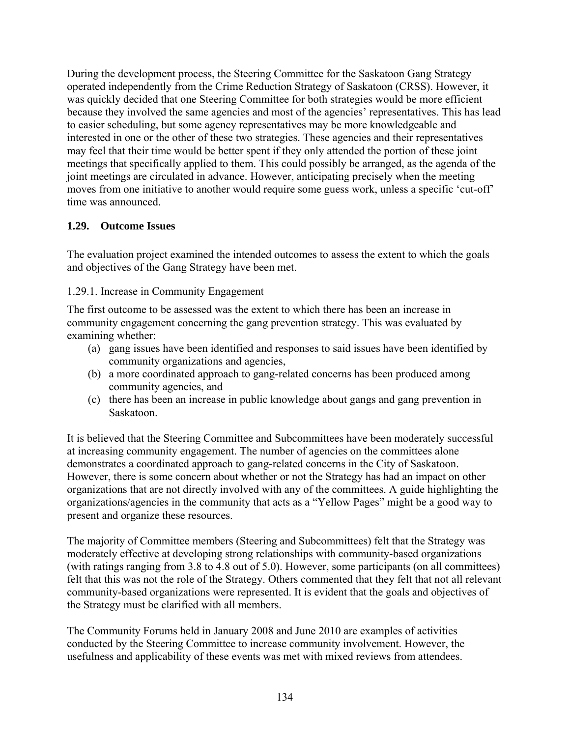During the development process, the Steering Committee for the Saskatoon Gang Strategy operated independently from the Crime Reduction Strategy of Saskatoon (CRSS). However, it was quickly decided that one Steering Committee for both strategies would be more efficient because they involved the same agencies and most of the agencies' representatives. This has lead to easier scheduling, but some agency representatives may be more knowledgeable and interested in one or the other of these two strategies. These agencies and their representatives may feel that their time would be better spent if they only attended the portion of these joint meetings that specifically applied to them. This could possibly be arranged, as the agenda of the joint meetings are circulated in advance. However, anticipating precisely when the meeting moves from one initiative to another would require some guess work, unless a specific 'cut-off' time was announced.

## 1.29. Outcome Issues

The evaluation project examined the intended outcomes to assess the extent to which the goals and objectives of the Gang Strategy have been met.

### 1.29.1. Increase in Community Engagement

The first outcome to be assessed was the extent to which there has been an increase in community engagement concerning the gang prevention strategy. This was evaluated by examining whether:

(a) gang issues have been identified and responses to said issues have been identified by community organizations and agencies,
(b) a more coordinated approach to gang-related concerns has been produced among community agencies, and
(c) there has been an increase in public knowledge about gangs and gang prevention in Saskatoon.

It is believed that the Steering Committee and Subcommittees have been moderately successful at increasing community engagement. The number of agencies on the committees alone demonstrates a coordinated approach to gang-related concerns in the City of Saskatoon. However, there is some concern about whether or not the Strategy has had an impact on other organizations that are not directly involved with any of the committees. A guide highlighting the organizations/agencies in the community that acts as a "Yellow Pages" might be a good way to present and organize these resources.

The majority of Committee members (Steering and Subcommittees) felt that the Strategy was moderately effective at developing strong relationships with community-based organizations (with ratings ranging from 3.8 to 4.8 out of 5.0). However, some participants (on all committees) felt that this was not the role of the Strategy. Others commented that they felt that not all relevant community-based organizations were represented. It is evident that the goals and objectives of the Strategy must be clarified with all members.

The Community Forums held in January 2008 and June 2010 are examples of activities conducted by the Steering Committee to increase community involvement. However, the usefulness and applicability of these events was met with mixed reviews from attendees.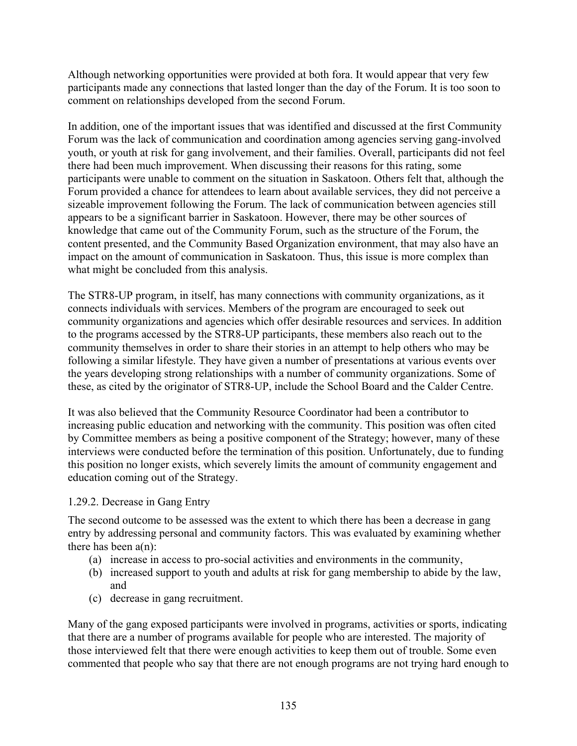Although networking opportunities were provided at both fora. It would appear that very few participants made any connections that lasted longer than the day of the Forum. It is too soon to comment on relationships developed from the second Forum.

In addition, one of the important issues that was identified and discussed at the first Community Forum was the lack of communication and coordination among agencies serving gang-involved youth, or youth at risk for gang involvement, and their families. Overall, participants did not feel there had been much improvement. When discussing their reasons for this rating, some participants were unable to comment on the situation in Saskatoon. Others felt that, although the Forum provided a chance for attendees to learn about available services, they did not perceive a sizeable improvement following the Forum. The lack of communication between agencies still appears to be a significant barrier in Saskatoon. However, there may be other sources of knowledge that came out of the Community Forum, such as the structure of the Forum, the content presented, and the Community Based Organization environment, that may also have an impact on the amount of communication in Saskatoon. Thus, this issue is more complex than what might be concluded from this analysis.

The STR8-UP program, in itself, has many connections with community organizations, as it connects individuals with services. Members of the program are encouraged to seek out community organizations and agencies which offer desirable resources and services. In addition to the programs accessed by the STR8-UP participants, these members also reach out to the community themselves in order to share their stories in an attempt to help others who may be following a similar lifestyle. They have given a number of presentations at various events over the years developing strong relationships with a number of community organizations. Some of these, as cited by the originator of STR8-UP, include the School Board and the Calder Centre.

It was also believed that the Community Resource Coordinator had been a contributor to increasing public education and networking with the community. This position was often cited by Committee members as being a positive component of the Strategy; however, many of these interviews were conducted before the termination of this position. Unfortunately, due to funding this position no longer exists, which severely limits the amount of community engagement and education coming out of the Strategy.

### 1.29.2. Decrease in Gang Entry

The second outcome to be assessed was the extent to which there has been a decrease in gang entry by addressing personal and community factors. This was evaluated by examining whether there has been a(n):

(a) increase in access to pro-social activities and environments in the community,
(b) increased support to youth and adults at risk for gang membership to abide by the law, and
(c) decrease in gang recruitment.

Many of the gang exposed participants were involved in programs, activities or sports, indicating that there are a number of programs available for people who are interested. The majority of those interviewed felt that there were enough activities to keep them out of trouble. Some even commented that people who say that there are not enough programs are not trying hard enough to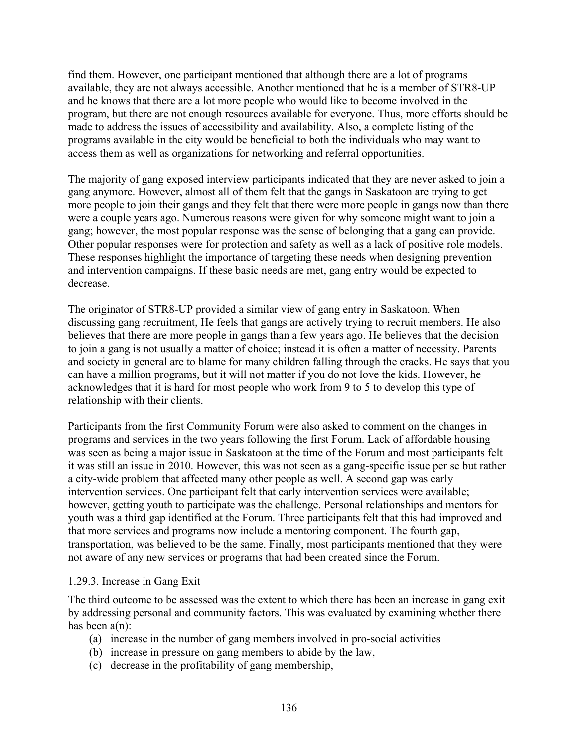find them. However, one participant mentioned that although there are a lot of programs available, they are not always accessible. Another mentioned that he is a member of STR8-UP and he knows that there are a lot more people who would like to become involved in the program, but there are not enough resources available for everyone. Thus, more efforts should be made to address the issues of accessibility and availability. Also, a complete listing of the programs available in the city would be beneficial to both the individuals who may want to access them as well as organizations for networking and referral opportunities.

The majority of gang exposed interview participants indicated that they are never asked to join a gang anymore. However, almost all of them felt that the gangs in Saskatoon are trying to get more people to join their gangs and they felt that there were more people in gangs now than there were a couple years ago. Numerous reasons were given for why someone might want to join a gang; however, the most popular response was the sense of belonging that a gang can provide. Other popular responses were for protection and safety as well as a lack of positive role models. These responses highlight the importance of targeting these needs when designing prevention and intervention campaigns. If these basic needs are met, gang entry would be expected to decrease.

The originator of STR8-UP provided a similar view of gang entry in Saskatoon. When discussing gang recruitment, He feels that gangs are actively trying to recruit members. He also believes that there are more people in gangs than a few years ago. He believes that the decision to join a gang is not usually a matter of choice; instead it is often a matter of necessity. Parents and society in general are to blame for many children falling through the cracks. He says that you can have a million programs, but it will not matter if you do not love the kids. However, he acknowledges that it is hard for most people who work from 9 to 5 to develop this type of relationship with their clients.

Participants from the first Community Forum were also asked to comment on the changes in programs and services in the two years following the first Forum. Lack of affordable housing was seen as being a major issue in Saskatoon at the time of the Forum and most participants felt it was still an issue in 2010. However, this was not seen as a gang-specific issue per se but rather a city-wide problem that affected many other people as well. A second gap was early intervention services. One participant felt that early intervention services were available; however, getting youth to participate was the challenge. Personal relationships and mentors for youth was a third gap identified at the Forum. Three participants felt that this had improved and that more services and programs now include a mentoring component. The fourth gap, transportation, was believed to be the same. Finally, most participants mentioned that they were not aware of any new services or programs that had been created since the Forum.

### 1.29.3. Increase in Gang Exit

The third outcome to be assessed was the extent to which there has been an increase in gang exit by addressing personal and community factors. This was evaluated by examining whether there has been a(n):

(a) increase in the number of gang members involved in pro-social activities
(b) increase in pressure on gang members to abide by the law,
(c) decrease in the profitability of gang membership,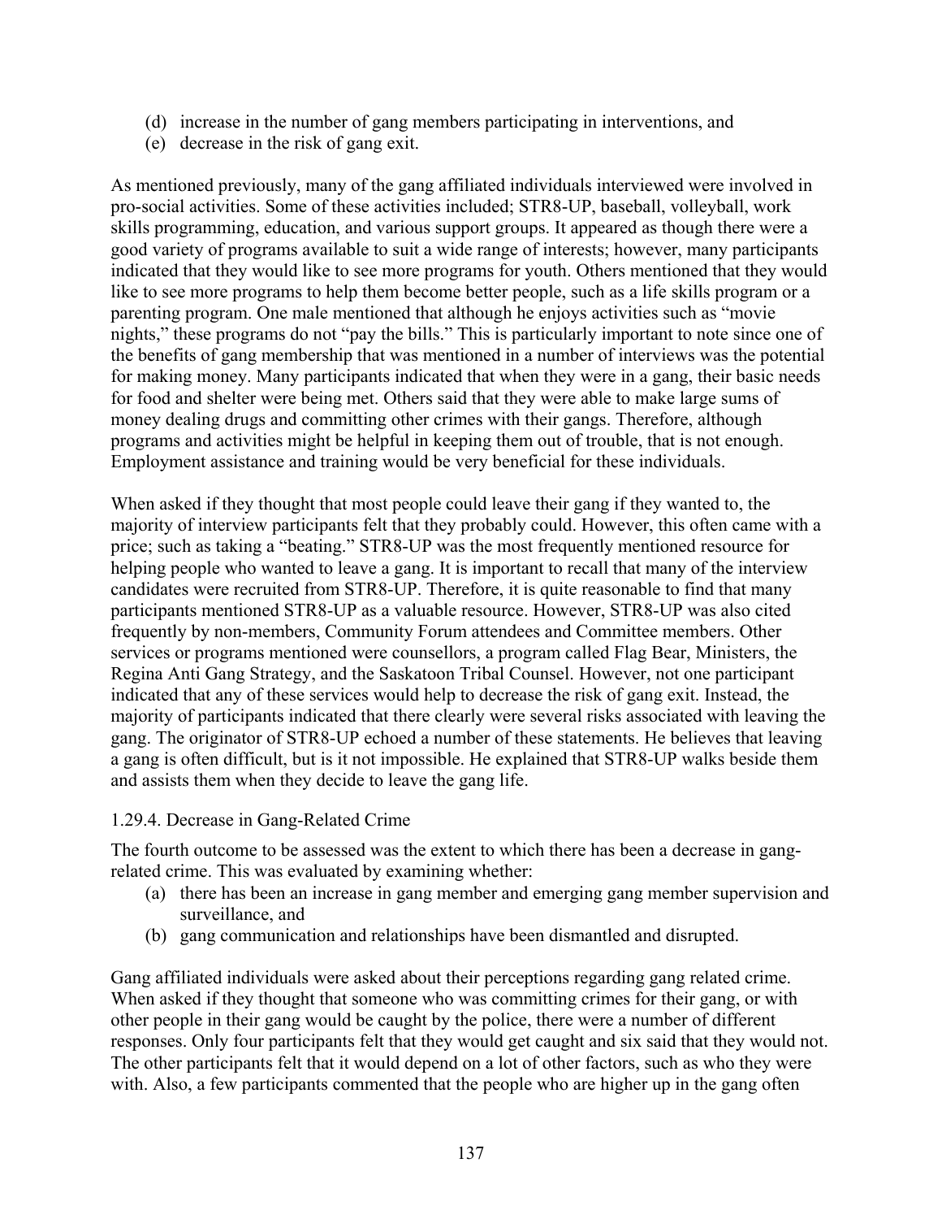(d) increase in the number of gang members participating in interventions, and
(e) decrease in the risk of gang exit.

As mentioned previously, many of the gang affiliated individuals interviewed were involved in pro-social activities. Some of these activities included; STR8-UP, baseball, volleyball, work skills programming, education, and various support groups. It appeared as though there were a good variety of programs available to suit a wide range of interests; however, many participants indicated that they would like to see more programs for youth. Others mentioned that they would like to see more programs to help them become better people, such as a life skills program or a parenting program. One male mentioned that although he enjoys activities such as "movie nights," these programs do not "pay the bills." This is particularly important to note since one of the benefits of gang membership that was mentioned in a number of interviews was the potential for making money. Many participants indicated that when they were in a gang, their basic needs for food and shelter were being met. Others said that they were able to make large sums of money dealing drugs and committing other crimes with their gangs. Therefore, although programs and activities might be helpful in keeping them out of trouble, that is not enough. Employment assistance and training would be very beneficial for these individuals.

When asked if they thought that most people could leave their gang if they wanted to, the majority of interview participants felt that they probably could. However, this often came with a price; such as taking a "beating." STR8-UP was the most frequently mentioned resource for helping people who wanted to leave a gang. It is important to recall that many of the interview candidates were recruited from STR8-UP. Therefore, it is quite reasonable to find that many participants mentioned STR8-UP as a valuable resource. However, STR8-UP was also cited frequently by non-members, Community Forum attendees and Committee members. Other services or programs mentioned were counsellors, a program called Flag Bear, Ministers, the Regina Anti Gang Strategy, and the Saskatoon Tribal Counsel. However, not one participant indicated that any of these services would help to decrease the risk of gang exit. Instead, the majority of participants indicated that there clearly were several risks associated with leaving the gang. The originator of STR8-UP echoed a number of these statements. He believes that leaving a gang is often difficult, but is it not impossible. He explained that STR8-UP walks beside them and assists them when they decide to leave the gang life.

### 1.29.4. Decrease in Gang-Related Crime

The fourth outcome to be assessed was the extent to which there has been a decrease in gang-related crime. This was evaluated by examining whether:

(a) there has been an increase in gang member and emerging gang member supervision and surveillance, and
(b) gang communication and relationships have been dismantled and disrupted.

Gang affiliated individuals were asked about their perceptions regarding gang related crime. When asked if they thought that someone who was committing crimes for their gang, or with other people in their gang would be caught by the police, there were a number of different responses. Only four participants felt that they would get caught and six said that they would not. The other participants felt that it would depend on a lot of other factors, such as who they were with. Also, a few participants commented that the people who are higher up in the gang often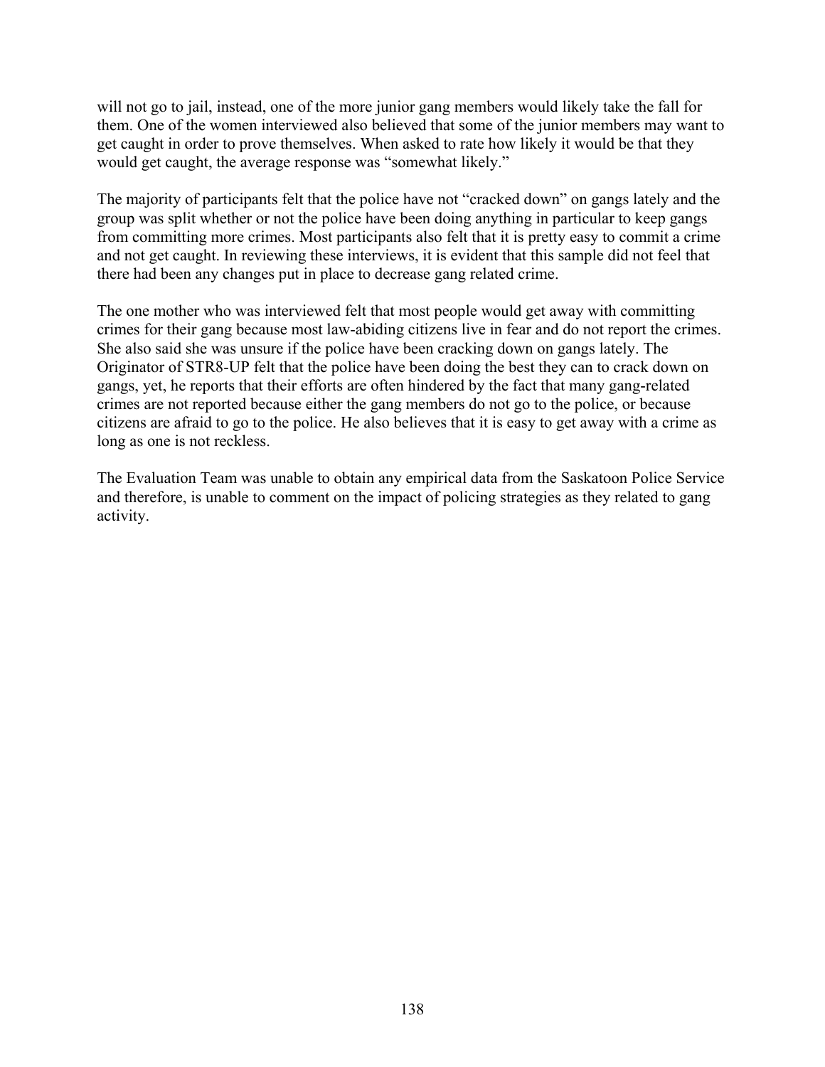will not go to jail, instead, one of the more junior gang members would likely take the fall for them. One of the women interviewed also believed that some of the junior members may want to get caught in order to prove themselves. When asked to rate how likely it would be that they would get caught, the average response was "somewhat likely."

The majority of participants felt that the police have not "cracked down" on gangs lately and the group was split whether or not the police have been doing anything in particular to keep gangs from committing more crimes. Most participants also felt that it is pretty easy to commit a crime and not get caught. In reviewing these interviews, it is evident that this sample did not feel that there had been any changes put in place to decrease gang related crime.

The one mother who was interviewed felt that most people would get away with committing crimes for their gang because most law-abiding citizens live in fear and do not report the crimes. She also said she was unsure if the police have been cracking down on gangs lately. The Originator of STR8-UP felt that the police have been doing the best they can to crack down on gangs, yet, he reports that their efforts are often hindered by the fact that many gang-related crimes are not reported because either the gang members do not go to the police, or because citizens are afraid to go to the police. He also believes that it is easy to get away with a crime as long as one is not reckless.

The Evaluation Team was unable to obtain any empirical data from the Saskatoon Police Service and therefore, is unable to comment on the impact of policing strategies as they related to gang activity.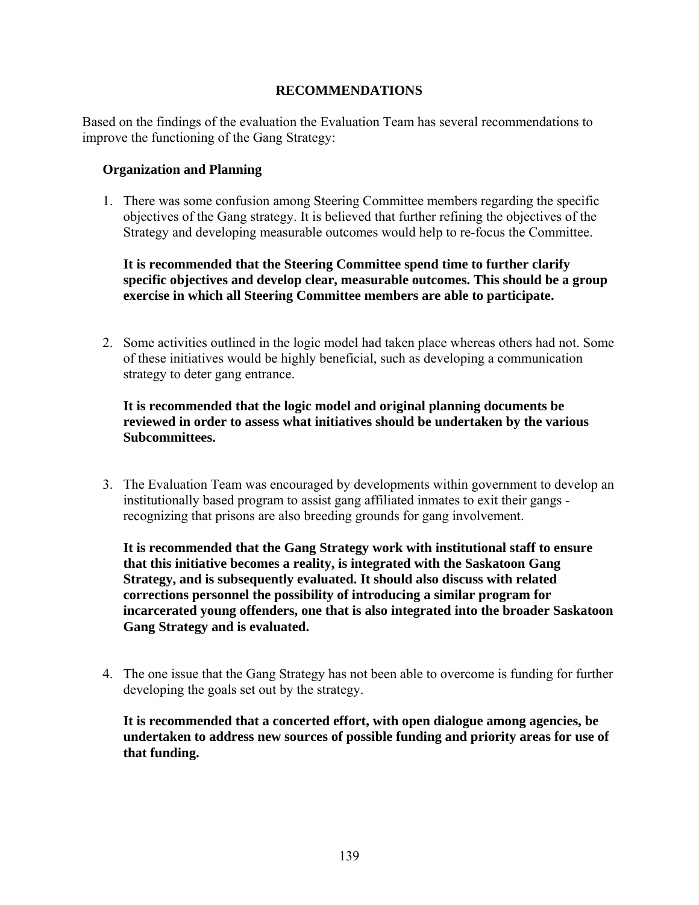# RECOMMENDATIONS

Based on the findings of the evaluation the Evaluation Team has several recommendations to improve the functioning of the Gang Strategy:

## Organization and Planning

1. There was some confusion among Steering Committee members regarding the specific objectives of the Gang strategy. It is believed that further refining the objectives of the Strategy and developing measurable outcomes would help to re-focus the Committee.

   **It is recommended that the Steering Committee spend time to further clarify specific objectives and develop clear, measurable outcomes. This should be a group exercise in which all Steering Committee members are able to participate.**

2. Some activities outlined in the logic model had taken place whereas others had not. Some of these initiatives would be highly beneficial, such as developing a communication strategy to deter gang entrance.

   **It is recommended that the logic model and original planning documents be reviewed in order to assess what initiatives should be undertaken by the various Subcommittees.**

3. The Evaluation Team was encouraged by developments within government to develop an institutionally based program to assist gang affiliated inmates to exit their gangs - recognizing that prisons are also breeding grounds for gang involvement.

   **It is recommended that the Gang Strategy work with institutional staff to ensure that this initiative becomes a reality, is integrated with the Saskatoon Gang Strategy, and is subsequently evaluated. It should also discuss with related corrections personnel the possibility of introducing a similar program for incarcerated young offenders, one that is also integrated into the broader Saskatoon Gang Strategy and is evaluated.**

4. The one issue that the Gang Strategy has not been able to overcome is funding for further developing the goals set out by the strategy.

   **It is recommended that a concerted effort, with open dialogue among agencies, be undertaken to address new sources of possible funding and priority areas for use of that funding.**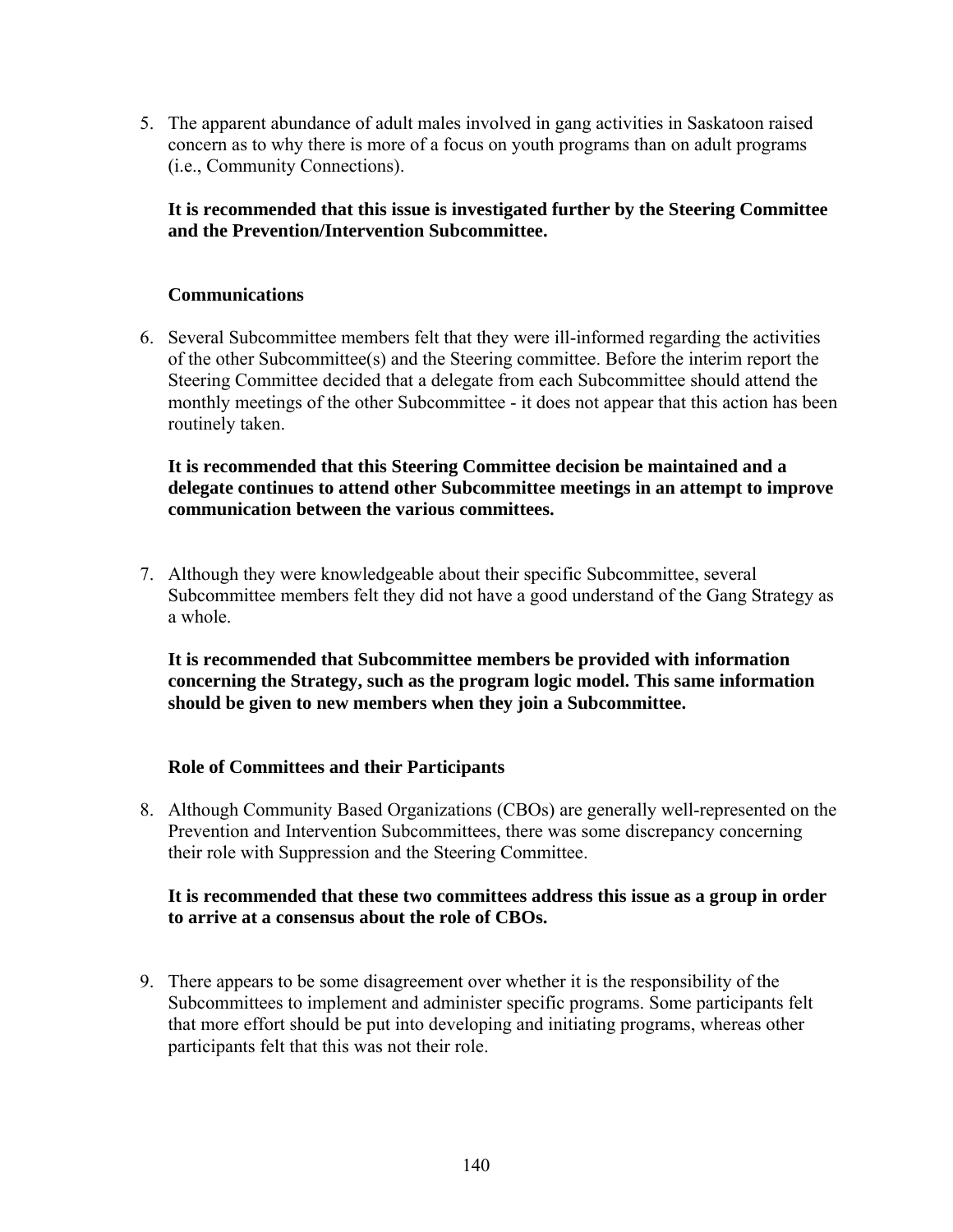5. The apparent abundance of adult males involved in gang activities in Saskatoon raised concern as to why there is more of a focus on youth programs than on adult programs (i.e., Community Connections).

   **It is recommended that this issue is investigated further by the Steering Committee and the Prevention/Intervention Subcommittee.**

**Communications**

6. Several Subcommittee members felt that they were ill-informed regarding the activities of the other Subcommittee(s) and the Steering committee. Before the interim report the Steering Committee decided that a delegate from each Subcommittee should attend the monthly meetings of the other Subcommittee - it does not appear that this action has been routinely taken.

   **It is recommended that this Steering Committee decision be maintained and a delegate continues to attend other Subcommittee meetings in an attempt to improve communication between the various committees.**

7. Although they were knowledgeable about their specific Subcommittee, several Subcommittee members felt they did not have a good understand of the Gang Strategy as a whole.

   **It is recommended that Subcommittee members be provided with information concerning the Strategy, such as the program logic model. This same information should be given to new members when they join a Subcommittee.**

**Role of Committees and their Participants**

8. Although Community Based Organizations (CBOs) are generally well-represented on the Prevention and Intervention Subcommittees, there was some discrepancy concerning their role with Suppression and the Steering Committee.

   **It is recommended that these two committees address this issue as a group in order to arrive at a consensus about the role of CBOs.**

9. There appears to be some disagreement over whether it is the responsibility of the Subcommittees to implement and administer specific programs. Some participants felt that more effort should be put into developing and initiating programs, whereas other participants felt that this was not their role.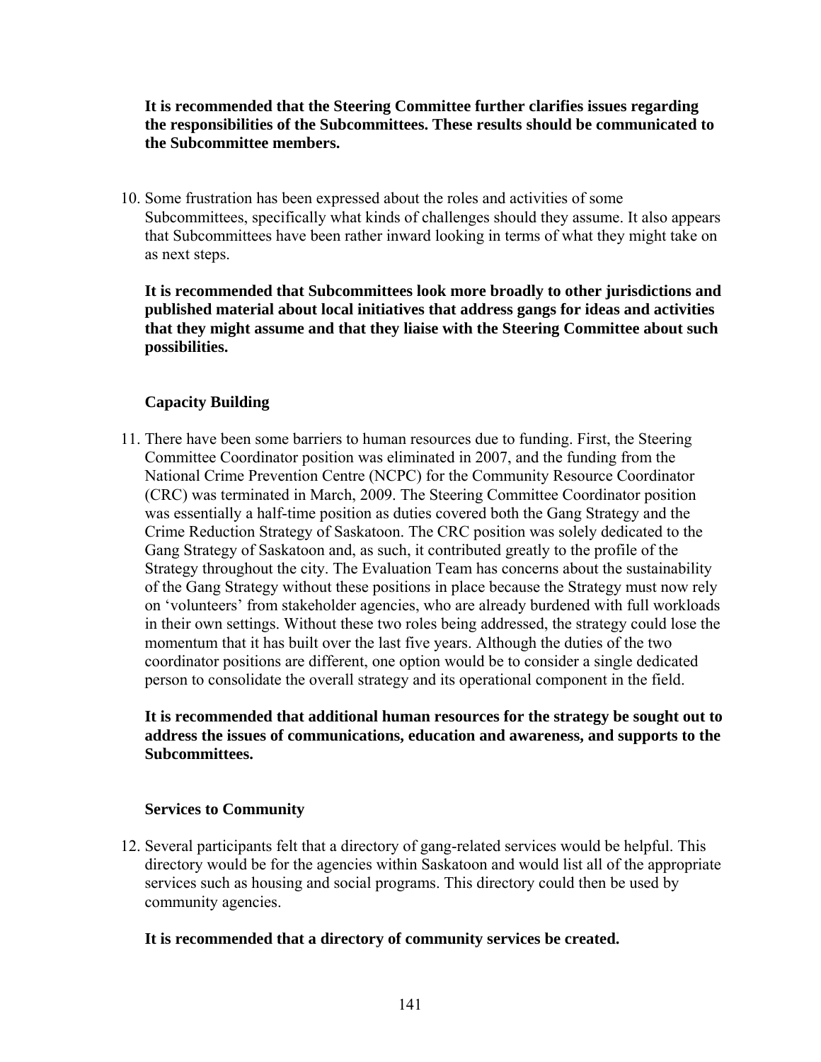**It is recommended that the Steering Committee further clarifies issues regarding the responsibilities of the Subcommittees. These results should be communicated to the Subcommittee members.**

10. Some frustration has been expressed about the roles and activities of some Subcommittees, specifically what kinds of challenges should they assume. It also appears that Subcommittees have been rather inward looking in terms of what they might take on as next steps.

**It is recommended that Subcommittees look more broadly to other jurisdictions and published material about local initiatives that address gangs for ideas and activities that they might assume and that they liaise with the Steering Committee about such possibilities.**

**Capacity Building**

11. There have been some barriers to human resources due to funding. First, the Steering Committee Coordinator position was eliminated in 2007, and the funding from the National Crime Prevention Centre (NCPC) for the Community Resource Coordinator (CRC) was terminated in March, 2009. The Steering Committee Coordinator position was essentially a half-time position as duties covered both the Gang Strategy and the Crime Reduction Strategy of Saskatoon. The CRC position was solely dedicated to the Gang Strategy of Saskatoon and, as such, it contributed greatly to the profile of the Strategy throughout the city. The Evaluation Team has concerns about the sustainability of the Gang Strategy without these positions in place because the Strategy must now rely on 'volunteers' from stakeholder agencies, who are already burdened with full workloads in their own settings. Without these two roles being addressed, the strategy could lose the momentum that it has built over the last five years. Although the duties of the two coordinator positions are different, one option would be to consider a single dedicated person to consolidate the overall strategy and its operational component in the field.

**It is recommended that additional human resources for the strategy be sought out to address the issues of communications, education and awareness, and supports to the Subcommittees.**

**Services to Community**

12. Several participants felt that a directory of gang-related services would be helpful. This directory would be for the agencies within Saskatoon and would list all of the appropriate services such as housing and social programs. This directory could then be used by community agencies.

**It is recommended that a directory of community services be created.**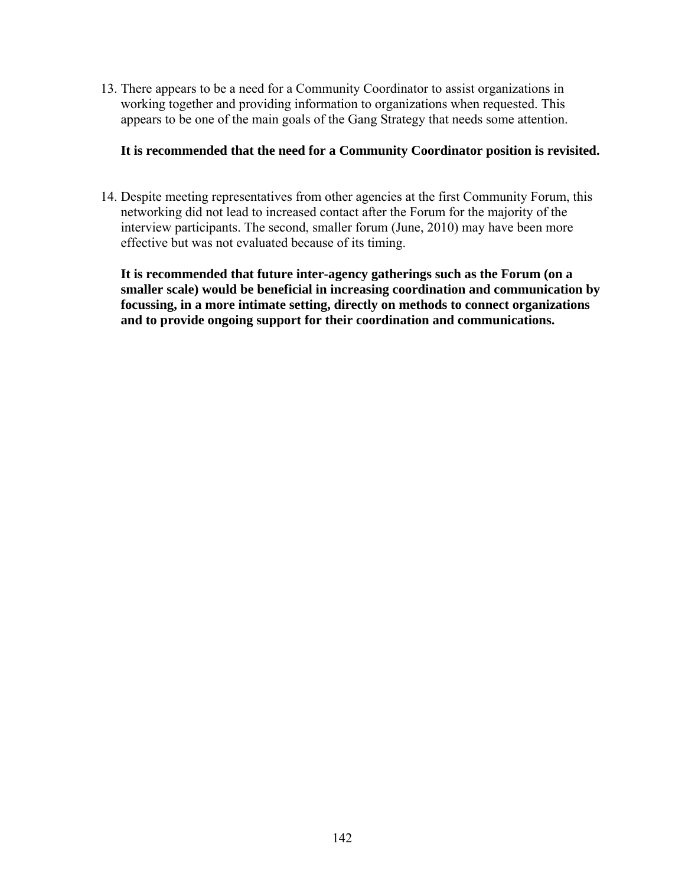13. There appears to be a need for a Community Coordinator to assist organizations in working together and providing information to organizations when requested. This appears to be one of the main goals of the Gang Strategy that needs some attention.

    **It is recommended that the need for a Community Coordinator position is revisited.**

14. Despite meeting representatives from other agencies at the first Community Forum, this networking did not lead to increased contact after the Forum for the majority of the interview participants. The second, smaller forum (June, 2010) may have been more effective but was not evaluated because of its timing.

    **It is recommended that future inter-agency gatherings such as the Forum (on a smaller scale) would be beneficial in increasing coordination and communication by focussing, in a more intimate setting, directly on methods to connect organizations and to provide ongoing support for their coordination and communications.**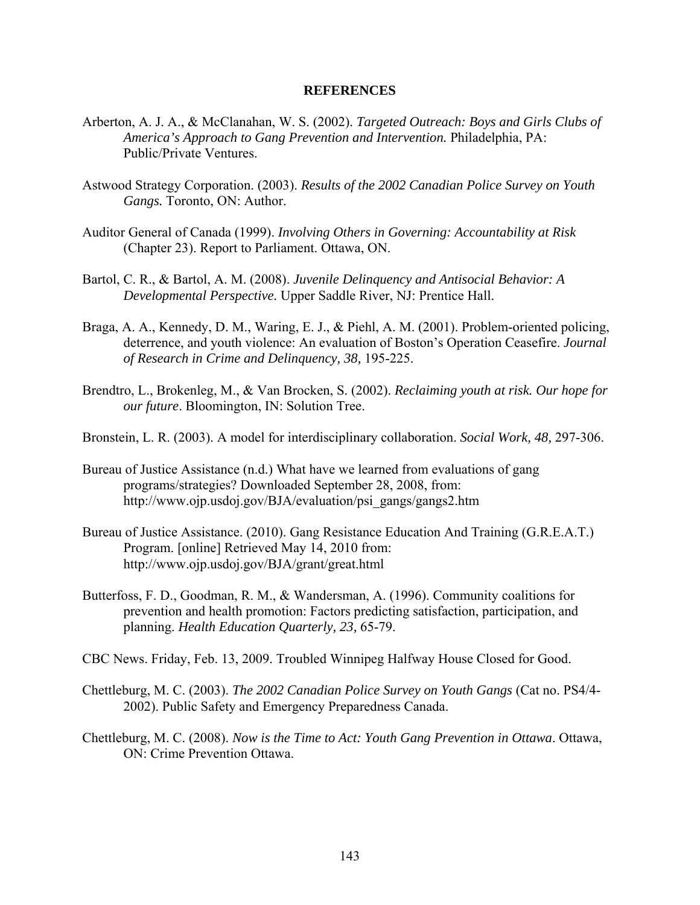# REFERENCES

Arberton, A. J. A., & McClanahan, W. S. (2002). *Targeted Outreach: Boys and Girls Clubs of America's Approach to Gang Prevention and Intervention.* Philadelphia, PA: Public/Private Ventures.

Astwood Strategy Corporation. (2003). *Results of the 2002 Canadian Police Survey on Youth Gangs.* Toronto, ON: Author.

Auditor General of Canada (1999). *Involving Others in Governing: Accountability at Risk* (Chapter 23). Report to Parliament. Ottawa, ON.

Bartol, C. R., & Bartol, A. M. (2008). *Juvenile Delinquency and Antisocial Behavior: A Developmental Perspective.* Upper Saddle River, NJ: Prentice Hall.

Braga, A. A., Kennedy, D. M., Waring, E. J., & Piehl, A. M. (2001). Problem-oriented policing, deterrence, and youth violence: An evaluation of Boston's Operation Ceasefire. *Journal of Research in Crime and Delinquency, 38,* 195-225.

Brendtro, L., Brokenleg, M., & Van Brocken, S. (2002). *Reclaiming youth at risk. Our hope for our future*. Bloomington, IN: Solution Tree.

Bronstein, L. R. (2003). A model for interdisciplinary collaboration. *Social Work, 48,* 297-306.

Bureau of Justice Assistance (n.d.) What have we learned from evaluations of gang programs/strategies? Downloaded September 28, 2008, from: http://www.ojp.usdoj.gov/BJA/evaluation/psi_gangs/gangs2.htm

Bureau of Justice Assistance. (2010). Gang Resistance Education And Training (G.R.E.A.T.) Program. [online] Retrieved May 14, 2010 from: http://www.ojp.usdoj.gov/BJA/grant/great.html

Butterfoss, F. D., Goodman, R. M., & Wandersman, A. (1996). Community coalitions for prevention and health promotion: Factors predicting satisfaction, participation, and planning. *Health Education Quarterly, 23,* 65-79.

CBC News. Friday, Feb. 13, 2009. Troubled Winnipeg Halfway House Closed for Good.

Chettleburg, M. C. (2003). *The 2002 Canadian Police Survey on Youth Gangs* (Cat no. PS4/4-2002). Public Safety and Emergency Preparedness Canada.

Chettleburg, M. C. (2008). *Now is the Time to Act: Youth Gang Prevention in Ottawa*. Ottawa, ON: Crime Prevention Ottawa.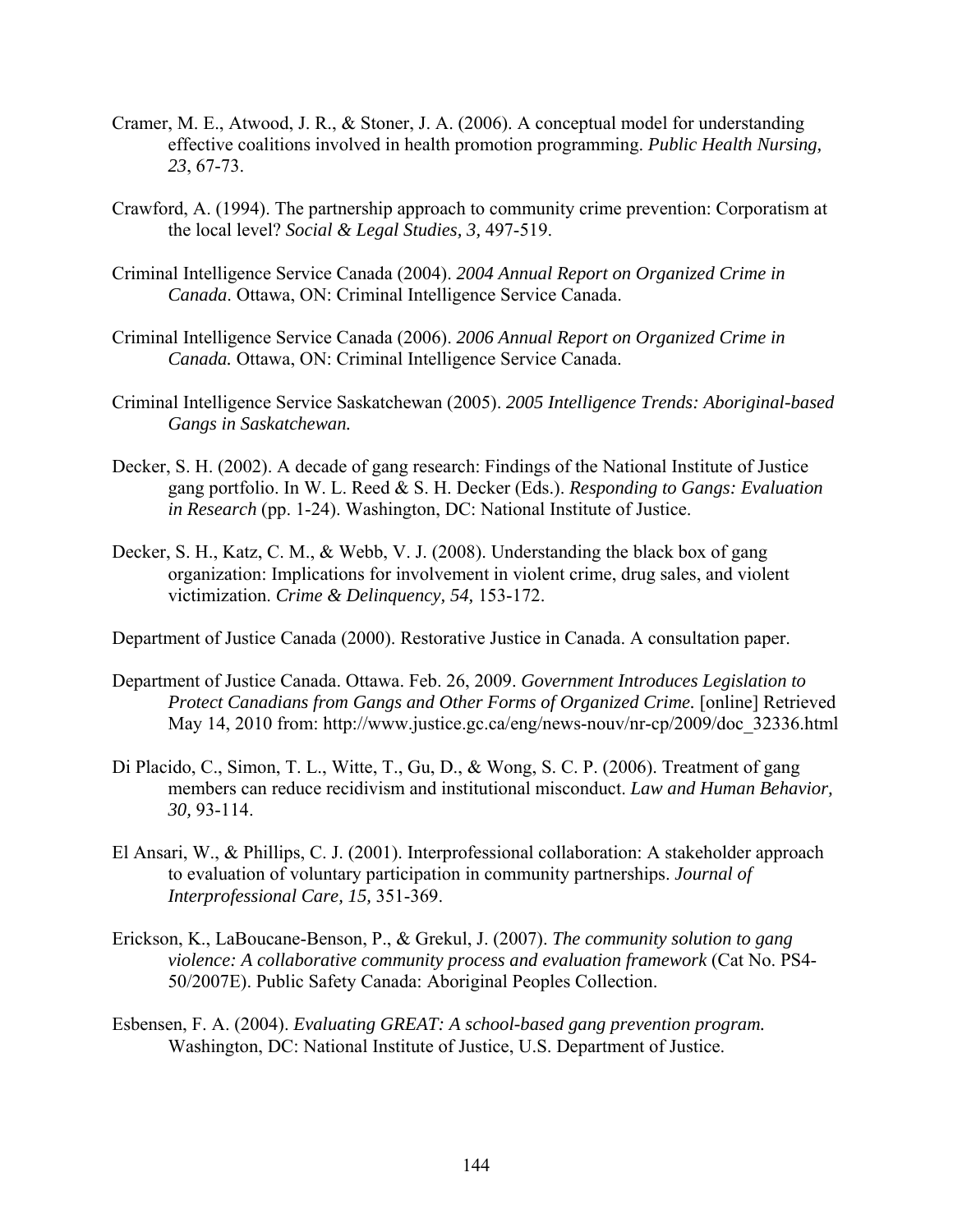Cramer, M. E., Atwood, J. R., & Stoner, J. A. (2006). A conceptual model for understanding effective coalitions involved in health promotion programming. *Public Health Nursing, 23*, 67-73.

Crawford, A. (1994). The partnership approach to community crime prevention: Corporatism at the local level? *Social & Legal Studies, 3,* 497-519.

Criminal Intelligence Service Canada (2004). *2004 Annual Report on Organized Crime in Canada*. Ottawa, ON: Criminal Intelligence Service Canada.

Criminal Intelligence Service Canada (2006). *2006 Annual Report on Organized Crime in Canada.* Ottawa, ON: Criminal Intelligence Service Canada.

Criminal Intelligence Service Saskatchewan (2005). *2005 Intelligence Trends: Aboriginal-based Gangs in Saskatchewan.*

Decker, S. H. (2002). A decade of gang research: Findings of the National Institute of Justice gang portfolio. In W. L. Reed & S. H. Decker (Eds.). *Responding to Gangs: Evaluation in Research* (pp. 1-24). Washington, DC: National Institute of Justice.

Decker, S. H., Katz, C. M., & Webb, V. J. (2008). Understanding the black box of gang organization: Implications for involvement in violent crime, drug sales, and violent victimization. *Crime & Delinquency, 54,* 153-172.

Department of Justice Canada (2000). Restorative Justice in Canada. A consultation paper.

Department of Justice Canada. Ottawa. Feb. 26, 2009. *Government Introduces Legislation to Protect Canadians from Gangs and Other Forms of Organized Crime.* [online] Retrieved May 14, 2010 from: http://www.justice.gc.ca/eng/news-nouv/nr-cp/2009/doc_32336.html

Di Placido, C., Simon, T. L., Witte, T., Gu, D., & Wong, S. C. P. (2006). Treatment of gang members can reduce recidivism and institutional misconduct. *Law and Human Behavior, 30,* 93-114.

El Ansari, W., & Phillips, C. J. (2001). Interprofessional collaboration: A stakeholder approach to evaluation of voluntary participation in community partnerships. *Journal of Interprofessional Care, 15,* 351-369.

Erickson, K., LaBoucane-Benson, P., & Grekul, J. (2007). *The community solution to gang violence: A collaborative community process and evaluation framework* (Cat No. PS4-50/2007E). Public Safety Canada: Aboriginal Peoples Collection.

Esbensen, F. A. (2004). *Evaluating GREAT: A school-based gang prevention program.* Washington, DC: National Institute of Justice, U.S. Department of Justice.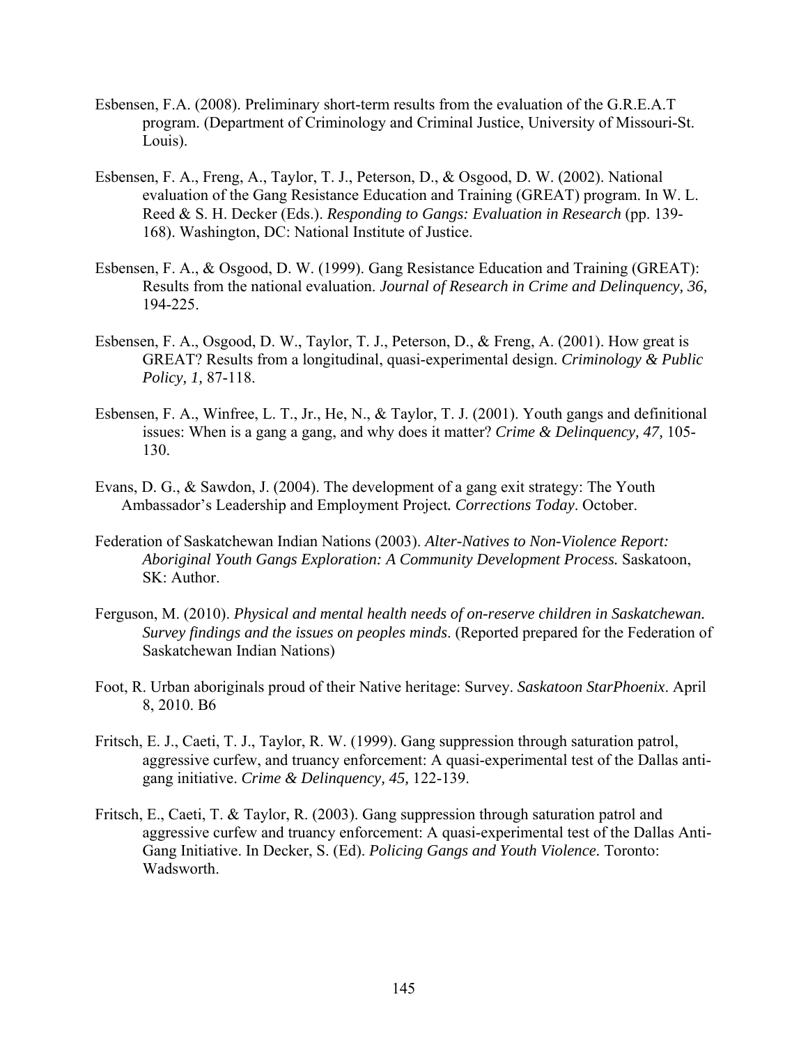Esbensen, F.A. (2008). Preliminary short-term results from the evaluation of the G.R.E.A.T program. (Department of Criminology and Criminal Justice, University of Missouri-St. Louis).

Esbensen, F. A., Freng, A., Taylor, T. J., Peterson, D., & Osgood, D. W. (2002). National evaluation of the Gang Resistance Education and Training (GREAT) program. In W. L. Reed & S. H. Decker (Eds.). *Responding to Gangs: Evaluation in Research* (pp. 139-168). Washington, DC: National Institute of Justice.

Esbensen, F. A., & Osgood, D. W. (1999). Gang Resistance Education and Training (GREAT): Results from the national evaluation. *Journal of Research in Crime and Delinquency, 36,* 194-225.

Esbensen, F. A., Osgood, D. W., Taylor, T. J., Peterson, D., & Freng, A. (2001). How great is GREAT? Results from a longitudinal, quasi-experimental design. *Criminology & Public Policy, 1,* 87-118.

Esbensen, F. A., Winfree, L. T., Jr., He, N., & Taylor, T. J. (2001). Youth gangs and definitional issues: When is a gang a gang, and why does it matter? *Crime & Delinquency, 47,* 105-130.

Evans, D. G., & Sawdon, J. (2004). The development of a gang exit strategy: The Youth Ambassador's Leadership and Employment Project*. Corrections Today*. October.

Federation of Saskatchewan Indian Nations (2003). *Alter-Natives to Non-Violence Report: Aboriginal Youth Gangs Exploration: A Community Development Process.* Saskatoon, SK: Author.

Ferguson, M. (2010). *Physical and mental health needs of on-reserve children in Saskatchewan. Survey findings and the issues on peoples minds*. (Reported prepared for the Federation of Saskatchewan Indian Nations)

Foot, R. Urban aboriginals proud of their Native heritage: Survey. *Saskatoon StarPhoenix*. April 8, 2010. B6

Fritsch, E. J., Caeti, T. J., Taylor, R. W. (1999). Gang suppression through saturation patrol, aggressive curfew, and truancy enforcement: A quasi-experimental test of the Dallas anti-gang initiative. *Crime & Delinquency, 45,* 122-139.

Fritsch, E., Caeti, T. & Taylor, R. (2003). Gang suppression through saturation patrol and aggressive curfew and truancy enforcement: A quasi-experimental test of the Dallas Anti-Gang Initiative. In Decker, S. (Ed). *Policing Gangs and Youth Violence.* Toronto: Wadsworth.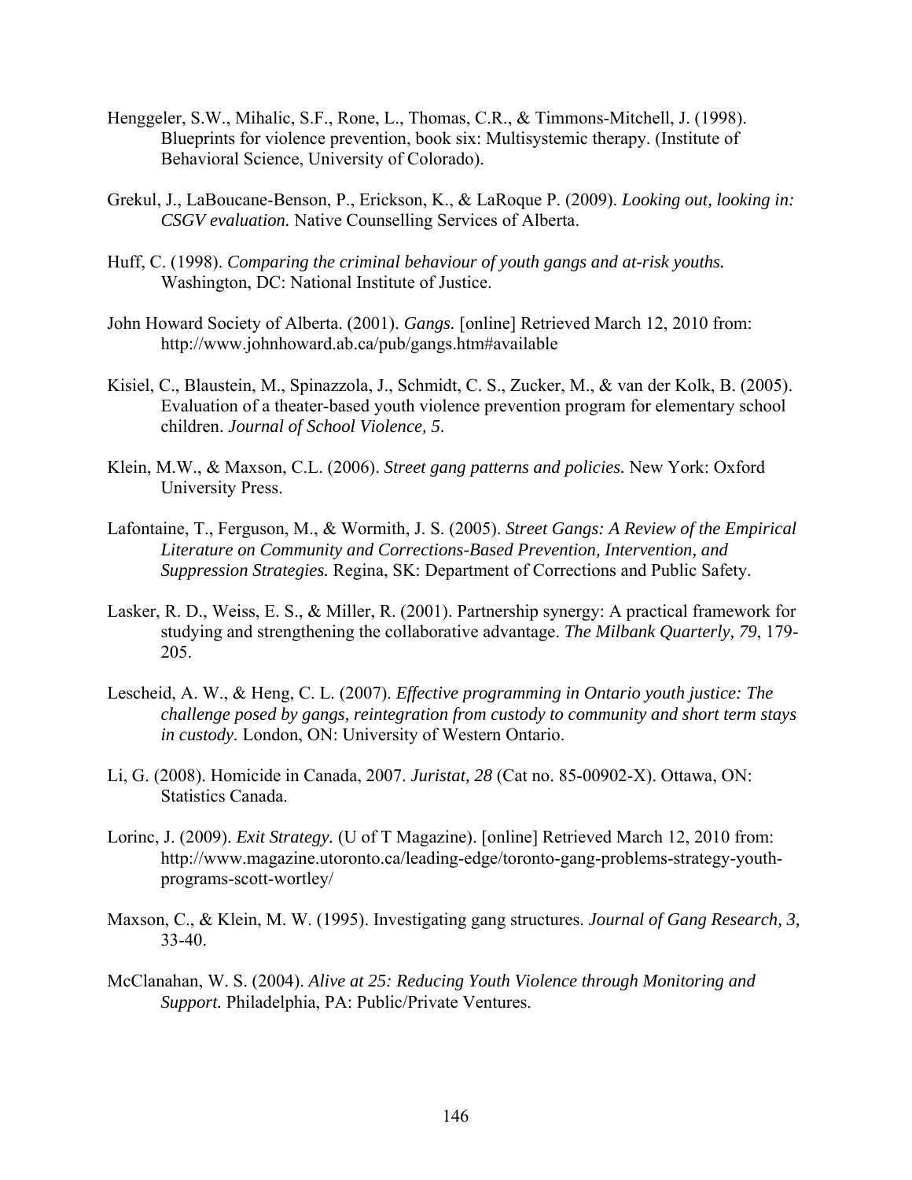Henggeler, S.W., Mihalic, S.F., Rone, L., Thomas, C.R., & Timmons-Mitchell, J. (1998). Blueprints for violence prevention, book six: Multisystemic therapy. (Institute of Behavioral Science, University of Colorado).

Grekul, J., LaBoucane-Benson, P., Erickson, K., & LaRoque P. (2009). *Looking out, looking in: CSGV evaluation.* Native Counselling Services of Alberta.

Huff, C. (1998). *Comparing the criminal behaviour of youth gangs and at-risk youths.* Washington, DC: National Institute of Justice.

John Howard Society of Alberta. (2001). *Gangs.* [online] Retrieved March 12, 2010 from: http://www.johnhoward.ab.ca/pub/gangs.htm#available

Kisiel, C., Blaustein, M., Spinazzola, J., Schmidt, C. S., Zucker, M., & van der Kolk, B. (2005). Evaluation of a theater-based youth violence prevention program for elementary school children. *Journal of School Violence, 5*.

Klein, M.W., & Maxson, C.L. (2006). *Street gang patterns and policies.* New York: Oxford University Press.

Lafontaine, T., Ferguson, M., & Wormith, J. S. (2005). *Street Gangs: A Review of the Empirical Literature on Community and Corrections-Based Prevention, Intervention, and Suppression Strategies.* Regina, SK: Department of Corrections and Public Safety.

Lasker, R. D., Weiss, E. S., & Miller, R. (2001). Partnership synergy: A practical framework for studying and strengthening the collaborative advantage. *The Milbank Quarterly, 79*, 179-205.

Lescheid, A. W., & Heng, C. L. (2007). *Effective programming in Ontario youth justice: The challenge posed by gangs, reintegration from custody to community and short term stays in custody.* London, ON: University of Western Ontario.

Li, G. (2008). Homicide in Canada, 2007. *Juristat, 28* (Cat no. 85-00902-X). Ottawa, ON: Statistics Canada.

Lorinc, J. (2009). *Exit Strategy.* (U of T Magazine). [online] Retrieved March 12, 2010 from: http://www.magazine.utoronto.ca/leading-edge/toronto-gang-problems-strategy-youth-programs-scott-wortley/

Maxson, C., & Klein, M. W. (1995). Investigating gang structures. *Journal of Gang Research, 3,* 33-40.

McClanahan, W. S. (2004). *Alive at 25: Reducing Youth Violence through Monitoring and Support.* Philadelphia, PA: Public/Private Ventures.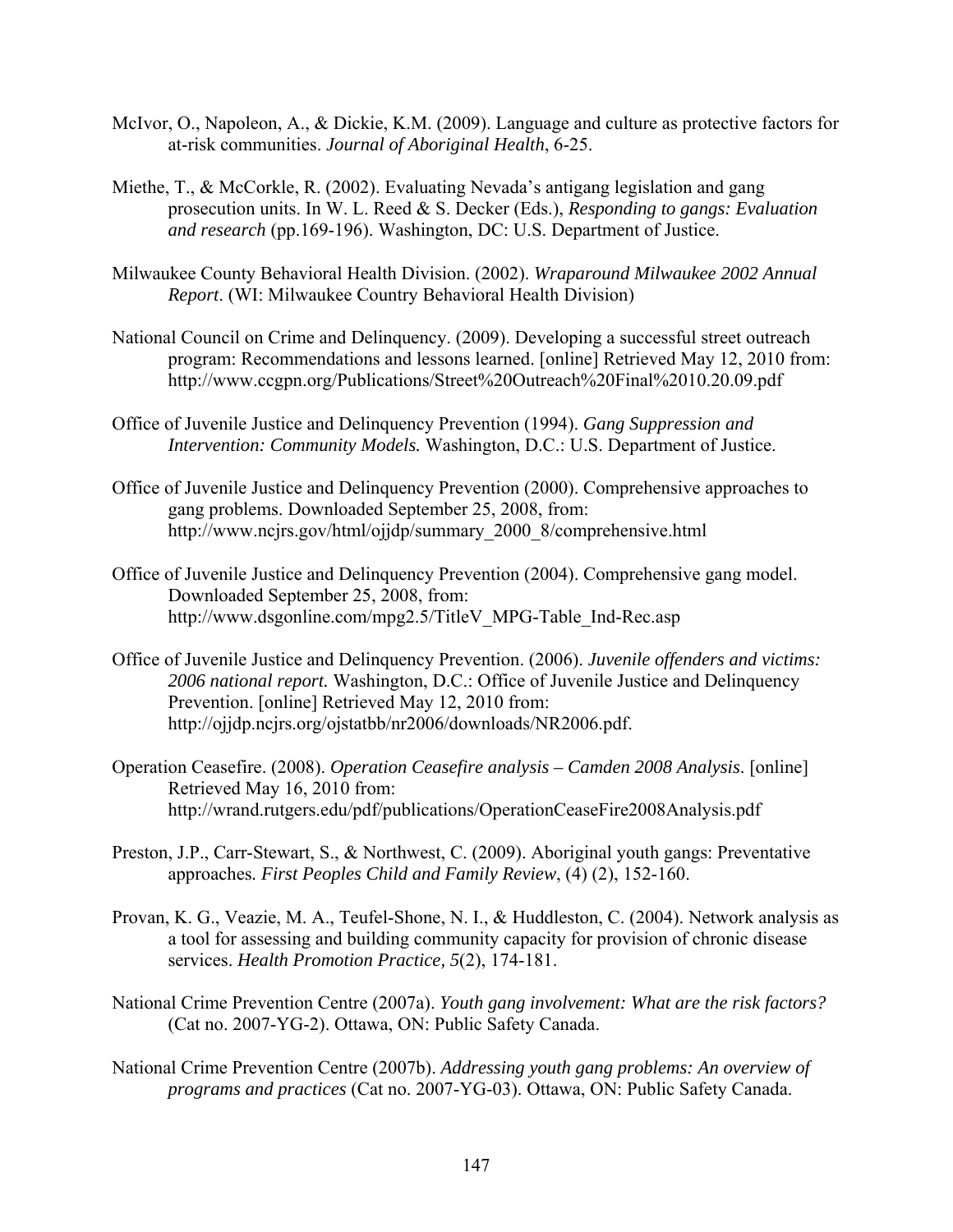McIvor, O., Napoleon, A., & Dickie, K.M. (2009). Language and culture as protective factors for at-risk communities. *Journal of Aboriginal Health*, 6-25.

Miethe, T., & McCorkle, R. (2002). Evaluating Nevada's antigang legislation and gang prosecution units. In W. L. Reed & S. Decker (Eds.), *Responding to gangs: Evaluation and research* (pp.169-196). Washington, DC: U.S. Department of Justice.

Milwaukee County Behavioral Health Division. (2002). *Wraparound Milwaukee 2002 Annual Report*. (WI: Milwaukee Country Behavioral Health Division)

National Council on Crime and Delinquency. (2009). Developing a successful street outreach program: Recommendations and lessons learned. [online] Retrieved May 12, 2010 from: http://www.ccgpn.org/Publications/Street%20Outreach%20Final%2010.20.09.pdf

Office of Juvenile Justice and Delinquency Prevention (1994). *Gang Suppression and Intervention: Community Models.* Washington, D.C.: U.S. Department of Justice.

Office of Juvenile Justice and Delinquency Prevention (2000). Comprehensive approaches to gang problems. Downloaded September 25, 2008, from: http://www.ncjrs.gov/html/ojjdp/summary_2000_8/comprehensive.html

Office of Juvenile Justice and Delinquency Prevention (2004). Comprehensive gang model. Downloaded September 25, 2008, from: http://www.dsgonline.com/mpg2.5/TitleV_MPG-Table_Ind-Rec.asp

Office of Juvenile Justice and Delinquency Prevention. (2006). *Juvenile offenders and victims: 2006 national report.* Washington, D.C.: Office of Juvenile Justice and Delinquency Prevention. [online] Retrieved May 12, 2010 from: http://ojjdp.ncjrs.org/ojstatbb/nr2006/downloads/NR2006.pdf.

Operation Ceasefire. (2008). *Operation Ceasefire analysis – Camden 2008 Analysis*. [online] Retrieved May 16, 2010 from: http://wrand.rutgers.edu/pdf/publications/OperationCeaseFire2008Analysis.pdf

Preston, J.P., Carr-Stewart, S., & Northwest, C. (2009). Aboriginal youth gangs: Preventative approaches*. First Peoples Child and Family Review*, (4) (2), 152-160.

Provan, K. G., Veazie, M. A., Teufel-Shone, N. I., & Huddleston, C. (2004). Network analysis as a tool for assessing and building community capacity for provision of chronic disease services. *Health Promotion Practice, 5*(2), 174-181.

National Crime Prevention Centre (2007a). *Youth gang involvement: What are the risk factors?* (Cat no. 2007-YG-2). Ottawa, ON: Public Safety Canada.

National Crime Prevention Centre (2007b). *Addressing youth gang problems: An overview of programs and practices* (Cat no. 2007-YG-03). Ottawa, ON: Public Safety Canada.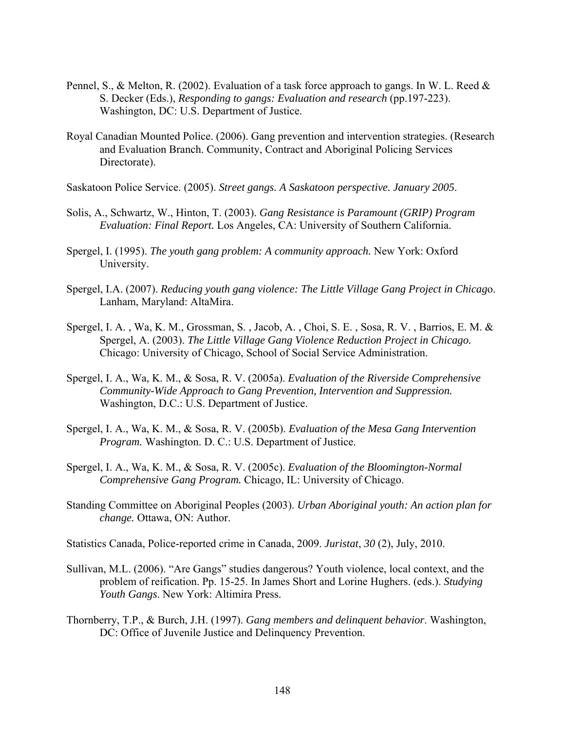Pennel, S., & Melton, R. (2002). Evaluation of a task force approach to gangs. In W. L. Reed & S. Decker (Eds.), *Responding to gangs: Evaluation and research* (pp.197-223). Washington, DC: U.S. Department of Justice.

Royal Canadian Mounted Police. (2006). Gang prevention and intervention strategies. (Research and Evaluation Branch. Community, Contract and Aboriginal Policing Services Directorate).

Saskatoon Police Service. (2005). *Street gangs. A Saskatoon perspective. January 2005*.

Solis, A., Schwartz, W., Hinton, T. (2003). *Gang Resistance is Paramount (GRIP) Program Evaluation: Final Report.* Los Angeles, CA: University of Southern California.

Spergel, I. (1995). *The youth gang problem: A community approach.* New York: Oxford University.

Spergel, I.A. (2007). *Reducing youth gang violence: The Little Village Gang Project in Chicago*. Lanham, Maryland: AltaMira.

Spergel, I. A. , Wa, K. M., Grossman, S. , Jacob, A. , Choi, S. E. , Sosa, R. V. , Barrios, E. M. & Spergel, A. (2003). *The Little Village Gang Violence Reduction Project in Chicago.* Chicago: University of Chicago, School of Social Service Administration.

Spergel, I. A., Wa, K. M., & Sosa, R. V. (2005a). *Evaluation of the Riverside Comprehensive Community-Wide Approach to Gang Prevention, Intervention and Suppression.* Washington, D.C.: U.S. Department of Justice.

Spergel, I. A., Wa, K. M., & Sosa, R. V. (2005b). *Evaluation of the Mesa Gang Intervention Program.* Washington. D. C.: U.S. Department of Justice.

Spergel, I. A., Wa, K. M., & Sosa, R. V. (2005c). *Evaluation of the Bloomington-Normal Comprehensive Gang Program.* Chicago, IL: University of Chicago.

Standing Committee on Aboriginal Peoples (2003). *Urban Aboriginal youth: An action plan for change.* Ottawa, ON: Author.

Statistics Canada, Police-reported crime in Canada, 2009. *Juristat*, *30* (2), July, 2010.

Sullivan, M.L. (2006). "Are Gangs" studies dangerous? Youth violence, local context, and the problem of reification. Pp. 15-25. In James Short and Lorine Hughers. (eds.). *Studying Youth Gangs*. New York: Altimira Press.

Thornberry, T.P., & Burch, J.H. (1997). *Gang members and delinquent behavior*. Washington, DC: Office of Juvenile Justice and Delinquency Prevention.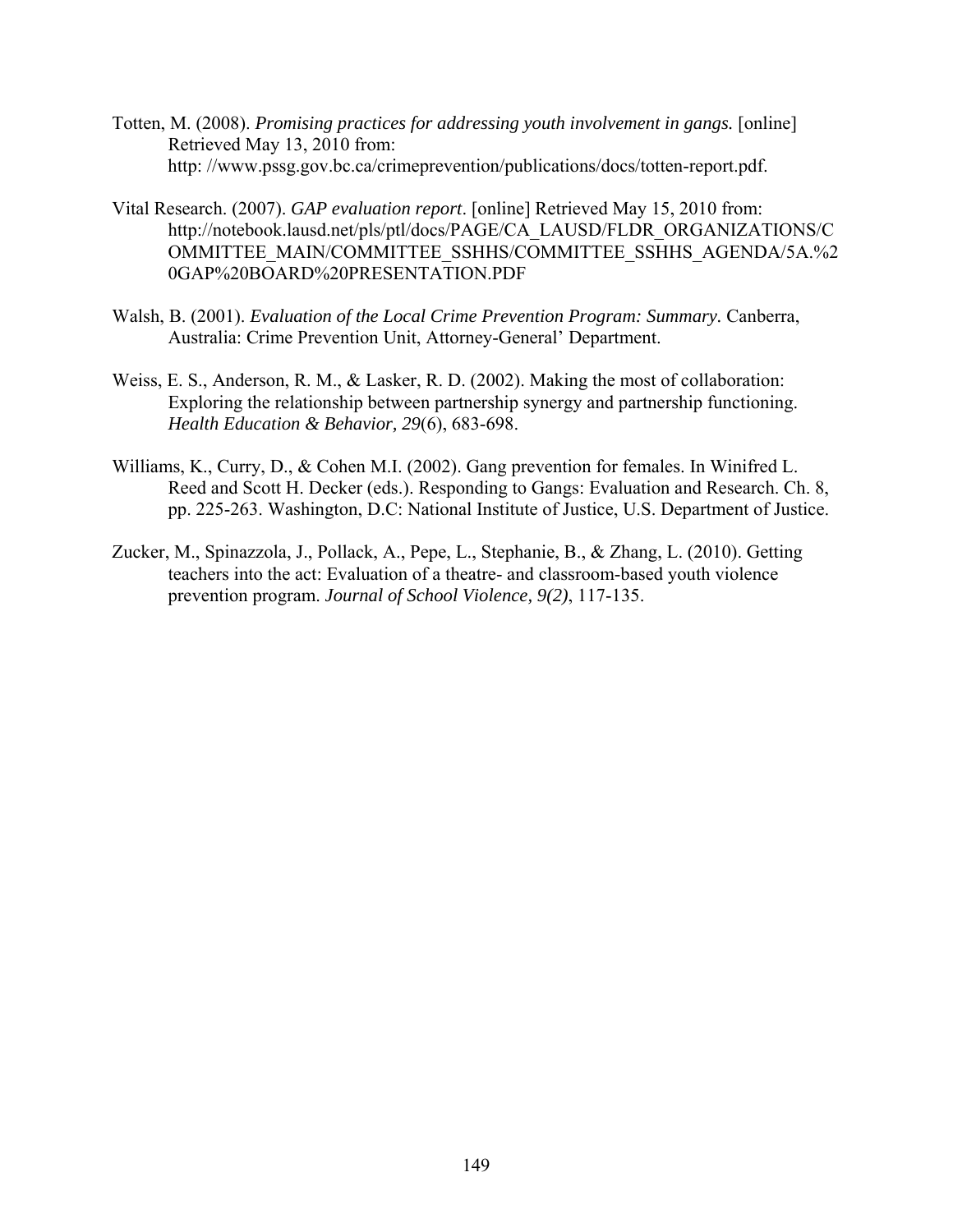Totten, M. (2008). *Promising practices for addressing youth involvement in gangs.* [online] Retrieved May 13, 2010 from: http: //www.pssg.gov.bc.ca/crimeprevention/publications/docs/totten-report.pdf.

Vital Research. (2007). *GAP evaluation report*. [online] Retrieved May 15, 2010 from: http://notebook.lausd.net/pls/ptl/docs/PAGE/CA_LAUSD/FLDR_ORGANIZATIONS/COMMITTEE_MAIN/COMMITTEE_SSHHS/COMMITTEE_SSHHS_AGENDA/5A.%20GAP%20BOARD%20PRESENTATION.PDF

Walsh, B. (2001). *Evaluation of the Local Crime Prevention Program: Summary*. Canberra, Australia: Crime Prevention Unit, Attorney-General' Department.

Weiss, E. S., Anderson, R. M., & Lasker, R. D. (2002). Making the most of collaboration: Exploring the relationship between partnership synergy and partnership functioning. *Health Education & Behavior, 29*(6), 683-698.

Williams, K., Curry, D., & Cohen M.I. (2002). Gang prevention for females. In Winifred L. Reed and Scott H. Decker (eds.). Responding to Gangs: Evaluation and Research. Ch. 8, pp. 225-263. Washington, D.C: National Institute of Justice, U.S. Department of Justice.

Zucker, M., Spinazzola, J., Pollack, A., Pepe, L., Stephanie, B., & Zhang, L. (2010). Getting teachers into the act: Evaluation of a theatre- and classroom-based youth violence prevention program. *Journal of School Violence, 9(2)*, 117-135.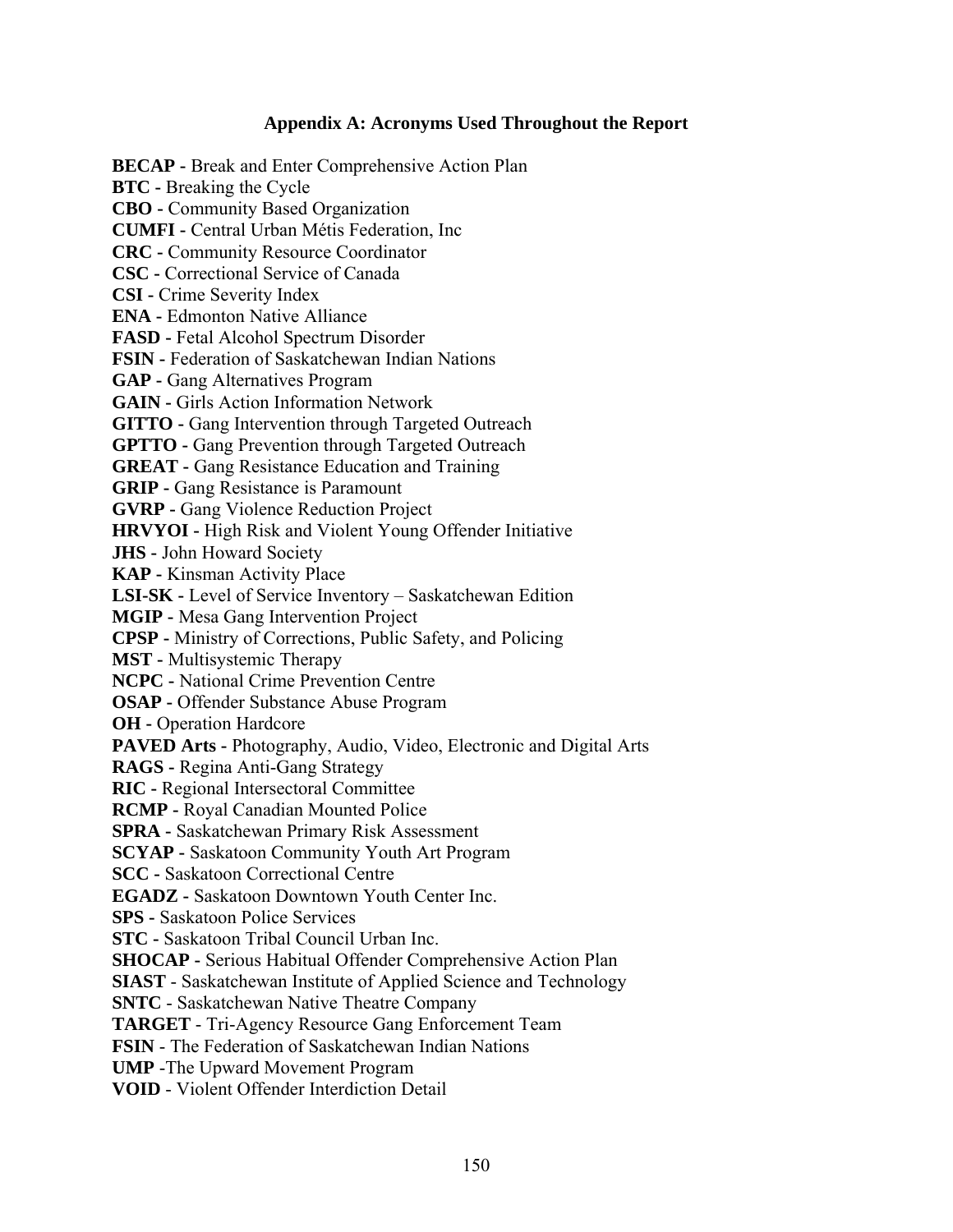## Appendix A: Acronyms Used Throughout the Report

**BECAP -** Break and Enter Comprehensive Action Plan
**BTC -** Breaking the Cycle
**CBO -** Community Based Organization
**CUMFI -** Central Urban Métis Federation, Inc
**CRC -** Community Resource Coordinator
**CSC -** Correctional Service of Canada
**CSI -** Crime Severity Index
**ENA -** Edmonton Native Alliance
**FASD -** Fetal Alcohol Spectrum Disorder
**FSIN -** Federation of Saskatchewan Indian Nations
**GAP -** Gang Alternatives Program
**GAIN -** Girls Action Information Network
**GITTO -** Gang Intervention through Targeted Outreach
**GPTTO -** Gang Prevention through Targeted Outreach
**GREAT -** Gang Resistance Education and Training
**GRIP -** Gang Resistance is Paramount
**GVRP -** Gang Violence Reduction Project
**HRVYOI -** High Risk and Violent Young Offender Initiative
**JHS -** John Howard Society
**KAP -** Kinsman Activity Place
**LSI-SK -** Level of Service Inventory – Saskatchewan Edition
**MGIP -** Mesa Gang Intervention Project
**CPSP -** Ministry of Corrections, Public Safety, and Policing
**MST -** Multisystemic Therapy
**NCPC -** National Crime Prevention Centre
**OSAP -** Offender Substance Abuse Program
**OH -** Operation Hardcore
**PAVED Arts -** Photography, Audio, Video, Electronic and Digital Arts
**RAGS -** Regina Anti-Gang Strategy
**RIC -** Regional Intersectoral Committee
**RCMP -** Royal Canadian Mounted Police
**SPRA -** Saskatchewan Primary Risk Assessment
**SCYAP -** Saskatoon Community Youth Art Program
**SCC -** Saskatoon Correctional Centre
**EGADZ -** Saskatoon Downtown Youth Center Inc.
**SPS -** Saskatoon Police Services
**STC -** Saskatoon Tribal Council Urban Inc.
**SHOCAP -** Serious Habitual Offender Comprehensive Action Plan
**SIAST** - Saskatchewan Institute of Applied Science and Technology
**SNTC** - Saskatchewan Native Theatre Company
**TARGET** - Tri-Agency Resource Gang Enforcement Team
**FSIN** - The Federation of Saskatchewan Indian Nations
**UMP** -The Upward Movement Program
**VOID** - Violent Offender Interdiction Detail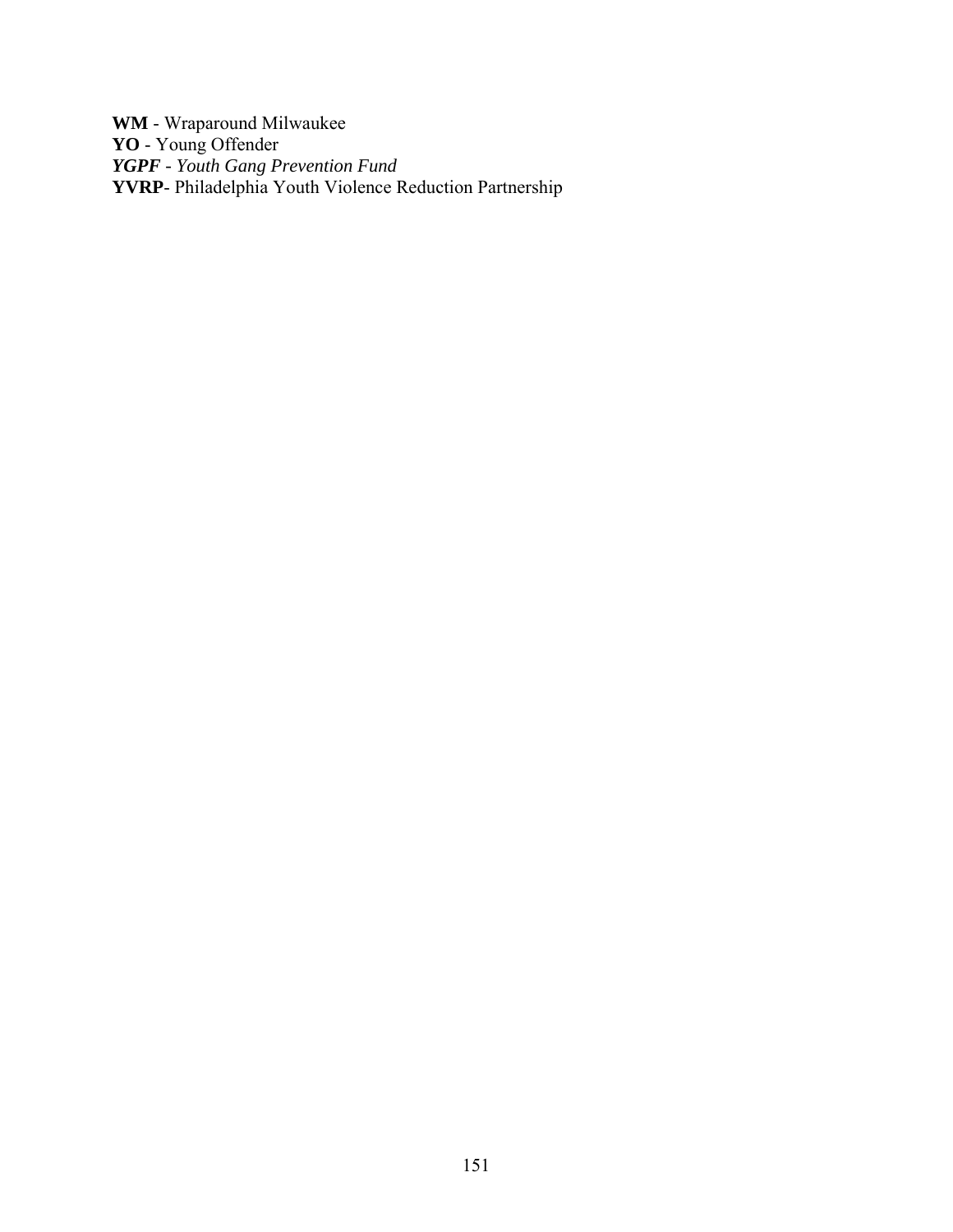**WM** - Wraparound Milwaukee  
**YO** - Young Offender  
***YGPF*** *- Youth Gang Prevention Fund*  
**YVRP**- Philadelphia Youth Violence Reduction Partnership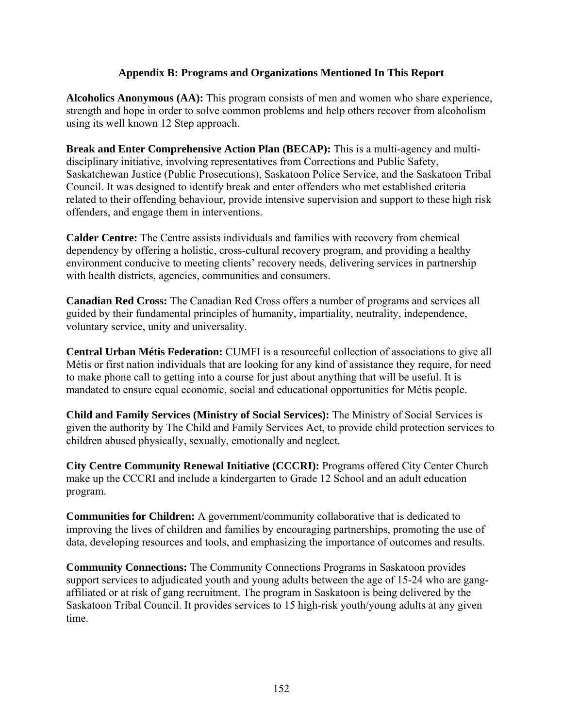## Appendix B: Programs and Organizations Mentioned In This Report

**Alcoholics Anonymous (AA):** This program consists of men and women who share experience, strength and hope in order to solve common problems and help others recover from alcoholism using its well known 12 Step approach.

**Break and Enter Comprehensive Action Plan (BECAP):** This is a multi-agency and multi-disciplinary initiative, involving representatives from Corrections and Public Safety, Saskatchewan Justice (Public Prosecutions), Saskatoon Police Service, and the Saskatoon Tribal Council. It was designed to identify break and enter offenders who met established criteria related to their offending behaviour, provide intensive supervision and support to these high risk offenders, and engage them in interventions.

**Calder Centre:** The Centre assists individuals and families with recovery from chemical dependency by offering a holistic, cross-cultural recovery program, and providing a healthy environment conducive to meeting clients' recovery needs, delivering services in partnership with health districts, agencies, communities and consumers.

**Canadian Red Cross:** The Canadian Red Cross offers a number of programs and services all guided by their fundamental principles of humanity, impartiality, neutrality, independence, voluntary service, unity and universality.

**Central Urban Métis Federation:** CUMFI is a resourceful collection of associations to give all Métis or first nation individuals that are looking for any kind of assistance they require, for need to make phone call to getting into a course for just about anything that will be useful. It is mandated to ensure equal economic, social and educational opportunities for Métis people.

**Child and Family Services (Ministry of Social Services):** The Ministry of Social Services is given the authority by The Child and Family Services Act, to provide child protection services to children abused physically, sexually, emotionally and neglect.

**City Centre Community Renewal Initiative (CCCRI):** Programs offered City Center Church make up the CCCRI and include a kindergarten to Grade 12 School and an adult education program.

**Communities for Children:** A government/community collaborative that is dedicated to improving the lives of children and families by encouraging partnerships, promoting the use of data, developing resources and tools, and emphasizing the importance of outcomes and results.

**Community Connections:** The Community Connections Programs in Saskatoon provides support services to adjudicated youth and young adults between the age of 15-24 who are gang-affiliated or at risk of gang recruitment. The program in Saskatoon is being delivered by the Saskatoon Tribal Council. It provides services to 15 high-risk youth/young adults at any given time.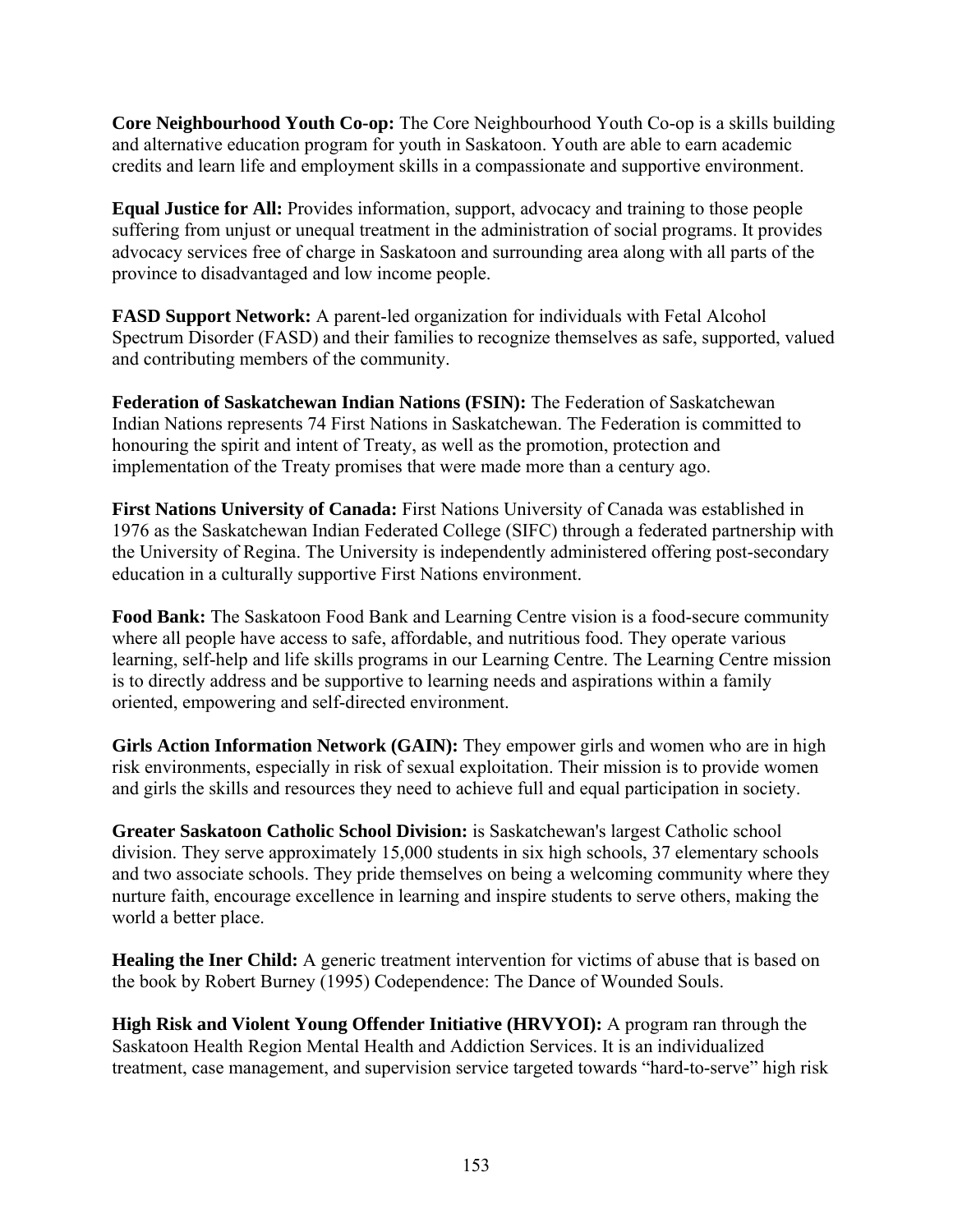**Core Neighbourhood Youth Co-op:** The Core Neighbourhood Youth Co-op is a skills building and alternative education program for youth in Saskatoon. Youth are able to earn academic credits and learn life and employment skills in a compassionate and supportive environment.

**Equal Justice for All:** Provides information, support, advocacy and training to those people suffering from unjust or unequal treatment in the administration of social programs. It provides advocacy services free of charge in Saskatoon and surrounding area along with all parts of the province to disadvantaged and low income people.

**FASD Support Network:** A parent-led organization for individuals with Fetal Alcohol Spectrum Disorder (FASD) and their families to recognize themselves as safe, supported, valued and contributing members of the community.

**Federation of Saskatchewan Indian Nations (FSIN):** The Federation of Saskatchewan Indian Nations represents 74 First Nations in Saskatchewan. The Federation is committed to honouring the spirit and intent of Treaty, as well as the promotion, protection and implementation of the Treaty promises that were made more than a century ago.

**First Nations University of Canada:** First Nations University of Canada was established in 1976 as the Saskatchewan Indian Federated College (SIFC) through a federated partnership with the University of Regina. The University is independently administered offering post-secondary education in a culturally supportive First Nations environment.

**Food Bank:** The Saskatoon Food Bank and Learning Centre vision is a food-secure community where all people have access to safe, affordable, and nutritious food. They operate various learning, self-help and life skills programs in our Learning Centre. The Learning Centre mission is to directly address and be supportive to learning needs and aspirations within a family oriented, empowering and self-directed environment.

**Girls Action Information Network (GAIN):** They empower girls and women who are in high risk environments, especially in risk of sexual exploitation. Their mission is to provide women and girls the skills and resources they need to achieve full and equal participation in society.

**Greater Saskatoon Catholic School Division:** is Saskatchewan's largest Catholic school division. They serve approximately 15,000 students in six high schools, 37 elementary schools and two associate schools. They pride themselves on being a welcoming community where they nurture faith, encourage excellence in learning and inspire students to serve others, making the world a better place.

**Healing the Iner Child:** A generic treatment intervention for victims of abuse that is based on the book by Robert Burney (1995) Codependence: The Dance of Wounded Souls.

**High Risk and Violent Young Offender Initiative (HRVYOI):** A program ran through the Saskatoon Health Region Mental Health and Addiction Services. It is an individualized treatment, case management, and supervision service targeted towards "hard-to-serve" high risk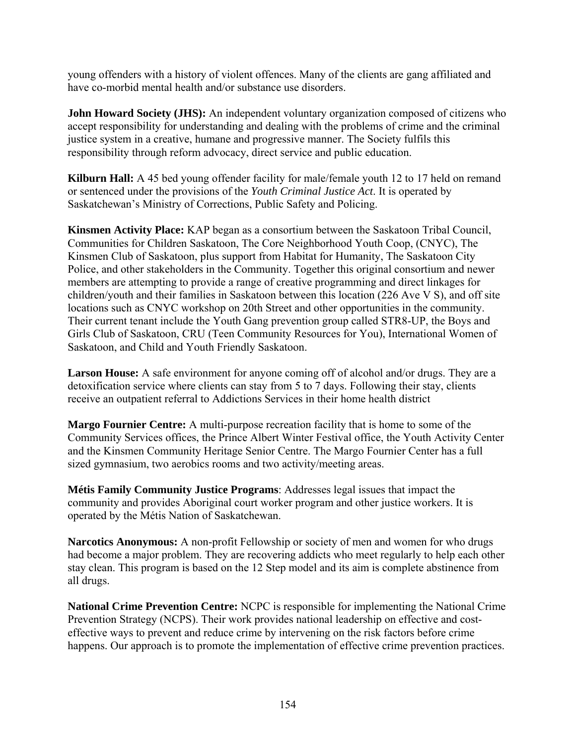young offenders with a history of violent offences. Many of the clients are gang affiliated and have co-morbid mental health and/or substance use disorders.

**John Howard Society (JHS):** An independent voluntary organization composed of citizens who accept responsibility for understanding and dealing with the problems of crime and the criminal justice system in a creative, humane and progressive manner. The Society fulfils this responsibility through reform advocacy, direct service and public education.

**Kilburn Hall:** A 45 bed young offender facility for male/female youth 12 to 17 held on remand or sentenced under the provisions of the *Youth Criminal Justice Act*. It is operated by Saskatchewan's Ministry of Corrections, Public Safety and Policing.

**Kinsmen Activity Place:** KAP began as a consortium between the Saskatoon Tribal Council, Communities for Children Saskatoon, The Core Neighborhood Youth Coop, (CNYC), The Kinsmen Club of Saskatoon, plus support from Habitat for Humanity, The Saskatoon City Police, and other stakeholders in the Community. Together this original consortium and newer members are attempting to provide a range of creative programming and direct linkages for children/youth and their families in Saskatoon between this location (226 Ave V S), and off site locations such as CNYC workshop on 20th Street and other opportunities in the community. Their current tenant include the Youth Gang prevention group called STR8-UP, the Boys and Girls Club of Saskatoon, CRU (Teen Community Resources for You), International Women of Saskatoon, and Child and Youth Friendly Saskatoon.

**Larson House:** A safe environment for anyone coming off of alcohol and/or drugs. They are a detoxification service where clients can stay from 5 to 7 days. Following their stay, clients receive an outpatient referral to Addictions Services in their home health district

**Margo Fournier Centre:** A multi-purpose recreation facility that is home to some of the Community Services offices, the Prince Albert Winter Festival office, the Youth Activity Center and the Kinsmen Community Heritage Senior Centre. The Margo Fournier Center has a full sized gymnasium, two aerobics rooms and two activity/meeting areas.

**Métis Family Community Justice Programs**: Addresses legal issues that impact the community and provides Aboriginal court worker program and other justice workers. It is operated by the Métis Nation of Saskatchewan.

**Narcotics Anonymous:** A non-profit Fellowship or society of men and women for who drugs had become a major problem. They are recovering addicts who meet regularly to help each other stay clean. This program is based on the 12 Step model and its aim is complete abstinence from all drugs.

**National Crime Prevention Centre:** NCPC is responsible for implementing the National Crime Prevention Strategy (NCPS). Their work provides national leadership on effective and cost-effective ways to prevent and reduce crime by intervening on the risk factors before crime happens. Our approach is to promote the implementation of effective crime prevention practices.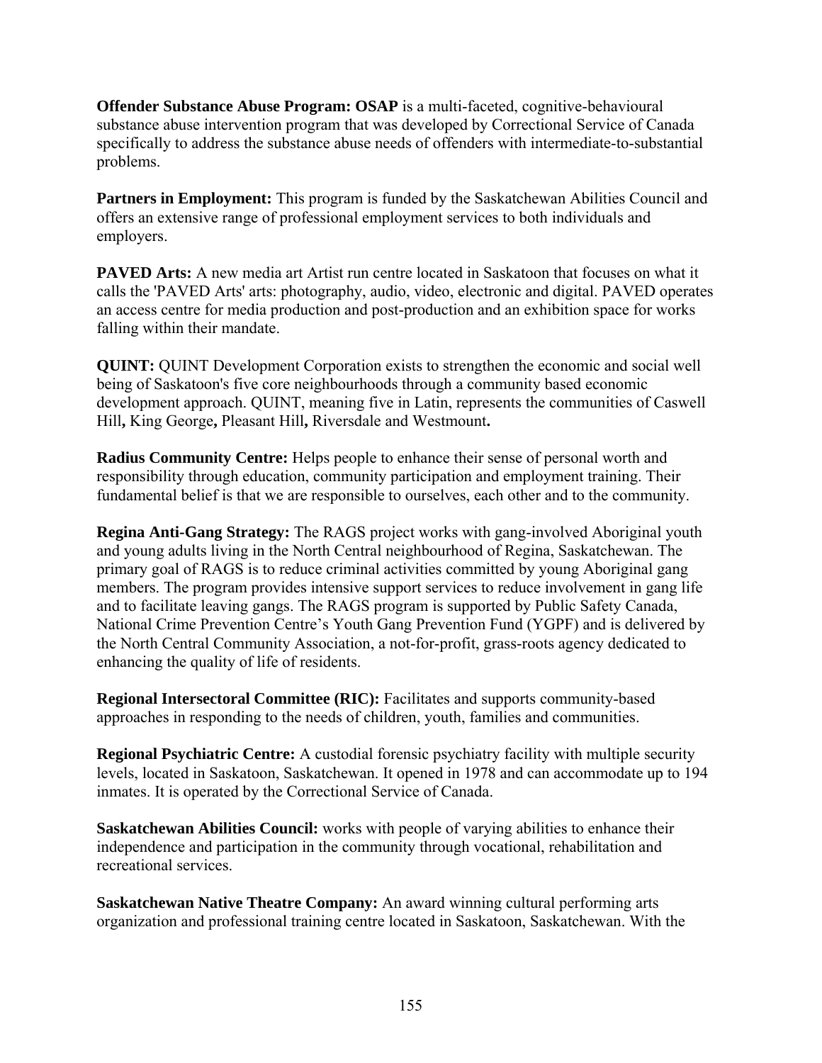**Offender Substance Abuse Program: OSAP** is a multi-faceted, cognitive-behavioural substance abuse intervention program that was developed by Correctional Service of Canada specifically to address the substance abuse needs of offenders with intermediate-to-substantial problems.

**Partners in Employment:** This program is funded by the Saskatchewan Abilities Council and offers an extensive range of professional employment services to both individuals and employers.

**PAVED Arts:** A new media art Artist run centre located in Saskatoon that focuses on what it calls the 'PAVED Arts' arts: photography, audio, video, electronic and digital. PAVED operates an access centre for media production and post-production and an exhibition space for works falling within their mandate.

**QUINT:** QUINT Development Corporation exists to strengthen the economic and social well being of Saskatoon's five core neighbourhoods through a community based economic development approach. QUINT, meaning five in Latin, represents the communities of Caswell Hill**,** King George**,** Pleasant Hill**,** Riversdale and Westmount**.**

**Radius Community Centre:** Helps people to enhance their sense of personal worth and responsibility through education, community participation and employment training. Their fundamental belief is that we are responsible to ourselves, each other and to the community.

**Regina Anti-Gang Strategy:** The RAGS project works with gang-involved Aboriginal youth and young adults living in the North Central neighbourhood of Regina, Saskatchewan. The primary goal of RAGS is to reduce criminal activities committed by young Aboriginal gang members. The program provides intensive support services to reduce involvement in gang life and to facilitate leaving gangs. The RAGS program is supported by Public Safety Canada, National Crime Prevention Centre's Youth Gang Prevention Fund (YGPF) and is delivered by the North Central Community Association, a not-for-profit, grass-roots agency dedicated to enhancing the quality of life of residents.

**Regional Intersectoral Committee (RIC):** Facilitates and supports community-based approaches in responding to the needs of children, youth, families and communities.

**Regional Psychiatric Centre:** A custodial forensic psychiatry facility with multiple security levels, located in Saskatoon, Saskatchewan. It opened in 1978 and can accommodate up to 194 inmates. It is operated by the Correctional Service of Canada.

**Saskatchewan Abilities Council:** works with people of varying abilities to enhance their independence and participation in the community through vocational, rehabilitation and recreational services.

**Saskatchewan Native Theatre Company:** An award winning cultural performing arts organization and professional training centre located in Saskatoon, Saskatchewan. With the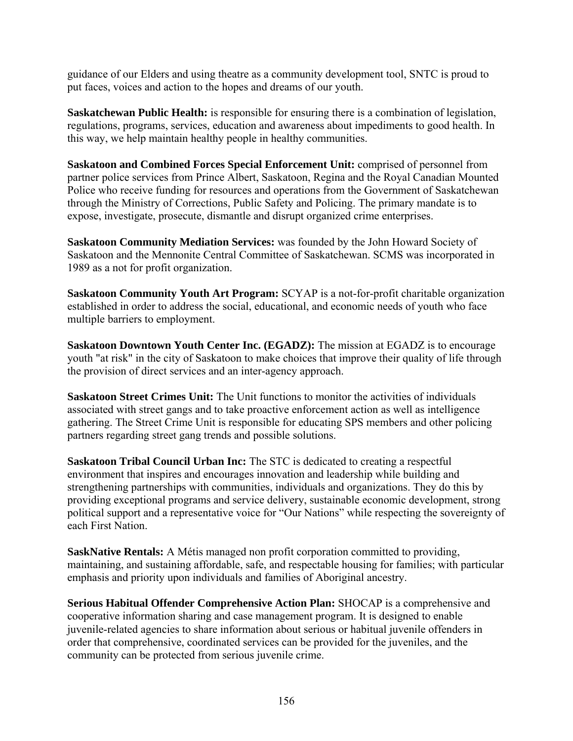guidance of our Elders and using theatre as a community development tool, SNTC is proud to put faces, voices and action to the hopes and dreams of our youth.

**Saskatchewan Public Health:** is responsible for ensuring there is a combination of legislation, regulations, programs, services, education and awareness about impediments to good health. In this way, we help maintain healthy people in healthy communities.

**Saskatoon and Combined Forces Special Enforcement Unit:** comprised of personnel from partner police services from Prince Albert, Saskatoon, Regina and the Royal Canadian Mounted Police who receive funding for resources and operations from the Government of Saskatchewan through the Ministry of Corrections, Public Safety and Policing. The primary mandate is to expose, investigate, prosecute, dismantle and disrupt organized crime enterprises.

**Saskatoon Community Mediation Services:** was founded by the John Howard Society of Saskatoon and the Mennonite Central Committee of Saskatchewan. SCMS was incorporated in 1989 as a not for profit organization.

**Saskatoon Community Youth Art Program:** SCYAP is a not-for-profit charitable organization established in order to address the social, educational, and economic needs of youth who face multiple barriers to employment.

**Saskatoon Downtown Youth Center Inc. (EGADZ):** The mission at EGADZ is to encourage youth "at risk" in the city of Saskatoon to make choices that improve their quality of life through the provision of direct services and an inter-agency approach.

**Saskatoon Street Crimes Unit:** The Unit functions to monitor the activities of individuals associated with street gangs and to take proactive enforcement action as well as intelligence gathering. The Street Crime Unit is responsible for educating SPS members and other policing partners regarding street gang trends and possible solutions.

**Saskatoon Tribal Council Urban Inc:** The STC is dedicated to creating a respectful environment that inspires and encourages innovation and leadership while building and strengthening partnerships with communities, individuals and organizations. They do this by providing exceptional programs and service delivery, sustainable economic development, strong political support and a representative voice for "Our Nations" while respecting the sovereignty of each First Nation.

**SaskNative Rentals:** A Métis managed non profit corporation committed to providing, maintaining, and sustaining affordable, safe, and respectable housing for families; with particular emphasis and priority upon individuals and families of Aboriginal ancestry.

**Serious Habitual Offender Comprehensive Action Plan:** SHOCAP is a comprehensive and cooperative information sharing and case management program. It is designed to enable juvenile-related agencies to share information about serious or habitual juvenile offenders in order that comprehensive, coordinated services can be provided for the juveniles, and the community can be protected from serious juvenile crime.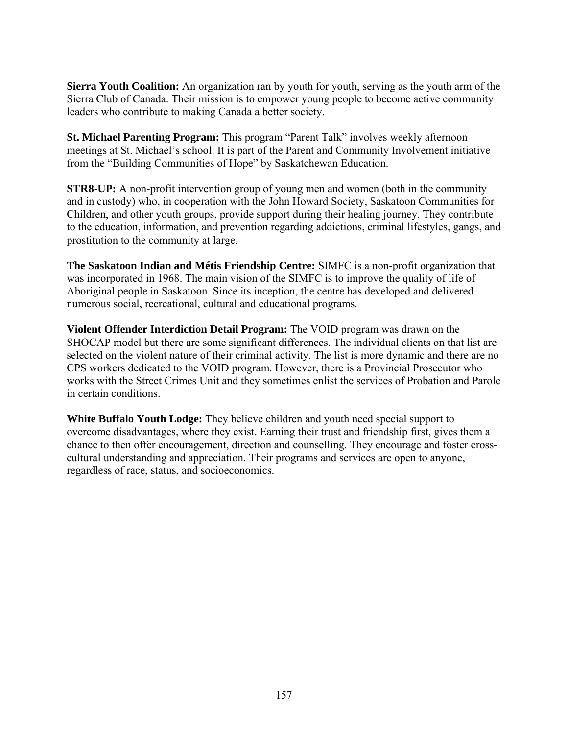**Sierra Youth Coalition:** An organization ran by youth for youth, serving as the youth arm of the Sierra Club of Canada. Their mission is to empower young people to become active community leaders who contribute to making Canada a better society.

**St. Michael Parenting Program:** This program "Parent Talk" involves weekly afternoon meetings at St. Michael's school. It is part of the Parent and Community Involvement initiative from the "Building Communities of Hope" by Saskatchewan Education.

**STR8-UP:** A non-profit intervention group of young men and women (both in the community and in custody) who, in cooperation with the John Howard Society, Saskatoon Communities for Children, and other youth groups, provide support during their healing journey. They contribute to the education, information, and prevention regarding addictions, criminal lifestyles, gangs, and prostitution to the community at large.

**The Saskatoon Indian and Métis Friendship Centre:** SIMFC is a non-profit organization that was incorporated in 1968. The main vision of the SIMFC is to improve the quality of life of Aboriginal people in Saskatoon. Since its inception, the centre has developed and delivered numerous social, recreational, cultural and educational programs.

**Violent Offender Interdiction Detail Program:** The VOID program was drawn on the SHOCAP model but there are some significant differences. The individual clients on that list are selected on the violent nature of their criminal activity. The list is more dynamic and there are no CPS workers dedicated to the VOID program. However, there is a Provincial Prosecutor who works with the Street Crimes Unit and they sometimes enlist the services of Probation and Parole in certain conditions.

**White Buffalo Youth Lodge:** They believe children and youth need special support to overcome disadvantages, where they exist. Earning their trust and friendship first, gives them a chance to then offer encouragement, direction and counselling. They encourage and foster cross-cultural understanding and appreciation. Their programs and services are open to anyone, regardless of race, status, and socioeconomics.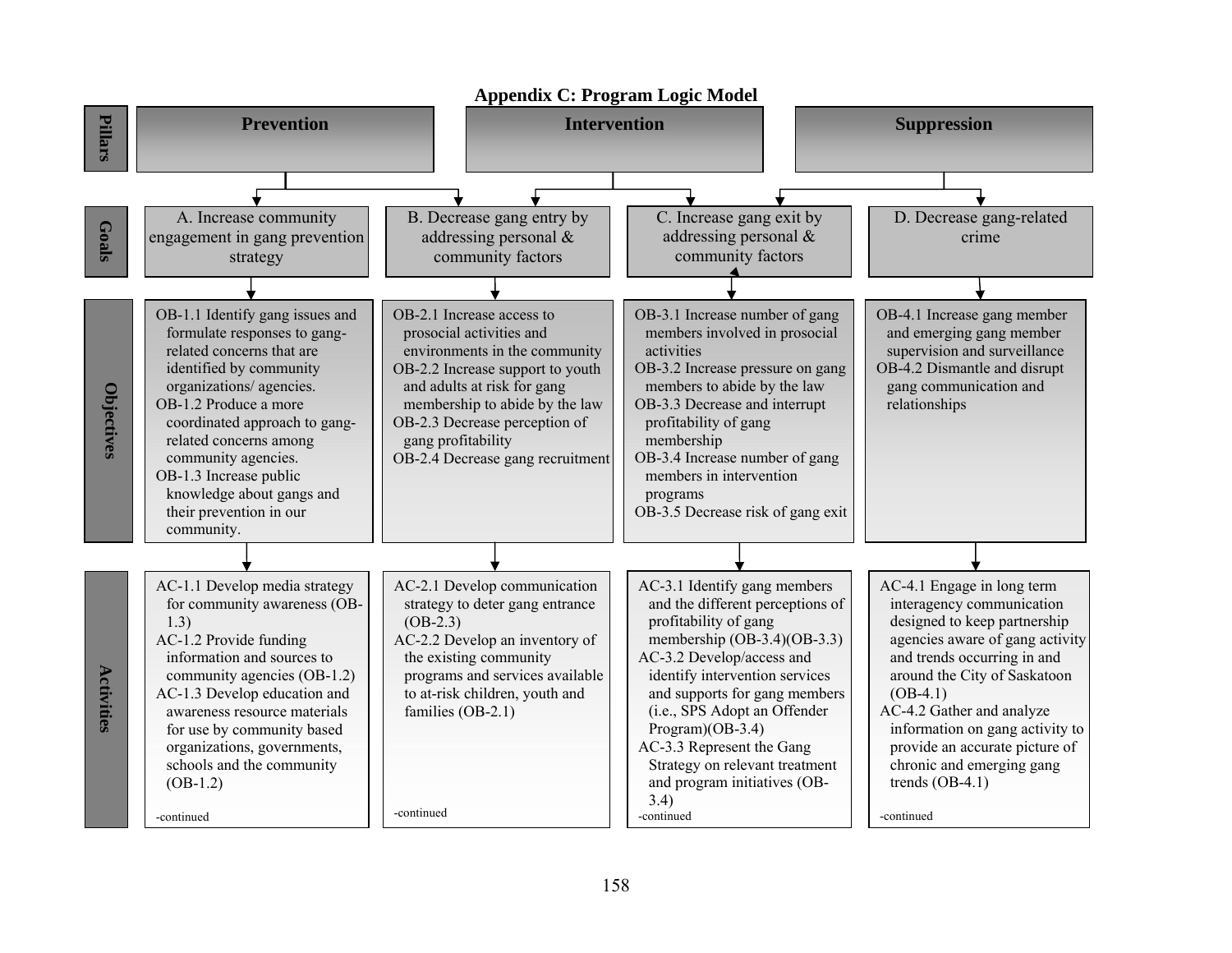## Appendix C: Program Logic Model

| | Prevention | | Intervention | Suppression |
|---|---|---|---|---|
| **Goals** | A. Increase community engagement in gang prevention strategy | B. Decrease gang entry by addressing personal & community factors | C. Increase gang exit by addressing personal & community factors | D. Decrease gang-related crime |
| **Objectives** | OB-1.1 Identify gang issues and formulate responses to gang-related concerns that are identified by community organizations/ agencies.<br>OB-1.2 Produce a more coordinated approach to gang-related concerns among community agencies.<br>OB-1.3 Increase public knowledge about gangs and their prevention in our community. | OB-2.1 Increase access to prosocial activities and environments in the community<br>OB-2.2 Increase support to youth and adults at risk for gang membership to abide by the law<br>OB-2.3 Decrease perception of gang profitability<br>OB-2.4 Decrease gang recruitment | OB-3.1 Increase number of gang members involved in prosocial activities<br>OB-3.2 Increase pressure on gang members to abide by the law<br>OB-3.3 Decrease and interrupt profitability of gang membership<br>OB-3.4 Increase number of gang members in intervention programs<br>OB-3.5 Decrease risk of gang exit | OB-4.1 Increase gang member and emerging gang member supervision and surveillance<br>OB-4.2 Dismantle and disrupt gang communication and relationships |
| **Activities** | AC-1.1 Develop media strategy for community awareness (OB-1.3)<br>AC-1.2 Provide funding information and sources to community agencies (OB-1.2)<br>AC-1.3 Develop education and awareness resource materials for use by community based organizations, governments, schools and the community (OB-1.2)<br><br>-continued | AC-2.1 Develop communication strategy to deter gang entrance (OB-2.3)<br>AC-2.2 Develop an inventory of the existing community programs and services available to at-risk children, youth and families (OB-2.1)<br><br>-continued | AC-3.1 Identify gang members and the different perceptions of profitability of gang membership (OB-3.4)(OB-3.3)<br>AC-3.2 Develop/access and identify intervention services and supports for gang members (i.e., SPS Adopt an Offender Program)(OB-3.4)<br>AC-3.3 Represent the Gang Strategy on relevant treatment and program initiatives (OB-3.4)<br>-continued | AC-4.1 Engage in long term interagency communication strategy designed to keep partnership agencies aware of gang activity and trends occurring in and around the City of Saskatoon (OB-4.1)<br>AC-4.2 Gather and analyze information on gang activity to provide an accurate picture of chronic and emerging gang trends (OB-4.1)<br><br>-continued |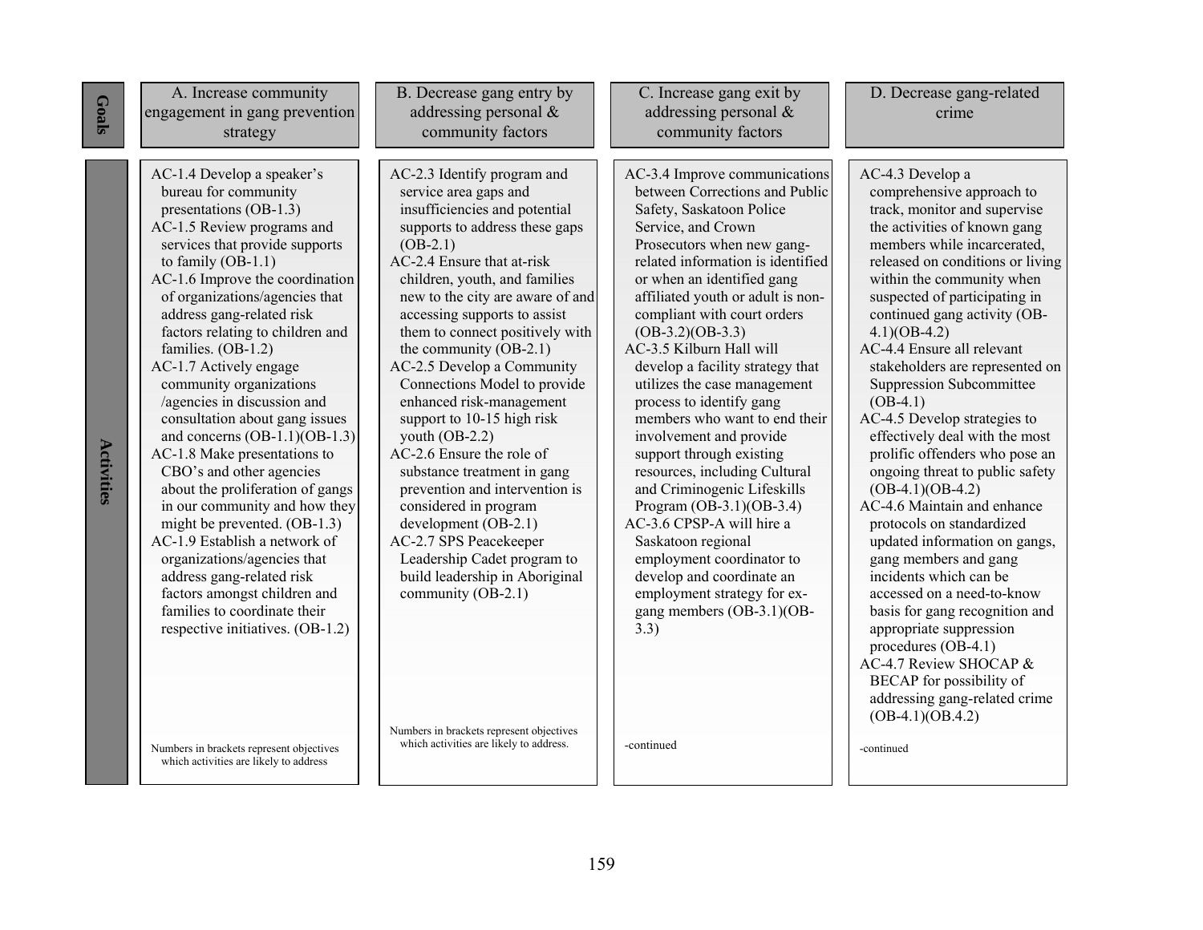| Goals | A. Increase community engagement in gang prevention strategy | B. Decrease gang entry by addressing personal & community factors | C. Increase gang exit by addressing personal & community factors | D. Decrease gang-related crime |
|---|---|---|---|---|
| Activities | AC-1.4 Develop a speaker's bureau for community presentations (OB-1.3)<br>AC-1.5 Review programs and services that provide supports to family (OB-1.1)<br>AC-1.6 Improve the coordination of organizations/agencies that address gang-related risk factors relating to children and families. (OB-1.2)<br>AC-1.7 Actively engage community organizations /agencies in discussion and consultation about gang issues and concerns (OB-1.1)(OB-1.3)<br>AC-1.8 Make presentations to CBO's and other agencies about the proliferation of gangs in our community and how they might be prevented. (OB-1.3)<br>AC-1.9 Establish a network of organizations/agencies that address gang-related risk factors amongst children and families to coordinate their respective initiatives. (OB-1.2)<br><br>Numbers in brackets represent objectives which activities are likely to address | AC-2.3 Identify program and service area gaps and insufficiencies and potential supports to address these gaps (OB-2.1)<br>AC-2.4 Ensure that at-risk children, youth, and families new to the city are aware of and accessing supports to assist them to connect positively with the community (OB-2.1)<br>AC-2.5 Develop a Community Connections Model to provide enhanced risk-management support to 10-15 high risk youth (OB-2.2)<br>AC-2.6 Ensure the role of substance treatment in gang prevention and intervention is considered in program development (OB-2.1)<br>AC-2.7 SPS Peacekeeper Leadership Cadet program to build leadership in Aboriginal community (OB-2.1)<br><br>Numbers in brackets represent objectives which activities are likely to address. | AC-3.4 Improve communications between Corrections and Public Safety, Saskatoon Police Service, and Crown Prosecutors when new gang-related information is identified or when an identified gang affiliated youth or adult is non-compliant with court orders (OB-3.2)(OB-3.3)<br>AC-3.5 Kilburn Hall will develop a facility strategy that utilizes the case management process to identify gang members who want to end their involvement and provide support through existing resources, including Cultural and Criminogenic Lifeskills Program (OB-3.1)(OB-3.4)<br>AC-3.6 CPSP-A will hire a Saskatoon regional employment coordinator to develop and coordinate an employment strategy for ex-gang members (OB-3.1)(OB-3.3)<br><br>-continued | AC-4.3 Develop a comprehensive approach to track, monitor and supervise the activities of known gang members while incarcerated, released on conditions or living within the community when suspected of participating in continued gang activity (OB-4.1)(OB-4.2)<br>AC-4.4 Ensure all relevant stakeholders are represented on Suppression Subcommittee (OB-4.1)<br>AC-4.5 Develop strategies to effectively deal with the most prolific offenders who pose an ongoing threat to public safety (OB-4.1)(OB-4.2)<br>AC-4.6 Maintain and enhance protocols on standardized updated information on gangs, gang members and gang incidents which can be accessed on a need-to-know basis for gang recognition and appropriate suppression procedures (OB-4.1)<br>AC-4.7 Review SHOCAP & BECAP for possibility of addressing gang-related crime (OB-4.1)(OB.4.2)<br><br>-continued |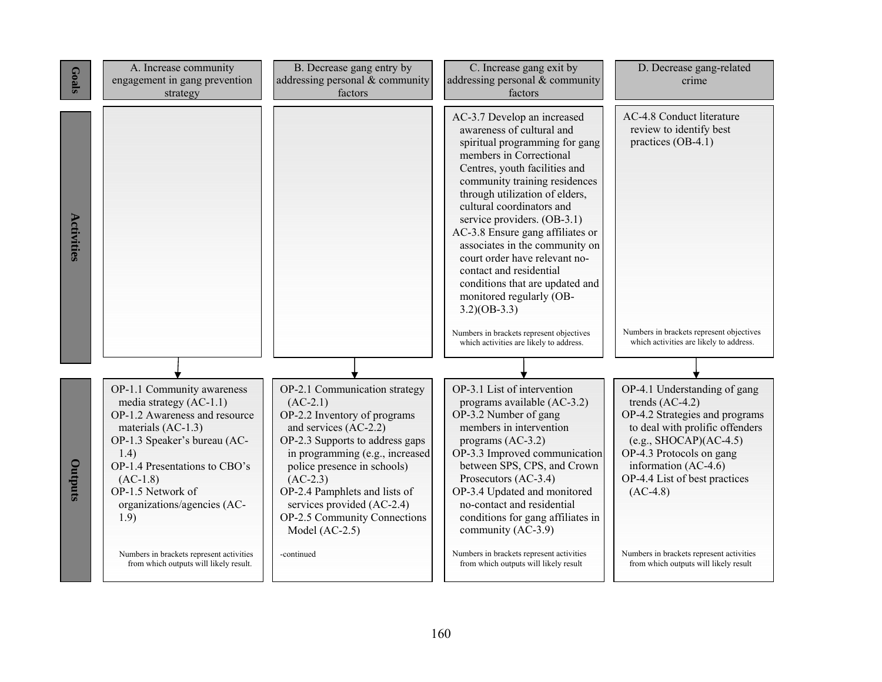| | A. Increase community engagement in gang prevention strategy | B. Decrease gang entry by addressing personal & community factors | C. Increase gang exit by addressing personal & community factors | D. Decrease gang-related crime |
|---|---|---|---|---|
| **Activities** | | | AC-3.7 Develop an increased awareness of cultural and spiritual programming for gang members in Correctional Centres, youth facilities and community training residences through utilization of elders, cultural coordinators and service providers. (OB-3.1)<br>AC-3.8 Ensure gang affiliates or associates in the community on court order have relevant no-contact and residential conditions that are updated and monitored regularly (OB-3.2)(OB-3.3)<br><br>Numbers in brackets represent objectives which activities are likely to address. | AC-4.8 Conduct literature review to identify best practices (OB-4.1)<br><br>Numbers in brackets represent objectives which activities are likely to address. |
| **Outputs** | OP-1.1 Community awareness media strategy (AC-1.1)<br>OP-1.2 Awareness and resource materials (AC-1.3)<br>OP-1.3 Speaker's bureau (AC-1.4)<br>OP-1.4 Presentations to CBO's (AC-1.8)<br>OP-1.5 Network of organizations/agencies (AC-1.9)<br><br>Numbers in brackets represent activities from which outputs will likely result. | OP-2.1 Communication strategy (AC-2.1)<br>OP-2.2 Inventory of programs and services (AC-2.2)<br>OP-2.3 Supports to address gaps in programming (e.g., increased police presence in schools) (AC-2.3)<br>OP-2.4 Pamphlets and lists of services provided (AC-2.4)<br>OP-2.5 Community Connections Model (AC-2.5)<br><br>-continued | OP-3.1 List of intervention programs available (AC-3.2)<br>OP-3.2 Number of gang members in intervention programs (AC-3.2)<br>OP-3.3 Improved communication between SPS, CPS, and Crown Prosecutors (AC-3.4)<br>OP-3.4 Updated and monitored no-contact and residential conditions for gang affiliates in community (AC-3.9)<br><br>Numbers in brackets represent activities from which outputs will likely result | OP-4.1 Understanding of gang trends (AC-4.2)<br>OP-4.2 Strategies and programs to deal with prolific offenders (e.g., SHOCAP)(AC-4.5)<br>OP-4.3 Protocols on gang information (AC-4.6)<br>OP-4.4 List of best practices (AC-4.8)<br><br>Numbers in brackets represent activities from which outputs will likely result |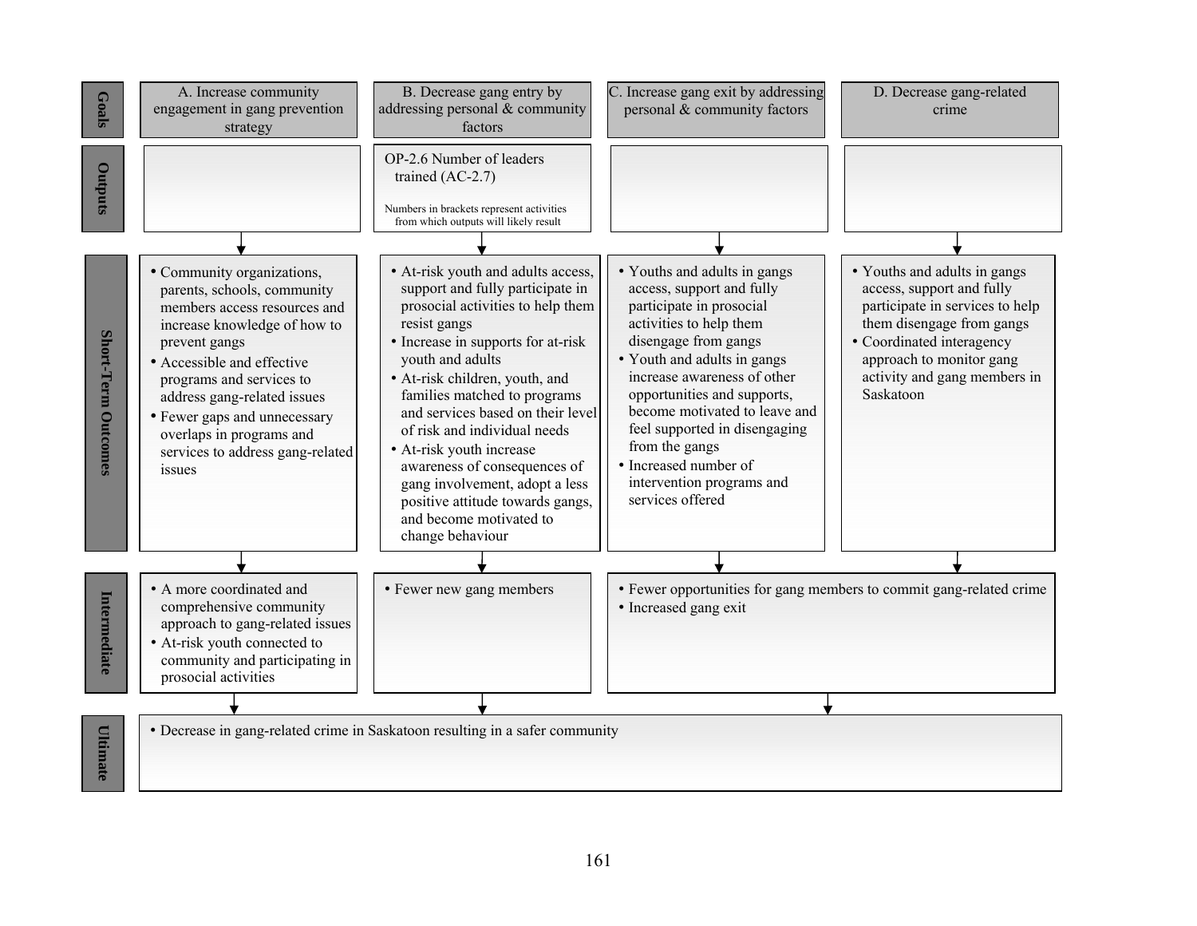| | A. Increase community engagement in gang prevention strategy | B. Decrease gang entry by addressing personal & community factors | C. Increase gang exit by addressing personal & community factors | D. Decrease gang-related crime |
|---|---|---|---|---|
| **Outputs** | | OP-2.6 Number of leaders trained (AC-2.7)<br><br>Numbers in brackets represent activities from which outputs will likely result | | |
| **Short-Term Outcomes** | • Community organizations, parents, schools, community members access resources and increase knowledge of how to prevent gangs<br>• Accessible and effective programs and services to address gang-related issues<br>• Fewer gaps and unnecessary overlaps in programs and services to address gang-related issues | • At-risk youth and adults access, support and fully participate in prosocial activities to help them resist gangs<br>• Increase in supports for at-risk youth and adults<br>• At-risk children, youth, and families matched to programs and services based on their level of risk and individual needs<br>• At-risk youth increase awareness of consequences of gang involvement, adopt a less positive attitude towards gangs, and become motivated to change behaviour | • Youths and adults in gangs access, support and fully participate in prosocial activities to help them disengage from gangs<br>• Youth and adults in gangs increase awareness of other opportunities and supports, become motivated to leave and feel supported in disengaging from the gangs<br>• Increased number of intervention programs and services offered | • Youths and adults in gangs access, support and fully participate in services to help them disengage from gangs<br>• Coordinated interagency approach to monitor gang activity and gang members in Saskatoon |
| **Intermediate** | • A more coordinated and comprehensive community approach to gang-related issues<br>• At-risk youth connected to community and participating in prosocial activities | • Fewer new gang members | • Fewer opportunities for gang members to commit gang-related crime<br>• Increased gang exit | |
| **Ultimate** | • Decrease in gang-related crime in Saskatoon resulting in a safer community | | | |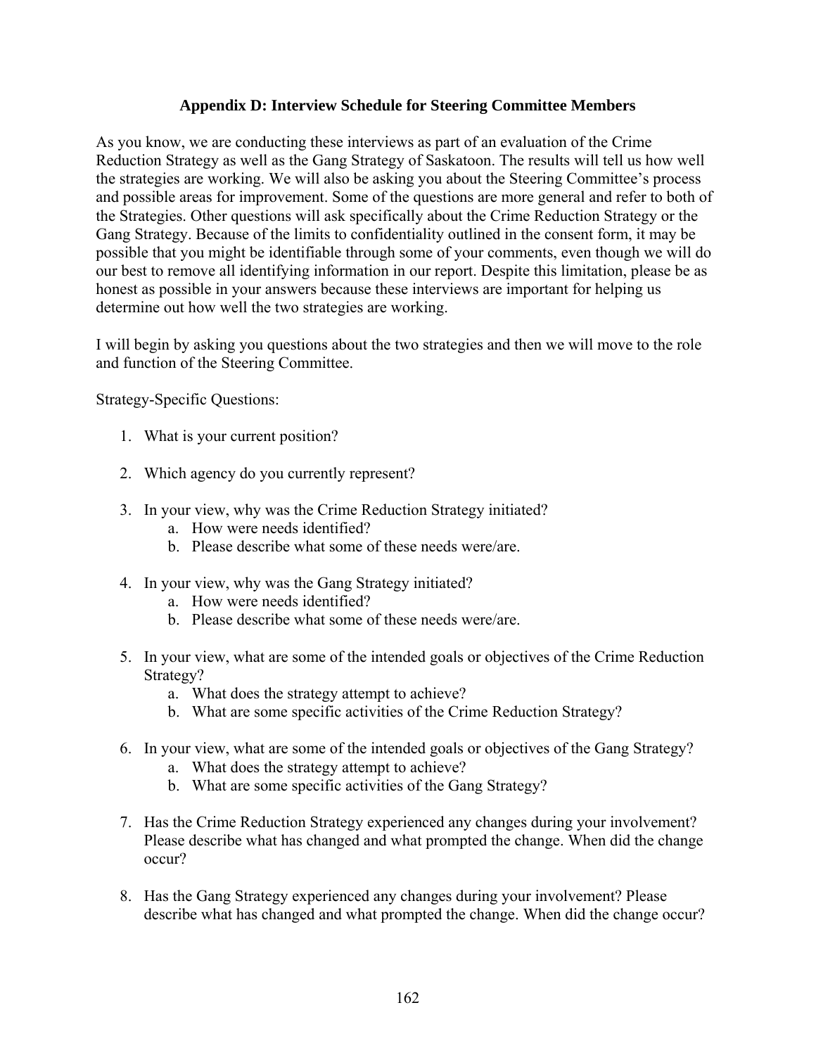## Appendix D: Interview Schedule for Steering Committee Members

As you know, we are conducting these interviews as part of an evaluation of the Crime Reduction Strategy as well as the Gang Strategy of Saskatoon. The results will tell us how well the strategies are working. We will also be asking you about the Steering Committee's process and possible areas for improvement. Some of the questions are more general and refer to both of the Strategies. Other questions will ask specifically about the Crime Reduction Strategy or the Gang Strategy. Because of the limits to confidentiality outlined in the consent form, it may be possible that you might be identifiable through some of your comments, even though we will do our best to remove all identifying information in our report. Despite this limitation, please be as honest as possible in your answers because these interviews are important for helping us determine out how well the two strategies are working.

I will begin by asking you questions about the two strategies and then we will move to the role and function of the Steering Committee.

Strategy-Specific Questions:

1. What is your current position?

2. Which agency do you currently represent?

3. In your view, why was the Crime Reduction Strategy initiated?
   a. How were needs identified?
   b. Please describe what some of these needs were/are.

4. In your view, why was the Gang Strategy initiated?
   a. How were needs identified?
   b. Please describe what some of these needs were/are.

5. In your view, what are some of the intended goals or objectives of the Crime Reduction Strategy?
   a. What does the strategy attempt to achieve?
   b. What are some specific activities of the Crime Reduction Strategy?

6. In your view, what are some of the intended goals or objectives of the Gang Strategy?
   a. What does the strategy attempt to achieve?
   b. What are some specific activities of the Gang Strategy?

7. Has the Crime Reduction Strategy experienced any changes during your involvement? Please describe what has changed and what prompted the change. When did the change occur?

8. Has the Gang Strategy experienced any changes during your involvement? Please describe what has changed and what prompted the change. When did the change occur?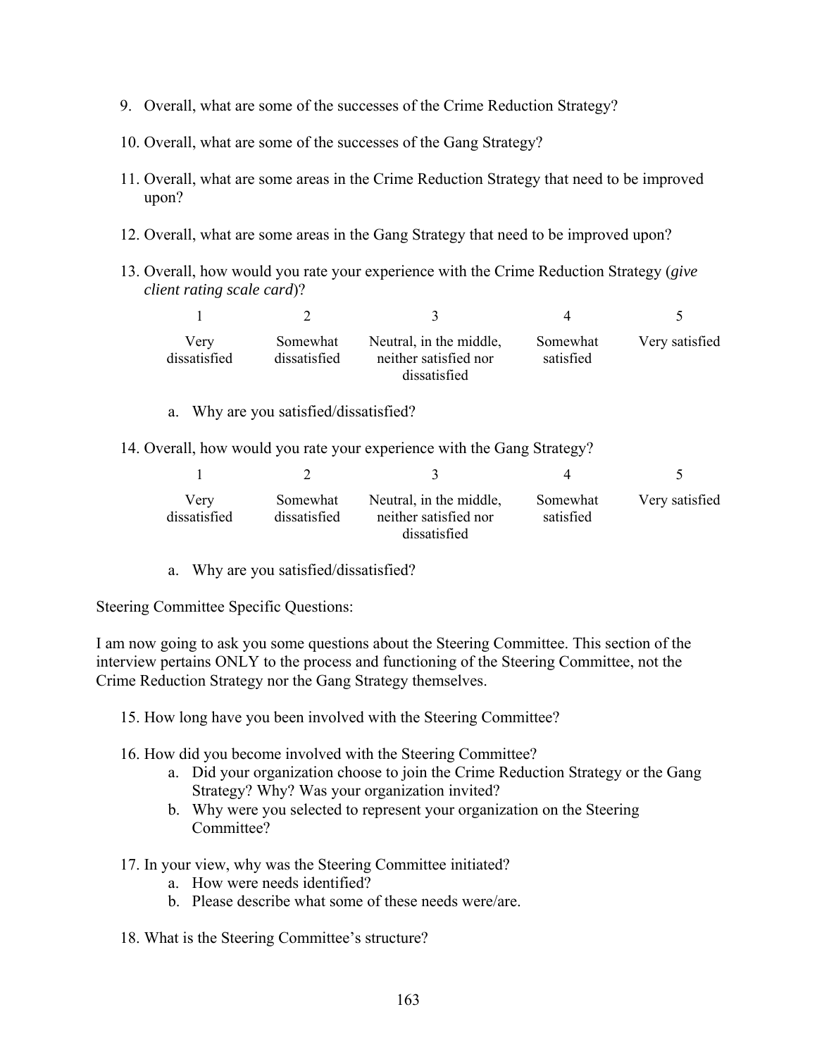9. Overall, what are some of the successes of the Crime Reduction Strategy?

10. Overall, what are some of the successes of the Gang Strategy?

11. Overall, what are some areas in the Crime Reduction Strategy that need to be improved upon?

12. Overall, what are some areas in the Gang Strategy that need to be improved upon?

13. Overall, how would you rate your experience with the Crime Reduction Strategy (*give client rating scale card*)?

| 1 | 2 | 3 | 4 | 5 |
|---|---|---|---|---|
| Very dissatisfied | Somewhat dissatisfied | Neutral, in the middle, neither satisfied nor dissatisfied | Somewhat satisfied | Very satisfied |

   a. Why are you satisfied/dissatisfied?

14. Overall, how would you rate your experience with the Gang Strategy?

| 1 | 2 | 3 | 4 | 5 |
|---|---|---|---|---|
| Very dissatisfied | Somewhat dissatisfied | Neutral, in the middle, neither satisfied nor dissatisfied | Somewhat satisfied | Very satisfied |

   a. Why are you satisfied/dissatisfied?

Steering Committee Specific Questions:

I am now going to ask you some questions about the Steering Committee. This section of the interview pertains ONLY to the process and functioning of the Steering Committee, not the Crime Reduction Strategy nor the Gang Strategy themselves.

15. How long have you been involved with the Steering Committee?

16. How did you become involved with the Steering Committee?
    a. Did your organization choose to join the Crime Reduction Strategy or the Gang Strategy? Why? Was your organization invited?
    b. Why were you selected to represent your organization on the Steering Committee?

17. In your view, why was the Steering Committee initiated?
    a. How were needs identified?
    b. Please describe what some of these needs were/are.

18. What is the Steering Committee's structure?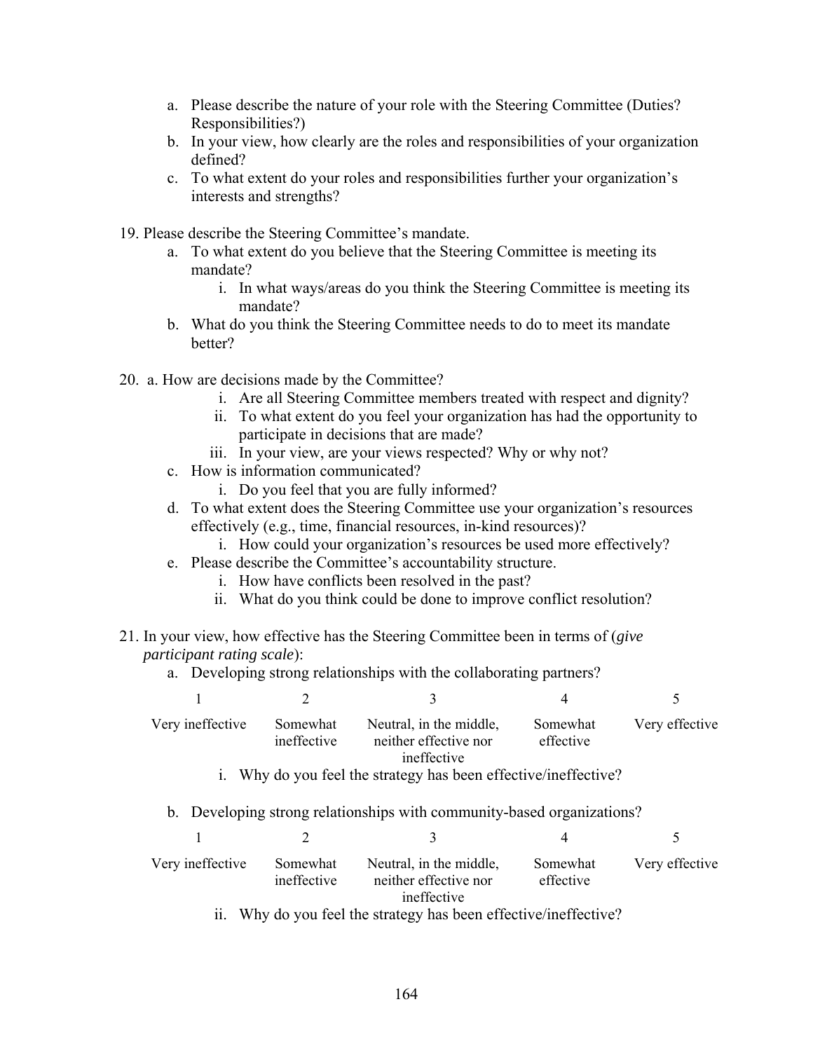a. Please describe the nature of your role with the Steering Committee (Duties? Responsibilities?)
b. In your view, how clearly are the roles and responsibilities of your organization defined?
c. To what extent do your roles and responsibilities further your organization's interests and strengths?

19. Please describe the Steering Committee's mandate.
    a. To what extent do you believe that the Steering Committee is meeting its mandate?
        i. In what ways/areas do you think the Steering Committee is meeting its mandate?
    b. What do you think the Steering Committee needs to do to meet its mandate better?

20. a. How are decisions made by the Committee?
        i. Are all Steering Committee members treated with respect and dignity?
        ii. To what extent do you feel your organization has had the opportunity to participate in decisions that are made?
        iii. In your view, are your views respected? Why or why not?
    c. How is information communicated?
        i. Do you feel that you are fully informed?
    d. To what extent does the Steering Committee use your organization's resources effectively (e.g., time, financial resources, in-kind resources)?
        i. How could your organization's resources be used more effectively?
    e. Please describe the Committee's accountability structure.
        i. How have conflicts been resolved in the past?
        ii. What do you think could be done to improve conflict resolution?

21. In your view, how effective has the Steering Committee been in terms of (*give participant rating scale*):
    a. Developing strong relationships with the collaborating partners?

| 1 | 2 | 3 | 4 | 5 |
|---|---|---|---|---|
| Very ineffective | Somewhat ineffective | Neutral, in the middle, neither effective nor ineffective | Somewhat effective | Very effective |

        i. Why do you feel the strategy has been effective/ineffective?

    b. Developing strong relationships with community-based organizations?

| 1 | 2 | 3 | 4 | 5 |
|---|---|---|---|---|
| Very ineffective | Somewhat ineffective | Neutral, in the middle, neither effective nor ineffective | Somewhat effective | Very effective |

        ii. Why do you feel the strategy has been effective/ineffective?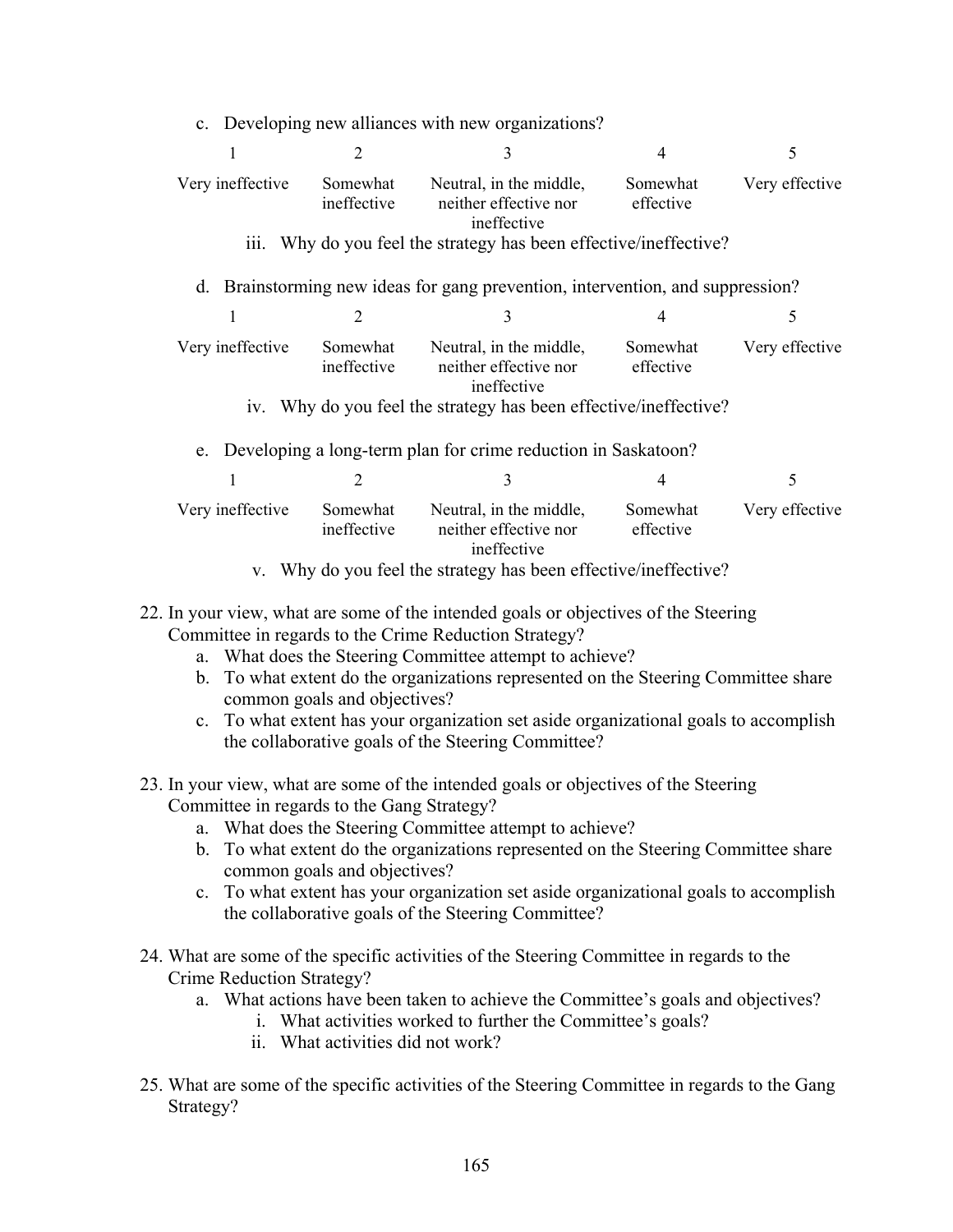c. Developing new alliances with new organizations?

| 1 | 2 | 3 | 4 | 5 |
|---|---|---|---|---|
| Very ineffective | Somewhat ineffective | Neutral, in the middle, neither effective nor ineffective | Somewhat effective | Very effective |

iii. Why do you feel the strategy has been effective/ineffective?

d. Brainstorming new ideas for gang prevention, intervention, and suppression?

| 1 | 2 | 3 | 4 | 5 |
|---|---|---|---|---|
| Very ineffective | Somewhat ineffective | Neutral, in the middle, neither effective nor ineffective | Somewhat effective | Very effective |

iv. Why do you feel the strategy has been effective/ineffective?

e. Developing a long-term plan for crime reduction in Saskatoon?

| 1 | 2 | 3 | 4 | 5 |
|---|---|---|---|---|
| Very ineffective | Somewhat ineffective | Neutral, in the middle, neither effective nor ineffective | Somewhat effective | Very effective |

v. Why do you feel the strategy has been effective/ineffective?

22. In your view, what are some of the intended goals or objectives of the Steering Committee in regards to the Crime Reduction Strategy?
    a. What does the Steering Committee attempt to achieve?
    b. To what extent do the organizations represented on the Steering Committee share common goals and objectives?
    c. To what extent has your organization set aside organizational goals to accomplish the collaborative goals of the Steering Committee?

23. In your view, what are some of the intended goals or objectives of the Steering Committee in regards to the Gang Strategy?
    a. What does the Steering Committee attempt to achieve?
    b. To what extent do the organizations represented on the Steering Committee share common goals and objectives?
    c. To what extent has your organization set aside organizational goals to accomplish the collaborative goals of the Steering Committee?

24. What are some of the specific activities of the Steering Committee in regards to the Crime Reduction Strategy?
    a. What actions have been taken to achieve the Committee's goals and objectives?
        i. What activities worked to further the Committee's goals?
        ii. What activities did not work?

25. What are some of the specific activities of the Steering Committee in regards to the Gang Strategy?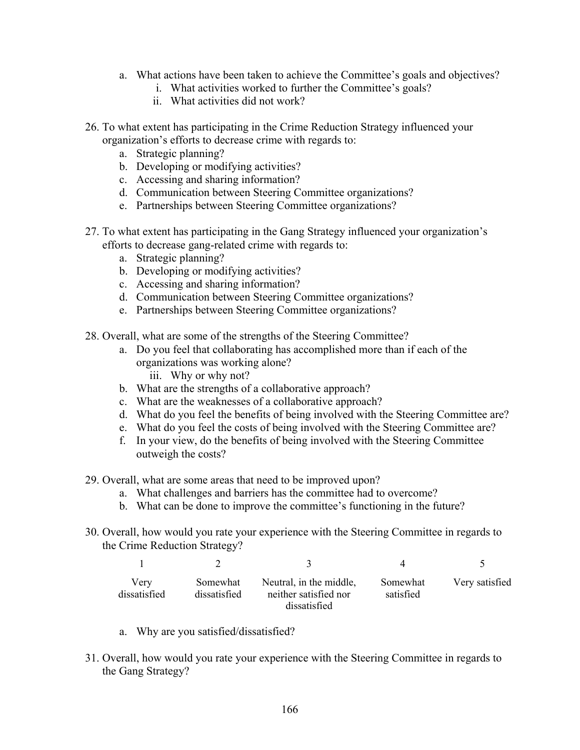a. What actions have been taken to achieve the Committee's goals and objectives?
      i. What activities worked to further the Committee's goals?
      ii. What activities did not work?

26. To what extent has participating in the Crime Reduction Strategy influenced your organization's efforts to decrease crime with regards to:
    a. Strategic planning?
    b. Developing or modifying activities?
    c. Accessing and sharing information?
    d. Communication between Steering Committee organizations?
    e. Partnerships between Steering Committee organizations?

27. To what extent has participating in the Gang Strategy influenced your organization's efforts to decrease gang-related crime with regards to:
    a. Strategic planning?
    b. Developing or modifying activities?
    c. Accessing and sharing information?
    d. Communication between Steering Committee organizations?
    e. Partnerships between Steering Committee organizations?

28. Overall, what are some of the strengths of the Steering Committee?
    a. Do you feel that collaborating has accomplished more than if each of the organizations was working alone?
       iii. Why or why not?
    b. What are the strengths of a collaborative approach?
    c. What are the weaknesses of a collaborative approach?
    d. What do you feel the benefits of being involved with the Steering Committee are?
    e. What do you feel the costs of being involved with the Steering Committee are?
    f. In your view, do the benefits of being involved with the Steering Committee outweigh the costs?

29. Overall, what are some areas that need to be improved upon?
    a. What challenges and barriers has the committee had to overcome?
    b. What can be done to improve the committee's functioning in the future?

30. Overall, how would you rate your experience with the Steering Committee in regards to the Crime Reduction Strategy?

| 1 | 2 | 3 | 4 | 5 |
|---|---|---|---|---|
| Very dissatisfied | Somewhat dissatisfied | Neutral, in the middle, neither satisfied nor dissatisfied | Somewhat satisfied | Very satisfied |

    a. Why are you satisfied/dissatisfied?

31. Overall, how would you rate your experience with the Steering Committee in regards to the Gang Strategy?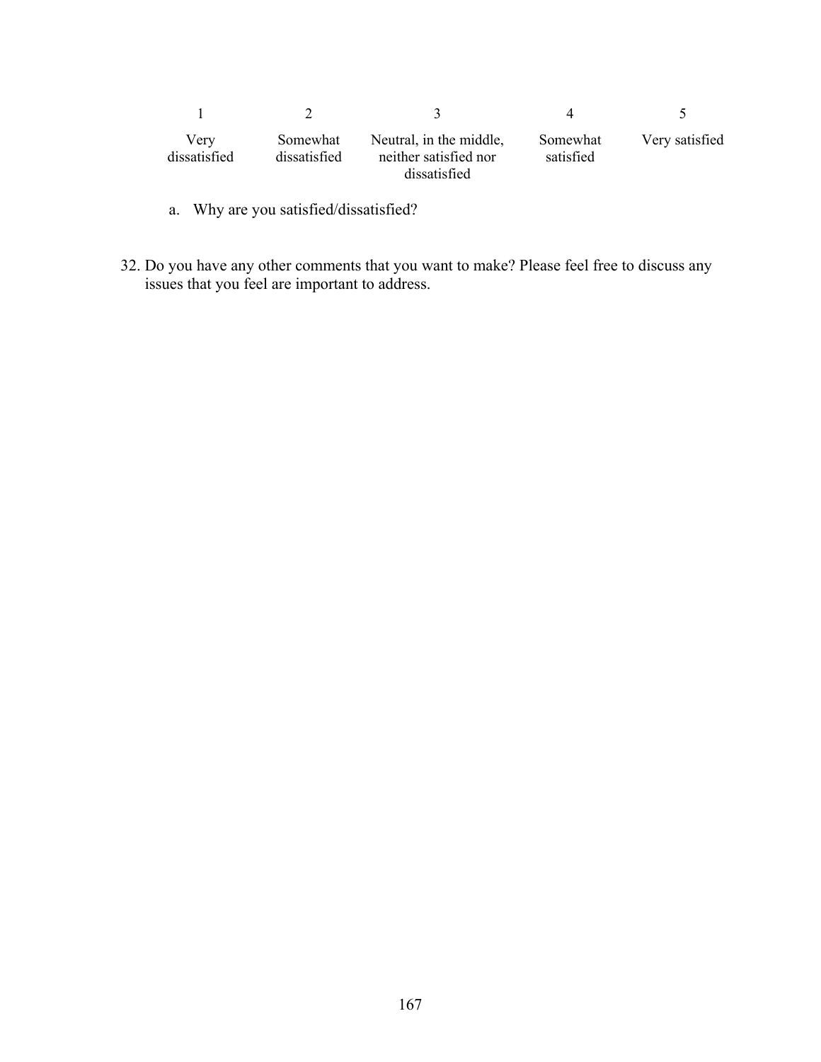| 1 | 2 | 3 | 4 | 5 |
|---|---|---|---|---|
| Very dissatisfied | Somewhat dissatisfied | Neutral, in the middle, neither satisfied nor dissatisfied | Somewhat satisfied | Very satisfied |

a. Why are you satisfied/dissatisfied?

32. Do you have any other comments that you want to make? Please feel free to discuss any issues that you feel are important to address.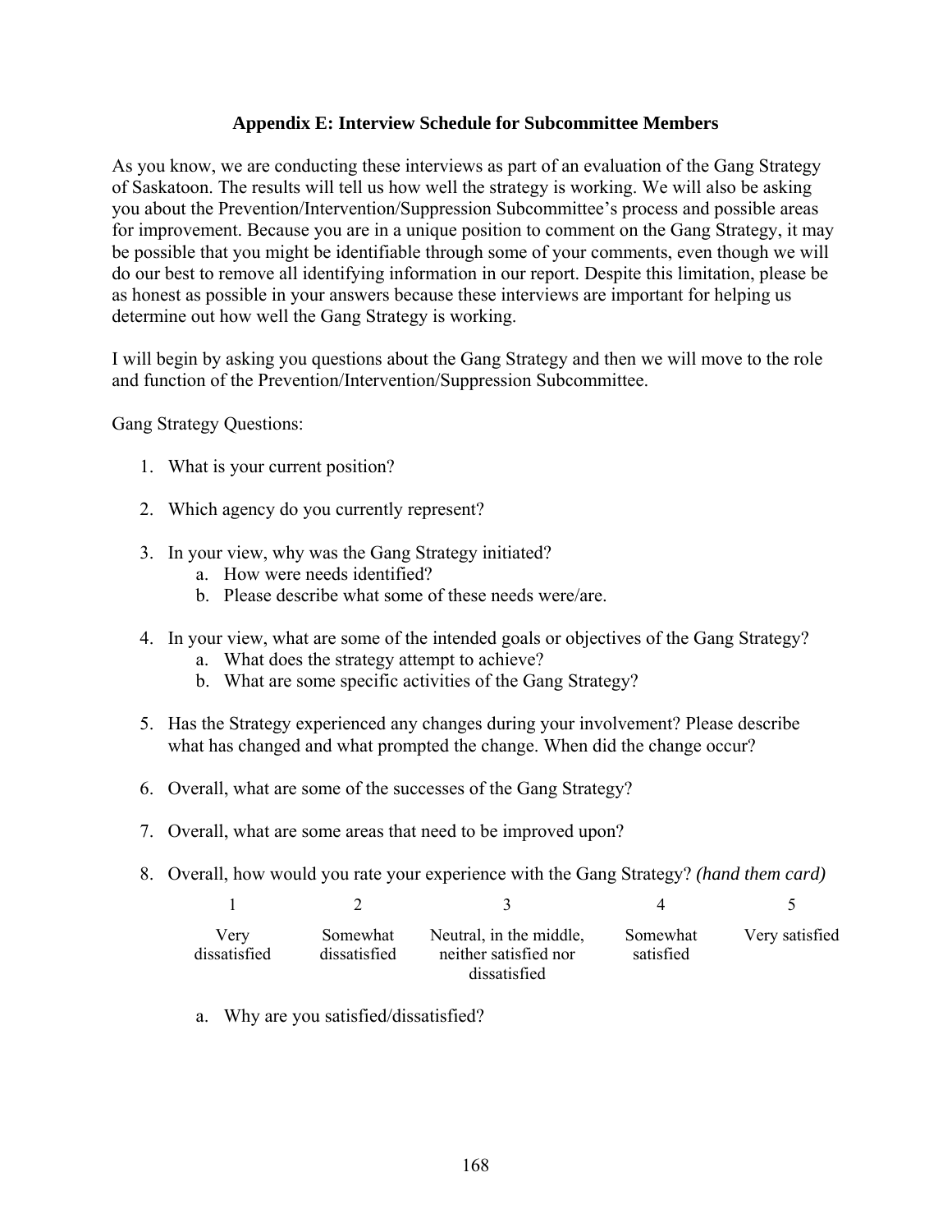## Appendix E: Interview Schedule for Subcommittee Members

As you know, we are conducting these interviews as part of an evaluation of the Gang Strategy of Saskatoon. The results will tell us how well the strategy is working. We will also be asking you about the Prevention/Intervention/Suppression Subcommittee's process and possible areas for improvement. Because you are in a unique position to comment on the Gang Strategy, it may be possible that you might be identifiable through some of your comments, even though we will do our best to remove all identifying information in our report. Despite this limitation, please be as honest as possible in your answers because these interviews are important for helping us determine out how well the Gang Strategy is working.

I will begin by asking you questions about the Gang Strategy and then we will move to the role and function of the Prevention/Intervention/Suppression Subcommittee.

Gang Strategy Questions:

1. What is your current position?

2. Which agency do you currently represent?

3. In your view, why was the Gang Strategy initiated?
   a. How were needs identified?
   b. Please describe what some of these needs were/are.

4. In your view, what are some of the intended goals or objectives of the Gang Strategy?
   a. What does the strategy attempt to achieve?
   b. What are some specific activities of the Gang Strategy?

5. Has the Strategy experienced any changes during your involvement? Please describe what has changed and what prompted the change. When did the change occur?

6. Overall, what are some of the successes of the Gang Strategy?

7. Overall, what are some areas that need to be improved upon?

8. Overall, how would you rate your experience with the Gang Strategy? *(hand them card)*

| 1 | 2 | 3 | 4 | 5 |
|---|---|---|---|---|
| Very dissatisfied | Somewhat dissatisfied | Neutral, in the middle, neither satisfied nor dissatisfied | Somewhat satisfied | Very satisfied |

   a. Why are you satisfied/dissatisfied?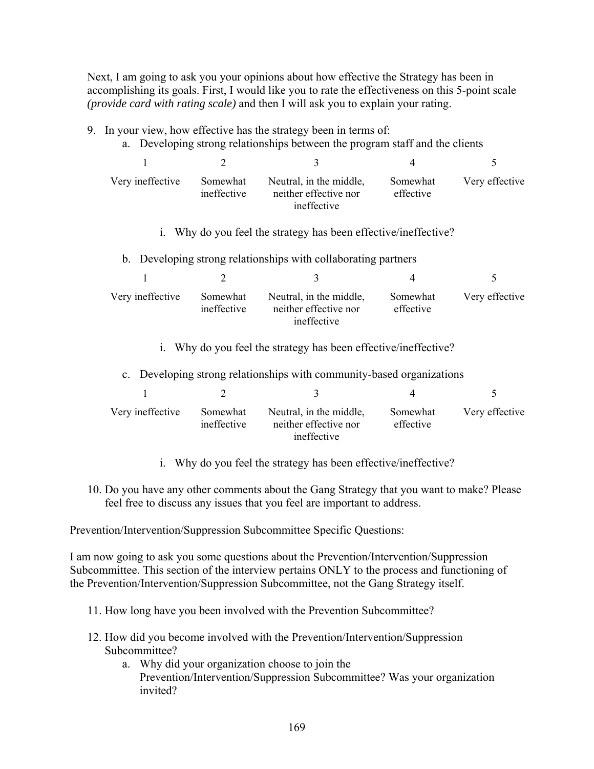Next, I am going to ask you your opinions about how effective the Strategy has been in accomplishing its goals. First, I would like you to rate the effectiveness on this 5-point scale *(provide card with rating scale)* and then I will ask you to explain your rating.

9. In your view, how effective has the strategy been in terms of:
   a. Developing strong relationships between the program staff and the clients

| 1 | 2 | 3 | 4 | 5 |
|---|---|---|---|---|
| Very ineffective | Somewhat ineffective | Neutral, in the middle, neither effective nor ineffective | Somewhat effective | Very effective |

      i. Why do you feel the strategy has been effective/ineffective?

   b. Developing strong relationships with collaborating partners

| 1 | 2 | 3 | 4 | 5 |
|---|---|---|---|---|
| Very ineffective | Somewhat ineffective | Neutral, in the middle, neither effective nor ineffective | Somewhat effective | Very effective |

      i. Why do you feel the strategy has been effective/ineffective?

   c. Developing strong relationships with community-based organizations

| 1 | 2 | 3 | 4 | 5 |
|---|---|---|---|---|
| Very ineffective | Somewhat ineffective | Neutral, in the middle, neither effective nor ineffective | Somewhat effective | Very effective |

      i. Why do you feel the strategy has been effective/ineffective?

10. Do you have any other comments about the Gang Strategy that you want to make? Please feel free to discuss any issues that you feel are important to address.

Prevention/Intervention/Suppression Subcommittee Specific Questions:

I am now going to ask you some questions about the Prevention/Intervention/Suppression Subcommittee. This section of the interview pertains ONLY to the process and functioning of the Prevention/Intervention/Suppression Subcommittee, not the Gang Strategy itself.

11. How long have you been involved with the Prevention Subcommittee?

12. How did you become involved with the Prevention/Intervention/Suppression Subcommittee?
    a. Why did your organization choose to join the Prevention/Intervention/Suppression Subcommittee? Was your organization invited?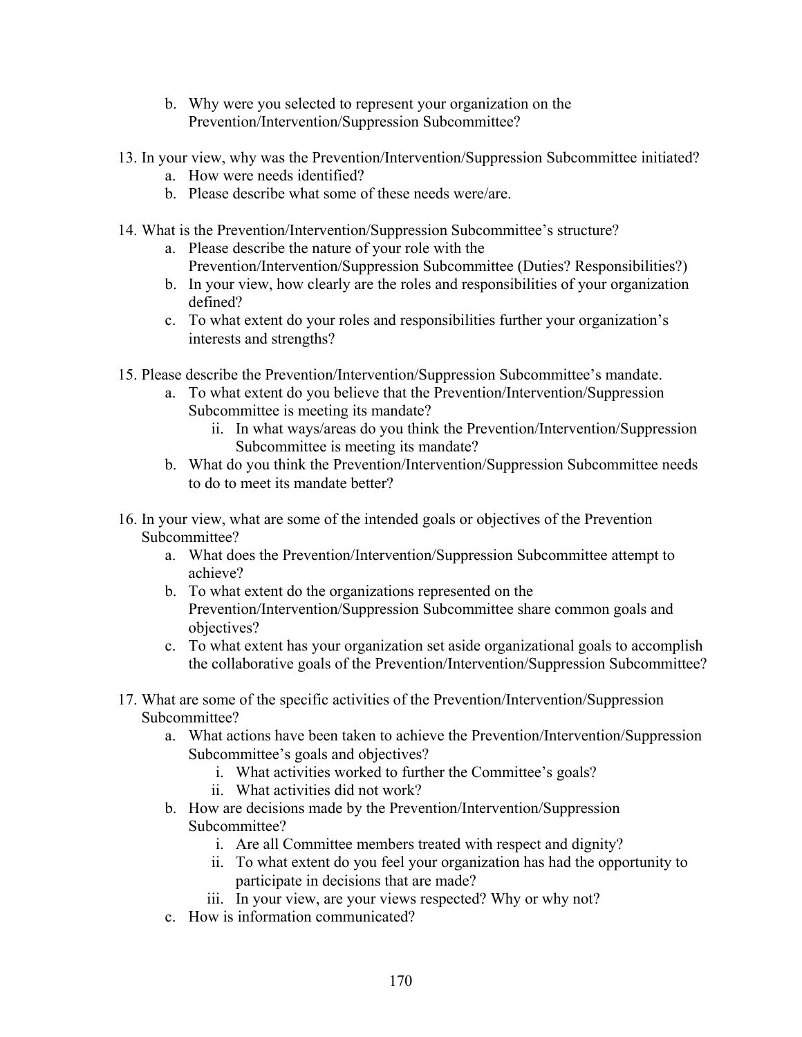b. Why were you selected to represent your organization on the Prevention/Intervention/Suppression Subcommittee?

13. In your view, why was the Prevention/Intervention/Suppression Subcommittee initiated?
    a. How were needs identified?
    b. Please describe what some of these needs were/are.

14. What is the Prevention/Intervention/Suppression Subcommittee's structure?
    a. Please describe the nature of your role with the Prevention/Intervention/Suppression Subcommittee (Duties? Responsibilities?)
    b. In your view, how clearly are the roles and responsibilities of your organization defined?
    c. To what extent do your roles and responsibilities further your organization's interests and strengths?

15. Please describe the Prevention/Intervention/Suppression Subcommittee's mandate.
    a. To what extent do you believe that the Prevention/Intervention/Suppression Subcommittee is meeting its mandate?
       ii. In what ways/areas do you think the Prevention/Intervention/Suppression Subcommittee is meeting its mandate?
    b. What do you think the Prevention/Intervention/Suppression Subcommittee needs to do to meet its mandate better?

16. In your view, what are some of the intended goals or objectives of the Prevention Subcommittee?
    a. What does the Prevention/Intervention/Suppression Subcommittee attempt to achieve?
    b. To what extent do the organizations represented on the Prevention/Intervention/Suppression Subcommittee share common goals and objectives?
    c. To what extent has your organization set aside organizational goals to accomplish the collaborative goals of the Prevention/Intervention/Suppression Subcommittee?

17. What are some of the specific activities of the Prevention/Intervention/Suppression Subcommittee?
    a. What actions have been taken to achieve the Prevention/Intervention/Suppression Subcommittee's goals and objectives?
       i. What activities worked to further the Committee's goals?
       ii. What activities did not work?
    b. How are decisions made by the Prevention/Intervention/Suppression Subcommittee?
       i. Are all Committee members treated with respect and dignity?
       ii. To what extent do you feel your organization has had the opportunity to participate in decisions that are made?
       iii. In your view, are your views respected? Why or why not?
    c. How is information communicated?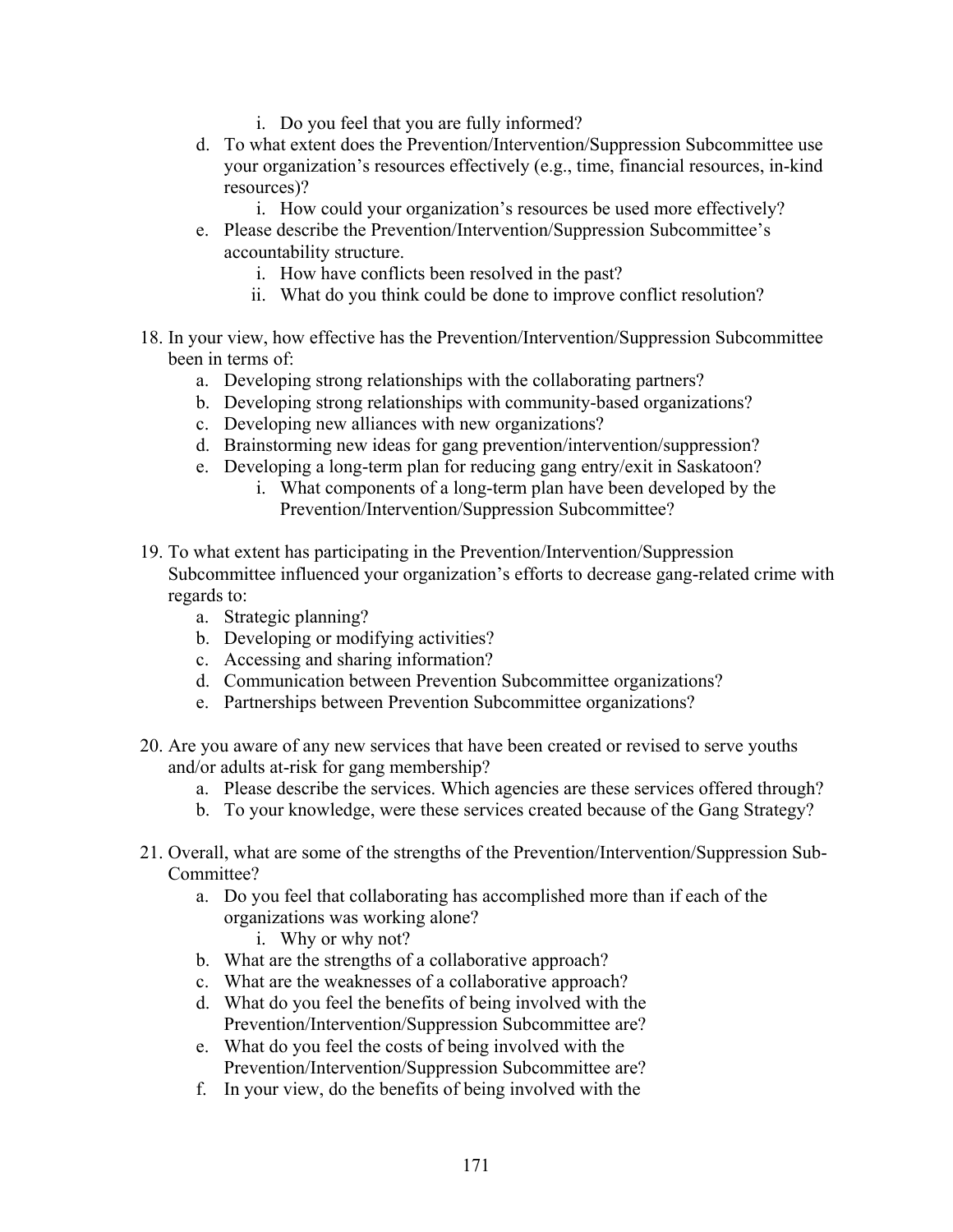i. Do you feel that you are fully informed?
   d. To what extent does the Prevention/Intervention/Suppression Subcommittee use your organization's resources effectively (e.g., time, financial resources, in-kind resources)?
        i. How could your organization's resources be used more effectively?
   e. Please describe the Prevention/Intervention/Suppression Subcommittee's accountability structure.
        i. How have conflicts been resolved in the past?
        ii. What do you think could be done to improve conflict resolution?

18. In your view, how effective has the Prevention/Intervention/Suppression Subcommittee been in terms of:
    a. Developing strong relationships with the collaborating partners?
    b. Developing strong relationships with community-based organizations?
    c. Developing new alliances with new organizations?
    d. Brainstorming new ideas for gang prevention/intervention/suppression?
    e. Developing a long-term plan for reducing gang entry/exit in Saskatoon?
        i. What components of a long-term plan have been developed by the Prevention/Intervention/Suppression Subcommittee?

19. To what extent has participating in the Prevention/Intervention/Suppression Subcommittee influenced your organization's efforts to decrease gang-related crime with regards to:
    a. Strategic planning?
    b. Developing or modifying activities?
    c. Accessing and sharing information?
    d. Communication between Prevention Subcommittee organizations?
    e. Partnerships between Prevention Subcommittee organizations?

20. Are you aware of any new services that have been created or revised to serve youths and/or adults at-risk for gang membership?
    a. Please describe the services. Which agencies are these services offered through?
    b. To your knowledge, were these services created because of the Gang Strategy?

21. Overall, what are some of the strengths of the Prevention/Intervention/Suppression Sub-Committee?
    a. Do you feel that collaborating has accomplished more than if each of the organizations was working alone?
        i. Why or why not?
    b. What are the strengths of a collaborative approach?
    c. What are the weaknesses of a collaborative approach?
    d. What do you feel the benefits of being involved with the Prevention/Intervention/Suppression Subcommittee are?
    e. What do you feel the costs of being involved with the Prevention/Intervention/Suppression Subcommittee are?
    f. In your view, do the benefits of being involved with the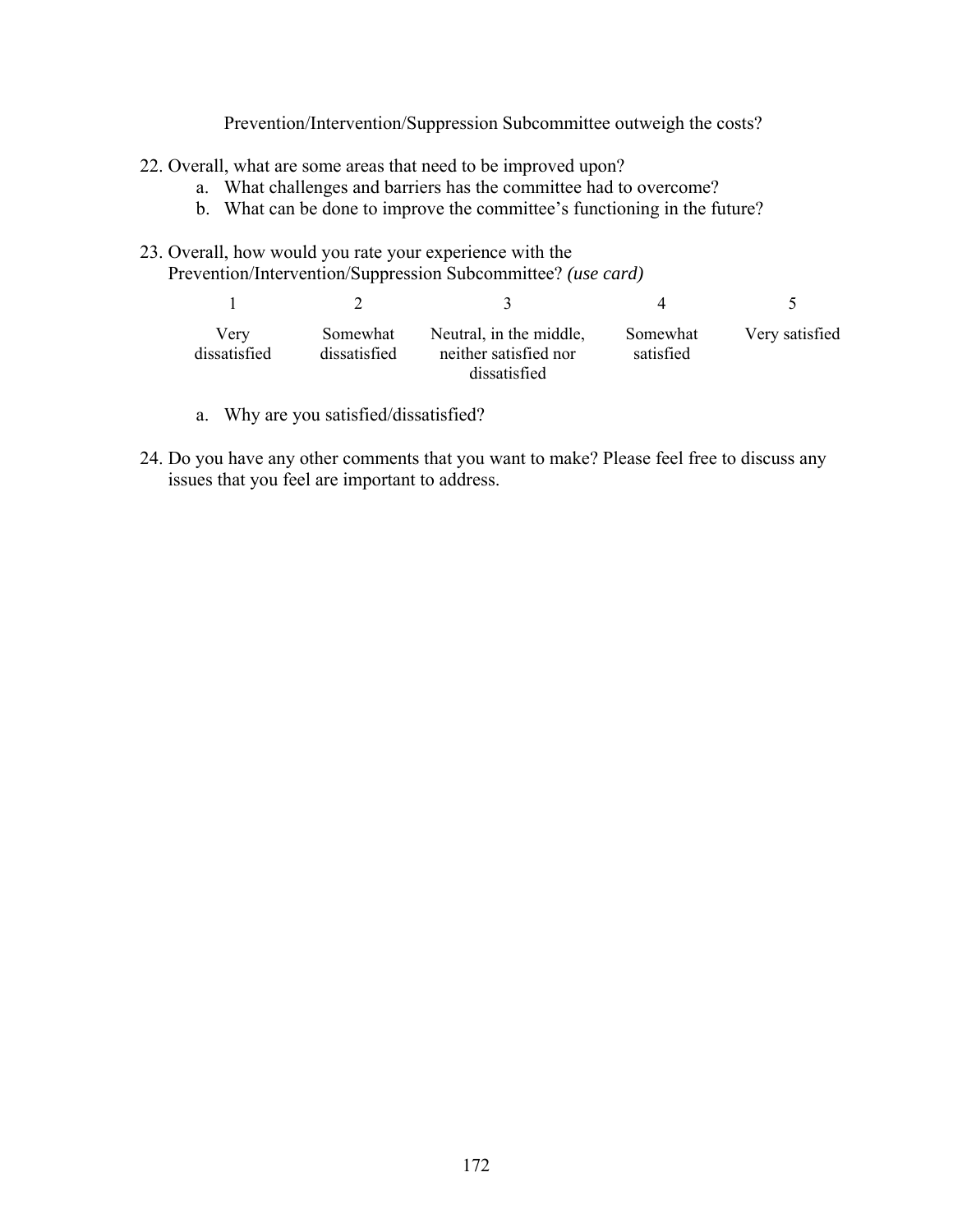Prevention/Intervention/Suppression Subcommittee outweigh the costs?

22. Overall, what are some areas that need to be improved upon?
    a. What challenges and barriers has the committee had to overcome?
    b. What can be done to improve the committee's functioning in the future?

23. Overall, how would you rate your experience with the Prevention/Intervention/Suppression Subcommittee? *(use card)*

| 1 | 2 | 3 | 4 | 5 |
|---|---|---|---|---|
| Very dissatisfied | Somewhat dissatisfied | Neutral, in the middle, neither satisfied nor dissatisfied | Somewhat satisfied | Very satisfied |

    a. Why are you satisfied/dissatisfied?

24. Do you have any other comments that you want to make? Please feel free to discuss any issues that you feel are important to address.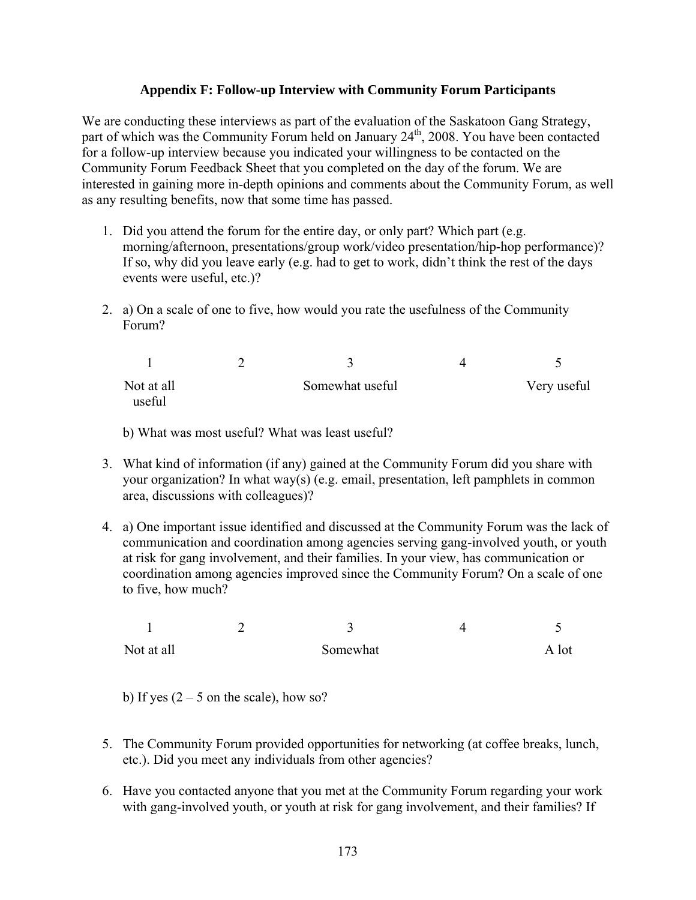## Appendix F: Follow-up Interview with Community Forum Participants

We are conducting these interviews as part of the evaluation of the Saskatoon Gang Strategy, part of which was the Community Forum held on January 24th, 2008. You have been contacted for a follow-up interview because you indicated your willingness to be contacted on the Community Forum Feedback Sheet that you completed on the day of the forum. We are interested in gaining more in-depth opinions and comments about the Community Forum, as well as any resulting benefits, now that some time has passed.

1. Did you attend the forum for the entire day, or only part? Which part (e.g. morning/afternoon, presentations/group work/video presentation/hip-hop performance)? If so, why did you leave early (e.g. had to get to work, didn't think the rest of the days events were useful, etc.)?

2. a) On a scale of one to five, how would you rate the usefulness of the Community Forum?

| 1 | 2 | 3 | 4 | 5 |
|---|---|---|---|---|
| Not at all useful | | Somewhat useful | | Very useful |

   b) What was most useful? What was least useful?

3. What kind of information (if any) gained at the Community Forum did you share with your organization? In what way(s) (e.g. email, presentation, left pamphlets in common area, discussions with colleagues)?

4. a) One important issue identified and discussed at the Community Forum was the lack of communication and coordination among agencies serving gang-involved youth, or youth at risk for gang involvement, and their families. In your view, has communication or coordination among agencies improved since the Community Forum? On a scale of one to five, how much?

| 1 | 2 | 3 | 4 | 5 |
|---|---|---|---|---|
| Not at all | | Somewhat | | A lot |

   b) If yes (2 – 5 on the scale), how so?

5. The Community Forum provided opportunities for networking (at coffee breaks, lunch, etc.). Did you meet any individuals from other agencies?

6. Have you contacted anyone that you met at the Community Forum regarding your work with gang-involved youth, or youth at risk for gang involvement, and their families? If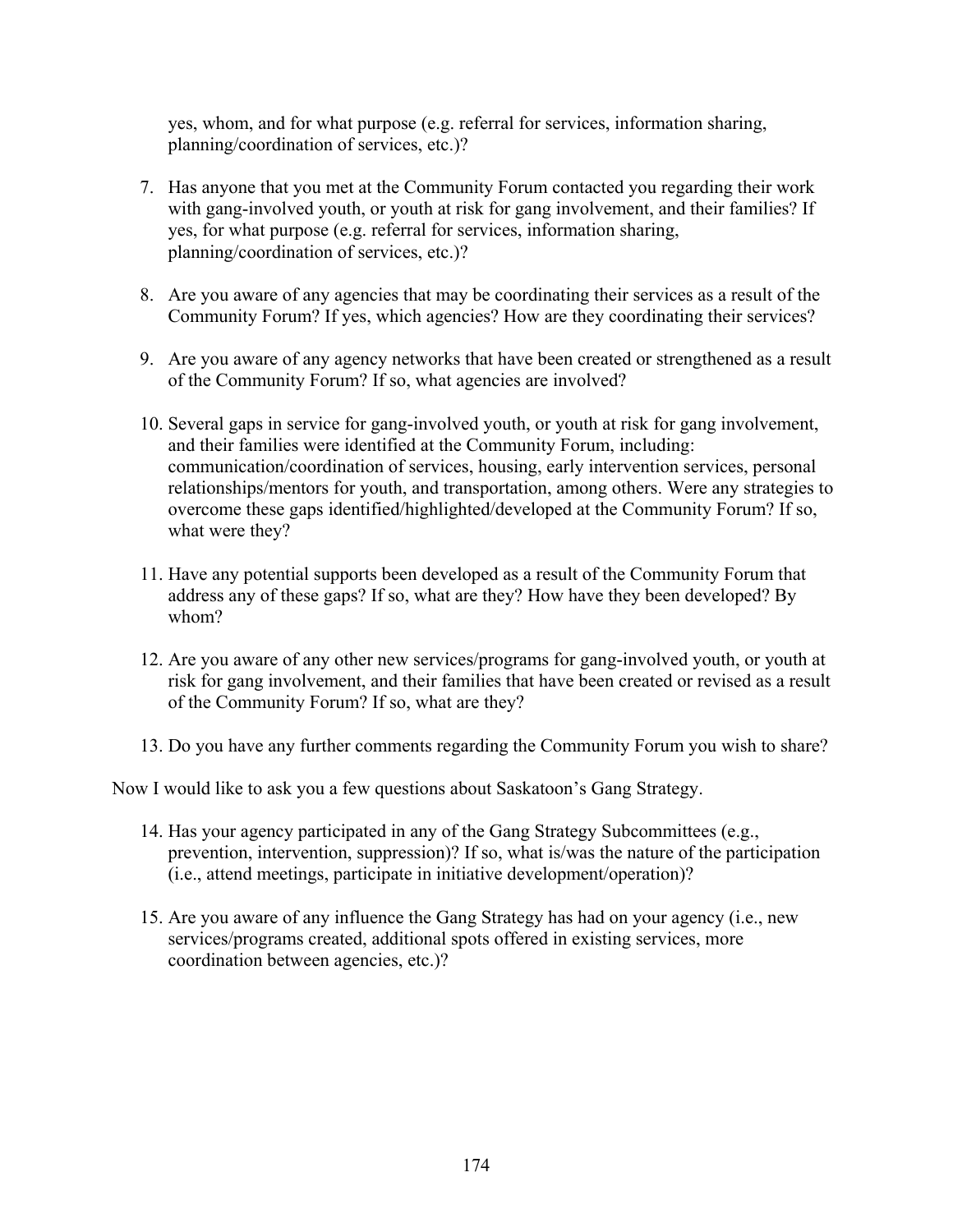yes, whom, and for what purpose (e.g. referral for services, information sharing, planning/coordination of services, etc.)?

7. Has anyone that you met at the Community Forum contacted you regarding their work with gang-involved youth, or youth at risk for gang involvement, and their families? If yes, for what purpose (e.g. referral for services, information sharing, planning/coordination of services, etc.)?

8. Are you aware of any agencies that may be coordinating their services as a result of the Community Forum? If yes, which agencies? How are they coordinating their services?

9. Are you aware of any agency networks that have been created or strengthened as a result of the Community Forum? If so, what agencies are involved?

10. Several gaps in service for gang-involved youth, or youth at risk for gang involvement, and their families were identified at the Community Forum, including: communication/coordination of services, housing, early intervention services, personal relationships/mentors for youth, and transportation, among others. Were any strategies to overcome these gaps identified/highlighted/developed at the Community Forum? If so, what were they?

11. Have any potential supports been developed as a result of the Community Forum that address any of these gaps? If so, what are they? How have they been developed? By whom?

12. Are you aware of any other new services/programs for gang-involved youth, or youth at risk for gang involvement, and their families that have been created or revised as a result of the Community Forum? If so, what are they?

13. Do you have any further comments regarding the Community Forum you wish to share?

Now I would like to ask you a few questions about Saskatoon's Gang Strategy.

14. Has your agency participated in any of the Gang Strategy Subcommittees (e.g., prevention, intervention, suppression)? If so, what is/was the nature of the participation (i.e., attend meetings, participate in initiative development/operation)?

15. Are you aware of any influence the Gang Strategy has had on your agency (i.e., new services/programs created, additional spots offered in existing services, more coordination between agencies, etc.)?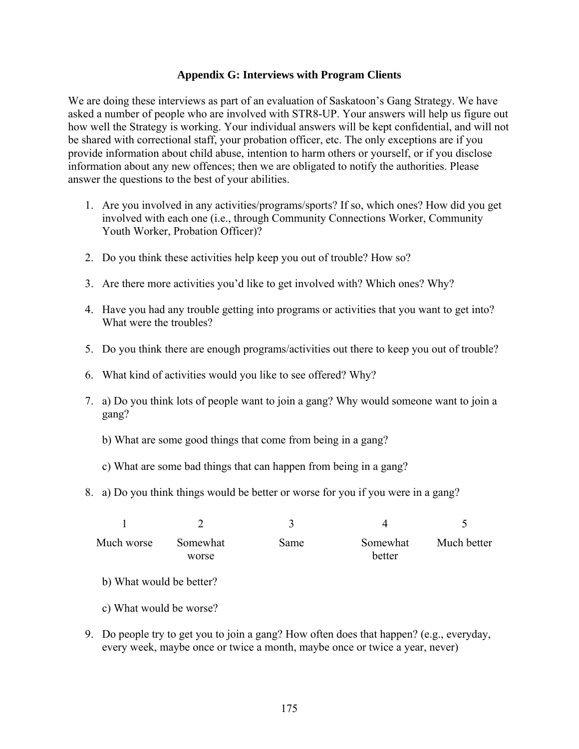## Appendix G: Interviews with Program Clients

We are doing these interviews as part of an evaluation of Saskatoon's Gang Strategy. We have asked a number of people who are involved with STR8-UP. Your answers will help us figure out how well the Strategy is working. Your individual answers will be kept confidential, and will not be shared with correctional staff, your probation officer, etc. The only exceptions are if you provide information about child abuse, intention to harm others or yourself, or if you disclose information about any new offences; then we are obligated to notify the authorities. Please answer the questions to the best of your abilities.

1. Are you involved in any activities/programs/sports? If so, which ones? How did you get involved with each one (i.e., through Community Connections Worker, Community Youth Worker, Probation Officer)?

2. Do you think these activities help keep you out of trouble? How so?

3. Are there more activities you'd like to get involved with? Which ones? Why?

4. Have you had any trouble getting into programs or activities that you want to get into? What were the troubles?

5. Do you think there are enough programs/activities out there to keep you out of trouble?

6. What kind of activities would you like to see offered? Why?

7. a) Do you think lots of people want to join a gang? Why would someone want to join a gang?

   b) What are some good things that come from being in a gang?

   c) What are some bad things that can happen from being in a gang?

8. a) Do you think things would be better or worse for you if you were in a gang?

| 1 | 2 | 3 | 4 | 5 |
|---|---|---|---|---|
| Much worse | Somewhat worse | Same | Somewhat better | Much better |

   b) What would be better?

   c) What would be worse?

9. Do people try to get you to join a gang? How often does that happen? (e.g., everyday, every week, maybe once or twice a month, maybe once or twice a year, never)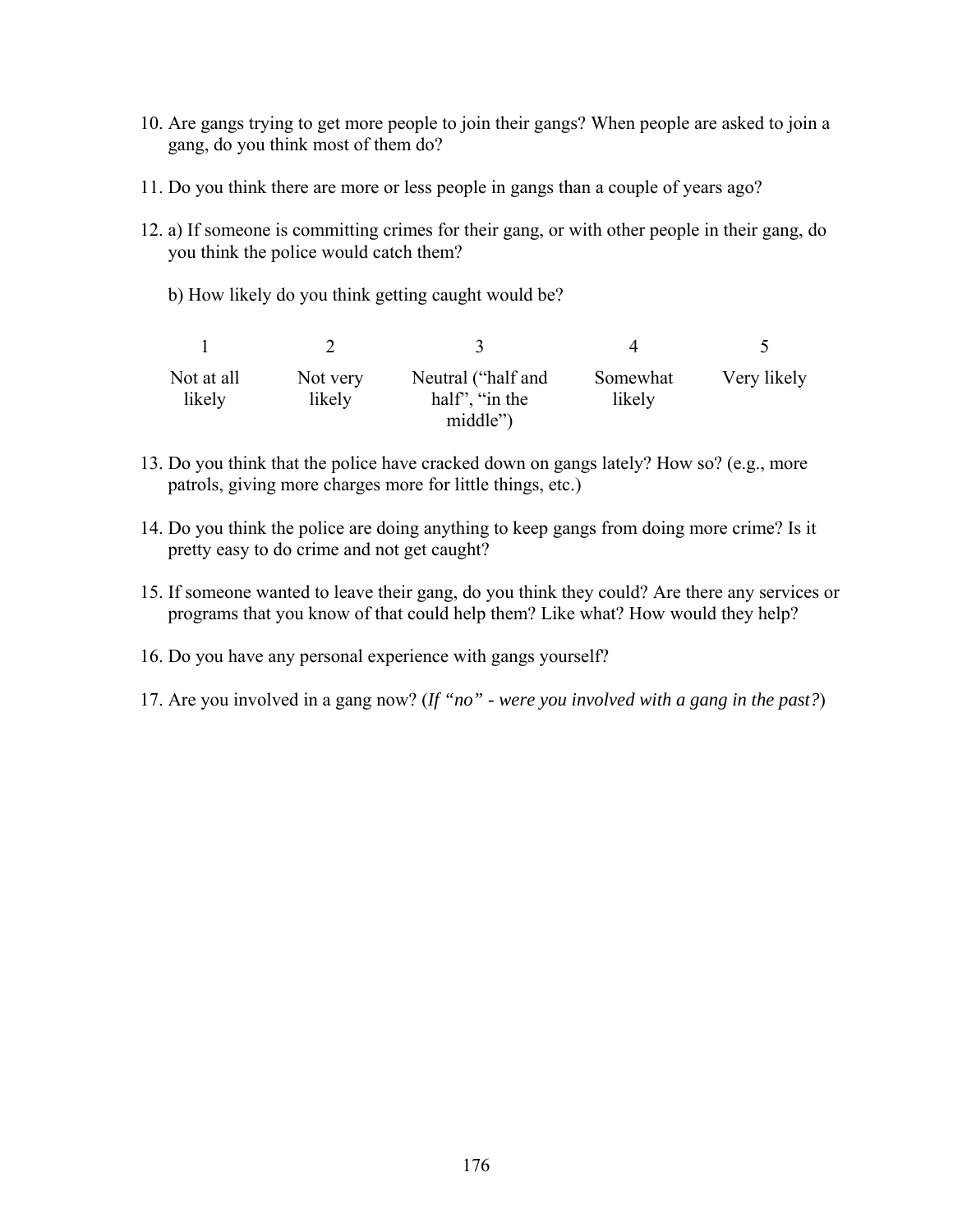10. Are gangs trying to get more people to join their gangs? When people are asked to join a gang, do you think most of them do?

11. Do you think there are more or less people in gangs than a couple of years ago?

12. a) If someone is committing crimes for their gang, or with other people in their gang, do you think the police would catch them?

    b) How likely do you think getting caught would be?

| 1 | 2 | 3 | 4 | 5 |
|---|---|---|---|---|
| Not at all likely | Not very likely | Neutral ("half and half", "in the middle") | Somewhat likely | Very likely |

13. Do you think that the police have cracked down on gangs lately? How so? (e.g., more patrols, giving more charges more for little things, etc.)

14. Do you think the police are doing anything to keep gangs from doing more crime? Is it pretty easy to do crime and not get caught?

15. If someone wanted to leave their gang, do you think they could? Are there any services or programs that you know of that could help them? Like what? How would they help?

16. Do you have any personal experience with gangs yourself?

17. Are you involved in a gang now? (*If "no" - were you involved with a gang in the past?*)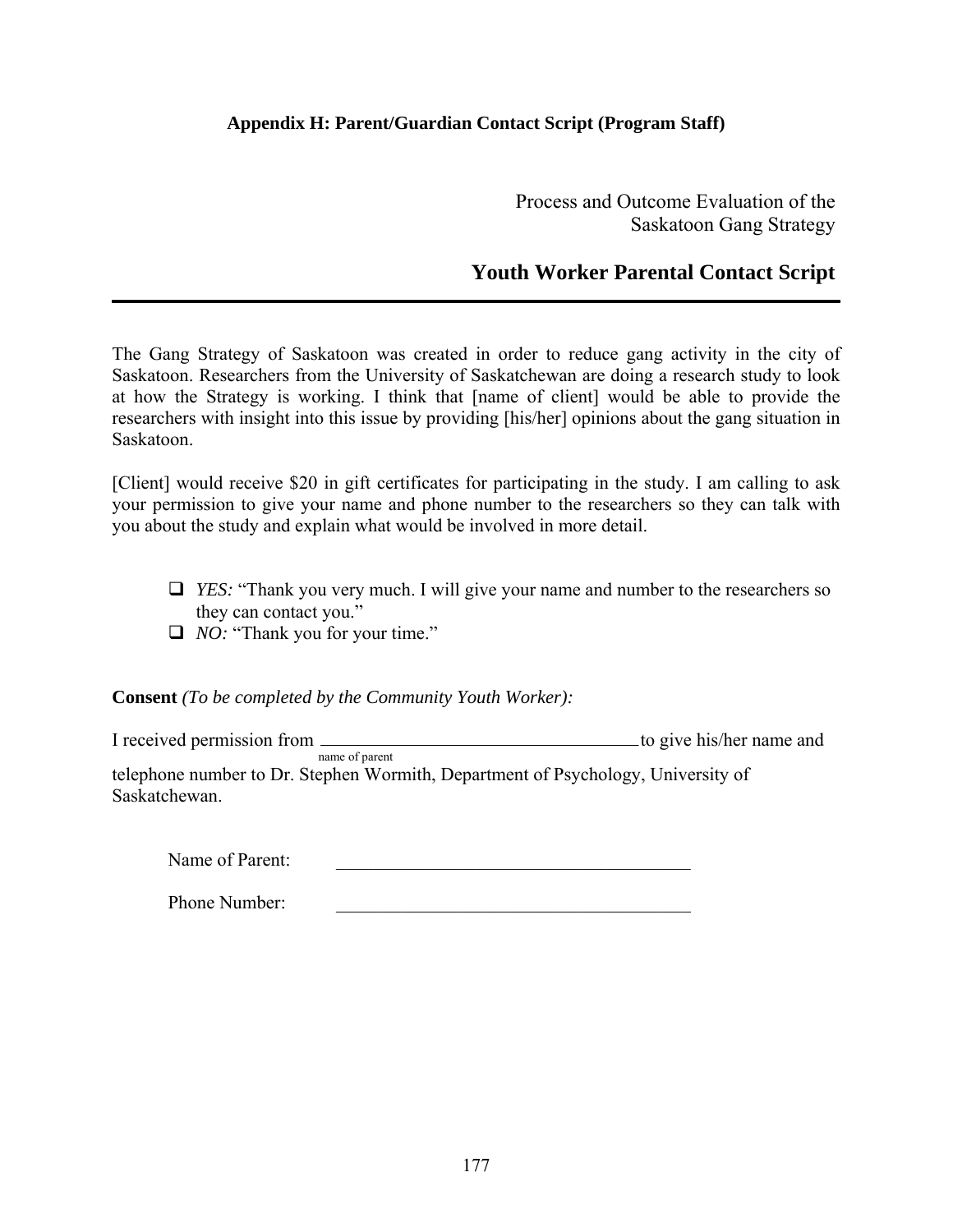**Appendix H: Parent/Guardian Contact Script (Program Staff)**

Process and Outcome Evaluation of the
Saskatoon Gang Strategy

## Youth Worker Parental Contact Script

---

The Gang Strategy of Saskatoon was created in order to reduce gang activity in the city of Saskatoon. Researchers from the University of Saskatchewan are doing a research study to look at how the Strategy is working. I think that [name of client] would be able to provide the researchers with insight into this issue by providing [his/her] opinions about the gang situation in Saskatoon.

[Client] would receive $20 in gift certificates for participating in the study. I am calling to ask your permission to give your name and phone number to the researchers so they can talk with you about the study and explain what would be involved in more detail.

- ❑ *YES:* "Thank you very much. I will give your name and number to the researchers so they can contact you."
- ❑ *NO:* "Thank you for your time."

**Consent** *(To be completed by the Community Youth Worker):*

I received permission from ______________________________ to give his/her name and
name of parent
telephone number to Dr. Stephen Wormith, Department of Psychology, University of Saskatchewan.

Name of Parent: ______________________________

Phone Number: ______________________________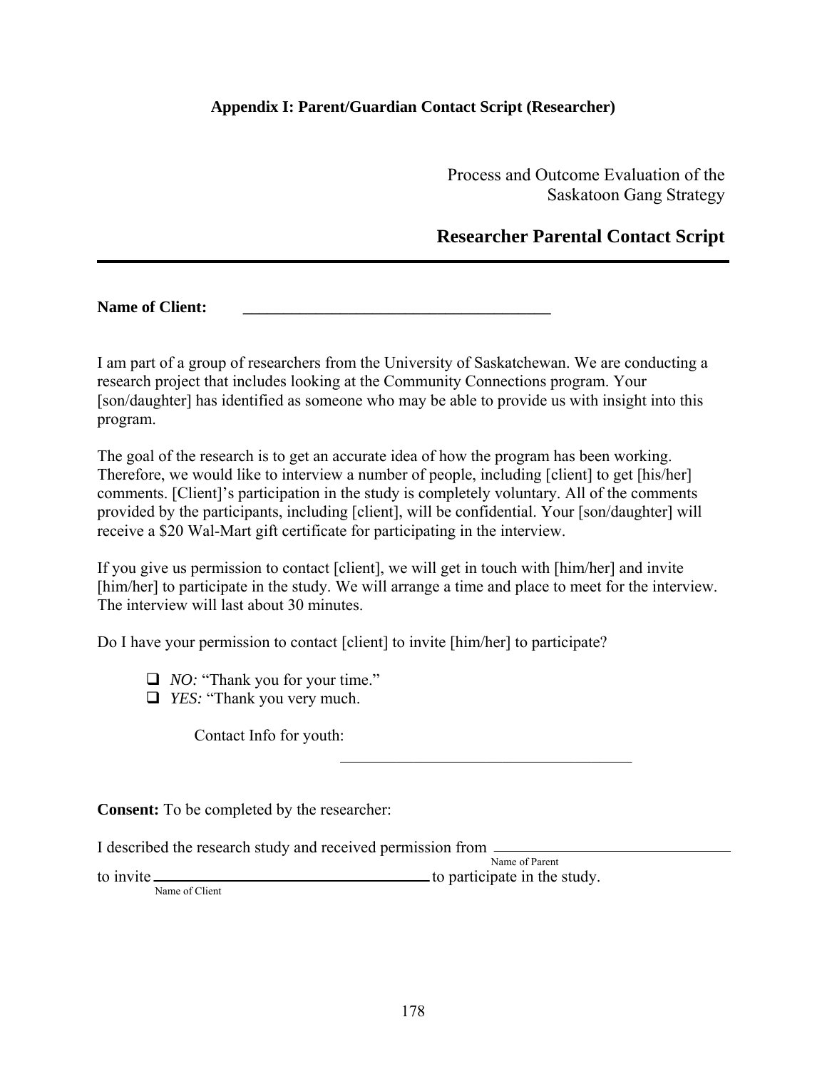**Appendix I: Parent/Guardian Contact Script (Researcher)**

Process and Outcome Evaluation of the Saskatoon Gang Strategy

## Researcher Parental Contact Script

---

**Name of Client:** \_\_\_\_\_\_\_\_\_\_\_\_\_\_\_\_\_\_\_\_\_\_\_\_\_\_\_\_\_\_\_\_\_\_\_\_\_\_\_\_

I am part of a group of researchers from the University of Saskatchewan. We are conducting a research project that includes looking at the Community Connections program. Your [son/daughter] has identified as someone who may be able to provide us with insight into this program.

The goal of the research is to get an accurate idea of how the program has been working. Therefore, we would like to interview a number of people, including [client] to get [his/her] comments. [Client]'s participation in the study is completely voluntary. All of the comments provided by the participants, including [client], will be confidential. Your [son/daughter] will receive a $20 Wal-Mart gift certificate for participating in the interview.

If you give us permission to contact [client], we will get in touch with [him/her] and invite [him/her] to participate in the study. We will arrange a time and place to meet for the interview. The interview will last about 30 minutes.

Do I have your permission to contact [client] to invite [him/her] to participate?

- ☐ *NO:* "Thank you for your time."
- ☐ *YES:* "Thank you very much.

  Contact Info for youth: \_\_\_\_\_\_\_\_\_\_\_\_\_\_\_\_\_\_\_\_\_\_\_\_\_\_\_\_\_\_\_\_\_\_\_\_\_\_

**Consent:** To be completed by the researcher:

I described the research study and received permission from \_\_\_\_\_\_\_\_\_\_\_\_\_\_\_\_\_\_\_\_\_\_\_\_\_\_\_\_\_\_ (Name of Parent)
to invite \_\_\_\_\_\_\_\_\_\_\_\_\_\_\_\_\_\_\_\_\_\_\_\_\_\_\_\_\_\_\_\_\_\_\_ (Name of Client) to participate in the study.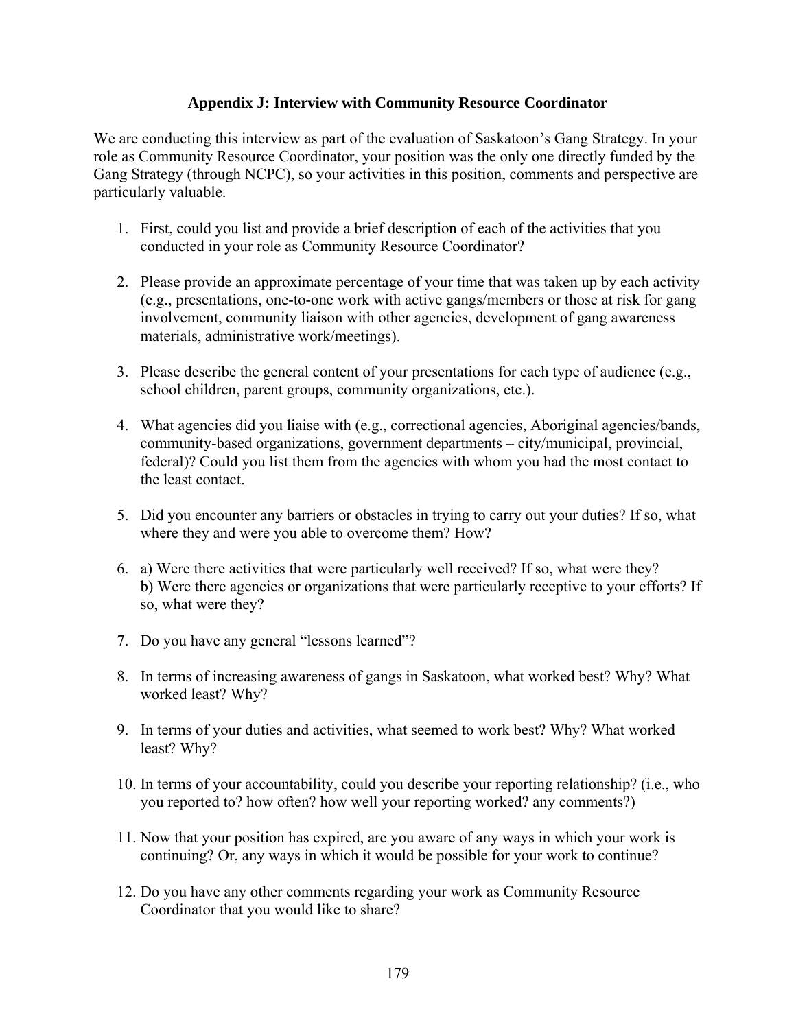## Appendix J: Interview with Community Resource Coordinator

We are conducting this interview as part of the evaluation of Saskatoon's Gang Strategy. In your role as Community Resource Coordinator, your position was the only one directly funded by the Gang Strategy (through NCPC), so your activities in this position, comments and perspective are particularly valuable.

1. First, could you list and provide a brief description of each of the activities that you conducted in your role as Community Resource Coordinator?

2. Please provide an approximate percentage of your time that was taken up by each activity (e.g., presentations, one-to-one work with active gangs/members or those at risk for gang involvement, community liaison with other agencies, development of gang awareness materials, administrative work/meetings).

3. Please describe the general content of your presentations for each type of audience (e.g., school children, parent groups, community organizations, etc.).

4. What agencies did you liaise with (e.g., correctional agencies, Aboriginal agencies/bands, community-based organizations, government departments – city/municipal, provincial, federal)? Could you list them from the agencies with whom you had the most contact to the least contact.

5. Did you encounter any barriers or obstacles in trying to carry out your duties? If so, what where they and were you able to overcome them? How?

6. a) Were there activities that were particularly well received? If so, what were they?
   b) Were there agencies or organizations that were particularly receptive to your efforts? If so, what were they?

7. Do you have any general "lessons learned"?

8. In terms of increasing awareness of gangs in Saskatoon, what worked best? Why? What worked least? Why?

9. In terms of your duties and activities, what seemed to work best? Why? What worked least? Why?

10. In terms of your accountability, could you describe your reporting relationship? (i.e., who you reported to? how often? how well your reporting worked? any comments?)

11. Now that your position has expired, are you aware of any ways in which your work is continuing? Or, any ways in which it would be possible for your work to continue?

12. Do you have any other comments regarding your work as Community Resource Coordinator that you would like to share?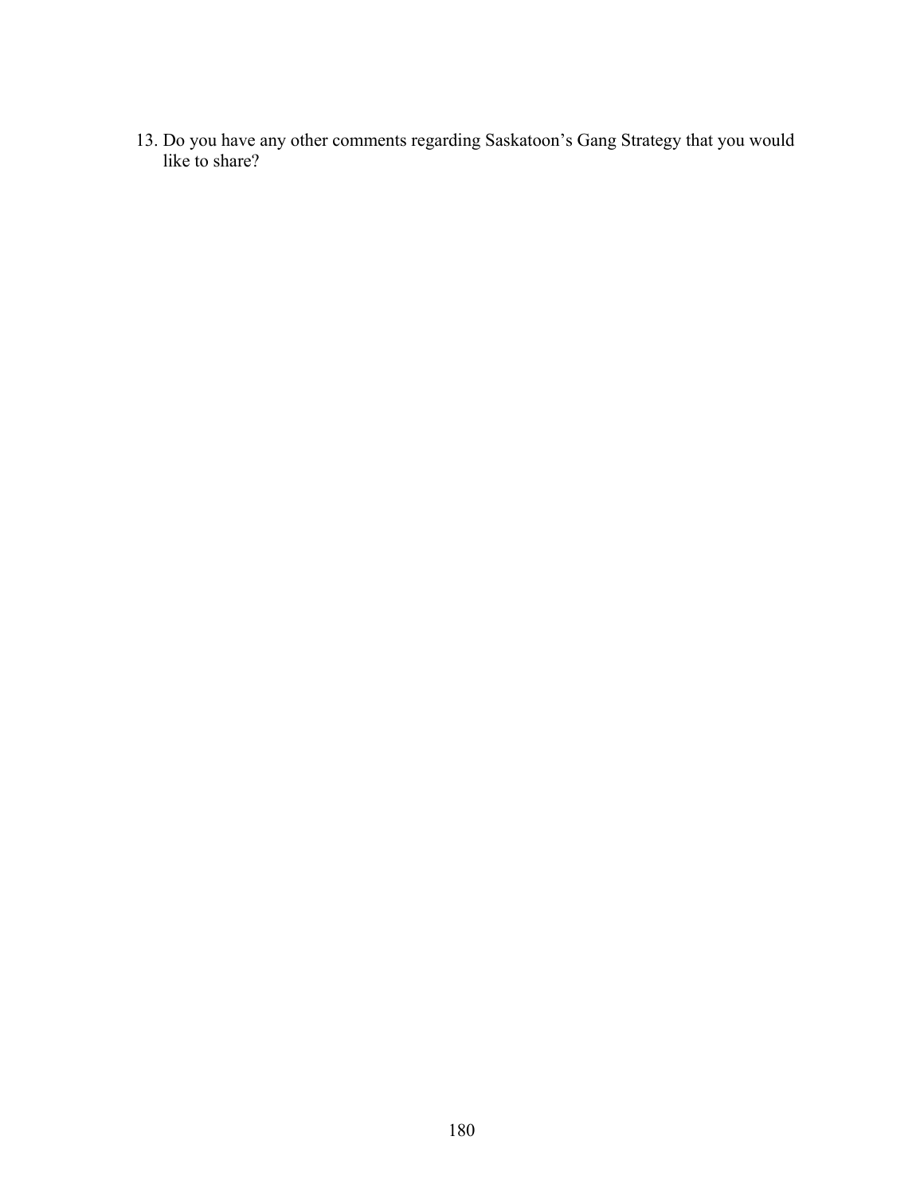13. Do you have any other comments regarding Saskatoon's Gang Strategy that you would like to share?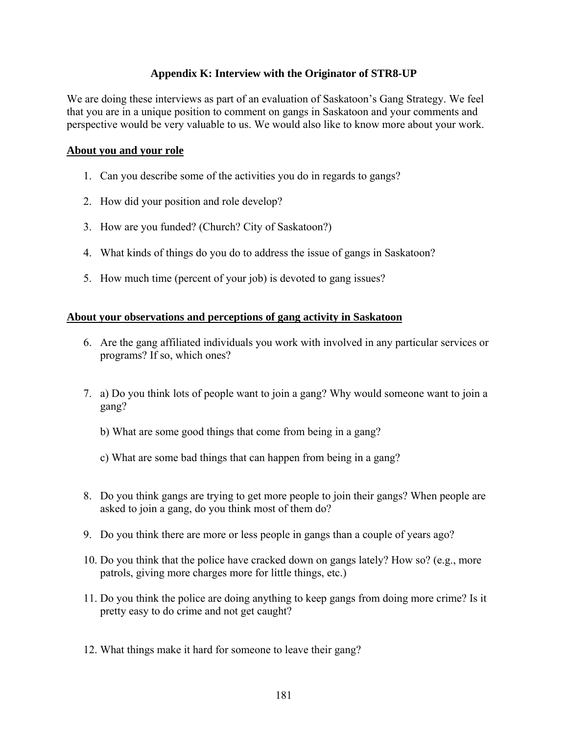## Appendix K: Interview with the Originator of STR8-UP

We are doing these interviews as part of an evaluation of Saskatoon's Gang Strategy. We feel that you are in a unique position to comment on gangs in Saskatoon and your comments and perspective would be very valuable to us. We would also like to know more about your work.

### About you and your role

1. Can you describe some of the activities you do in regards to gangs?
2. How did your position and role develop?
3. How are you funded? (Church? City of Saskatoon?)
4. What kinds of things do you do to address the issue of gangs in Saskatoon?
5. How much time (percent of your job) is devoted to gang issues?

### About your observations and perceptions of gang activity in Saskatoon

6. Are the gang affiliated individuals you work with involved in any particular services or programs? If so, which ones?
7. a) Do you think lots of people want to join a gang? Why would someone want to join a gang?

   b) What are some good things that come from being in a gang?

   c) What are some bad things that can happen from being in a gang?
8. Do you think gangs are trying to get more people to join their gangs? When people are asked to join a gang, do you think most of them do?
9. Do you think there are more or less people in gangs than a couple of years ago?
10. Do you think that the police have cracked down on gangs lately? How so? (e.g., more patrols, giving more charges more for little things, etc.)
11. Do you think the police are doing anything to keep gangs from doing more crime? Is it pretty easy to do crime and not get caught?
12. What things make it hard for someone to leave their gang?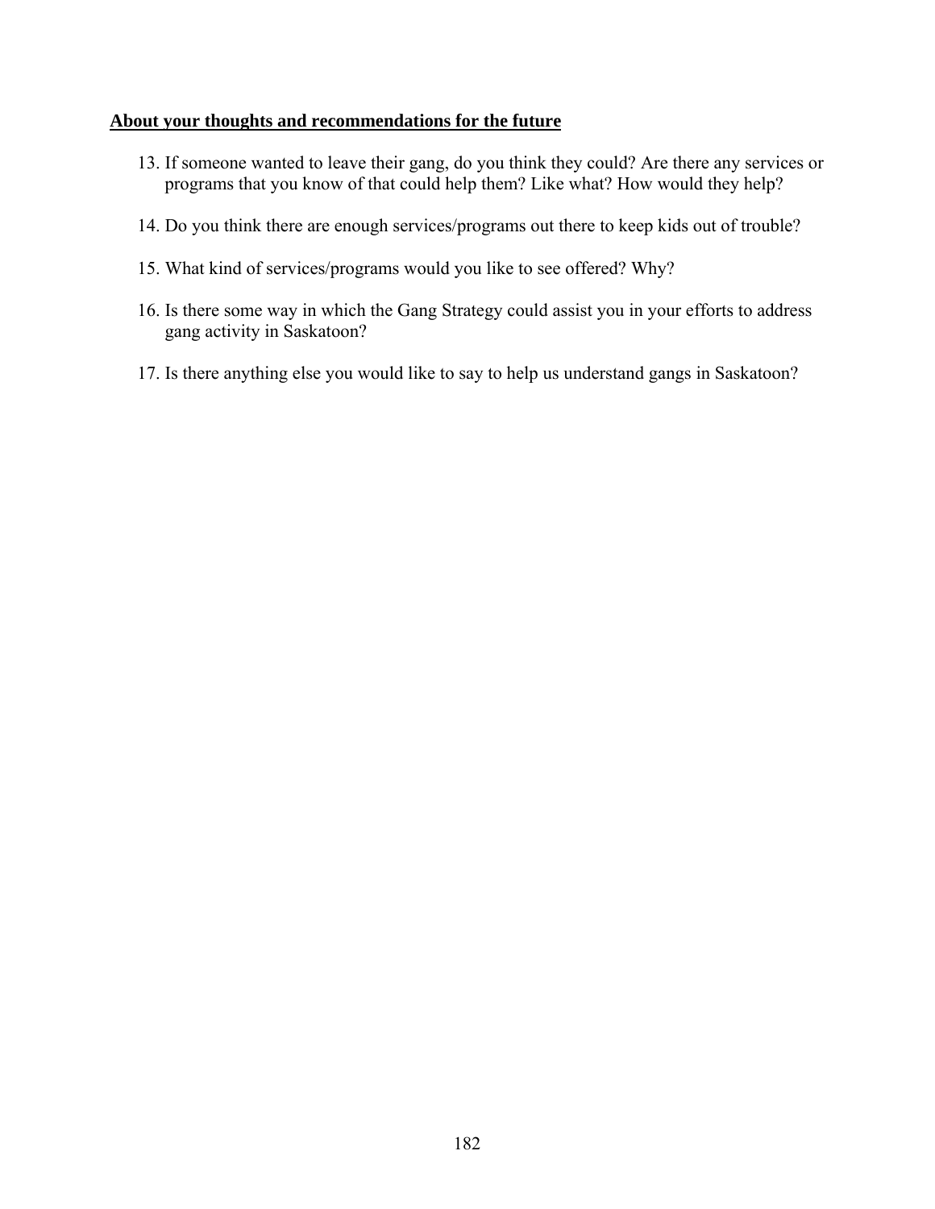**About your thoughts and recommendations for the future**

13. If someone wanted to leave their gang, do you think they could? Are there any services or programs that you know of that could help them? Like what? How would they help?

14. Do you think there are enough services/programs out there to keep kids out of trouble?

15. What kind of services/programs would you like to see offered? Why?

16. Is there some way in which the Gang Strategy could assist you in your efforts to address gang activity in Saskatoon?

17. Is there anything else you would like to say to help us understand gangs in Saskatoon?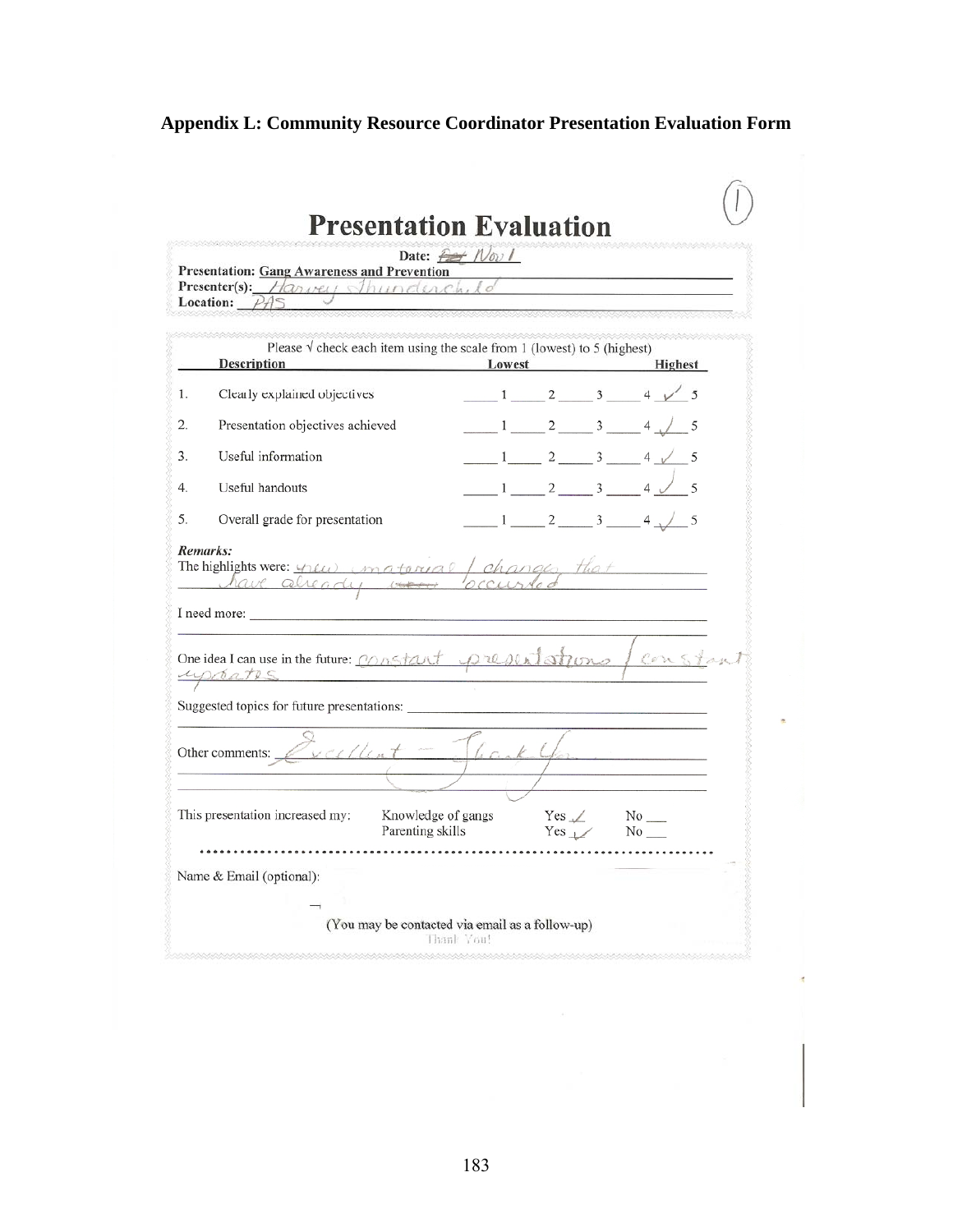**Appendix L: Community Resource Coordinator Presentation Evaluation Form**

(1)

# Presentation Evaluation

Date: ~~Fe~~ Nov 1

**Presentation:** **Gang Awareness and Prevention**

**Presenter(s):** Harvey Thunderchild

**Location:** PAS

Please √ check each item using the scale from 1 (lowest) to 5 (highest)

| | Description | Lowest | | | | Highest |
|---|---|---|---|---|---|---|
| 1. | Clearly explained objectives | 1 | 2 | 3 | 4 | ✓ 5 |
| 2. | Presentation objectives achieved | 1 | 2 | 3 | 4 | ✓ 5 |
| 3. | Useful information | 1 | 2 | 3 | 4 | ✓ 5 |
| 4. | Useful handouts | 1 | 2 | 3 | 4 | ✓ 5 |
| 5. | Overall grade for presentation | 1 | 2 | 3 | 4 | ✓ 5 |

***Remarks:***

The highlights were: new material / changes that have already occurred

I need more:

One idea I can use in the future: constant presentations / constant updates

Suggested topics for future presentations:

Other comments: Excellent – Thank You

This presentation increased my: Knowledge of gangs Yes ✓ No ___

Parenting skills Yes ✓ No ___

Name & Email (optional):

(You may be contacted via email as a follow-up)

Thank You!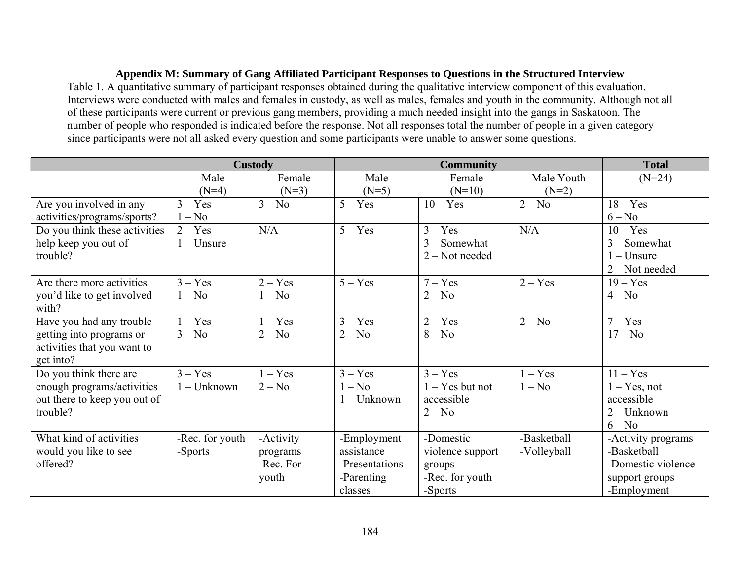**Appendix M: Summary of Gang Affiliated Participant Responses to Questions in the Structured Interview**

Table 1. A quantitative summary of participant responses obtained during the qualitative interview component of this evaluation. Interviews were conducted with males and females in custody, as well as males, females and youth in the community. Although not all of these participants were current or previous gang members, providing a much needed insight into the gangs in Saskatoon. The number of people who responded is indicated before the response. Not all responses total the number of people in a given category since participants were not all asked every question and some participants were unable to answer some questions.

| | Custody | | Community | | | Total |
|---|---|---|---|---|---|---|
| | Male (N=4) | Female (N=3) | Male (N=5) | Female (N=10) | Male Youth (N=2) | (N=24) |
| Are you involved in any activities/programs/sports? | 3 – Yes<br>1 – No | 3 – No | 5 – Yes | 10 – Yes | 2 – No | 18 – Yes<br>6 – No |
| Do you think these activities help keep you out of trouble? | 2 – Yes<br>1 – Unsure | N/A | 5 – Yes | 3 – Yes<br>3 – Somewhat<br>2 – Not needed | N/A | 10 – Yes<br>3 – Somewhat<br>1 – Unsure<br>2 – Not needed |
| Are there more activities you'd like to get involved with? | 3 – Yes<br>1 – No | 2 – Yes<br>1 – No | 5 – Yes | 7 – Yes<br>2 – No | 2 – Yes | 19 – Yes<br>4 – No |
| Have you had any trouble getting into programs or activities that you want to get into? | 1 – Yes<br>3 – No | 1 – Yes<br>2 – No | 3 – Yes<br>2 – No | 2 – Yes<br>8 – No | 2 – No | 7 – Yes<br>17 – No |
| Do you think there are enough programs/activities out there to keep you out of trouble? | 3 – Yes<br>1 – Unknown | 1 – Yes<br>2 – No | 3 – Yes<br>1 – No<br>1 – Unknown | 3 – Yes<br>1 – Yes but not accessible<br>2 – No | 1 – Yes<br>1 – No | 11 – Yes<br>1 – Yes, not accessible<br>2 – Unknown<br>6 – No |
| What kind of activities would you like to see offered? | -Rec. for youth<br>-Sports | -Activity programs<br>-Rec. For youth | -Employment assistance<br>-Presentations<br>-Parenting classes | -Domestic violence support groups<br>-Rec. for youth<br>-Sports | -Basketball<br>-Volleyball | -Activity programs<br>-Basketball<br>-Domestic violence support groups<br>-Employment |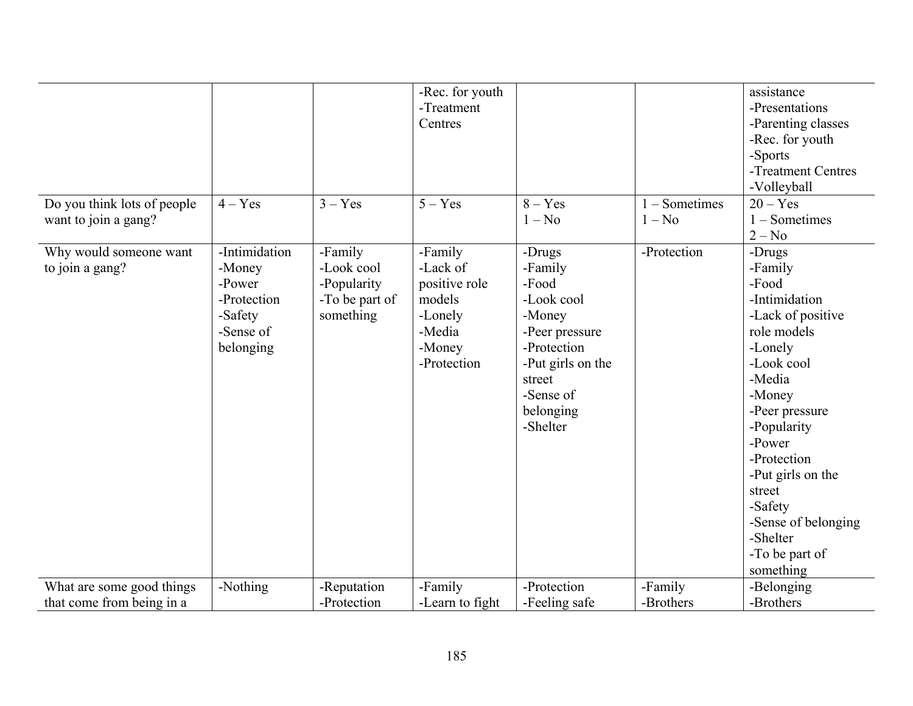| | | | | | | |
|---|---|---|---|---|---|---|
| | | | -Rec. for youth<br>-Treatment Centres | | | assistance<br>-Presentations<br>-Parenting classes<br>-Rec. for youth<br>-Sports<br>-Treatment Centres<br>-Volleyball |
| Do you think lots of people want to join a gang? | 4 – Yes | 3 – Yes | 5 – Yes | 8 – Yes<br>1 – No | 1 – Sometimes<br>1 – No | 20 – Yes<br>1 – Sometimes<br>2 – No |
| Why would someone want to join a gang? | -Intimidation<br>-Money<br>-Power<br>-Protection<br>-Safety<br>-Sense of belonging | -Family<br>-Look cool<br>-Popularity<br>-To be part of something | -Family<br>-Lack of positive role models<br>-Lonely<br>-Media<br>-Money<br>-Protection | -Drugs<br>-Family<br>-Food<br>-Look cool<br>-Money<br>-Peer pressure<br>-Protection<br>-Put girls on the street<br>-Sense of belonging<br>-Shelter | -Protection | -Drugs<br>-Family<br>-Food<br>-Intimidation<br>-Lack of positive role models<br>-Lonely<br>-Look cool<br>-Media<br>-Money<br>-Peer pressure<br>-Popularity<br>-Power<br>-Protection<br>-Put girls on the street<br>-Safety<br>-Sense of belonging<br>-Shelter<br>-To be part of something |
| What are some good things that come from being in a | -Nothing | -Reputation<br>-Protection | -Family<br>-Learn to fight | -Protection<br>-Feeling safe | -Family<br>-Brothers | -Belonging<br>-Brothers |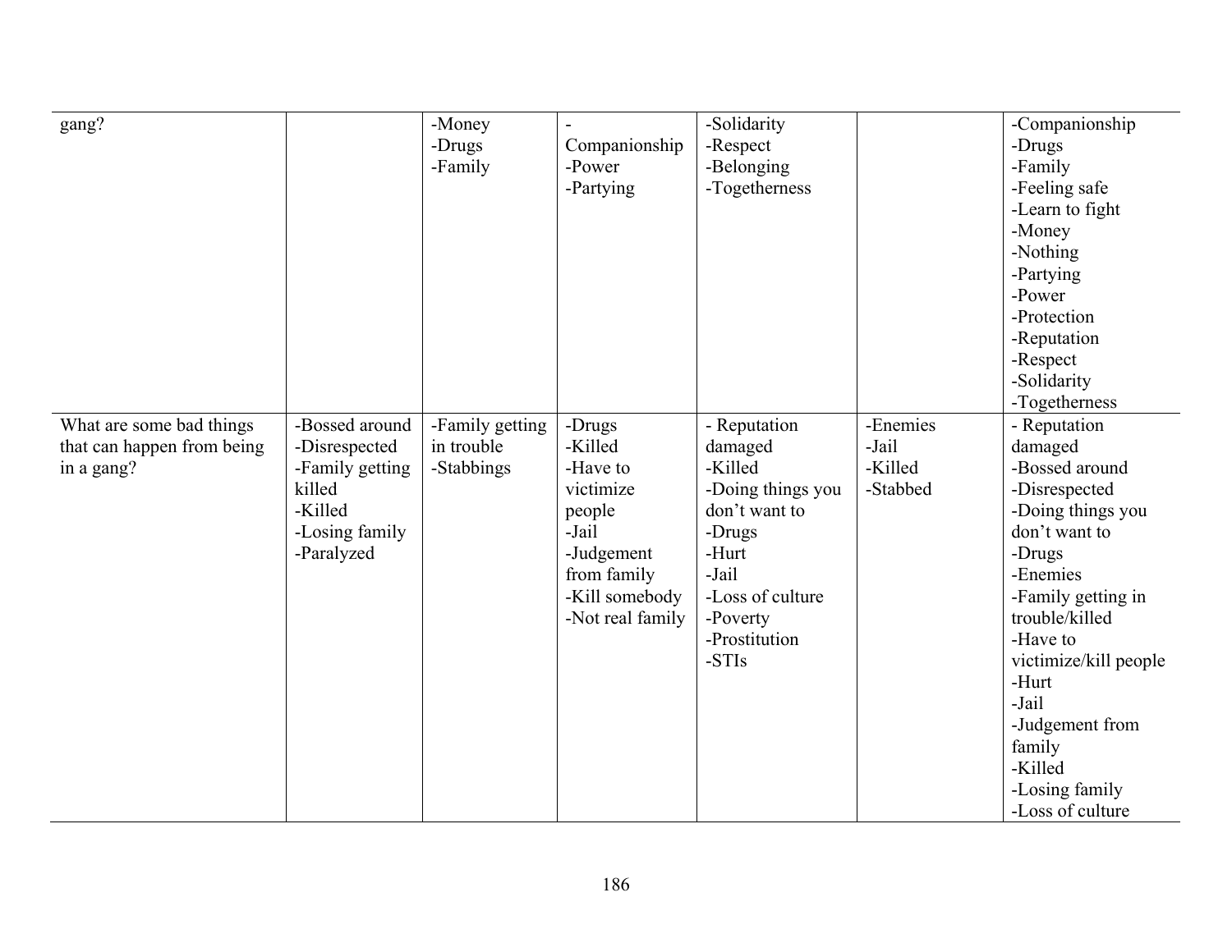| gang? | | -Money<br>-Drugs<br>-Family | -<br>Companionship<br>-Power<br>-Partying | -Solidarity<br>-Respect<br>-Belonging<br>-Togetherness | | -Companionship<br>-Drugs<br>-Family<br>-Feeling safe<br>-Learn to fight<br>-Money<br>-Nothing<br>-Partying<br>-Power<br>-Protection<br>-Reputation<br>-Respect<br>-Solidarity<br>-Togetherness |
|---|---|---|---|---|---|---|
| What are some bad things that can happen from being in a gang? | -Bossed around<br>-Disrespected<br>-Family getting killed<br>-Killed<br>-Losing family<br>-Paralyzed | -Family getting in trouble<br>-Stabbings | -Drugs<br>-Killed<br>-Have to victimize people<br>-Jail<br>-Judgement from family<br>-Kill somebody<br>-Not real family | - Reputation damaged<br>-Killed<br>-Doing things you don't want to<br>-Drugs<br>-Hurt<br>-Jail<br>-Loss of culture<br>-Poverty<br>-Prostitution<br>-STIs | -Enemies<br>-Jail<br>-Killed<br>-Stabbed | - Reputation damaged<br>-Bossed around<br>-Disrespected<br>-Doing things you don't want to<br>-Drugs<br>-Enemies<br>-Family getting in trouble/killed<br>-Have to victimize/kill people<br>-Hurt<br>-Jail<br>-Judgement from family<br>-Killed<br>-Losing family<br>-Loss of culture |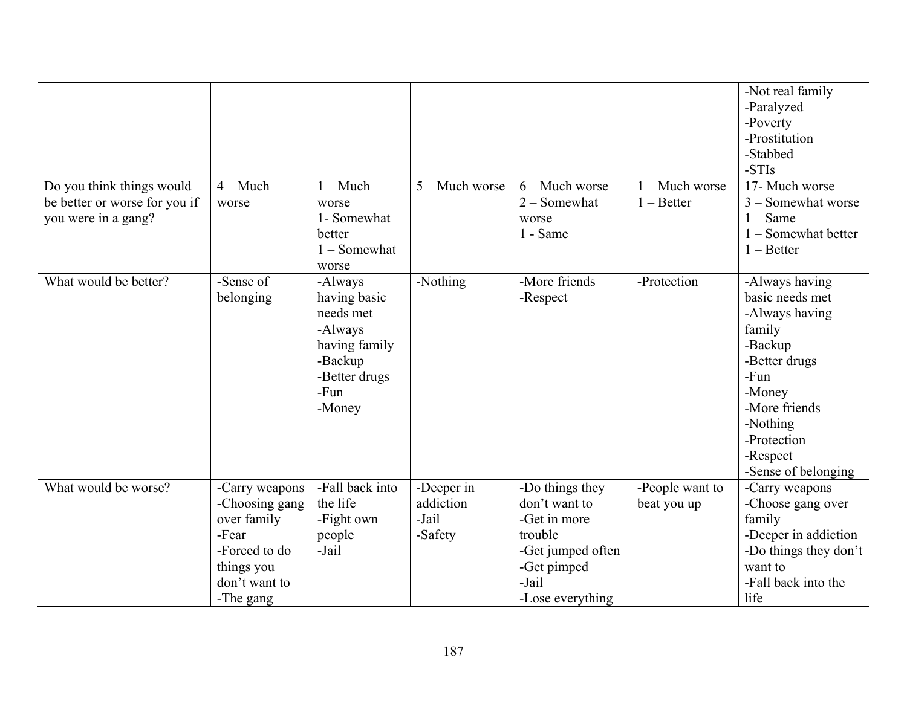| | | | | | | |
|---|---|---|---|---|---|---|
| | | | | | | -Not real family<br>-Paralyzed<br>-Poverty<br>-Prostitution<br>-Stabbed<br>-STIs |
| Do you think things would be better or worse for you if you were in a gang? | 4 – Much worse | 1 – Much worse<br>1- Somewhat better<br>1 – Somewhat worse | 5 – Much worse | 6 – Much worse<br>2 – Somewhat worse<br>1 - Same | 1 – Much worse<br>1 – Better | 17- Much worse<br>3 – Somewhat worse<br>1 – Same<br>1 – Somewhat better<br>1 – Better |
| What would be better? | -Sense of belonging | -Always having basic needs met<br>-Always having family<br>-Backup<br>-Better drugs<br>-Fun<br>-Money | -Nothing | -More friends<br>-Respect | -Protection | -Always having basic needs met<br>-Always having family<br>-Backup<br>-Better drugs<br>-Fun<br>-Money<br>-More friends<br>-Nothing<br>-Protection<br>-Respect<br>-Sense of belonging |
| What would be worse? | -Carry weapons<br>-Choosing gang over family<br>-Fear<br>-Forced to do things you don't want to<br>-The gang | -Fall back into the life<br>-Fight own people<br>-Jail | -Deeper in addiction<br>-Jail<br>-Safety | -Do things they don't want to<br>-Get in more trouble<br>-Get jumped often<br>-Get pimped<br>-Jail<br>-Lose everything | -People want to beat you up | -Carry weapons<br>-Choose gang over family<br>-Deeper in addiction<br>-Do things they don't want to<br>-Fall back into the life |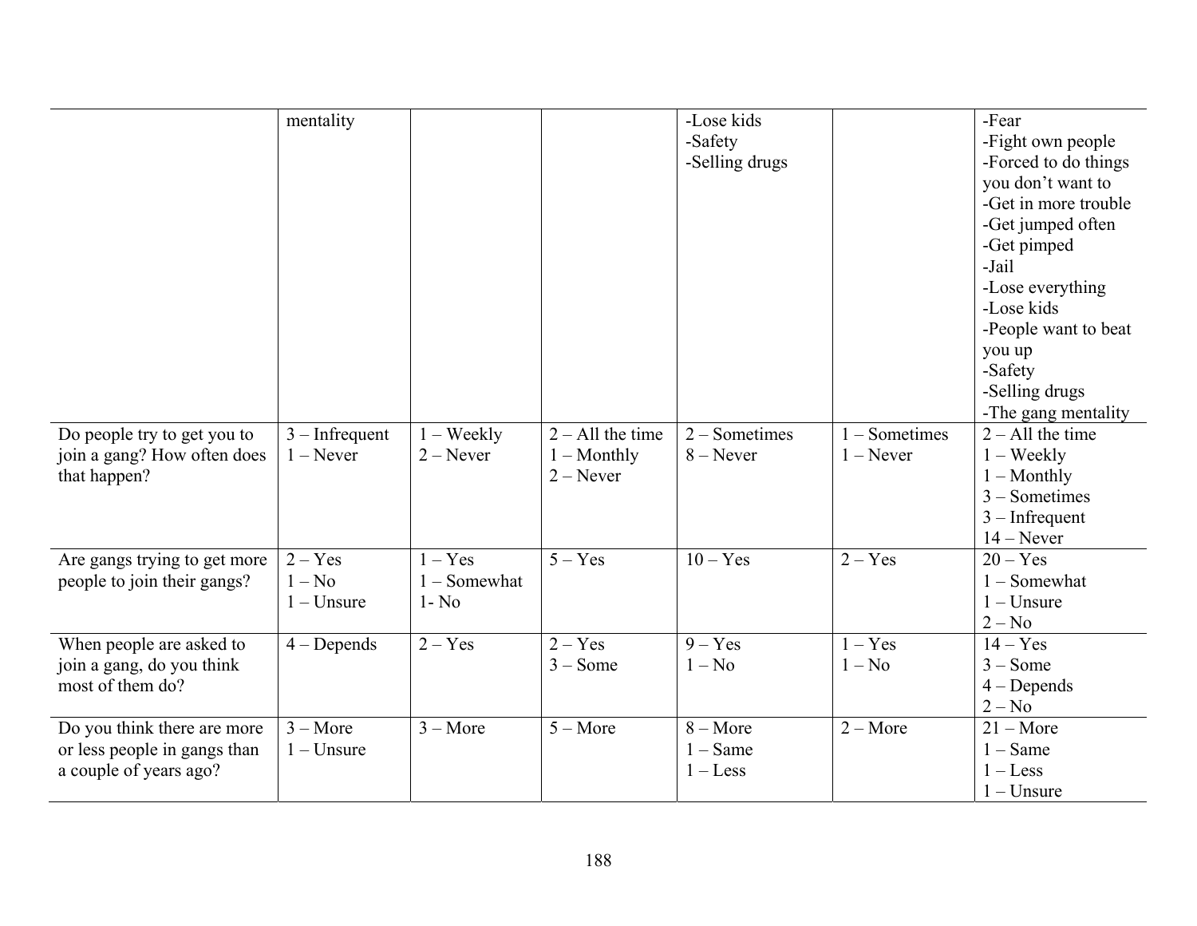| | | | | | | |
|---|---|---|---|---|---|---|
| | mentality | | | -Lose kids<br>-Safety<br>-Selling drugs | | -Fear<br>-Fight own people<br>-Forced to do things you don't want to<br>-Get in more trouble<br>-Get jumped often<br>-Get pimped<br>-Jail<br>-Lose everything<br>-Lose kids<br>-People want to beat you up<br>-Safety<br>-Selling drugs<br>-The gang mentality |
| Do people try to get you to join a gang? How often does that happen? | 3 – Infrequent<br>1 – Never | 1 – Weekly<br>2 – Never | 2 – All the time<br>1 – Monthly<br>2 – Never | 2 – Sometimes<br>8 – Never | 1 – Sometimes<br>1 – Never | 2 – All the time<br>1 – Weekly<br>1 – Monthly<br>3 – Sometimes<br>3 – Infrequent<br>14 – Never |
| Are gangs trying to get more people to join their gangs? | 2 – Yes<br>1 – No<br>1 – Unsure | 1 – Yes<br>1 – Somewhat<br>1- No | 5 – Yes | 10 – Yes | 2 – Yes | 20 – Yes<br>1 – Somewhat<br>1 – Unsure<br>2 – No |
| When people are asked to join a gang, do you think most of them do? | 4 – Depends | 2 – Yes | 2 – Yes<br>3 – Some | 9 – Yes<br>1 – No | 1 – Yes<br>1 – No | 14 – Yes<br>3 – Some<br>4 – Depends<br>2 – No |
| Do you think there are more or less people in gangs than a couple of years ago? | 3 – More<br>1 – Unsure | 3 – More | 5 – More | 8 – More<br>1 – Same<br>1 – Less | 2 – More | 21 – More<br>1 – Same<br>1 – Less<br>1 – Unsure |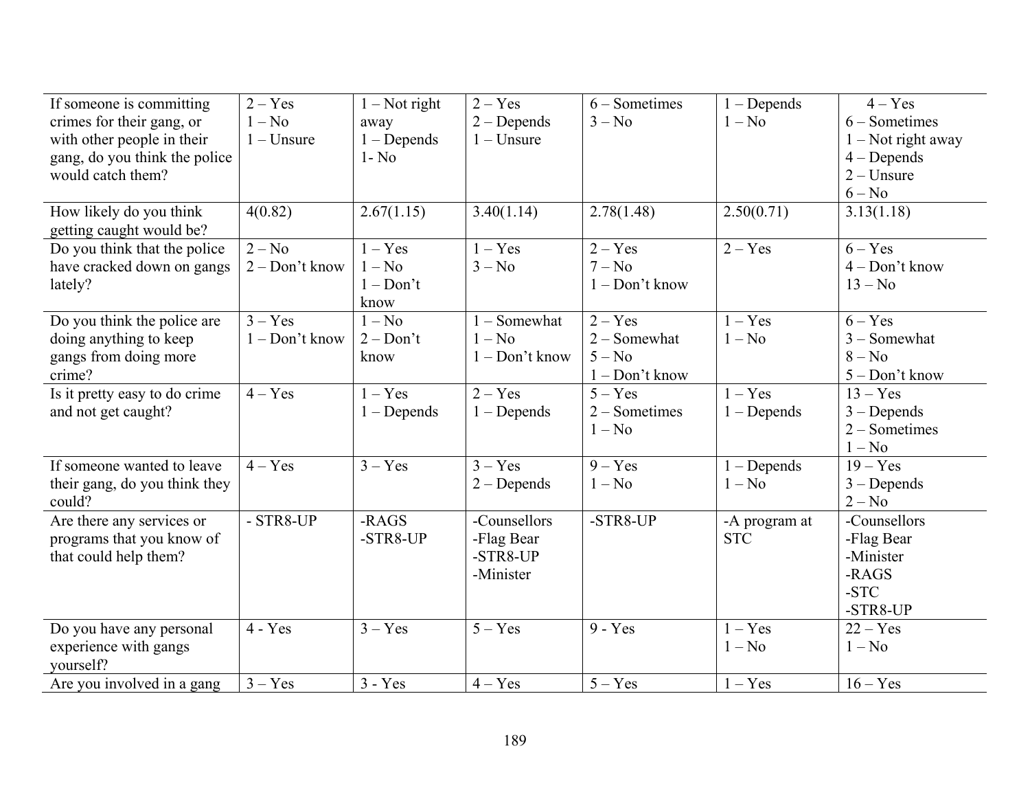| | | | | | | |
|---|---|---|---|---|---|---|
| If someone is committing crimes for their gang, or with other people in their gang, do you think the police would catch them? | 2 – Yes<br>1 – No<br>1 – Unsure | 1 – Not right away<br>1 – Depends<br>1- No | 2 – Yes<br>2 – Depends<br>1 – Unsure | 6 – Sometimes<br>3 – No | 1 – Depends<br>1 – No | 4 – Yes<br>6 – Sometimes<br>1 – Not right away<br>4 – Depends<br>2 – Unsure<br>6 – No |
| How likely do you think getting caught would be? | 4(0.82) | 2.67(1.15) | 3.40(1.14) | 2.78(1.48) | 2.50(0.71) | 3.13(1.18) |
| Do you think that the police have cracked down on gangs lately? | 2 – No<br>2 – Don't know | 1 – Yes<br>1 – No<br>1 – Don't know | 1 – Yes<br>3 – No | 2 – Yes<br>7 – No<br>1 – Don't know | 2 – Yes | 6 – Yes<br>4 – Don't know<br>13 – No |
| Do you think the police are doing anything to keep gangs from doing more crime? | 3 – Yes<br>1 – Don't know | 1 – No<br>2 – Don't know | 1 – Somewhat<br>1 – No<br>1 – Don't know | 2 – Yes<br>2 – Somewhat<br>5 – No<br>1 – Don't know | 1 – Yes<br>1 – No | 6 – Yes<br>3 – Somewhat<br>8 – No<br>5 – Don't know |
| Is it pretty easy to do crime and not get caught? | 4 – Yes | 1 – Yes<br>1 – Depends | 2 – Yes<br>1 – Depends | 5 – Yes<br>2 – Sometimes<br>1 – No | 1 – Yes<br>1 – Depends | 13 – Yes<br>3 – Depends<br>2 – Sometimes<br>1 – No |
| If someone wanted to leave their gang, do you think they could? | 4 – Yes | 3 – Yes | 3 – Yes<br>2 – Depends | 9 – Yes<br>1 – No | 1 – Depends<br>1 – No | 19 – Yes<br>3 – Depends<br>2 – No |
| Are there any services or programs that you know of that could help them? | - STR8-UP | -RAGS<br>-STR8-UP | -Counsellors<br>-Flag Bear<br>-STR8-UP<br>-Minister | -STR8-UP | -A program at STC | -Counsellors<br>-Flag Bear<br>-Minister<br>-RAGS<br>-STC<br>-STR8-UP |
| Do you have any personal experience with gangs yourself? | 4 - Yes | 3 – Yes | 5 – Yes | 9 - Yes | 1 – Yes<br>1 – No | 22 – Yes<br>1 – No |
| Are you involved in a gang | 3 – Yes | 3 - Yes | 4 – Yes | 5 – Yes | 1 – Yes | 16 – Yes |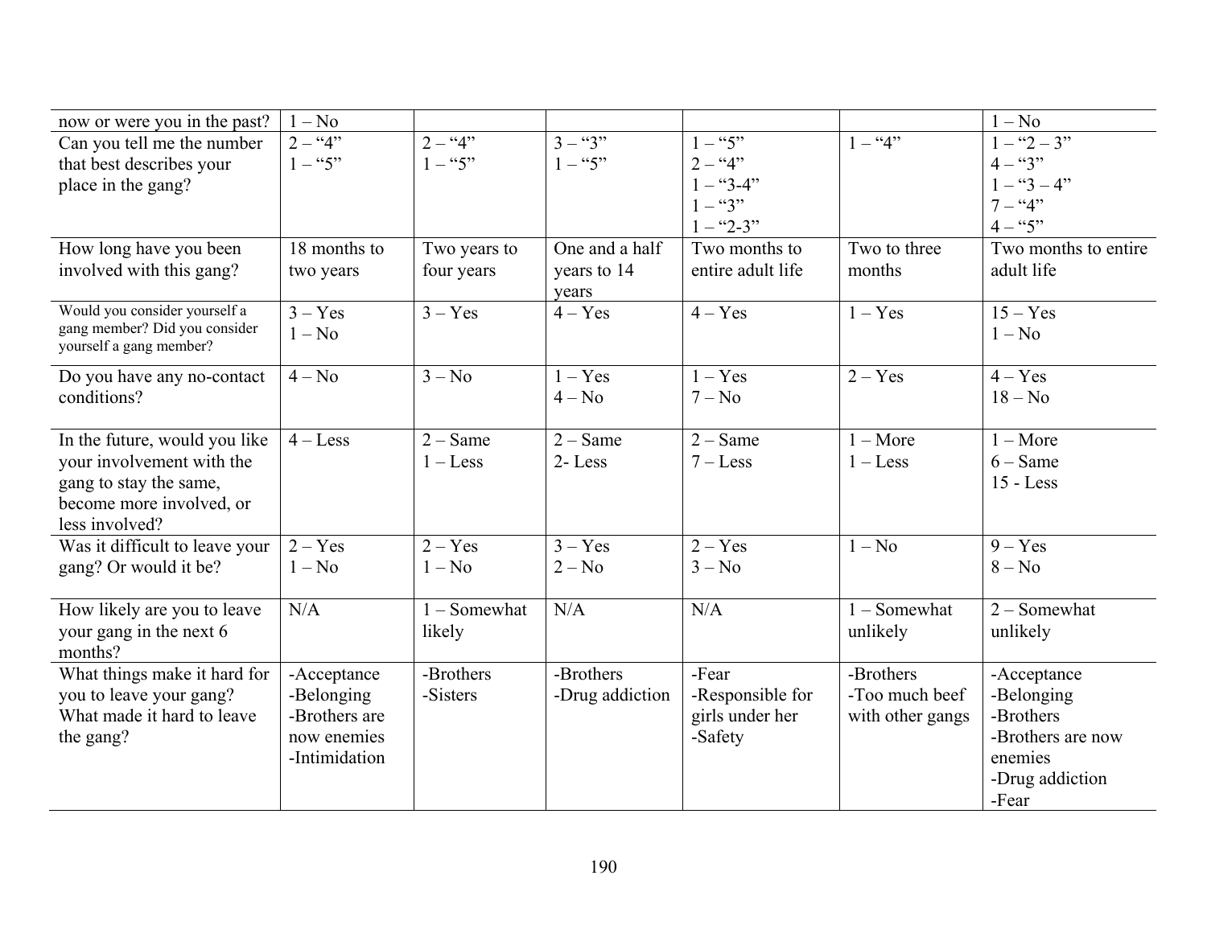| now or were you in the past? | 1 – No | | | | | 1 – No |
|---|---|---|---|---|---|---|
| Can you tell me the number that best describes your place in the gang? | 2 – "4"<br>1 – "5" | 2 – "4"<br>1 – "5" | 3 – "3"<br>1 – "5" | 1 – "5"<br>2 – "4"<br>1 – "3-4"<br>1 – "3"<br>1 – "2-3" | 1 – "4" | 1 – "2 – 3"<br>4 – "3"<br>1 – "3 – 4"<br>7 – "4"<br>4 – "5" |
| How long have you been involved with this gang? | 18 months to two years | Two years to four years | One and a half years to 14 years | Two months to entire adult life | Two to three months | Two months to entire adult life |
| Would you consider yourself a gang member? Did you consider yourself a gang member? | 3 – Yes<br>1 – No | 3 – Yes | 4 – Yes | 4 – Yes | 1 – Yes | 15 – Yes<br>1 – No |
| Do you have any no-contact conditions? | 4 – No | 3 – No | 1 – Yes<br>4 – No | 1 – Yes<br>7 – No | 2 – Yes | 4 – Yes<br>18 – No |
| In the future, would you like your involvement with the gang to stay the same, become more involved, or less involved? | 4 – Less | 2 – Same<br>1 – Less | 2 – Same<br>2- Less | 2 – Same<br>7 – Less | 1 – More<br>1 – Less | 1 – More<br>6 – Same<br>15 - Less |
| Was it difficult to leave your gang? Or would it be? | 2 – Yes<br>1 – No | 2 – Yes<br>1 – No | 3 – Yes<br>2 – No | 2 – Yes<br>3 – No | 1 – No | 9 – Yes<br>8 – No |
| How likely are you to leave your gang in the next 6 months? | N/A | 1 – Somewhat likely | N/A | N/A | 1 – Somewhat unlikely | 2 – Somewhat unlikely |
| What things make it hard for you to leave your gang? What made it hard to leave the gang? | -Acceptance<br>-Belonging<br>-Brothers are now enemies<br>-Intimidation | -Brothers<br>-Sisters | -Brothers<br>-Drug addiction | -Fear<br>-Responsible for girls under her<br>-Safety | -Brothers<br>-Too much beef with other gangs | -Acceptance<br>-Belonging<br>-Brothers<br>-Brothers are now enemies<br>-Drug addiction<br>-Fear |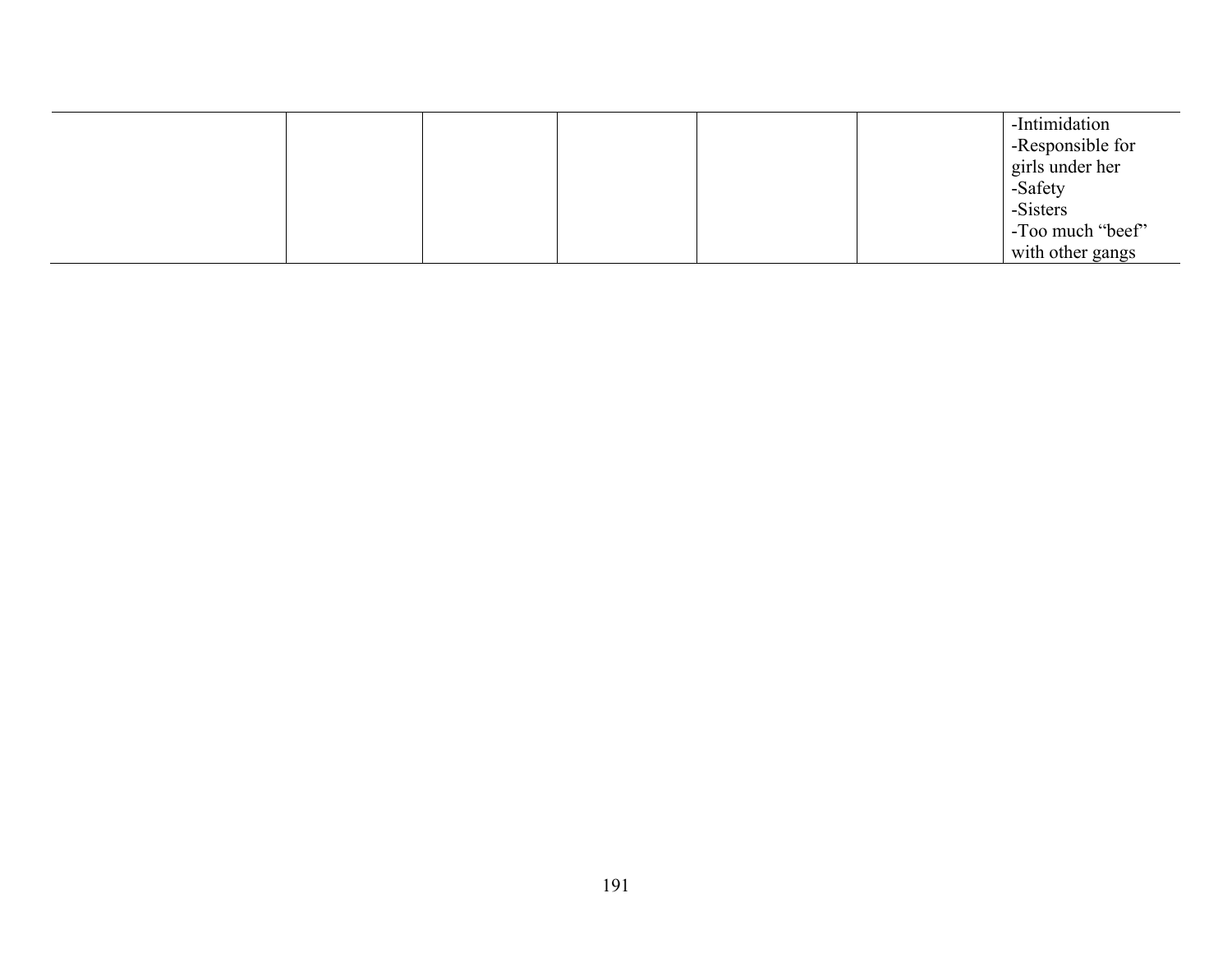| | | | | | | |
|---|---|---|---|---|---|---|
| | | | | | | -Intimidation<br>-Responsible for girls under her<br>-Safety<br>-Sisters<br>-Too much "beef" with other gangs |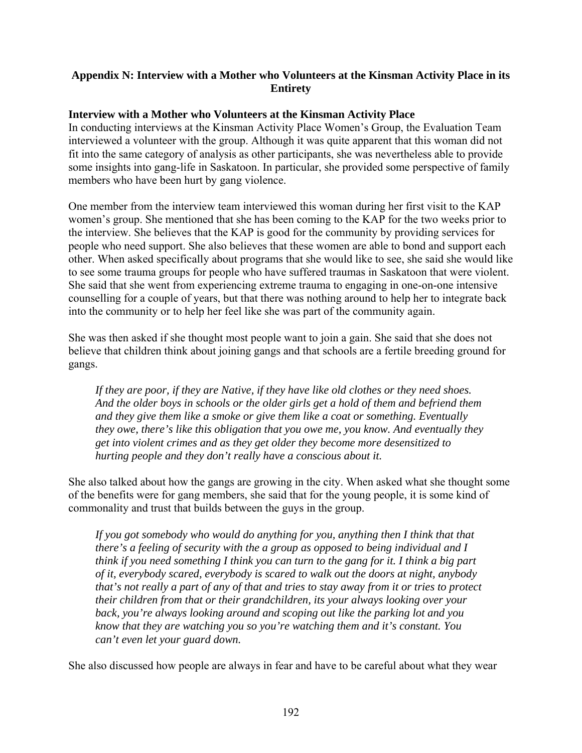## Appendix N: Interview with a Mother who Volunteers at the Kinsman Activity Place in its Entirety

### Interview with a Mother who Volunteers at the Kinsman Activity Place

In conducting interviews at the Kinsman Activity Place Women's Group, the Evaluation Team interviewed a volunteer with the group. Although it was quite apparent that this woman did not fit into the same category of analysis as other participants, she was nevertheless able to provide some insights into gang-life in Saskatoon. In particular, she provided some perspective of family members who have been hurt by gang violence.

One member from the interview team interviewed this woman during her first visit to the KAP women's group. She mentioned that she has been coming to the KAP for the two weeks prior to the interview. She believes that the KAP is good for the community by providing services for people who need support. She also believes that these women are able to bond and support each other. When asked specifically about programs that she would like to see, she said she would like to see some trauma groups for people who have suffered traumas in Saskatoon that were violent. She said that she went from experiencing extreme trauma to engaging in one-on-one intensive counselling for a couple of years, but that there was nothing around to help her to integrate back into the community or to help her feel like she was part of the community again.

She was then asked if she thought most people want to join a gain. She said that she does not believe that children think about joining gangs and that schools are a fertile breeding ground for gangs.

> *If they are poor, if they are Native, if they have like old clothes or they need shoes. And the older boys in schools or the older girls get a hold of them and befriend them and they give them like a smoke or give them like a coat or something. Eventually they owe, there's like this obligation that you owe me, you know. And eventually they get into violent crimes and as they get older they become more desensitized to hurting people and they don't really have a conscious about it.*

She also talked about how the gangs are growing in the city. When asked what she thought some of the benefits were for gang members, she said that for the young people, it is some kind of commonality and trust that builds between the guys in the group.

> *If you got somebody who would do anything for you, anything then I think that that there's a feeling of security with the a group as opposed to being individual and I think if you need something I think you can turn to the gang for it. I think a big part of it, everybody scared, everybody is scared to walk out the doors at night, anybody that's not really a part of any of that and tries to stay away from it or tries to protect their children from that or their grandchildren, its your always looking over your back, you're always looking around and scoping out like the parking lot and you know that they are watching you so you're watching them and it's constant. You can't even let your guard down.*

She also discussed how people are always in fear and have to be careful about what they wear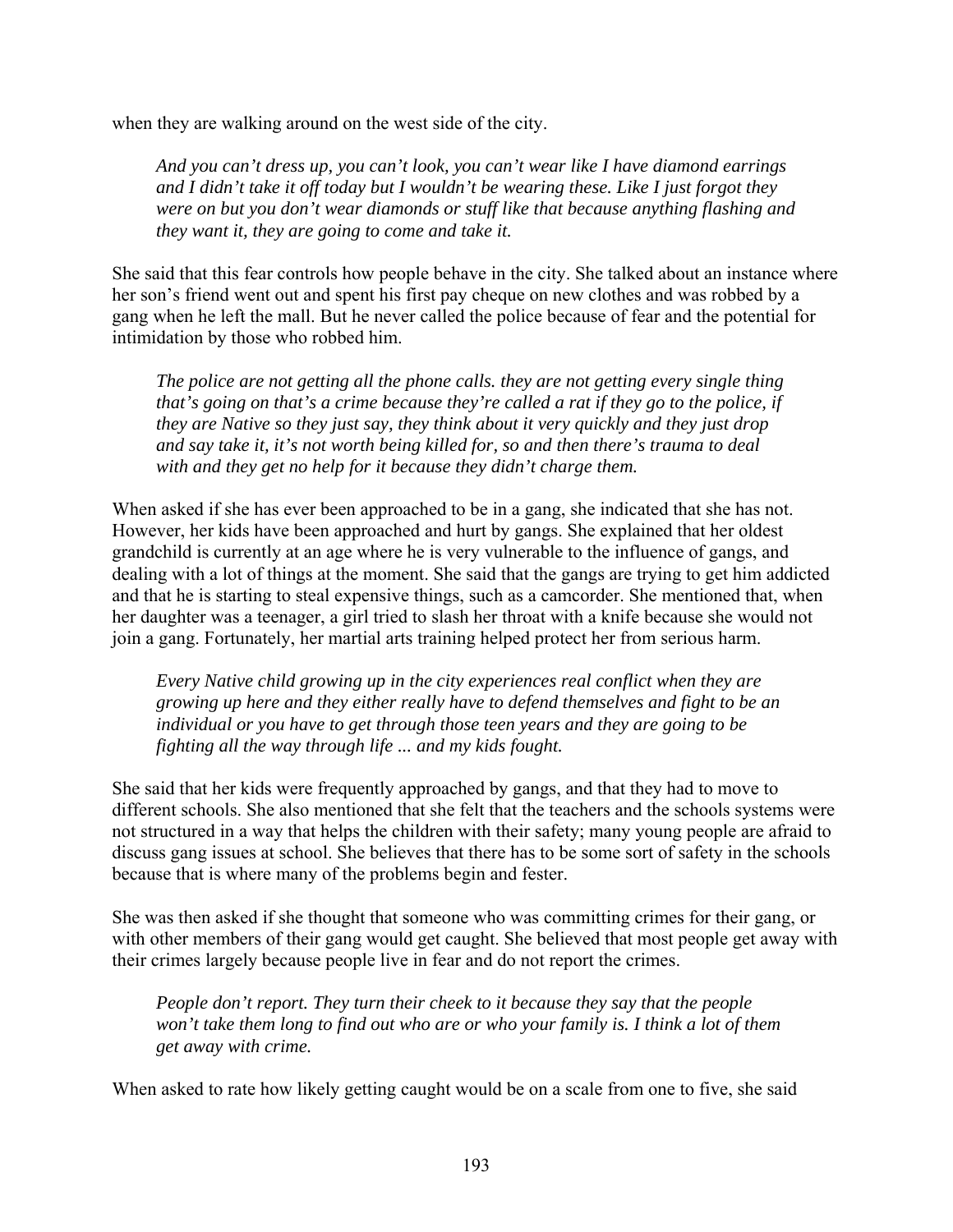when they are walking around on the west side of the city.

> *And you can't dress up, you can't look, you can't wear like I have diamond earrings and I didn't take it off today but I wouldn't be wearing these. Like I just forgot they were on but you don't wear diamonds or stuff like that because anything flashing and they want it, they are going to come and take it.*

She said that this fear controls how people behave in the city. She talked about an instance where her son's friend went out and spent his first pay cheque on new clothes and was robbed by a gang when he left the mall. But he never called the police because of fear and the potential for intimidation by those who robbed him.

> *The police are not getting all the phone calls. they are not getting every single thing that's going on that's a crime because they're called a rat if they go to the police, if they are Native so they just say, they think about it very quickly and they just drop and say take it, it's not worth being killed for, so and then there's trauma to deal with and they get no help for it because they didn't charge them.*

When asked if she has ever been approached to be in a gang, she indicated that she has not. However, her kids have been approached and hurt by gangs. She explained that her oldest grandchild is currently at an age where he is very vulnerable to the influence of gangs, and dealing with a lot of things at the moment. She said that the gangs are trying to get him addicted and that he is starting to steal expensive things, such as a camcorder. She mentioned that, when her daughter was a teenager, a girl tried to slash her throat with a knife because she would not join a gang. Fortunately, her martial arts training helped protect her from serious harm.

> *Every Native child growing up in the city experiences real conflict when they are growing up here and they either really have to defend themselves and fight to be an individual or you have to get through those teen years and they are going to be fighting all the way through life ... and my kids fought.*

She said that her kids were frequently approached by gangs, and that they had to move to different schools. She also mentioned that she felt that the teachers and the schools systems were not structured in a way that helps the children with their safety; many young people are afraid to discuss gang issues at school. She believes that there has to be some sort of safety in the schools because that is where many of the problems begin and fester.

She was then asked if she thought that someone who was committing crimes for their gang, or with other members of their gang would get caught. She believed that most people get away with their crimes largely because people live in fear and do not report the crimes.

> *People don't report. They turn their cheek to it because they say that the people won't take them long to find out who are or who your family is. I think a lot of them get away with crime.*

When asked to rate how likely getting caught would be on a scale from one to five, she said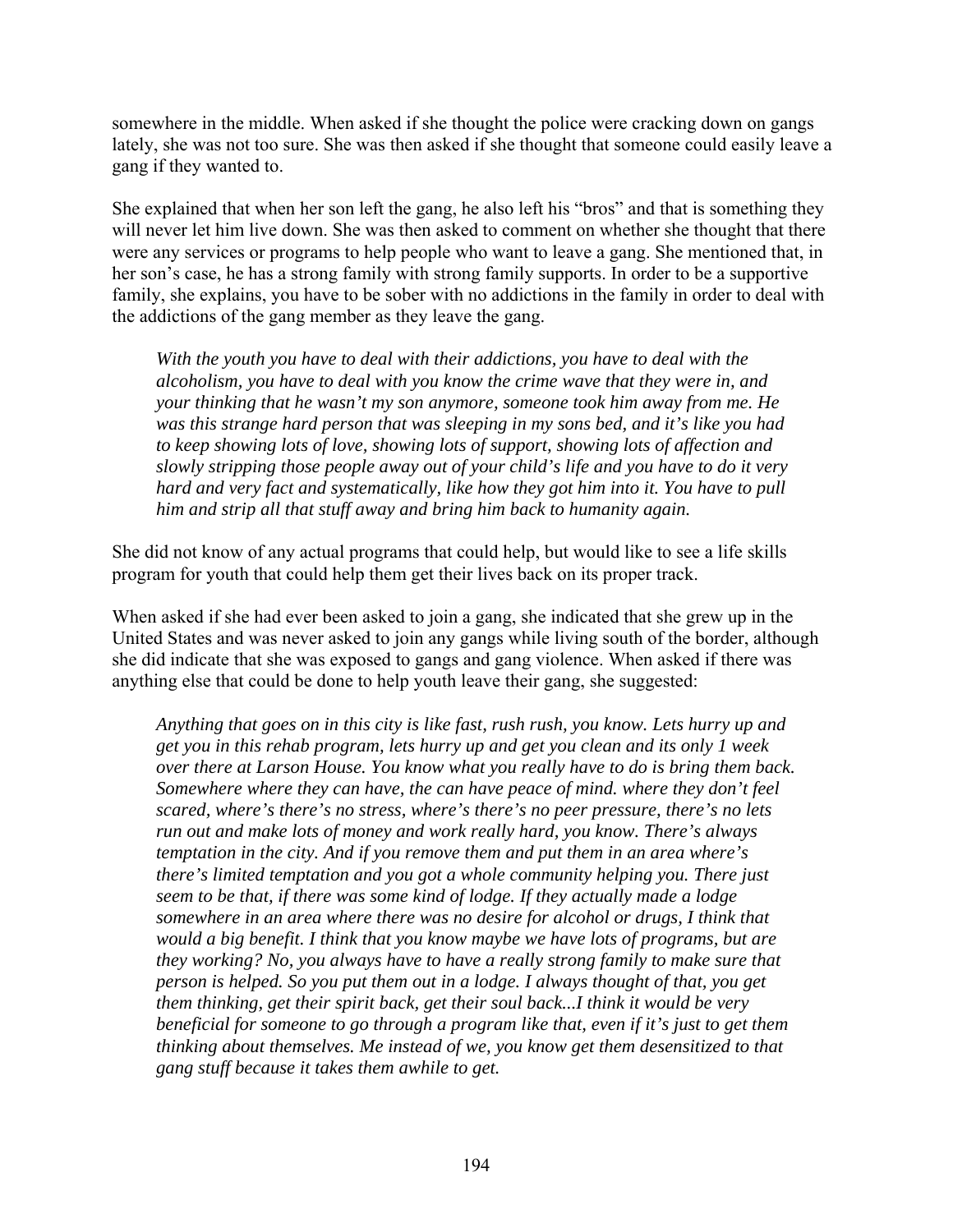somewhere in the middle. When asked if she thought the police were cracking down on gangs lately, she was not too sure. She was then asked if she thought that someone could easily leave a gang if they wanted to.

She explained that when her son left the gang, he also left his "bros" and that is something they will never let him live down. She was then asked to comment on whether she thought that there were any services or programs to help people who want to leave a gang. She mentioned that, in her son's case, he has a strong family with strong family supports. In order to be a supportive family, she explains, you have to be sober with no addictions in the family in order to deal with the addictions of the gang member as they leave the gang.

> *With the youth you have to deal with their addictions, you have to deal with the alcoholism, you have to deal with you know the crime wave that they were in, and your thinking that he wasn't my son anymore, someone took him away from me. He was this strange hard person that was sleeping in my sons bed, and it's like you had to keep showing lots of love, showing lots of support, showing lots of affection and slowly stripping those people away out of your child's life and you have to do it very hard and very fact and systematically, like how they got him into it. You have to pull him and strip all that stuff away and bring him back to humanity again.*

She did not know of any actual programs that could help, but would like to see a life skills program for youth that could help them get their lives back on its proper track.

When asked if she had ever been asked to join a gang, she indicated that she grew up in the United States and was never asked to join any gangs while living south of the border, although she did indicate that she was exposed to gangs and gang violence. When asked if there was anything else that could be done to help youth leave their gang, she suggested:

> *Anything that goes on in this city is like fast, rush rush, you know. Lets hurry up and get you in this rehab program, lets hurry up and get you clean and its only 1 week over there at Larson House. You know what you really have to do is bring them back. Somewhere where they can have, the can have peace of mind. where they don't feel scared, where's there's no stress, where's there's no peer pressure, there's no lets run out and make lots of money and work really hard, you know. There's always temptation in the city. And if you remove them and put them in an area where's there's limited temptation and you got a whole community helping you. There just seem to be that, if there was some kind of lodge. If they actually made a lodge somewhere in an area where there was no desire for alcohol or drugs, I think that would a big benefit. I think that you know maybe we have lots of programs, but are they working? No, you always have to have a really strong family to make sure that person is helped. So you put them out in a lodge. I always thought of that, you get them thinking, get their spirit back, get their soul back...I think it would be very beneficial for someone to go through a program like that, even if it's just to get them thinking about themselves. Me instead of we, you know get them desensitized to that gang stuff because it takes them awhile to get.*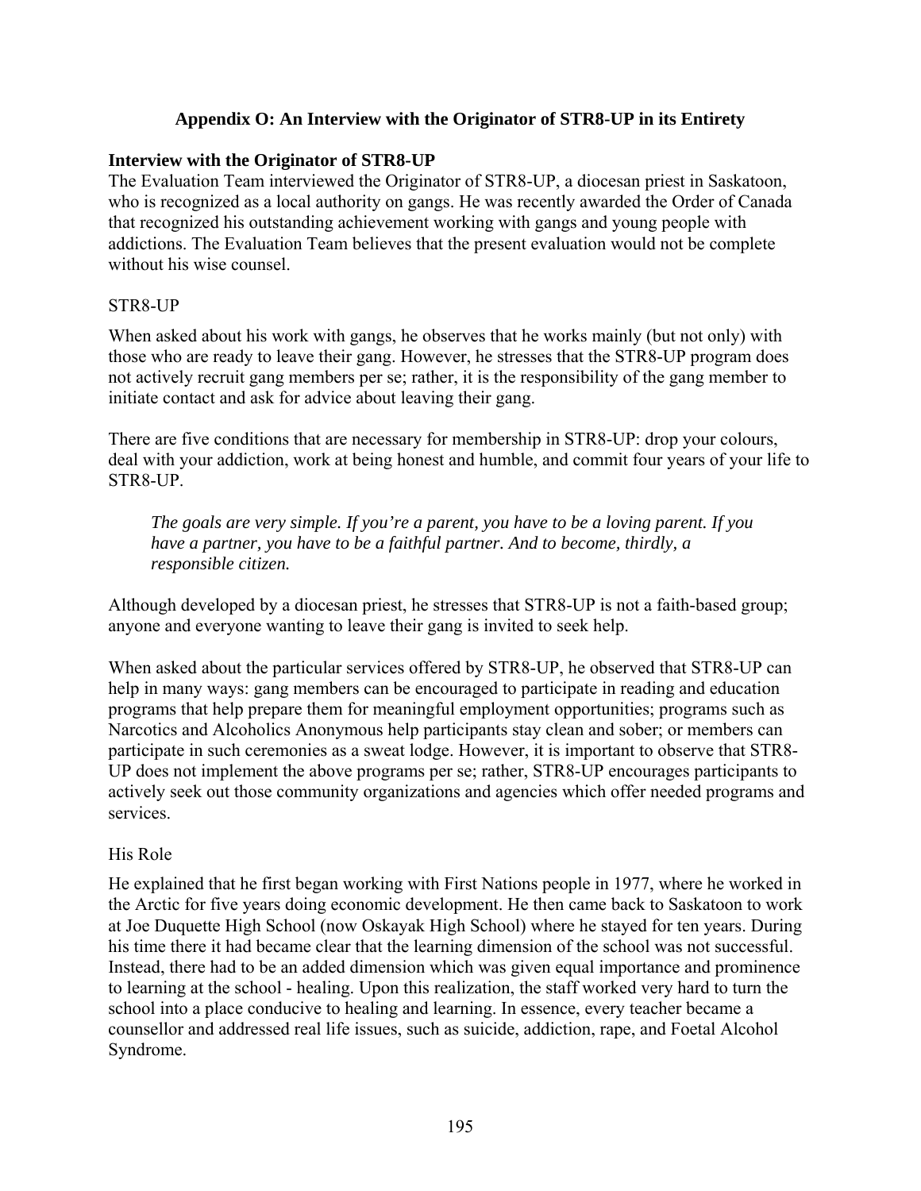## Appendix O: An Interview with the Originator of STR8-UP in its Entirety

### Interview with the Originator of STR8-UP

The Evaluation Team interviewed the Originator of STR8-UP, a diocesan priest in Saskatoon, who is recognized as a local authority on gangs. He was recently awarded the Order of Canada that recognized his outstanding achievement working with gangs and young people with addictions. The Evaluation Team believes that the present evaluation would not be complete without his wise counsel.

STR8-UP

When asked about his work with gangs, he observes that he works mainly (but not only) with those who are ready to leave their gang. However, he stresses that the STR8-UP program does not actively recruit gang members per se; rather, it is the responsibility of the gang member to initiate contact and ask for advice about leaving their gang.

There are five conditions that are necessary for membership in STR8-UP: drop your colours, deal with your addiction, work at being honest and humble, and commit four years of your life to STR8-UP.

> *The goals are very simple. If you're a parent, you have to be a loving parent. If you have a partner, you have to be a faithful partner. And to become, thirdly, a responsible citizen.*

Although developed by a diocesan priest, he stresses that STR8-UP is not a faith-based group; anyone and everyone wanting to leave their gang is invited to seek help.

When asked about the particular services offered by STR8-UP, he observed that STR8-UP can help in many ways: gang members can be encouraged to participate in reading and education programs that help prepare them for meaningful employment opportunities; programs such as Narcotics and Alcoholics Anonymous help participants stay clean and sober; or members can participate in such ceremonies as a sweat lodge. However, it is important to observe that STR8-UP does not implement the above programs per se; rather, STR8-UP encourages participants to actively seek out those community organizations and agencies which offer needed programs and services.

His Role

He explained that he first began working with First Nations people in 1977, where he worked in the Arctic for five years doing economic development. He then came back to Saskatoon to work at Joe Duquette High School (now Oskayak High School) where he stayed for ten years. During his time there it had became clear that the learning dimension of the school was not successful. Instead, there had to be an added dimension which was given equal importance and prominence to learning at the school - healing. Upon this realization, the staff worked very hard to turn the school into a place conducive to healing and learning. In essence, every teacher became a counsellor and addressed real life issues, such as suicide, addiction, rape, and Foetal Alcohol Syndrome.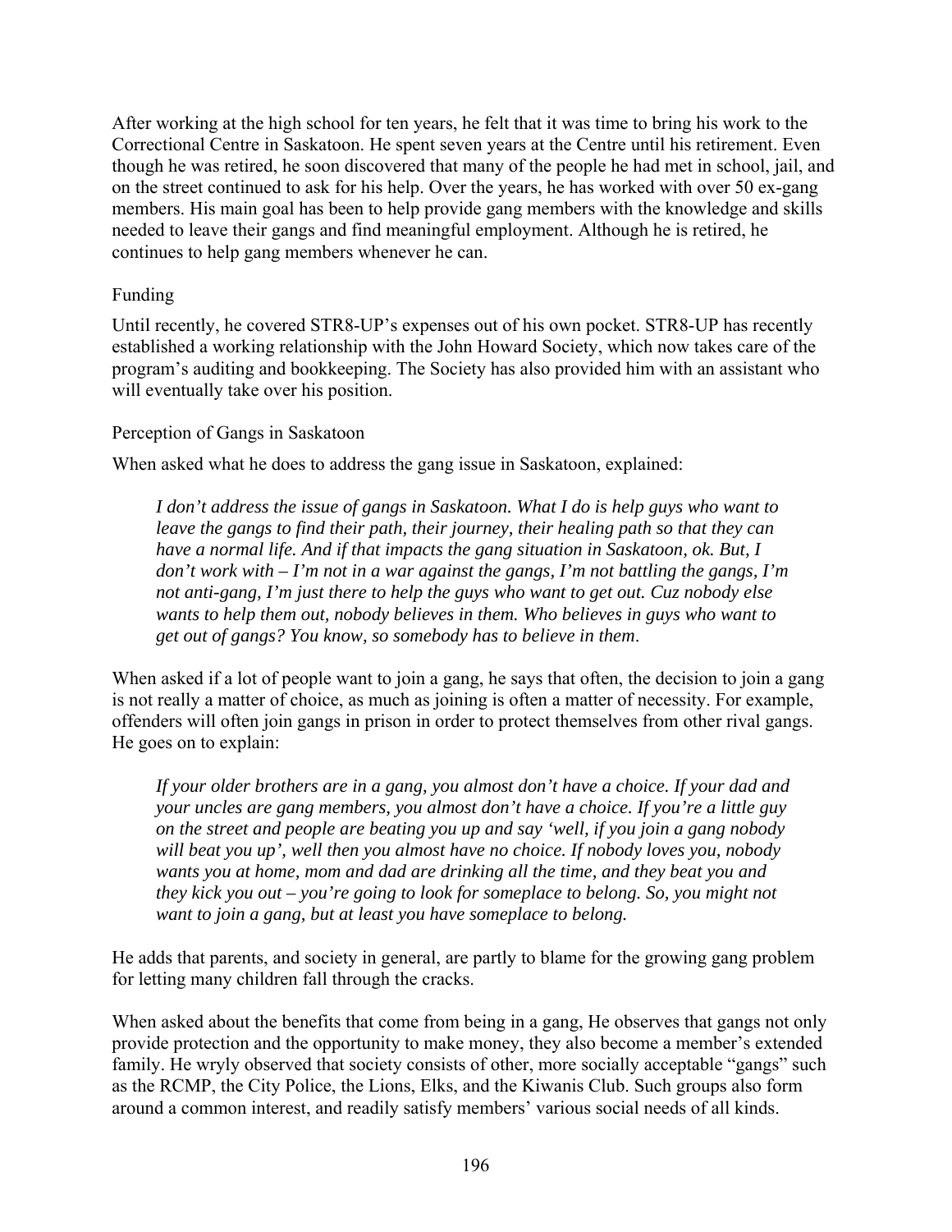After working at the high school for ten years, he felt that it was time to bring his work to the Correctional Centre in Saskatoon. He spent seven years at the Centre until his retirement. Even though he was retired, he soon discovered that many of the people he had met in school, jail, and on the street continued to ask for his help. Over the years, he has worked with over 50 ex-gang members. His main goal has been to help provide gang members with the knowledge and skills needed to leave their gangs and find meaningful employment. Although he is retired, he continues to help gang members whenever he can.

## Funding

Until recently, he covered STR8-UP's expenses out of his own pocket. STR8-UP has recently established a working relationship with the John Howard Society, which now takes care of the program's auditing and bookkeeping. The Society has also provided him with an assistant who will eventually take over his position.

## Perception of Gangs in Saskatoon

When asked what he does to address the gang issue in Saskatoon, explained:

> *I don't address the issue of gangs in Saskatoon. What I do is help guys who want to leave the gangs to find their path, their journey, their healing path so that they can have a normal life. And if that impacts the gang situation in Saskatoon, ok. But, I don't work with – I'm not in a war against the gangs, I'm not battling the gangs, I'm not anti-gang, I'm just there to help the guys who want to get out. Cuz nobody else wants to help them out, nobody believes in them. Who believes in guys who want to get out of gangs? You know, so somebody has to believe in them*.

When asked if a lot of people want to join a gang, he says that often, the decision to join a gang is not really a matter of choice, as much as joining is often a matter of necessity. For example, offenders will often join gangs in prison in order to protect themselves from other rival gangs. He goes on to explain:

> *If your older brothers are in a gang, you almost don't have a choice. If your dad and your uncles are gang members, you almost don't have a choice. If you're a little guy on the street and people are beating you up and say 'well, if you join a gang nobody will beat you up', well then you almost have no choice. If nobody loves you, nobody wants you at home, mom and dad are drinking all the time, and they beat you and they kick you out – you're going to look for someplace to belong. So, you might not want to join a gang, but at least you have someplace to belong.*

He adds that parents, and society in general, are partly to blame for the growing gang problem for letting many children fall through the cracks.

When asked about the benefits that come from being in a gang, He observes that gangs not only provide protection and the opportunity to make money, they also become a member's extended family. He wryly observed that society consists of other, more socially acceptable "gangs" such as the RCMP, the City Police, the Lions, Elks, and the Kiwanis Club. Such groups also form around a common interest, and readily satisfy members' various social needs of all kinds.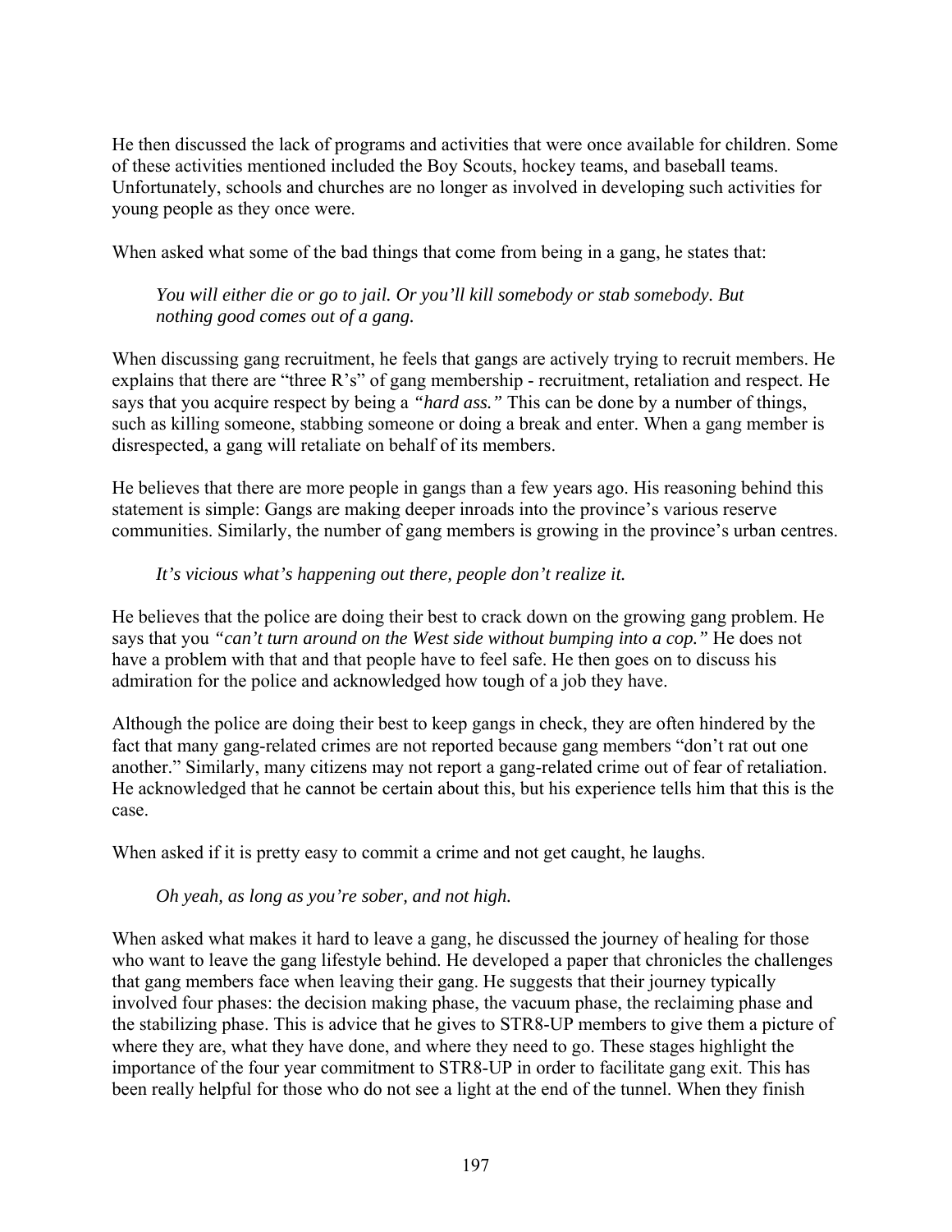He then discussed the lack of programs and activities that were once available for children. Some of these activities mentioned included the Boy Scouts, hockey teams, and baseball teams. Unfortunately, schools and churches are no longer as involved in developing such activities for young people as they once were.

When asked what some of the bad things that come from being in a gang, he states that:

> *You will either die or go to jail. Or you'll kill somebody or stab somebody. But nothing good comes out of a gang.*

When discussing gang recruitment, he feels that gangs are actively trying to recruit members. He explains that there are "three R's" of gang membership - recruitment, retaliation and respect. He says that you acquire respect by being a *"hard ass."* This can be done by a number of things, such as killing someone, stabbing someone or doing a break and enter. When a gang member is disrespected, a gang will retaliate on behalf of its members.

He believes that there are more people in gangs than a few years ago. His reasoning behind this statement is simple: Gangs are making deeper inroads into the province's various reserve communities. Similarly, the number of gang members is growing in the province's urban centres.

> *It's vicious what's happening out there, people don't realize it.*

He believes that the police are doing their best to crack down on the growing gang problem. He says that you *"can't turn around on the West side without bumping into a cop."* He does not have a problem with that and that people have to feel safe. He then goes on to discuss his admiration for the police and acknowledged how tough of a job they have.

Although the police are doing their best to keep gangs in check, they are often hindered by the fact that many gang-related crimes are not reported because gang members "don't rat out one another." Similarly, many citizens may not report a gang-related crime out of fear of retaliation. He acknowledged that he cannot be certain about this, but his experience tells him that this is the case.

When asked if it is pretty easy to commit a crime and not get caught, he laughs.

> *Oh yeah, as long as you're sober, and not high.*

When asked what makes it hard to leave a gang, he discussed the journey of healing for those who want to leave the gang lifestyle behind. He developed a paper that chronicles the challenges that gang members face when leaving their gang. He suggests that their journey typically involved four phases: the decision making phase, the vacuum phase, the reclaiming phase and the stabilizing phase. This is advice that he gives to STR8-UP members to give them a picture of where they are, what they have done, and where they need to go. These stages highlight the importance of the four year commitment to STR8-UP in order to facilitate gang exit. This has been really helpful for those who do not see a light at the end of the tunnel. When they finish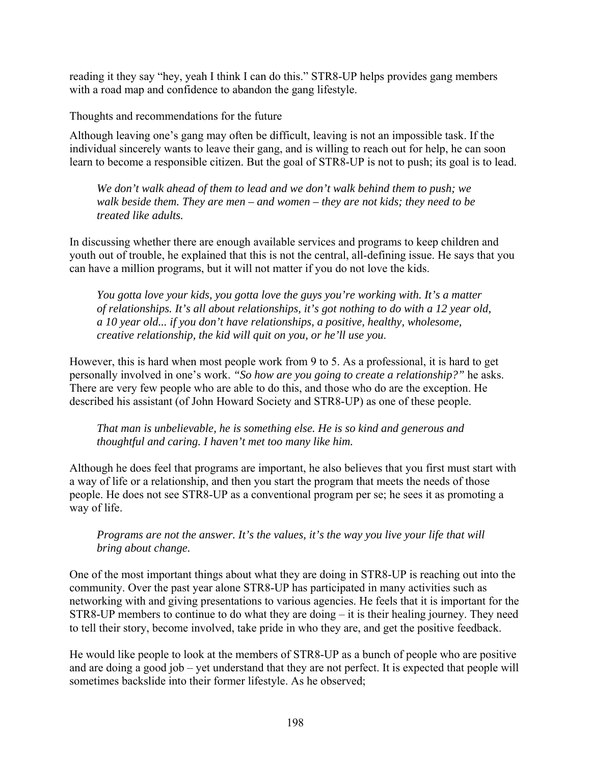reading it they say "hey, yeah I think I can do this." STR8-UP helps provides gang members with a road map and confidence to abandon the gang lifestyle.

## Thoughts and recommendations for the future

Although leaving one's gang may often be difficult, leaving is not an impossible task. If the individual sincerely wants to leave their gang, and is willing to reach out for help, he can soon learn to become a responsible citizen. But the goal of STR8-UP is not to push; its goal is to lead.

> *We don't walk ahead of them to lead and we don't walk behind them to push; we walk beside them. They are men – and women – they are not kids; they need to be treated like adults.*

In discussing whether there are enough available services and programs to keep children and youth out of trouble, he explained that this is not the central, all-defining issue. He says that you can have a million programs, but it will not matter if you do not love the kids.

> *You gotta love your kids, you gotta love the guys you're working with. It's a matter of relationships. It's all about relationships, it's got nothing to do with a 12 year old, a 10 year old... if you don't have relationships, a positive, healthy, wholesome, creative relationship, the kid will quit on you, or he'll use you.*

However, this is hard when most people work from 9 to 5. As a professional, it is hard to get personally involved in one's work. *"So how are you going to create a relationship?"* he asks. There are very few people who are able to do this, and those who do are the exception. He described his assistant (of John Howard Society and STR8-UP) as one of these people.

> *That man is unbelievable, he is something else. He is so kind and generous and thoughtful and caring. I haven't met too many like him.*

Although he does feel that programs are important, he also believes that you first must start with a way of life or a relationship, and then you start the program that meets the needs of those people. He does not see STR8-UP as a conventional program per se; he sees it as promoting a way of life.

> *Programs are not the answer. It's the values, it's the way you live your life that will bring about change.*

One of the most important things about what they are doing in STR8-UP is reaching out into the community. Over the past year alone STR8-UP has participated in many activities such as networking with and giving presentations to various agencies. He feels that it is important for the STR8-UP members to continue to do what they are doing – it is their healing journey. They need to tell their story, become involved, take pride in who they are, and get the positive feedback.

He would like people to look at the members of STR8-UP as a bunch of people who are positive and are doing a good job – yet understand that they are not perfect. It is expected that people will sometimes backslide into their former lifestyle. As he observed;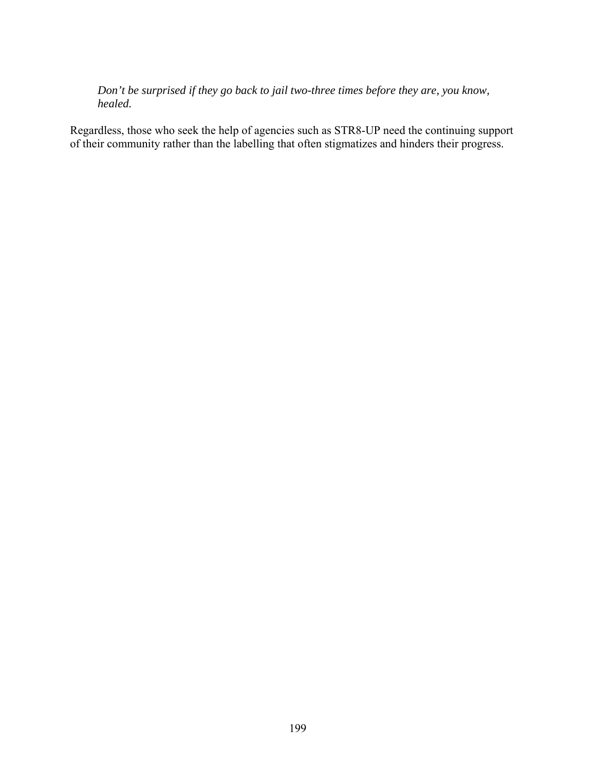> *Don't be surprised if they go back to jail two-three times before they are, you know, healed.*

Regardless, those who seek the help of agencies such as STR8-UP need the continuing support of their community rather than the labelling that often stigmatizes and hinders their progress.